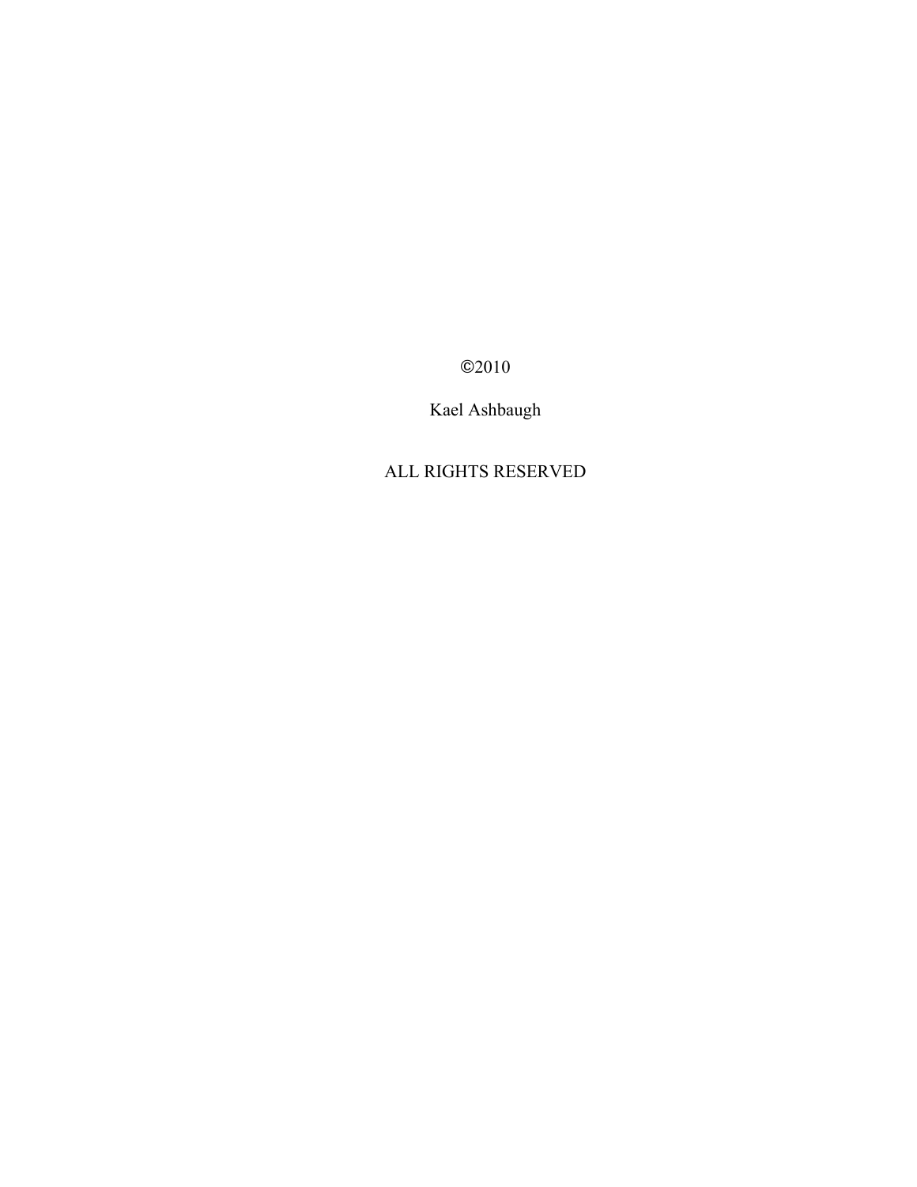©2010

Kael Ashbaugh

ALL RIGHTS RESERVED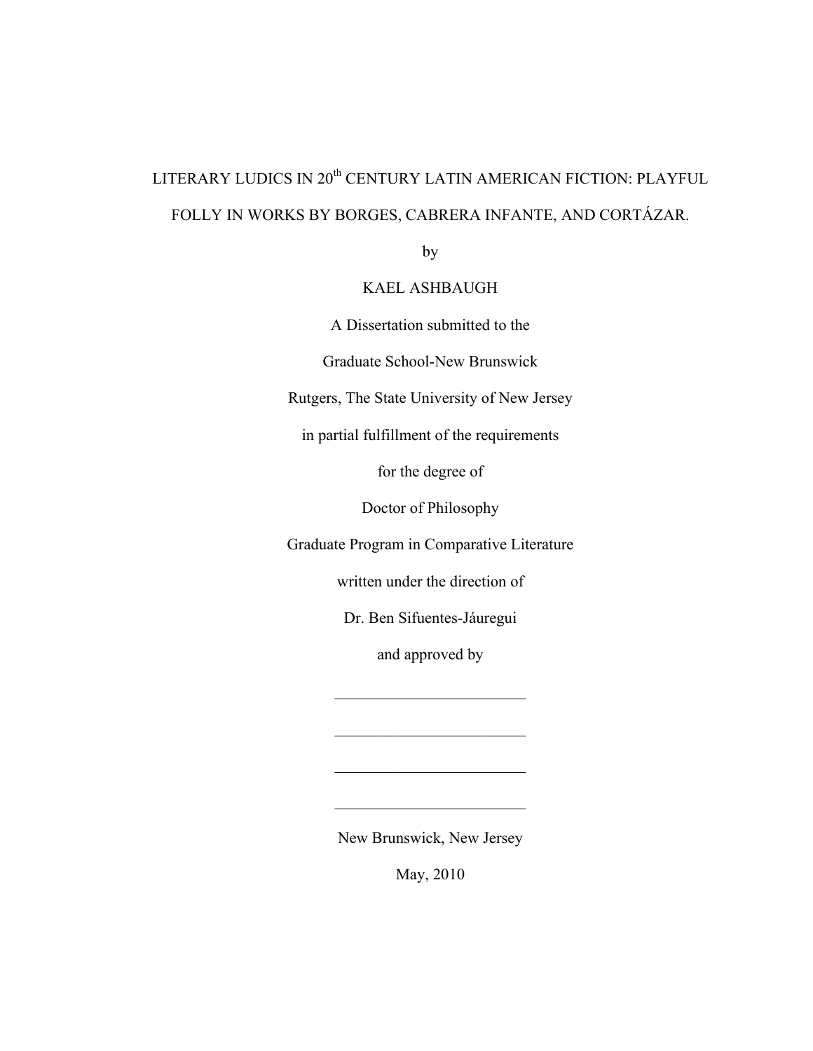# LITERARY LUDICS IN 20th CENTURY LATIN AMERICAN FICTION: PLAYFUL FOLLY IN WORKS BY BORGES, CABRERA INFANTE, AND CORTÁZAR.

by

KAEL ASHBAUGH

A Dissertation submitted to the

Graduate School-New Brunswick

Rutgers, The State University of New Jersey

in partial fulfillment of the requirements

for the degree of

Doctor of Philosophy

Graduate Program in Comparative Literature

written under the direction of

Dr. Ben Sifuentes-Jáuregui

and approved by

________________________

________________________

________________________

________________________

New Brunswick, New Jersey

May, 2010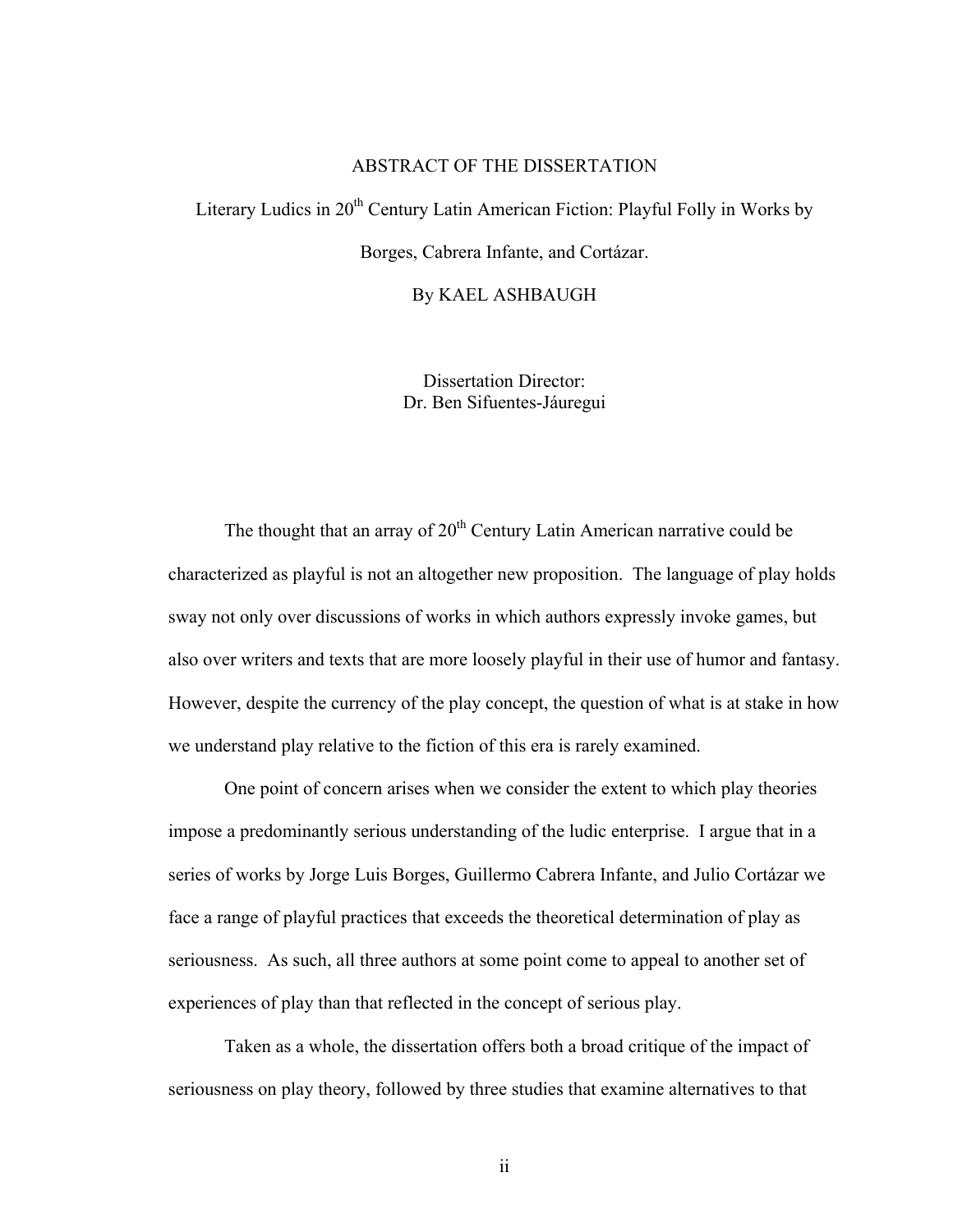# ABSTRACT OF THE DISSERTATION

Literary Ludics in 20th Century Latin American Fiction: Playful Folly in Works by Borges, Cabrera Infante, and Cortázar.

By KAEL ASHBAUGH

Dissertation Director:
Dr. Ben Sifuentes-Jáuregui

The thought that an array of 20th Century Latin American narrative could be characterized as playful is not an altogether new proposition. The language of play holds sway not only over discussions of works in which authors expressly invoke games, but also over writers and texts that are more loosely playful in their use of humor and fantasy. However, despite the currency of the play concept, the question of what is at stake in how we understand play relative to the fiction of this era is rarely examined.

One point of concern arises when we consider the extent to which play theories impose a predominantly serious understanding of the ludic enterprise. I argue that in a series of works by Jorge Luis Borges, Guillermo Cabrera Infante, and Julio Cortázar we face a range of playful practices that exceeds the theoretical determination of play as seriousness. As such, all three authors at some point come to appeal to another set of experiences of play than that reflected in the concept of serious play.

Taken as a whole, the dissertation offers both a broad critique of the impact of seriousness on play theory, followed by three studies that examine alternatives to that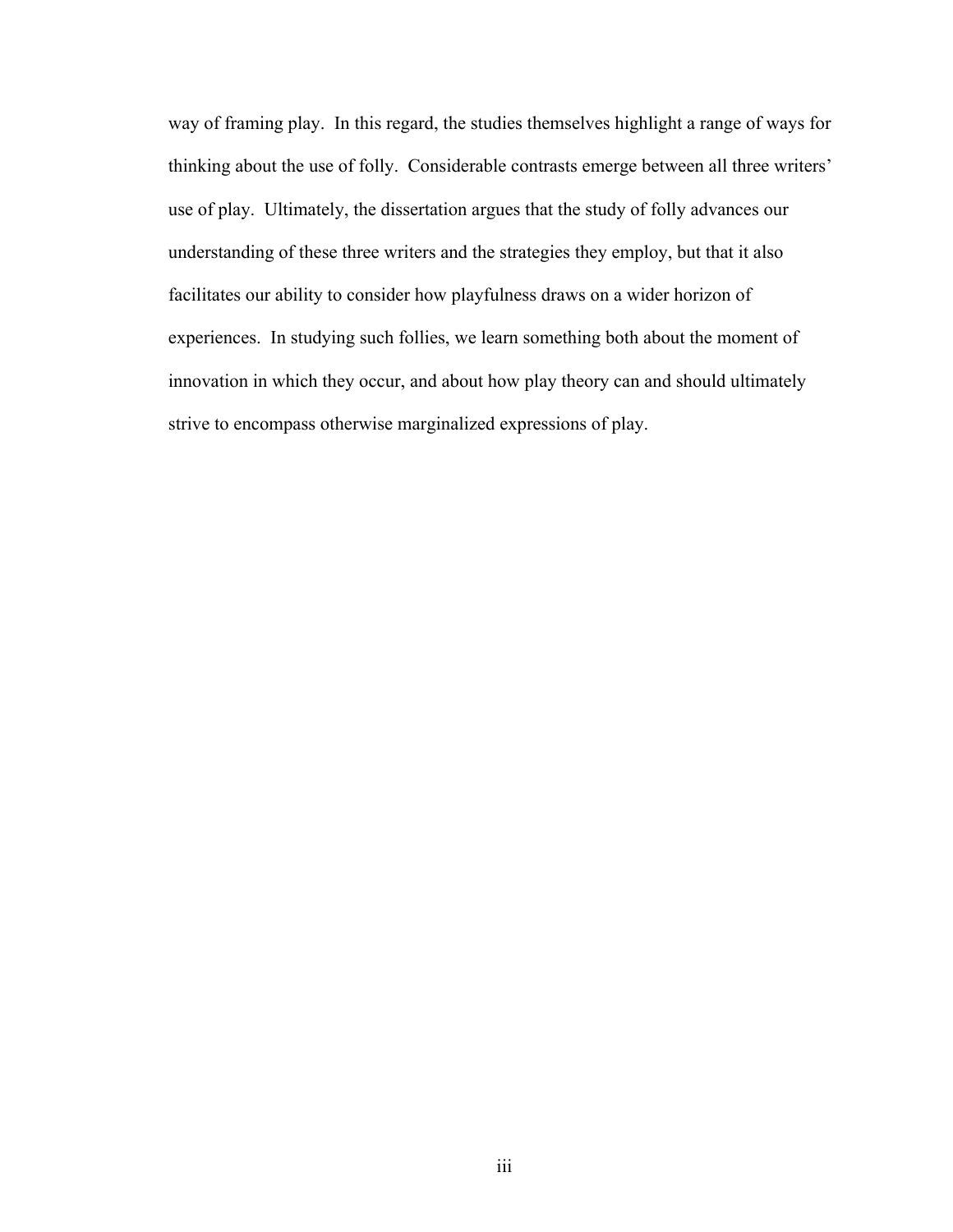way of framing play. In this regard, the studies themselves highlight a range of ways for thinking about the use of folly. Considerable contrasts emerge between all three writers' use of play. Ultimately, the dissertation argues that the study of folly advances our understanding of these three writers and the strategies they employ, but that it also facilitates our ability to consider how playfulness draws on a wider horizon of experiences. In studying such follies, we learn something both about the moment of innovation in which they occur, and about how play theory can and should ultimately strive to encompass otherwise marginalized expressions of play.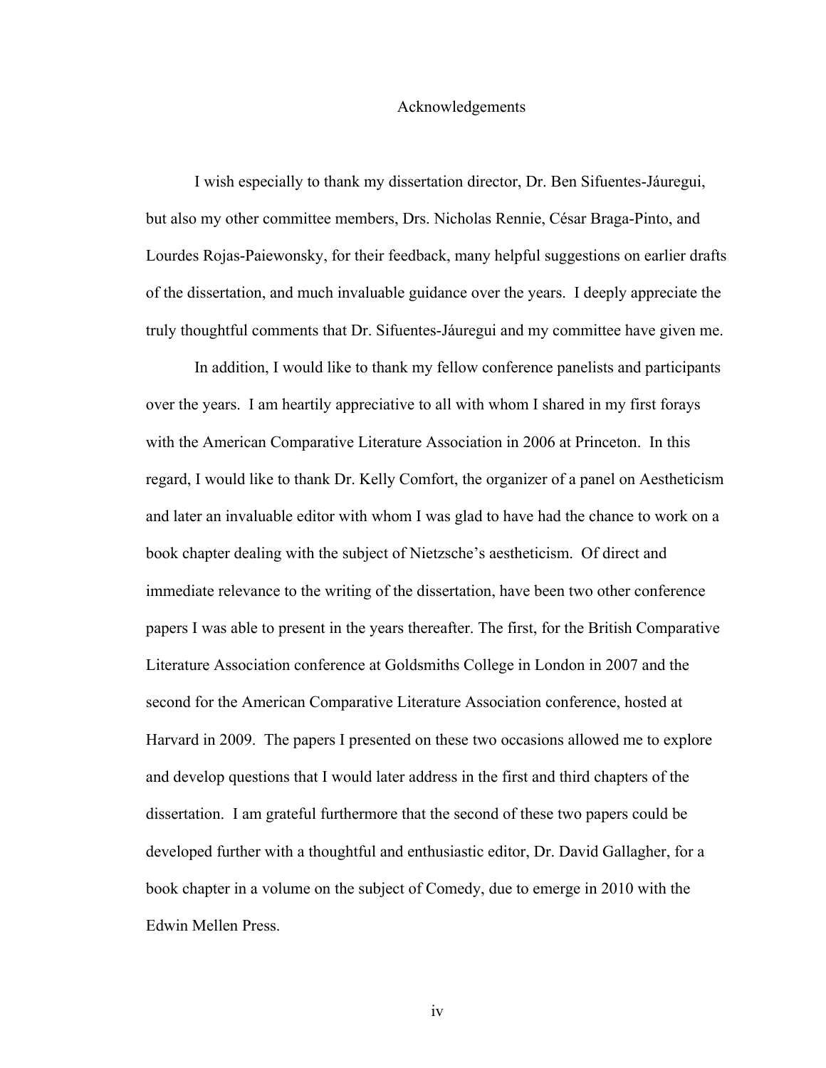# Acknowledgements

I wish especially to thank my dissertation director, Dr. Ben Sifuentes-Jáuregui, but also my other committee members, Drs. Nicholas Rennie, César Braga-Pinto, and Lourdes Rojas-Paiewonsky, for their feedback, many helpful suggestions on earlier drafts of the dissertation, and much invaluable guidance over the years. I deeply appreciate the truly thoughtful comments that Dr. Sifuentes-Jáuregui and my committee have given me.

In addition, I would like to thank my fellow conference panelists and participants over the years. I am heartily appreciative to all with whom I shared in my first forays with the American Comparative Literature Association in 2006 at Princeton. In this regard, I would like to thank Dr. Kelly Comfort, the organizer of a panel on Aestheticism and later an invaluable editor with whom I was glad to have had the chance to work on a book chapter dealing with the subject of Nietzsche's aestheticism. Of direct and immediate relevance to the writing of the dissertation, have been two other conference papers I was able to present in the years thereafter. The first, for the British Comparative Literature Association conference at Goldsmiths College in London in 2007 and the second for the American Comparative Literature Association conference, hosted at Harvard in 2009. The papers I presented on these two occasions allowed me to explore and develop questions that I would later address in the first and third chapters of the dissertation. I am grateful furthermore that the second of these two papers could be developed further with a thoughtful and enthusiastic editor, Dr. David Gallagher, for a book chapter in a volume on the subject of Comedy, due to emerge in 2010 with the Edwin Mellen Press.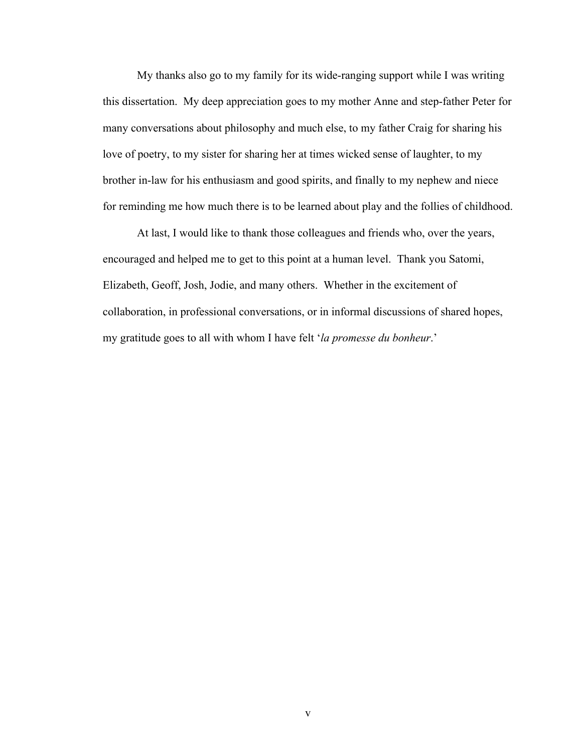My thanks also go to my family for its wide-ranging support while I was writing this dissertation. My deep appreciation goes to my mother Anne and step-father Peter for many conversations about philosophy and much else, to my father Craig for sharing his love of poetry, to my sister for sharing her at times wicked sense of laughter, to my brother in-law for his enthusiasm and good spirits, and finally to my nephew and niece for reminding me how much there is to be learned about play and the follies of childhood.

At last, I would like to thank those colleagues and friends who, over the years, encouraged and helped me to get to this point at a human level. Thank you Satomi, Elizabeth, Geoff, Josh, Jodie, and many others. Whether in the excitement of collaboration, in professional conversations, or in informal discussions of shared hopes, my gratitude goes to all with whom I have felt '*la promesse du bonheur*.'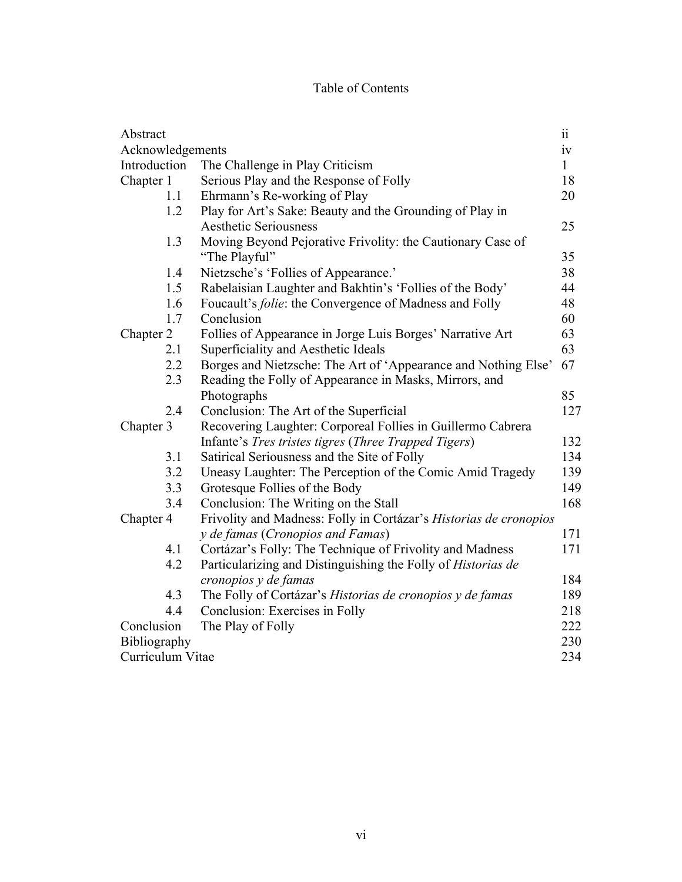# Table of Contents

| | | |
|---|---|---|
| Abstract | | ii |
| Acknowledgements | | iv |
| Introduction | The Challenge in Play Criticism | 1 |
| Chapter 1 | Serious Play and the Response of Folly | 18 |
| 1.1 | Ehrmann's Re-working of Play | 20 |
| 1.2 | Play for Art's Sake: Beauty and the Grounding of Play in Aesthetic Seriousness | 25 |
| 1.3 | Moving Beyond Pejorative Frivolity: the Cautionary Case of "The Playful" | 35 |
| 1.4 | Nietzsche's 'Follies of Appearance.' | 38 |
| 1.5 | Rabelaisian Laughter and Bakhtin's 'Follies of the Body' | 44 |
| 1.6 | Foucault's *folie*: the Convergence of Madness and Folly | 48 |
| 1.7 | Conclusion | 60 |
| Chapter 2 | Follies of Appearance in Jorge Luis Borges' Narrative Art | 63 |
| 2.1 | Superficiality and Aesthetic Ideals | 63 |
| 2.2 | Borges and Nietzsche: The Art of 'Appearance and Nothing Else' | 67 |
| 2.3 | Reading the Folly of Appearance in Masks, Mirrors, and Photographs | 85 |
| 2.4 | Conclusion: The Art of the Superficial | 127 |
| Chapter 3 | Recovering Laughter: Corporeal Follies in Guillermo Cabrera Infante's *Tres tristes tigres* (*Three Trapped Tigers*) | 132 |
| 3.1 | Satirical Seriousness and the Site of Folly | 134 |
| 3.2 | Uneasy Laughter: The Perception of the Comic Amid Tragedy | 139 |
| 3.3 | Grotesque Follies of the Body | 149 |
| 3.4 | Conclusion: The Writing on the Stall | 168 |
| Chapter 4 | Frivolity and Madness: Folly in Cortázar's *Historias de cronopios y de famas* (*Cronopios and Famas*) | 171 |
| 4.1 | Cortázar's Folly: The Technique of Frivolity and Madness | 171 |
| 4.2 | Particularizing and Distinguishing the Folly of *Historias de cronopios y de famas* | 184 |
| 4.3 | The Folly of Cortázar's *Historias de cronopios y de famas* | 189 |
| 4.4 | Conclusion: Exercises in Folly | 218 |
| Conclusion | The Play of Folly | 222 |
| Bibliography | | 230 |
| Curriculum Vitae | | 234 |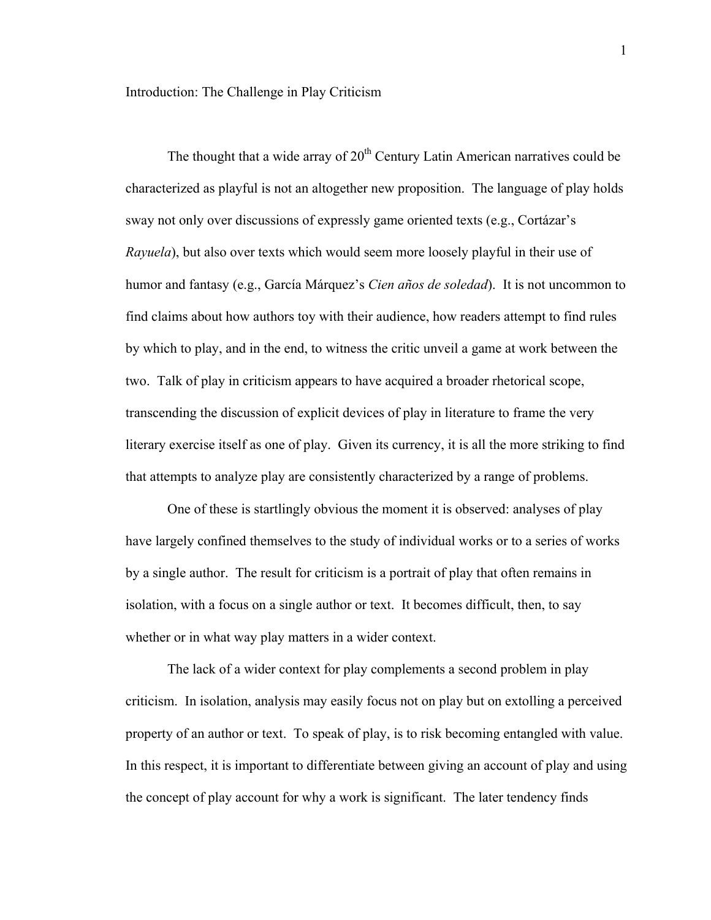# Introduction: The Challenge in Play Criticism

The thought that a wide array of 20th Century Latin American narratives could be characterized as playful is not an altogether new proposition. The language of play holds sway not only over discussions of expressly game oriented texts (e.g., Cortázar's *Rayuela*), but also over texts which would seem more loosely playful in their use of humor and fantasy (e.g., García Márquez's *Cien años de soledad*). It is not uncommon to find claims about how authors toy with their audience, how readers attempt to find rules by which to play, and in the end, to witness the critic unveil a game at work between the two. Talk of play in criticism appears to have acquired a broader rhetorical scope, transcending the discussion of explicit devices of play in literature to frame the very literary exercise itself as one of play. Given its currency, it is all the more striking to find that attempts to analyze play are consistently characterized by a range of problems.

One of these is startlingly obvious the moment it is observed: analyses of play have largely confined themselves to the study of individual works or to a series of works by a single author. The result for criticism is a portrait of play that often remains in isolation, with a focus on a single author or text. It becomes difficult, then, to say whether or in what way play matters in a wider context.

The lack of a wider context for play complements a second problem in play criticism. In isolation, analysis may easily focus not on play but on extolling a perceived property of an author or text. To speak of play, is to risk becoming entangled with value. In this respect, it is important to differentiate between giving an account of play and using the concept of play account for why a work is significant. The later tendency finds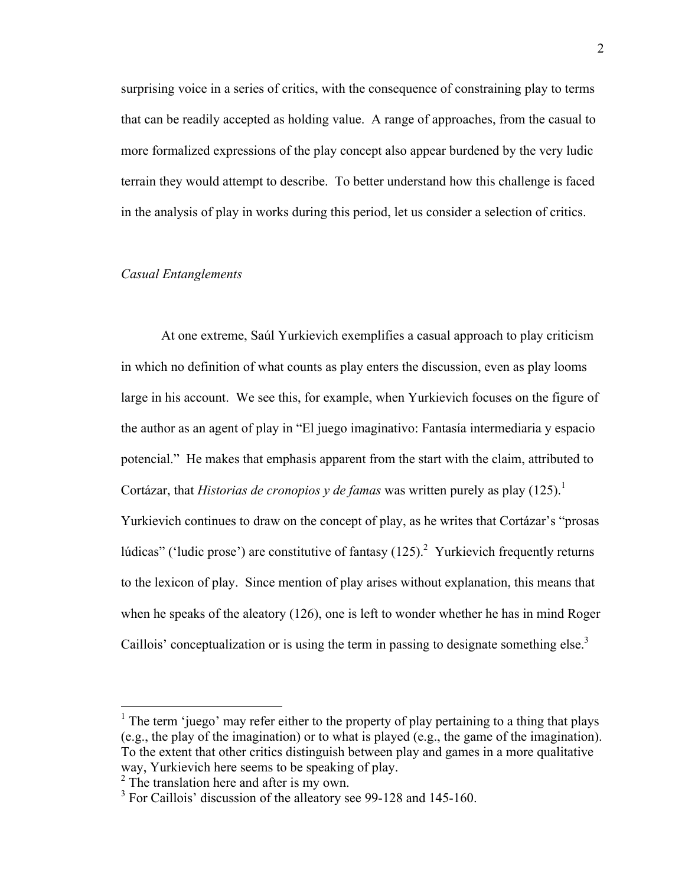surprising voice in a series of critics, with the consequence of constraining play to terms that can be readily accepted as holding value. A range of approaches, from the casual to more formalized expressions of the play concept also appear burdened by the very ludic terrain they would attempt to describe. To better understand how this challenge is faced in the analysis of play in works during this period, let us consider a selection of critics.

*Casual Entanglements*

At one extreme, Saúl Yurkievich exemplifies a casual approach to play criticism in which no definition of what counts as play enters the discussion, even as play looms large in his account. We see this, for example, when Yurkievich focuses on the figure of the author as an agent of play in "El juego imaginativo: Fantasía intermediaria y espacio potencial." He makes that emphasis apparent from the start with the claim, attributed to Cortázar, that *Historias de cronopios y de famas* was written purely as play (125).[1] Yurkievich continues to draw on the concept of play, as he writes that Cortázar's "prosas lúdicas" ('ludic prose') are constitutive of fantasy (125).[2] Yurkievich frequently returns to the lexicon of play. Since mention of play arises without explanation, this means that when he speaks of the aleatory (126), one is left to wonder whether he has in mind Roger Caillois' conceptualization or is using the term in passing to designate something else.[3]

---

[1] The term 'juego' may refer either to the property of play pertaining to a thing that plays (e.g., the play of the imagination) or to what is played (e.g., the game of the imagination). To the extent that other critics distinguish between play and games in a more qualitative way, Yurkievich here seems to be speaking of play.

[2] The translation here and after is my own.

[3] For Caillois' discussion of the alleatory see 99-128 and 145-160.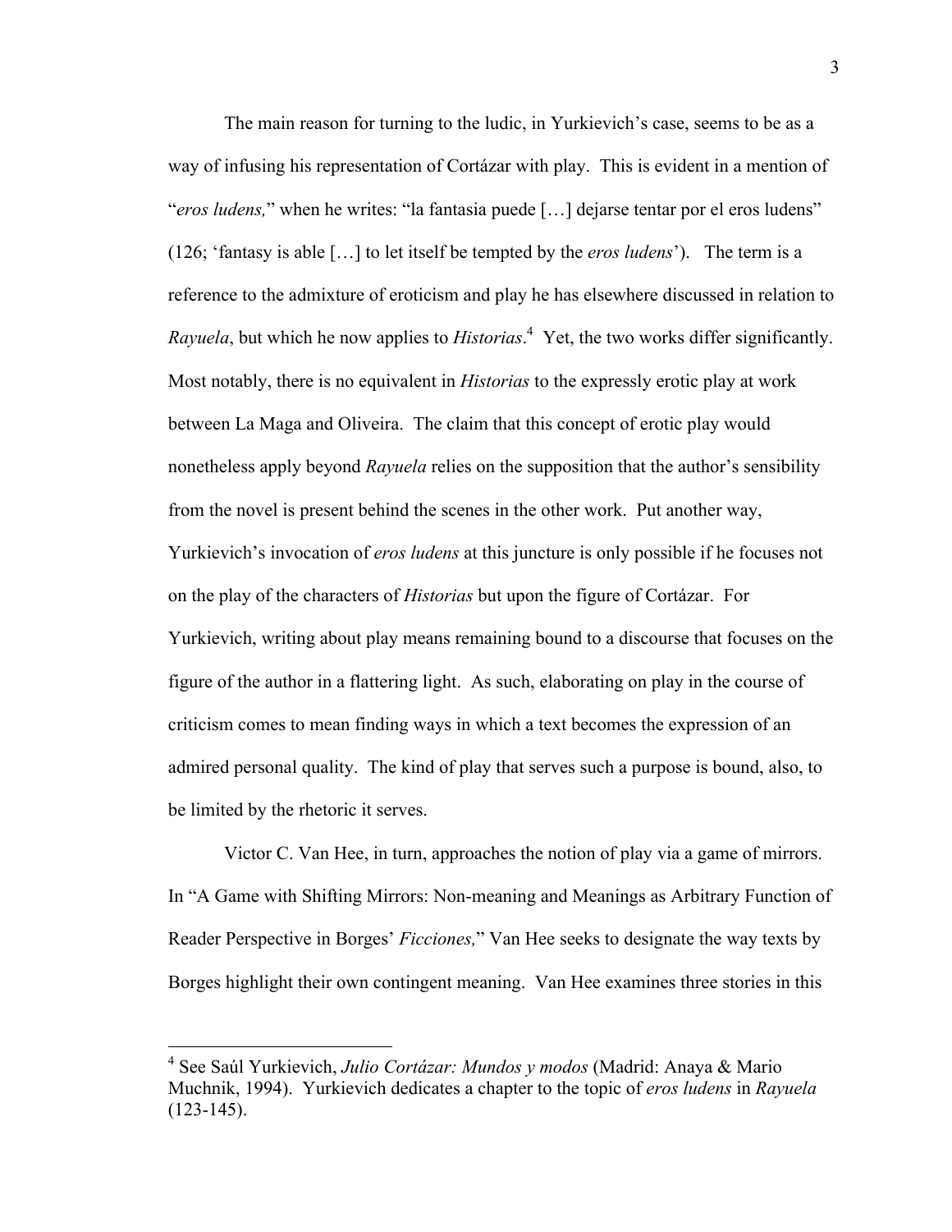The main reason for turning to the ludic, in Yurkievich's case, seems to be as a way of infusing his representation of Cortázar with play. This is evident in a mention of "*eros ludens,*" when he writes: "la fantasia puede […] dejarse tentar por el eros ludens" (126; 'fantasy is able […] to let itself be tempted by the *eros ludens*'). The term is a reference to the admixture of eroticism and play he has elsewhere discussed in relation to *Rayuela*, but which he now applies to *Historias*.[4] Yet, the two works differ significantly. Most notably, there is no equivalent in *Historias* to the expressly erotic play at work between La Maga and Oliveira. The claim that this concept of erotic play would nonetheless apply beyond *Rayuela* relies on the supposition that the author's sensibility from the novel is present behind the scenes in the other work. Put another way, Yurkievich's invocation of *eros ludens* at this juncture is only possible if he focuses not on the play of the characters of *Historias* but upon the figure of Cortázar. For Yurkievich, writing about play means remaining bound to a discourse that focuses on the figure of the author in a flattering light. As such, elaborating on play in the course of criticism comes to mean finding ways in which a text becomes the expression of an admired personal quality. The kind of play that serves such a purpose is bound, also, to be limited by the rhetoric it serves.

Victor C. Van Hee, in turn, approaches the notion of play via a game of mirrors. In "A Game with Shifting Mirrors: Non-meaning and Meanings as Arbitrary Function of Reader Perspective in Borges' *Ficciones,*" Van Hee seeks to designate the way texts by Borges highlight their own contingent meaning. Van Hee examines three stories in this

---

[4] See Saúl Yurkievich, *Julio Cortázar: Mundos y modos* (Madrid: Anaya & Mario Muchnik, 1994). Yurkievich dedicates a chapter to the topic of *eros ludens* in *Rayuela* (123-145).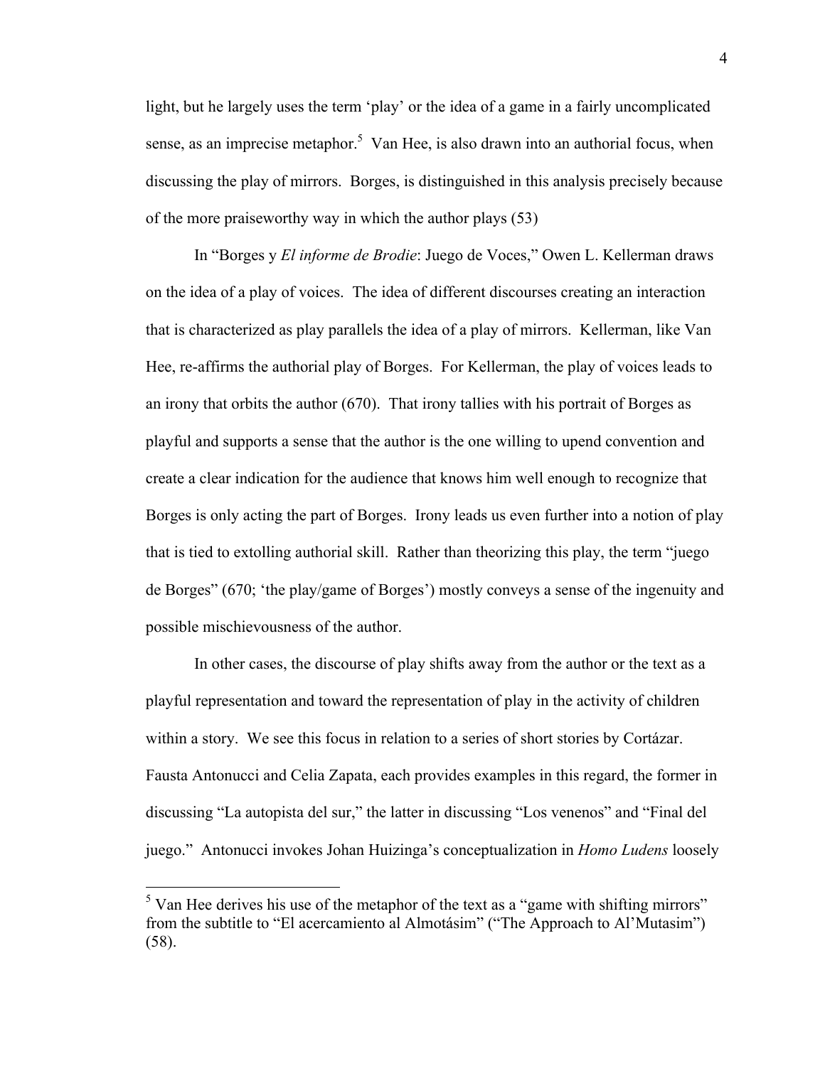light, but he largely uses the term 'play' or the idea of a game in a fairly uncomplicated sense, as an imprecise metaphor.[5] Van Hee, is also drawn into an authorial focus, when discussing the play of mirrors. Borges, is distinguished in this analysis precisely because of the more praiseworthy way in which the author plays (53)

In "Borges y *El informe de Brodie*: Juego de Voces," Owen L. Kellerman draws on the idea of a play of voices. The idea of different discourses creating an interaction that is characterized as play parallels the idea of a play of mirrors. Kellerman, like Van Hee, re-affirms the authorial play of Borges. For Kellerman, the play of voices leads to an irony that orbits the author (670). That irony tallies with his portrait of Borges as playful and supports a sense that the author is the one willing to upend convention and create a clear indication for the audience that knows him well enough to recognize that Borges is only acting the part of Borges. Irony leads us even further into a notion of play that is tied to extolling authorial skill. Rather than theorizing this play, the term "juego de Borges" (670; 'the play/game of Borges') mostly conveys a sense of the ingenuity and possible mischievousness of the author.

In other cases, the discourse of play shifts away from the author or the text as a playful representation and toward the representation of play in the activity of children within a story. We see this focus in relation to a series of short stories by Cortázar. Fausta Antonucci and Celia Zapata, each provides examples in this regard, the former in discussing "La autopista del sur," the latter in discussing "Los venenos" and "Final del juego." Antonucci invokes Johan Huizinga's conceptualization in *Homo Ludens* loosely

---

[5] Van Hee derives his use of the metaphor of the text as a "game with shifting mirrors" from the subtitle to "El acercamiento al Almotásim" ("The Approach to Al'Mutasim") (58).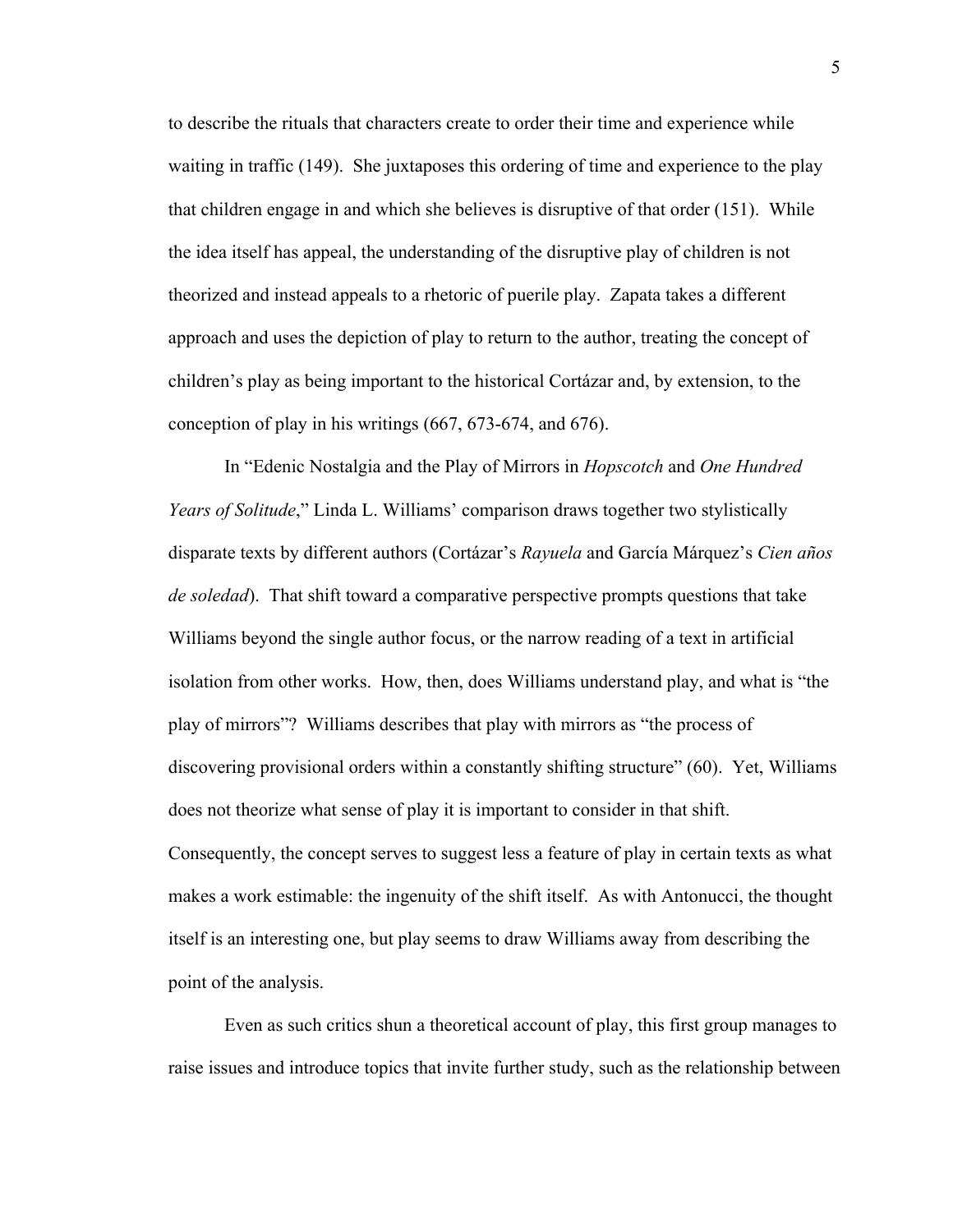to describe the rituals that characters create to order their time and experience while waiting in traffic (149). She juxtaposes this ordering of time and experience to the play that children engage in and which she believes is disruptive of that order (151). While the idea itself has appeal, the understanding of the disruptive play of children is not theorized and instead appeals to a rhetoric of puerile play. Zapata takes a different approach and uses the depiction of play to return to the author, treating the concept of children's play as being important to the historical Cortázar and, by extension, to the conception of play in his writings (667, 673-674, and 676).

In "Edenic Nostalgia and the Play of Mirrors in *Hopscotch* and *One Hundred Years of Solitude*," Linda L. Williams' comparison draws together two stylistically disparate texts by different authors (Cortázar's *Rayuela* and García Márquez's *Cien años de soledad*). That shift toward a comparative perspective prompts questions that take Williams beyond the single author focus, or the narrow reading of a text in artificial isolation from other works. How, then, does Williams understand play, and what is "the play of mirrors"? Williams describes that play with mirrors as "the process of discovering provisional orders within a constantly shifting structure" (60). Yet, Williams does not theorize what sense of play it is important to consider in that shift. Consequently, the concept serves to suggest less a feature of play in certain texts as what makes a work estimable: the ingenuity of the shift itself. As with Antonucci, the thought itself is an interesting one, but play seems to draw Williams away from describing the point of the analysis.

Even as such critics shun a theoretical account of play, this first group manages to raise issues and introduce topics that invite further study, such as the relationship between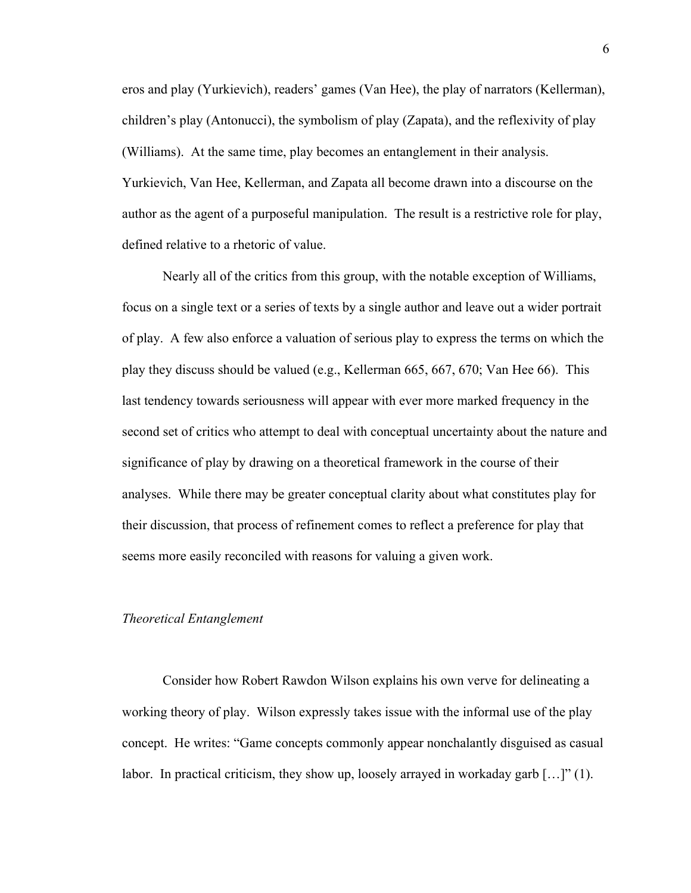eros and play (Yurkievich), readers' games (Van Hee), the play of narrators (Kellerman), children's play (Antonucci), the symbolism of play (Zapata), and the reflexivity of play (Williams). At the same time, play becomes an entanglement in their analysis. Yurkievich, Van Hee, Kellerman, and Zapata all become drawn into a discourse on the author as the agent of a purposeful manipulation. The result is a restrictive role for play, defined relative to a rhetoric of value.

Nearly all of the critics from this group, with the notable exception of Williams, focus on a single text or a series of texts by a single author and leave out a wider portrait of play. A few also enforce a valuation of serious play to express the terms on which the play they discuss should be valued (e.g., Kellerman 665, 667, 670; Van Hee 66). This last tendency towards seriousness will appear with ever more marked frequency in the second set of critics who attempt to deal with conceptual uncertainty about the nature and significance of play by drawing on a theoretical framework in the course of their analyses. While there may be greater conceptual clarity about what constitutes play for their discussion, that process of refinement comes to reflect a preference for play that seems more easily reconciled with reasons for valuing a given work.

*Theoretical Entanglement*

Consider how Robert Rawdon Wilson explains his own verve for delineating a working theory of play. Wilson expressly takes issue with the informal use of the play concept. He writes: "Game concepts commonly appear nonchalantly disguised as casual labor. In practical criticism, they show up, loosely arrayed in workaday garb […]" (1).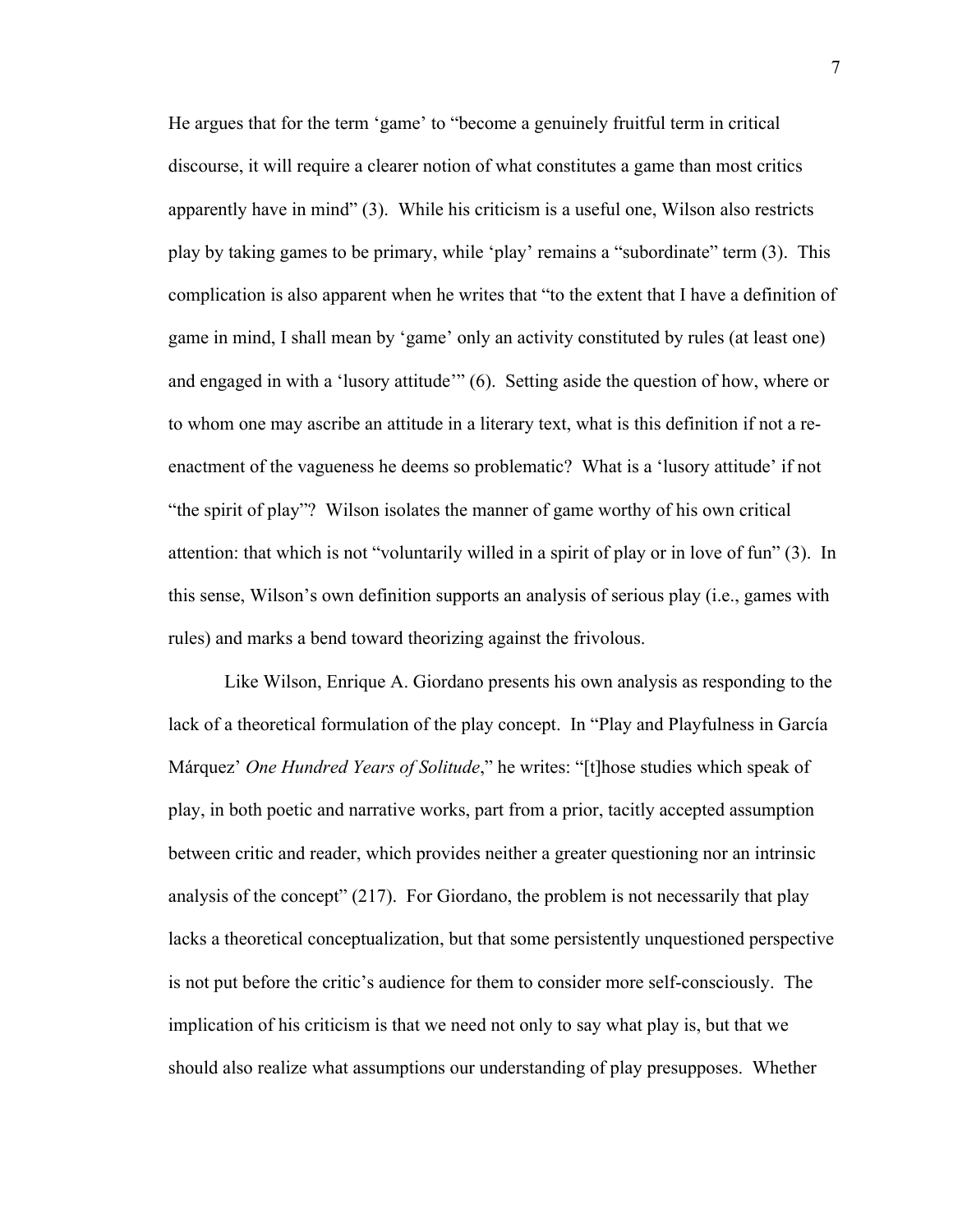He argues that for the term 'game' to "become a genuinely fruitful term in critical discourse, it will require a clearer notion of what constitutes a game than most critics apparently have in mind" (3). While his criticism is a useful one, Wilson also restricts play by taking games to be primary, while 'play' remains a "subordinate" term (3). This complication is also apparent when he writes that "to the extent that I have a definition of game in mind, I shall mean by 'game' only an activity constituted by rules (at least one) and engaged in with a 'lusory attitude'" (6). Setting aside the question of how, where or to whom one may ascribe an attitude in a literary text, what is this definition if not a re-enactment of the vagueness he deems so problematic? What is a 'lusory attitude' if not "the spirit of play"? Wilson isolates the manner of game worthy of his own critical attention: that which is not "voluntarily willed in a spirit of play or in love of fun" (3). In this sense, Wilson's own definition supports an analysis of serious play (i.e., games with rules) and marks a bend toward theorizing against the frivolous.

Like Wilson, Enrique A. Giordano presents his own analysis as responding to the lack of a theoretical formulation of the play concept. In "Play and Playfulness in García Márquez' *One Hundred Years of Solitude*," he writes: "[t]hose studies which speak of play, in both poetic and narrative works, part from a prior, tacitly accepted assumption between critic and reader, which provides neither a greater questioning nor an intrinsic analysis of the concept" (217). For Giordano, the problem is not necessarily that play lacks a theoretical conceptualization, but that some persistently unquestioned perspective is not put before the critic's audience for them to consider more self-consciously. The implication of his criticism is that we need not only to say what play is, but that we should also realize what assumptions our understanding of play presupposes. Whether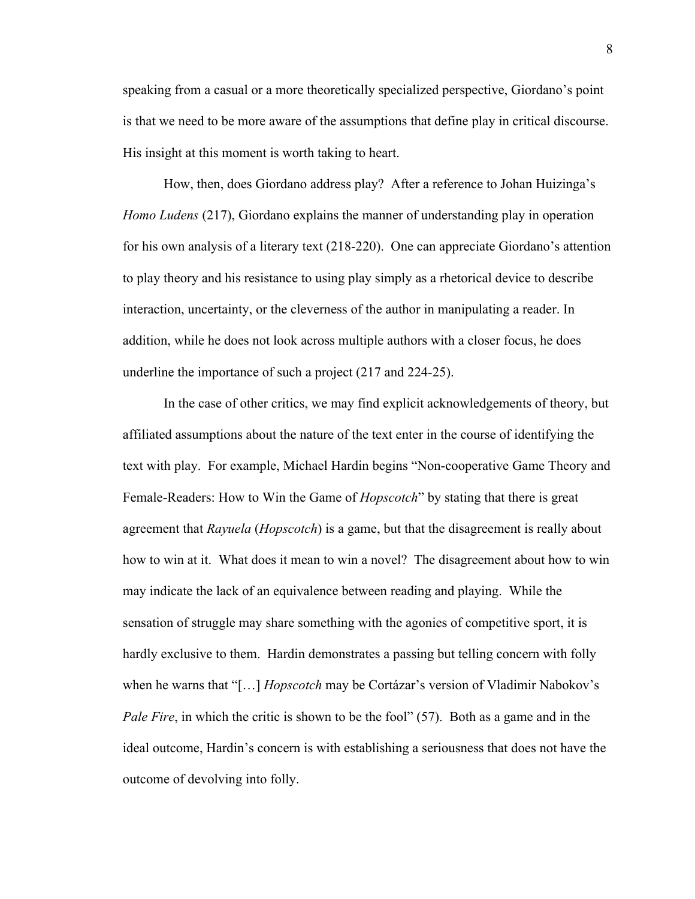speaking from a casual or a more theoretically specialized perspective, Giordano's point is that we need to be more aware of the assumptions that define play in critical discourse. His insight at this moment is worth taking to heart.

How, then, does Giordano address play? After a reference to Johan Huizinga's *Homo Ludens* (217), Giordano explains the manner of understanding play in operation for his own analysis of a literary text (218-220). One can appreciate Giordano's attention to play theory and his resistance to using play simply as a rhetorical device to describe interaction, uncertainty, or the cleverness of the author in manipulating a reader. In addition, while he does not look across multiple authors with a closer focus, he does underline the importance of such a project (217 and 224-25).

In the case of other critics, we may find explicit acknowledgements of theory, but affiliated assumptions about the nature of the text enter in the course of identifying the text with play. For example, Michael Hardin begins "Non-cooperative Game Theory and Female-Readers: How to Win the Game of *Hopscotch*" by stating that there is great agreement that *Rayuela* (*Hopscotch*) is a game, but that the disagreement is really about how to win at it. What does it mean to win a novel? The disagreement about how to win may indicate the lack of an equivalence between reading and playing. While the sensation of struggle may share something with the agonies of competitive sport, it is hardly exclusive to them. Hardin demonstrates a passing but telling concern with folly when he warns that "[…] *Hopscotch* may be Cortázar's version of Vladimir Nabokov's *Pale Fire*, in which the critic is shown to be the fool" (57). Both as a game and in the ideal outcome, Hardin's concern is with establishing a seriousness that does not have the outcome of devolving into folly.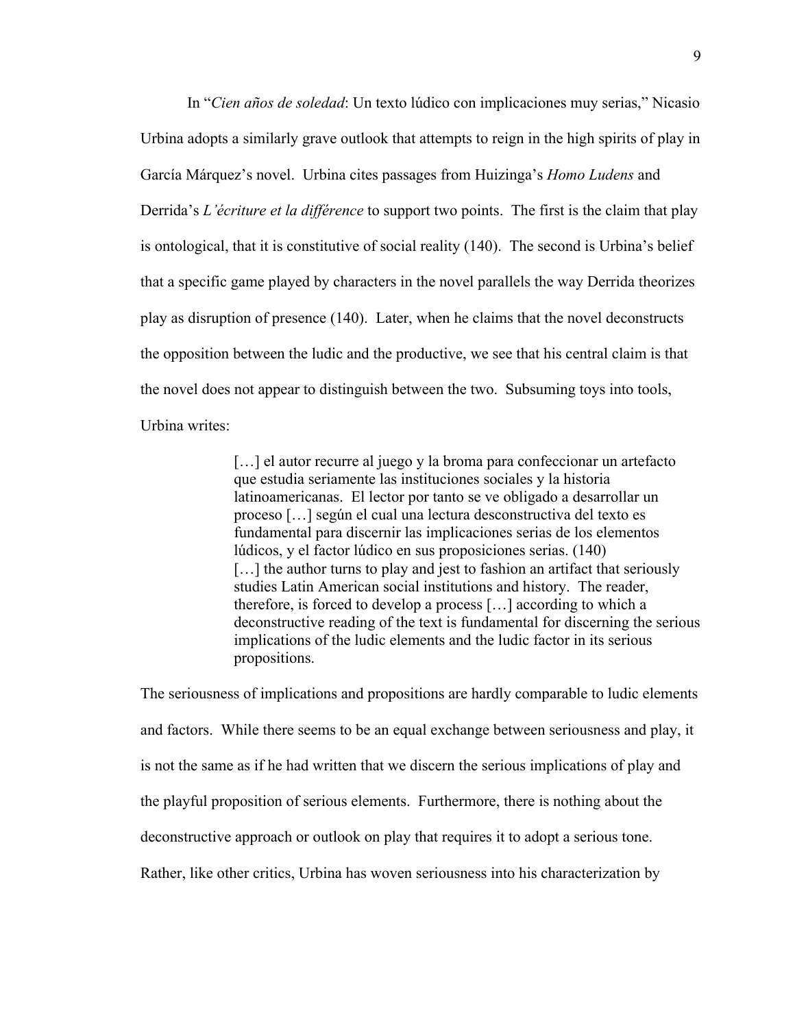In "*Cien años de soledad*: Un texto lúdico con implicaciones muy serias," Nicasio Urbina adopts a similarly grave outlook that attempts to reign in the high spirits of play in García Márquez's novel. Urbina cites passages from Huizinga's *Homo Ludens* and Derrida's *L'écriture et la différence* to support two points. The first is the claim that play is ontological, that it is constitutive of social reality (140). The second is Urbina's belief that a specific game played by characters in the novel parallels the way Derrida theorizes play as disruption of presence (140). Later, when he claims that the novel deconstructs the opposition between the ludic and the productive, we see that his central claim is that the novel does not appear to distinguish between the two. Subsuming toys into tools, Urbina writes:

> […] el autor recurre al juego y la broma para confeccionar un artefacto que estudia seriamente las instituciones sociales y la historia latinoamericanas. El lector por tanto se ve obligado a desarrollar un proceso […] según el cual una lectura desconstructiva del texto es fundamental para discernir las implicaciones serias de los elementos lúdicos, y el factor lúdico en sus proposiciones serias. (140)
> […] the author turns to play and jest to fashion an artifact that seriously studies Latin American social institutions and history. The reader, therefore, is forced to develop a process […] according to which a deconstructive reading of the text is fundamental for discerning the serious implications of the ludic elements and the ludic factor in its serious propositions.

The seriousness of implications and propositions are hardly comparable to ludic elements and factors. While there seems to be an equal exchange between seriousness and play, it is not the same as if he had written that we discern the serious implications of play and the playful proposition of serious elements. Furthermore, there is nothing about the deconstructive approach or outlook on play that requires it to adopt a serious tone. Rather, like other critics, Urbina has woven seriousness into his characterization by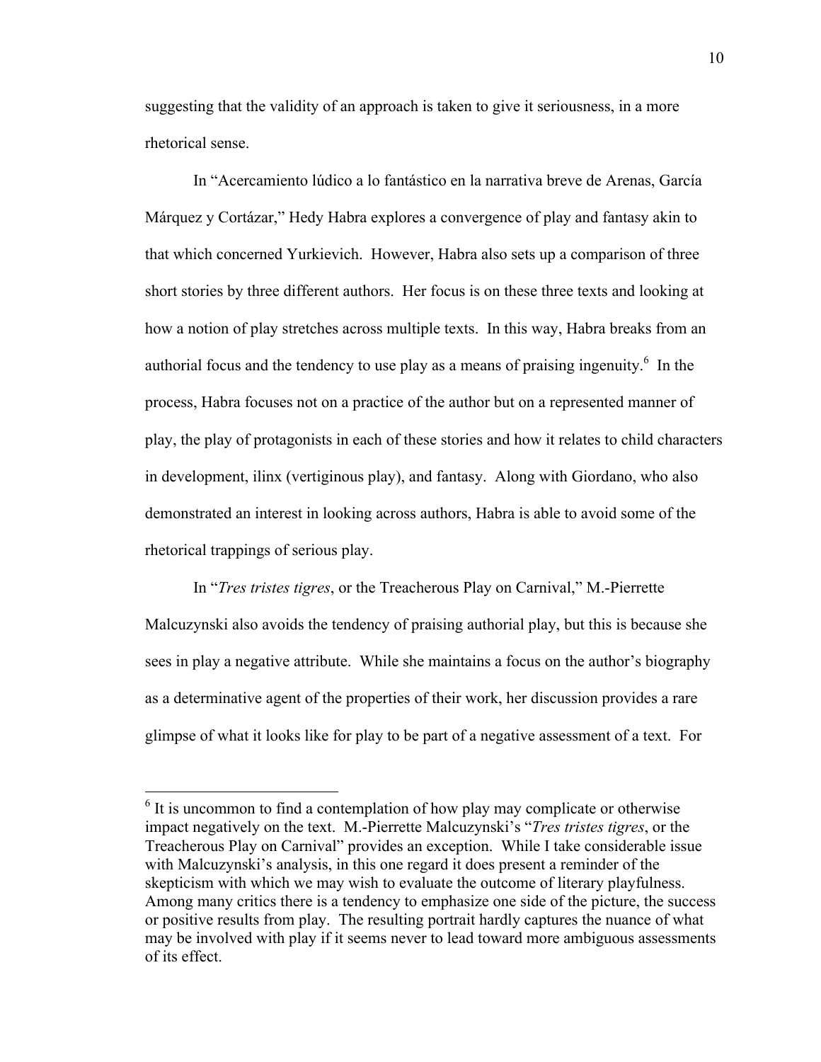suggesting that the validity of an approach is taken to give it seriousness, in a more rhetorical sense.

In "Acercamiento lúdico a lo fantástico en la narrativa breve de Arenas, García Márquez y Cortázar," Hedy Habra explores a convergence of play and fantasy akin to that which concerned Yurkievich. However, Habra also sets up a comparison of three short stories by three different authors. Her focus is on these three texts and looking at how a notion of play stretches across multiple texts. In this way, Habra breaks from an authorial focus and the tendency to use play as a means of praising ingenuity.[6] In the process, Habra focuses not on a practice of the author but on a represented manner of play, the play of protagonists in each of these stories and how it relates to child characters in development, ilinx (vertiginous play), and fantasy. Along with Giordano, who also demonstrated an interest in looking across authors, Habra is able to avoid some of the rhetorical trappings of serious play.

In "*Tres tristes tigres*, or the Treacherous Play on Carnival," M.-Pierrette Malcuzynski also avoids the tendency of praising authorial play, but this is because she sees in play a negative attribute. While she maintains a focus on the author's biography as a determinative agent of the properties of their work, her discussion provides a rare glimpse of what it looks like for play to be part of a negative assessment of a text. For

---

[6] It is uncommon to find a contemplation of how play may complicate or otherwise impact negatively on the text. M.-Pierrette Malcuzynski's "*Tres tristes tigres*, or the Treacherous Play on Carnival" provides an exception. While I take considerable issue with Malcuzynski's analysis, in this one regard it does present a reminder of the skepticism with which we may wish to evaluate the outcome of literary playfulness. Among many critics there is a tendency to emphasize one side of the picture, the success or positive results from play. The resulting portrait hardly captures the nuance of what may be involved with play if it seems never to lead toward more ambiguous assessments of its effect.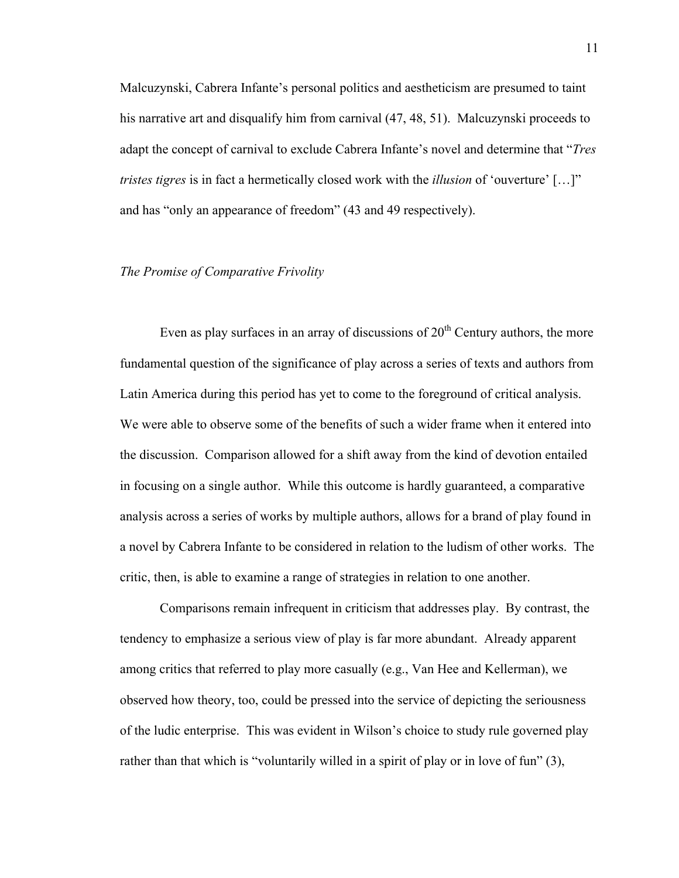Malcuzynski, Cabrera Infante's personal politics and aestheticism are presumed to taint his narrative art and disqualify him from carnival (47, 48, 51). Malcuzynski proceeds to adapt the concept of carnival to exclude Cabrera Infante's novel and determine that "*Tres tristes tigres* is in fact a hermetically closed work with the *illusion* of 'ouverture' […]" and has "only an appearance of freedom" (43 and 49 respectively).

*The Promise of Comparative Frivolity*

Even as play surfaces in an array of discussions of 20th Century authors, the more fundamental question of the significance of play across a series of texts and authors from Latin America during this period has yet to come to the foreground of critical analysis. We were able to observe some of the benefits of such a wider frame when it entered into the discussion. Comparison allowed for a shift away from the kind of devotion entailed in focusing on a single author. While this outcome is hardly guaranteed, a comparative analysis across a series of works by multiple authors, allows for a brand of play found in a novel by Cabrera Infante to be considered in relation to the ludism of other works. The critic, then, is able to examine a range of strategies in relation to one another.

Comparisons remain infrequent in criticism that addresses play. By contrast, the tendency to emphasize a serious view of play is far more abundant. Already apparent among critics that referred to play more casually (e.g., Van Hee and Kellerman), we observed how theory, too, could be pressed into the service of depicting the seriousness of the ludic enterprise. This was evident in Wilson's choice to study rule governed play rather than that which is "voluntarily willed in a spirit of play or in love of fun" (3),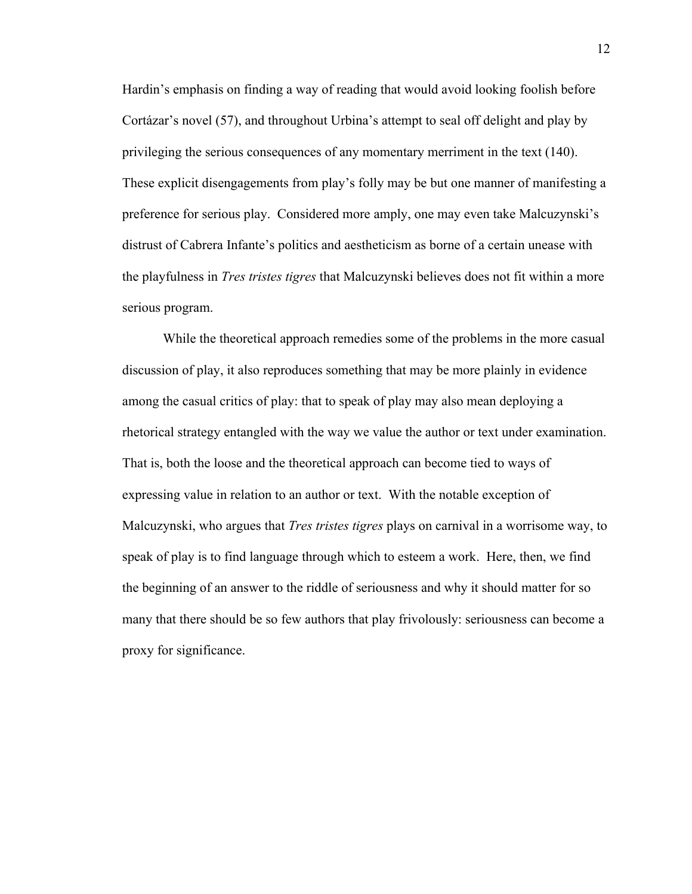Hardin's emphasis on finding a way of reading that would avoid looking foolish before Cortázar's novel (57), and throughout Urbina's attempt to seal off delight and play by privileging the serious consequences of any momentary merriment in the text (140). These explicit disengagements from play's folly may be but one manner of manifesting a preference for serious play. Considered more amply, one may even take Malcuzynski's distrust of Cabrera Infante's politics and aestheticism as borne of a certain unease with the playfulness in *Tres tristes tigres* that Malcuzynski believes does not fit within a more serious program.

While the theoretical approach remedies some of the problems in the more casual discussion of play, it also reproduces something that may be more plainly in evidence among the casual critics of play: that to speak of play may also mean deploying a rhetorical strategy entangled with the way we value the author or text under examination. That is, both the loose and the theoretical approach can become tied to ways of expressing value in relation to an author or text. With the notable exception of Malcuzynski, who argues that *Tres tristes tigres* plays on carnival in a worrisome way, to speak of play is to find language through which to esteem a work. Here, then, we find the beginning of an answer to the riddle of seriousness and why it should matter for so many that there should be so few authors that play frivolously: seriousness can become a proxy for significance.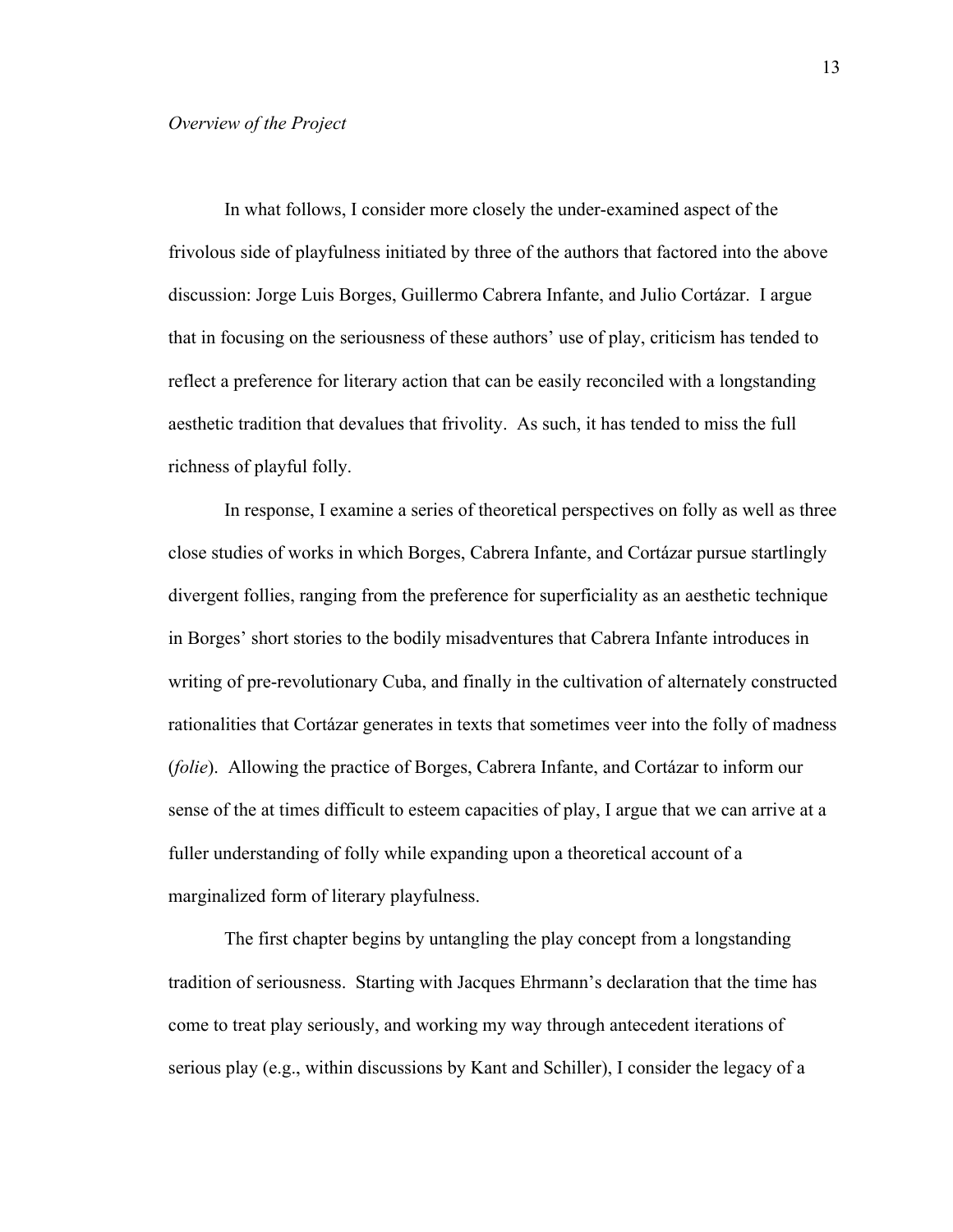*Overview of the Project*

In what follows, I consider more closely the under-examined aspect of the frivolous side of playfulness initiated by three of the authors that factored into the above discussion: Jorge Luis Borges, Guillermo Cabrera Infante, and Julio Cortázar. I argue that in focusing on the seriousness of these authors' use of play, criticism has tended to reflect a preference for literary action that can be easily reconciled with a longstanding aesthetic tradition that devalues that frivolity. As such, it has tended to miss the full richness of playful folly.

In response, I examine a series of theoretical perspectives on folly as well as three close studies of works in which Borges, Cabrera Infante, and Cortázar pursue startlingly divergent follies, ranging from the preference for superficiality as an aesthetic technique in Borges' short stories to the bodily misadventures that Cabrera Infante introduces in writing of pre-revolutionary Cuba, and finally in the cultivation of alternately constructed rationalities that Cortázar generates in texts that sometimes veer into the folly of madness (*folie*). Allowing the practice of Borges, Cabrera Infante, and Cortázar to inform our sense of the at times difficult to esteem capacities of play, I argue that we can arrive at a fuller understanding of folly while expanding upon a theoretical account of a marginalized form of literary playfulness.

The first chapter begins by untangling the play concept from a longstanding tradition of seriousness. Starting with Jacques Ehrmann's declaration that the time has come to treat play seriously, and working my way through antecedent iterations of serious play (e.g., within discussions by Kant and Schiller), I consider the legacy of a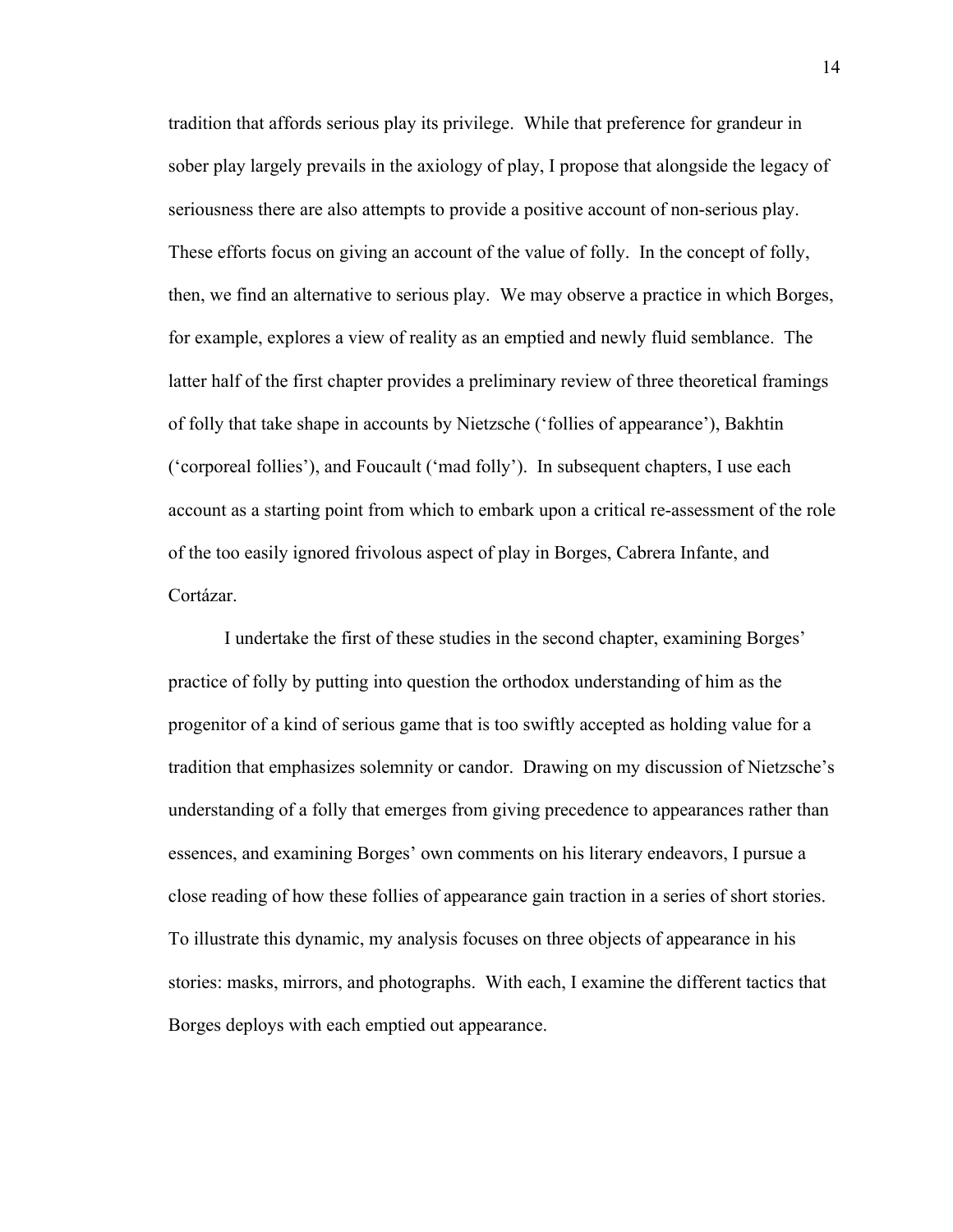tradition that affords serious play its privilege. While that preference for grandeur in sober play largely prevails in the axiology of play, I propose that alongside the legacy of seriousness there are also attempts to provide a positive account of non-serious play. These efforts focus on giving an account of the value of folly. In the concept of folly, then, we find an alternative to serious play. We may observe a practice in which Borges, for example, explores a view of reality as an emptied and newly fluid semblance. The latter half of the first chapter provides a preliminary review of three theoretical framings of folly that take shape in accounts by Nietzsche ('follies of appearance'), Bakhtin ('corporeal follies'), and Foucault ('mad folly'). In subsequent chapters, I use each account as a starting point from which to embark upon a critical re-assessment of the role of the too easily ignored frivolous aspect of play in Borges, Cabrera Infante, and Cortázar.

I undertake the first of these studies in the second chapter, examining Borges' practice of folly by putting into question the orthodox understanding of him as the progenitor of a kind of serious game that is too swiftly accepted as holding value for a tradition that emphasizes solemnity or candor. Drawing on my discussion of Nietzsche's understanding of a folly that emerges from giving precedence to appearances rather than essences, and examining Borges' own comments on his literary endeavors, I pursue a close reading of how these follies of appearance gain traction in a series of short stories. To illustrate this dynamic, my analysis focuses on three objects of appearance in his stories: masks, mirrors, and photographs. With each, I examine the different tactics that Borges deploys with each emptied out appearance.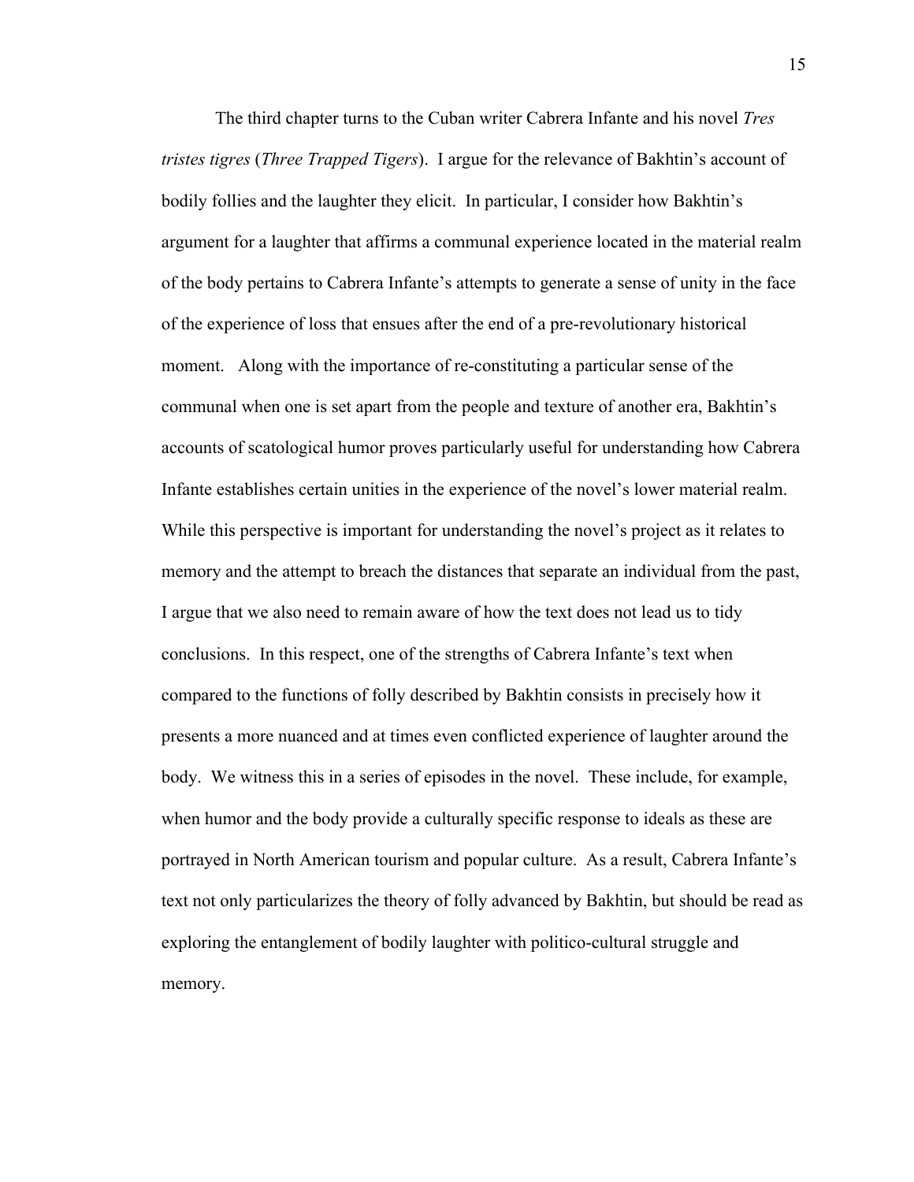The third chapter turns to the Cuban writer Cabrera Infante and his novel *Tres tristes tigres* (*Three Trapped Tigers*). I argue for the relevance of Bakhtin's account of bodily follies and the laughter they elicit. In particular, I consider how Bakhtin's argument for a laughter that affirms a communal experience located in the material realm of the body pertains to Cabrera Infante's attempts to generate a sense of unity in the face of the experience of loss that ensues after the end of a pre-revolutionary historical moment. Along with the importance of re-constituting a particular sense of the communal when one is set apart from the people and texture of another era, Bakhtin's accounts of scatological humor proves particularly useful for understanding how Cabrera Infante establishes certain unities in the experience of the novel's lower material realm. While this perspective is important for understanding the novel's project as it relates to memory and the attempt to breach the distances that separate an individual from the past, I argue that we also need to remain aware of how the text does not lead us to tidy conclusions. In this respect, one of the strengths of Cabrera Infante's text when compared to the functions of folly described by Bakhtin consists in precisely how it presents a more nuanced and at times even conflicted experience of laughter around the body. We witness this in a series of episodes in the novel. These include, for example, when humor and the body provide a culturally specific response to ideals as these are portrayed in North American tourism and popular culture. As a result, Cabrera Infante's text not only particularizes the theory of folly advanced by Bakhtin, but should be read as exploring the entanglement of bodily laughter with politico-cultural struggle and memory.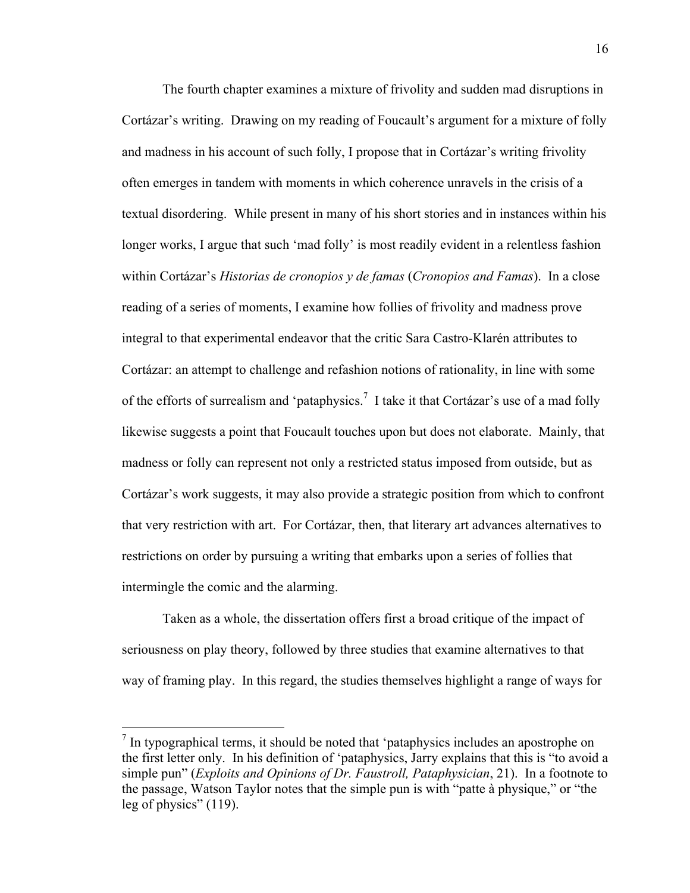The fourth chapter examines a mixture of frivolity and sudden mad disruptions in Cortázar's writing. Drawing on my reading of Foucault's argument for a mixture of folly and madness in his account of such folly, I propose that in Cortázar's writing frivolity often emerges in tandem with moments in which coherence unravels in the crisis of a textual disordering. While present in many of his short stories and in instances within his longer works, I argue that such 'mad folly' is most readily evident in a relentless fashion within Cortázar's *Historias de cronopios y de famas* (*Cronopios and Famas*). In a close reading of a series of moments, I examine how follies of frivolity and madness prove integral to that experimental endeavor that the critic Sara Castro-Klarén attributes to Cortázar: an attempt to challenge and refashion notions of rationality, in line with some of the efforts of surrealism and 'pataphysics.[7] I take it that Cortázar's use of a mad folly likewise suggests a point that Foucault touches upon but does not elaborate. Mainly, that madness or folly can represent not only a restricted status imposed from outside, but as Cortázar's work suggests, it may also provide a strategic position from which to confront that very restriction with art. For Cortázar, then, that literary art advances alternatives to restrictions on order by pursuing a writing that embarks upon a series of follies that intermingle the comic and the alarming.

Taken as a whole, the dissertation offers first a broad critique of the impact of seriousness on play theory, followed by three studies that examine alternatives to that way of framing play. In this regard, the studies themselves highlight a range of ways for

---

[7] In typographical terms, it should be noted that 'pataphysics includes an apostrophe on the first letter only. In his definition of 'pataphysics, Jarry explains that this is "to avoid a simple pun" (*Exploits and Opinions of Dr. Faustroll, Pataphysician*, 21). In a footnote to the passage, Watson Taylor notes that the simple pun is with "patte à physique," or "the leg of physics" (119).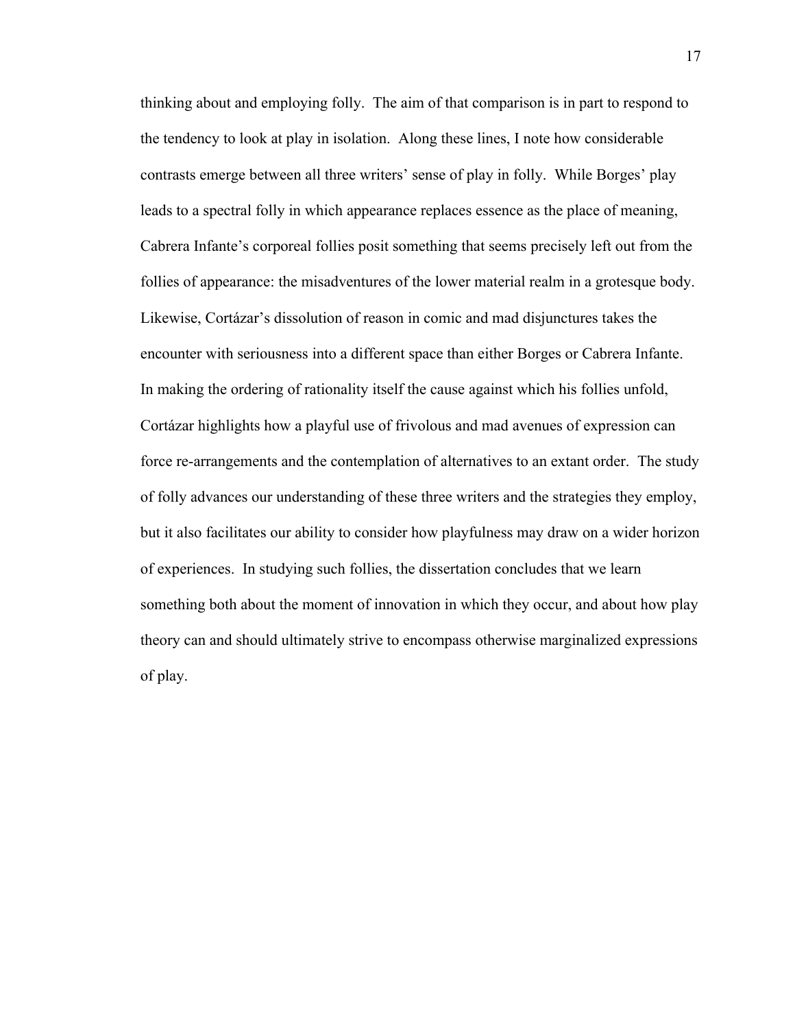thinking about and employing folly. The aim of that comparison is in part to respond to the tendency to look at play in isolation. Along these lines, I note how considerable contrasts emerge between all three writers' sense of play in folly. While Borges' play leads to a spectral folly in which appearance replaces essence as the place of meaning, Cabrera Infante's corporeal follies posit something that seems precisely left out from the follies of appearance: the misadventures of the lower material realm in a grotesque body. Likewise, Cortázar's dissolution of reason in comic and mad disjunctures takes the encounter with seriousness into a different space than either Borges or Cabrera Infante. In making the ordering of rationality itself the cause against which his follies unfold, Cortázar highlights how a playful use of frivolous and mad avenues of expression can force re-arrangements and the contemplation of alternatives to an extant order. The study of folly advances our understanding of these three writers and the strategies they employ, but it also facilitates our ability to consider how playfulness may draw on a wider horizon of experiences. In studying such follies, the dissertation concludes that we learn something both about the moment of innovation in which they occur, and about how play theory can and should ultimately strive to encompass otherwise marginalized expressions of play.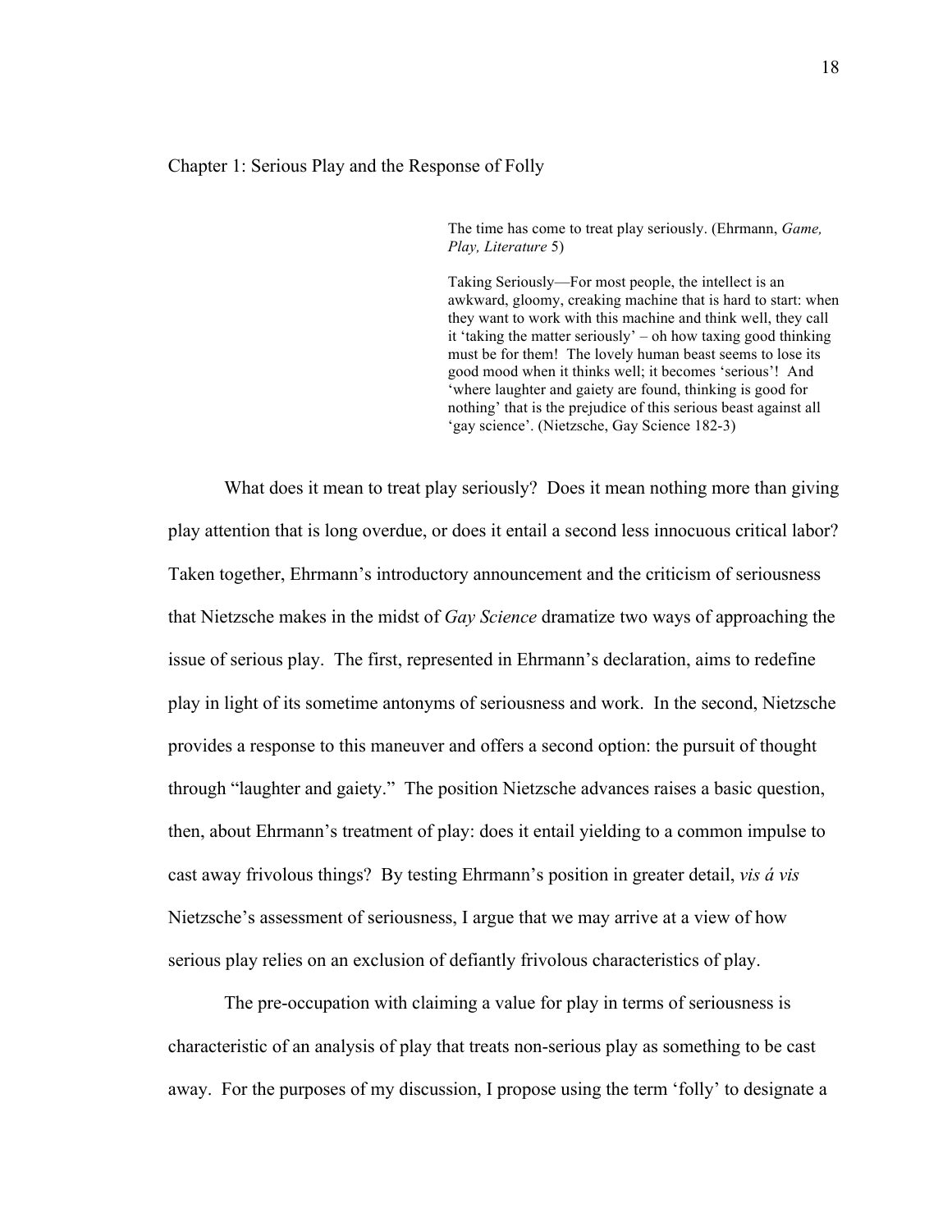# Chapter 1: Serious Play and the Response of Folly

> The time has come to treat play seriously. (Ehrmann, *Game, Play, Literature* 5)
>
> Taking Seriously—For most people, the intellect is an awkward, gloomy, creaking machine that is hard to start: when they want to work with this machine and think well, they call it 'taking the matter seriously' – oh how taxing good thinking must be for them! The lovely human beast seems to lose its good mood when it thinks well; it becomes 'serious'! And 'where laughter and gaiety are found, thinking is good for nothing' that is the prejudice of this serious beast against all 'gay science'. (Nietzsche, Gay Science 182-3)

What does it mean to treat play seriously? Does it mean nothing more than giving play attention that is long overdue, or does it entail a second less innocuous critical labor? Taken together, Ehrmann's introductory announcement and the criticism of seriousness that Nietzsche makes in the midst of *Gay Science* dramatize two ways of approaching the issue of serious play. The first, represented in Ehrmann's declaration, aims to redefine play in light of its sometime antonyms of seriousness and work. In the second, Nietzsche provides a response to this maneuver and offers a second option: the pursuit of thought through "laughter and gaiety." The position Nietzsche advances raises a basic question, then, about Ehrmann's treatment of play: does it entail yielding to a common impulse to cast away frivolous things? By testing Ehrmann's position in greater detail, *vis á vis* Nietzsche's assessment of seriousness, I argue that we may arrive at a view of how serious play relies on an exclusion of defiantly frivolous characteristics of play.

The pre-occupation with claiming a value for play in terms of seriousness is characteristic of an analysis of play that treats non-serious play as something to be cast away. For the purposes of my discussion, I propose using the term 'folly' to designate a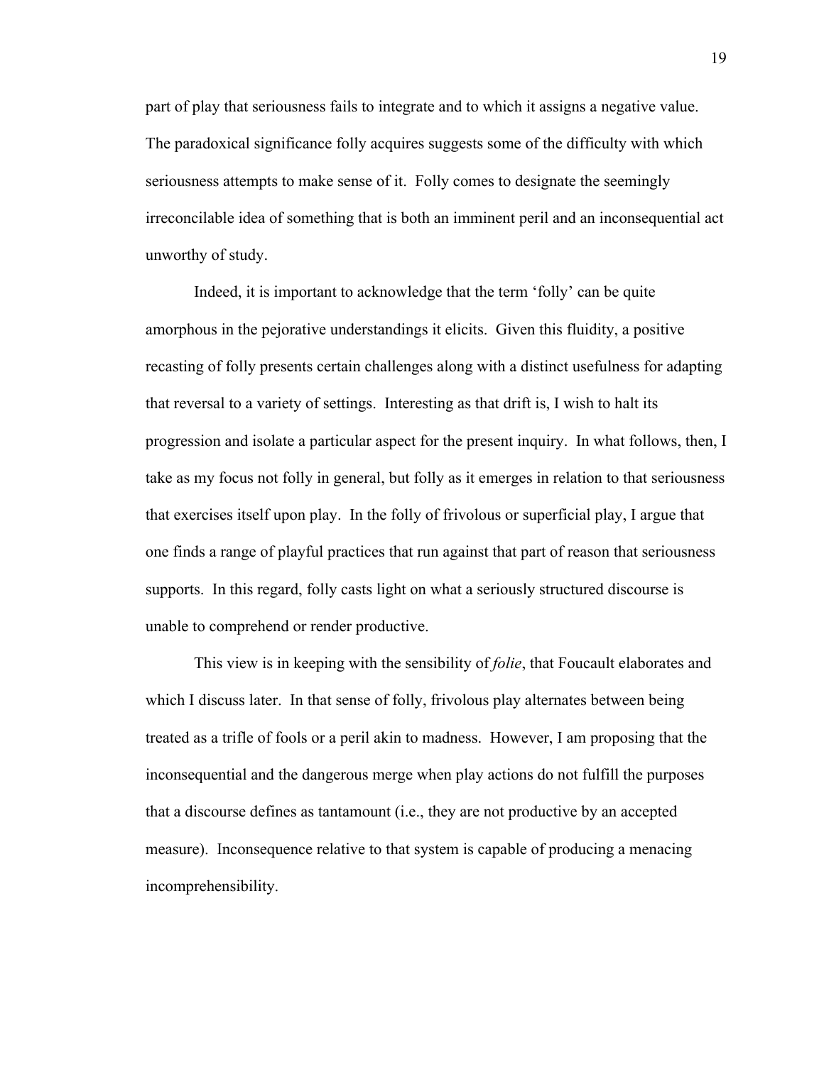part of play that seriousness fails to integrate and to which it assigns a negative value. The paradoxical significance folly acquires suggests some of the difficulty with which seriousness attempts to make sense of it. Folly comes to designate the seemingly irreconcilable idea of something that is both an imminent peril and an inconsequential act unworthy of study.

Indeed, it is important to acknowledge that the term 'folly' can be quite amorphous in the pejorative understandings it elicits. Given this fluidity, a positive recasting of folly presents certain challenges along with a distinct usefulness for adapting that reversal to a variety of settings. Interesting as that drift is, I wish to halt its progression and isolate a particular aspect for the present inquiry. In what follows, then, I take as my focus not folly in general, but folly as it emerges in relation to that seriousness that exercises itself upon play. In the folly of frivolous or superficial play, I argue that one finds a range of playful practices that run against that part of reason that seriousness supports. In this regard, folly casts light on what a seriously structured discourse is unable to comprehend or render productive.

This view is in keeping with the sensibility of *folie*, that Foucault elaborates and which I discuss later. In that sense of folly, frivolous play alternates between being treated as a trifle of fools or a peril akin to madness. However, I am proposing that the inconsequential and the dangerous merge when play actions do not fulfill the purposes that a discourse defines as tantamount (i.e., they are not productive by an accepted measure). Inconsequence relative to that system is capable of producing a menacing incomprehensibility.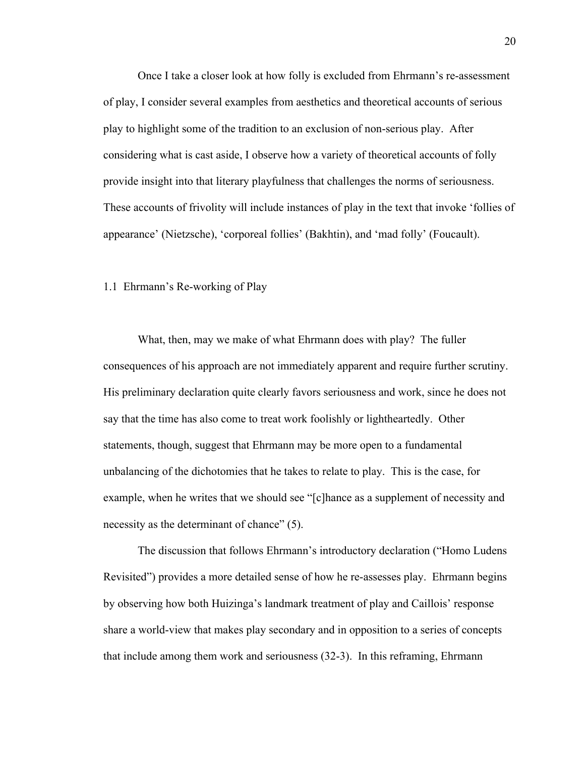Once I take a closer look at how folly is excluded from Ehrmann's re-assessment of play, I consider several examples from aesthetics and theoretical accounts of serious play to highlight some of the tradition to an exclusion of non-serious play. After considering what is cast aside, I observe how a variety of theoretical accounts of folly provide insight into that literary playfulness that challenges the norms of seriousness. These accounts of frivolity will include instances of play in the text that invoke 'follies of appearance' (Nietzsche), 'corporeal follies' (Bakhtin), and 'mad folly' (Foucault).

## 1.1 Ehrmann's Re-working of Play

What, then, may we make of what Ehrmann does with play? The fuller consequences of his approach are not immediately apparent and require further scrutiny. His preliminary declaration quite clearly favors seriousness and work, since he does not say that the time has also come to treat work foolishly or lightheartedly. Other statements, though, suggest that Ehrmann may be more open to a fundamental unbalancing of the dichotomies that he takes to relate to play. This is the case, for example, when he writes that we should see "[c]hance as a supplement of necessity and necessity as the determinant of chance" (5).

The discussion that follows Ehrmann's introductory declaration ("Homo Ludens Revisited") provides a more detailed sense of how he re-assesses play. Ehrmann begins by observing how both Huizinga's landmark treatment of play and Caillois' response share a world-view that makes play secondary and in opposition to a series of concepts that include among them work and seriousness (32-3). In this reframing, Ehrmann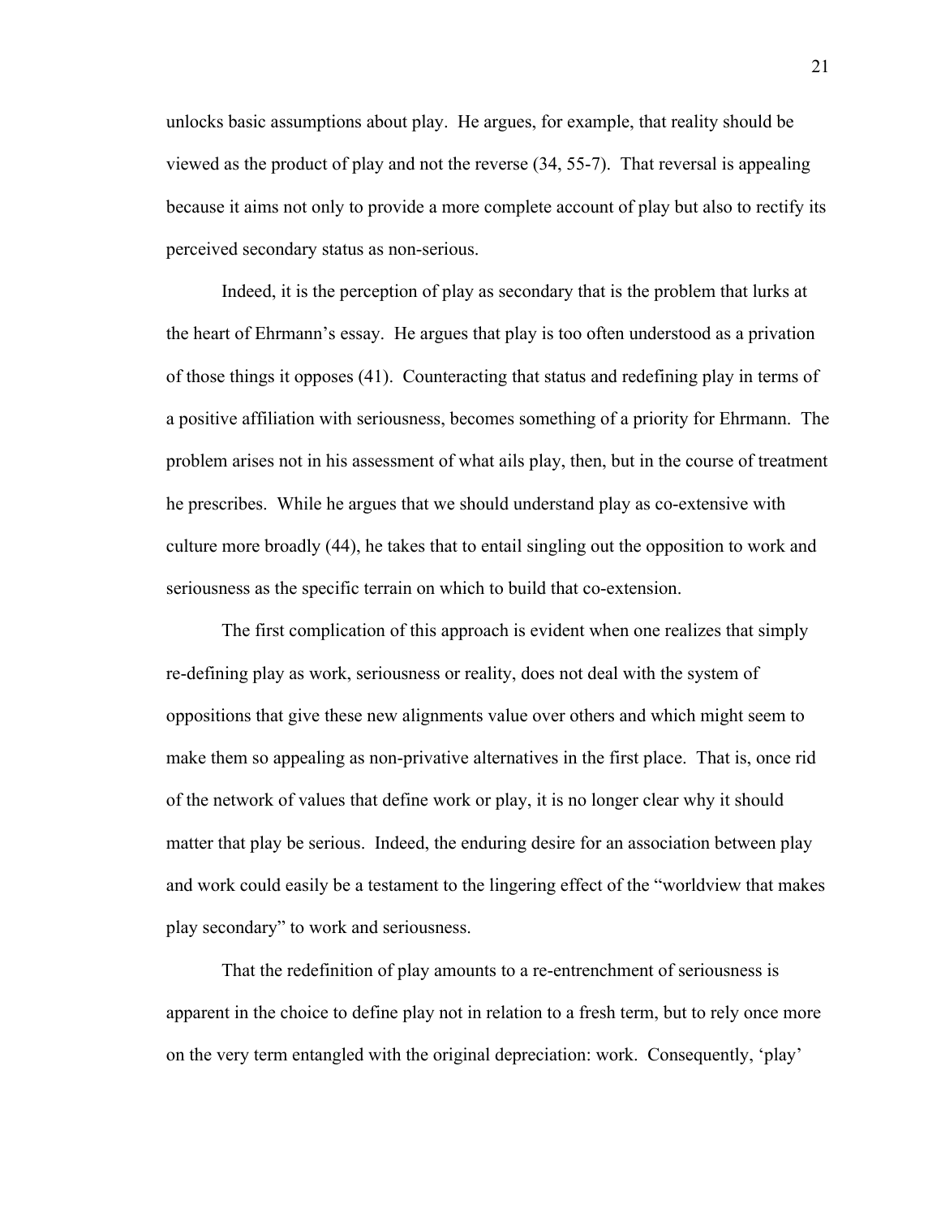unlocks basic assumptions about play. He argues, for example, that reality should be viewed as the product of play and not the reverse (34, 55-7). That reversal is appealing because it aims not only to provide a more complete account of play but also to rectify its perceived secondary status as non-serious.

Indeed, it is the perception of play as secondary that is the problem that lurks at the heart of Ehrmann's essay. He argues that play is too often understood as a privation of those things it opposes (41). Counteracting that status and redefining play in terms of a positive affiliation with seriousness, becomes something of a priority for Ehrmann. The problem arises not in his assessment of what ails play, then, but in the course of treatment he prescribes. While he argues that we should understand play as co-extensive with culture more broadly (44), he takes that to entail singling out the opposition to work and seriousness as the specific terrain on which to build that co-extension.

The first complication of this approach is evident when one realizes that simply re-defining play as work, seriousness or reality, does not deal with the system of oppositions that give these new alignments value over others and which might seem to make them so appealing as non-privative alternatives in the first place. That is, once rid of the network of values that define work or play, it is no longer clear why it should matter that play be serious. Indeed, the enduring desire for an association between play and work could easily be a testament to the lingering effect of the "worldview that makes play secondary" to work and seriousness.

That the redefinition of play amounts to a re-entrenchment of seriousness is apparent in the choice to define play not in relation to a fresh term, but to rely once more on the very term entangled with the original depreciation: work. Consequently, 'play'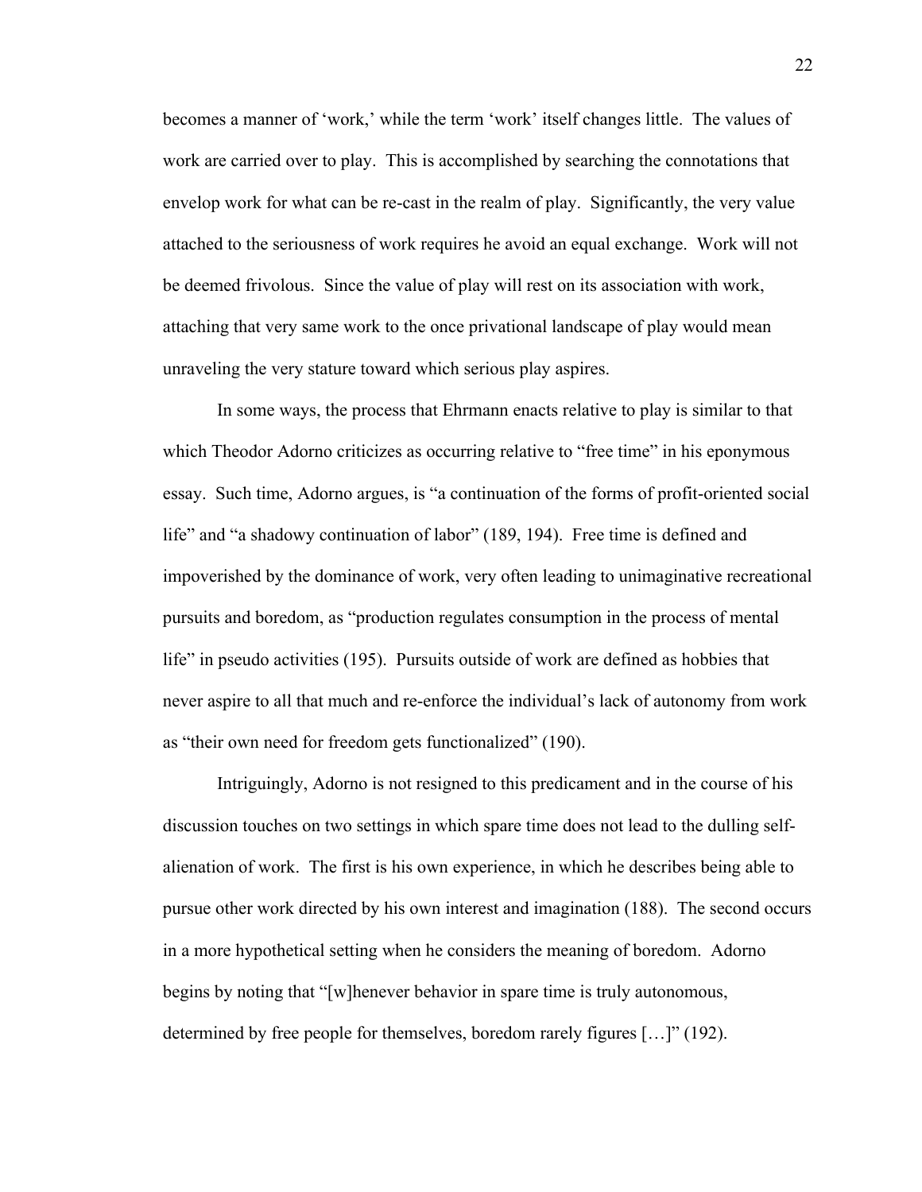becomes a manner of 'work,' while the term 'work' itself changes little. The values of work are carried over to play. This is accomplished by searching the connotations that envelop work for what can be re-cast in the realm of play. Significantly, the very value attached to the seriousness of work requires he avoid an equal exchange. Work will not be deemed frivolous. Since the value of play will rest on its association with work, attaching that very same work to the once privational landscape of play would mean unraveling the very stature toward which serious play aspires.

In some ways, the process that Ehrmann enacts relative to play is similar to that which Theodor Adorno criticizes as occurring relative to "free time" in his eponymous essay. Such time, Adorno argues, is "a continuation of the forms of profit-oriented social life" and "a shadowy continuation of labor" (189, 194). Free time is defined and impoverished by the dominance of work, very often leading to unimaginative recreational pursuits and boredom, as "production regulates consumption in the process of mental life" in pseudo activities (195). Pursuits outside of work are defined as hobbies that never aspire to all that much and re-enforce the individual's lack of autonomy from work as "their own need for freedom gets functionalized" (190).

Intriguingly, Adorno is not resigned to this predicament and in the course of his discussion touches on two settings in which spare time does not lead to the dulling self-alienation of work. The first is his own experience, in which he describes being able to pursue other work directed by his own interest and imagination (188). The second occurs in a more hypothetical setting when he considers the meaning of boredom. Adorno begins by noting that "[w]henever behavior in spare time is truly autonomous, determined by free people for themselves, boredom rarely figures […]" (192).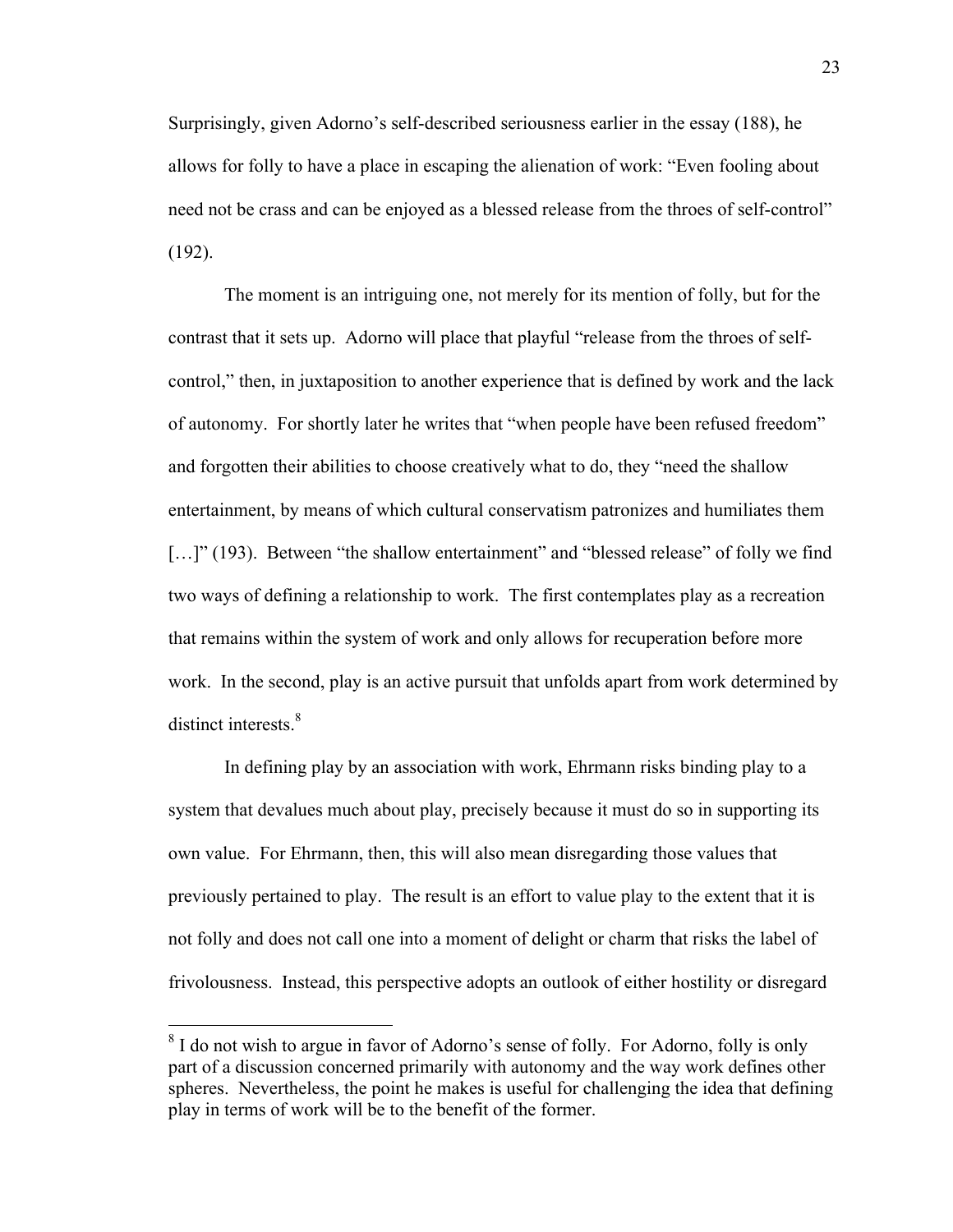Surprisingly, given Adorno's self-described seriousness earlier in the essay (188), he allows for folly to have a place in escaping the alienation of work: "Even fooling about need not be crass and can be enjoyed as a blessed release from the throes of self-control" (192).

The moment is an intriguing one, not merely for its mention of folly, but for the contrast that it sets up. Adorno will place that playful "release from the throes of self-control," then, in juxtaposition to another experience that is defined by work and the lack of autonomy. For shortly later he writes that "when people have been refused freedom" and forgotten their abilities to choose creatively what to do, they "need the shallow entertainment, by means of which cultural conservatism patronizes and humiliates them […]" (193). Between "the shallow entertainment" and "blessed release" of folly we find two ways of defining a relationship to work. The first contemplates play as a recreation that remains within the system of work and only allows for recuperation before more work. In the second, play is an active pursuit that unfolds apart from work determined by distinct interests.[8]

In defining play by an association with work, Ehrmann risks binding play to a system that devalues much about play, precisely because it must do so in supporting its own value. For Ehrmann, then, this will also mean disregarding those values that previously pertained to play. The result is an effort to value play to the extent that it is not folly and does not call one into a moment of delight or charm that risks the label of frivolousness. Instead, this perspective adopts an outlook of either hostility or disregard

[8] I do not wish to argue in favor of Adorno's sense of folly. For Adorno, folly is only part of a discussion concerned primarily with autonomy and the way work defines other spheres. Nevertheless, the point he makes is useful for challenging the idea that defining play in terms of work will be to the benefit of the former.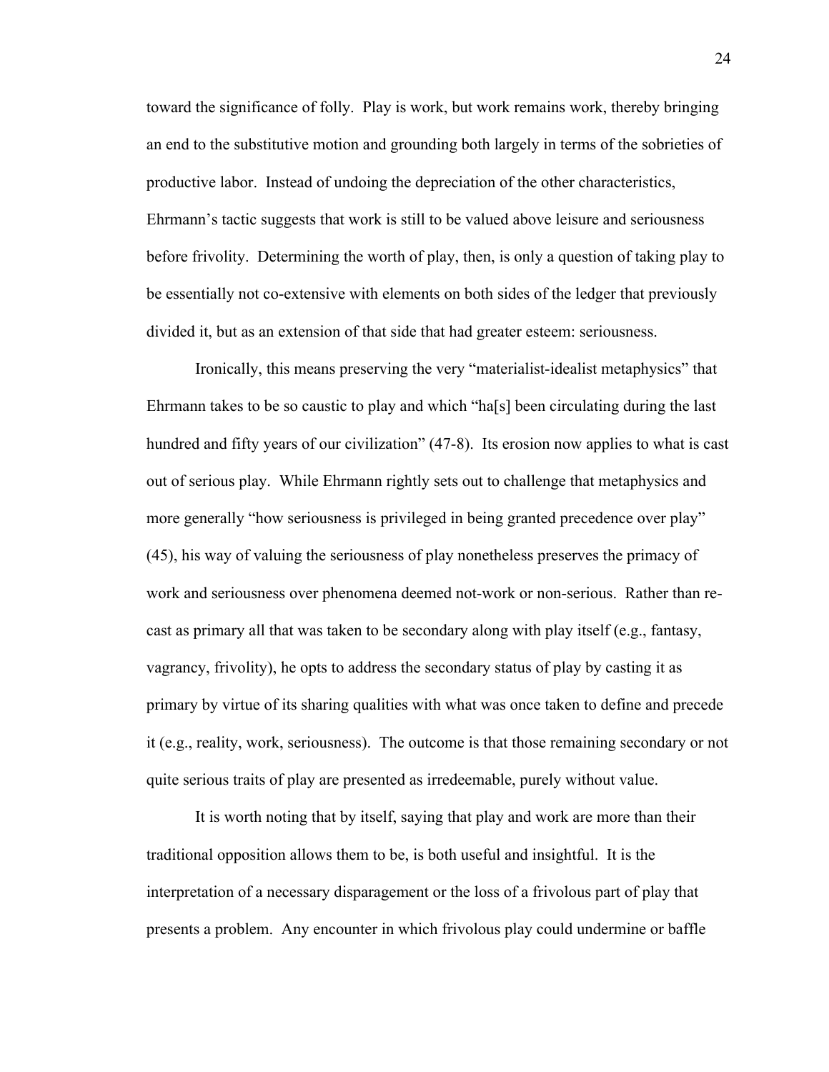toward the significance of folly. Play is work, but work remains work, thereby bringing an end to the substitutive motion and grounding both largely in terms of the sobrieties of productive labor. Instead of undoing the depreciation of the other characteristics, Ehrmann's tactic suggests that work is still to be valued above leisure and seriousness before frivolity. Determining the worth of play, then, is only a question of taking play to be essentially not co-extensive with elements on both sides of the ledger that previously divided it, but as an extension of that side that had greater esteem: seriousness.

Ironically, this means preserving the very "materialist-idealist metaphysics" that Ehrmann takes to be so caustic to play and which "ha[s] been circulating during the last hundred and fifty years of our civilization" (47-8). Its erosion now applies to what is cast out of serious play. While Ehrmann rightly sets out to challenge that metaphysics and more generally "how seriousness is privileged in being granted precedence over play" (45), his way of valuing the seriousness of play nonetheless preserves the primacy of work and seriousness over phenomena deemed not-work or non-serious. Rather than re-cast as primary all that was taken to be secondary along with play itself (e.g., fantasy, vagrancy, frivolity), he opts to address the secondary status of play by casting it as primary by virtue of its sharing qualities with what was once taken to define and precede it (e.g., reality, work, seriousness). The outcome is that those remaining secondary or not quite serious traits of play are presented as irredeemable, purely without value.

It is worth noting that by itself, saying that play and work are more than their traditional opposition allows them to be, is both useful and insightful. It is the interpretation of a necessary disparagement or the loss of a frivolous part of play that presents a problem. Any encounter in which frivolous play could undermine or baffle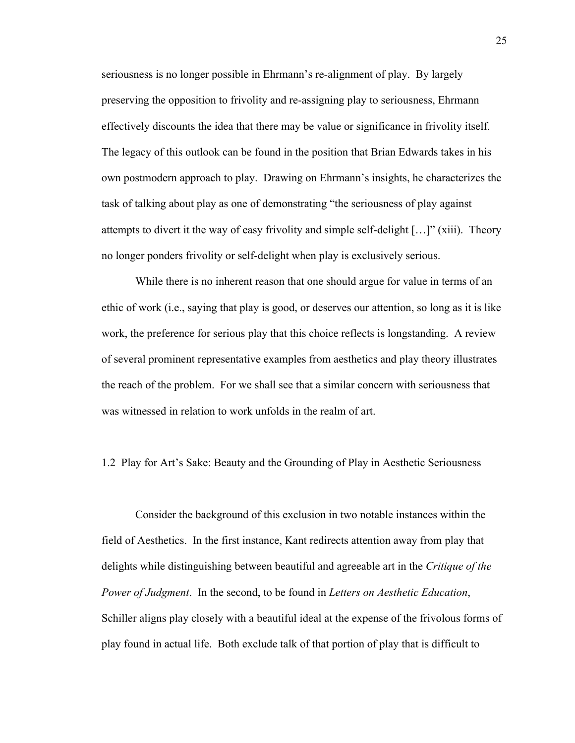seriousness is no longer possible in Ehrmann's re-alignment of play. By largely preserving the opposition to frivolity and re-assigning play to seriousness, Ehrmann effectively discounts the idea that there may be value or significance in frivolity itself. The legacy of this outlook can be found in the position that Brian Edwards takes in his own postmodern approach to play. Drawing on Ehrmann's insights, he characterizes the task of talking about play as one of demonstrating "the seriousness of play against attempts to divert it the way of easy frivolity and simple self-delight […]" (xiii). Theory no longer ponders frivolity or self-delight when play is exclusively serious.

While there is no inherent reason that one should argue for value in terms of an ethic of work (i.e., saying that play is good, or deserves our attention, so long as it is like work, the preference for serious play that this choice reflects is longstanding. A review of several prominent representative examples from aesthetics and play theory illustrates the reach of the problem. For we shall see that a similar concern with seriousness that was witnessed in relation to work unfolds in the realm of art.

## 1.2 Play for Art's Sake: Beauty and the Grounding of Play in Aesthetic Seriousness

Consider the background of this exclusion in two notable instances within the field of Aesthetics. In the first instance, Kant redirects attention away from play that delights while distinguishing between beautiful and agreeable art in the *Critique of the Power of Judgment*. In the second, to be found in *Letters on Aesthetic Education*, Schiller aligns play closely with a beautiful ideal at the expense of the frivolous forms of play found in actual life. Both exclude talk of that portion of play that is difficult to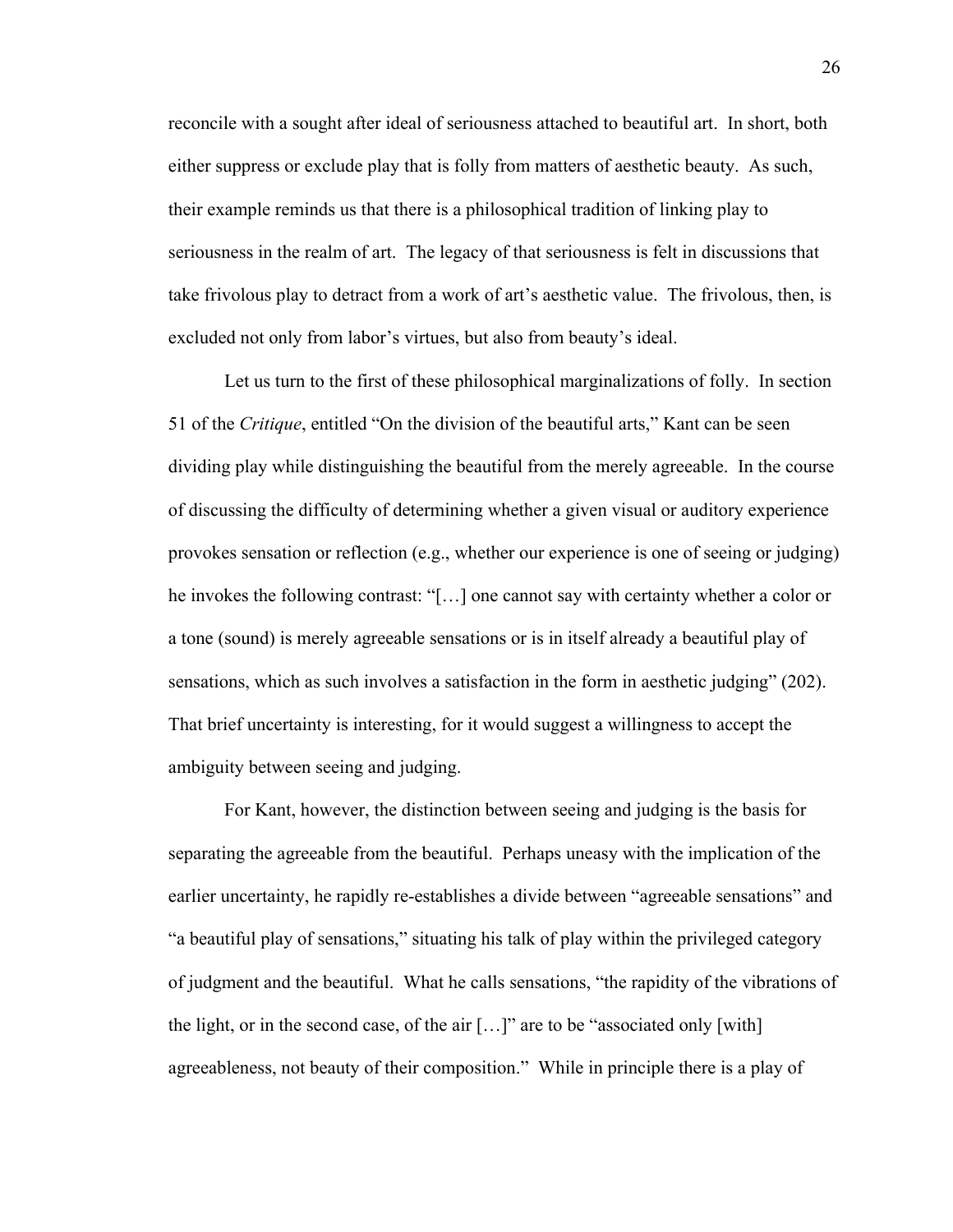reconcile with a sought after ideal of seriousness attached to beautiful art. In short, both either suppress or exclude play that is folly from matters of aesthetic beauty. As such, their example reminds us that there is a philosophical tradition of linking play to seriousness in the realm of art. The legacy of that seriousness is felt in discussions that take frivolous play to detract from a work of art's aesthetic value. The frivolous, then, is excluded not only from labor's virtues, but also from beauty's ideal.

Let us turn to the first of these philosophical marginalizations of folly. In section 51 of the *Critique*, entitled "On the division of the beautiful arts," Kant can be seen dividing play while distinguishing the beautiful from the merely agreeable. In the course of discussing the difficulty of determining whether a given visual or auditory experience provokes sensation or reflection (e.g., whether our experience is one of seeing or judging) he invokes the following contrast: "[…] one cannot say with certainty whether a color or a tone (sound) is merely agreeable sensations or is in itself already a beautiful play of sensations, which as such involves a satisfaction in the form in aesthetic judging" (202). That brief uncertainty is interesting, for it would suggest a willingness to accept the ambiguity between seeing and judging.

For Kant, however, the distinction between seeing and judging is the basis for separating the agreeable from the beautiful. Perhaps uneasy with the implication of the earlier uncertainty, he rapidly re-establishes a divide between "agreeable sensations" and "a beautiful play of sensations," situating his talk of play within the privileged category of judgment and the beautiful. What he calls sensations, "the rapidity of the vibrations of the light, or in the second case, of the air […]" are to be "associated only [with] agreeableness, not beauty of their composition." While in principle there is a play of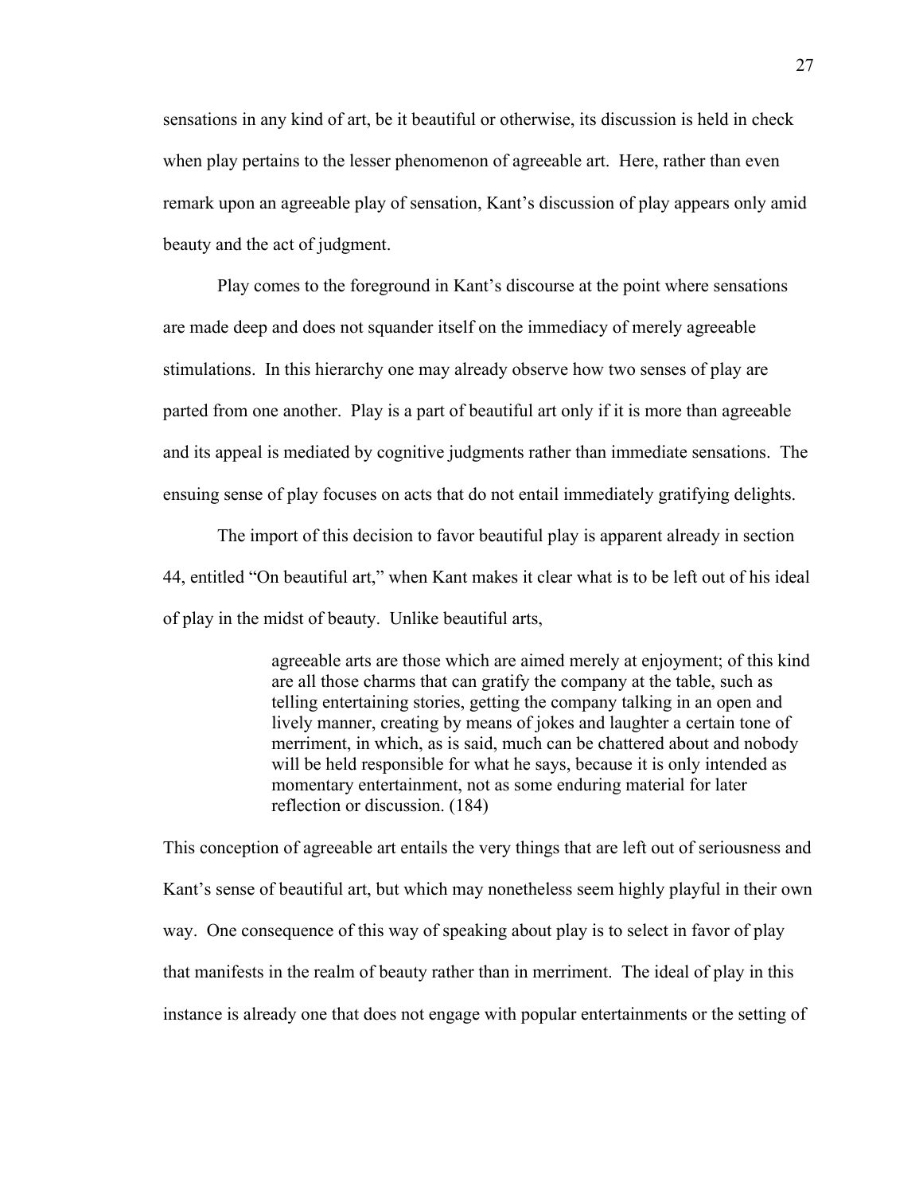sensations in any kind of art, be it beautiful or otherwise, its discussion is held in check when play pertains to the lesser phenomenon of agreeable art. Here, rather than even remark upon an agreeable play of sensation, Kant's discussion of play appears only amid beauty and the act of judgment.

Play comes to the foreground in Kant's discourse at the point where sensations are made deep and does not squander itself on the immediacy of merely agreeable stimulations. In this hierarchy one may already observe how two senses of play are parted from one another. Play is a part of beautiful art only if it is more than agreeable and its appeal is mediated by cognitive judgments rather than immediate sensations. The ensuing sense of play focuses on acts that do not entail immediately gratifying delights.

The import of this decision to favor beautiful play is apparent already in section 44, entitled "On beautiful art," when Kant makes it clear what is to be left out of his ideal of play in the midst of beauty. Unlike beautiful arts,

> agreeable arts are those which are aimed merely at enjoyment; of this kind are all those charms that can gratify the company at the table, such as telling entertaining stories, getting the company talking in an open and lively manner, creating by means of jokes and laughter a certain tone of merriment, in which, as is said, much can be chattered about and nobody will be held responsible for what he says, because it is only intended as momentary entertainment, not as some enduring material for later reflection or discussion. (184)

This conception of agreeable art entails the very things that are left out of seriousness and Kant's sense of beautiful art, but which may nonetheless seem highly playful in their own way. One consequence of this way of speaking about play is to select in favor of play that manifests in the realm of beauty rather than in merriment. The ideal of play in this instance is already one that does not engage with popular entertainments or the setting of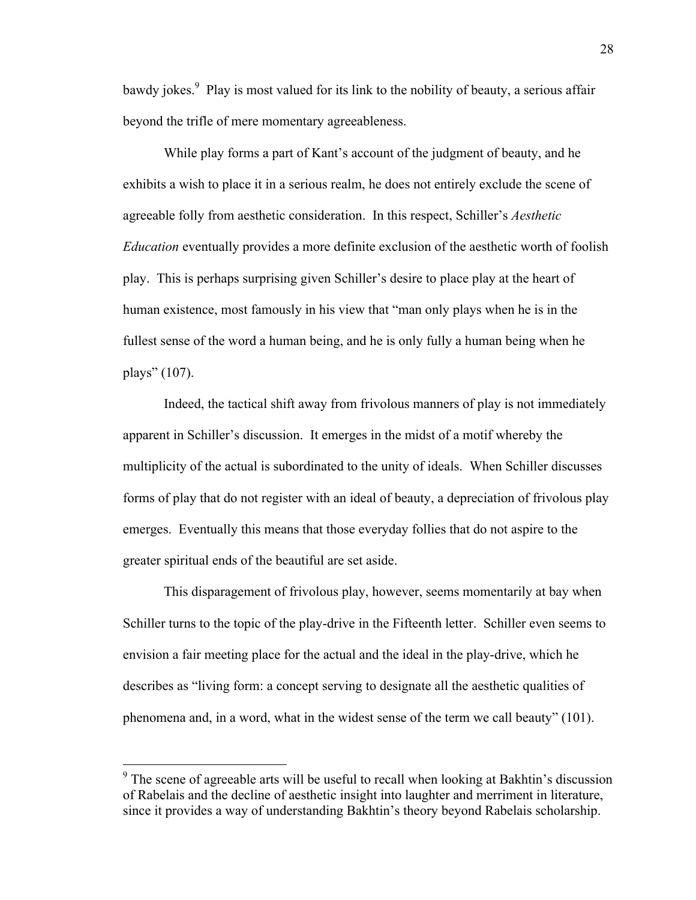bawdy jokes.[9] Play is most valued for its link to the nobility of beauty, a serious affair beyond the trifle of mere momentary agreeableness.

While play forms a part of Kant's account of the judgment of beauty, and he exhibits a wish to place it in a serious realm, he does not entirely exclude the scene of agreeable folly from aesthetic consideration. In this respect, Schiller's *Aesthetic Education* eventually provides a more definite exclusion of the aesthetic worth of foolish play. This is perhaps surprising given Schiller's desire to place play at the heart of human existence, most famously in his view that "man only plays when he is in the fullest sense of the word a human being, and he is only fully a human being when he plays" (107).

Indeed, the tactical shift away from frivolous manners of play is not immediately apparent in Schiller's discussion. It emerges in the midst of a motif whereby the multiplicity of the actual is subordinated to the unity of ideals. When Schiller discusses forms of play that do not register with an ideal of beauty, a depreciation of frivolous play emerges. Eventually this means that those everyday follies that do not aspire to the greater spiritual ends of the beautiful are set aside.

This disparagement of frivolous play, however, seems momentarily at bay when Schiller turns to the topic of the play-drive in the Fifteenth letter. Schiller even seems to envision a fair meeting place for the actual and the ideal in the play-drive, which he describes as "living form: a concept serving to designate all the aesthetic qualities of phenomena and, in a word, what in the widest sense of the term we call beauty" (101).

---

[9] The scene of agreeable arts will be useful to recall when looking at Bakhtin's discussion of Rabelais and the decline of aesthetic insight into laughter and merriment in literature, since it provides a way of understanding Bakhtin's theory beyond Rabelais scholarship.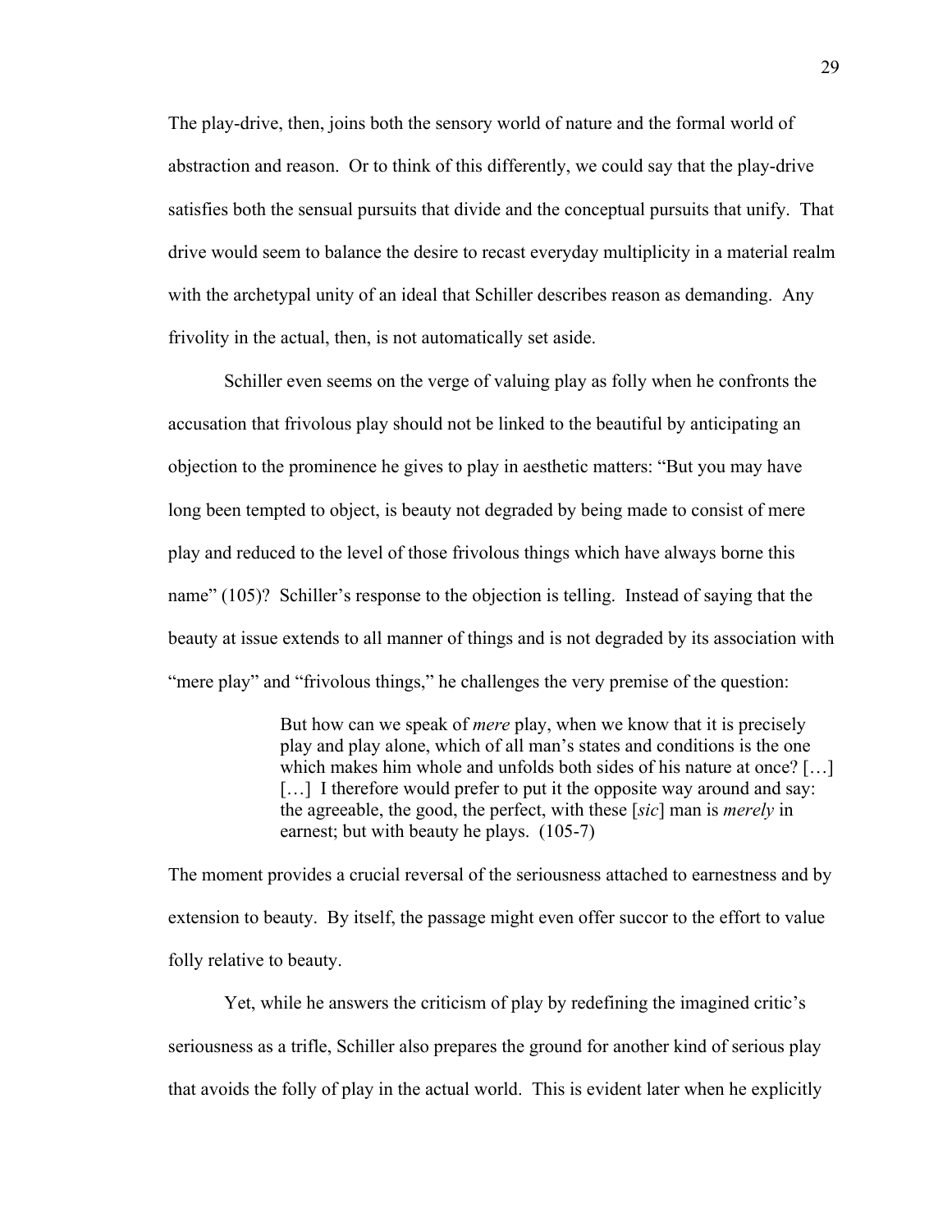The play-drive, then, joins both the sensory world of nature and the formal world of abstraction and reason. Or to think of this differently, we could say that the play-drive satisfies both the sensual pursuits that divide and the conceptual pursuits that unify. That drive would seem to balance the desire to recast everyday multiplicity in a material realm with the archetypal unity of an ideal that Schiller describes reason as demanding. Any frivolity in the actual, then, is not automatically set aside.

Schiller even seems on the verge of valuing play as folly when he confronts the accusation that frivolous play should not be linked to the beautiful by anticipating an objection to the prominence he gives to play in aesthetic matters: "But you may have long been tempted to object, is beauty not degraded by being made to consist of mere play and reduced to the level of those frivolous things which have always borne this name" (105)? Schiller's response to the objection is telling. Instead of saying that the beauty at issue extends to all manner of things and is not degraded by its association with "mere play" and "frivolous things," he challenges the very premise of the question:

> But how can we speak of *mere* play, when we know that it is precisely play and play alone, which of all man's states and conditions is the one which makes him whole and unfolds both sides of his nature at once? […] […] I therefore would prefer to put it the opposite way around and say: the agreeable, the good, the perfect, with these [*sic*] man is *merely* in earnest; but with beauty he plays. (105-7)

The moment provides a crucial reversal of the seriousness attached to earnestness and by extension to beauty. By itself, the passage might even offer succor to the effort to value folly relative to beauty.

Yet, while he answers the criticism of play by redefining the imagined critic's seriousness as a trifle, Schiller also prepares the ground for another kind of serious play that avoids the folly of play in the actual world. This is evident later when he explicitly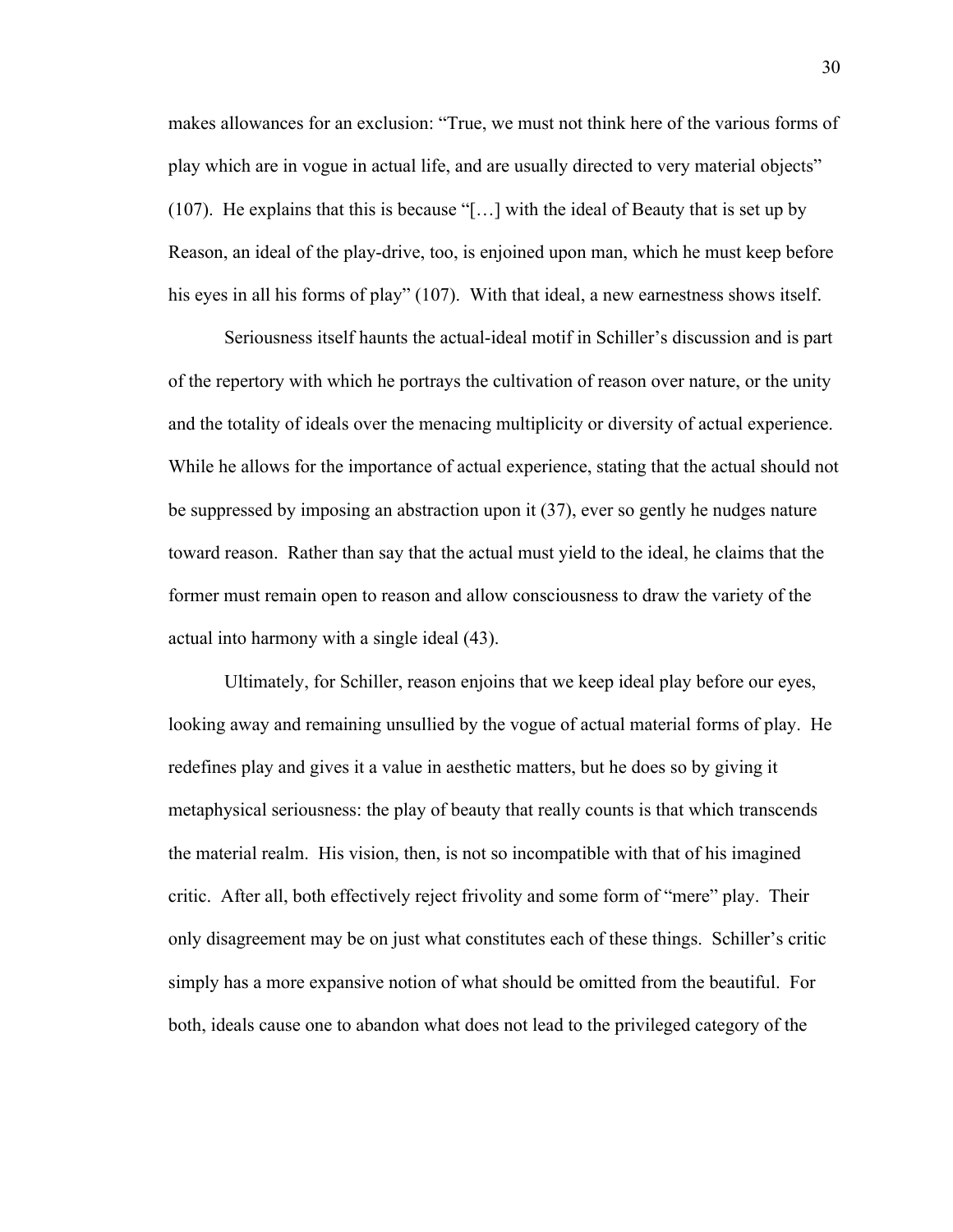makes allowances for an exclusion: "True, we must not think here of the various forms of play which are in vogue in actual life, and are usually directed to very material objects" (107). He explains that this is because "[…] with the ideal of Beauty that is set up by Reason, an ideal of the play-drive, too, is enjoined upon man, which he must keep before his eyes in all his forms of play" (107). With that ideal, a new earnestness shows itself.

Seriousness itself haunts the actual-ideal motif in Schiller's discussion and is part of the repertory with which he portrays the cultivation of reason over nature, or the unity and the totality of ideals over the menacing multiplicity or diversity of actual experience. While he allows for the importance of actual experience, stating that the actual should not be suppressed by imposing an abstraction upon it (37), ever so gently he nudges nature toward reason. Rather than say that the actual must yield to the ideal, he claims that the former must remain open to reason and allow consciousness to draw the variety of the actual into harmony with a single ideal (43).

Ultimately, for Schiller, reason enjoins that we keep ideal play before our eyes, looking away and remaining unsullied by the vogue of actual material forms of play. He redefines play and gives it a value in aesthetic matters, but he does so by giving it metaphysical seriousness: the play of beauty that really counts is that which transcends the material realm. His vision, then, is not so incompatible with that of his imagined critic. After all, both effectively reject frivolity and some form of "mere" play. Their only disagreement may be on just what constitutes each of these things. Schiller's critic simply has a more expansive notion of what should be omitted from the beautiful. For both, ideals cause one to abandon what does not lead to the privileged category of the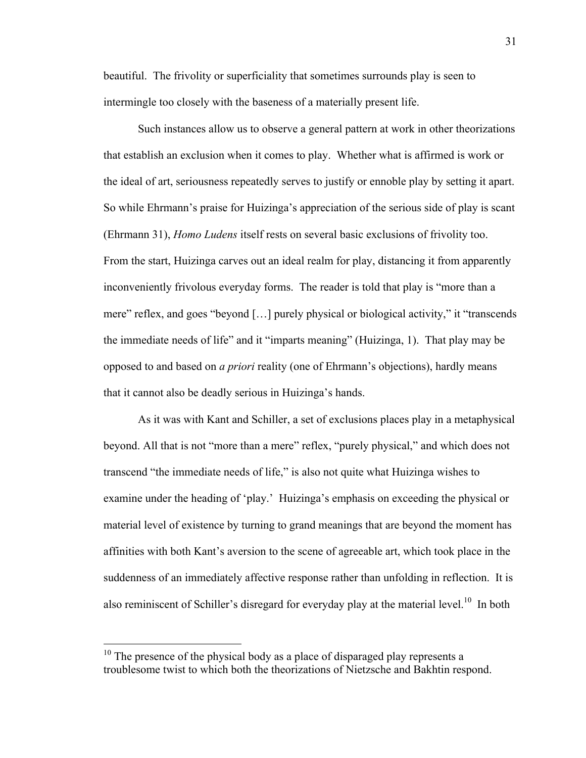beautiful. The frivolity or superficiality that sometimes surrounds play is seen to intermingle too closely with the baseness of a materially present life.

Such instances allow us to observe a general pattern at work in other theorizations that establish an exclusion when it comes to play. Whether what is affirmed is work or the ideal of art, seriousness repeatedly serves to justify or ennoble play by setting it apart. So while Ehrmann's praise for Huizinga's appreciation of the serious side of play is scant (Ehrmann 31), *Homo Ludens* itself rests on several basic exclusions of frivolity too. From the start, Huizinga carves out an ideal realm for play, distancing it from apparently inconveniently frivolous everyday forms. The reader is told that play is "more than a mere" reflex, and goes "beyond […] purely physical or biological activity," it "transcends the immediate needs of life" and it "imparts meaning" (Huizinga, 1). That play may be opposed to and based on *a priori* reality (one of Ehrmann's objections), hardly means that it cannot also be deadly serious in Huizinga's hands.

As it was with Kant and Schiller, a set of exclusions places play in a metaphysical beyond. All that is not "more than a mere" reflex, "purely physical," and which does not transcend "the immediate needs of life," is also not quite what Huizinga wishes to examine under the heading of 'play.' Huizinga's emphasis on exceeding the physical or material level of existence by turning to grand meanings that are beyond the moment has affinities with both Kant's aversion to the scene of agreeable art, which took place in the suddenness of an immediately affective response rather than unfolding in reflection. It is also reminiscent of Schiller's disregard for everyday play at the material level.[10] In both

---

[10] The presence of the physical body as a place of disparaged play represents a troublesome twist to which both the theorizations of Nietzsche and Bakhtin respond.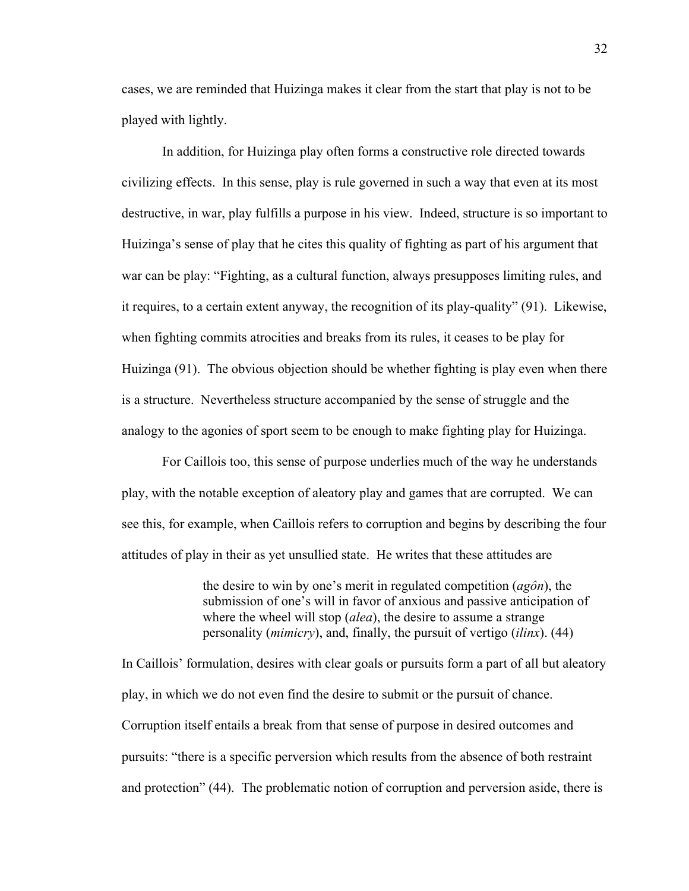cases, we are reminded that Huizinga makes it clear from the start that play is not to be played with lightly.

In addition, for Huizinga play often forms a constructive role directed towards civilizing effects. In this sense, play is rule governed in such a way that even at its most destructive, in war, play fulfills a purpose in his view. Indeed, structure is so important to Huizinga's sense of play that he cites this quality of fighting as part of his argument that war can be play: "Fighting, as a cultural function, always presupposes limiting rules, and it requires, to a certain extent anyway, the recognition of its play-quality" (91). Likewise, when fighting commits atrocities and breaks from its rules, it ceases to be play for Huizinga (91). The obvious objection should be whether fighting is play even when there is a structure. Nevertheless structure accompanied by the sense of struggle and the analogy to the agonies of sport seem to be enough to make fighting play for Huizinga.

For Caillois too, this sense of purpose underlies much of the way he understands play, with the notable exception of aleatory play and games that are corrupted. We can see this, for example, when Caillois refers to corruption and begins by describing the four attitudes of play in their as yet unsullied state. He writes that these attitudes are

> the desire to win by one's merit in regulated competition (*agôn*), the submission of one's will in favor of anxious and passive anticipation of where the wheel will stop (*alea*), the desire to assume a strange personality (*mimicry*), and, finally, the pursuit of vertigo (*ilinx*). (44)

In Caillois' formulation, desires with clear goals or pursuits form a part of all but aleatory play, in which we do not even find the desire to submit or the pursuit of chance. Corruption itself entails a break from that sense of purpose in desired outcomes and pursuits: "there is a specific perversion which results from the absence of both restraint and protection" (44). The problematic notion of corruption and perversion aside, there is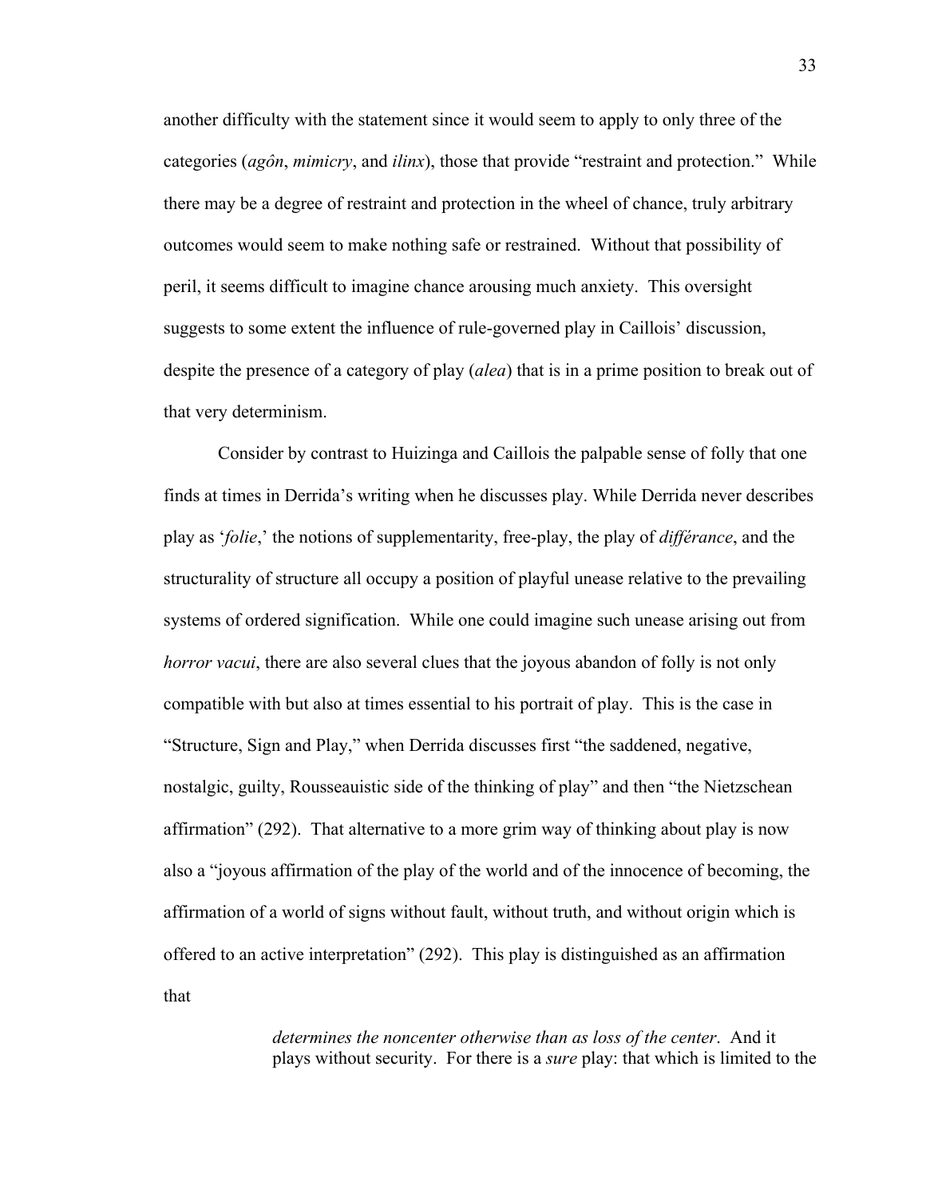another difficulty with the statement since it would seem to apply to only three of the categories (*agôn*, *mimicry*, and *ilinx*), those that provide "restraint and protection." While there may be a degree of restraint and protection in the wheel of chance, truly arbitrary outcomes would seem to make nothing safe or restrained. Without that possibility of peril, it seems difficult to imagine chance arousing much anxiety. This oversight suggests to some extent the influence of rule-governed play in Caillois' discussion, despite the presence of a category of play (*alea*) that is in a prime position to break out of that very determinism.

Consider by contrast to Huizinga and Caillois the palpable sense of folly that one finds at times in Derrida's writing when he discusses play. While Derrida never describes play as '*folie*,' the notions of supplementarity, free-play, the play of *différance*, and the structurality of structure all occupy a position of playful unease relative to the prevailing systems of ordered signification. While one could imagine such unease arising out from *horror vacui*, there are also several clues that the joyous abandon of folly is not only compatible with but also at times essential to his portrait of play. This is the case in "Structure, Sign and Play," when Derrida discusses first "the saddened, negative, nostalgic, guilty, Rousseauistic side of the thinking of play" and then "the Nietzschean affirmation" (292). That alternative to a more grim way of thinking about play is now also a "joyous affirmation of the play of the world and of the innocence of becoming, the affirmation of a world of signs without fault, without truth, and without origin which is offered to an active interpretation" (292). This play is distinguished as an affirmation that

> *determines the noncenter otherwise than as loss of the center*. And it plays without security. For there is a *sure* play: that which is limited to the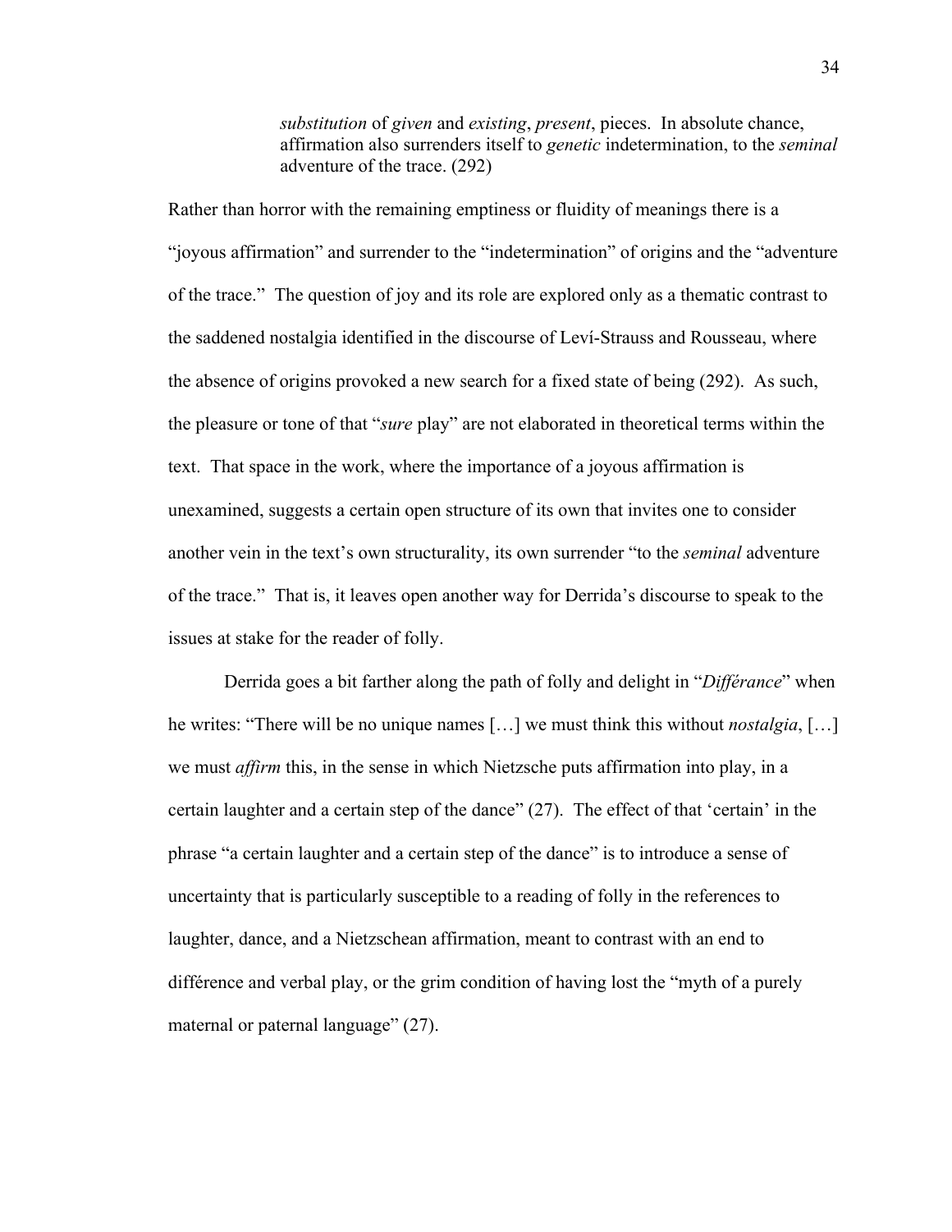> *substitution* of *given* and *existing*, *present*, pieces. In absolute chance, affirmation also surrenders itself to *genetic* indetermination, to the *seminal* adventure of the trace. (292)

Rather than horror with the remaining emptiness or fluidity of meanings there is a "joyous affirmation" and surrender to the "indetermination" of origins and the "adventure of the trace." The question of joy and its role are explored only as a thematic contrast to the saddened nostalgia identified in the discourse of Leví-Strauss and Rousseau, where the absence of origins provoked a new search for a fixed state of being (292). As such, the pleasure or tone of that "*sure* play" are not elaborated in theoretical terms within the text. That space in the work, where the importance of a joyous affirmation is unexamined, suggests a certain open structure of its own that invites one to consider another vein in the text's own structurality, its own surrender "to the *seminal* adventure of the trace." That is, it leaves open another way for Derrida's discourse to speak to the issues at stake for the reader of folly.

Derrida goes a bit farther along the path of folly and delight in "*Différance*" when he writes: "There will be no unique names […] we must think this without *nostalgia*, […] we must *affirm* this, in the sense in which Nietzsche puts affirmation into play, in a certain laughter and a certain step of the dance" (27). The effect of that 'certain' in the phrase "a certain laughter and a certain step of the dance" is to introduce a sense of uncertainty that is particularly susceptible to a reading of folly in the references to laughter, dance, and a Nietzschean affirmation, meant to contrast with an end to différence and verbal play, or the grim condition of having lost the "myth of a purely maternal or paternal language" (27).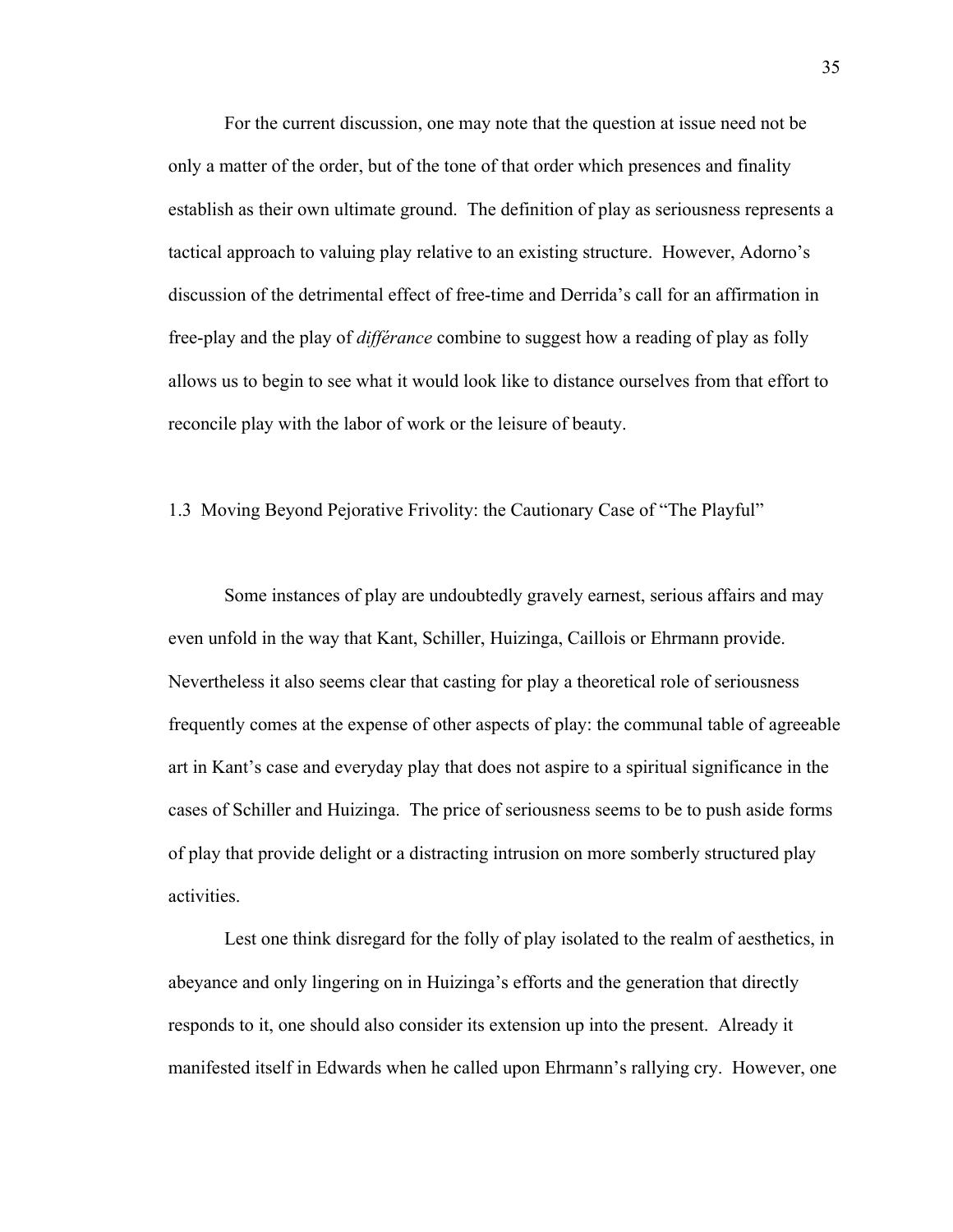For the current discussion, one may note that the question at issue need not be only a matter of the order, but of the tone of that order which presences and finality establish as their own ultimate ground. The definition of play as seriousness represents a tactical approach to valuing play relative to an existing structure. However, Adorno's discussion of the detrimental effect of free-time and Derrida's call for an affirmation in free-play and the play of *différance* combine to suggest how a reading of play as folly allows us to begin to see what it would look like to distance ourselves from that effort to reconcile play with the labor of work or the leisure of beauty.

### 1.3 Moving Beyond Pejorative Frivolity: the Cautionary Case of "The Playful"

Some instances of play are undoubtedly gravely earnest, serious affairs and may even unfold in the way that Kant, Schiller, Huizinga, Caillois or Ehrmann provide. Nevertheless it also seems clear that casting for play a theoretical role of seriousness frequently comes at the expense of other aspects of play: the communal table of agreeable art in Kant's case and everyday play that does not aspire to a spiritual significance in the cases of Schiller and Huizinga. The price of seriousness seems to be to push aside forms of play that provide delight or a distracting intrusion on more somberly structured play activities.

Lest one think disregard for the folly of play isolated to the realm of aesthetics, in abeyance and only lingering on in Huizinga's efforts and the generation that directly responds to it, one should also consider its extension up into the present. Already it manifested itself in Edwards when he called upon Ehrmann's rallying cry. However, one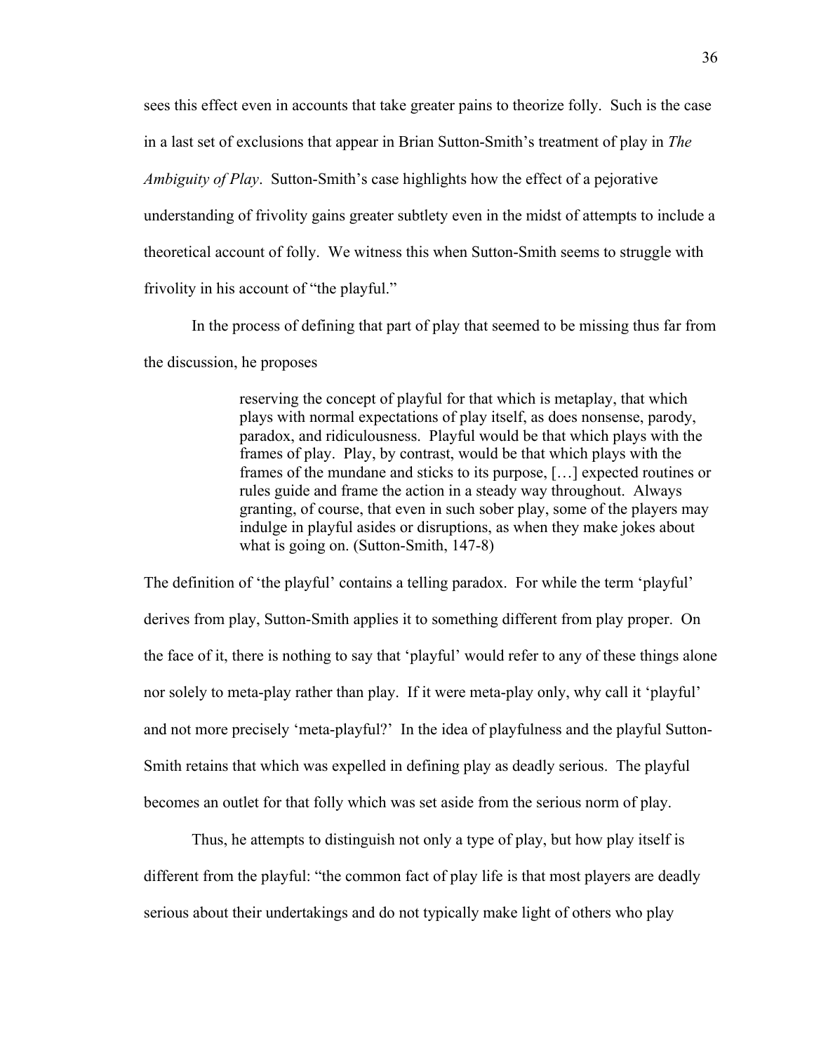sees this effect even in accounts that take greater pains to theorize folly. Such is the case in a last set of exclusions that appear in Brian Sutton-Smith's treatment of play in *The Ambiguity of Play*. Sutton-Smith's case highlights how the effect of a pejorative understanding of frivolity gains greater subtlety even in the midst of attempts to include a theoretical account of folly. We witness this when Sutton-Smith seems to struggle with frivolity in his account of "the playful."

In the process of defining that part of play that seemed to be missing thus far from the discussion, he proposes

> reserving the concept of playful for that which is metaplay, that which plays with normal expectations of play itself, as does nonsense, parody, paradox, and ridiculousness. Playful would be that which plays with the frames of play. Play, by contrast, would be that which plays with the frames of the mundane and sticks to its purpose, […] expected routines or rules guide and frame the action in a steady way throughout. Always granting, of course, that even in such sober play, some of the players may indulge in playful asides or disruptions, as when they make jokes about what is going on. (Sutton-Smith, 147-8)

The definition of 'the playful' contains a telling paradox. For while the term 'playful' derives from play, Sutton-Smith applies it to something different from play proper. On the face of it, there is nothing to say that 'playful' would refer to any of these things alone nor solely to meta-play rather than play. If it were meta-play only, why call it 'playful' and not more precisely 'meta-playful?' In the idea of playfulness and the playful Sutton-Smith retains that which was expelled in defining play as deadly serious. The playful becomes an outlet for that folly which was set aside from the serious norm of play.

Thus, he attempts to distinguish not only a type of play, but how play itself is different from the playful: "the common fact of play life is that most players are deadly serious about their undertakings and do not typically make light of others who play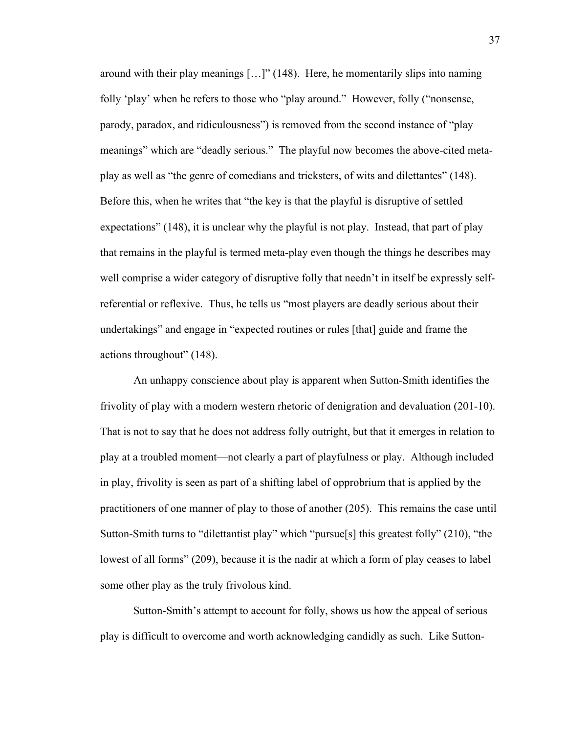around with their play meanings […]" (148). Here, he momentarily slips into naming folly 'play' when he refers to those who "play around." However, folly ("nonsense, parody, paradox, and ridiculousness") is removed from the second instance of "play meanings" which are "deadly serious." The playful now becomes the above-cited meta-play as well as "the genre of comedians and tricksters, of wits and dilettantes" (148). Before this, when he writes that "the key is that the playful is disruptive of settled expectations" (148), it is unclear why the playful is not play. Instead, that part of play that remains in the playful is termed meta-play even though the things he describes may well comprise a wider category of disruptive folly that needn't in itself be expressly self-referential or reflexive. Thus, he tells us "most players are deadly serious about their undertakings" and engage in "expected routines or rules [that] guide and frame the actions throughout" (148).

An unhappy conscience about play is apparent when Sutton-Smith identifies the frivolity of play with a modern western rhetoric of denigration and devaluation (201-10). That is not to say that he does not address folly outright, but that it emerges in relation to play at a troubled moment—not clearly a part of playfulness or play. Although included in play, frivolity is seen as part of a shifting label of opprobrium that is applied by the practitioners of one manner of play to those of another (205). This remains the case until Sutton-Smith turns to "dilettantist play" which "pursue[s] this greatest folly" (210), "the lowest of all forms" (209), because it is the nadir at which a form of play ceases to label some other play as the truly frivolous kind.

Sutton-Smith's attempt to account for folly, shows us how the appeal of serious play is difficult to overcome and worth acknowledging candidly as such. Like Sutton-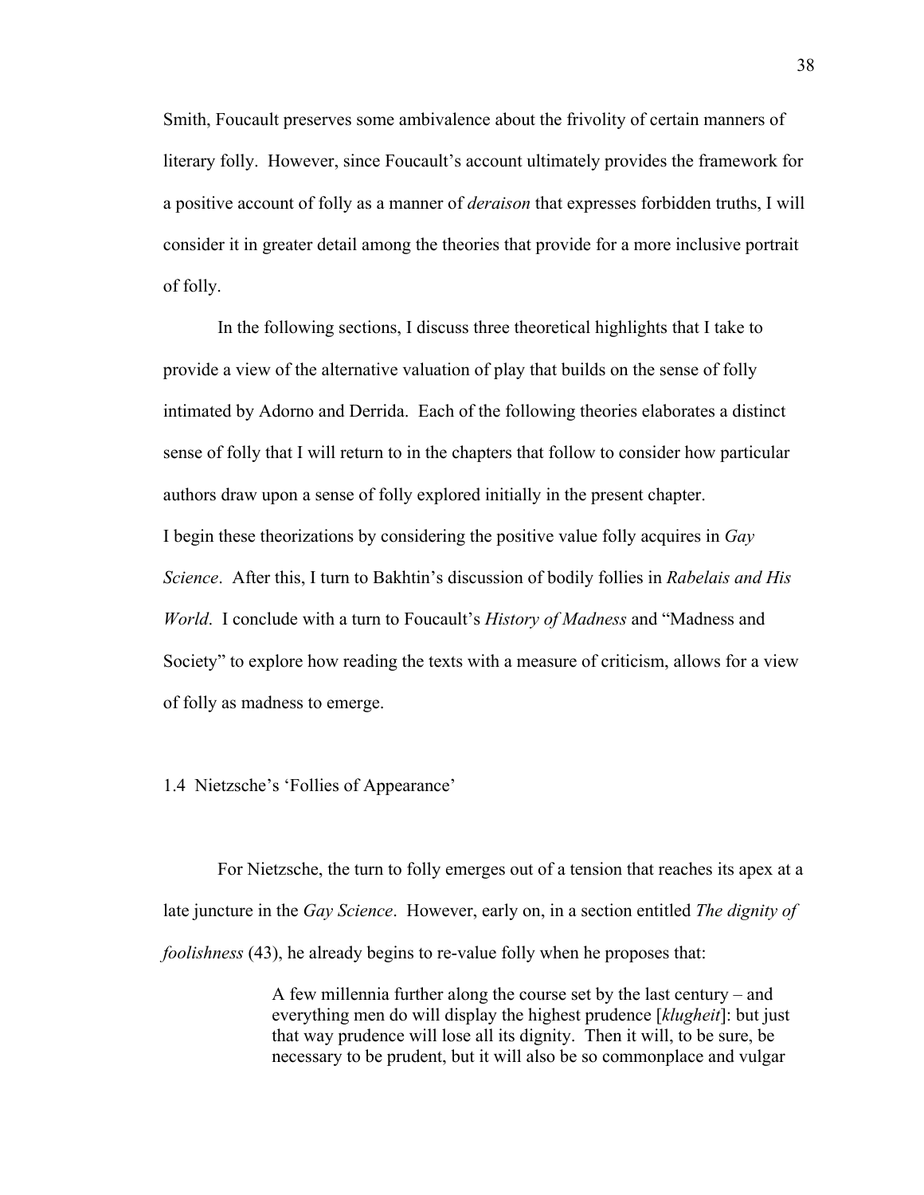Smith, Foucault preserves some ambivalence about the frivolity of certain manners of literary folly. However, since Foucault's account ultimately provides the framework for a positive account of folly as a manner of *deraison* that expresses forbidden truths, I will consider it in greater detail among the theories that provide for a more inclusive portrait of folly.

In the following sections, I discuss three theoretical highlights that I take to provide a view of the alternative valuation of play that builds on the sense of folly intimated by Adorno and Derrida. Each of the following theories elaborates a distinct sense of folly that I will return to in the chapters that follow to consider how particular authors draw upon a sense of folly explored initially in the present chapter.

I begin these theorizations by considering the positive value folly acquires in *Gay Science*. After this, I turn to Bakhtin's discussion of bodily follies in *Rabelais and His World*. I conclude with a turn to Foucault's *History of Madness* and "Madness and Society" to explore how reading the texts with a measure of criticism, allows for a view of folly as madness to emerge.

### 1.4 Nietzsche's 'Follies of Appearance'

For Nietzsche, the turn to folly emerges out of a tension that reaches its apex at a late juncture in the *Gay Science*. However, early on, in a section entitled *The dignity of foolishness* (43), he already begins to re-value folly when he proposes that:

> A few millennia further along the course set by the last century – and everything men do will display the highest prudence [*klugheit*]: but just that way prudence will lose all its dignity. Then it will, to be sure, be necessary to be prudent, but it will also be so commonplace and vulgar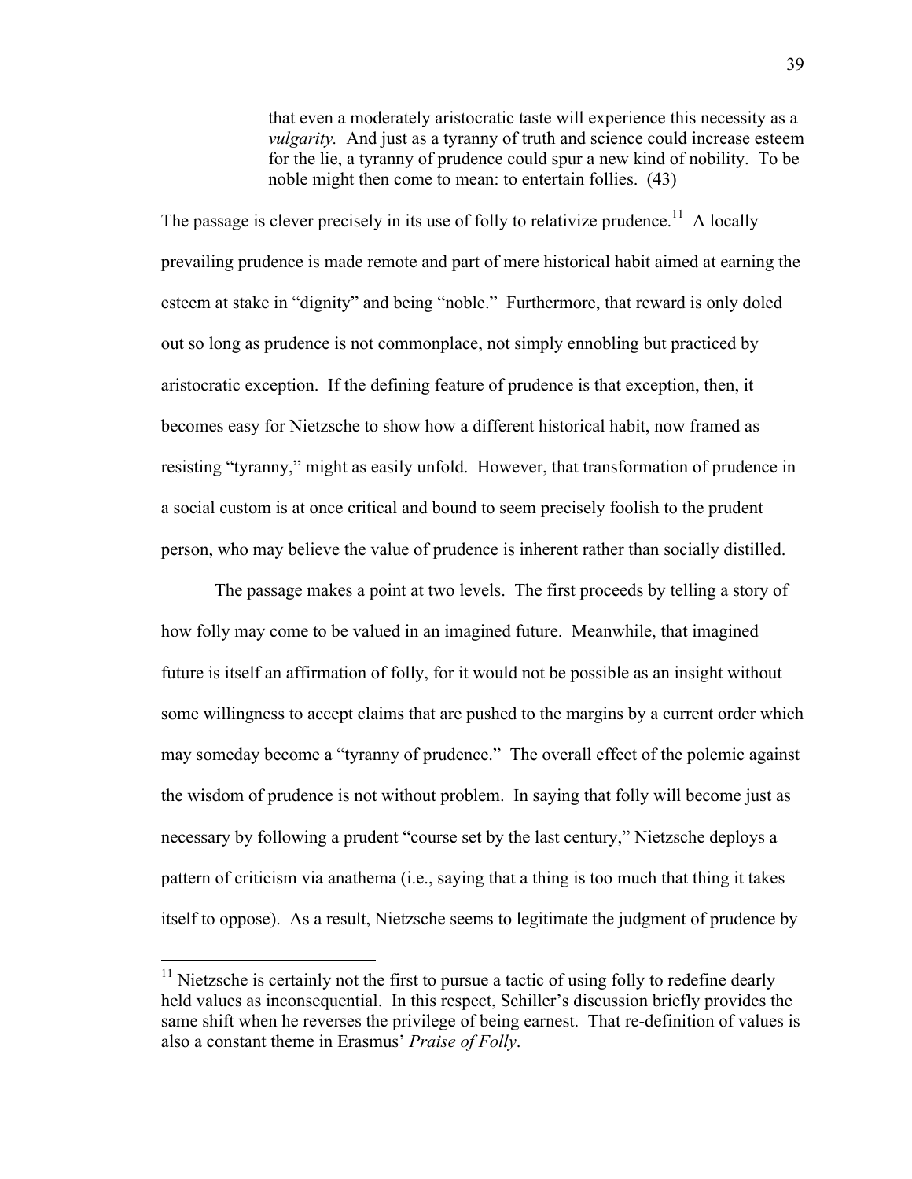> that even a moderately aristocratic taste will experience this necessity as a *vulgarity.* And just as a tyranny of truth and science could increase esteem for the lie, a tyranny of prudence could spur a new kind of nobility. To be noble might then come to mean: to entertain follies. (43)

The passage is clever precisely in its use of folly to relativize prudence.[11] A locally prevailing prudence is made remote and part of mere historical habit aimed at earning the esteem at stake in "dignity" and being "noble." Furthermore, that reward is only doled out so long as prudence is not commonplace, not simply ennobling but practiced by aristocratic exception. If the defining feature of prudence is that exception, then, it becomes easy for Nietzsche to show how a different historical habit, now framed as resisting "tyranny," might as easily unfold. However, that transformation of prudence in a social custom is at once critical and bound to seem precisely foolish to the prudent person, who may believe the value of prudence is inherent rather than socially distilled.

The passage makes a point at two levels. The first proceeds by telling a story of how folly may come to be valued in an imagined future. Meanwhile, that imagined future is itself an affirmation of folly, for it would not be possible as an insight without some willingness to accept claims that are pushed to the margins by a current order which may someday become a "tyranny of prudence." The overall effect of the polemic against the wisdom of prudence is not without problem. In saying that folly will become just as necessary by following a prudent "course set by the last century," Nietzsche deploys a pattern of criticism via anathema (i.e., saying that a thing is too much that thing it takes itself to oppose). As a result, Nietzsche seems to legitimate the judgment of prudence by

[11] Nietzsche is certainly not the first to pursue a tactic of using folly to redefine dearly held values as inconsequential. In this respect, Schiller's discussion briefly provides the same shift when he reverses the privilege of being earnest. That re-definition of values is also a constant theme in Erasmus' *Praise of Folly*.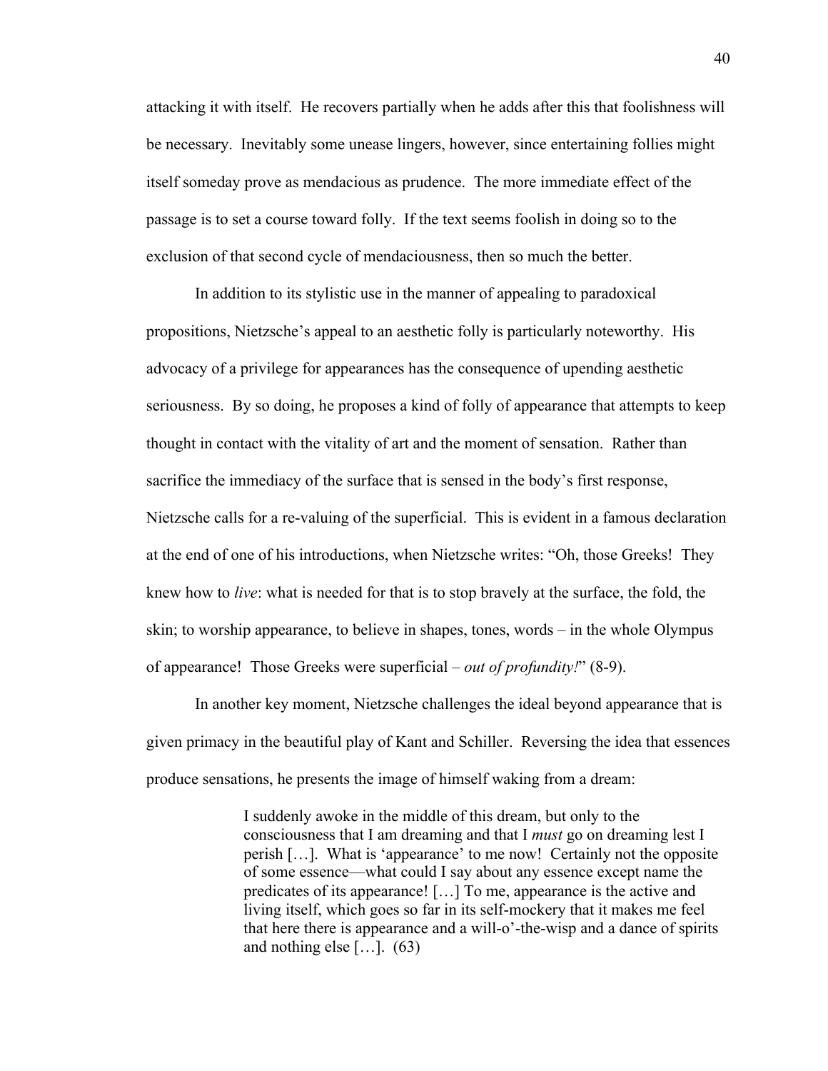attacking it with itself. He recovers partially when he adds after this that foolishness will be necessary. Inevitably some unease lingers, however, since entertaining follies might itself someday prove as mendacious as prudence. The more immediate effect of the passage is to set a course toward folly. If the text seems foolish in doing so to the exclusion of that second cycle of mendaciousness, then so much the better.

In addition to its stylistic use in the manner of appealing to paradoxical propositions, Nietzsche's appeal to an aesthetic folly is particularly noteworthy. His advocacy of a privilege for appearances has the consequence of upending aesthetic seriousness. By so doing, he proposes a kind of folly of appearance that attempts to keep thought in contact with the vitality of art and the moment of sensation. Rather than sacrifice the immediacy of the surface that is sensed in the body's first response, Nietzsche calls for a re-valuing of the superficial. This is evident in a famous declaration at the end of one of his introductions, when Nietzsche writes: "Oh, those Greeks! They knew how to *live*: what is needed for that is to stop bravely at the surface, the fold, the skin; to worship appearance, to believe in shapes, tones, words – in the whole Olympus of appearance! Those Greeks were superficial – *out of profundity!*" (8-9).

In another key moment, Nietzsche challenges the ideal beyond appearance that is given primacy in the beautiful play of Kant and Schiller. Reversing the idea that essences produce sensations, he presents the image of himself waking from a dream:

> I suddenly awoke in the middle of this dream, but only to the consciousness that I am dreaming and that I *must* go on dreaming lest I perish […]. What is 'appearance' to me now! Certainly not the opposite of some essence—what could I say about any essence except name the predicates of its appearance! […] To me, appearance is the active and living itself, which goes so far in its self-mockery that it makes me feel that here there is appearance and a will-o'-the-wisp and a dance of spirits and nothing else […]. (63)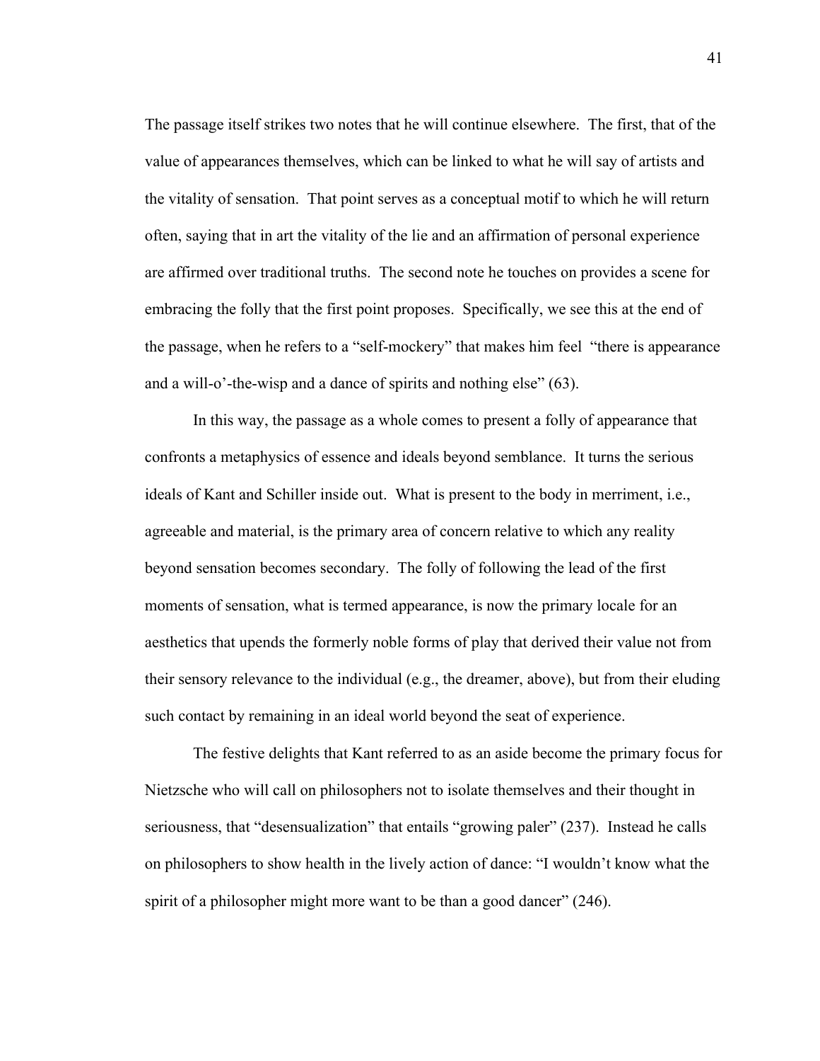The passage itself strikes two notes that he will continue elsewhere. The first, that of the value of appearances themselves, which can be linked to what he will say of artists and the vitality of sensation. That point serves as a conceptual motif to which he will return often, saying that in art the vitality of the lie and an affirmation of personal experience are affirmed over traditional truths. The second note he touches on provides a scene for embracing the folly that the first point proposes. Specifically, we see this at the end of the passage, when he refers to a "self-mockery" that makes him feel "there is appearance and a will-o'-the-wisp and a dance of spirits and nothing else" (63).

In this way, the passage as a whole comes to present a folly of appearance that confronts a metaphysics of essence and ideals beyond semblance. It turns the serious ideals of Kant and Schiller inside out. What is present to the body in merriment, i.e., agreeable and material, is the primary area of concern relative to which any reality beyond sensation becomes secondary. The folly of following the lead of the first moments of sensation, what is termed appearance, is now the primary locale for an aesthetics that upends the formerly noble forms of play that derived their value not from their sensory relevance to the individual (e.g., the dreamer, above), but from their eluding such contact by remaining in an ideal world beyond the seat of experience.

The festive delights that Kant referred to as an aside become the primary focus for Nietzsche who will call on philosophers not to isolate themselves and their thought in seriousness, that "desensualization" that entails "growing paler" (237). Instead he calls on philosophers to show health in the lively action of dance: "I wouldn't know what the spirit of a philosopher might more want to be than a good dancer" (246).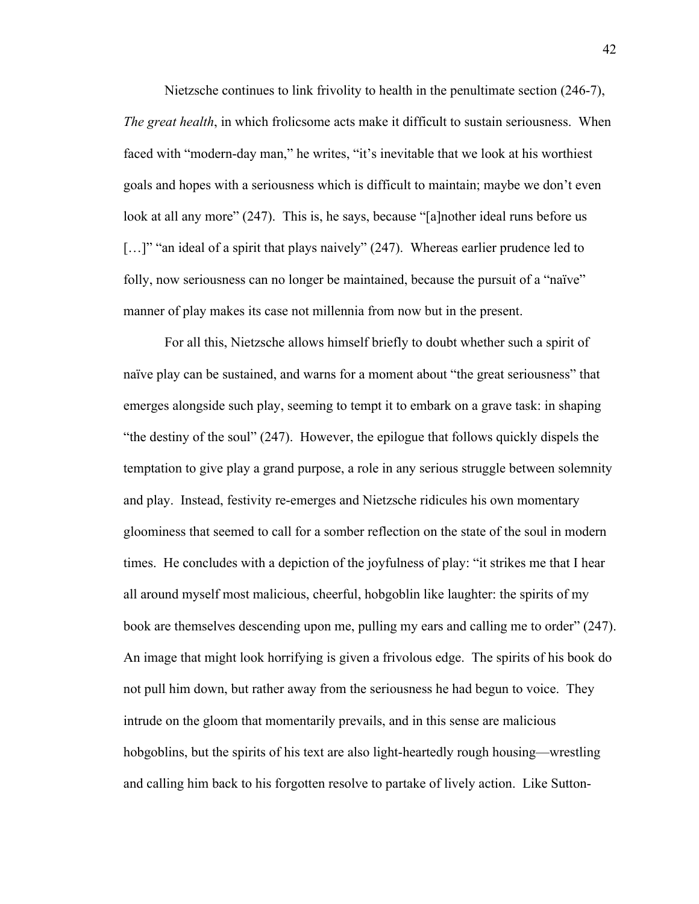Nietzsche continues to link frivolity to health in the penultimate section (246-7), *The great health*, in which frolicsome acts make it difficult to sustain seriousness. When faced with "modern-day man," he writes, "it's inevitable that we look at his worthiest goals and hopes with a seriousness which is difficult to maintain; maybe we don't even look at all any more" (247). This is, he says, because "[a]nother ideal runs before us […]" "an ideal of a spirit that plays naively" (247). Whereas earlier prudence led to folly, now seriousness can no longer be maintained, because the pursuit of a "naïve" manner of play makes its case not millennia from now but in the present.

For all this, Nietzsche allows himself briefly to doubt whether such a spirit of naïve play can be sustained, and warns for a moment about "the great seriousness" that emerges alongside such play, seeming to tempt it to embark on a grave task: in shaping "the destiny of the soul" (247). However, the epilogue that follows quickly dispels the temptation to give play a grand purpose, a role in any serious struggle between solemnity and play. Instead, festivity re-emerges and Nietzsche ridicules his own momentary gloominess that seemed to call for a somber reflection on the state of the soul in modern times. He concludes with a depiction of the joyfulness of play: "it strikes me that I hear all around myself most malicious, cheerful, hobgoblin like laughter: the spirits of my book are themselves descending upon me, pulling my ears and calling me to order" (247). An image that might look horrifying is given a frivolous edge. The spirits of his book do not pull him down, but rather away from the seriousness he had begun to voice. They intrude on the gloom that momentarily prevails, and in this sense are malicious hobgoblins, but the spirits of his text are also light-heartedly rough housing—wrestling and calling him back to his forgotten resolve to partake of lively action. Like Sutton-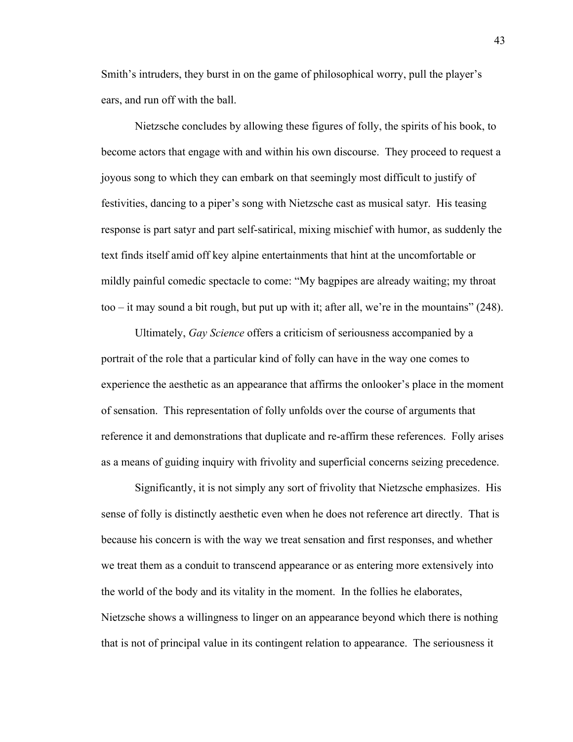Smith's intruders, they burst in on the game of philosophical worry, pull the player's ears, and run off with the ball.

Nietzsche concludes by allowing these figures of folly, the spirits of his book, to become actors that engage with and within his own discourse. They proceed to request a joyous song to which they can embark on that seemingly most difficult to justify of festivities, dancing to a piper's song with Nietzsche cast as musical satyr. His teasing response is part satyr and part self-satirical, mixing mischief with humor, as suddenly the text finds itself amid off key alpine entertainments that hint at the uncomfortable or mildly painful comedic spectacle to come: "My bagpipes are already waiting; my throat too – it may sound a bit rough, but put up with it; after all, we're in the mountains" (248).

Ultimately, *Gay Science* offers a criticism of seriousness accompanied by a portrait of the role that a particular kind of folly can have in the way one comes to experience the aesthetic as an appearance that affirms the onlooker's place in the moment of sensation. This representation of folly unfolds over the course of arguments that reference it and demonstrations that duplicate and re-affirm these references. Folly arises as a means of guiding inquiry with frivolity and superficial concerns seizing precedence.

Significantly, it is not simply any sort of frivolity that Nietzsche emphasizes. His sense of folly is distinctly aesthetic even when he does not reference art directly. That is because his concern is with the way we treat sensation and first responses, and whether we treat them as a conduit to transcend appearance or as entering more extensively into the world of the body and its vitality in the moment. In the follies he elaborates, Nietzsche shows a willingness to linger on an appearance beyond which there is nothing that is not of principal value in its contingent relation to appearance. The seriousness it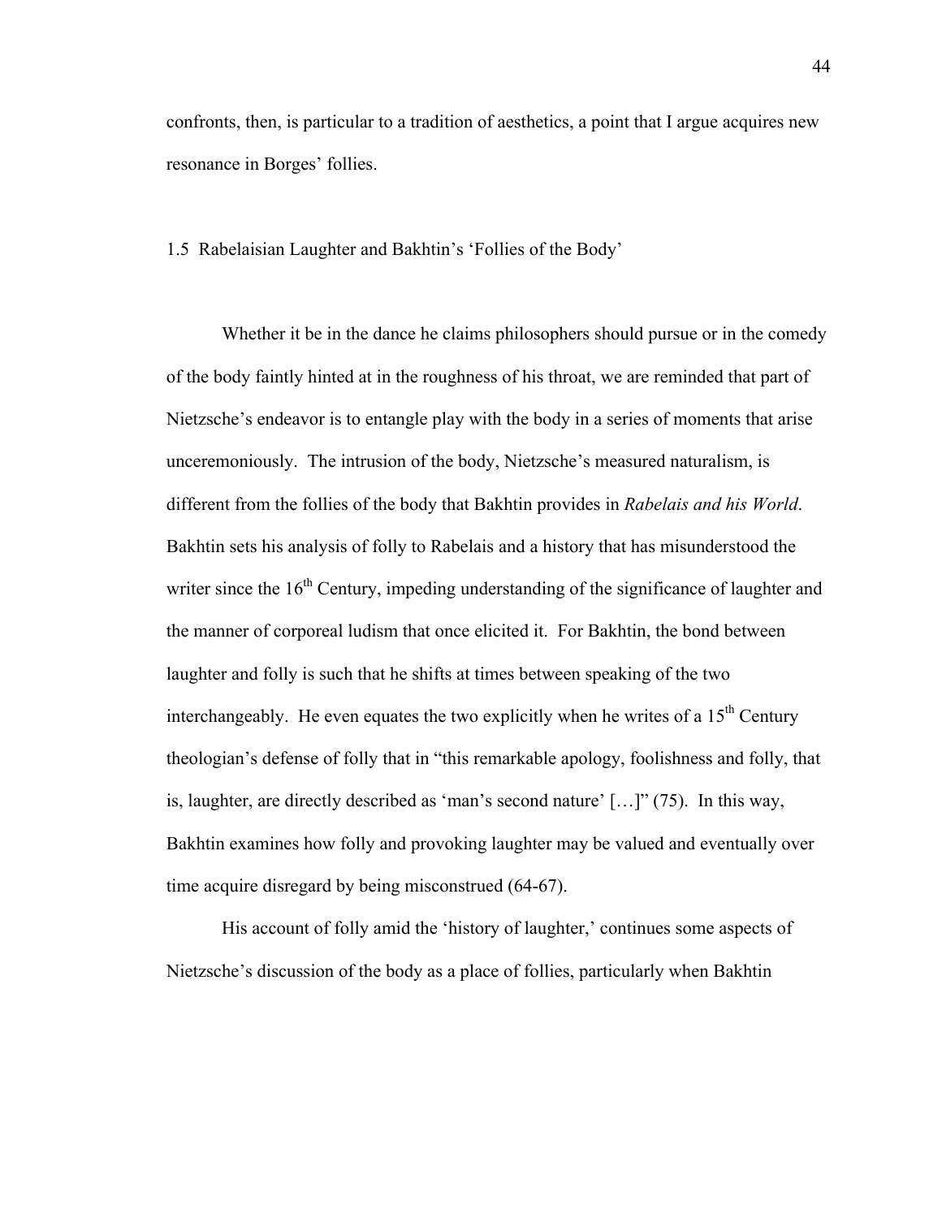confronts, then, is particular to a tradition of aesthetics, a point that I argue acquires new resonance in Borges' follies.

### 1.5 Rabelaisian Laughter and Bakhtin's 'Follies of the Body'

Whether it be in the dance he claims philosophers should pursue or in the comedy of the body faintly hinted at in the roughness of his throat, we are reminded that part of Nietzsche's endeavor is to entangle play with the body in a series of moments that arise unceremoniously. The intrusion of the body, Nietzsche's measured naturalism, is different from the follies of the body that Bakhtin provides in *Rabelais and his World*. Bakhtin sets his analysis of folly to Rabelais and a history that has misunderstood the writer since the 16th Century, impeding understanding of the significance of laughter and the manner of corporeal ludism that once elicited it. For Bakhtin, the bond between laughter and folly is such that he shifts at times between speaking of the two interchangeably. He even equates the two explicitly when he writes of a 15th Century theologian's defense of folly that in "this remarkable apology, foolishness and folly, that is, laughter, are directly described as 'man's second nature' […]" (75). In this way, Bakhtin examines how folly and provoking laughter may be valued and eventually over time acquire disregard by being misconstrued (64-67).

His account of folly amid the 'history of laughter,' continues some aspects of Nietzsche's discussion of the body as a place of follies, particularly when Bakhtin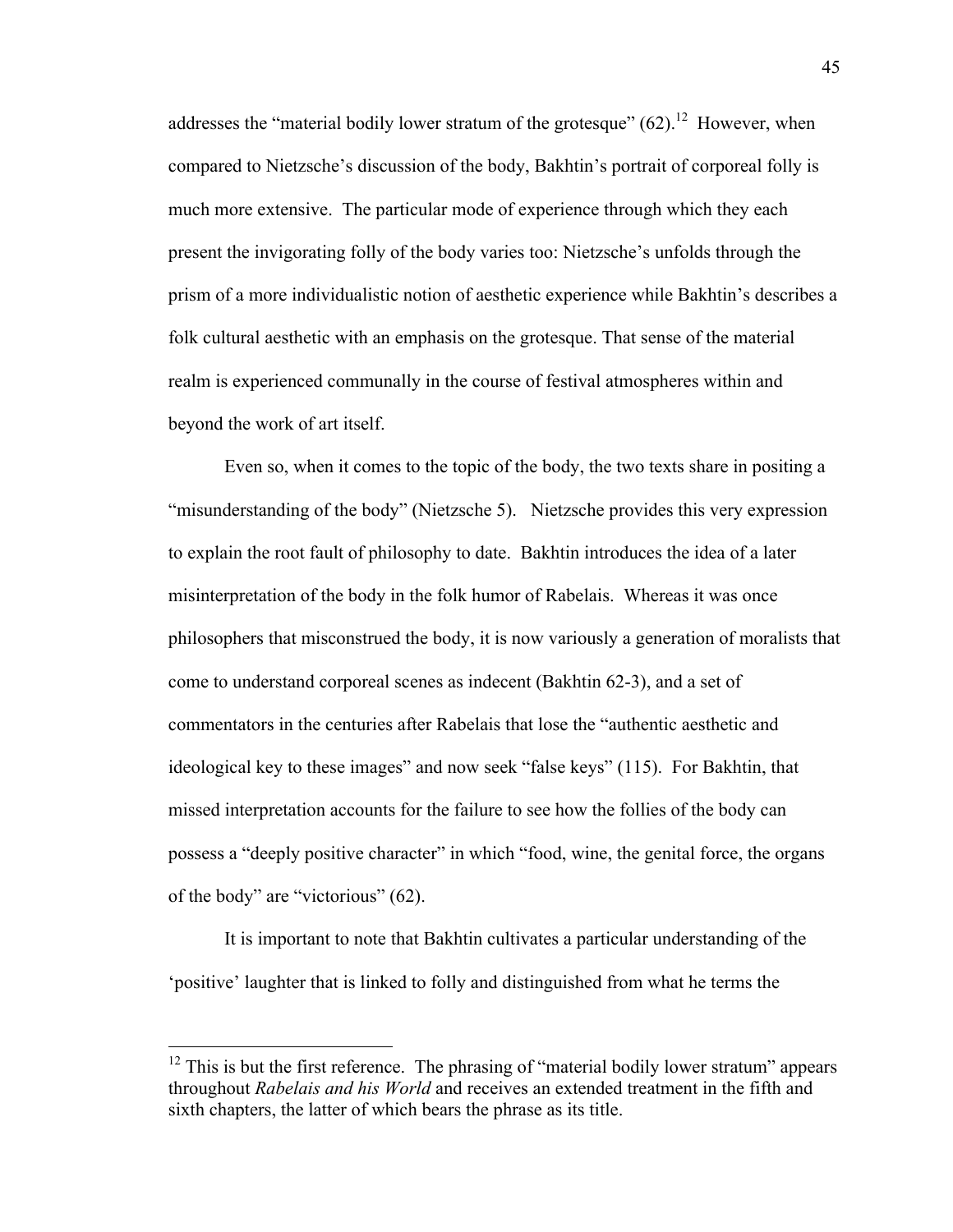addresses the "material bodily lower stratum of the grotesque" (62).[12] However, when compared to Nietzsche's discussion of the body, Bakhtin's portrait of corporeal folly is much more extensive. The particular mode of experience through which they each present the invigorating folly of the body varies too: Nietzsche's unfolds through the prism of a more individualistic notion of aesthetic experience while Bakhtin's describes a folk cultural aesthetic with an emphasis on the grotesque. That sense of the material realm is experienced communally in the course of festival atmospheres within and beyond the work of art itself.

Even so, when it comes to the topic of the body, the two texts share in positing a "misunderstanding of the body" (Nietzsche 5). Nietzsche provides this very expression to explain the root fault of philosophy to date. Bakhtin introduces the idea of a later misinterpretation of the body in the folk humor of Rabelais. Whereas it was once philosophers that misconstrued the body, it is now variously a generation of moralists that come to understand corporeal scenes as indecent (Bakhtin 62-3), and a set of commentators in the centuries after Rabelais that lose the "authentic aesthetic and ideological key to these images" and now seek "false keys" (115). For Bakhtin, that missed interpretation accounts for the failure to see how the follies of the body can possess a "deeply positive character" in which "food, wine, the genital force, the organs of the body" are "victorious" (62).

It is important to note that Bakhtin cultivates a particular understanding of the 'positive' laughter that is linked to folly and distinguished from what he terms the

---

[12] This is but the first reference. The phrasing of "material bodily lower stratum" appears throughout *Rabelais and his World* and receives an extended treatment in the fifth and sixth chapters, the latter of which bears the phrase as its title.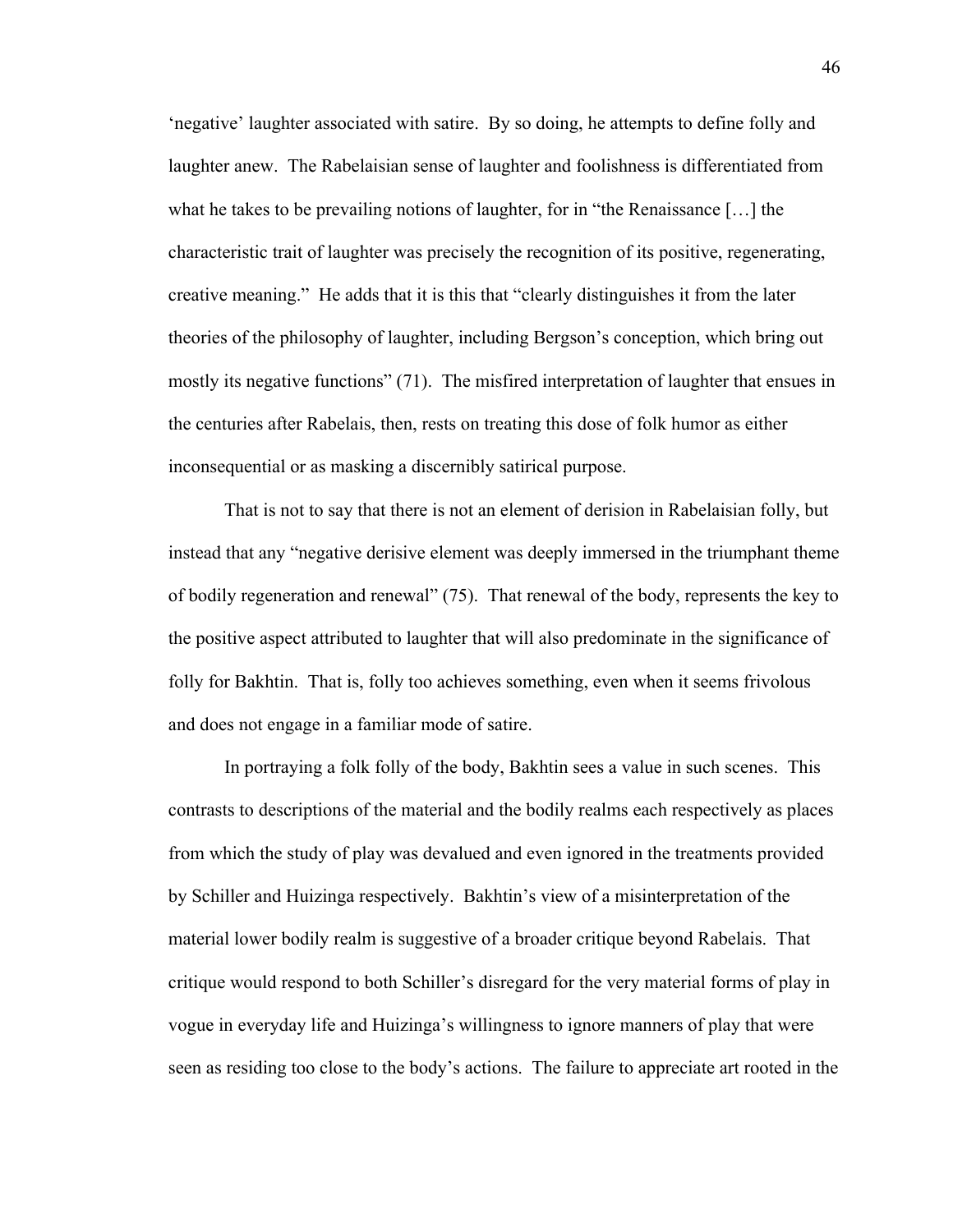'negative' laughter associated with satire. By so doing, he attempts to define folly and laughter anew. The Rabelaisian sense of laughter and foolishness is differentiated from what he takes to be prevailing notions of laughter, for in "the Renaissance […] the characteristic trait of laughter was precisely the recognition of its positive, regenerating, creative meaning." He adds that it is this that "clearly distinguishes it from the later theories of the philosophy of laughter, including Bergson's conception, which bring out mostly its negative functions" (71). The misfired interpretation of laughter that ensues in the centuries after Rabelais, then, rests on treating this dose of folk humor as either inconsequential or as masking a discernibly satirical purpose.

That is not to say that there is not an element of derision in Rabelaisian folly, but instead that any "negative derisive element was deeply immersed in the triumphant theme of bodily regeneration and renewal" (75). That renewal of the body, represents the key to the positive aspect attributed to laughter that will also predominate in the significance of folly for Bakhtin. That is, folly too achieves something, even when it seems frivolous and does not engage in a familiar mode of satire.

In portraying a folk folly of the body, Bakhtin sees a value in such scenes. This contrasts to descriptions of the material and the bodily realms each respectively as places from which the study of play was devalued and even ignored in the treatments provided by Schiller and Huizinga respectively. Bakhtin's view of a misinterpretation of the material lower bodily realm is suggestive of a broader critique beyond Rabelais. That critique would respond to both Schiller's disregard for the very material forms of play in vogue in everyday life and Huizinga's willingness to ignore manners of play that were seen as residing too close to the body's actions. The failure to appreciate art rooted in the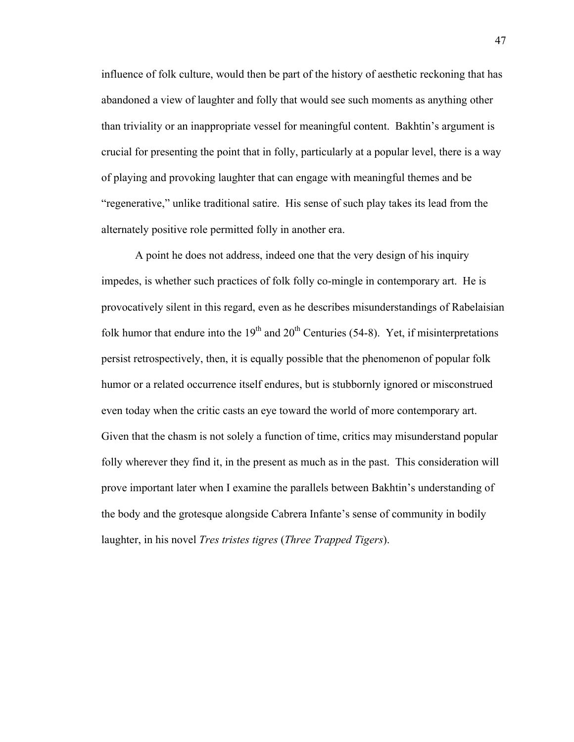influence of folk culture, would then be part of the history of aesthetic reckoning that has abandoned a view of laughter and folly that would see such moments as anything other than triviality or an inappropriate vessel for meaningful content. Bakhtin's argument is crucial for presenting the point that in folly, particularly at a popular level, there is a way of playing and provoking laughter that can engage with meaningful themes and be "regenerative," unlike traditional satire. His sense of such play takes its lead from the alternately positive role permitted folly in another era.

A point he does not address, indeed one that the very design of his inquiry impedes, is whether such practices of folk folly co-mingle in contemporary art. He is provocatively silent in this regard, even as he describes misunderstandings of Rabelaisian folk humor that endure into the 19th and 20th Centuries (54-8). Yet, if misinterpretations persist retrospectively, then, it is equally possible that the phenomenon of popular folk humor or a related occurrence itself endures, but is stubbornly ignored or misconstrued even today when the critic casts an eye toward the world of more contemporary art. Given that the chasm is not solely a function of time, critics may misunderstand popular folly wherever they find it, in the present as much as in the past. This consideration will prove important later when I examine the parallels between Bakhtin's understanding of the body and the grotesque alongside Cabrera Infante's sense of community in bodily laughter, in his novel *Tres tristes tigres* (*Three Trapped Tigers*).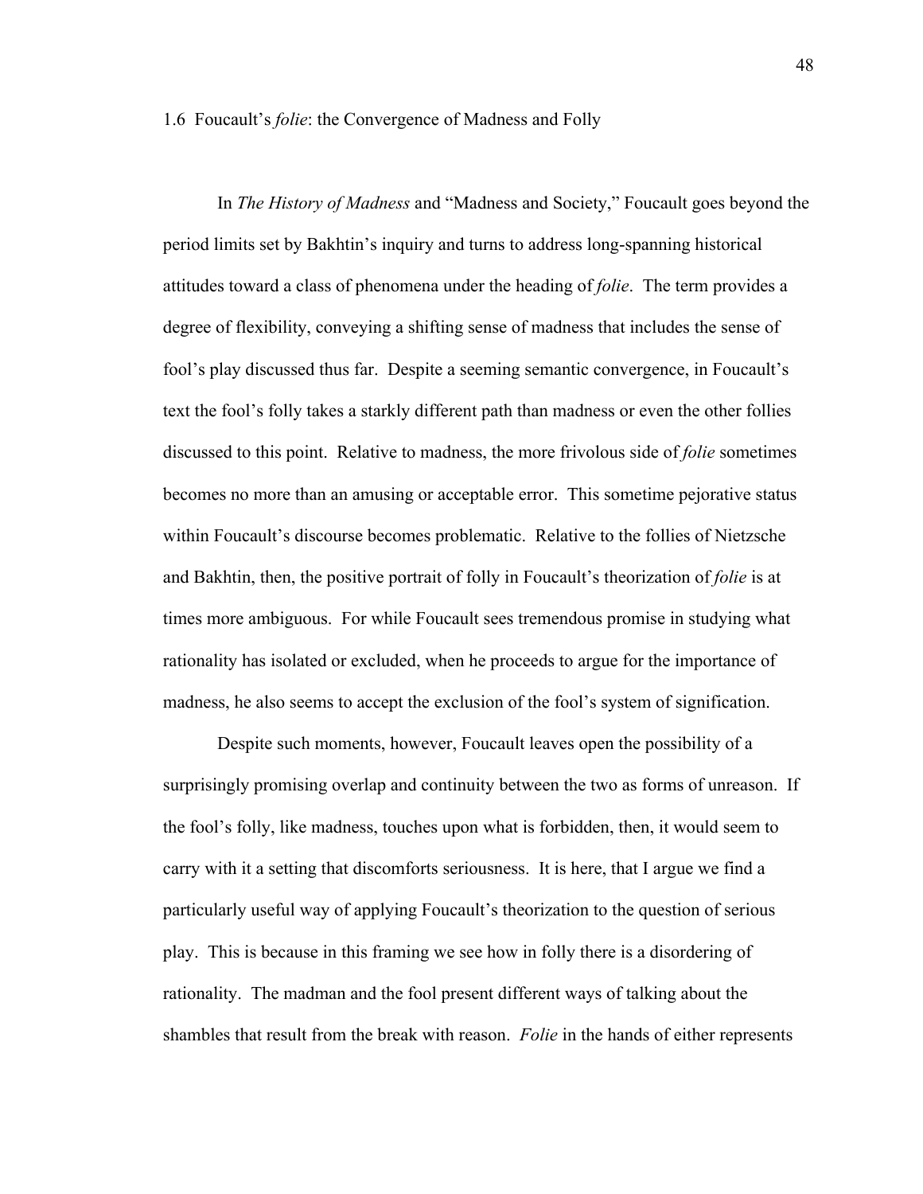### 1.6 Foucault's *folie*: the Convergence of Madness and Folly

In *The History of Madness* and "Madness and Society," Foucault goes beyond the period limits set by Bakhtin's inquiry and turns to address long-spanning historical attitudes toward a class of phenomena under the heading of *folie*. The term provides a degree of flexibility, conveying a shifting sense of madness that includes the sense of fool's play discussed thus far. Despite a seeming semantic convergence, in Foucault's text the fool's folly takes a starkly different path than madness or even the other follies discussed to this point. Relative to madness, the more frivolous side of *folie* sometimes becomes no more than an amusing or acceptable error. This sometime pejorative status within Foucault's discourse becomes problematic. Relative to the follies of Nietzsche and Bakhtin, then, the positive portrait of folly in Foucault's theorization of *folie* is at times more ambiguous. For while Foucault sees tremendous promise in studying what rationality has isolated or excluded, when he proceeds to argue for the importance of madness, he also seems to accept the exclusion of the fool's system of signification.

Despite such moments, however, Foucault leaves open the possibility of a surprisingly promising overlap and continuity between the two as forms of unreason. If the fool's folly, like madness, touches upon what is forbidden, then, it would seem to carry with it a setting that discomforts seriousness. It is here, that I argue we find a particularly useful way of applying Foucault's theorization to the question of serious play. This is because in this framing we see how in folly there is a disordering of rationality. The madman and the fool present different ways of talking about the shambles that result from the break with reason. *Folie* in the hands of either represents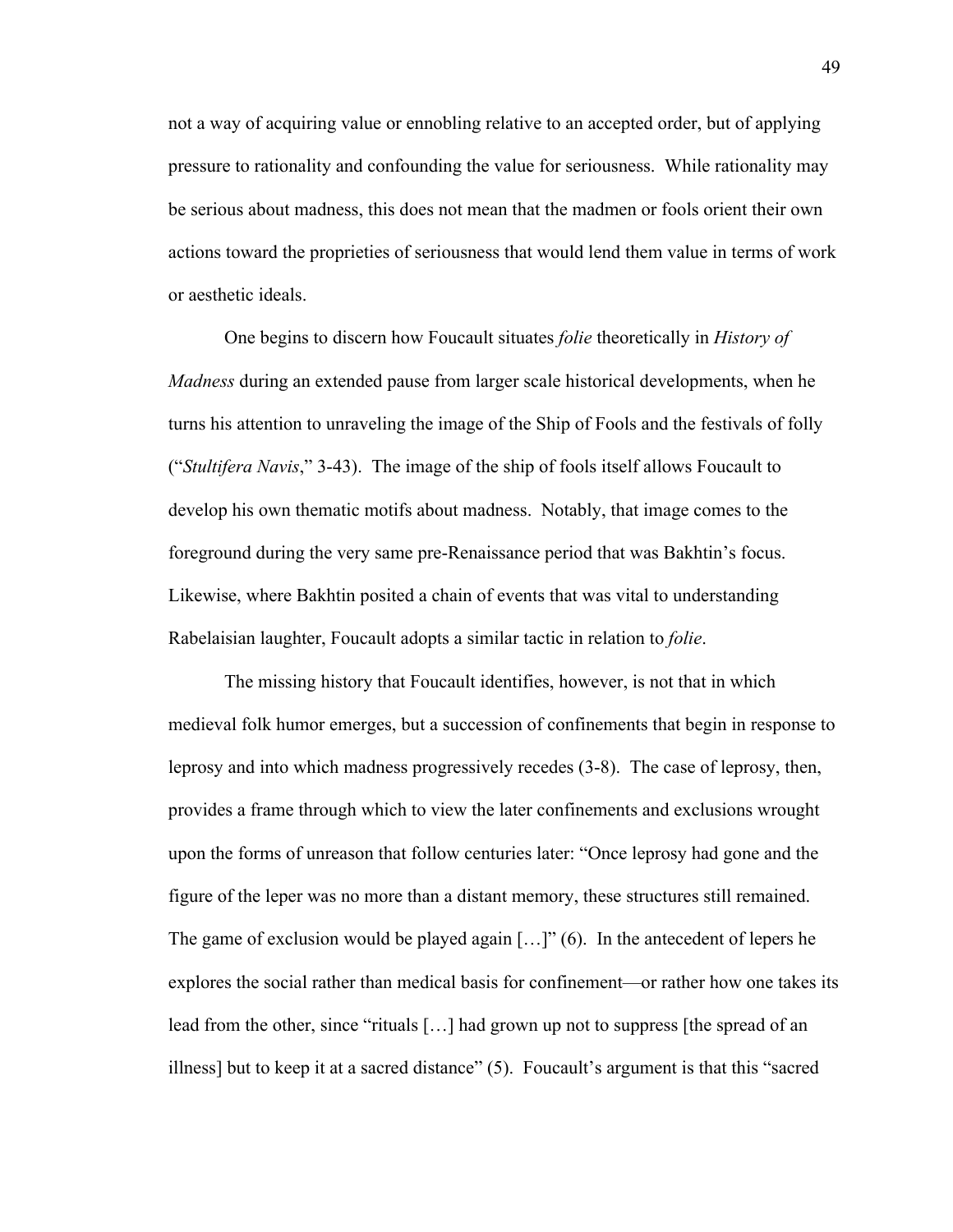not a way of acquiring value or ennobling relative to an accepted order, but of applying pressure to rationality and confounding the value for seriousness. While rationality may be serious about madness, this does not mean that the madmen or fools orient their own actions toward the proprieties of seriousness that would lend them value in terms of work or aesthetic ideals.

One begins to discern how Foucault situates *folie* theoretically in *History of Madness* during an extended pause from larger scale historical developments, when he turns his attention to unraveling the image of the Ship of Fools and the festivals of folly ("*Stultifera Navis*," 3-43). The image of the ship of fools itself allows Foucault to develop his own thematic motifs about madness. Notably, that image comes to the foreground during the very same pre-Renaissance period that was Bakhtin's focus. Likewise, where Bakhtin posited a chain of events that was vital to understanding Rabelaisian laughter, Foucault adopts a similar tactic in relation to *folie*.

The missing history that Foucault identifies, however, is not that in which medieval folk humor emerges, but a succession of confinements that begin in response to leprosy and into which madness progressively recedes (3-8). The case of leprosy, then, provides a frame through which to view the later confinements and exclusions wrought upon the forms of unreason that follow centuries later: "Once leprosy had gone and the figure of the leper was no more than a distant memory, these structures still remained. The game of exclusion would be played again […]" (6). In the antecedent of lepers he explores the social rather than medical basis for confinement—or rather how one takes its lead from the other, since "rituals […] had grown up not to suppress [the spread of an illness] but to keep it at a sacred distance" (5). Foucault's argument is that this "sacred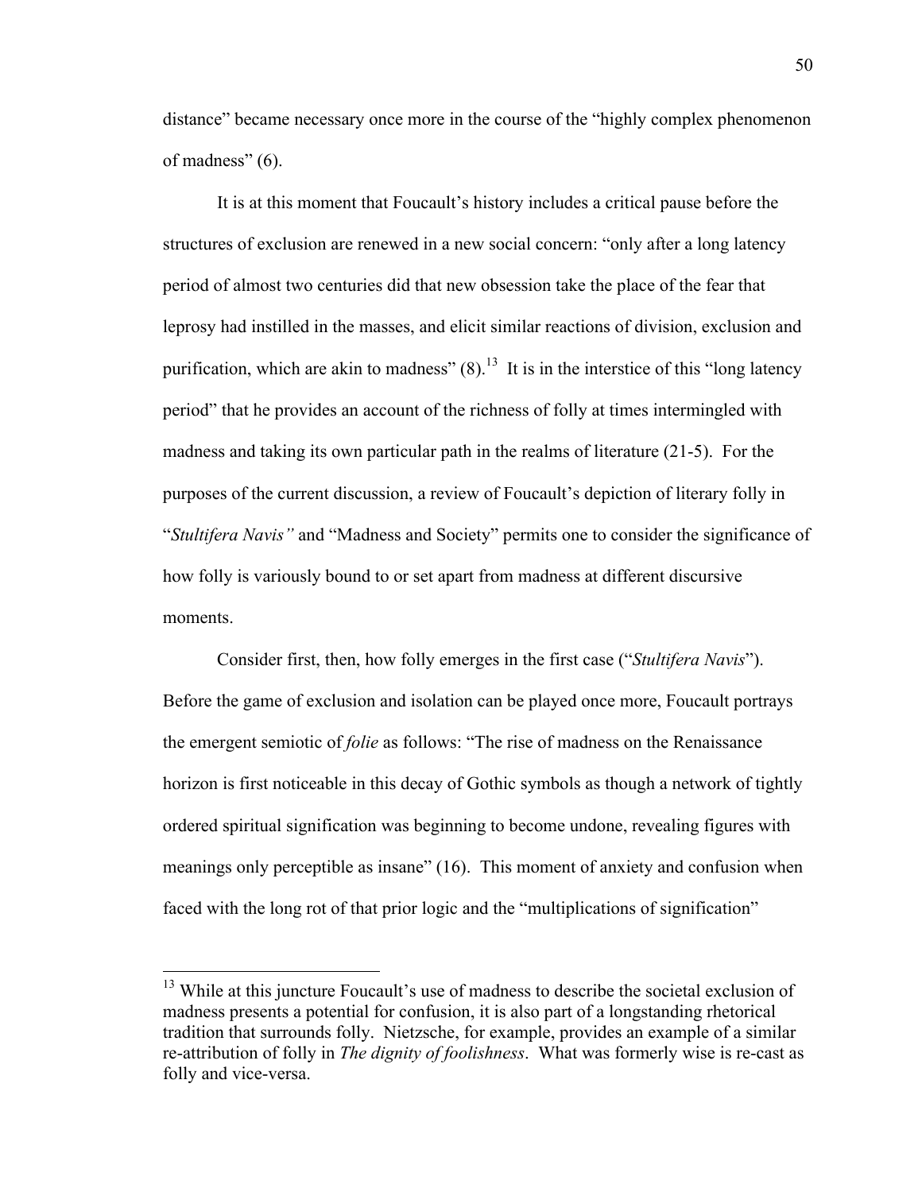distance" became necessary once more in the course of the "highly complex phenomenon of madness" (6).

It is at this moment that Foucault's history includes a critical pause before the structures of exclusion are renewed in a new social concern: "only after a long latency period of almost two centuries did that new obsession take the place of the fear that leprosy had instilled in the masses, and elicit similar reactions of division, exclusion and purification, which are akin to madness" (8).[13] It is in the interstice of this "long latency period" that he provides an account of the richness of folly at times intermingled with madness and taking its own particular path in the realms of literature (21-5). For the purposes of the current discussion, a review of Foucault's depiction of literary folly in "*Stultifera Navis"* and "Madness and Society" permits one to consider the significance of how folly is variously bound to or set apart from madness at different discursive moments.

Consider first, then, how folly emerges in the first case ("*Stultifera Navis*"). Before the game of exclusion and isolation can be played once more, Foucault portrays the emergent semiotic of *folie* as follows: "The rise of madness on the Renaissance horizon is first noticeable in this decay of Gothic symbols as though a network of tightly ordered spiritual signification was beginning to become undone, revealing figures with meanings only perceptible as insane" (16). This moment of anxiety and confusion when faced with the long rot of that prior logic and the "multiplications of signification"

---

[13] While at this juncture Foucault's use of madness to describe the societal exclusion of madness presents a potential for confusion, it is also part of a longstanding rhetorical tradition that surrounds folly. Nietzsche, for example, provides an example of a similar re-attribution of folly in *The dignity of foolishness*. What was formerly wise is re-cast as folly and vice-versa.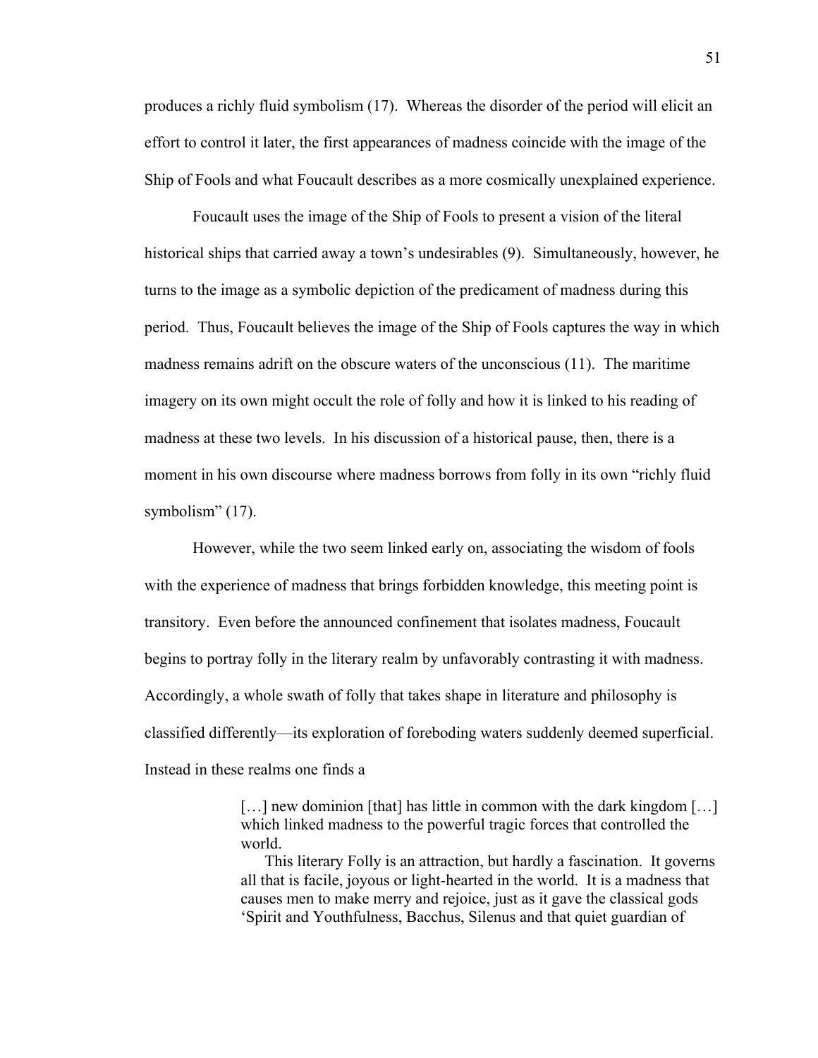produces a richly fluid symbolism (17). Whereas the disorder of the period will elicit an effort to control it later, the first appearances of madness coincide with the image of the Ship of Fools and what Foucault describes as a more cosmically unexplained experience.

Foucault uses the image of the Ship of Fools to present a vision of the literal historical ships that carried away a town's undesirables (9). Simultaneously, however, he turns to the image as a symbolic depiction of the predicament of madness during this period. Thus, Foucault believes the image of the Ship of Fools captures the way in which madness remains adrift on the obscure waters of the unconscious (11). The maritime imagery on its own might occult the role of folly and how it is linked to his reading of madness at these two levels. In his discussion of a historical pause, then, there is a moment in his own discourse where madness borrows from folly in its own "richly fluid symbolism" (17).

However, while the two seem linked early on, associating the wisdom of fools with the experience of madness that brings forbidden knowledge, this meeting point is transitory. Even before the announced confinement that isolates madness, Foucault begins to portray folly in the literary realm by unfavorably contrasting it with madness. Accordingly, a whole swath of folly that takes shape in literature and philosophy is classified differently—its exploration of foreboding waters suddenly deemed superficial. Instead in these realms one finds a

> […] new dominion [that] has little in common with the dark kingdom […] which linked madness to the powerful tragic forces that controlled the world.
>
> This literary Folly is an attraction, but hardly a fascination. It governs all that is facile, joyous or light-hearted in the world. It is a madness that causes men to make merry and rejoice, just as it gave the classical gods 'Spirit and Youthfulness, Bacchus, Silenus and that quiet guardian of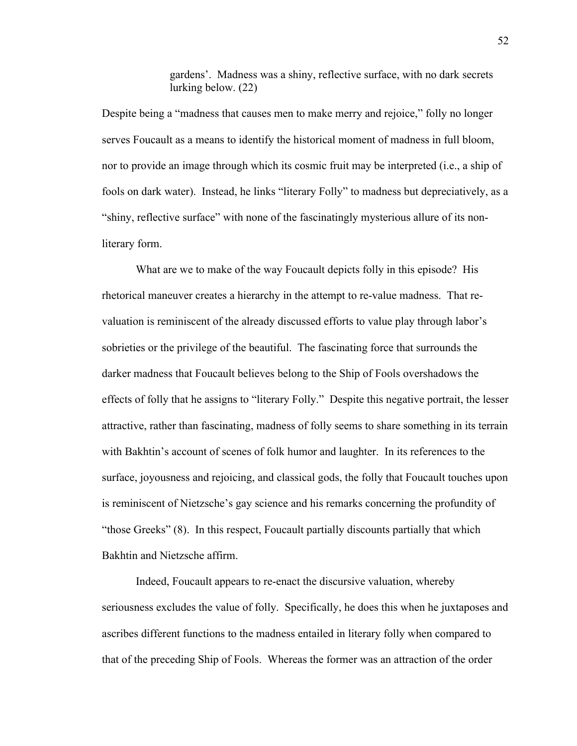> gardens'. Madness was a shiny, reflective surface, with no dark secrets lurking below. (22)

Despite being a "madness that causes men to make merry and rejoice," folly no longer serves Foucault as a means to identify the historical moment of madness in full bloom, nor to provide an image through which its cosmic fruit may be interpreted (i.e., a ship of fools on dark water). Instead, he links "literary Folly" to madness but depreciatively, as a "shiny, reflective surface" with none of the fascinatingly mysterious allure of its non-literary form.

What are we to make of the way Foucault depicts folly in this episode? His rhetorical maneuver creates a hierarchy in the attempt to re-value madness. That re-valuation is reminiscent of the already discussed efforts to value play through labor's sobrieties or the privilege of the beautiful. The fascinating force that surrounds the darker madness that Foucault believes belong to the Ship of Fools overshadows the effects of folly that he assigns to "literary Folly." Despite this negative portrait, the lesser attractive, rather than fascinating, madness of folly seems to share something in its terrain with Bakhtin's account of scenes of folk humor and laughter. In its references to the surface, joyousness and rejoicing, and classical gods, the folly that Foucault touches upon is reminiscent of Nietzsche's gay science and his remarks concerning the profundity of "those Greeks" (8). In this respect, Foucault partially discounts partially that which Bakhtin and Nietzsche affirm.

Indeed, Foucault appears to re-enact the discursive valuation, whereby seriousness excludes the value of folly. Specifically, he does this when he juxtaposes and ascribes different functions to the madness entailed in literary folly when compared to that of the preceding Ship of Fools. Whereas the former was an attraction of the order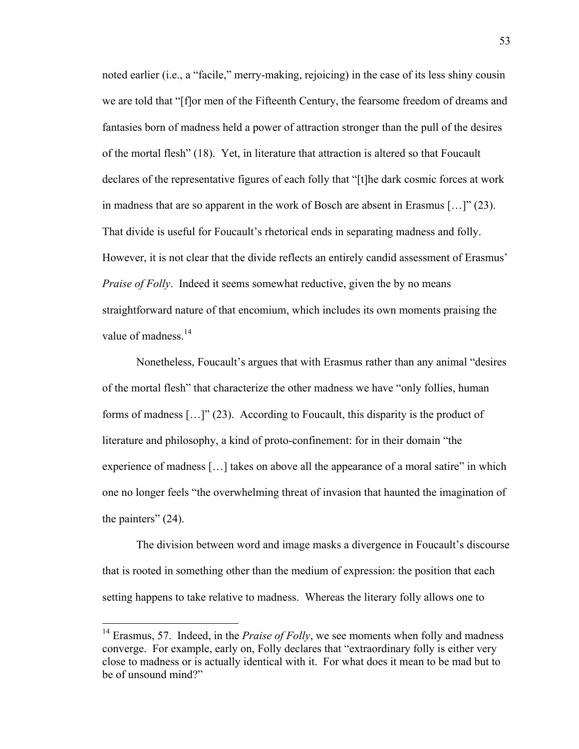noted earlier (i.e., a "facile," merry-making, rejoicing) in the case of its less shiny cousin we are told that "[f]or men of the Fifteenth Century, the fearsome freedom of dreams and fantasies born of madness held a power of attraction stronger than the pull of the desires of the mortal flesh" (18). Yet, in literature that attraction is altered so that Foucault declares of the representative figures of each folly that "[t]he dark cosmic forces at work in madness that are so apparent in the work of Bosch are absent in Erasmus […]" (23). That divide is useful for Foucault's rhetorical ends in separating madness and folly. However, it is not clear that the divide reflects an entirely candid assessment of Erasmus' *Praise of Folly*. Indeed it seems somewhat reductive, given the by no means straightforward nature of that encomium, which includes its own moments praising the value of madness.[14]

Nonetheless, Foucault's argues that with Erasmus rather than any animal "desires of the mortal flesh" that characterize the other madness we have "only follies, human forms of madness […]" (23). According to Foucault, this disparity is the product of literature and philosophy, a kind of proto-confinement: for in their domain "the experience of madness […] takes on above all the appearance of a moral satire" in which one no longer feels "the overwhelming threat of invasion that haunted the imagination of the painters" (24).

The division between word and image masks a divergence in Foucault's discourse that is rooted in something other than the medium of expression: the position that each setting happens to take relative to madness. Whereas the literary folly allows one to

---

[14] Erasmus, 57. Indeed, in the *Praise of Folly*, we see moments when folly and madness converge. For example, early on, Folly declares that "extraordinary folly is either very close to madness or is actually identical with it. For what does it mean to be mad but to be of unsound mind?"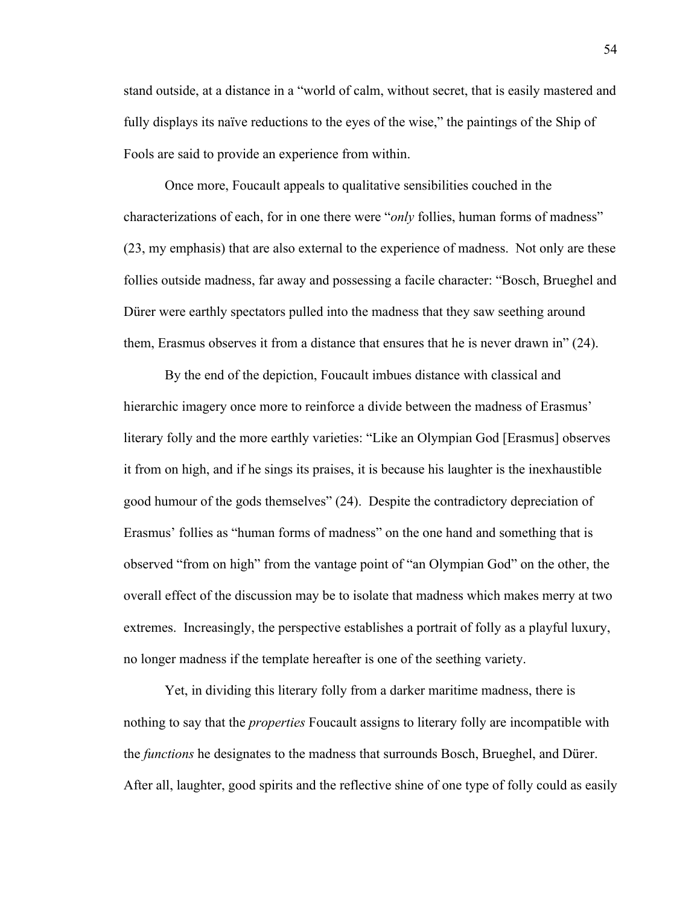stand outside, at a distance in a "world of calm, without secret, that is easily mastered and fully displays its naïve reductions to the eyes of the wise," the paintings of the Ship of Fools are said to provide an experience from within.

Once more, Foucault appeals to qualitative sensibilities couched in the characterizations of each, for in one there were "*only* follies, human forms of madness" (23, my emphasis) that are also external to the experience of madness. Not only are these follies outside madness, far away and possessing a facile character: "Bosch, Brueghel and Dürer were earthly spectators pulled into the madness that they saw seething around them, Erasmus observes it from a distance that ensures that he is never drawn in" (24).

By the end of the depiction, Foucault imbues distance with classical and hierarchic imagery once more to reinforce a divide between the madness of Erasmus' literary folly and the more earthly varieties: "Like an Olympian God [Erasmus] observes it from on high, and if he sings its praises, it is because his laughter is the inexhaustible good humour of the gods themselves" (24). Despite the contradictory depreciation of Erasmus' follies as "human forms of madness" on the one hand and something that is observed "from on high" from the vantage point of "an Olympian God" on the other, the overall effect of the discussion may be to isolate that madness which makes merry at two extremes. Increasingly, the perspective establishes a portrait of folly as a playful luxury, no longer madness if the template hereafter is one of the seething variety.

Yet, in dividing this literary folly from a darker maritime madness, there is nothing to say that the *properties* Foucault assigns to literary folly are incompatible with the *functions* he designates to the madness that surrounds Bosch, Brueghel, and Dürer. After all, laughter, good spirits and the reflective shine of one type of folly could as easily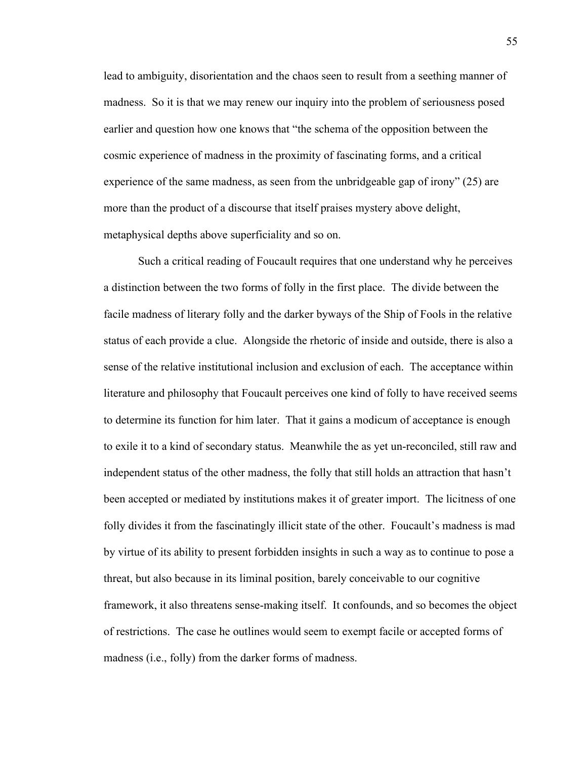lead to ambiguity, disorientation and the chaos seen to result from a seething manner of madness. So it is that we may renew our inquiry into the problem of seriousness posed earlier and question how one knows that "the schema of the opposition between the cosmic experience of madness in the proximity of fascinating forms, and a critical experience of the same madness, as seen from the unbridgeable gap of irony" (25) are more than the product of a discourse that itself praises mystery above delight, metaphysical depths above superficiality and so on.

Such a critical reading of Foucault requires that one understand why he perceives a distinction between the two forms of folly in the first place. The divide between the facile madness of literary folly and the darker byways of the Ship of Fools in the relative status of each provide a clue. Alongside the rhetoric of inside and outside, there is also a sense of the relative institutional inclusion and exclusion of each. The acceptance within literature and philosophy that Foucault perceives one kind of folly to have received seems to determine its function for him later. That it gains a modicum of acceptance is enough to exile it to a kind of secondary status. Meanwhile the as yet un-reconciled, still raw and independent status of the other madness, the folly that still holds an attraction that hasn't been accepted or mediated by institutions makes it of greater import. The licitness of one folly divides it from the fascinatingly illicit state of the other. Foucault's madness is mad by virtue of its ability to present forbidden insights in such a way as to continue to pose a threat, but also because in its liminal position, barely conceivable to our cognitive framework, it also threatens sense-making itself. It confounds, and so becomes the object of restrictions. The case he outlines would seem to exempt facile or accepted forms of madness (i.e., folly) from the darker forms of madness.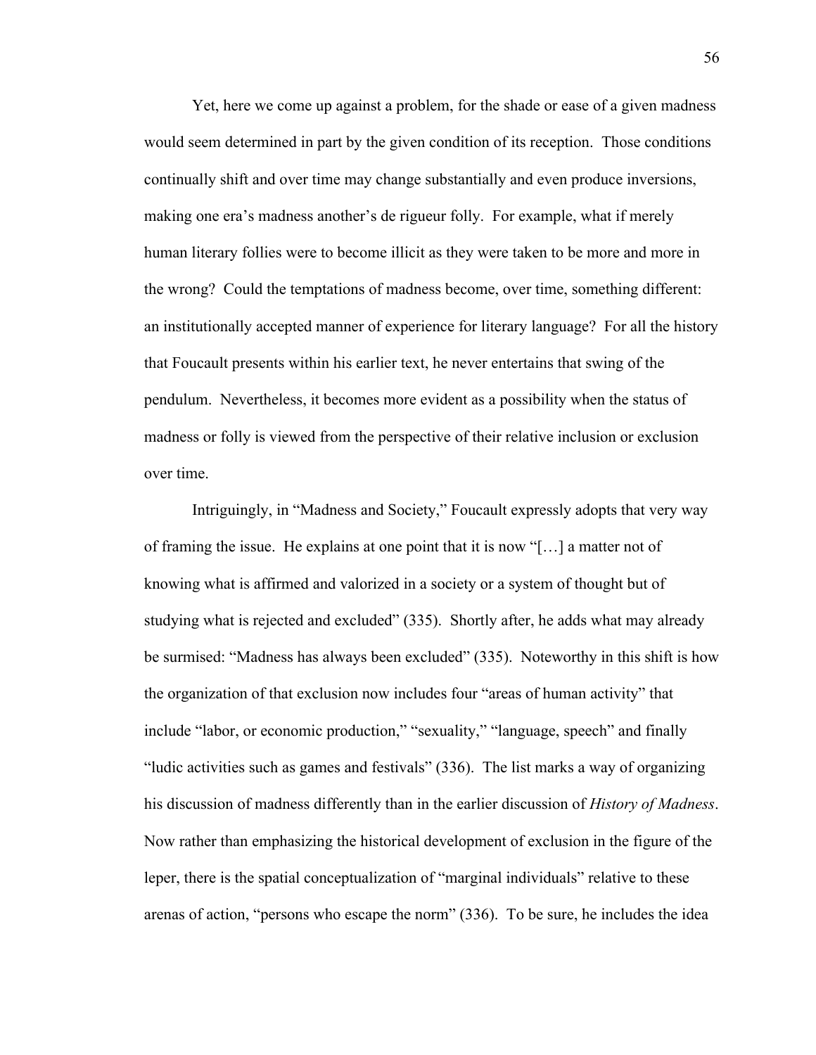Yet, here we come up against a problem, for the shade or ease of a given madness would seem determined in part by the given condition of its reception. Those conditions continually shift and over time may change substantially and even produce inversions, making one era's madness another's de rigueur folly. For example, what if merely human literary follies were to become illicit as they were taken to be more and more in the wrong? Could the temptations of madness become, over time, something different: an institutionally accepted manner of experience for literary language? For all the history that Foucault presents within his earlier text, he never entertains that swing of the pendulum. Nevertheless, it becomes more evident as a possibility when the status of madness or folly is viewed from the perspective of their relative inclusion or exclusion over time.

Intriguingly, in "Madness and Society," Foucault expressly adopts that very way of framing the issue. He explains at one point that it is now "[…] a matter not of knowing what is affirmed and valorized in a society or a system of thought but of studying what is rejected and excluded" (335). Shortly after, he adds what may already be surmised: "Madness has always been excluded" (335). Noteworthy in this shift is how the organization of that exclusion now includes four "areas of human activity" that include "labor, or economic production," "sexuality," "language, speech" and finally "ludic activities such as games and festivals" (336). The list marks a way of organizing his discussion of madness differently than in the earlier discussion of *History of Madness*. Now rather than emphasizing the historical development of exclusion in the figure of the leper, there is the spatial conceptualization of "marginal individuals" relative to these arenas of action, "persons who escape the norm" (336). To be sure, he includes the idea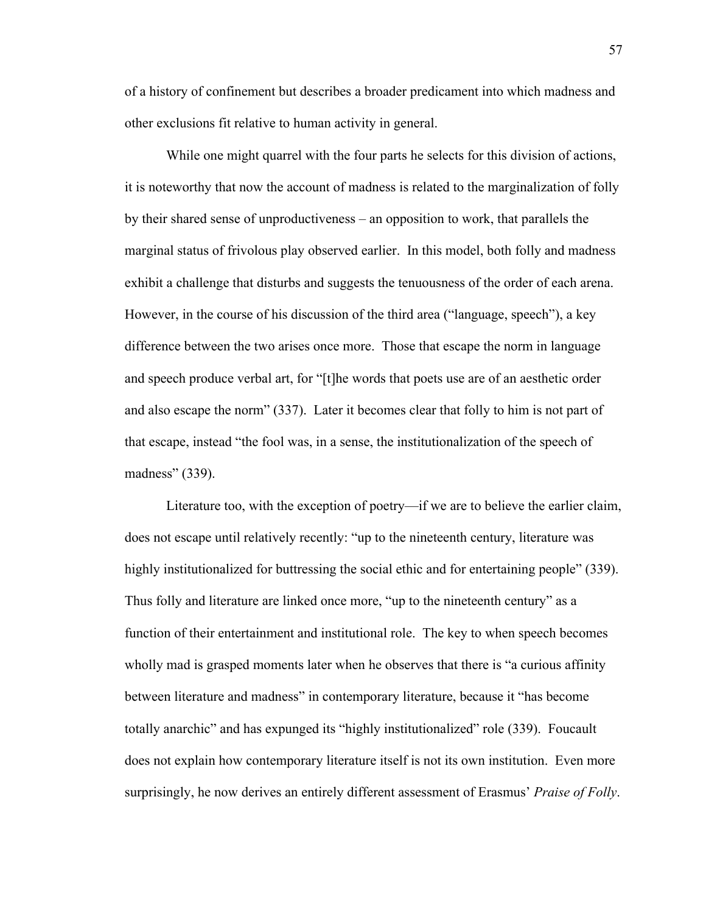of a history of confinement but describes a broader predicament into which madness and other exclusions fit relative to human activity in general.

While one might quarrel with the four parts he selects for this division of actions, it is noteworthy that now the account of madness is related to the marginalization of folly by their shared sense of unproductiveness – an opposition to work, that parallels the marginal status of frivolous play observed earlier. In this model, both folly and madness exhibit a challenge that disturbs and suggests the tenuousness of the order of each arena. However, in the course of his discussion of the third area ("language, speech"), a key difference between the two arises once more. Those that escape the norm in language and speech produce verbal art, for "[t]he words that poets use are of an aesthetic order and also escape the norm" (337). Later it becomes clear that folly to him is not part of that escape, instead "the fool was, in a sense, the institutionalization of the speech of madness" (339).

Literature too, with the exception of poetry—if we are to believe the earlier claim, does not escape until relatively recently: "up to the nineteenth century, literature was highly institutionalized for buttressing the social ethic and for entertaining people" (339). Thus folly and literature are linked once more, "up to the nineteenth century" as a function of their entertainment and institutional role. The key to when speech becomes wholly mad is grasped moments later when he observes that there is "a curious affinity between literature and madness" in contemporary literature, because it "has become totally anarchic" and has expunged its "highly institutionalized" role (339). Foucault does not explain how contemporary literature itself is not its own institution. Even more surprisingly, he now derives an entirely different assessment of Erasmus' *Praise of Folly*.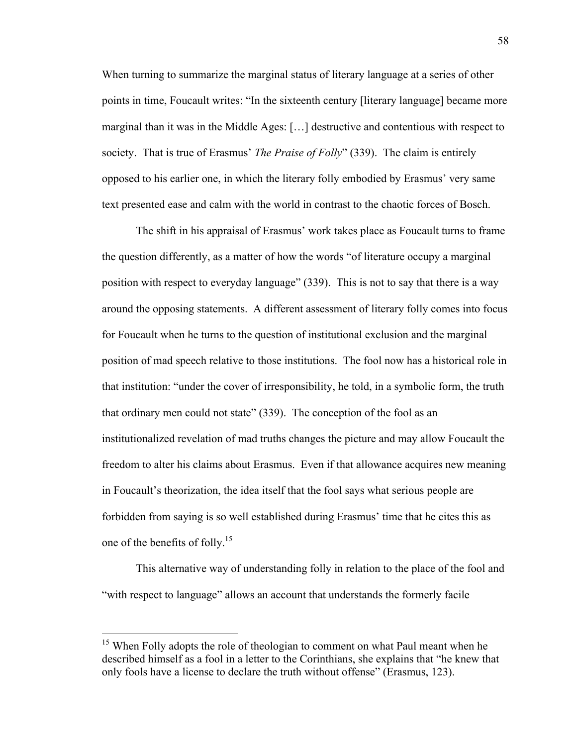When turning to summarize the marginal status of literary language at a series of other points in time, Foucault writes: "In the sixteenth century [literary language] became more marginal than it was in the Middle Ages: […] destructive and contentious with respect to society. That is true of Erasmus' *The Praise of Folly*" (339). The claim is entirely opposed to his earlier one, in which the literary folly embodied by Erasmus' very same text presented ease and calm with the world in contrast to the chaotic forces of Bosch.

The shift in his appraisal of Erasmus' work takes place as Foucault turns to frame the question differently, as a matter of how the words "of literature occupy a marginal position with respect to everyday language" (339). This is not to say that there is a way around the opposing statements. A different assessment of literary folly comes into focus for Foucault when he turns to the question of institutional exclusion and the marginal position of mad speech relative to those institutions. The fool now has a historical role in that institution: "under the cover of irresponsibility, he told, in a symbolic form, the truth that ordinary men could not state" (339). The conception of the fool as an institutionalized revelation of mad truths changes the picture and may allow Foucault the freedom to alter his claims about Erasmus. Even if that allowance acquires new meaning in Foucault's theorization, the idea itself that the fool says what serious people are forbidden from saying is so well established during Erasmus' time that he cites this as one of the benefits of folly.[15]

This alternative way of understanding folly in relation to the place of the fool and "with respect to language" allows an account that understands the formerly facile

---

[15] When Folly adopts the role of theologian to comment on what Paul meant when he described himself as a fool in a letter to the Corinthians, she explains that "he knew that only fools have a license to declare the truth without offense" (Erasmus, 123).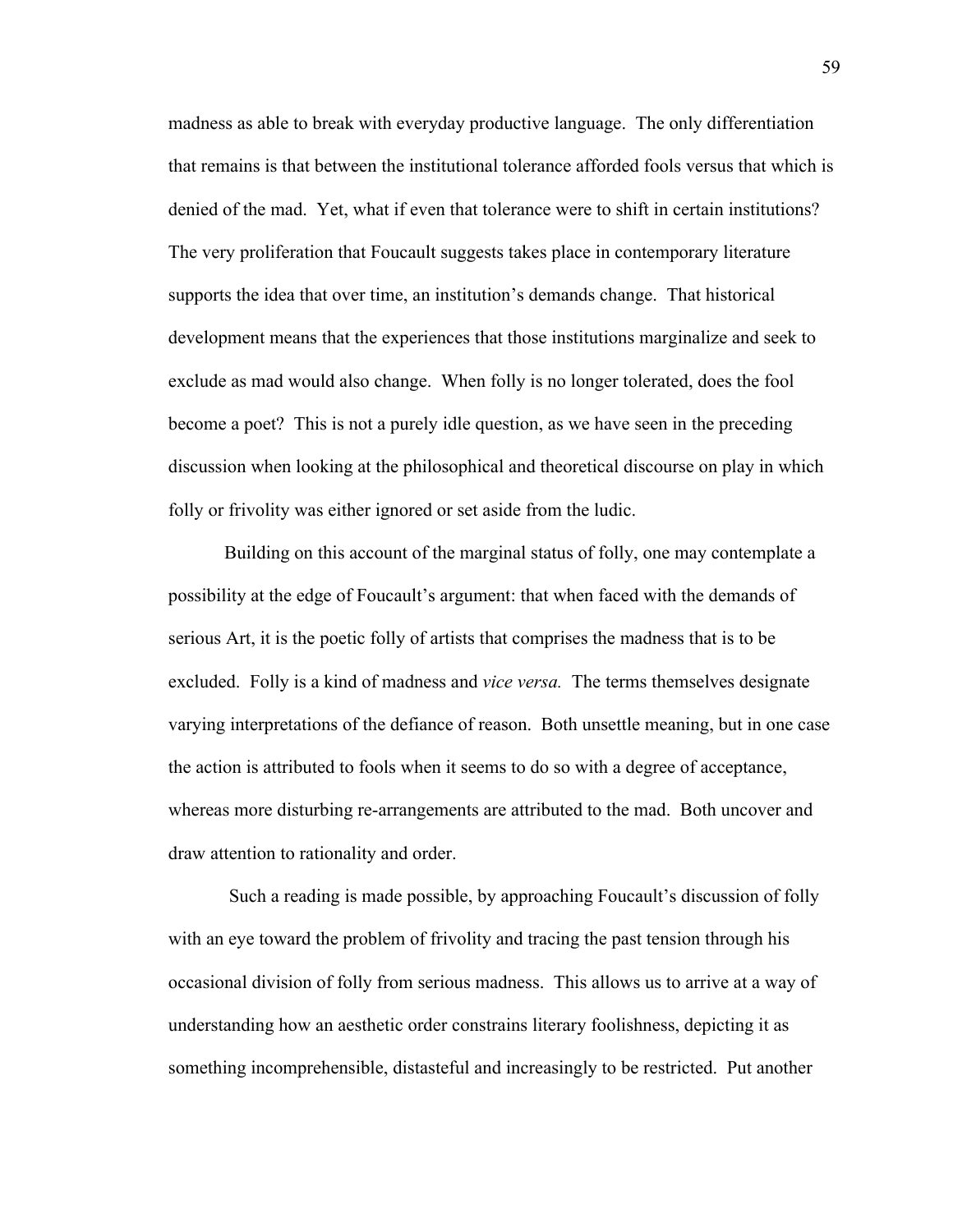madness as able to break with everyday productive language. The only differentiation that remains is that between the institutional tolerance afforded fools versus that which is denied of the mad. Yet, what if even that tolerance were to shift in certain institutions? The very proliferation that Foucault suggests takes place in contemporary literature supports the idea that over time, an institution's demands change. That historical development means that the experiences that those institutions marginalize and seek to exclude as mad would also change. When folly is no longer tolerated, does the fool become a poet? This is not a purely idle question, as we have seen in the preceding discussion when looking at the philosophical and theoretical discourse on play in which folly or frivolity was either ignored or set aside from the ludic.

Building on this account of the marginal status of folly, one may contemplate a possibility at the edge of Foucault's argument: that when faced with the demands of serious Art, it is the poetic folly of artists that comprises the madness that is to be excluded. Folly is a kind of madness and *vice versa.* The terms themselves designate varying interpretations of the defiance of reason. Both unsettle meaning, but in one case the action is attributed to fools when it seems to do so with a degree of acceptance, whereas more disturbing re-arrangements are attributed to the mad. Both uncover and draw attention to rationality and order.

Such a reading is made possible, by approaching Foucault's discussion of folly with an eye toward the problem of frivolity and tracing the past tension through his occasional division of folly from serious madness. This allows us to arrive at a way of understanding how an aesthetic order constrains literary foolishness, depicting it as something incomprehensible, distasteful and increasingly to be restricted. Put another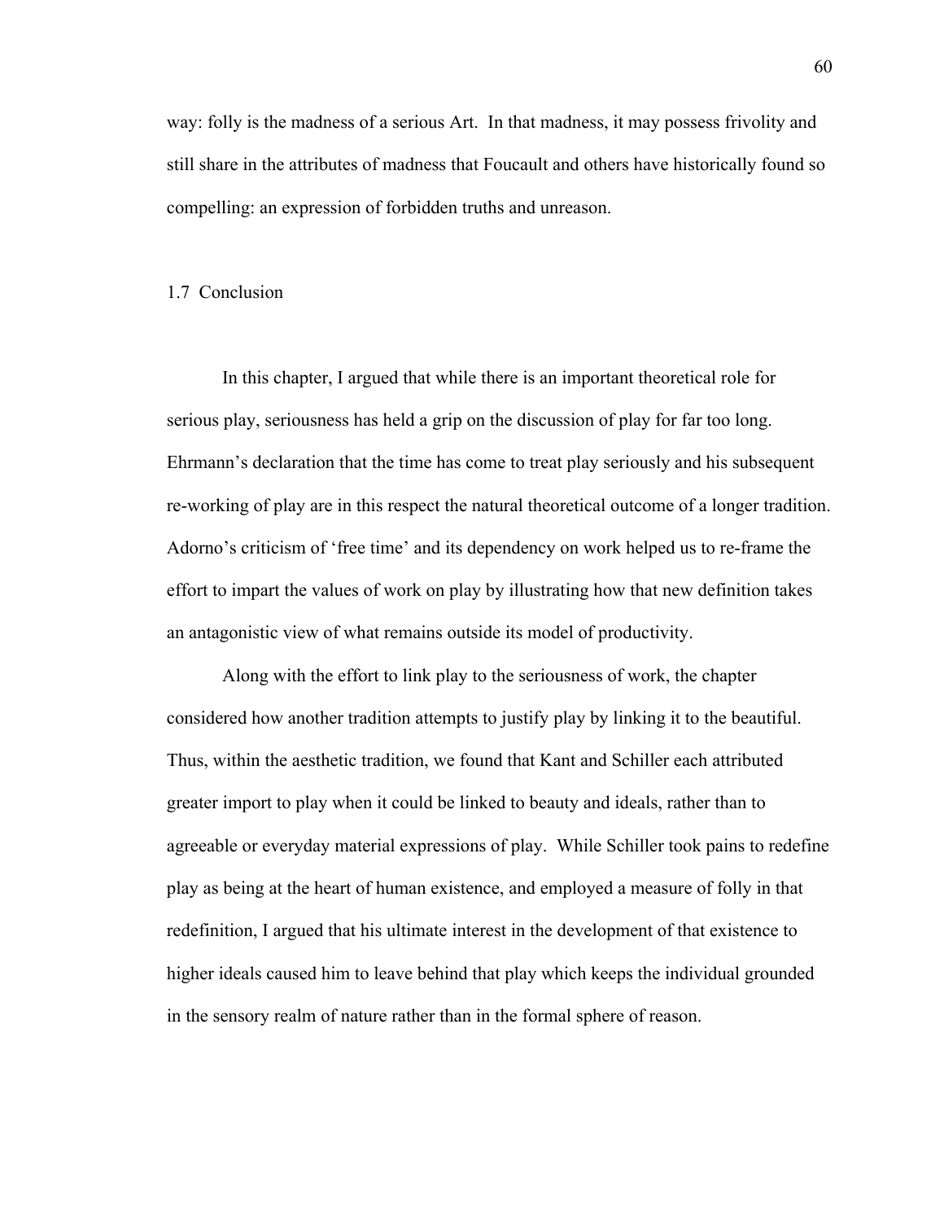way: folly is the madness of a serious Art. In that madness, it may possess frivolity and still share in the attributes of madness that Foucault and others have historically found so compelling: an expression of forbidden truths and unreason.

## 1.7 Conclusion

In this chapter, I argued that while there is an important theoretical role for serious play, seriousness has held a grip on the discussion of play for far too long. Ehrmann's declaration that the time has come to treat play seriously and his subsequent re-working of play are in this respect the natural theoretical outcome of a longer tradition. Adorno's criticism of 'free time' and its dependency on work helped us to re-frame the effort to impart the values of work on play by illustrating how that new definition takes an antagonistic view of what remains outside its model of productivity.

Along with the effort to link play to the seriousness of work, the chapter considered how another tradition attempts to justify play by linking it to the beautiful. Thus, within the aesthetic tradition, we found that Kant and Schiller each attributed greater import to play when it could be linked to beauty and ideals, rather than to agreeable or everyday material expressions of play. While Schiller took pains to redefine play as being at the heart of human existence, and employed a measure of folly in that redefinition, I argued that his ultimate interest in the development of that existence to higher ideals caused him to leave behind that play which keeps the individual grounded in the sensory realm of nature rather than in the formal sphere of reason.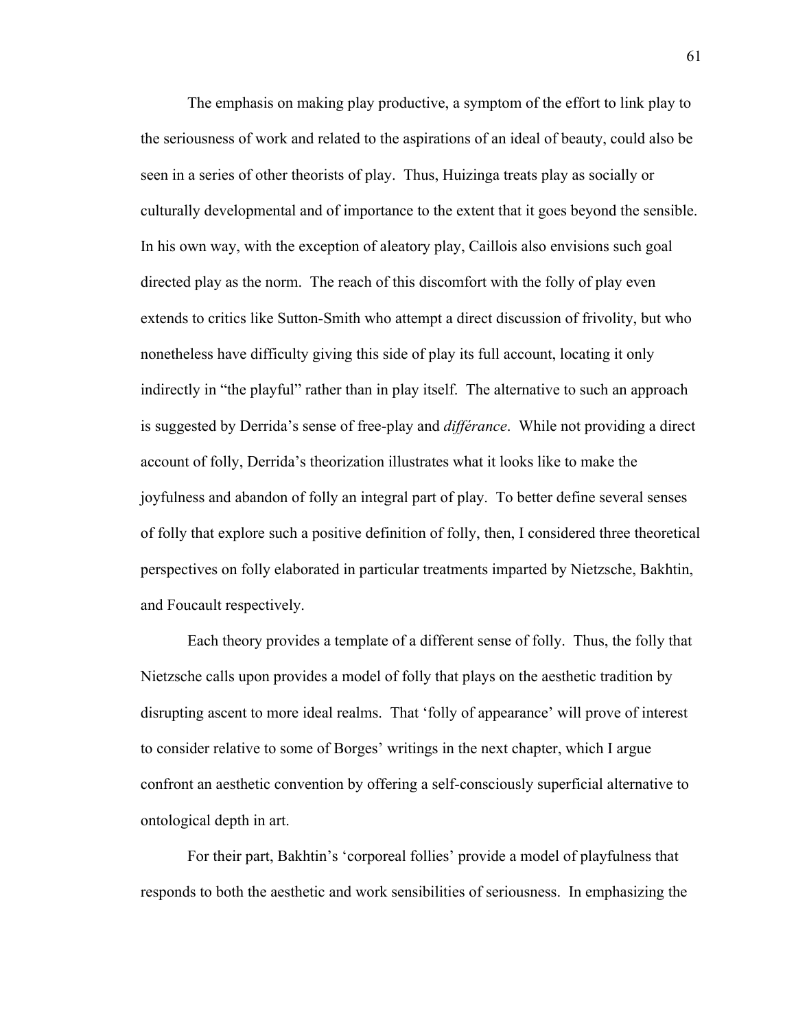The emphasis on making play productive, a symptom of the effort to link play to the seriousness of work and related to the aspirations of an ideal of beauty, could also be seen in a series of other theorists of play. Thus, Huizinga treats play as socially or culturally developmental and of importance to the extent that it goes beyond the sensible. In his own way, with the exception of aleatory play, Caillois also envisions such goal directed play as the norm. The reach of this discomfort with the folly of play even extends to critics like Sutton-Smith who attempt a direct discussion of frivolity, but who nonetheless have difficulty giving this side of play its full account, locating it only indirectly in "the playful" rather than in play itself. The alternative to such an approach is suggested by Derrida's sense of free-play and *différance*. While not providing a direct account of folly, Derrida's theorization illustrates what it looks like to make the joyfulness and abandon of folly an integral part of play. To better define several senses of folly that explore such a positive definition of folly, then, I considered three theoretical perspectives on folly elaborated in particular treatments imparted by Nietzsche, Bakhtin, and Foucault respectively.

Each theory provides a template of a different sense of folly. Thus, the folly that Nietzsche calls upon provides a model of folly that plays on the aesthetic tradition by disrupting ascent to more ideal realms. That 'folly of appearance' will prove of interest to consider relative to some of Borges' writings in the next chapter, which I argue confront an aesthetic convention by offering a self-consciously superficial alternative to ontological depth in art.

For their part, Bakhtin's 'corporeal follies' provide a model of playfulness that responds to both the aesthetic and work sensibilities of seriousness. In emphasizing the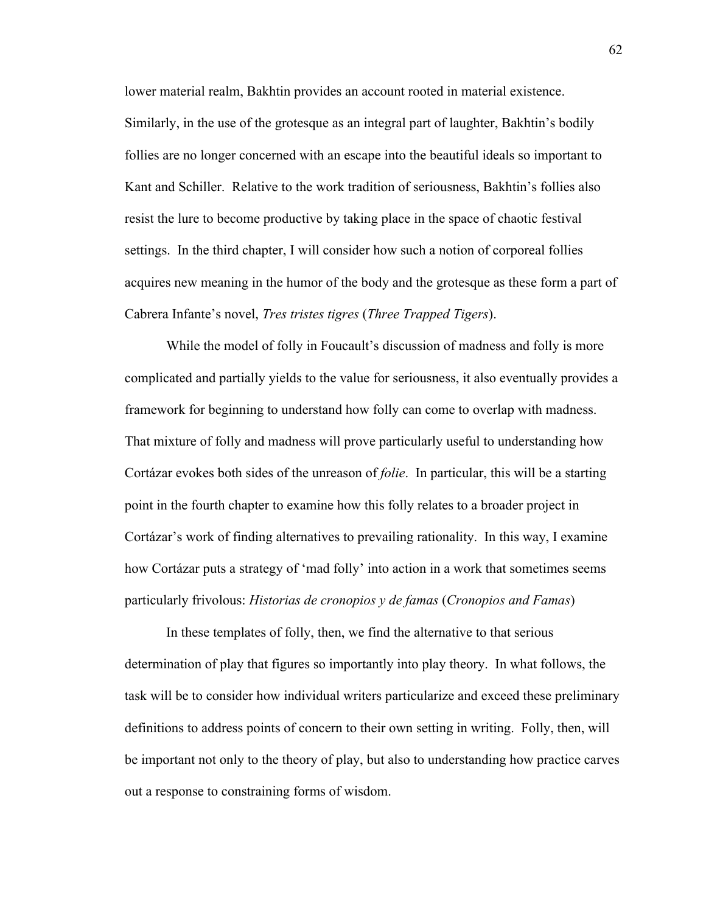lower material realm, Bakhtin provides an account rooted in material existence. Similarly, in the use of the grotesque as an integral part of laughter, Bakhtin's bodily follies are no longer concerned with an escape into the beautiful ideals so important to Kant and Schiller. Relative to the work tradition of seriousness, Bakhtin's follies also resist the lure to become productive by taking place in the space of chaotic festival settings. In the third chapter, I will consider how such a notion of corporeal follies acquires new meaning in the humor of the body and the grotesque as these form a part of Cabrera Infante's novel, *Tres tristes tigres* (*Three Trapped Tigers*).

While the model of folly in Foucault's discussion of madness and folly is more complicated and partially yields to the value for seriousness, it also eventually provides a framework for beginning to understand how folly can come to overlap with madness. That mixture of folly and madness will prove particularly useful to understanding how Cortázar evokes both sides of the unreason of *folie*. In particular, this will be a starting point in the fourth chapter to examine how this folly relates to a broader project in Cortázar's work of finding alternatives to prevailing rationality. In this way, I examine how Cortázar puts a strategy of 'mad folly' into action in a work that sometimes seems particularly frivolous: *Historias de cronopios y de famas* (*Cronopios and Famas*)

In these templates of folly, then, we find the alternative to that serious determination of play that figures so importantly into play theory. In what follows, the task will be to consider how individual writers particularize and exceed these preliminary definitions to address points of concern to their own setting in writing. Folly, then, will be important not only to the theory of play, but also to understanding how practice carves out a response to constraining forms of wisdom.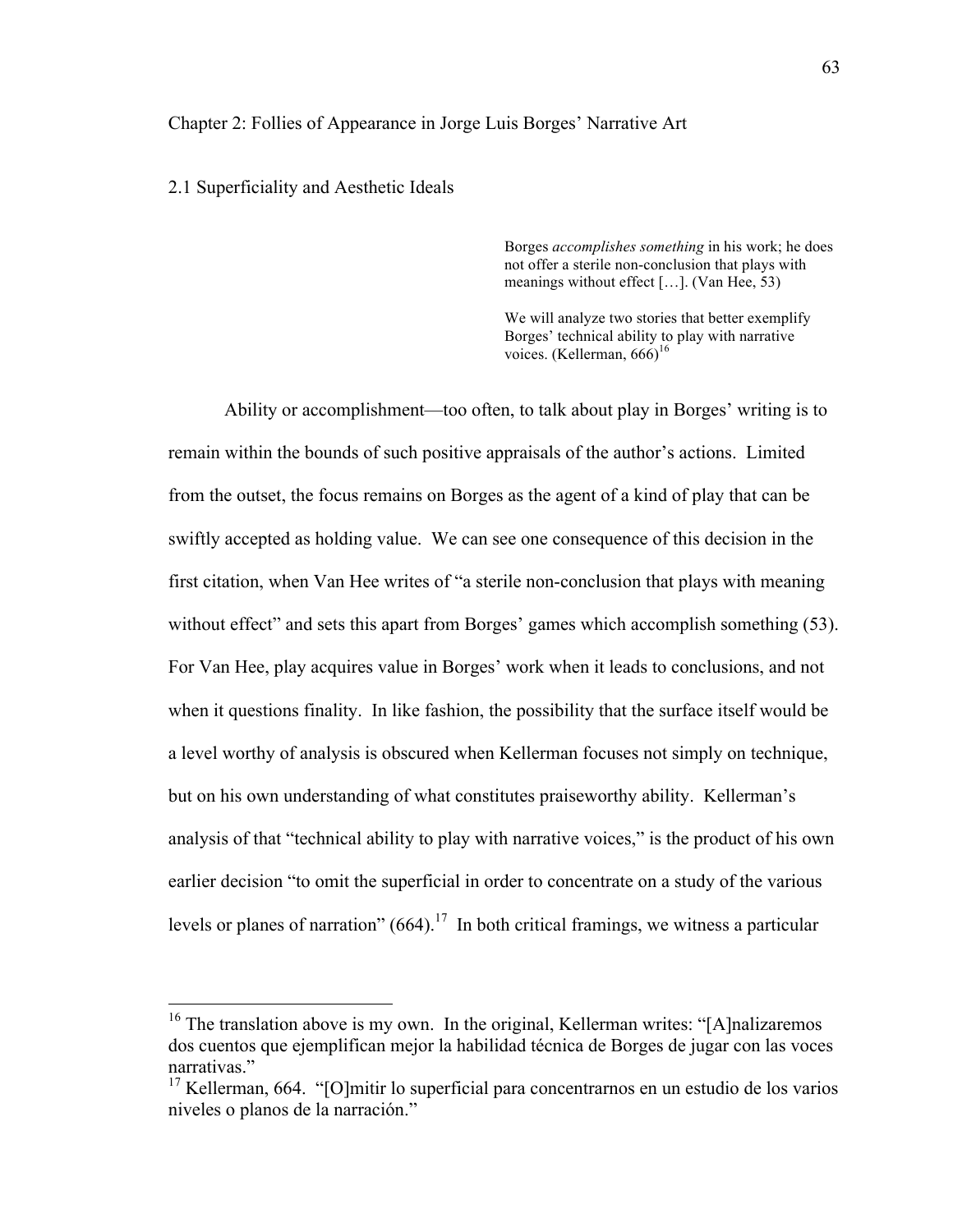# Chapter 2: Follies of Appearance in Jorge Luis Borges' Narrative Art

## 2.1 Superficiality and Aesthetic Ideals

> Borges *accomplishes something* in his work; he does not offer a sterile non-conclusion that plays with meanings without effect […]. (Van Hee, 53)
>
> We will analyze two stories that better exemplify Borges' technical ability to play with narrative voices. (Kellerman, 666)[16]

Ability or accomplishment—too often, to talk about play in Borges' writing is to remain within the bounds of such positive appraisals of the author's actions. Limited from the outset, the focus remains on Borges as the agent of a kind of play that can be swiftly accepted as holding value. We can see one consequence of this decision in the first citation, when Van Hee writes of "a sterile non-conclusion that plays with meaning without effect" and sets this apart from Borges' games which accomplish something (53). For Van Hee, play acquires value in Borges' work when it leads to conclusions, and not when it questions finality. In like fashion, the possibility that the surface itself would be a level worthy of analysis is obscured when Kellerman focuses not simply on technique, but on his own understanding of what constitutes praiseworthy ability. Kellerman's analysis of that "technical ability to play with narrative voices," is the product of his own earlier decision "to omit the superficial in order to concentrate on a study of the various levels or planes of narration" (664).[17] In both critical framings, we witness a particular

---

[16] The translation above is my own. In the original, Kellerman writes: "[A]nalizaremos dos cuentos que ejemplifican mejor la habilidad técnica de Borges de jugar con las voces narrativas."

[17] Kellerman, 664. "[O]mitir lo superficial para concentrarnos en un estudio de los varios niveles o planos de la narración."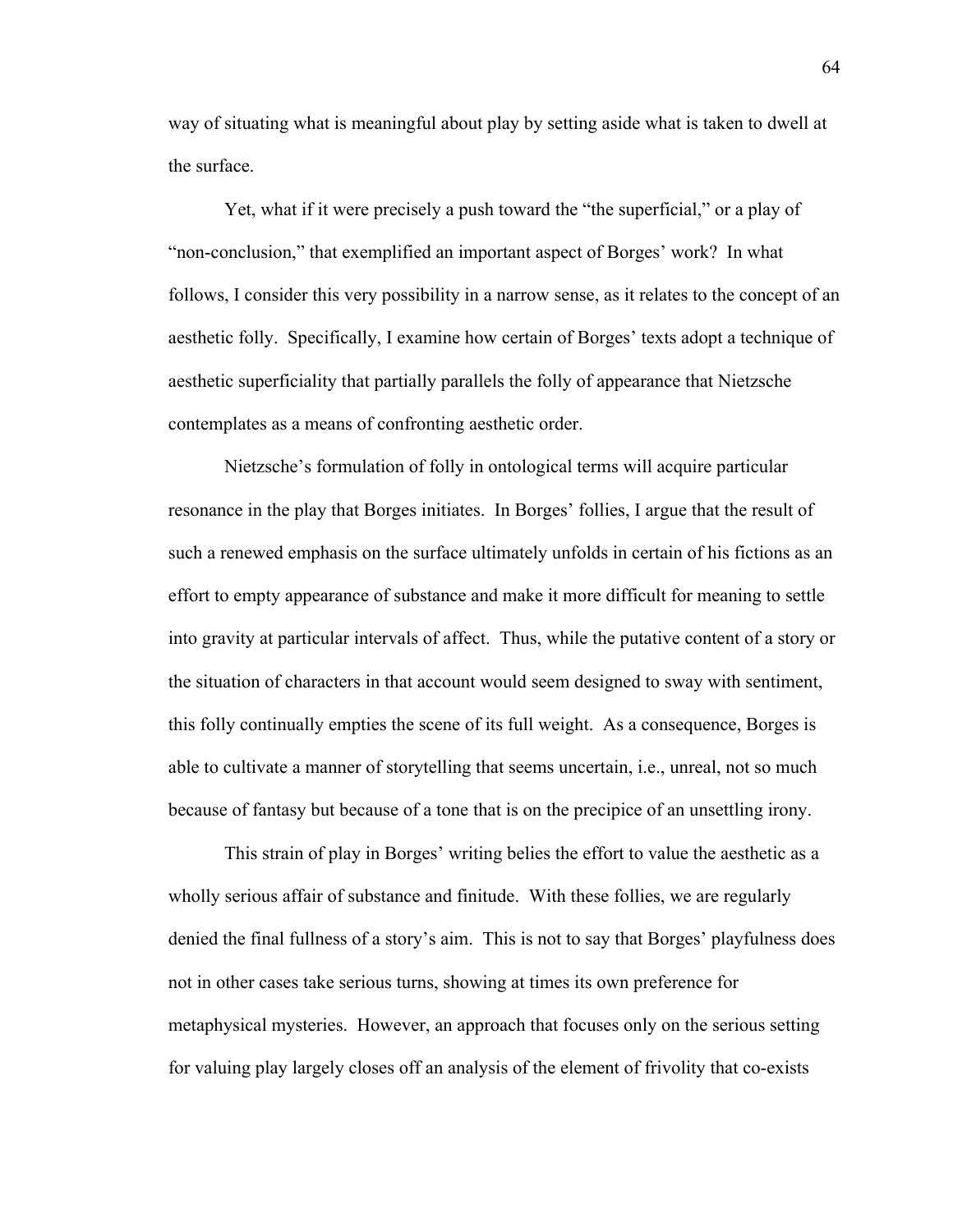way of situating what is meaningful about play by setting aside what is taken to dwell at the surface.

Yet, what if it were precisely a push toward the "the superficial," or a play of "non-conclusion," that exemplified an important aspect of Borges' work? In what follows, I consider this very possibility in a narrow sense, as it relates to the concept of an aesthetic folly. Specifically, I examine how certain of Borges' texts adopt a technique of aesthetic superficiality that partially parallels the folly of appearance that Nietzsche contemplates as a means of confronting aesthetic order.

Nietzsche's formulation of folly in ontological terms will acquire particular resonance in the play that Borges initiates. In Borges' follies, I argue that the result of such a renewed emphasis on the surface ultimately unfolds in certain of his fictions as an effort to empty appearance of substance and make it more difficult for meaning to settle into gravity at particular intervals of affect. Thus, while the putative content of a story or the situation of characters in that account would seem designed to sway with sentiment, this folly continually empties the scene of its full weight. As a consequence, Borges is able to cultivate a manner of storytelling that seems uncertain, i.e., unreal, not so much because of fantasy but because of a tone that is on the precipice of an unsettling irony.

This strain of play in Borges' writing belies the effort to value the aesthetic as a wholly serious affair of substance and finitude. With these follies, we are regularly denied the final fullness of a story's aim. This is not to say that Borges' playfulness does not in other cases take serious turns, showing at times its own preference for metaphysical mysteries. However, an approach that focuses only on the serious setting for valuing play largely closes off an analysis of the element of frivolity that co-exists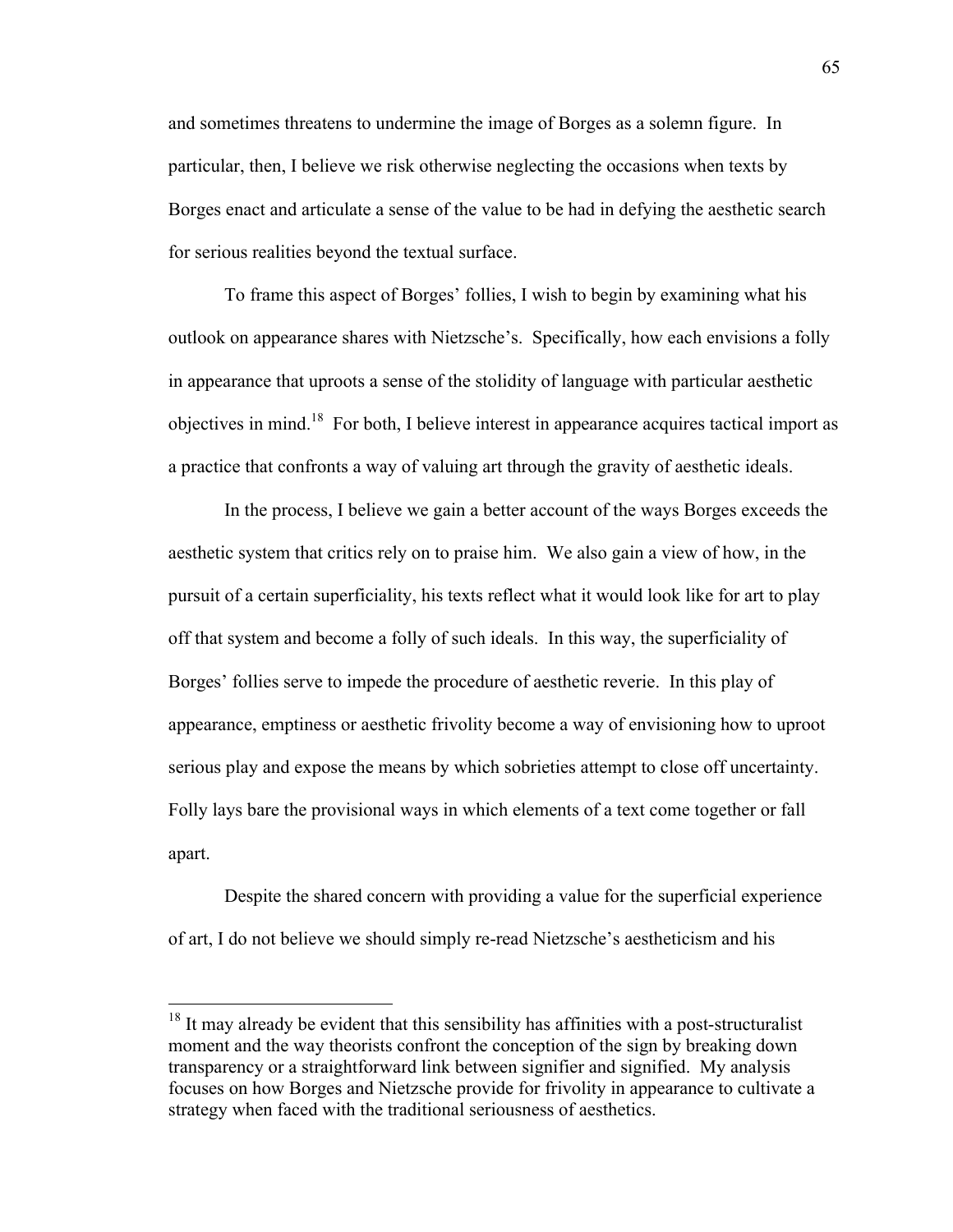and sometimes threatens to undermine the image of Borges as a solemn figure. In particular, then, I believe we risk otherwise neglecting the occasions when texts by Borges enact and articulate a sense of the value to be had in defying the aesthetic search for serious realities beyond the textual surface.

To frame this aspect of Borges' follies, I wish to begin by examining what his outlook on appearance shares with Nietzsche's. Specifically, how each envisions a folly in appearance that uproots a sense of the stolidity of language with particular aesthetic objectives in mind.[18] For both, I believe interest in appearance acquires tactical import as a practice that confronts a way of valuing art through the gravity of aesthetic ideals.

In the process, I believe we gain a better account of the ways Borges exceeds the aesthetic system that critics rely on to praise him. We also gain a view of how, in the pursuit of a certain superficiality, his texts reflect what it would look like for art to play off that system and become a folly of such ideals. In this way, the superficiality of Borges' follies serve to impede the procedure of aesthetic reverie. In this play of appearance, emptiness or aesthetic frivolity become a way of envisioning how to uproot serious play and expose the means by which sobrieties attempt to close off uncertainty. Folly lays bare the provisional ways in which elements of a text come together or fall apart.

Despite the shared concern with providing a value for the superficial experience of art, I do not believe we should simply re-read Nietzsche's aestheticism and his

[18] It may already be evident that this sensibility has affinities with a post-structuralist moment and the way theorists confront the conception of the sign by breaking down transparency or a straightforward link between signifier and signified. My analysis focuses on how Borges and Nietzsche provide for frivolity in appearance to cultivate a strategy when faced with the traditional seriousness of aesthetics.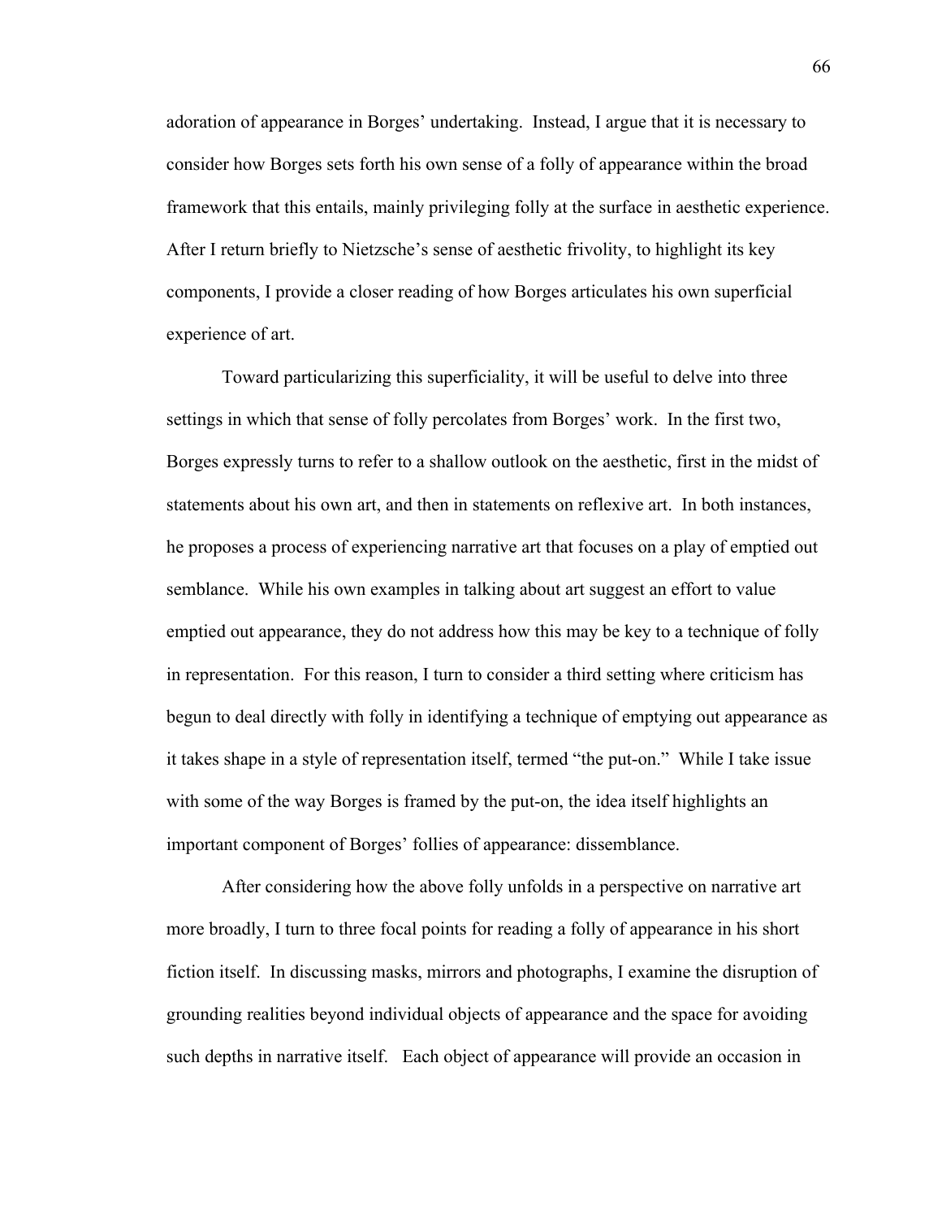adoration of appearance in Borges' undertaking. Instead, I argue that it is necessary to consider how Borges sets forth his own sense of a folly of appearance within the broad framework that this entails, mainly privileging folly at the surface in aesthetic experience. After I return briefly to Nietzsche's sense of aesthetic frivolity, to highlight its key components, I provide a closer reading of how Borges articulates his own superficial experience of art.

Toward particularizing this superficiality, it will be useful to delve into three settings in which that sense of folly percolates from Borges' work. In the first two, Borges expressly turns to refer to a shallow outlook on the aesthetic, first in the midst of statements about his own art, and then in statements on reflexive art. In both instances, he proposes a process of experiencing narrative art that focuses on a play of emptied out semblance. While his own examples in talking about art suggest an effort to value emptied out appearance, they do not address how this may be key to a technique of folly in representation. For this reason, I turn to consider a third setting where criticism has begun to deal directly with folly in identifying a technique of emptying out appearance as it takes shape in a style of representation itself, termed "the put-on." While I take issue with some of the way Borges is framed by the put-on, the idea itself highlights an important component of Borges' follies of appearance: dissemblance.

After considering how the above folly unfolds in a perspective on narrative art more broadly, I turn to three focal points for reading a folly of appearance in his short fiction itself. In discussing masks, mirrors and photographs, I examine the disruption of grounding realities beyond individual objects of appearance and the space for avoiding such depths in narrative itself. Each object of appearance will provide an occasion in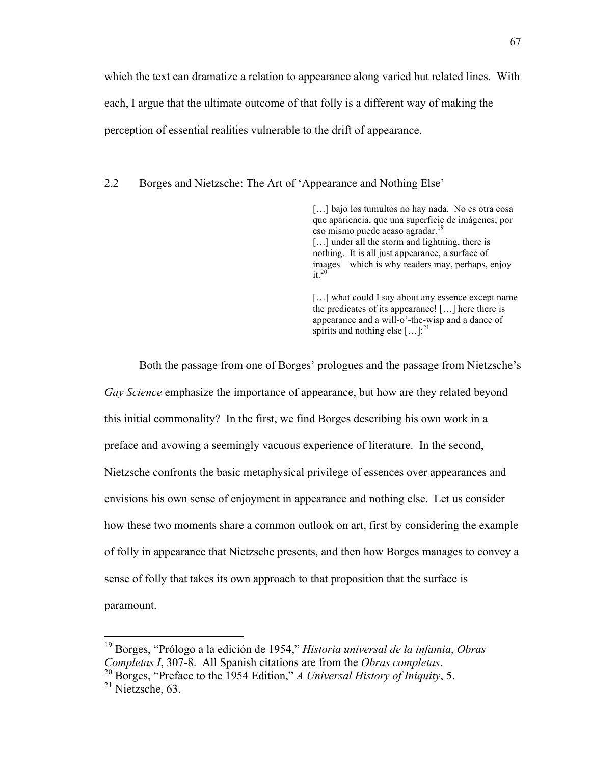which the text can dramatize a relation to appearance along varied but related lines. With each, I argue that the ultimate outcome of that folly is a different way of making the perception of essential realities vulnerable to the drift of appearance.

## 2.2 Borges and Nietzsche: The Art of 'Appearance and Nothing Else'

> […] bajo los tumultos no hay nada. No es otra cosa que apariencia, que una superficie de imágenes; por eso mismo puede acaso agradar.[19]
> […] under all the storm and lightning, there is nothing. It is all just appearance, a surface of images—which is why readers may, perhaps, enjoy it.[20]
>
> […] what could I say about any essence except name the predicates of its appearance! […] here there is appearance and a will-o'-the-wisp and a dance of spirits and nothing else […];[21]

Both the passage from one of Borges' prologues and the passage from Nietzsche's *Gay Science* emphasize the importance of appearance, but how are they related beyond this initial commonality? In the first, we find Borges describing his own work in a preface and avowing a seemingly vacuous experience of literature. In the second, Nietzsche confronts the basic metaphysical privilege of essences over appearances and envisions his own sense of enjoyment in appearance and nothing else. Let us consider how these two moments share a common outlook on art, first by considering the example of folly in appearance that Nietzsche presents, and then how Borges manages to convey a sense of folly that takes its own approach to that proposition that the surface is paramount.

---

[19] Borges, "Prólogo a la edición de 1954," *Historia universal de la infamia*, *Obras Completas I*, 307-8. All Spanish citations are from the *Obras completas*.

[20] Borges, "Preface to the 1954 Edition," *A Universal History of Iniquity*, 5.

[21] Nietzsche, 63.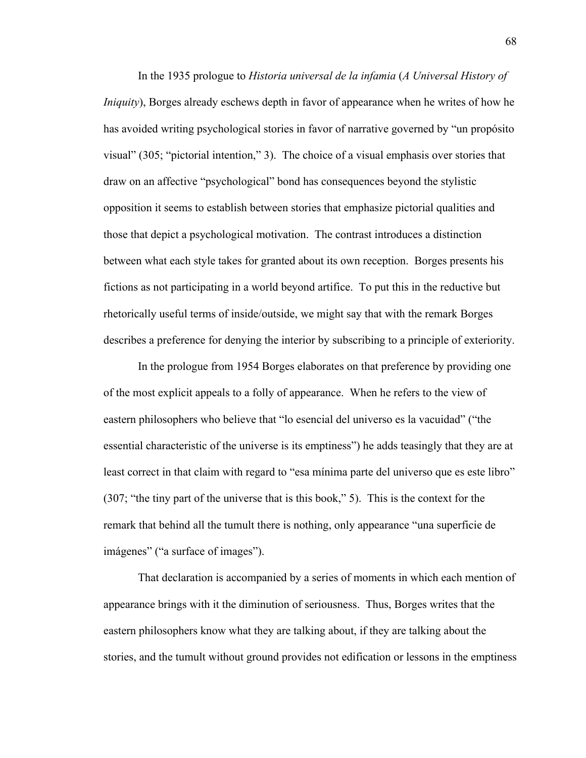In the 1935 prologue to *Historia universal de la infamia* (*A Universal History of Iniquity*), Borges already eschews depth in favor of appearance when he writes of how he has avoided writing psychological stories in favor of narrative governed by "un propósito visual" (305; "pictorial intention," 3). The choice of a visual emphasis over stories that draw on an affective "psychological" bond has consequences beyond the stylistic opposition it seems to establish between stories that emphasize pictorial qualities and those that depict a psychological motivation. The contrast introduces a distinction between what each style takes for granted about its own reception. Borges presents his fictions as not participating in a world beyond artifice. To put this in the reductive but rhetorically useful terms of inside/outside, we might say that with the remark Borges describes a preference for denying the interior by subscribing to a principle of exteriority.

In the prologue from 1954 Borges elaborates on that preference by providing one of the most explicit appeals to a folly of appearance. When he refers to the view of eastern philosophers who believe that "lo esencial del universo es la vacuidad" ("the essential characteristic of the universe is its emptiness") he adds teasingly that they are at least correct in that claim with regard to "esa mínima parte del universo que es este libro" (307; "the tiny part of the universe that is this book," 5). This is the context for the remark that behind all the tumult there is nothing, only appearance "una superficie de imágenes" ("a surface of images").

That declaration is accompanied by a series of moments in which each mention of appearance brings with it the diminution of seriousness. Thus, Borges writes that the eastern philosophers know what they are talking about, if they are talking about the stories, and the tumult without ground provides not edification or lessons in the emptiness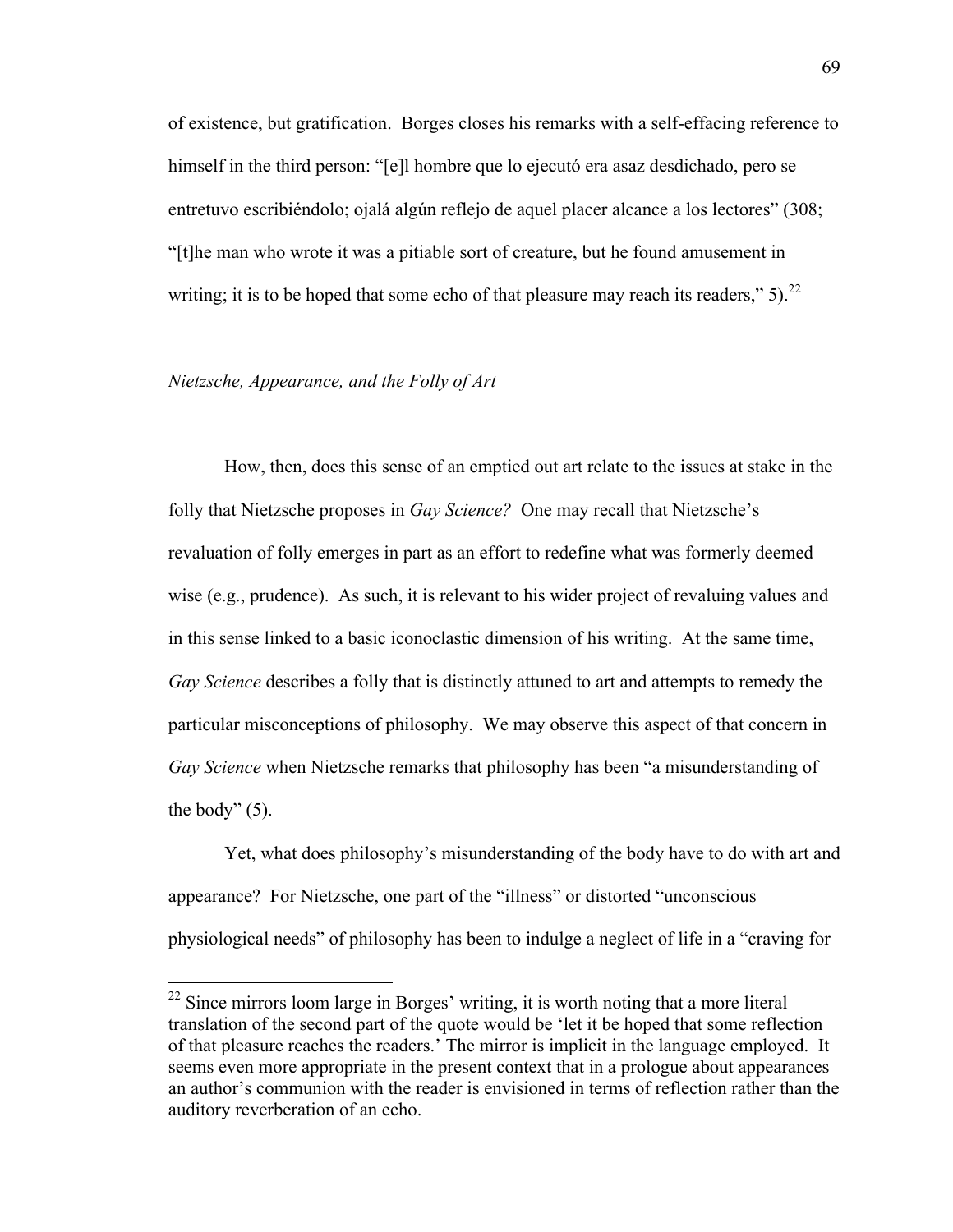of existence, but gratification. Borges closes his remarks with a self-effacing reference to himself in the third person: "[e]l hombre que lo ejecutó era asaz desdichado, pero se entretuvo escribiéndolo; ojalá algún reflejo de aquel placer alcance a los lectores" (308; "[t]he man who wrote it was a pitiable sort of creature, but he found amusement in writing; it is to be hoped that some echo of that pleasure may reach its readers," 5).[22]

### *Nietzsche, Appearance, and the Folly of Art*

How, then, does this sense of an emptied out art relate to the issues at stake in the folly that Nietzsche proposes in *Gay Science?* One may recall that Nietzsche's revaluation of folly emerges in part as an effort to redefine what was formerly deemed wise (e.g., prudence). As such, it is relevant to his wider project of revaluing values and in this sense linked to a basic iconoclastic dimension of his writing. At the same time, *Gay Science* describes a folly that is distinctly attuned to art and attempts to remedy the particular misconceptions of philosophy. We may observe this aspect of that concern in *Gay Science* when Nietzsche remarks that philosophy has been "a misunderstanding of the body" (5).

Yet, what does philosophy's misunderstanding of the body have to do with art and appearance? For Nietzsche, one part of the "illness" or distorted "unconscious physiological needs" of philosophy has been to indulge a neglect of life in a "craving for

---

[22] Since mirrors loom large in Borges' writing, it is worth noting that a more literal translation of the second part of the quote would be 'let it be hoped that some reflection of that pleasure reaches the readers.' The mirror is implicit in the language employed. It seems even more appropriate in the present context that in a prologue about appearances an author's communion with the reader is envisioned in terms of reflection rather than the auditory reverberation of an echo.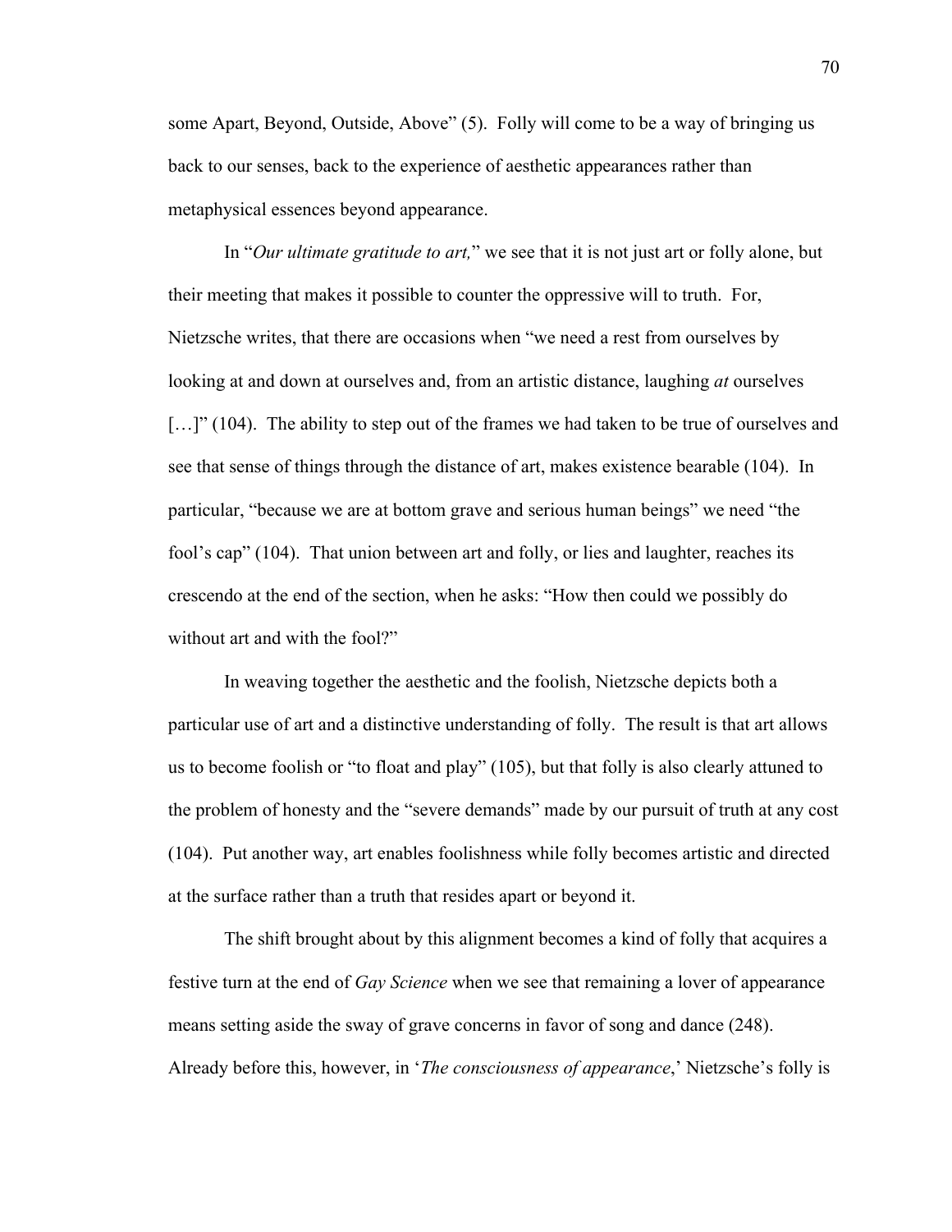some Apart, Beyond, Outside, Above" (5). Folly will come to be a way of bringing us back to our senses, back to the experience of aesthetic appearances rather than metaphysical essences beyond appearance.

In "*Our ultimate gratitude to art,*" we see that it is not just art or folly alone, but their meeting that makes it possible to counter the oppressive will to truth. For, Nietzsche writes, that there are occasions when "we need a rest from ourselves by looking at and down at ourselves and, from an artistic distance, laughing *at* ourselves [...]" (104). The ability to step out of the frames we had taken to be true of ourselves and see that sense of things through the distance of art, makes existence bearable (104). In particular, "because we are at bottom grave and serious human beings" we need "the fool's cap" (104). That union between art and folly, or lies and laughter, reaches its crescendo at the end of the section, when he asks: "How then could we possibly do without art and with the fool?"

In weaving together the aesthetic and the foolish, Nietzsche depicts both a particular use of art and a distinctive understanding of folly. The result is that art allows us to become foolish or "to float and play" (105), but that folly is also clearly attuned to the problem of honesty and the "severe demands" made by our pursuit of truth at any cost (104). Put another way, art enables foolishness while folly becomes artistic and directed at the surface rather than a truth that resides apart or beyond it.

The shift brought about by this alignment becomes a kind of folly that acquires a festive turn at the end of *Gay Science* when we see that remaining a lover of appearance means setting aside the sway of grave concerns in favor of song and dance (248). Already before this, however, in '*The consciousness of appearance*,' Nietzsche's folly is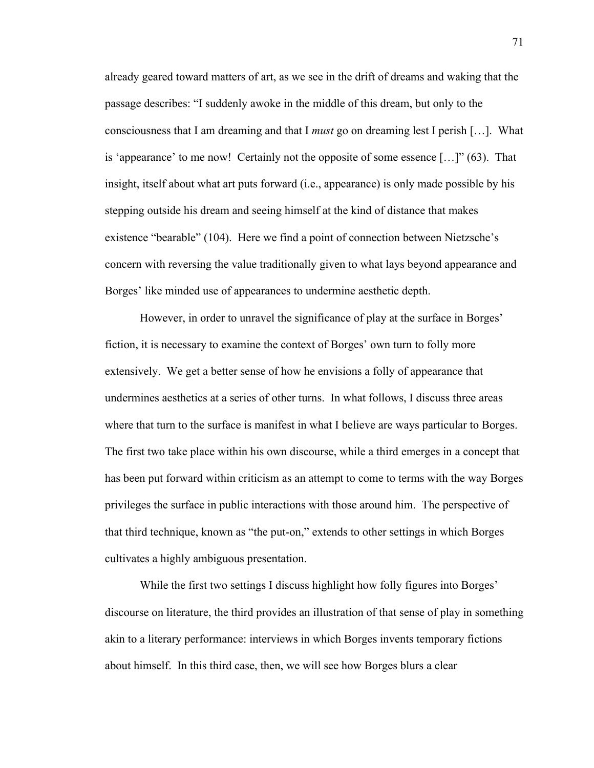already geared toward matters of art, as we see in the drift of dreams and waking that the passage describes: "I suddenly awoke in the middle of this dream, but only to the consciousness that I am dreaming and that I *must* go on dreaming lest I perish […]. What is 'appearance' to me now! Certainly not the opposite of some essence […]" (63). That insight, itself about what art puts forward (i.e., appearance) is only made possible by his stepping outside his dream and seeing himself at the kind of distance that makes existence "bearable" (104). Here we find a point of connection between Nietzsche's concern with reversing the value traditionally given to what lays beyond appearance and Borges' like minded use of appearances to undermine aesthetic depth.

However, in order to unravel the significance of play at the surface in Borges' fiction, it is necessary to examine the context of Borges' own turn to folly more extensively. We get a better sense of how he envisions a folly of appearance that undermines aesthetics at a series of other turns. In what follows, I discuss three areas where that turn to the surface is manifest in what I believe are ways particular to Borges. The first two take place within his own discourse, while a third emerges in a concept that has been put forward within criticism as an attempt to come to terms with the way Borges privileges the surface in public interactions with those around him. The perspective of that third technique, known as "the put-on," extends to other settings in which Borges cultivates a highly ambiguous presentation.

While the first two settings I discuss highlight how folly figures into Borges' discourse on literature, the third provides an illustration of that sense of play in something akin to a literary performance: interviews in which Borges invents temporary fictions about himself. In this third case, then, we will see how Borges blurs a clear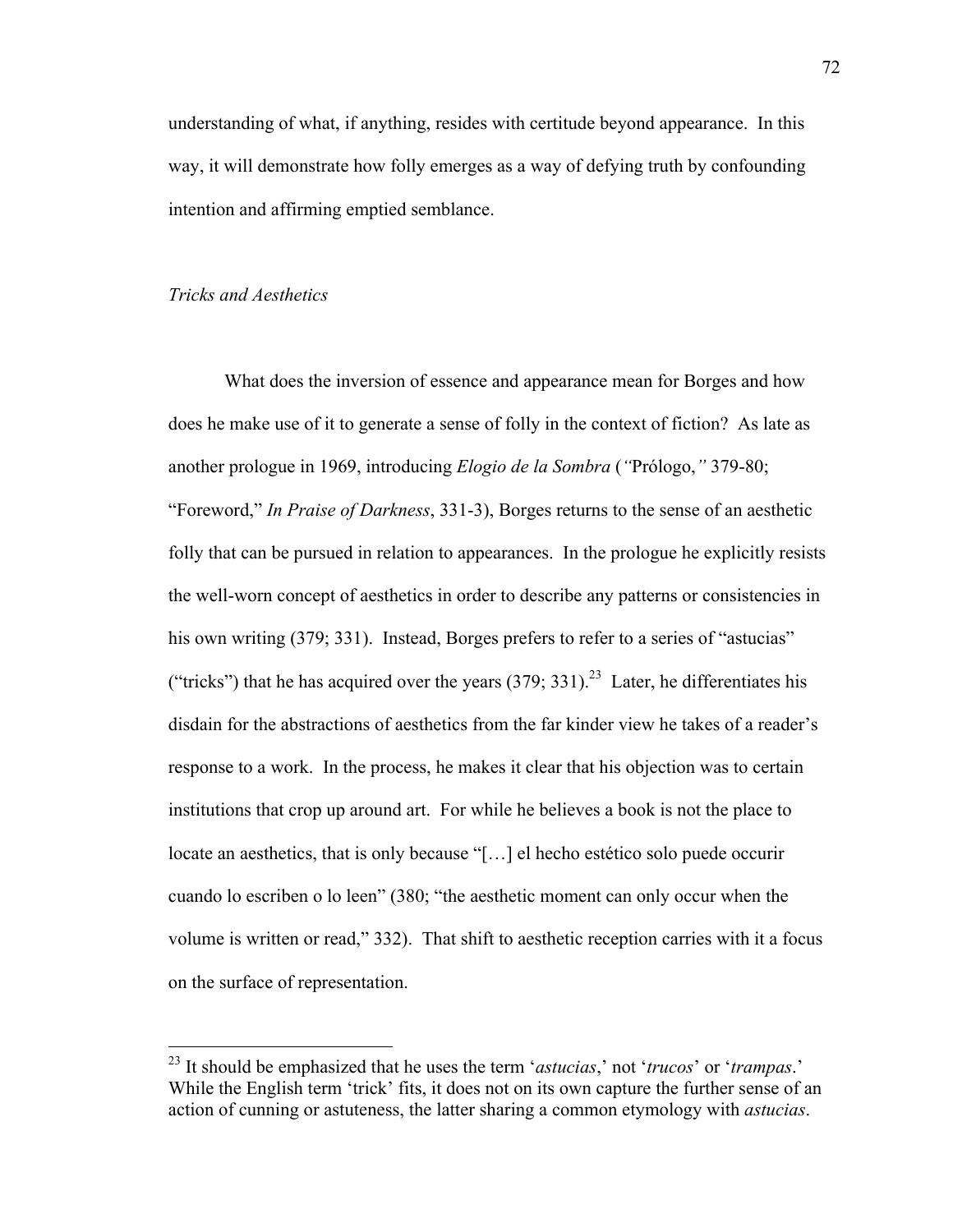understanding of what, if anything, resides with certitude beyond appearance. In this way, it will demonstrate how folly emerges as a way of defying truth by confounding intention and affirming emptied semblance.

### *Tricks and Aesthetics*

What does the inversion of essence and appearance mean for Borges and how does he make use of it to generate a sense of folly in the context of fiction? As late as another prologue in 1969, introducing *Elogio de la Sombra* (*"*Prólogo,*"* 379-80; "Foreword," *In Praise of Darkness*, 331-3), Borges returns to the sense of an aesthetic folly that can be pursued in relation to appearances. In the prologue he explicitly resists the well-worn concept of aesthetics in order to describe any patterns or consistencies in his own writing (379; 331). Instead, Borges prefers to refer to a series of "astucias" ("tricks") that he has acquired over the years (379; 331).[23] Later, he differentiates his disdain for the abstractions of aesthetics from the far kinder view he takes of a reader's response to a work. In the process, he makes it clear that his objection was to certain institutions that crop up around art. For while he believes a book is not the place to locate an aesthetics, that is only because "[…] el hecho estético solo puede occurir cuando lo escriben o lo leen" (380; "the aesthetic moment can only occur when the volume is written or read," 332). That shift to aesthetic reception carries with it a focus on the surface of representation.

---

[23] It should be emphasized that he uses the term '*astucias*,' not '*trucos*' or '*trampas*.' While the English term 'trick' fits, it does not on its own capture the further sense of an action of cunning or astuteness, the latter sharing a common etymology with *astucias*.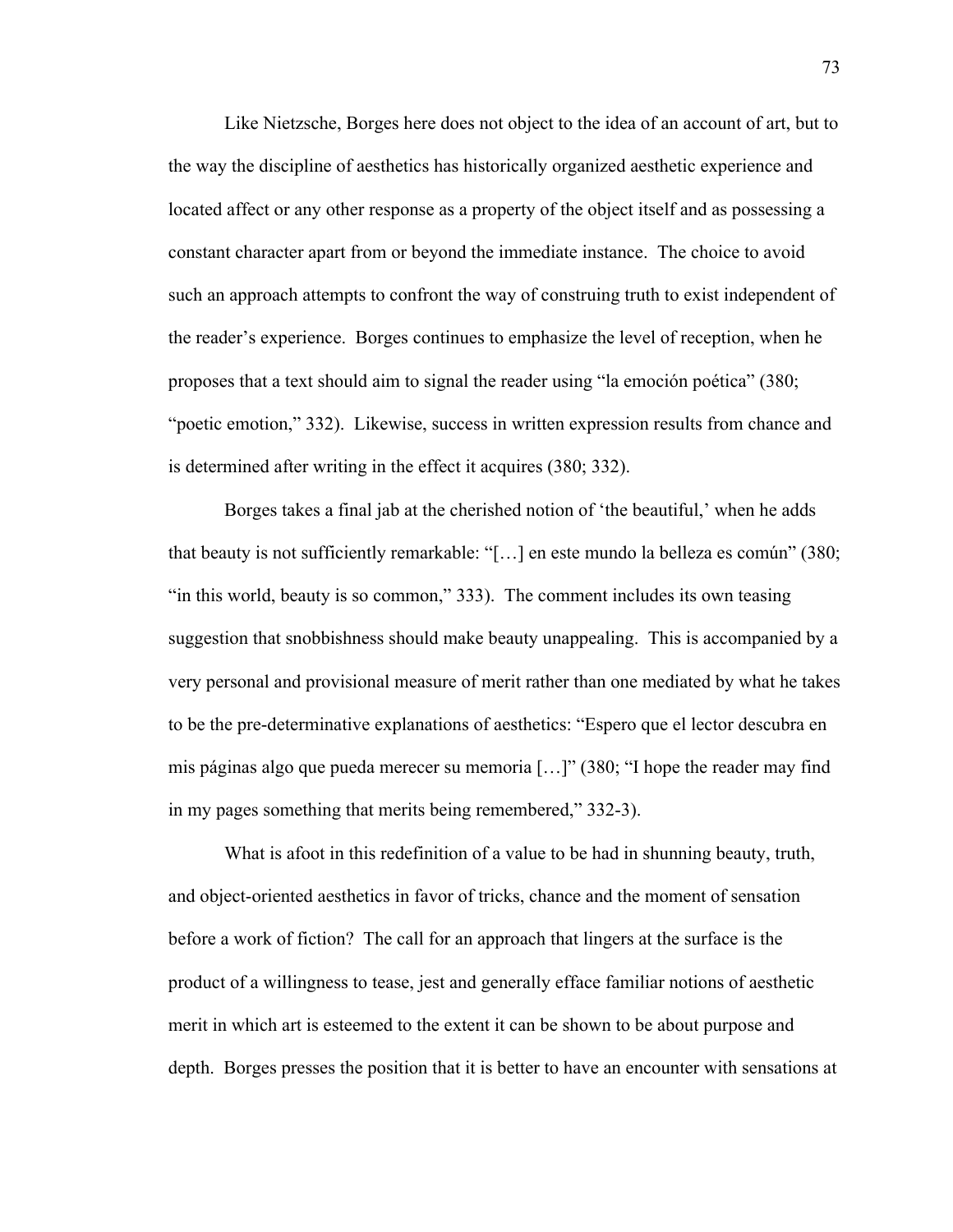Like Nietzsche, Borges here does not object to the idea of an account of art, but to the way the discipline of aesthetics has historically organized aesthetic experience and located affect or any other response as a property of the object itself and as possessing a constant character apart from or beyond the immediate instance. The choice to avoid such an approach attempts to confront the way of construing truth to exist independent of the reader's experience. Borges continues to emphasize the level of reception, when he proposes that a text should aim to signal the reader using "la emoción poética" (380; "poetic emotion," 332). Likewise, success in written expression results from chance and is determined after writing in the effect it acquires (380; 332).

Borges takes a final jab at the cherished notion of 'the beautiful,' when he adds that beauty is not sufficiently remarkable: "[…] en este mundo la belleza es común" (380; "in this world, beauty is so common," 333). The comment includes its own teasing suggestion that snobbishness should make beauty unappealing. This is accompanied by a very personal and provisional measure of merit rather than one mediated by what he takes to be the pre-determinative explanations of aesthetics: "Espero que el lector descubra en mis páginas algo que pueda merecer su memoria […]" (380; "I hope the reader may find in my pages something that merits being remembered," 332-3).

What is afoot in this redefinition of a value to be had in shunning beauty, truth, and object-oriented aesthetics in favor of tricks, chance and the moment of sensation before a work of fiction? The call for an approach that lingers at the surface is the product of a willingness to tease, jest and generally efface familiar notions of aesthetic merit in which art is esteemed to the extent it can be shown to be about purpose and depth. Borges presses the position that it is better to have an encounter with sensations at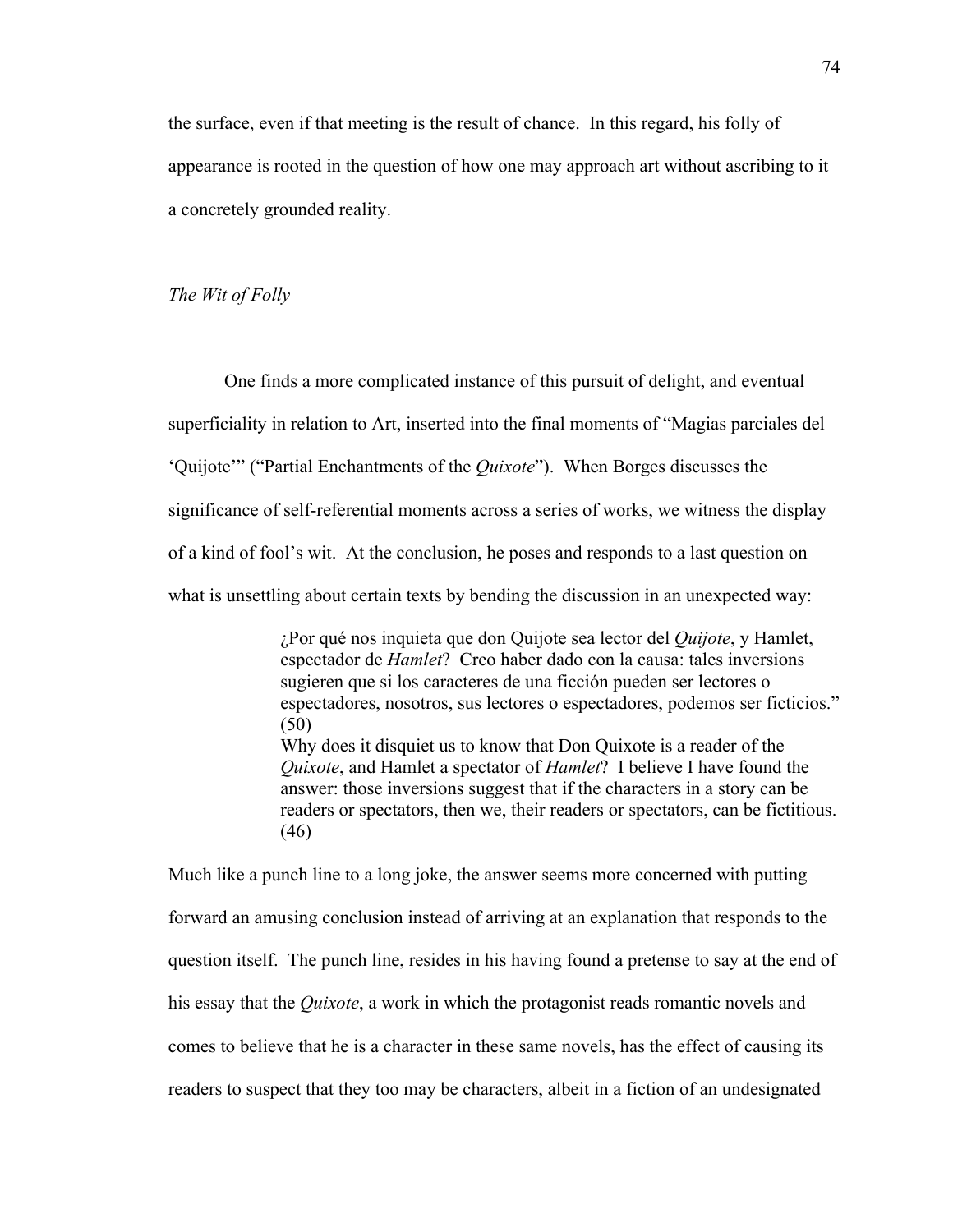the surface, even if that meeting is the result of chance. In this regard, his folly of appearance is rooted in the question of how one may approach art without ascribing to it a concretely grounded reality.

### *The Wit of Folly*

One finds a more complicated instance of this pursuit of delight, and eventual superficiality in relation to Art, inserted into the final moments of "Magias parciales del 'Quijote'" ("Partial Enchantments of the *Quixote*"). When Borges discusses the significance of self-referential moments across a series of works, we witness the display of a kind of fool's wit. At the conclusion, he poses and responds to a last question on what is unsettling about certain texts by bending the discussion in an unexpected way:

> ¿Por qué nos inquieta que don Quijote sea lector del *Quijote*, y Hamlet, espectador de *Hamlet*? Creo haber dado con la causa: tales inversions sugieren que si los caracteres de una ficción pueden ser lectores o espectadores, nosotros, sus lectores o espectadores, podemos ser ficticios." (50)
> Why does it disquiet us to know that Don Quixote is a reader of the *Quixote*, and Hamlet a spectator of *Hamlet*? I believe I have found the answer: those inversions suggest that if the characters in a story can be readers or spectators, then we, their readers or spectators, can be fictitious. (46)

Much like a punch line to a long joke, the answer seems more concerned with putting forward an amusing conclusion instead of arriving at an explanation that responds to the question itself. The punch line, resides in his having found a pretense to say at the end of his essay that the *Quixote*, a work in which the protagonist reads romantic novels and comes to believe that he is a character in these same novels, has the effect of causing its readers to suspect that they too may be characters, albeit in a fiction of an undesignated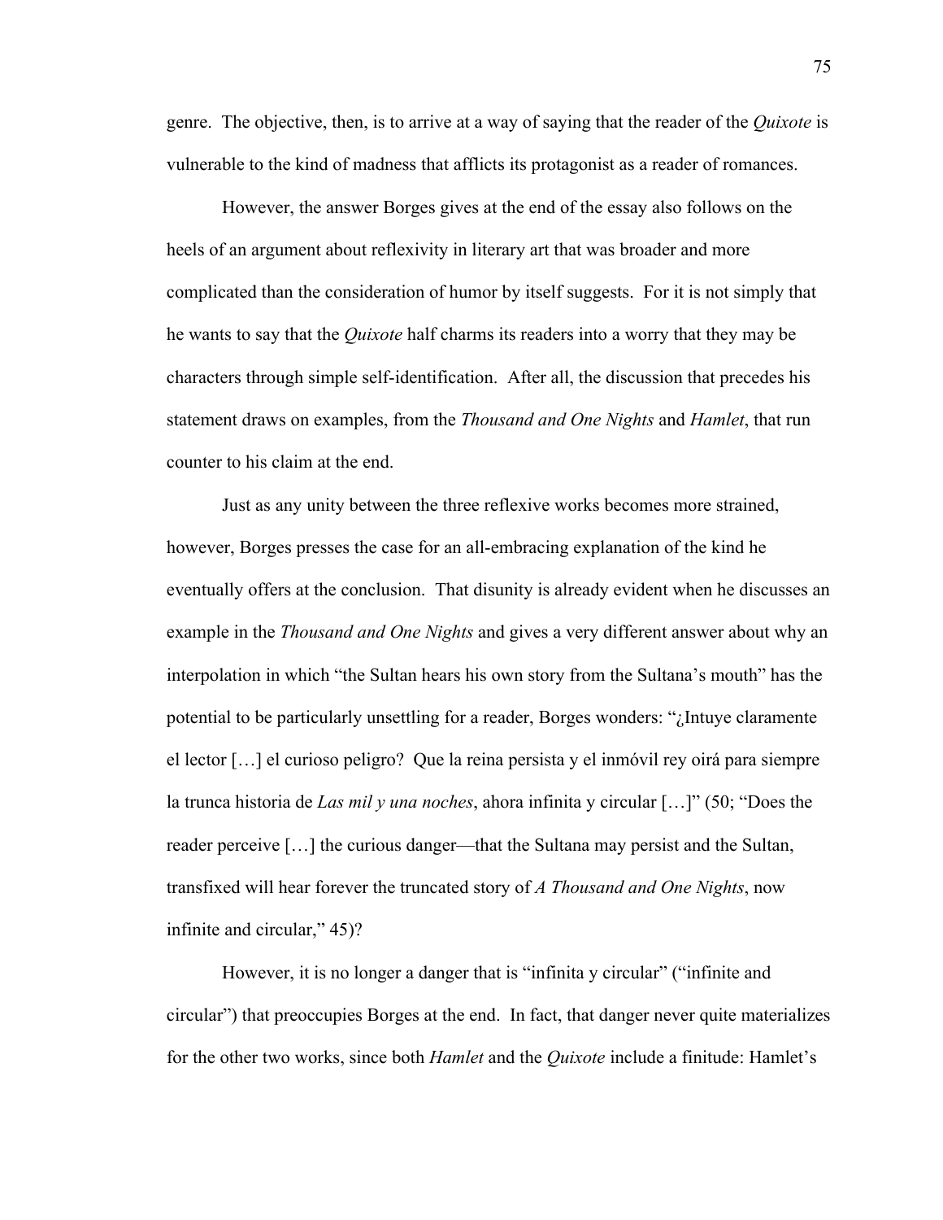genre. The objective, then, is to arrive at a way of saying that the reader of the *Quixote* is vulnerable to the kind of madness that afflicts its protagonist as a reader of romances.

However, the answer Borges gives at the end of the essay also follows on the heels of an argument about reflexivity in literary art that was broader and more complicated than the consideration of humor by itself suggests. For it is not simply that he wants to say that the *Quixote* half charms its readers into a worry that they may be characters through simple self-identification. After all, the discussion that precedes his statement draws on examples, from the *Thousand and One Nights* and *Hamlet*, that run counter to his claim at the end.

Just as any unity between the three reflexive works becomes more strained, however, Borges presses the case for an all-embracing explanation of the kind he eventually offers at the conclusion. That disunity is already evident when he discusses an example in the *Thousand and One Nights* and gives a very different answer about why an interpolation in which "the Sultan hears his own story from the Sultana's mouth" has the potential to be particularly unsettling for a reader, Borges wonders: "¿Intuye claramente el lector […] el curioso peligro? Que la reina persista y el inmóvil rey oirá para siempre la trunca historia de *Las mil y una noches*, ahora infinita y circular […]" (50; "Does the reader perceive […] the curious danger—that the Sultana may persist and the Sultan, transfixed will hear forever the truncated story of *A Thousand and One Nights*, now infinite and circular," 45)?

However, it is no longer a danger that is "infinita y circular" ("infinite and circular") that preoccupies Borges at the end. In fact, that danger never quite materializes for the other two works, since both *Hamlet* and the *Quixote* include a finitude: Hamlet's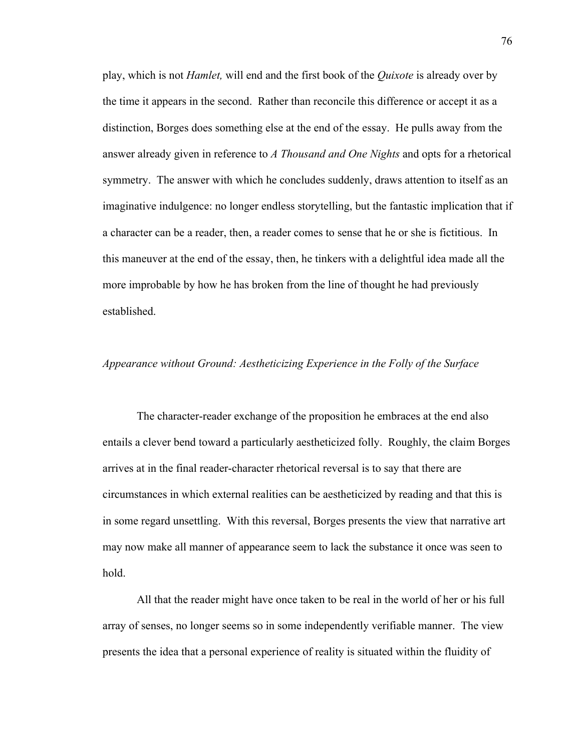play, which is not *Hamlet,* will end and the first book of the *Quixote* is already over by the time it appears in the second. Rather than reconcile this difference or accept it as a distinction, Borges does something else at the end of the essay. He pulls away from the answer already given in reference to *A Thousand and One Nights* and opts for a rhetorical symmetry. The answer with which he concludes suddenly, draws attention to itself as an imaginative indulgence: no longer endless storytelling, but the fantastic implication that if a character can be a reader, then, a reader comes to sense that he or she is fictitious. In this maneuver at the end of the essay, then, he tinkers with a delightful idea made all the more improbable by how he has broken from the line of thought he had previously established.

### *Appearance without Ground: Aestheticizing Experience in the Folly of the Surface*

The character-reader exchange of the proposition he embraces at the end also entails a clever bend toward a particularly aestheticized folly. Roughly, the claim Borges arrives at in the final reader-character rhetorical reversal is to say that there are circumstances in which external realities can be aestheticized by reading and that this is in some regard unsettling. With this reversal, Borges presents the view that narrative art may now make all manner of appearance seem to lack the substance it once was seen to hold.

All that the reader might have once taken to be real in the world of her or his full array of senses, no longer seems so in some independently verifiable manner. The view presents the idea that a personal experience of reality is situated within the fluidity of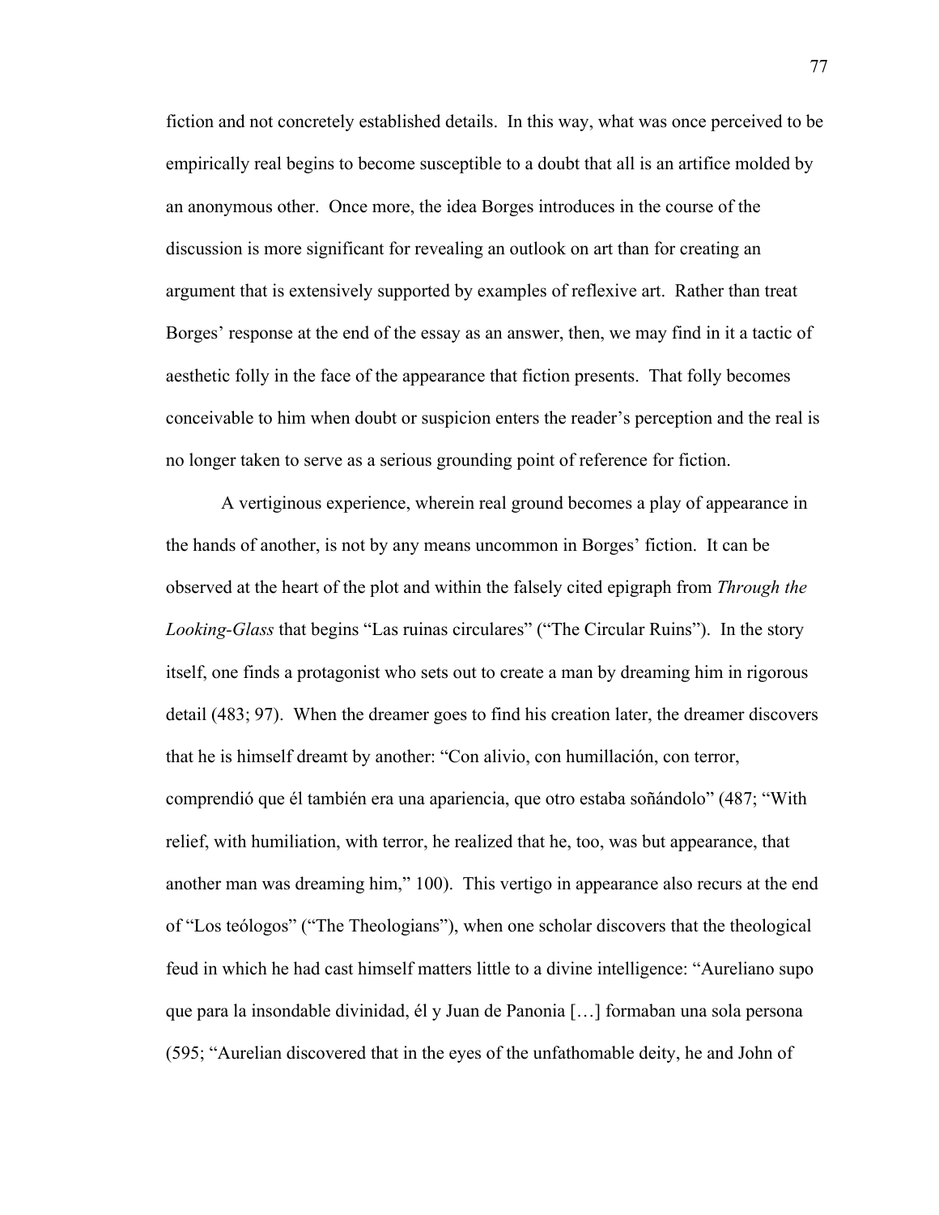fiction and not concretely established details. In this way, what was once perceived to be empirically real begins to become susceptible to a doubt that all is an artifice molded by an anonymous other. Once more, the idea Borges introduces in the course of the discussion is more significant for revealing an outlook on art than for creating an argument that is extensively supported by examples of reflexive art. Rather than treat Borges' response at the end of the essay as an answer, then, we may find in it a tactic of aesthetic folly in the face of the appearance that fiction presents. That folly becomes conceivable to him when doubt or suspicion enters the reader's perception and the real is no longer taken to serve as a serious grounding point of reference for fiction.

A vertiginous experience, wherein real ground becomes a play of appearance in the hands of another, is not by any means uncommon in Borges' fiction. It can be observed at the heart of the plot and within the falsely cited epigraph from *Through the Looking-Glass* that begins "Las ruinas circulares" ("The Circular Ruins"). In the story itself, one finds a protagonist who sets out to create a man by dreaming him in rigorous detail (483; 97). When the dreamer goes to find his creation later, the dreamer discovers that he is himself dreamt by another: "Con alivio, con humillación, con terror, comprendió que él también era una apariencia, que otro estaba soñándolo" (487; "With relief, with humiliation, with terror, he realized that he, too, was but appearance, that another man was dreaming him," 100). This vertigo in appearance also recurs at the end of "Los teólogos" ("The Theologians"), when one scholar discovers that the theological feud in which he had cast himself matters little to a divine intelligence: "Aureliano supo que para la insondable divinidad, él y Juan de Panonia […] formaban una sola persona (595; "Aurelian discovered that in the eyes of the unfathomable deity, he and John of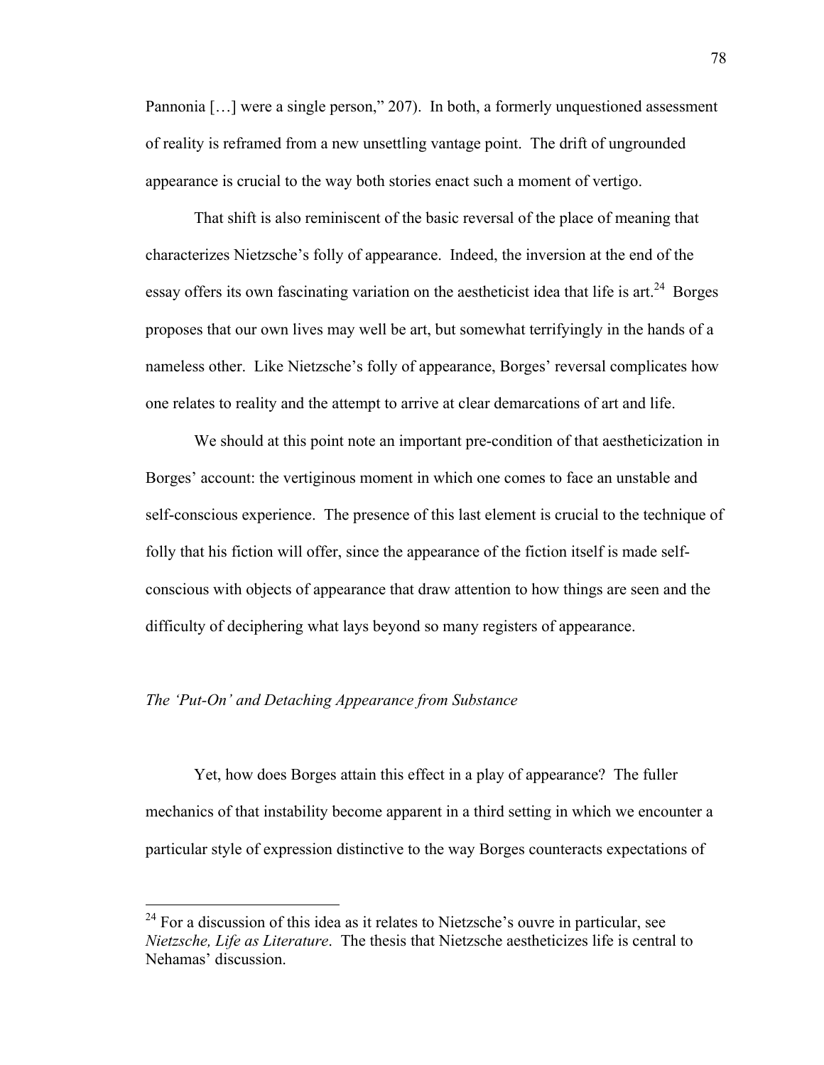Pannonia […] were a single person," 207). In both, a formerly unquestioned assessment of reality is reframed from a new unsettling vantage point. The drift of ungrounded appearance is crucial to the way both stories enact such a moment of vertigo.

That shift is also reminiscent of the basic reversal of the place of meaning that characterizes Nietzsche's folly of appearance. Indeed, the inversion at the end of the essay offers its own fascinating variation on the aestheticist idea that life is art.[24] Borges proposes that our own lives may well be art, but somewhat terrifyingly in the hands of a nameless other. Like Nietzsche's folly of appearance, Borges' reversal complicates how one relates to reality and the attempt to arrive at clear demarcations of art and life.

We should at this point note an important pre-condition of that aestheticization in Borges' account: the vertiginous moment in which one comes to face an unstable and self-conscious experience. The presence of this last element is crucial to the technique of folly that his fiction will offer, since the appearance of the fiction itself is made self-conscious with objects of appearance that draw attention to how things are seen and the difficulty of deciphering what lays beyond so many registers of appearance.

### *The 'Put-On' and Detaching Appearance from Substance*

Yet, how does Borges attain this effect in a play of appearance? The fuller mechanics of that instability become apparent in a third setting in which we encounter a particular style of expression distinctive to the way Borges counteracts expectations of

---

[24] For a discussion of this idea as it relates to Nietzsche's ouvre in particular, see *Nietzsche, Life as Literature*. The thesis that Nietzsche aestheticizes life is central to Nehamas' discussion.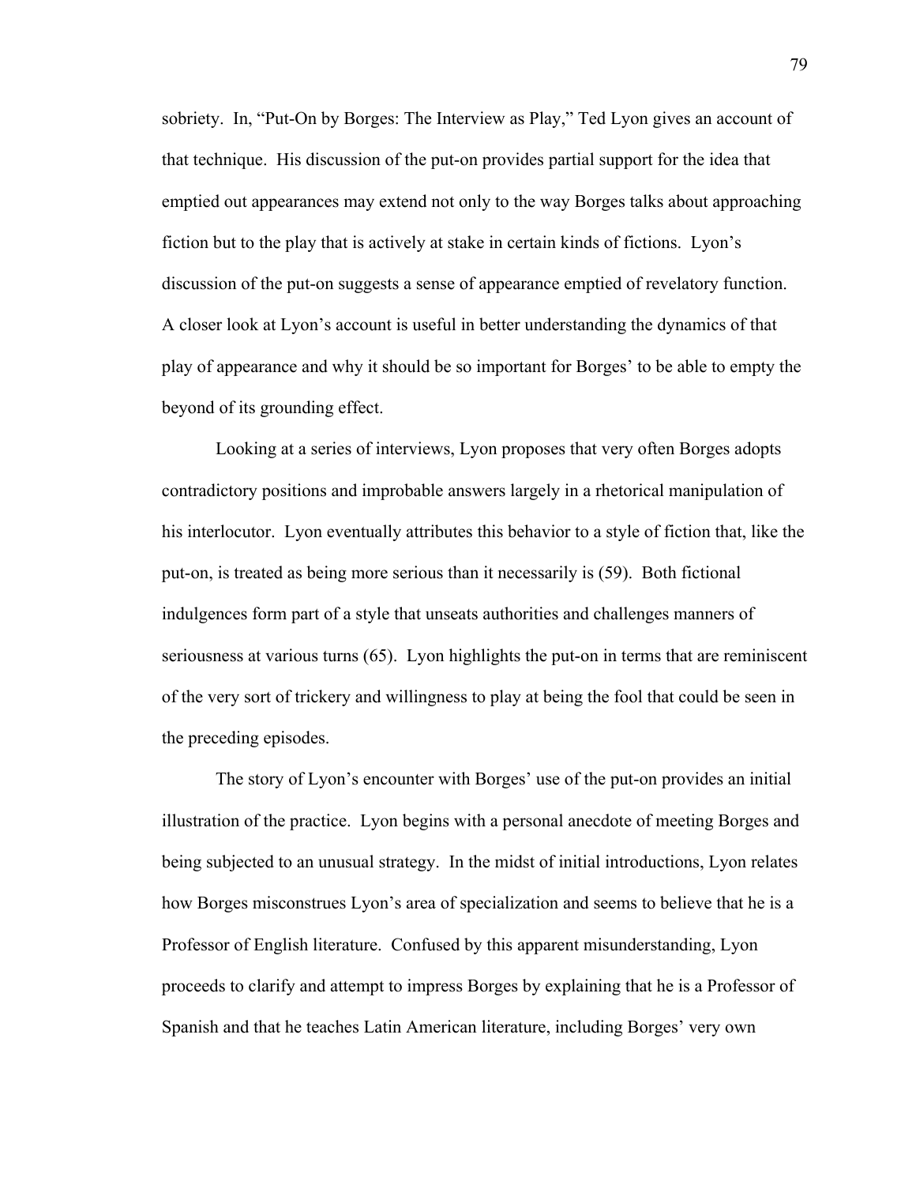sobriety. In, "Put-On by Borges: The Interview as Play," Ted Lyon gives an account of that technique. His discussion of the put-on provides partial support for the idea that emptied out appearances may extend not only to the way Borges talks about approaching fiction but to the play that is actively at stake in certain kinds of fictions. Lyon's discussion of the put-on suggests a sense of appearance emptied of revelatory function. A closer look at Lyon's account is useful in better understanding the dynamics of that play of appearance and why it should be so important for Borges' to be able to empty the beyond of its grounding effect.

Looking at a series of interviews, Lyon proposes that very often Borges adopts contradictory positions and improbable answers largely in a rhetorical manipulation of his interlocutor. Lyon eventually attributes this behavior to a style of fiction that, like the put-on, is treated as being more serious than it necessarily is (59). Both fictional indulgences form part of a style that unseats authorities and challenges manners of seriousness at various turns (65). Lyon highlights the put-on in terms that are reminiscent of the very sort of trickery and willingness to play at being the fool that could be seen in the preceding episodes.

The story of Lyon's encounter with Borges' use of the put-on provides an initial illustration of the practice. Lyon begins with a personal anecdote of meeting Borges and being subjected to an unusual strategy. In the midst of initial introductions, Lyon relates how Borges misconstrues Lyon's area of specialization and seems to believe that he is a Professor of English literature. Confused by this apparent misunderstanding, Lyon proceeds to clarify and attempt to impress Borges by explaining that he is a Professor of Spanish and that he teaches Latin American literature, including Borges' very own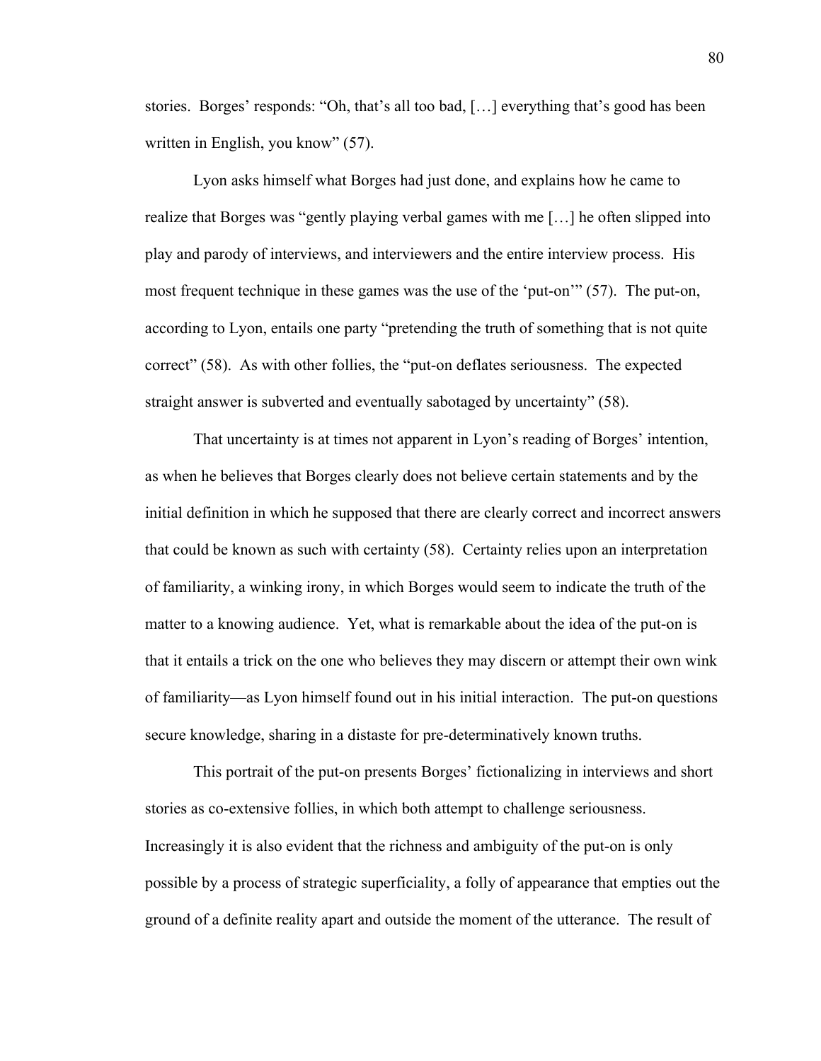stories. Borges' responds: "Oh, that's all too bad, […] everything that's good has been written in English, you know" (57).

Lyon asks himself what Borges had just done, and explains how he came to realize that Borges was "gently playing verbal games with me […] he often slipped into play and parody of interviews, and interviewers and the entire interview process. His most frequent technique in these games was the use of the 'put-on'" (57). The put-on, according to Lyon, entails one party "pretending the truth of something that is not quite correct" (58). As with other follies, the "put-on deflates seriousness. The expected straight answer is subverted and eventually sabotaged by uncertainty" (58).

That uncertainty is at times not apparent in Lyon's reading of Borges' intention, as when he believes that Borges clearly does not believe certain statements and by the initial definition in which he supposed that there are clearly correct and incorrect answers that could be known as such with certainty (58). Certainty relies upon an interpretation of familiarity, a winking irony, in which Borges would seem to indicate the truth of the matter to a knowing audience. Yet, what is remarkable about the idea of the put-on is that it entails a trick on the one who believes they may discern or attempt their own wink of familiarity—as Lyon himself found out in his initial interaction. The put-on questions secure knowledge, sharing in a distaste for pre-determinatively known truths.

This portrait of the put-on presents Borges' fictionalizing in interviews and short stories as co-extensive follies, in which both attempt to challenge seriousness. Increasingly it is also evident that the richness and ambiguity of the put-on is only possible by a process of strategic superficiality, a folly of appearance that empties out the ground of a definite reality apart and outside the moment of the utterance. The result of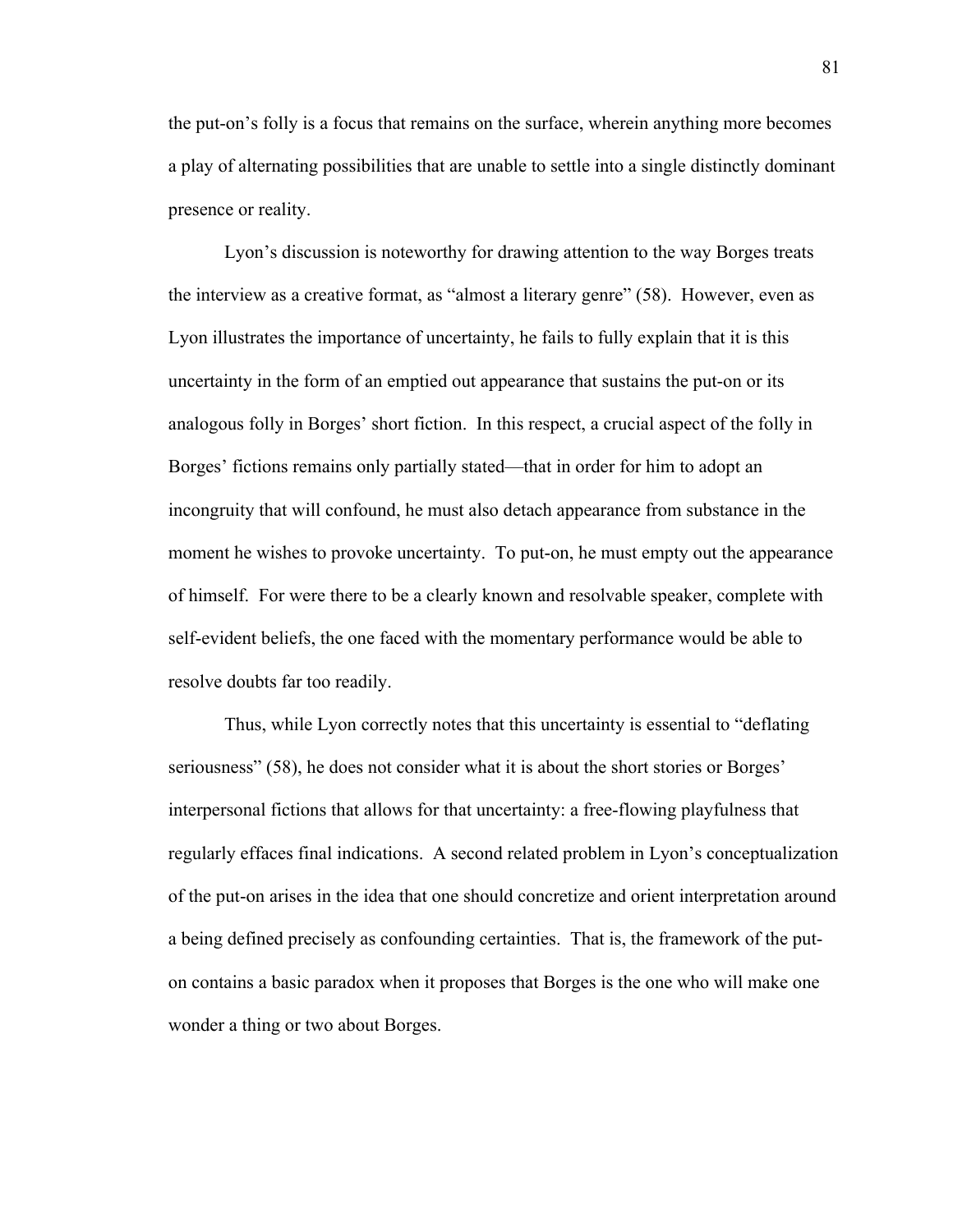the put-on's folly is a focus that remains on the surface, wherein anything more becomes a play of alternating possibilities that are unable to settle into a single distinctly dominant presence or reality.

Lyon's discussion is noteworthy for drawing attention to the way Borges treats the interview as a creative format, as "almost a literary genre" (58). However, even as Lyon illustrates the importance of uncertainty, he fails to fully explain that it is this uncertainty in the form of an emptied out appearance that sustains the put-on or its analogous folly in Borges' short fiction. In this respect, a crucial aspect of the folly in Borges' fictions remains only partially stated—that in order for him to adopt an incongruity that will confound, he must also detach appearance from substance in the moment he wishes to provoke uncertainty. To put-on, he must empty out the appearance of himself. For were there to be a clearly known and resolvable speaker, complete with self-evident beliefs, the one faced with the momentary performance would be able to resolve doubts far too readily.

Thus, while Lyon correctly notes that this uncertainty is essential to "deflating seriousness" (58), he does not consider what it is about the short stories or Borges' interpersonal fictions that allows for that uncertainty: a free-flowing playfulness that regularly effaces final indications. A second related problem in Lyon's conceptualization of the put-on arises in the idea that one should concretize and orient interpretation around a being defined precisely as confounding certainties. That is, the framework of the put-on contains a basic paradox when it proposes that Borges is the one who will make one wonder a thing or two about Borges.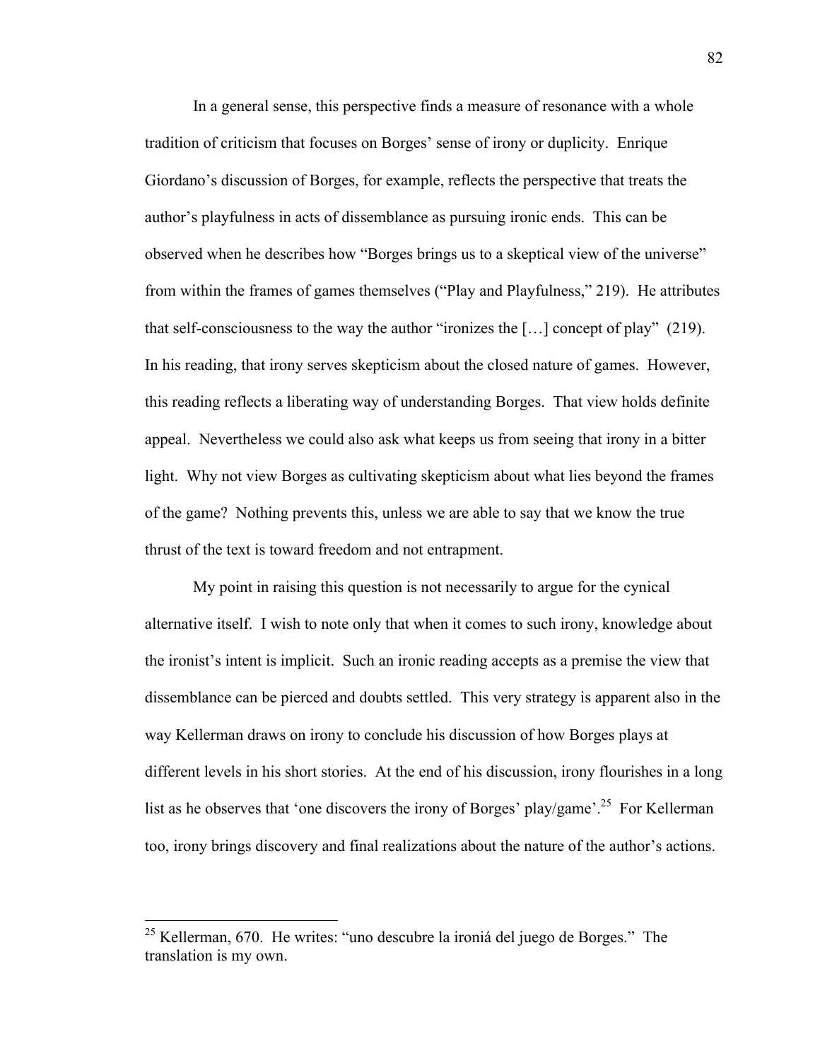In a general sense, this perspective finds a measure of resonance with a whole tradition of criticism that focuses on Borges' sense of irony or duplicity. Enrique Giordano's discussion of Borges, for example, reflects the perspective that treats the author's playfulness in acts of dissemblance as pursuing ironic ends. This can be observed when he describes how "Borges brings us to a skeptical view of the universe" from within the frames of games themselves ("Play and Playfulness," 219). He attributes that self-consciousness to the way the author "ironizes the […] concept of play" (219). In his reading, that irony serves skepticism about the closed nature of games. However, this reading reflects a liberating way of understanding Borges. That view holds definite appeal. Nevertheless we could also ask what keeps us from seeing that irony in a bitter light. Why not view Borges as cultivating skepticism about what lies beyond the frames of the game? Nothing prevents this, unless we are able to say that we know the true thrust of the text is toward freedom and not entrapment.

My point in raising this question is not necessarily to argue for the cynical alternative itself. I wish to note only that when it comes to such irony, knowledge about the ironist's intent is implicit. Such an ironic reading accepts as a premise the view that dissemblance can be pierced and doubts settled. This very strategy is apparent also in the way Kellerman draws on irony to conclude his discussion of how Borges plays at different levels in his short stories. At the end of his discussion, irony flourishes in a long list as he observes that 'one discovers the irony of Borges' play/game'.[25] For Kellerman too, irony brings discovery and final realizations about the nature of the author's actions.

---

[25] Kellerman, 670. He writes: "uno descubre la ironiá del juego de Borges." The translation is my own.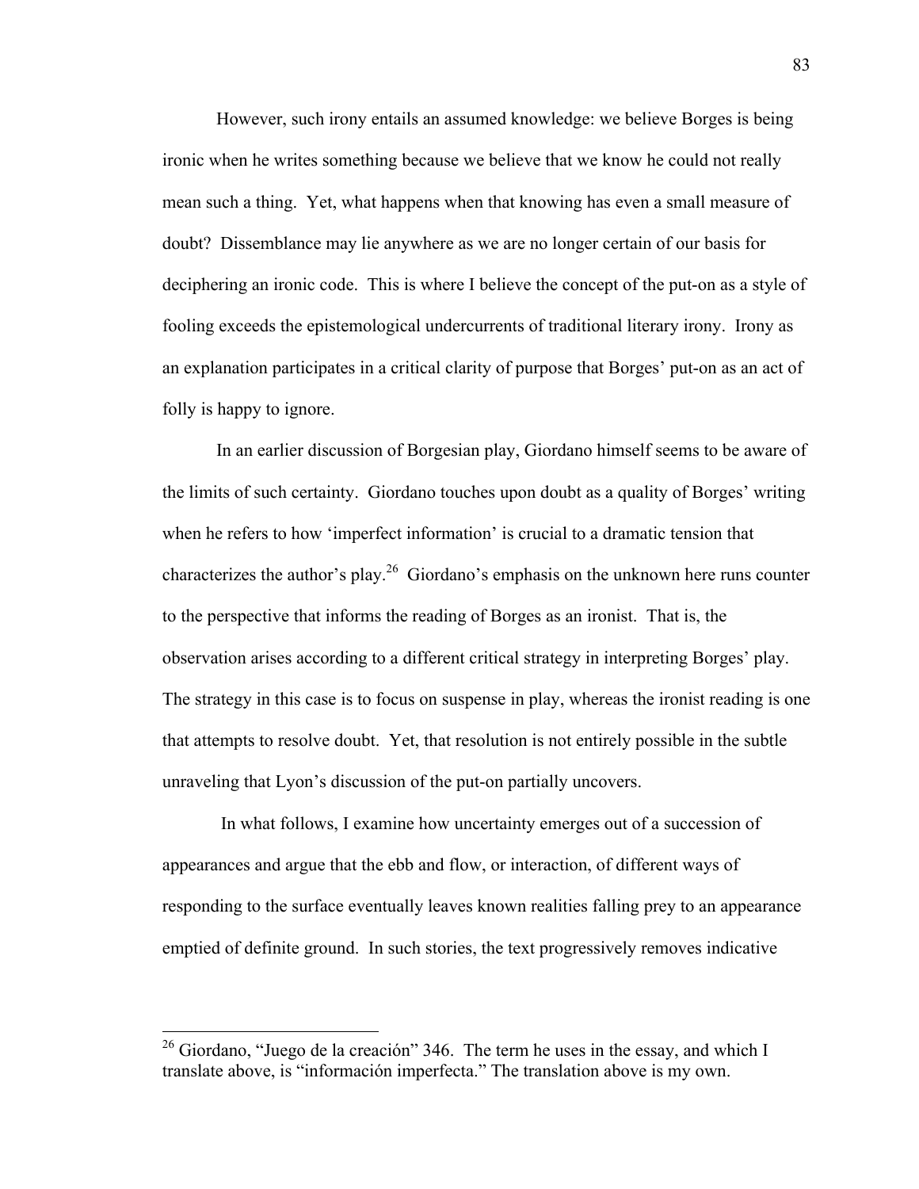However, such irony entails an assumed knowledge: we believe Borges is being ironic when he writes something because we believe that we know he could not really mean such a thing. Yet, what happens when that knowing has even a small measure of doubt? Dissemblance may lie anywhere as we are no longer certain of our basis for deciphering an ironic code. This is where I believe the concept of the put-on as a style of fooling exceeds the epistemological undercurrents of traditional literary irony. Irony as an explanation participates in a critical clarity of purpose that Borges' put-on as an act of folly is happy to ignore.

In an earlier discussion of Borgesian play, Giordano himself seems to be aware of the limits of such certainty. Giordano touches upon doubt as a quality of Borges' writing when he refers to how 'imperfect information' is crucial to a dramatic tension that characterizes the author's play.[26] Giordano's emphasis on the unknown here runs counter to the perspective that informs the reading of Borges as an ironist. That is, the observation arises according to a different critical strategy in interpreting Borges' play. The strategy in this case is to focus on suspense in play, whereas the ironist reading is one that attempts to resolve doubt. Yet, that resolution is not entirely possible in the subtle unraveling that Lyon's discussion of the put-on partially uncovers.

In what follows, I examine how uncertainty emerges out of a succession of appearances and argue that the ebb and flow, or interaction, of different ways of responding to the surface eventually leaves known realities falling prey to an appearance emptied of definite ground. In such stories, the text progressively removes indicative

[26] Giordano, "Juego de la creación" 346. The term he uses in the essay, and which I translate above, is "información imperfecta." The translation above is my own.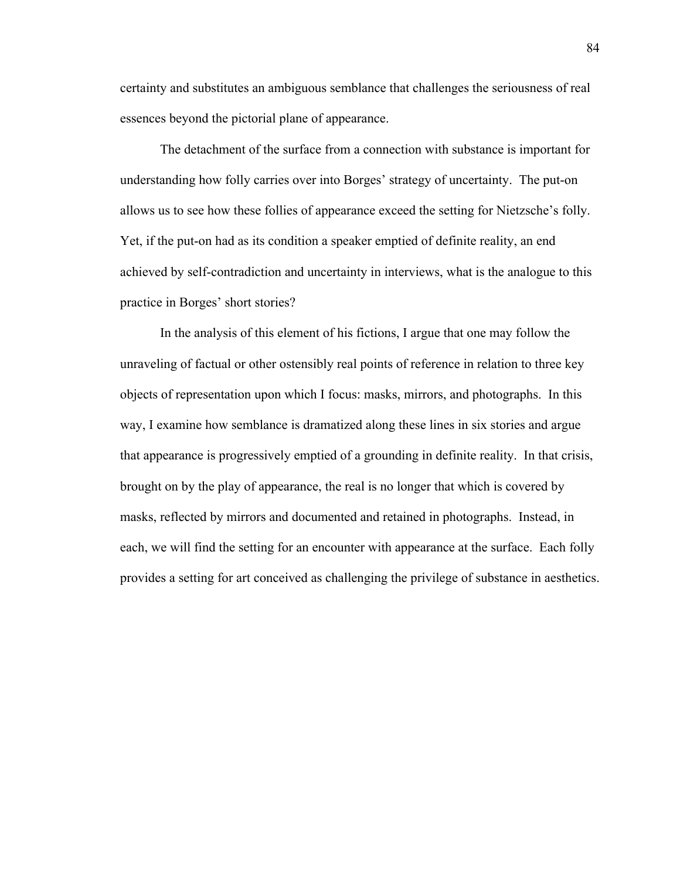certainty and substitutes an ambiguous semblance that challenges the seriousness of real essences beyond the pictorial plane of appearance.

The detachment of the surface from a connection with substance is important for understanding how folly carries over into Borges' strategy of uncertainty. The put-on allows us to see how these follies of appearance exceed the setting for Nietzsche's folly. Yet, if the put-on had as its condition a speaker emptied of definite reality, an end achieved by self-contradiction and uncertainty in interviews, what is the analogue to this practice in Borges' short stories?

In the analysis of this element of his fictions, I argue that one may follow the unraveling of factual or other ostensibly real points of reference in relation to three key objects of representation upon which I focus: masks, mirrors, and photographs. In this way, I examine how semblance is dramatized along these lines in six stories and argue that appearance is progressively emptied of a grounding in definite reality. In that crisis, brought on by the play of appearance, the real is no longer that which is covered by masks, reflected by mirrors and documented and retained in photographs. Instead, in each, we will find the setting for an encounter with appearance at the surface. Each folly provides a setting for art conceived as challenging the privilege of substance in aesthetics.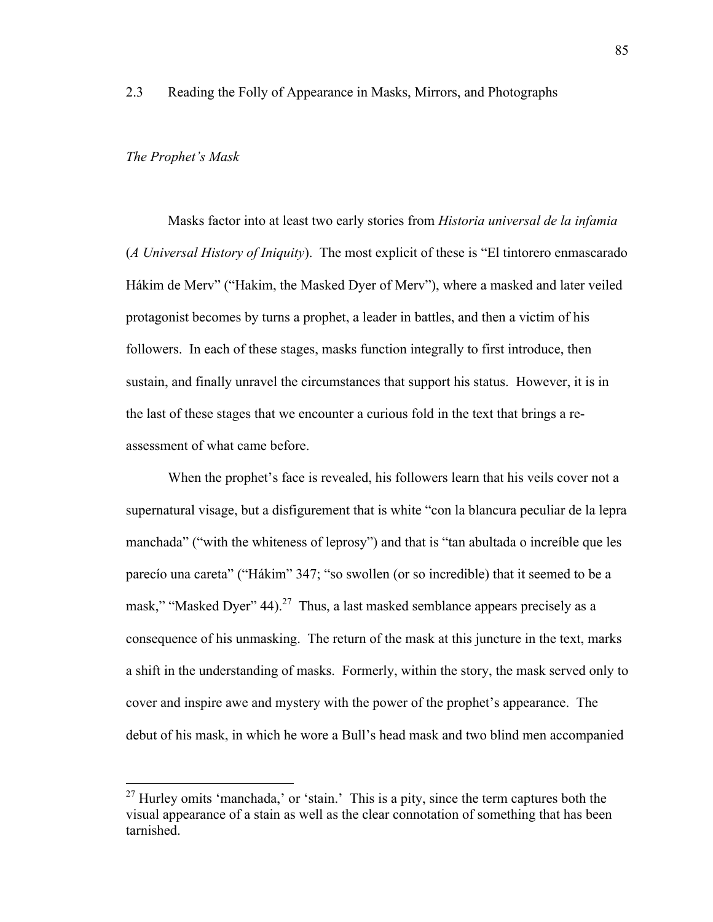## 2.3 Reading the Folly of Appearance in Masks, Mirrors, and Photographs

### *The Prophet's Mask*

Masks factor into at least two early stories from *Historia universal de la infamia* (*A Universal History of Iniquity*). The most explicit of these is "El tintorero enmascarado Hákim de Merv" ("Hakim, the Masked Dyer of Merv"), where a masked and later veiled protagonist becomes by turns a prophet, a leader in battles, and then a victim of his followers. In each of these stages, masks function integrally to first introduce, then sustain, and finally unravel the circumstances that support his status. However, it is in the last of these stages that we encounter a curious fold in the text that brings a re-assessment of what came before.

When the prophet's face is revealed, his followers learn that his veils cover not a supernatural visage, but a disfigurement that is white "con la blancura peculiar de la lepra manchada" ("with the whiteness of leprosy") and that is "tan abultada o increíble que les parecío una careta" ("Hákim" 347; "so swollen (or so incredible) that it seemed to be a mask," "Masked Dyer" 44).[27] Thus, a last masked semblance appears precisely as a consequence of his unmasking. The return of the mask at this juncture in the text, marks a shift in the understanding of masks. Formerly, within the story, the mask served only to cover and inspire awe and mystery with the power of the prophet's appearance. The debut of his mask, in which he wore a Bull's head mask and two blind men accompanied

---

[27] Hurley omits 'manchada,' or 'stain.' This is a pity, since the term captures both the visual appearance of a stain as well as the clear connotation of something that has been tarnished.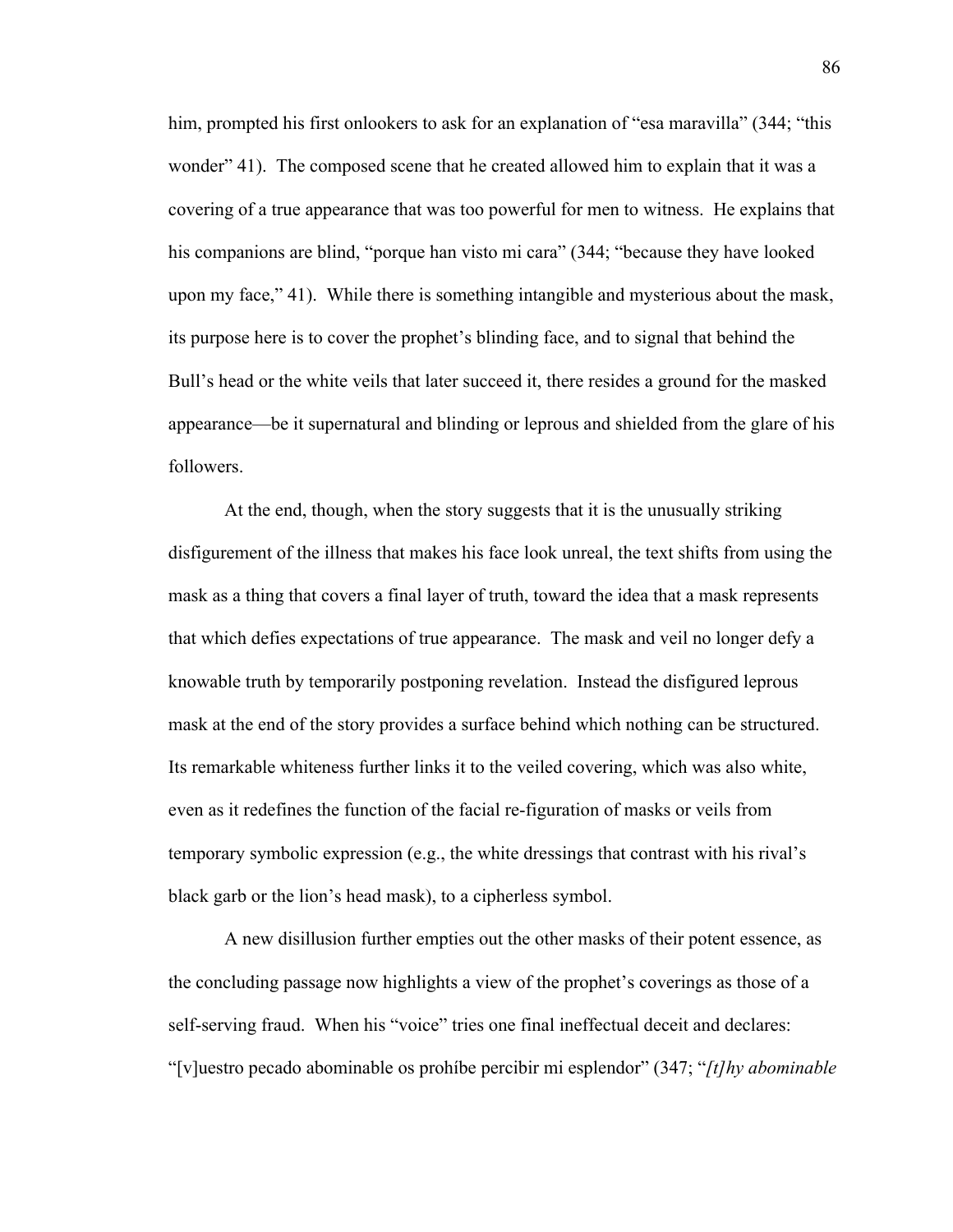him, prompted his first onlookers to ask for an explanation of "esa maravilla" (344; "this wonder" 41). The composed scene that he created allowed him to explain that it was a covering of a true appearance that was too powerful for men to witness. He explains that his companions are blind, "porque han visto mi cara" (344; "because they have looked upon my face," 41). While there is something intangible and mysterious about the mask, its purpose here is to cover the prophet's blinding face, and to signal that behind the Bull's head or the white veils that later succeed it, there resides a ground for the masked appearance—be it supernatural and blinding or leprous and shielded from the glare of his followers.

At the end, though, when the story suggests that it is the unusually striking disfigurement of the illness that makes his face look unreal, the text shifts from using the mask as a thing that covers a final layer of truth, toward the idea that a mask represents that which defies expectations of true appearance. The mask and veil no longer defy a knowable truth by temporarily postponing revelation. Instead the disfigured leprous mask at the end of the story provides a surface behind which nothing can be structured. Its remarkable whiteness further links it to the veiled covering, which was also white, even as it redefines the function of the facial re-figuration of masks or veils from temporary symbolic expression (e.g., the white dressings that contrast with his rival's black garb or the lion's head mask), to a cipherless symbol.

A new disillusion further empties out the other masks of their potent essence, as the concluding passage now highlights a view of the prophet's coverings as those of a self-serving fraud. When his "voice" tries one final ineffectual deceit and declares: "[v]uestro pecado abominable os prohíbe percibir mi esplendor" (347; "*[t]hy abominable*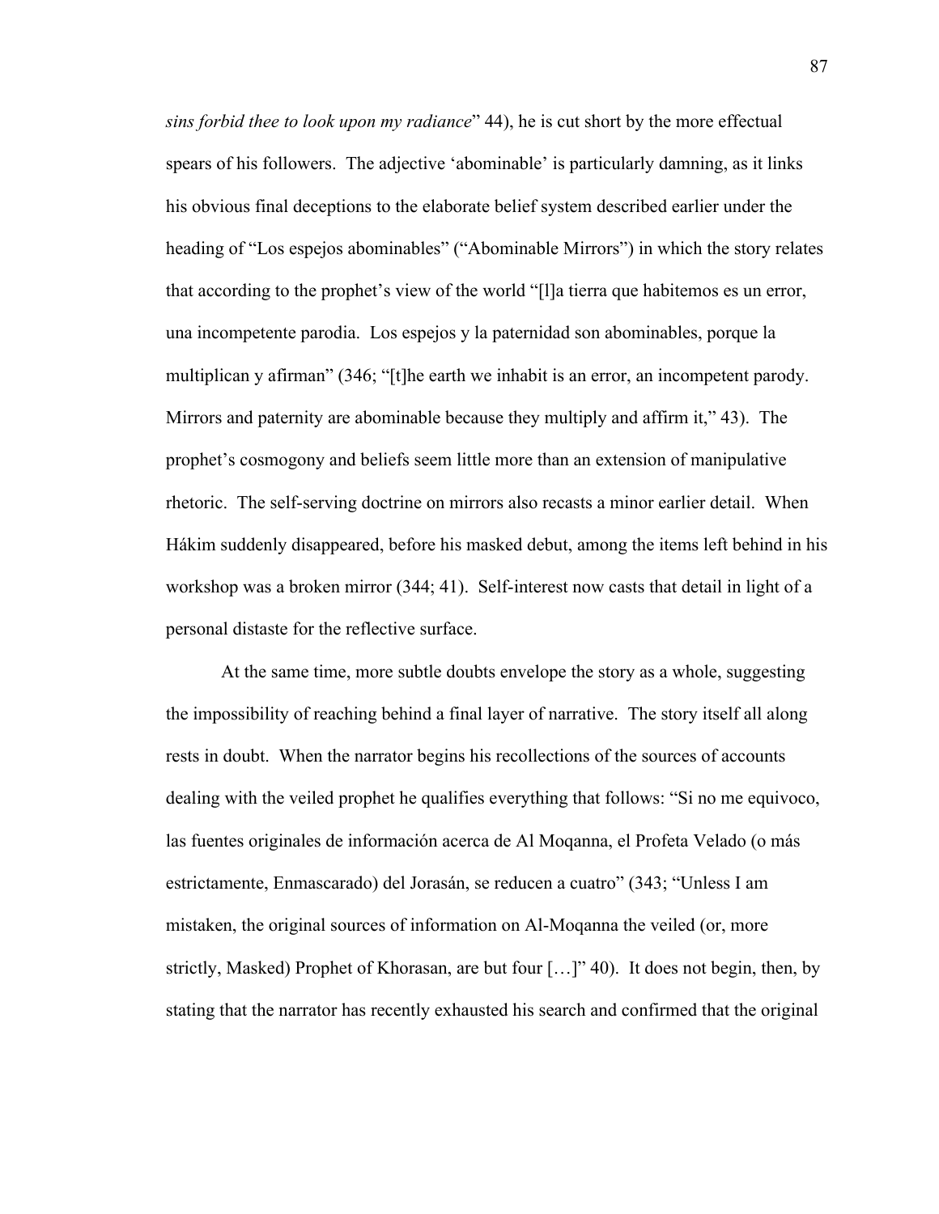*sins forbid thee to look upon my radiance*" 44), he is cut short by the more effectual spears of his followers. The adjective 'abominable' is particularly damning, as it links his obvious final deceptions to the elaborate belief system described earlier under the heading of "Los espejos abominables" ("Abominable Mirrors") in which the story relates that according to the prophet's view of the world "[l]a tierra que habitemos es un error, una incompetente parodia. Los espejos y la paternidad son abominables, porque la multiplican y afirman" (346; "[t]he earth we inhabit is an error, an incompetent parody. Mirrors and paternity are abominable because they multiply and affirm it," 43). The prophet's cosmogony and beliefs seem little more than an extension of manipulative rhetoric. The self-serving doctrine on mirrors also recasts a minor earlier detail. When Hákim suddenly disappeared, before his masked debut, among the items left behind in his workshop was a broken mirror (344; 41). Self-interest now casts that detail in light of a personal distaste for the reflective surface.

At the same time, more subtle doubts envelope the story as a whole, suggesting the impossibility of reaching behind a final layer of narrative. The story itself all along rests in doubt. When the narrator begins his recollections of the sources of accounts dealing with the veiled prophet he qualifies everything that follows: "Si no me equivoco, las fuentes originales de información acerca de Al Moqanna, el Profeta Velado (o más estrictamente, Enmascarado) del Jorasán, se reducen a cuatro" (343; "Unless I am mistaken, the original sources of information on Al-Moqanna the veiled (or, more strictly, Masked) Prophet of Khorasan, are but four […]" 40). It does not begin, then, by stating that the narrator has recently exhausted his search and confirmed that the original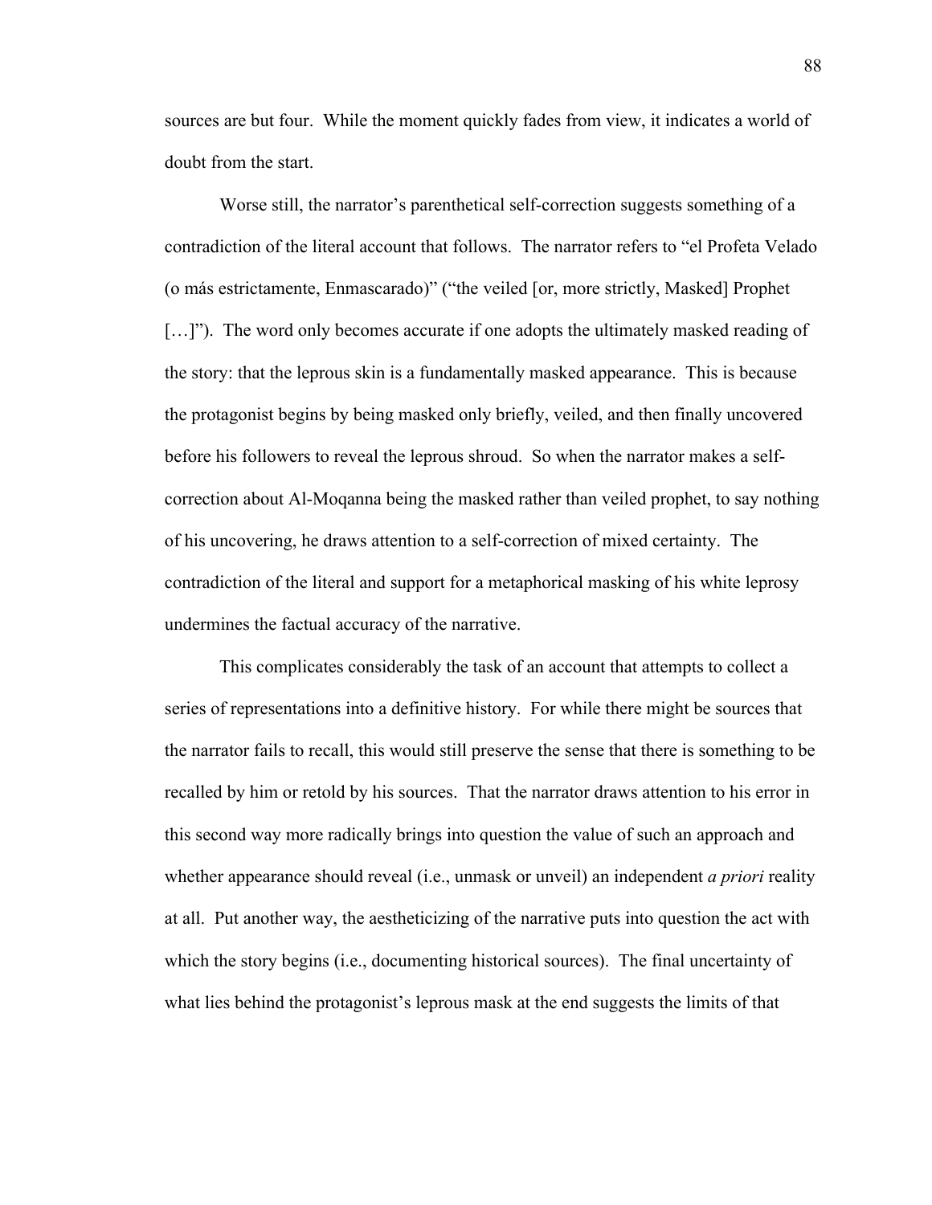sources are but four. While the moment quickly fades from view, it indicates a world of doubt from the start.

Worse still, the narrator's parenthetical self-correction suggests something of a contradiction of the literal account that follows. The narrator refers to "el Profeta Velado (o más estrictamente, Enmascarado)" ("the veiled [or, more strictly, Masked] Prophet […]"). The word only becomes accurate if one adopts the ultimately masked reading of the story: that the leprous skin is a fundamentally masked appearance. This is because the protagonist begins by being masked only briefly, veiled, and then finally uncovered before his followers to reveal the leprous shroud. So when the narrator makes a self-correction about Al-Moqanna being the masked rather than veiled prophet, to say nothing of his uncovering, he draws attention to a self-correction of mixed certainty. The contradiction of the literal and support for a metaphorical masking of his white leprosy undermines the factual accuracy of the narrative.

This complicates considerably the task of an account that attempts to collect a series of representations into a definitive history. For while there might be sources that the narrator fails to recall, this would still preserve the sense that there is something to be recalled by him or retold by his sources. That the narrator draws attention to his error in this second way more radically brings into question the value of such an approach and whether appearance should reveal (i.e., unmask or unveil) an independent *a priori* reality at all. Put another way, the aestheticizing of the narrative puts into question the act with which the story begins (i.e., documenting historical sources). The final uncertainty of what lies behind the protagonist's leprous mask at the end suggests the limits of that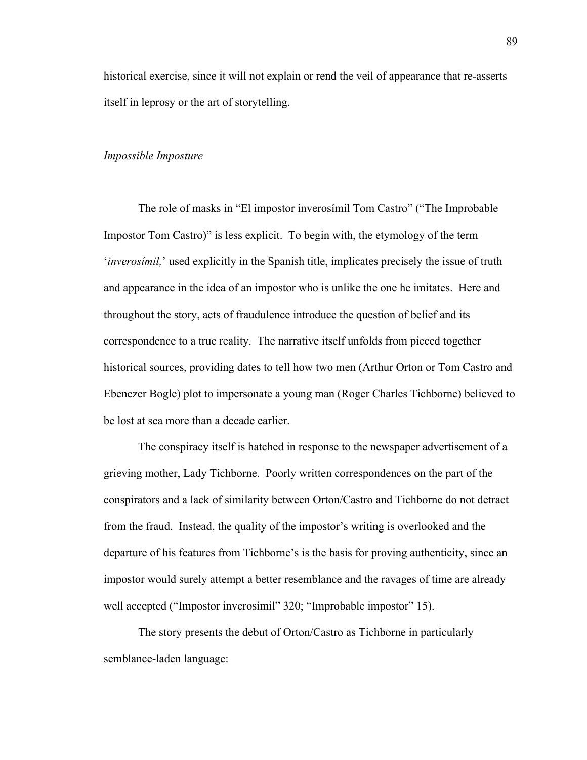historical exercise, since it will not explain or rend the veil of appearance that re-asserts itself in leprosy or the art of storytelling.

*Impossible Imposture*

The role of masks in "El impostor inverosímil Tom Castro" ("The Improbable Impostor Tom Castro)" is less explicit. To begin with, the etymology of the term '*inverosímil,*' used explicitly in the Spanish title, implicates precisely the issue of truth and appearance in the idea of an impostor who is unlike the one he imitates. Here and throughout the story, acts of fraudulence introduce the question of belief and its correspondence to a true reality. The narrative itself unfolds from pieced together historical sources, providing dates to tell how two men (Arthur Orton or Tom Castro and Ebenezer Bogle) plot to impersonate a young man (Roger Charles Tichborne) believed to be lost at sea more than a decade earlier.

The conspiracy itself is hatched in response to the newspaper advertisement of a grieving mother, Lady Tichborne. Poorly written correspondences on the part of the conspirators and a lack of similarity between Orton/Castro and Tichborne do not detract from the fraud. Instead, the quality of the impostor's writing is overlooked and the departure of his features from Tichborne's is the basis for proving authenticity, since an impostor would surely attempt a better resemblance and the ravages of time are already well accepted ("Impostor inverosímil" 320; "Improbable impostor" 15).

The story presents the debut of Orton/Castro as Tichborne in particularly semblance-laden language: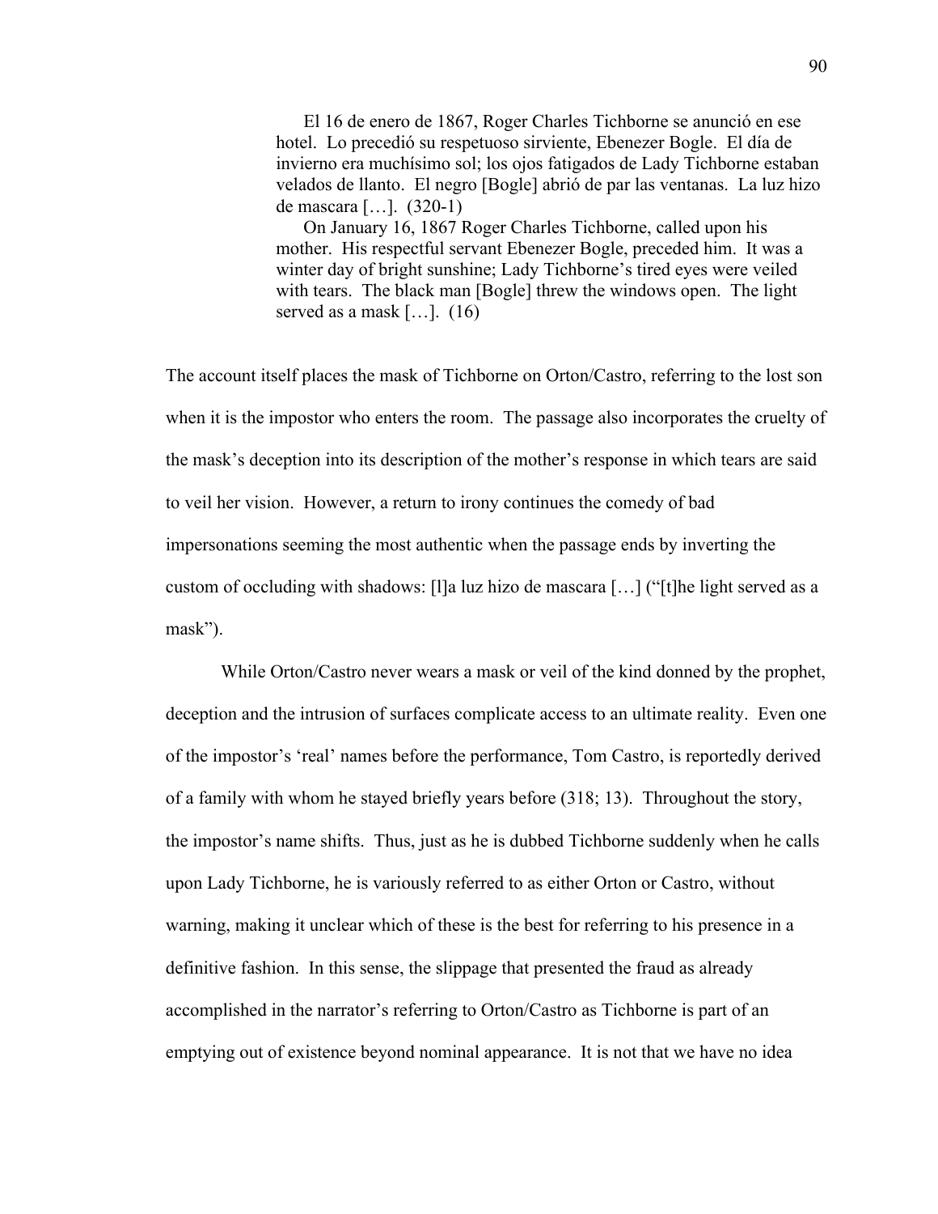> El 16 de enero de 1867, Roger Charles Tichborne se anunció en ese hotel. Lo precedió su respetuoso sirviente, Ebenezer Bogle. El día de invierno era muchísimo sol; los ojos fatigados de Lady Tichborne estaban velados de llanto. El negro [Bogle] abrió de par las ventanas. La luz hizo de mascara […]. (320-1)
>
> On January 16, 1867 Roger Charles Tichborne, called upon his mother. His respectful servant Ebenezer Bogle, preceded him. It was a winter day of bright sunshine; Lady Tichborne's tired eyes were veiled with tears. The black man [Bogle] threw the windows open. The light served as a mask […]. (16)

The account itself places the mask of Tichborne on Orton/Castro, referring to the lost son when it is the impostor who enters the room. The passage also incorporates the cruelty of the mask's deception into its description of the mother's response in which tears are said to veil her vision. However, a return to irony continues the comedy of bad impersonations seeming the most authentic when the passage ends by inverting the custom of occluding with shadows: [l]a luz hizo de mascara […] ("[t]he light served as a mask").

While Orton/Castro never wears a mask or veil of the kind donned by the prophet, deception and the intrusion of surfaces complicate access to an ultimate reality. Even one of the impostor's 'real' names before the performance, Tom Castro, is reportedly derived of a family with whom he stayed briefly years before (318; 13). Throughout the story, the impostor's name shifts. Thus, just as he is dubbed Tichborne suddenly when he calls upon Lady Tichborne, he is variously referred to as either Orton or Castro, without warning, making it unclear which of these is the best for referring to his presence in a definitive fashion. In this sense, the slippage that presented the fraud as already accomplished in the narrator's referring to Orton/Castro as Tichborne is part of an emptying out of existence beyond nominal appearance. It is not that we have no idea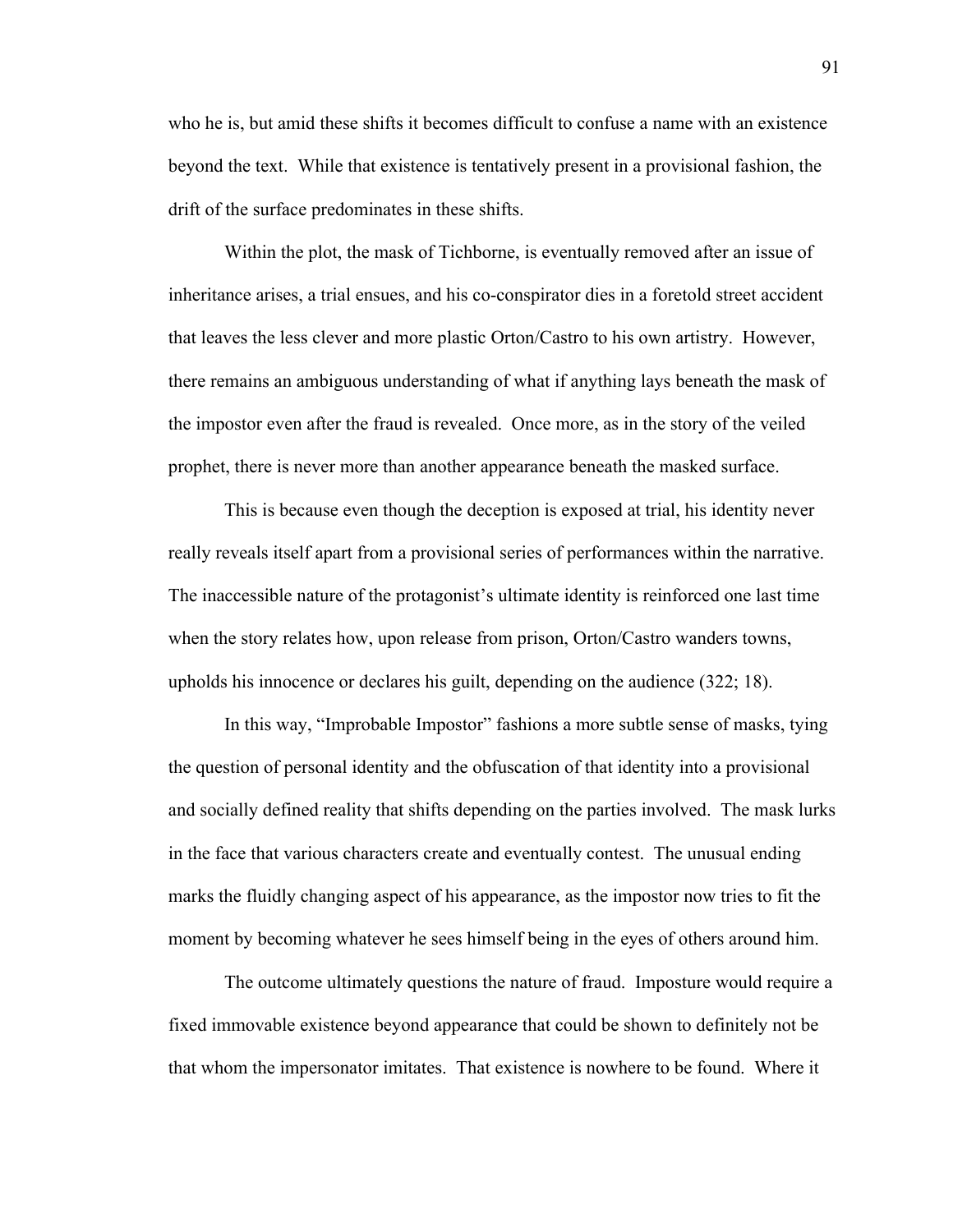who he is, but amid these shifts it becomes difficult to confuse a name with an existence beyond the text. While that existence is tentatively present in a provisional fashion, the drift of the surface predominates in these shifts.

Within the plot, the mask of Tichborne, is eventually removed after an issue of inheritance arises, a trial ensues, and his co-conspirator dies in a foretold street accident that leaves the less clever and more plastic Orton/Castro to his own artistry. However, there remains an ambiguous understanding of what if anything lays beneath the mask of the impostor even after the fraud is revealed. Once more, as in the story of the veiled prophet, there is never more than another appearance beneath the masked surface.

This is because even though the deception is exposed at trial, his identity never really reveals itself apart from a provisional series of performances within the narrative. The inaccessible nature of the protagonist's ultimate identity is reinforced one last time when the story relates how, upon release from prison, Orton/Castro wanders towns, upholds his innocence or declares his guilt, depending on the audience (322; 18).

In this way, "Improbable Impostor" fashions a more subtle sense of masks, tying the question of personal identity and the obfuscation of that identity into a provisional and socially defined reality that shifts depending on the parties involved. The mask lurks in the face that various characters create and eventually contest. The unusual ending marks the fluidly changing aspect of his appearance, as the impostor now tries to fit the moment by becoming whatever he sees himself being in the eyes of others around him.

The outcome ultimately questions the nature of fraud. Imposture would require a fixed immovable existence beyond appearance that could be shown to definitely not be that whom the impersonator imitates. That existence is nowhere to be found. Where it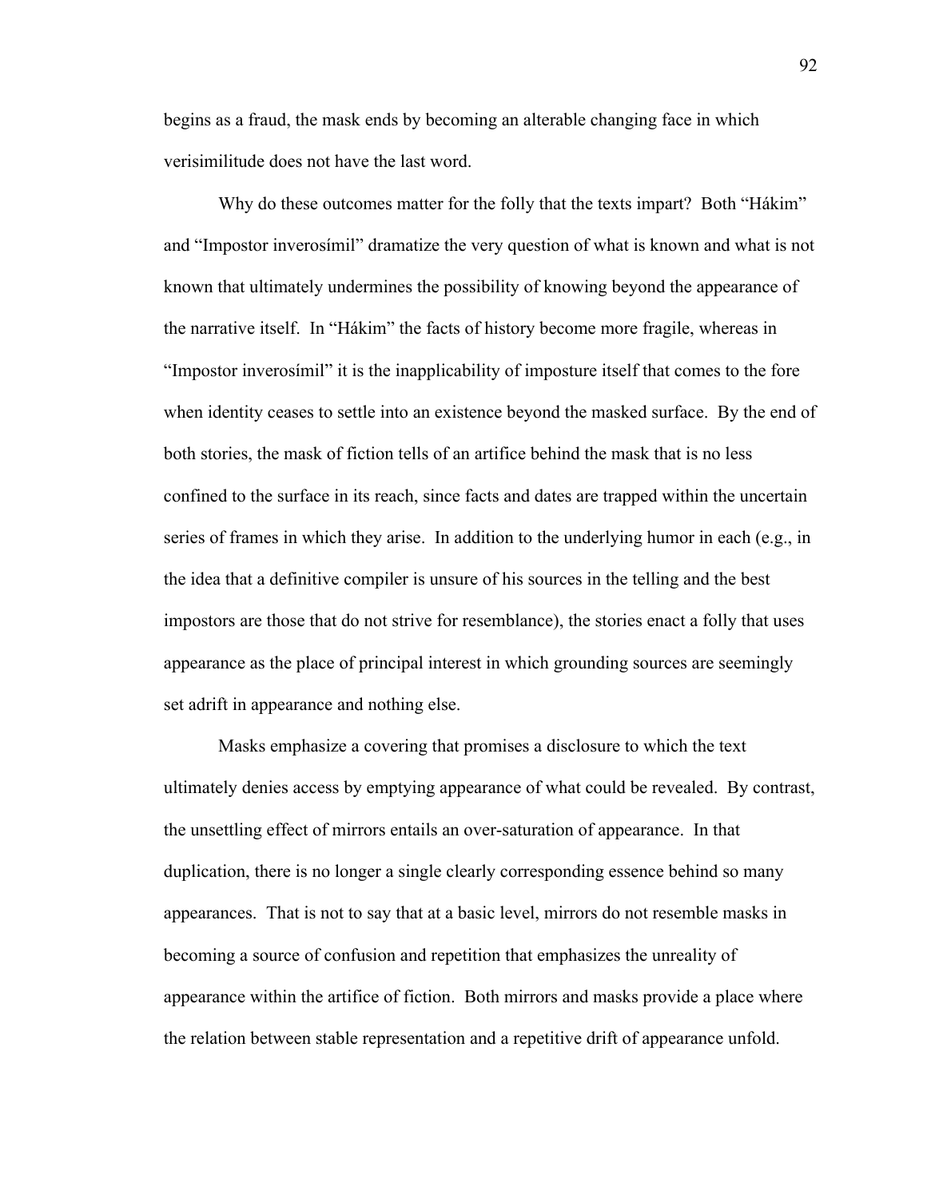begins as a fraud, the mask ends by becoming an alterable changing face in which verisimilitude does not have the last word.

Why do these outcomes matter for the folly that the texts impart? Both "Hákim" and "Impostor inverosímil" dramatize the very question of what is known and what is not known that ultimately undermines the possibility of knowing beyond the appearance of the narrative itself. In "Hákim" the facts of history become more fragile, whereas in "Impostor inverosímil" it is the inapplicability of imposture itself that comes to the fore when identity ceases to settle into an existence beyond the masked surface. By the end of both stories, the mask of fiction tells of an artifice behind the mask that is no less confined to the surface in its reach, since facts and dates are trapped within the uncertain series of frames in which they arise. In addition to the underlying humor in each (e.g., in the idea that a definitive compiler is unsure of his sources in the telling and the best impostors are those that do not strive for resemblance), the stories enact a folly that uses appearance as the place of principal interest in which grounding sources are seemingly set adrift in appearance and nothing else.

Masks emphasize a covering that promises a disclosure to which the text ultimately denies access by emptying appearance of what could be revealed. By contrast, the unsettling effect of mirrors entails an over-saturation of appearance. In that duplication, there is no longer a single clearly corresponding essence behind so many appearances. That is not to say that at a basic level, mirrors do not resemble masks in becoming a source of confusion and repetition that emphasizes the unreality of appearance within the artifice of fiction. Both mirrors and masks provide a place where the relation between stable representation and a repetitive drift of appearance unfold.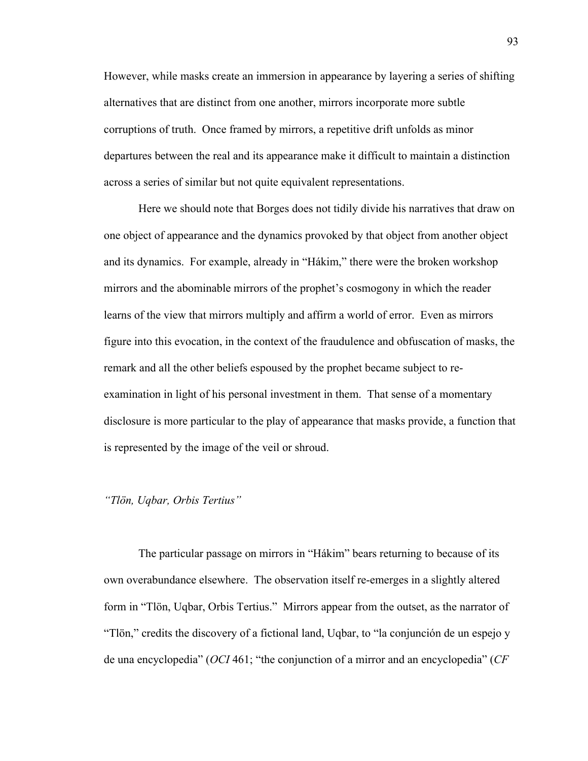However, while masks create an immersion in appearance by layering a series of shifting alternatives that are distinct from one another, mirrors incorporate more subtle corruptions of truth. Once framed by mirrors, a repetitive drift unfolds as minor departures between the real and its appearance make it difficult to maintain a distinction across a series of similar but not quite equivalent representations.

Here we should note that Borges does not tidily divide his narratives that draw on one object of appearance and the dynamics provoked by that object from another object and its dynamics. For example, already in "Hákim," there were the broken workshop mirrors and the abominable mirrors of the prophet's cosmogony in which the reader learns of the view that mirrors multiply and affirm a world of error. Even as mirrors figure into this evocation, in the context of the fraudulence and obfuscation of masks, the remark and all the other beliefs espoused by the prophet became subject to re-examination in light of his personal investment in them. That sense of a momentary disclosure is more particular to the play of appearance that masks provide, a function that is represented by the image of the veil or shroud.

### *"Tlön, Uqbar, Orbis Tertius"*

The particular passage on mirrors in "Hákim" bears returning to because of its own overabundance elsewhere. The observation itself re-emerges in a slightly altered form in "Tlön, Uqbar, Orbis Tertius." Mirrors appear from the outset, as the narrator of "Tlön," credits the discovery of a fictional land, Uqbar, to "la conjunción de un espejo y de una encyclopedia" (*OCI* 461; "the conjunction of a mirror and an encyclopedia" (*CF*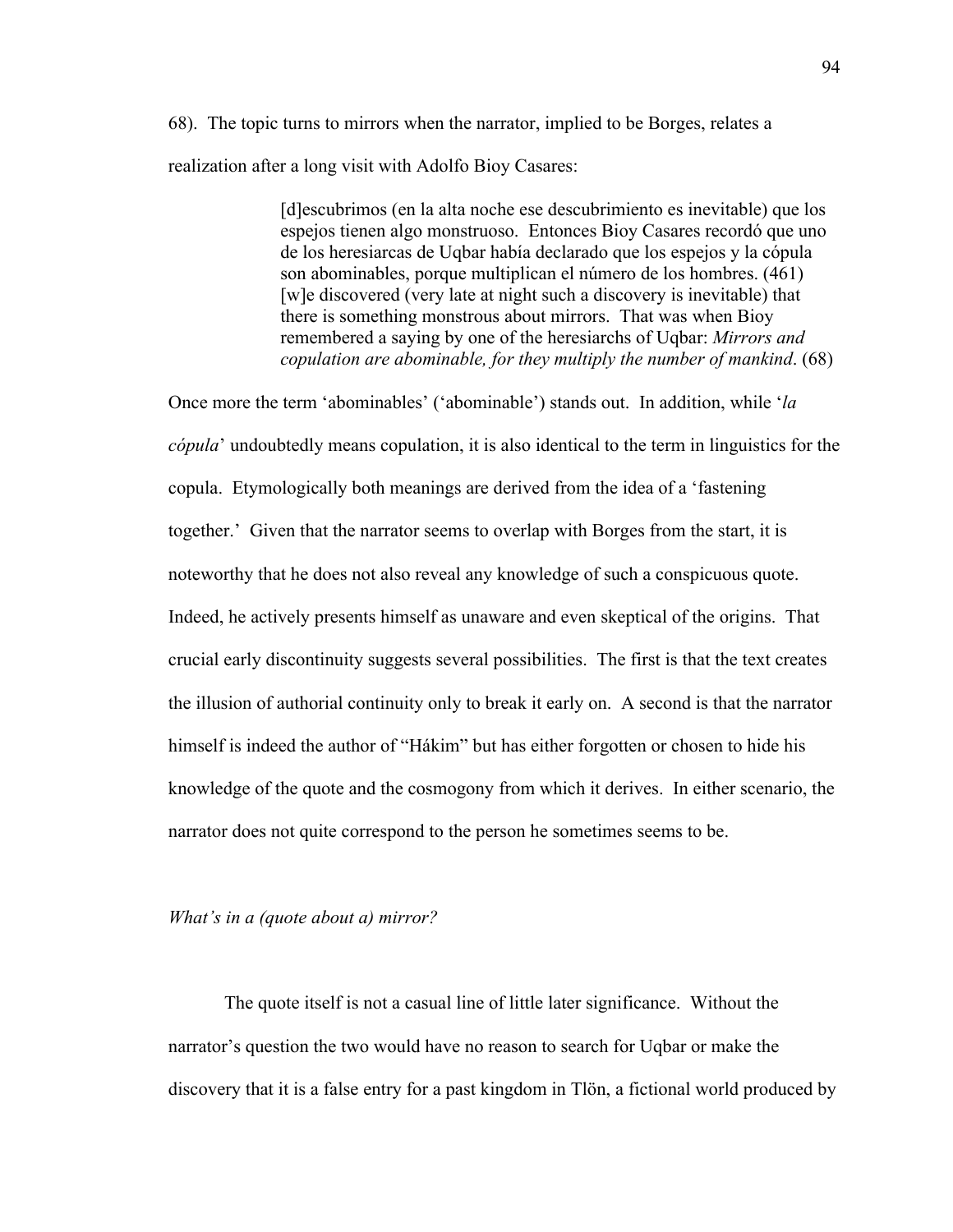68). The topic turns to mirrors when the narrator, implied to be Borges, relates a realization after a long visit with Adolfo Bioy Casares:

> [d]escubrimos (en la alta noche ese descubrimiento es inevitable) que los espejos tienen algo monstruoso. Entonces Bioy Casares recordó que uno de los heresiarcas de Uqbar había declarado que los espejos y la cópula son abominables, porque multiplican el número de los hombres. (461)
> [w]e discovered (very late at night such a discovery is inevitable) that there is something monstrous about mirrors. That was when Bioy remembered a saying by one of the heresiarchs of Uqbar: *Mirrors and copulation are abominable, for they multiply the number of mankind*. (68)

Once more the term 'abominables' ('abominable') stands out. In addition, while '*la cópula*' undoubtedly means copulation, it is also identical to the term in linguistics for the copula. Etymologically both meanings are derived from the idea of a 'fastening together.' Given that the narrator seems to overlap with Borges from the start, it is noteworthy that he does not also reveal any knowledge of such a conspicuous quote. Indeed, he actively presents himself as unaware and even skeptical of the origins. That crucial early discontinuity suggests several possibilities. The first is that the text creates the illusion of authorial continuity only to break it early on. A second is that the narrator himself is indeed the author of "Hákim" but has either forgotten or chosen to hide his knowledge of the quote and the cosmogony from which it derives. In either scenario, the narrator does not quite correspond to the person he sometimes seems to be.

*What's in a (quote about a) mirror?*

The quote itself is not a casual line of little later significance. Without the narrator's question the two would have no reason to search for Uqbar or make the discovery that it is a false entry for a past kingdom in Tlön, a fictional world produced by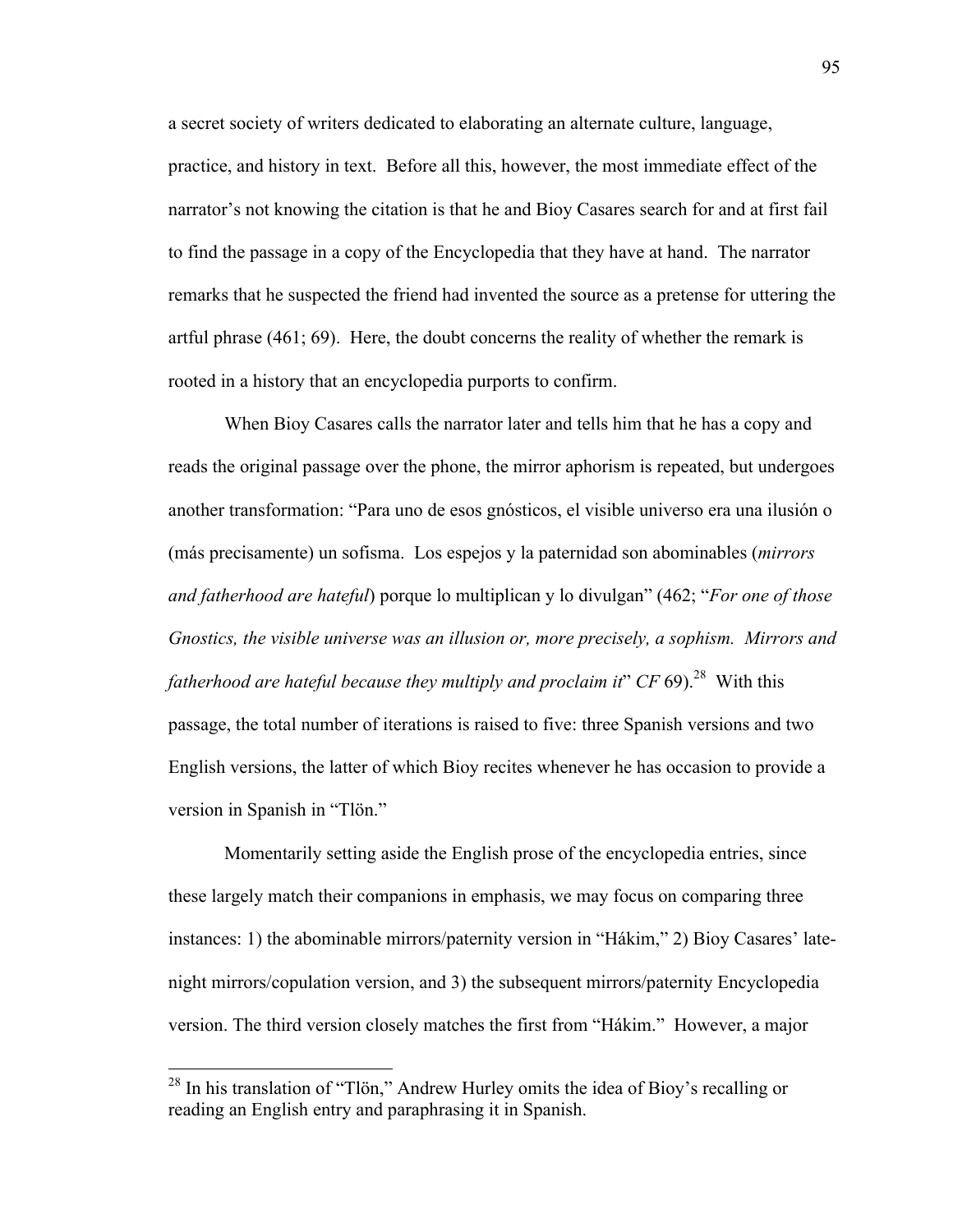a secret society of writers dedicated to elaborating an alternate culture, language, practice, and history in text. Before all this, however, the most immediate effect of the narrator's not knowing the citation is that he and Bioy Casares search for and at first fail to find the passage in a copy of the Encyclopedia that they have at hand. The narrator remarks that he suspected the friend had invented the source as a pretense for uttering the artful phrase (461; 69). Here, the doubt concerns the reality of whether the remark is rooted in a history that an encyclopedia purports to confirm.

When Bioy Casares calls the narrator later and tells him that he has a copy and reads the original passage over the phone, the mirror aphorism is repeated, but undergoes another transformation: "Para uno de esos gnósticos, el visible universo era una ilusión o (más precisamente) un sofisma. Los espejos y la paternidad son abominables (*mirrors and fatherhood are hateful*) porque lo multiplican y lo divulgan" (462; "*For one of those Gnostics, the visible universe was an illusion or, more precisely, a sophism. Mirrors and fatherhood are hateful because they multiply and proclaim it*" *CF* 69).[28] With this passage, the total number of iterations is raised to five: three Spanish versions and two English versions, the latter of which Bioy recites whenever he has occasion to provide a version in Spanish in "Tlön."

Momentarily setting aside the English prose of the encyclopedia entries, since these largely match their companions in emphasis, we may focus on comparing three instances: 1) the abominable mirrors/paternity version in "Hákim," 2) Bioy Casares' late-night mirrors/copulation version, and 3) the subsequent mirrors/paternity Encyclopedia version. The third version closely matches the first from "Hákim." However, a major

[28] In his translation of "Tlön," Andrew Hurley omits the idea of Bioy's recalling or reading an English entry and paraphrasing it in Spanish.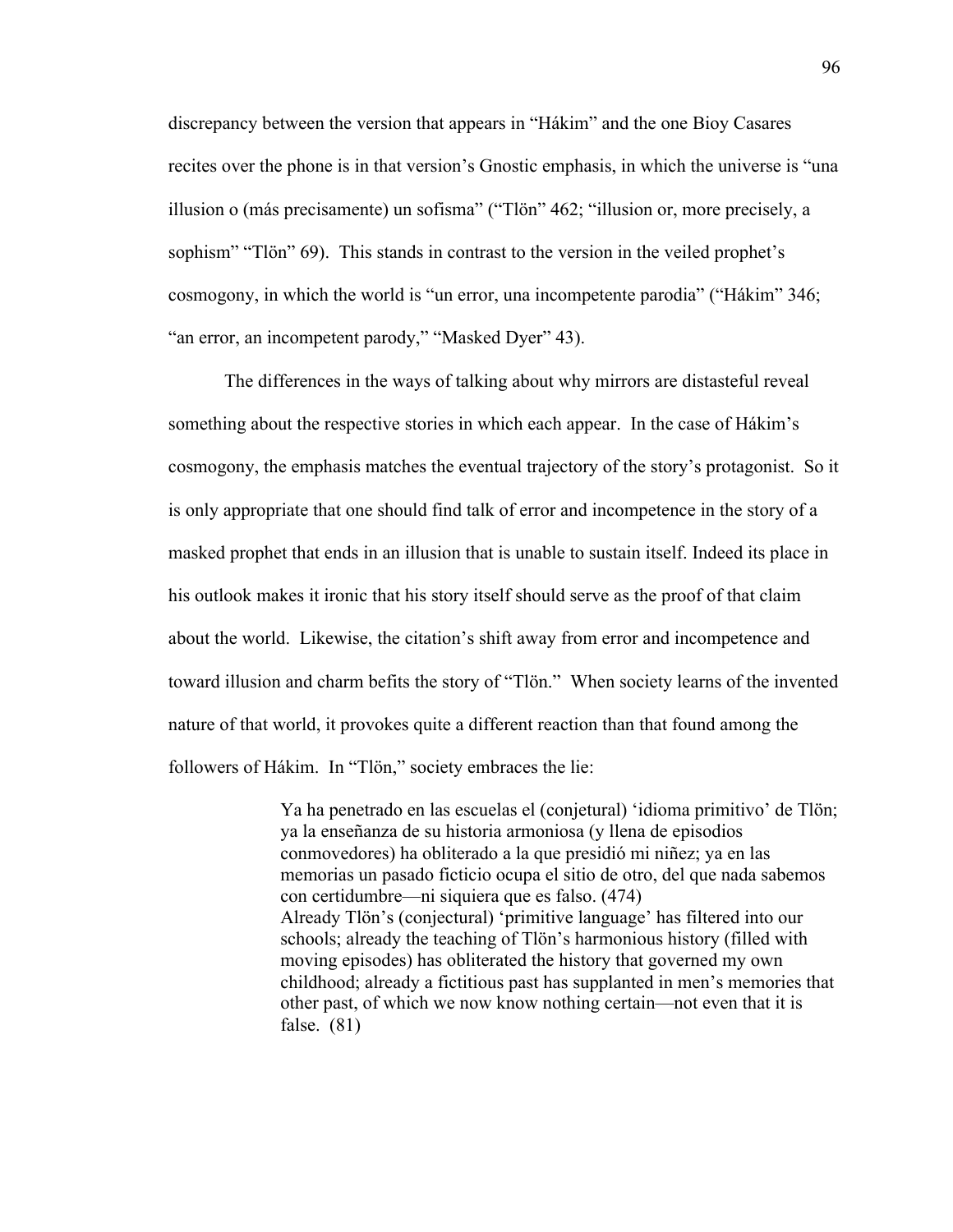discrepancy between the version that appears in "Hákim" and the one Bioy Casares recites over the phone is in that version's Gnostic emphasis, in which the universe is "una illusion o (más precisamente) un sofisma" ("Tlön" 462; "illusion or, more precisely, a sophism" "Tlön" 69). This stands in contrast to the version in the veiled prophet's cosmogony, in which the world is "un error, una incompetente parodia" ("Hákim" 346; "an error, an incompetent parody," "Masked Dyer" 43).

The differences in the ways of talking about why mirrors are distasteful reveal something about the respective stories in which each appear. In the case of Hákim's cosmogony, the emphasis matches the eventual trajectory of the story's protagonist. So it is only appropriate that one should find talk of error and incompetence in the story of a masked prophet that ends in an illusion that is unable to sustain itself. Indeed its place in his outlook makes it ironic that his story itself should serve as the proof of that claim about the world. Likewise, the citation's shift away from error and incompetence and toward illusion and charm befits the story of "Tlön." When society learns of the invented nature of that world, it provokes quite a different reaction than that found among the followers of Hákim. In "Tlön," society embraces the lie:

> Ya ha penetrado en las escuelas el (conjetural) 'idioma primitivo' de Tlön; ya la enseñanza de su historia armoniosa (y llena de episodios conmovedores) ha obliterado a la que presidió mi niñez; ya en las memorias un pasado ficticio ocupa el sitio de otro, del que nada sabemos con certidumbre—ni siquiera que es falso. (474)
> Already Tlön's (conjectural) 'primitive language' has filtered into our schools; already the teaching of Tlön's harmonious history (filled with moving episodes) has obliterated the history that governed my own childhood; already a fictitious past has supplanted in men's memories that other past, of which we now know nothing certain—not even that it is false. (81)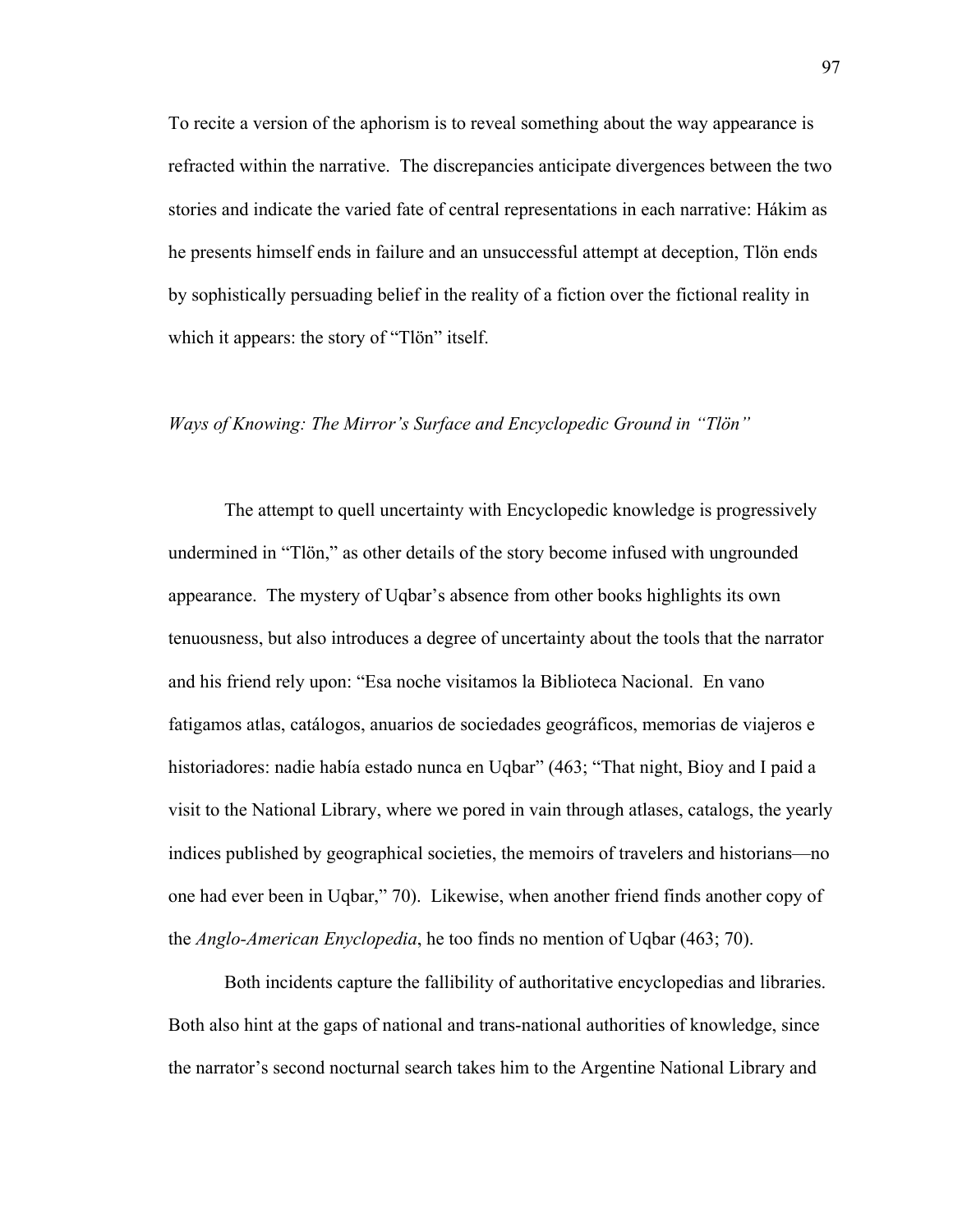To recite a version of the aphorism is to reveal something about the way appearance is refracted within the narrative. The discrepancies anticipate divergences between the two stories and indicate the varied fate of central representations in each narrative: Hákim as he presents himself ends in failure and an unsuccessful attempt at deception, Tlön ends by sophistically persuading belief in the reality of a fiction over the fictional reality in which it appears: the story of "Tlön" itself.

### *Ways of Knowing: The Mirror's Surface and Encyclopedic Ground in "Tlön"*

The attempt to quell uncertainty with Encyclopedic knowledge is progressively undermined in "Tlön," as other details of the story become infused with ungrounded appearance. The mystery of Uqbar's absence from other books highlights its own tenuousness, but also introduces a degree of uncertainty about the tools that the narrator and his friend rely upon: "Esa noche visitamos la Biblioteca Nacional. En vano fatigamos atlas, catálogos, anuarios de sociedades geográficos, memorias de viajeros e historiadores: nadie había estado nunca en Uqbar" (463; "That night, Bioy and I paid a visit to the National Library, where we pored in vain through atlases, catalogs, the yearly indices published by geographical societies, the memoirs of travelers and historians—no one had ever been in Uqbar," 70). Likewise, when another friend finds another copy of the *Anglo-American Enyclopedia*, he too finds no mention of Uqbar (463; 70).

Both incidents capture the fallibility of authoritative encyclopedias and libraries. Both also hint at the gaps of national and trans-national authorities of knowledge, since the narrator's second nocturnal search takes him to the Argentine National Library and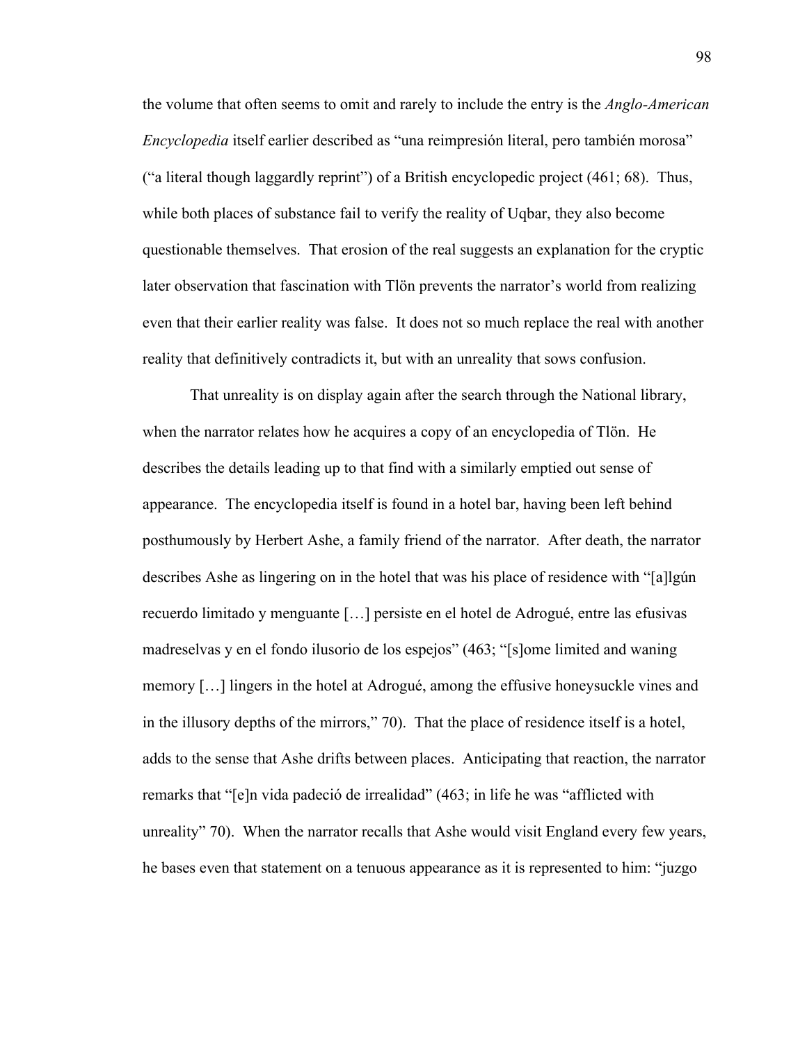the volume that often seems to omit and rarely to include the entry is the *Anglo-American Encyclopedia* itself earlier described as "una reimpresión literal, pero también morosa" ("a literal though laggardly reprint") of a British encyclopedic project (461; 68). Thus, while both places of substance fail to verify the reality of Uqbar, they also become questionable themselves. That erosion of the real suggests an explanation for the cryptic later observation that fascination with Tlön prevents the narrator's world from realizing even that their earlier reality was false. It does not so much replace the real with another reality that definitively contradicts it, but with an unreality that sows confusion.

That unreality is on display again after the search through the National library, when the narrator relates how he acquires a copy of an encyclopedia of Tlön. He describes the details leading up to that find with a similarly emptied out sense of appearance. The encyclopedia itself is found in a hotel bar, having been left behind posthumously by Herbert Ashe, a family friend of the narrator. After death, the narrator describes Ashe as lingering on in the hotel that was his place of residence with "[a]lgún recuerdo limitado y menguante […] persiste en el hotel de Adrogué, entre las efusivas madreselvas y en el fondo ilusorio de los espejos" (463; "[s]ome limited and waning memory […] lingers in the hotel at Adrogué, among the effusive honeysuckle vines and in the illusory depths of the mirrors," 70). That the place of residence itself is a hotel, adds to the sense that Ashe drifts between places. Anticipating that reaction, the narrator remarks that "[e]n vida padeció de irrealidad" (463; in life he was "afflicted with unreality" 70). When the narrator recalls that Ashe would visit England every few years, he bases even that statement on a tenuous appearance as it is represented to him: "juzgo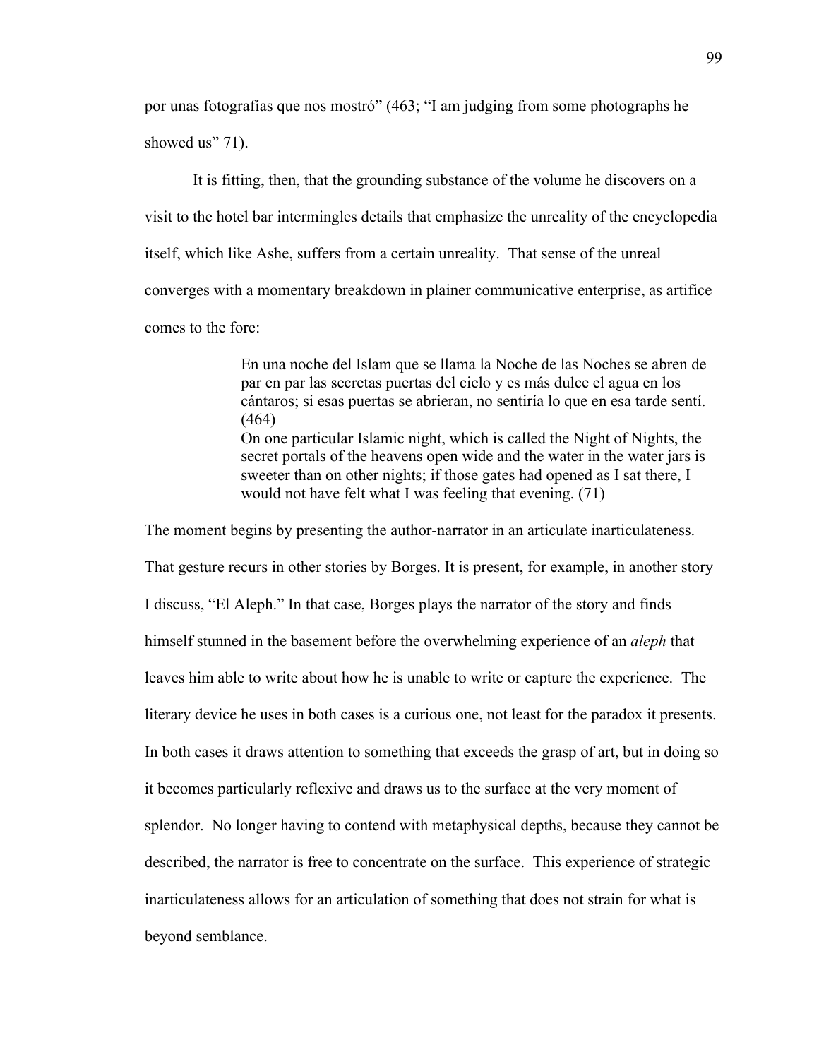por unas fotografías que nos mostró" (463; "I am judging from some photographs he showed us" 71).

It is fitting, then, that the grounding substance of the volume he discovers on a visit to the hotel bar intermingles details that emphasize the unreality of the encyclopedia itself, which like Ashe, suffers from a certain unreality. That sense of the unreal converges with a momentary breakdown in plainer communicative enterprise, as artifice comes to the fore:

> En una noche del Islam que se llama la Noche de las Noches se abren de par en par las secretas puertas del cielo y es más dulce el agua en los cántaros; si esas puertas se abrieran, no sentiría lo que en esa tarde sentí. (464)
> On one particular Islamic night, which is called the Night of Nights, the secret portals of the heavens open wide and the water in the water jars is sweeter than on other nights; if those gates had opened as I sat there, I would not have felt what I was feeling that evening. (71)

The moment begins by presenting the author-narrator in an articulate inarticulateness. That gesture recurs in other stories by Borges. It is present, for example, in another story I discuss, "El Aleph." In that case, Borges plays the narrator of the story and finds himself stunned in the basement before the overwhelming experience of an *aleph* that leaves him able to write about how he is unable to write or capture the experience. The literary device he uses in both cases is a curious one, not least for the paradox it presents. In both cases it draws attention to something that exceeds the grasp of art, but in doing so it becomes particularly reflexive and draws us to the surface at the very moment of splendor. No longer having to contend with metaphysical depths, because they cannot be described, the narrator is free to concentrate on the surface. This experience of strategic inarticulateness allows for an articulation of something that does not strain for what is beyond semblance.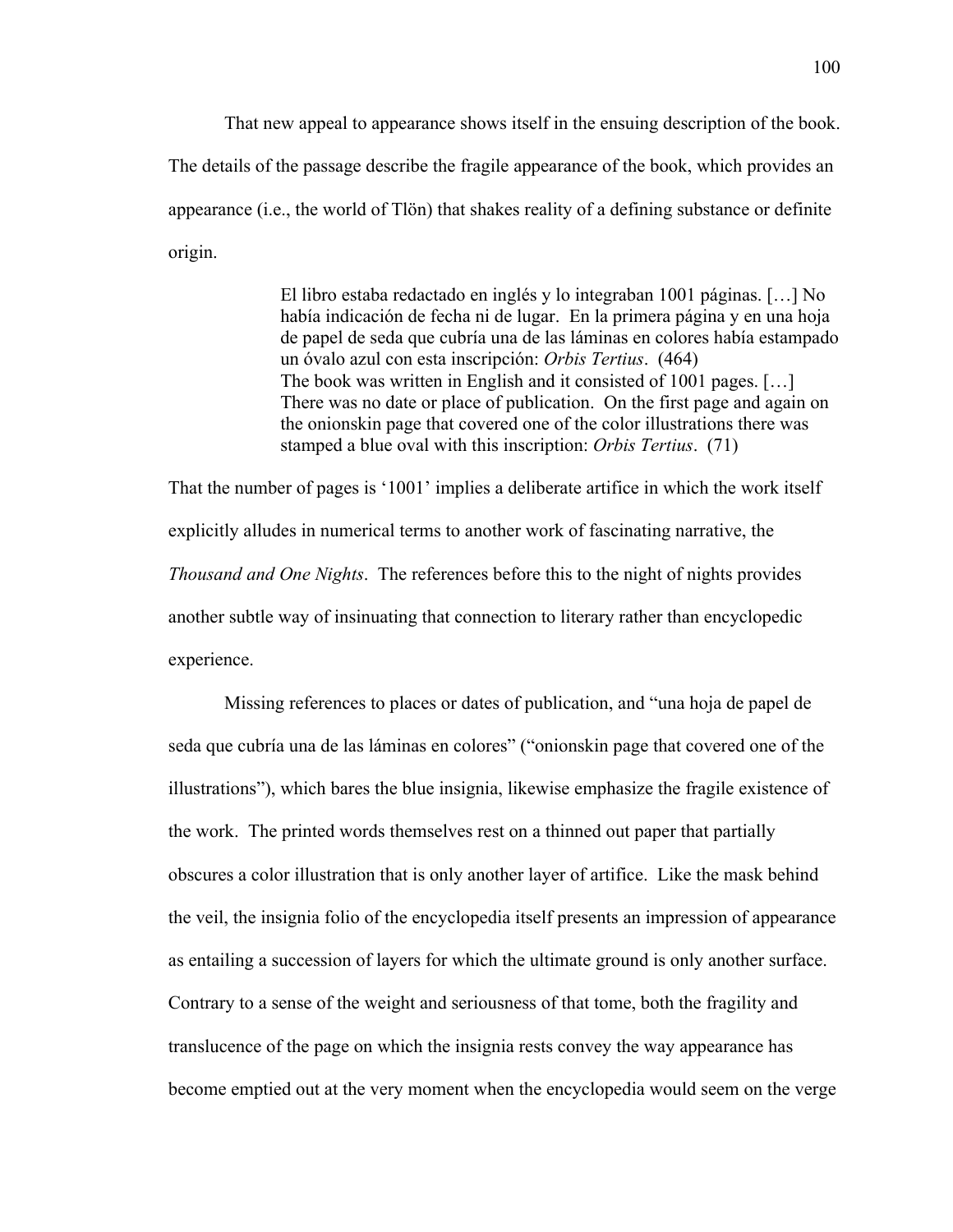That new appeal to appearance shows itself in the ensuing description of the book. The details of the passage describe the fragile appearance of the book, which provides an appearance (i.e., the world of Tlön) that shakes reality of a defining substance or definite origin.

> El libro estaba redactado en inglés y lo integraban 1001 páginas. […] No había indicación de fecha ni de lugar. En la primera página y en una hoja de papel de seda que cubría una de las láminas en colores había estampado un óvalo azul con esta inscripción: *Orbis Tertius*. (464)
> The book was written in English and it consisted of 1001 pages. […] There was no date or place of publication. On the first page and again on the onionskin page that covered one of the color illustrations there was stamped a blue oval with this inscription: *Orbis Tertius*. (71)

That the number of pages is '1001' implies a deliberate artifice in which the work itself explicitly alludes in numerical terms to another work of fascinating narrative, the *Thousand and One Nights*. The references before this to the night of nights provides another subtle way of insinuating that connection to literary rather than encyclopedic experience.

Missing references to places or dates of publication, and "una hoja de papel de seda que cubría una de las láminas en colores" ("onionskin page that covered one of the illustrations"), which bares the blue insignia, likewise emphasize the fragile existence of the work. The printed words themselves rest on a thinned out paper that partially obscures a color illustration that is only another layer of artifice. Like the mask behind the veil, the insignia folio of the encyclopedia itself presents an impression of appearance as entailing a succession of layers for which the ultimate ground is only another surface. Contrary to a sense of the weight and seriousness of that tome, both the fragility and translucence of the page on which the insignia rests convey the way appearance has become emptied out at the very moment when the encyclopedia would seem on the verge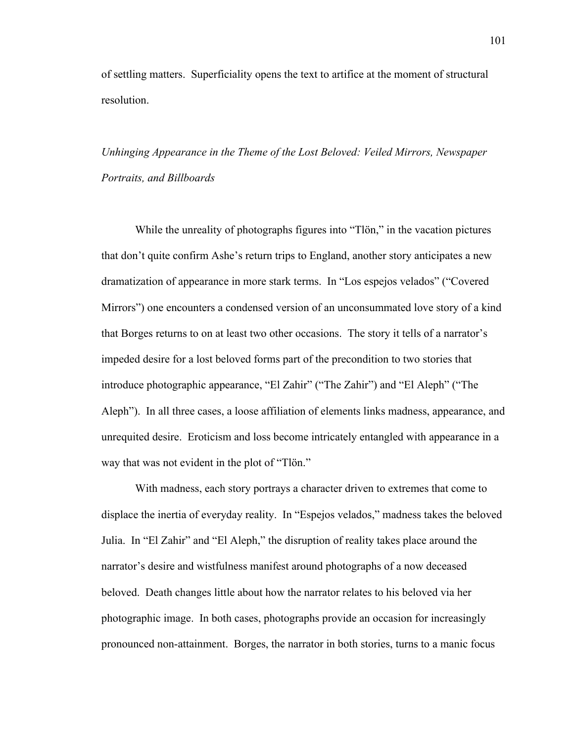of settling matters. Superficiality opens the text to artifice at the moment of structural resolution.

### *Unhinging Appearance in the Theme of the Lost Beloved: Veiled Mirrors, Newspaper Portraits, and Billboards*

While the unreality of photographs figures into "Tlön," in the vacation pictures that don't quite confirm Ashe's return trips to England, another story anticipates a new dramatization of appearance in more stark terms. In "Los espejos velados" ("Covered Mirrors") one encounters a condensed version of an unconsummated love story of a kind that Borges returns to on at least two other occasions. The story it tells of a narrator's impeded desire for a lost beloved forms part of the precondition to two stories that introduce photographic appearance, "El Zahir" ("The Zahir") and "El Aleph" ("The Aleph"). In all three cases, a loose affiliation of elements links madness, appearance, and unrequited desire. Eroticism and loss become intricately entangled with appearance in a way that was not evident in the plot of "Tlön."

With madness, each story portrays a character driven to extremes that come to displace the inertia of everyday reality. In "Espejos velados," madness takes the beloved Julia. In "El Zahir" and "El Aleph," the disruption of reality takes place around the narrator's desire and wistfulness manifest around photographs of a now deceased beloved. Death changes little about how the narrator relates to his beloved via her photographic image. In both cases, photographs provide an occasion for increasingly pronounced non-attainment. Borges, the narrator in both stories, turns to a manic focus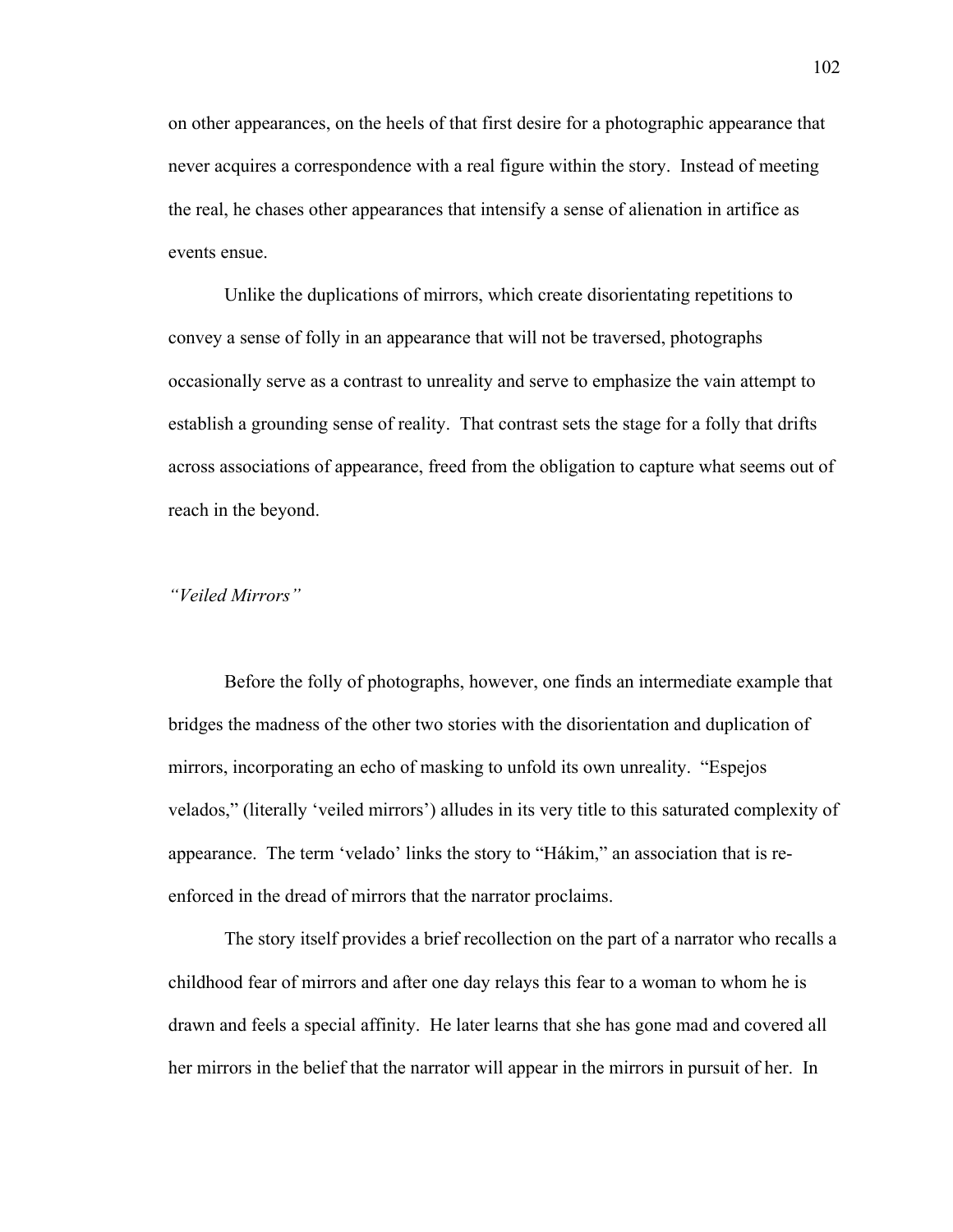on other appearances, on the heels of that first desire for a photographic appearance that never acquires a correspondence with a real figure within the story. Instead of meeting the real, he chases other appearances that intensify a sense of alienation in artifice as events ensue.

Unlike the duplications of mirrors, which create disorientating repetitions to convey a sense of folly in an appearance that will not be traversed, photographs occasionally serve as a contrast to unreality and serve to emphasize the vain attempt to establish a grounding sense of reality. That contrast sets the stage for a folly that drifts across associations of appearance, freed from the obligation to capture what seems out of reach in the beyond.

### *"Veiled Mirrors"*

Before the folly of photographs, however, one finds an intermediate example that bridges the madness of the other two stories with the disorientation and duplication of mirrors, incorporating an echo of masking to unfold its own unreality. "Espejos velados," (literally 'veiled mirrors') alludes in its very title to this saturated complexity of appearance. The term 'velado' links the story to "Hákim," an association that is re-enforced in the dread of mirrors that the narrator proclaims.

The story itself provides a brief recollection on the part of a narrator who recalls a childhood fear of mirrors and after one day relays this fear to a woman to whom he is drawn and feels a special affinity. He later learns that she has gone mad and covered all her mirrors in the belief that the narrator will appear in the mirrors in pursuit of her. In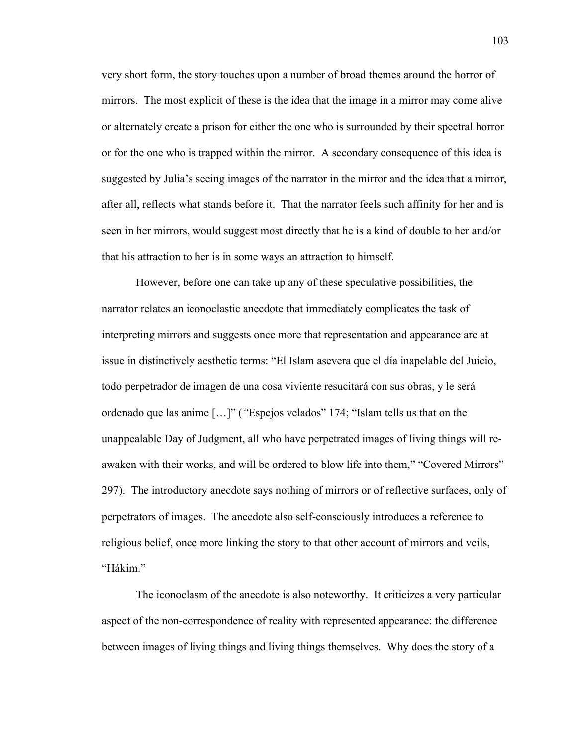very short form, the story touches upon a number of broad themes around the horror of mirrors. The most explicit of these is the idea that the image in a mirror may come alive or alternately create a prison for either the one who is surrounded by their spectral horror or for the one who is trapped within the mirror. A secondary consequence of this idea is suggested by Julia's seeing images of the narrator in the mirror and the idea that a mirror, after all, reflects what stands before it. That the narrator feels such affinity for her and is seen in her mirrors, would suggest most directly that he is a kind of double to her and/or that his attraction to her is in some ways an attraction to himself.

However, before one can take up any of these speculative possibilities, the narrator relates an iconoclastic anecdote that immediately complicates the task of interpreting mirrors and suggests once more that representation and appearance are at issue in distinctively aesthetic terms: "El Islam asevera que el día inapelable del Juicio, todo perpetrador de imagen de una cosa viviente resucitará con sus obras, y le será ordenado que las anime […]" (*"*Espejos velados" 174; "Islam tells us that on the unappealable Day of Judgment, all who have perpetrated images of living things will re-awaken with their works, and will be ordered to blow life into them," "Covered Mirrors" 297). The introductory anecdote says nothing of mirrors or of reflective surfaces, only of perpetrators of images. The anecdote also self-consciously introduces a reference to religious belief, once more linking the story to that other account of mirrors and veils, "Hákim."

The iconoclasm of the anecdote is also noteworthy. It criticizes a very particular aspect of the non-correspondence of reality with represented appearance: the difference between images of living things and living things themselves. Why does the story of a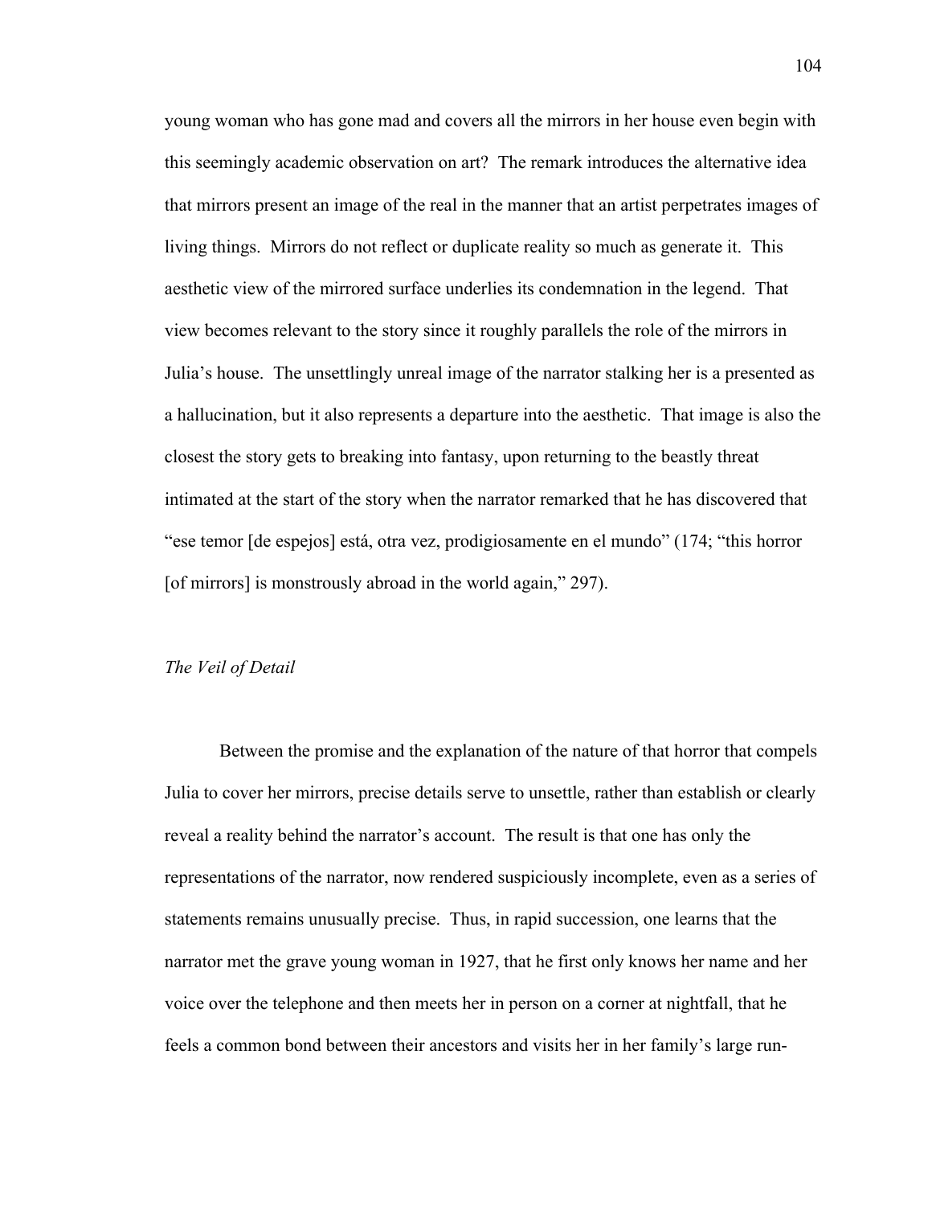young woman who has gone mad and covers all the mirrors in her house even begin with this seemingly academic observation on art? The remark introduces the alternative idea that mirrors present an image of the real in the manner that an artist perpetrates images of living things. Mirrors do not reflect or duplicate reality so much as generate it. This aesthetic view of the mirrored surface underlies its condemnation in the legend. That view becomes relevant to the story since it roughly parallels the role of the mirrors in Julia's house. The unsettlingly unreal image of the narrator stalking her is a presented as a hallucination, but it also represents a departure into the aesthetic. That image is also the closest the story gets to breaking into fantasy, upon returning to the beastly threat intimated at the start of the story when the narrator remarked that he has discovered that "ese temor [de espejos] está, otra vez, prodigiosamente en el mundo" (174; "this horror [of mirrors] is monstrously abroad in the world again," 297).

### *The Veil of Detail*

Between the promise and the explanation of the nature of that horror that compels Julia to cover her mirrors, precise details serve to unsettle, rather than establish or clearly reveal a reality behind the narrator's account. The result is that one has only the representations of the narrator, now rendered suspiciously incomplete, even as a series of statements remains unusually precise. Thus, in rapid succession, one learns that the narrator met the grave young woman in 1927, that he first only knows her name and her voice over the telephone and then meets her in person on a corner at nightfall, that he feels a common bond between their ancestors and visits her in her family's large run-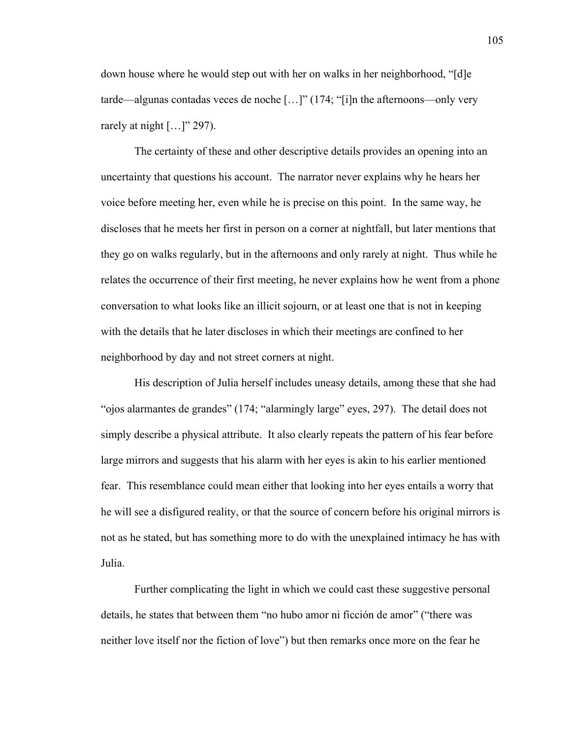down house where he would step out with her on walks in her neighborhood, "[d]e tarde—algunas contadas veces de noche […]" (174; "[i]n the afternoons—only very rarely at night […]" 297).

The certainty of these and other descriptive details provides an opening into an uncertainty that questions his account. The narrator never explains why he hears her voice before meeting her, even while he is precise on this point. In the same way, he discloses that he meets her first in person on a corner at nightfall, but later mentions that they go on walks regularly, but in the afternoons and only rarely at night. Thus while he relates the occurrence of their first meeting, he never explains how he went from a phone conversation to what looks like an illicit sojourn, or at least one that is not in keeping with the details that he later discloses in which their meetings are confined to her neighborhood by day and not street corners at night.

His description of Julia herself includes uneasy details, among these that she had "ojos alarmantes de grandes" (174; "alarmingly large" eyes, 297). The detail does not simply describe a physical attribute. It also clearly repeats the pattern of his fear before large mirrors and suggests that his alarm with her eyes is akin to his earlier mentioned fear. This resemblance could mean either that looking into her eyes entails a worry that he will see a disfigured reality, or that the source of concern before his original mirrors is not as he stated, but has something more to do with the unexplained intimacy he has with Julia.

Further complicating the light in which we could cast these suggestive personal details, he states that between them "no hubo amor ni ficción de amor" ("there was neither love itself nor the fiction of love") but then remarks once more on the fear he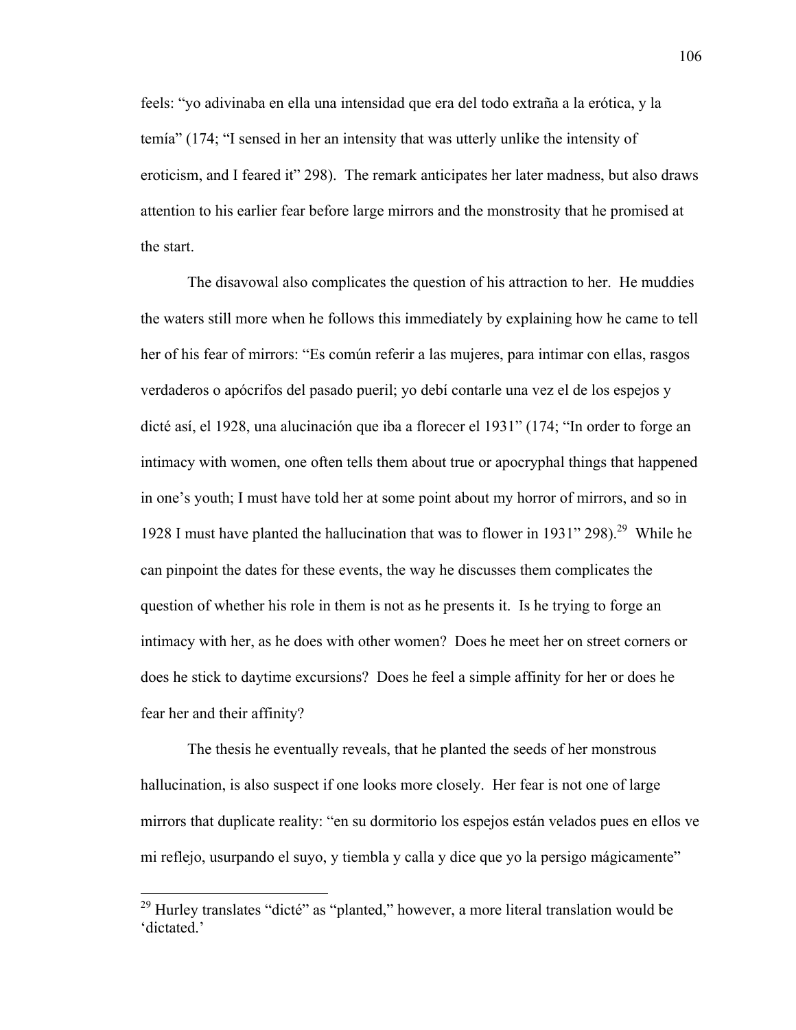feels: "yo adivinaba en ella una intensidad que era del todo extraña a la erótica, y la temía" (174; "I sensed in her an intensity that was utterly unlike the intensity of eroticism, and I feared it" 298). The remark anticipates her later madness, but also draws attention to his earlier fear before large mirrors and the monstrosity that he promised at the start.

The disavowal also complicates the question of his attraction to her. He muddies the waters still more when he follows this immediately by explaining how he came to tell her of his fear of mirrors: "Es común referir a las mujeres, para intimar con ellas, rasgos verdaderos o apócrifos del pasado pueril; yo debí contarle una vez el de los espejos y dicté así, el 1928, una alucinación que iba a florecer el 1931" (174; "In order to forge an intimacy with women, one often tells them about true or apocryphal things that happened in one's youth; I must have told her at some point about my horror of mirrors, and so in 1928 I must have planted the hallucination that was to flower in 1931" 298).[29] While he can pinpoint the dates for these events, the way he discusses them complicates the question of whether his role in them is not as he presents it. Is he trying to forge an intimacy with her, as he does with other women? Does he meet her on street corners or does he stick to daytime excursions? Does he feel a simple affinity for her or does he fear her and their affinity?

The thesis he eventually reveals, that he planted the seeds of her monstrous hallucination, is also suspect if one looks more closely. Her fear is not one of large mirrors that duplicate reality: "en su dormitorio los espejos están velados pues en ellos ve mi reflejo, usurpando el suyo, y tiembla y calla y dice que yo la persigo mágicamente"

---

[29] Hurley translates "dicté" as "planted," however, a more literal translation would be 'dictated.'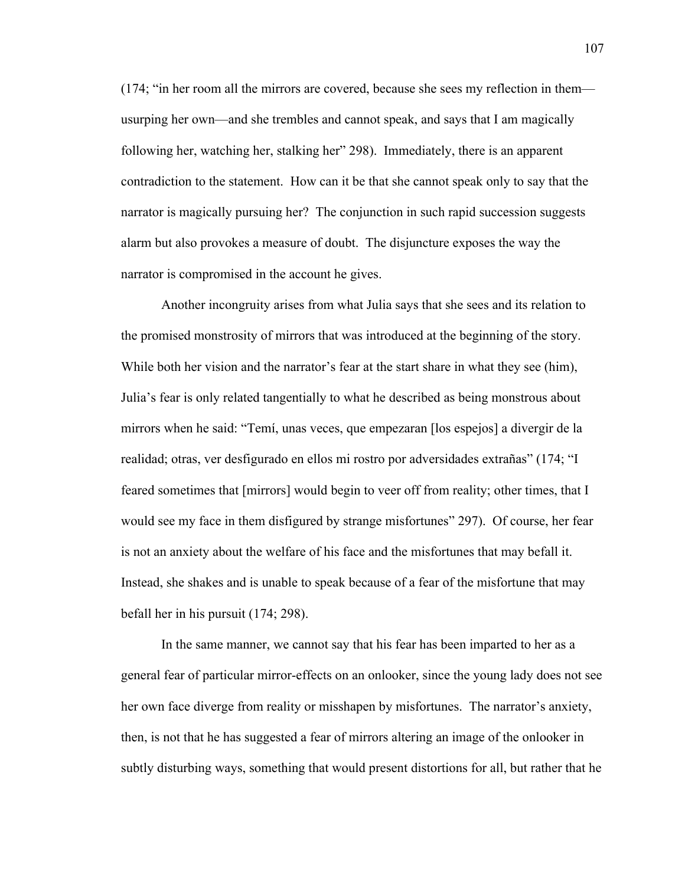(174; "in her room all the mirrors are covered, because she sees my reflection in them—usurping her own—and she trembles and cannot speak, and says that I am magically following her, watching her, stalking her" 298). Immediately, there is an apparent contradiction to the statement. How can it be that she cannot speak only to say that the narrator is magically pursuing her? The conjunction in such rapid succession suggests alarm but also provokes a measure of doubt. The disjuncture exposes the way the narrator is compromised in the account he gives.

Another incongruity arises from what Julia says that she sees and its relation to the promised monstrosity of mirrors that was introduced at the beginning of the story. While both her vision and the narrator's fear at the start share in what they see (him), Julia's fear is only related tangentially to what he described as being monstrous about mirrors when he said: "Temí, unas veces, que empezaran [los espejos] a divergir de la realidad; otras, ver desfigurado en ellos mi rostro por adversidades extrañas" (174; "I feared sometimes that [mirrors] would begin to veer off from reality; other times, that I would see my face in them disfigured by strange misfortunes" 297). Of course, her fear is not an anxiety about the welfare of his face and the misfortunes that may befall it. Instead, she shakes and is unable to speak because of a fear of the misfortune that may befall her in his pursuit (174; 298).

In the same manner, we cannot say that his fear has been imparted to her as a general fear of particular mirror-effects on an onlooker, since the young lady does not see her own face diverge from reality or misshapen by misfortunes. The narrator's anxiety, then, is not that he has suggested a fear of mirrors altering an image of the onlooker in subtly disturbing ways, something that would present distortions for all, but rather that he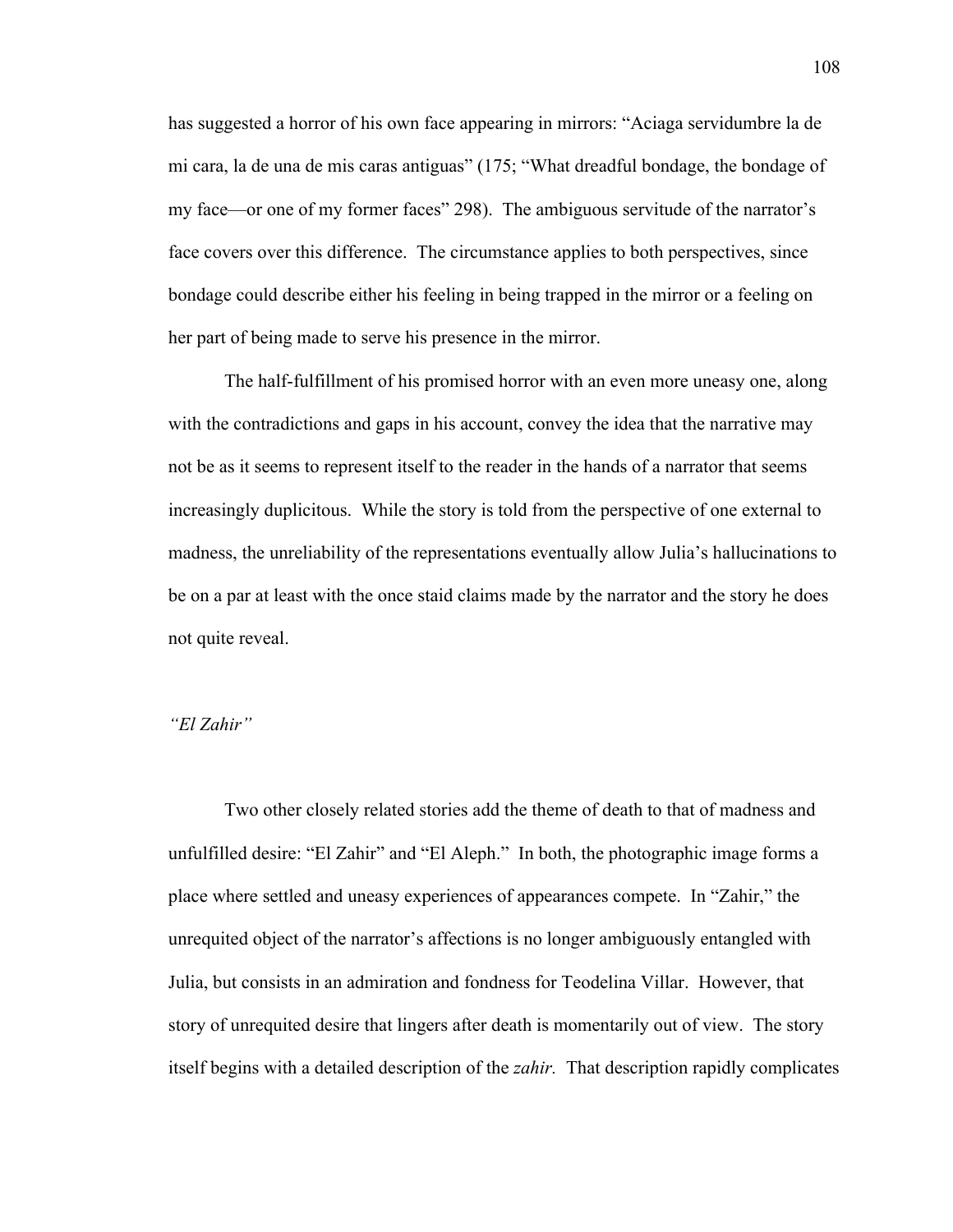has suggested a horror of his own face appearing in mirrors: “Aciaga servidumbre la de mi cara, la de una de mis caras antiguas” (175; “What dreadful bondage, the bondage of my face—or one of my former faces” 298). The ambiguous servitude of the narrator’s face covers over this difference. The circumstance applies to both perspectives, since bondage could describe either his feeling in being trapped in the mirror or a feeling on her part of being made to serve his presence in the mirror.

The half-fulfillment of his promised horror with an even more uneasy one, along with the contradictions and gaps in his account, convey the idea that the narrative may not be as it seems to represent itself to the reader in the hands of a narrator that seems increasingly duplicitous. While the story is told from the perspective of one external to madness, the unreliability of the representations eventually allow Julia’s hallucinations to be on a par at least with the once staid claims made by the narrator and the story he does not quite reveal.

*“El Zahir”*

Two other closely related stories add the theme of death to that of madness and unfulfilled desire: “El Zahir” and “El Aleph.” In both, the photographic image forms a place where settled and uneasy experiences of appearances compete. In “Zahir,” the unrequited object of the narrator’s affections is no longer ambiguously entangled with Julia, but consists in an admiration and fondness for Teodelina Villar. However, that story of unrequited desire that lingers after death is momentarily out of view. The story itself begins with a detailed description of the *zahir.* That description rapidly complicates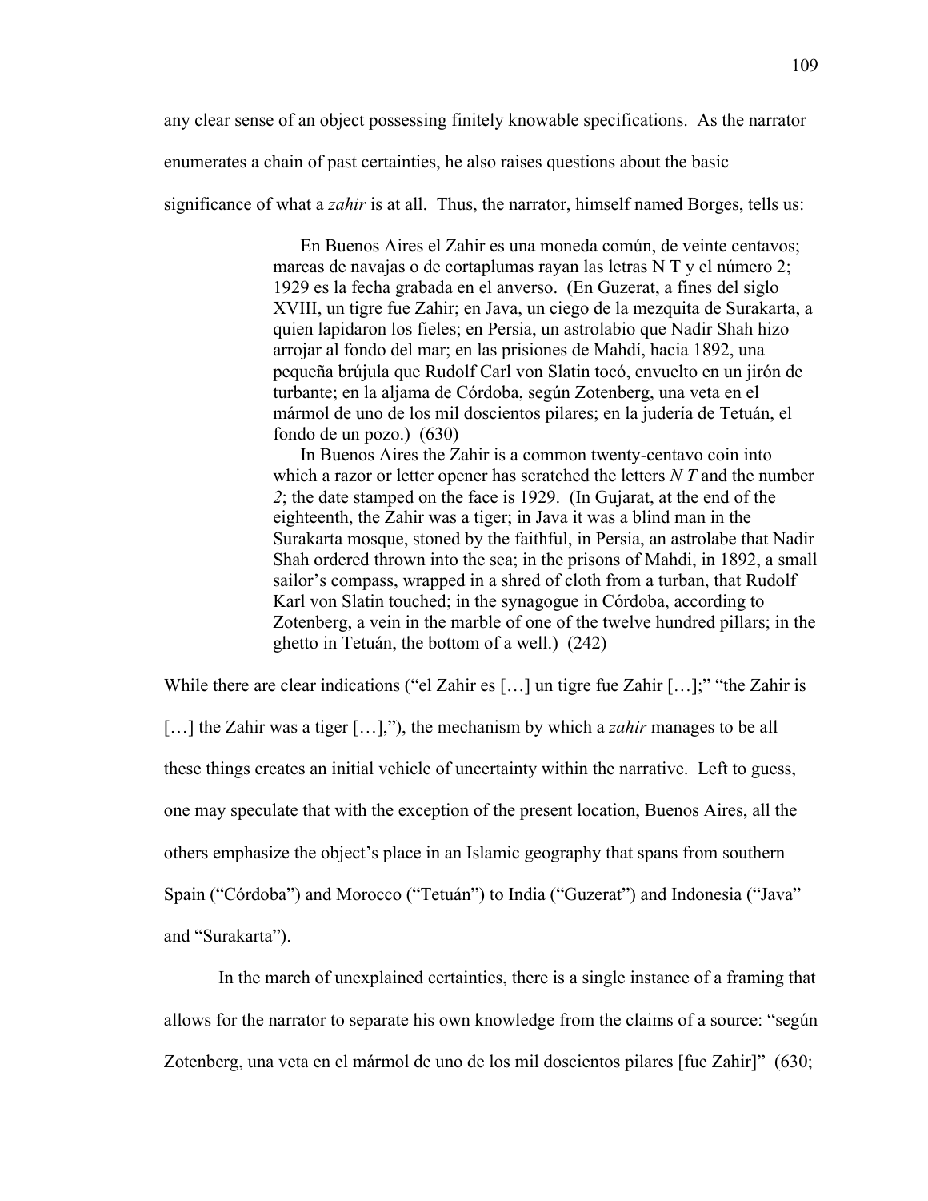any clear sense of an object possessing finitely knowable specifications. As the narrator enumerates a chain of past certainties, he also raises questions about the basic significance of what a *zahir* is at all. Thus, the narrator, himself named Borges, tells us:

> En Buenos Aires el Zahir es una moneda común, de veinte centavos; marcas de navajas o de cortaplumas rayan las letras N T y el número 2; 1929 es la fecha grabada en el anverso. (En Guzerat, a fines del siglo XVIII, un tigre fue Zahir; en Java, un ciego de la mezquita de Surakarta, a quien lapidaron los fieles; en Persia, un astrolabio que Nadir Shah hizo arrojar al fondo del mar; en las prisiones de Mahdí, hacia 1892, una pequeña brújula que Rudolf Carl von Slatin tocó, envuelto en un jirón de turbante; en la aljama de Córdoba, según Zotenberg, una veta en el mármol de uno de los mil doscientos pilares; en la judería de Tetuán, el fondo de un pozo.) (630)
>
> In Buenos Aires the Zahir is a common twenty-centavo coin into which a razor or letter opener has scratched the letters *N T* and the number *2*; the date stamped on the face is 1929. (In Gujarat, at the end of the eighteenth, the Zahir was a tiger; in Java it was a blind man in the Surakarta mosque, stoned by the faithful, in Persia, an astrolabe that Nadir Shah ordered thrown into the sea; in the prisons of Mahdi, in 1892, a small sailor's compass, wrapped in a shred of cloth from a turban, that Rudolf Karl von Slatin touched; in the synagogue in Córdoba, according to Zotenberg, a vein in the marble of one of the twelve hundred pillars; in the ghetto in Tetuán, the bottom of a well.) (242)

While there are clear indications ("el Zahir es […] un tigre fue Zahir […];" "the Zahir is […] the Zahir was a tiger […],"), the mechanism by which a *zahir* manages to be all these things creates an initial vehicle of uncertainty within the narrative. Left to guess, one may speculate that with the exception of the present location, Buenos Aires, all the others emphasize the object's place in an Islamic geography that spans from southern Spain ("Córdoba") and Morocco ("Tetuán") to India ("Guzerat") and Indonesia ("Java" and "Surakarta").

In the march of unexplained certainties, there is a single instance of a framing that allows for the narrator to separate his own knowledge from the claims of a source: "según Zotenberg, una veta en el mármol de uno de los mil doscientos pilares [fue Zahir]" (630;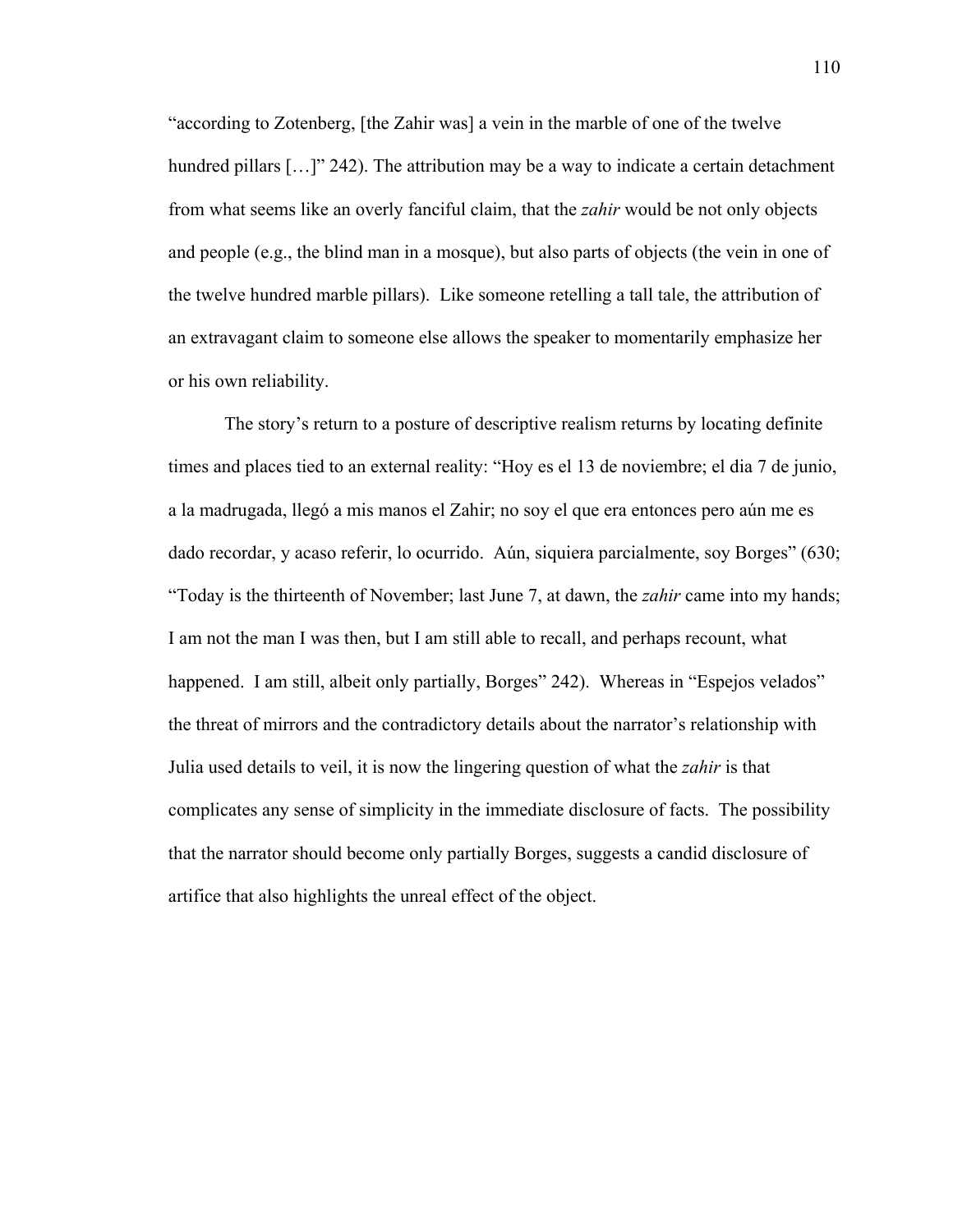"according to Zotenberg, [the Zahir was] a vein in the marble of one of the twelve hundred pillars […]" 242). The attribution may be a way to indicate a certain detachment from what seems like an overly fanciful claim, that the *zahir* would be not only objects and people (e.g., the blind man in a mosque), but also parts of objects (the vein in one of the twelve hundred marble pillars). Like someone retelling a tall tale, the attribution of an extravagant claim to someone else allows the speaker to momentarily emphasize her or his own reliability.

The story's return to a posture of descriptive realism returns by locating definite times and places tied to an external reality: "Hoy es el 13 de noviembre; el dia 7 de junio, a la madrugada, llegó a mis manos el Zahir; no soy el que era entonces pero aún me es dado recordar, y acaso referir, lo ocurrido. Aún, siquiera parcialmente, soy Borges" (630; "Today is the thirteenth of November; last June 7, at dawn, the *zahir* came into my hands; I am not the man I was then, but I am still able to recall, and perhaps recount, what happened. I am still, albeit only partially, Borges" 242). Whereas in "Espejos velados" the threat of mirrors and the contradictory details about the narrator's relationship with Julia used details to veil, it is now the lingering question of what the *zahir* is that complicates any sense of simplicity in the immediate disclosure of facts. The possibility that the narrator should become only partially Borges, suggests a candid disclosure of artifice that also highlights the unreal effect of the object.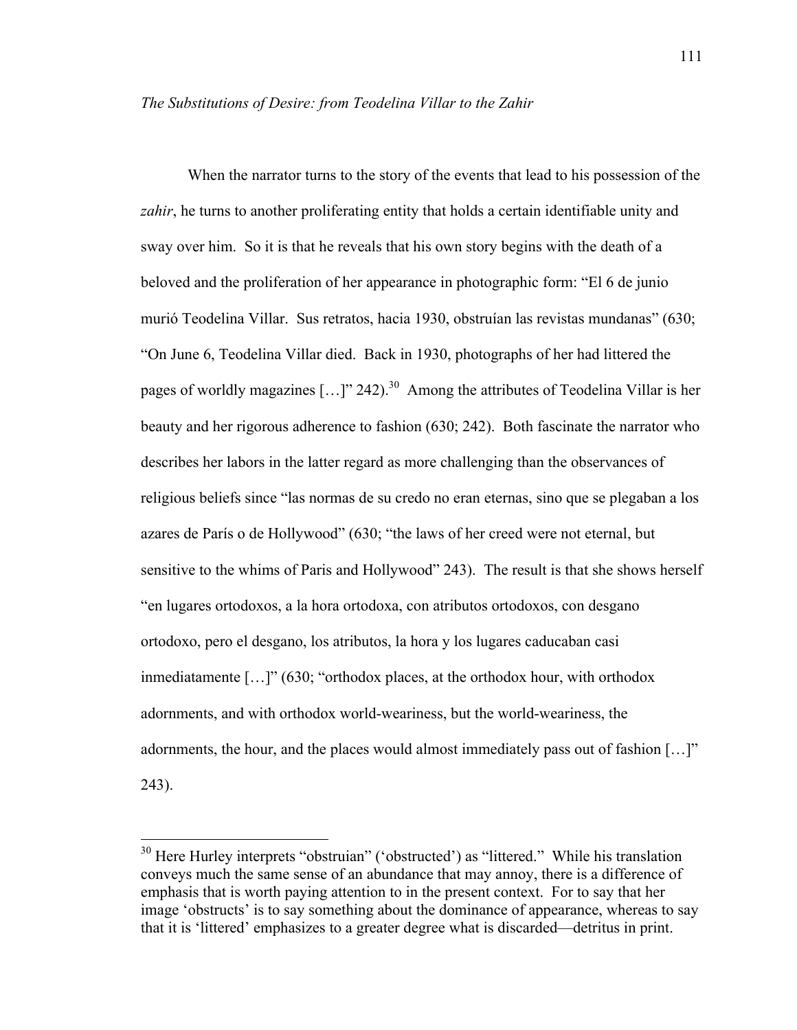*The Substitutions of Desire: from Teodelina Villar to the Zahir*

When the narrator turns to the story of the events that lead to his possession of the *zahir*, he turns to another proliferating entity that holds a certain identifiable unity and sway over him. So it is that he reveals that his own story begins with the death of a beloved and the proliferation of her appearance in photographic form: "El 6 de junio murió Teodelina Villar. Sus retratos, hacia 1930, obstruían las revistas mundanas" (630; "On June 6, Teodelina Villar died. Back in 1930, photographs of her had littered the pages of worldly magazines […]" 242).[30] Among the attributes of Teodelina Villar is her beauty and her rigorous adherence to fashion (630; 242). Both fascinate the narrator who describes her labors in the latter regard as more challenging than the observances of religious beliefs since "las normas de su credo no eran eternas, sino que se plegaban a los azares de París o de Hollywood" (630; "the laws of her creed were not eternal, but sensitive to the whims of Paris and Hollywood" 243). The result is that she shows herself "en lugares ortodoxos, a la hora ortodoxa, con atributos ortodoxos, con desgano ortodoxo, pero el desgano, los atributos, la hora y los lugares caducaban casi inmediatamente […]" (630; "orthodox places, at the orthodox hour, with orthodox adornments, and with orthodox world-weariness, but the world-weariness, the adornments, the hour, and the places would almost immediately pass out of fashion […]" 243).

---

[30] Here Hurley interprets "obstruian" ('obstructed') as "littered." While his translation conveys much the same sense of an abundance that may annoy, there is a difference of emphasis that is worth paying attention to in the present context. For to say that her image 'obstructs' is to say something about the dominance of appearance, whereas to say that it is 'littered' emphasizes to a greater degree what is discarded—detritus in print.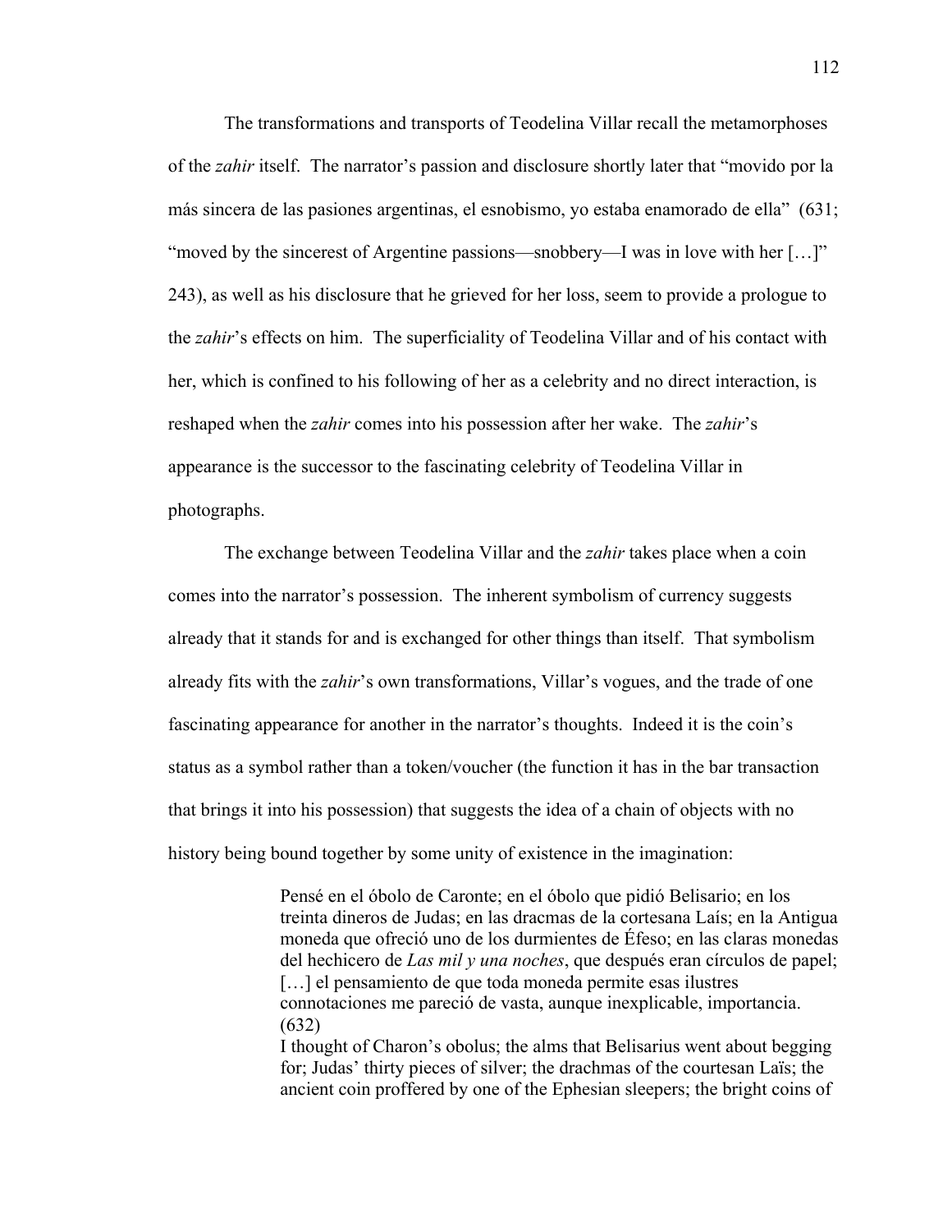The transformations and transports of Teodelina Villar recall the metamorphoses of the *zahir* itself. The narrator's passion and disclosure shortly later that "movido por la más sincera de las pasiones argentinas, el esnobismo, yo estaba enamorado de ella" (631; "moved by the sincerest of Argentine passions—snobbery—I was in love with her […]" 243), as well as his disclosure that he grieved for her loss, seem to provide a prologue to the *zahir*'s effects on him. The superficiality of Teodelina Villar and of his contact with her, which is confined to his following of her as a celebrity and no direct interaction, is reshaped when the *zahir* comes into his possession after her wake. The *zahir*'s appearance is the successor to the fascinating celebrity of Teodelina Villar in photographs.

The exchange between Teodelina Villar and the *zahir* takes place when a coin comes into the narrator's possession. The inherent symbolism of currency suggests already that it stands for and is exchanged for other things than itself. That symbolism already fits with the *zahir*'s own transformations, Villar's vogues, and the trade of one fascinating appearance for another in the narrator's thoughts. Indeed it is the coin's status as a symbol rather than a token/voucher (the function it has in the bar transaction that brings it into his possession) that suggests the idea of a chain of objects with no history being bound together by some unity of existence in the imagination:

> Pensé en el óbolo de Caronte; en el óbolo que pidió Belisario; en los treinta dineros de Judas; en las dracmas de la cortesana Laís; en la Antigua moneda que ofreció uno de los durmientes de Éfeso; en las claras monedas del hechicero de *Las mil y una noches*, que después eran círculos de papel; […] el pensamiento de que toda moneda permite esas ilustres connotaciones me pareció de vasta, aunque inexplicable, importancia. (632)
>
> I thought of Charon's obolus; the alms that Belisarius went about begging for; Judas' thirty pieces of silver; the drachmas of the courtesan Laïs; the ancient coin proffered by one of the Ephesian sleepers; the bright coins of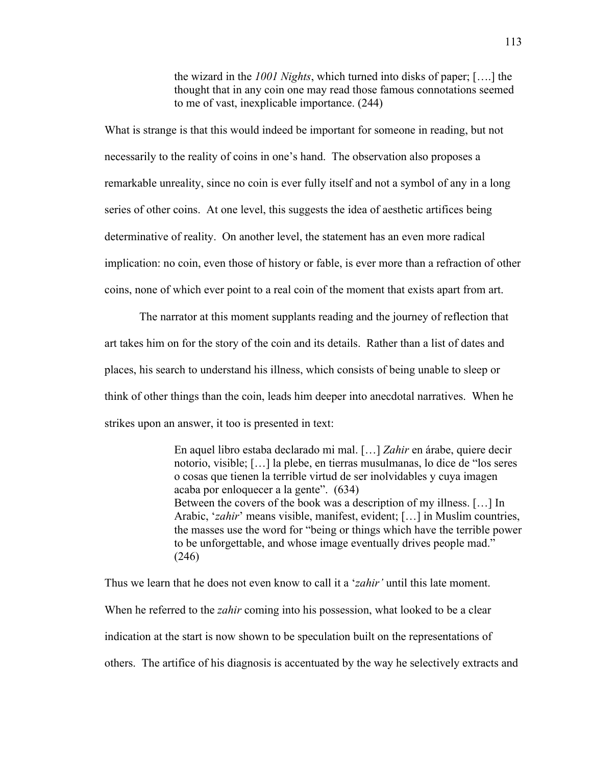> the wizard in the *1001 Nights*, which turned into disks of paper; [….] the thought that in any coin one may read those famous connotations seemed to me of vast, inexplicable importance. (244)

What is strange is that this would indeed be important for someone in reading, but not necessarily to the reality of coins in one's hand. The observation also proposes a remarkable unreality, since no coin is ever fully itself and not a symbol of any in a long series of other coins. At one level, this suggests the idea of aesthetic artifices being determinative of reality. On another level, the statement has an even more radical implication: no coin, even those of history or fable, is ever more than a refraction of other coins, none of which ever point to a real coin of the moment that exists apart from art.

The narrator at this moment supplants reading and the journey of reflection that art takes him on for the story of the coin and its details. Rather than a list of dates and places, his search to understand his illness, which consists of being unable to sleep or think of other things than the coin, leads him deeper into anecdotal narratives. When he strikes upon an answer, it too is presented in text:

> En aquel libro estaba declarado mi mal. […] *Zahir* en árabe, quiere decir notorio, visible; […] la plebe, en tierras musulmanas, lo dice de "los seres o cosas que tienen la terrible virtud de ser inolvidables y cuya imagen acaba por enloquecer a la gente". (634)
> Between the covers of the book was a description of my illness. […] In Arabic, '*zahir*' means visible, manifest, evident; […] in Muslim countries, the masses use the word for "being or things which have the terrible power to be unforgettable, and whose image eventually drives people mad." (246)

Thus we learn that he does not even know to call it a '*zahir'* until this late moment. When he referred to the *zahir* coming into his possession, what looked to be a clear indication at the start is now shown to be speculation built on the representations of others. The artifice of his diagnosis is accentuated by the way he selectively extracts and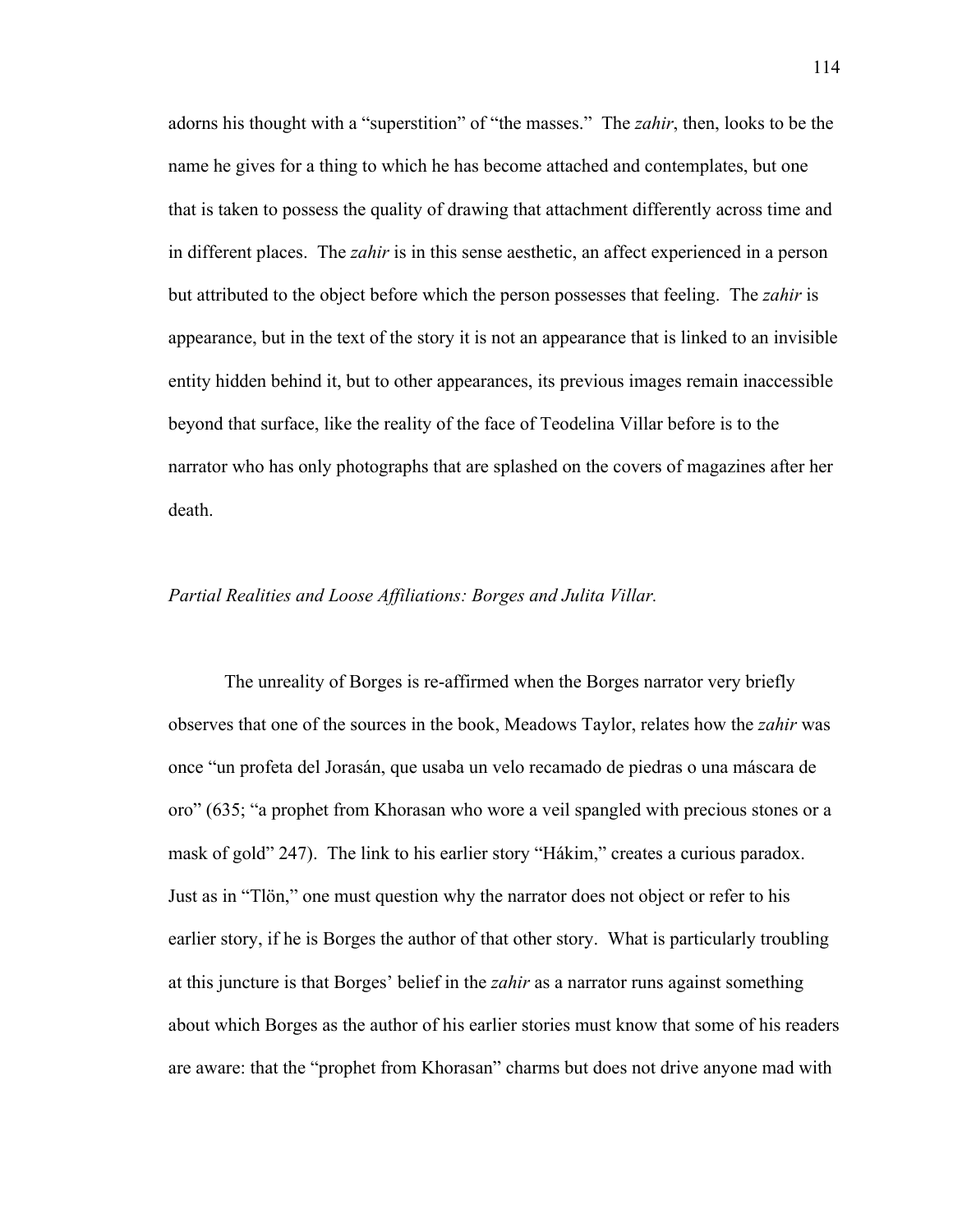adorns his thought with a "superstition" of "the masses." The *zahir*, then, looks to be the name he gives for a thing to which he has become attached and contemplates, but one that is taken to possess the quality of drawing that attachment differently across time and in different places. The *zahir* is in this sense aesthetic, an affect experienced in a person but attributed to the object before which the person possesses that feeling. The *zahir* is appearance, but in the text of the story it is not an appearance that is linked to an invisible entity hidden behind it, but to other appearances, its previous images remain inaccessible beyond that surface, like the reality of the face of Teodelina Villar before is to the narrator who has only photographs that are splashed on the covers of magazines after her death.

### *Partial Realities and Loose Affiliations: Borges and Julita Villar.*

The unreality of Borges is re-affirmed when the Borges narrator very briefly observes that one of the sources in the book, Meadows Taylor, relates how the *zahir* was once "un profeta del Jorasán, que usaba un velo recamado de piedras o una máscara de oro" (635; "a prophet from Khorasan who wore a veil spangled with precious stones or a mask of gold" 247). The link to his earlier story "Hákim," creates a curious paradox. Just as in "Tlön," one must question why the narrator does not object or refer to his earlier story, if he is Borges the author of that other story. What is particularly troubling at this juncture is that Borges' belief in the *zahir* as a narrator runs against something about which Borges as the author of his earlier stories must know that some of his readers are aware: that the "prophet from Khorasan" charms but does not drive anyone mad with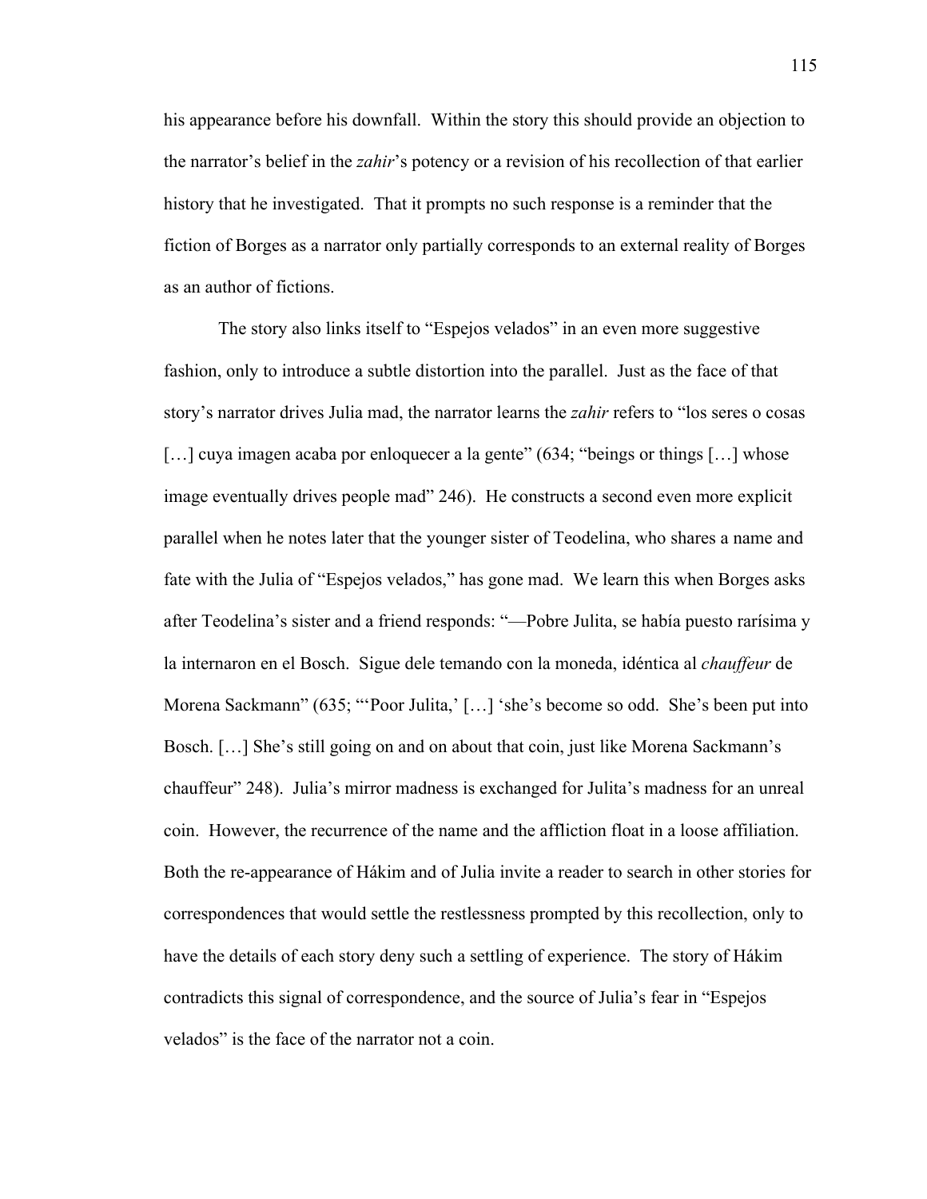his appearance before his downfall. Within the story this should provide an objection to the narrator's belief in the *zahir*'s potency or a revision of his recollection of that earlier history that he investigated. That it prompts no such response is a reminder that the fiction of Borges as a narrator only partially corresponds to an external reality of Borges as an author of fictions.

The story also links itself to "Espejos velados" in an even more suggestive fashion, only to introduce a subtle distortion into the parallel. Just as the face of that story's narrator drives Julia mad, the narrator learns the *zahir* refers to "los seres o cosas […] cuya imagen acaba por enloquecer a la gente" (634; "beings or things […] whose image eventually drives people mad" 246). He constructs a second even more explicit parallel when he notes later that the younger sister of Teodelina, who shares a name and fate with the Julia of "Espejos velados," has gone mad. We learn this when Borges asks after Teodelina's sister and a friend responds: "—Pobre Julita, se había puesto rarísima y la internaron en el Bosch. Sigue dele temando con la moneda, idéntica al *chauffeur* de Morena Sackmann" (635; "'Poor Julita,' […] 'she's become so odd. She's been put into Bosch. […] She's still going on and on about that coin, just like Morena Sackmann's chauffeur" 248). Julia's mirror madness is exchanged for Julita's madness for an unreal coin. However, the recurrence of the name and the affliction float in a loose affiliation. Both the re-appearance of Hákim and of Julia invite a reader to search in other stories for correspondences that would settle the restlessness prompted by this recollection, only to have the details of each story deny such a settling of experience. The story of Hákim contradicts this signal of correspondence, and the source of Julia's fear in "Espejos velados" is the face of the narrator not a coin.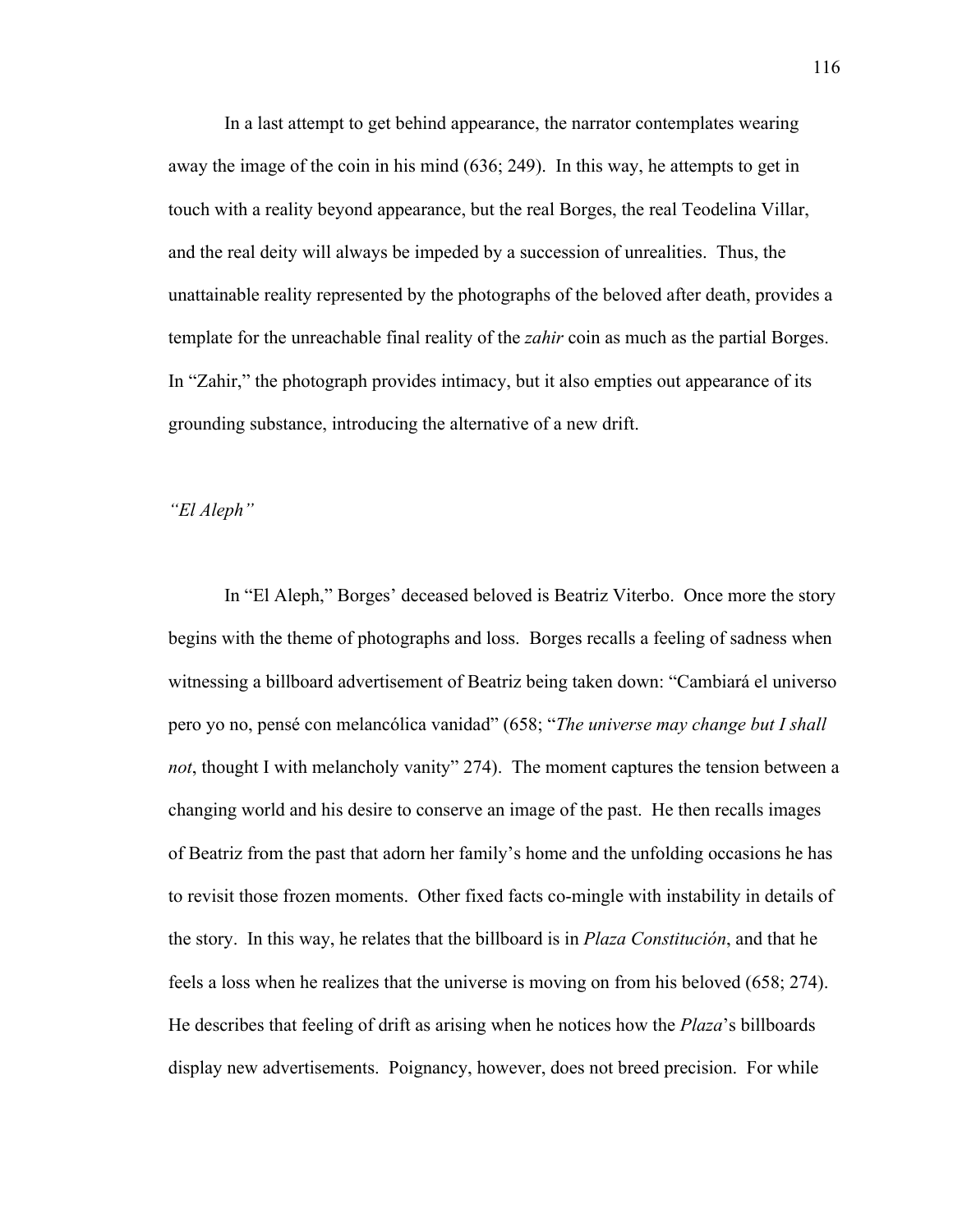In a last attempt to get behind appearance, the narrator contemplates wearing away the image of the coin in his mind (636; 249). In this way, he attempts to get in touch with a reality beyond appearance, but the real Borges, the real Teodelina Villar, and the real deity will always be impeded by a succession of unrealities. Thus, the unattainable reality represented by the photographs of the beloved after death, provides a template for the unreachable final reality of the *zahir* coin as much as the partial Borges. In "Zahir," the photograph provides intimacy, but it also empties out appearance of its grounding substance, introducing the alternative of a new drift.

### *"El Aleph"*

In "El Aleph," Borges' deceased beloved is Beatriz Viterbo. Once more the story begins with the theme of photographs and loss. Borges recalls a feeling of sadness when witnessing a billboard advertisement of Beatriz being taken down: "Cambiará el universo pero yo no, pensé con melancólica vanidad" (658; "*The universe may change but I shall not*, thought I with melancholy vanity" 274). The moment captures the tension between a changing world and his desire to conserve an image of the past. He then recalls images of Beatriz from the past that adorn her family's home and the unfolding occasions he has to revisit those frozen moments. Other fixed facts co-mingle with instability in details of the story. In this way, he relates that the billboard is in *Plaza Constitución*, and that he feels a loss when he realizes that the universe is moving on from his beloved (658; 274). He describes that feeling of drift as arising when he notices how the *Plaza*'s billboards display new advertisements. Poignancy, however, does not breed precision. For while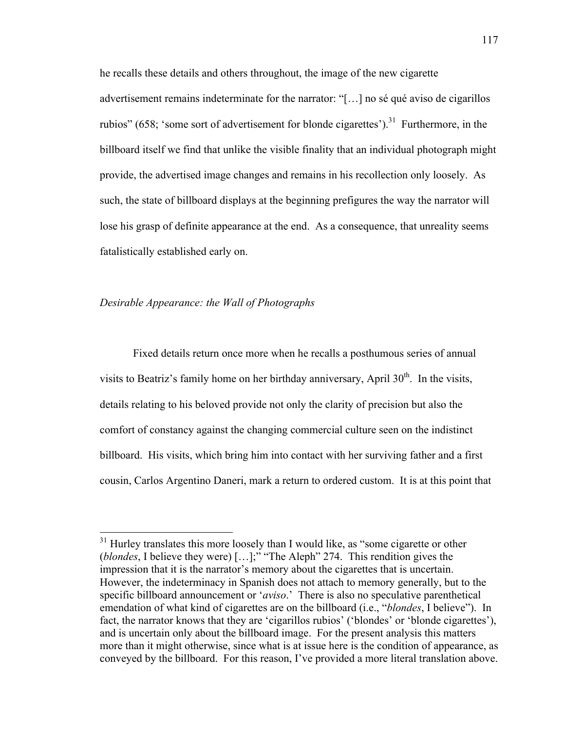he recalls these details and others throughout, the image of the new cigarette advertisement remains indeterminate for the narrator: "[…] no sé qué aviso de cigarillos rubios" (658; 'some sort of advertisement for blonde cigarettes').[31] Furthermore, in the billboard itself we find that unlike the visible finality that an individual photograph might provide, the advertised image changes and remains in his recollection only loosely. As such, the state of billboard displays at the beginning prefigures the way the narrator will lose his grasp of definite appearance at the end. As a consequence, that unreality seems fatalistically established early on.

### *Desirable Appearance: the Wall of Photographs*

Fixed details return once more when he recalls a posthumous series of annual visits to Beatriz's family home on her birthday anniversary, April 30th. In the visits, details relating to his beloved provide not only the clarity of precision but also the comfort of constancy against the changing commercial culture seen on the indistinct billboard. His visits, which bring him into contact with her surviving father and a first cousin, Carlos Argentino Daneri, mark a return to ordered custom. It is at this point that

---

[31] Hurley translates this more loosely than I would like, as "some cigarette or other (*blondes*, I believe they were) […];" "The Aleph" 274. This rendition gives the impression that it is the narrator's memory about the cigarettes that is uncertain. However, the indeterminacy in Spanish does not attach to memory generally, but to the specific billboard announcement or '*aviso*.' There is also no speculative parenthetical emendation of what kind of cigarettes are on the billboard (i.e., "*blondes*, I believe"). In fact, the narrator knows that they are 'cigarillos rubios' ('blondes' or 'blonde cigarettes'), and is uncertain only about the billboard image. For the present analysis this matters more than it might otherwise, since what is at issue here is the condition of appearance, as conveyed by the billboard. For this reason, I've provided a more literal translation above.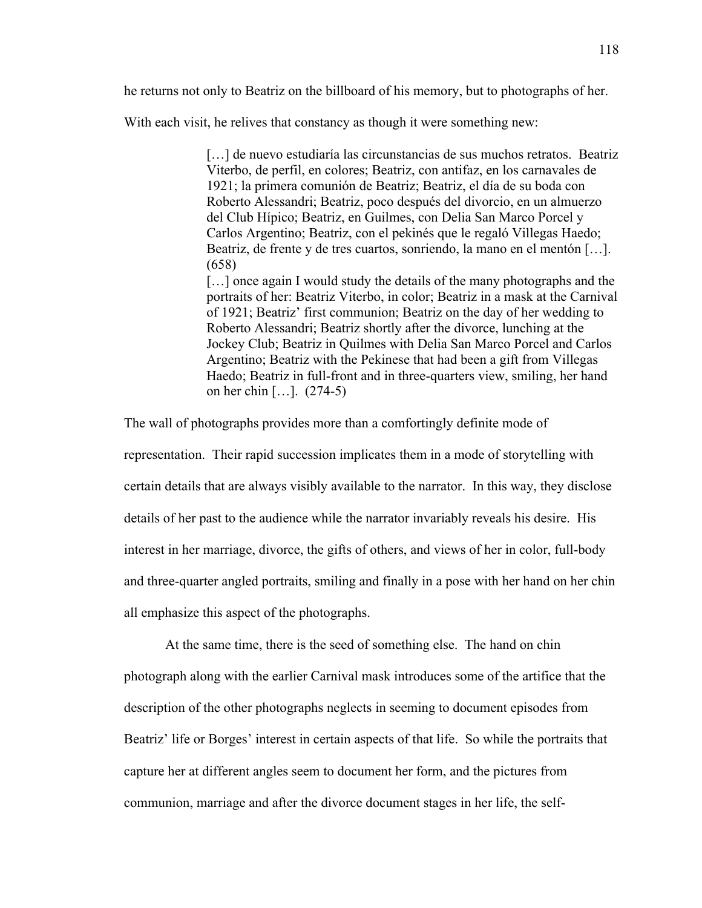he returns not only to Beatriz on the billboard of his memory, but to photographs of her. With each visit, he relives that constancy as though it were something new:

> […] de nuevo estudiaría las circunstancias de sus muchos retratos. Beatriz Viterbo, de perfil, en colores; Beatriz, con antifaz, en los carnavales de 1921; la primera comunión de Beatriz; Beatriz, el día de su boda con Roberto Alessandri; Beatriz, poco después del divorcio, en un almuerzo del Club Hípico; Beatriz, en Guilmes, con Delia San Marco Porcel y Carlos Argentino; Beatriz, con el pekinés que le regaló Villegas Haedo; Beatriz, de frente y de tres cuartos, sonriendo, la mano en el mentón […]. (658)
>
> […] once again I would study the details of the many photographs and the portraits of her: Beatriz Viterbo, in color; Beatriz in a mask at the Carnival of 1921; Beatriz' first communion; Beatriz on the day of her wedding to Roberto Alessandri; Beatriz shortly after the divorce, lunching at the Jockey Club; Beatriz in Quilmes with Delia San Marco Porcel and Carlos Argentino; Beatriz with the Pekinese that had been a gift from Villegas Haedo; Beatriz in full-front and in three-quarters view, smiling, her hand on her chin […]. (274-5)

The wall of photographs provides more than a comfortingly definite mode of representation. Their rapid succession implicates them in a mode of storytelling with certain details that are always visibly available to the narrator. In this way, they disclose details of her past to the audience while the narrator invariably reveals his desire. His interest in her marriage, divorce, the gifts of others, and views of her in color, full-body and three-quarter angled portraits, smiling and finally in a pose with her hand on her chin all emphasize this aspect of the photographs.

At the same time, there is the seed of something else. The hand on chin photograph along with the earlier Carnival mask introduces some of the artifice that the description of the other photographs neglects in seeming to document episodes from Beatriz' life or Borges' interest in certain aspects of that life. So while the portraits that capture her at different angles seem to document her form, and the pictures from communion, marriage and after the divorce document stages in her life, the self-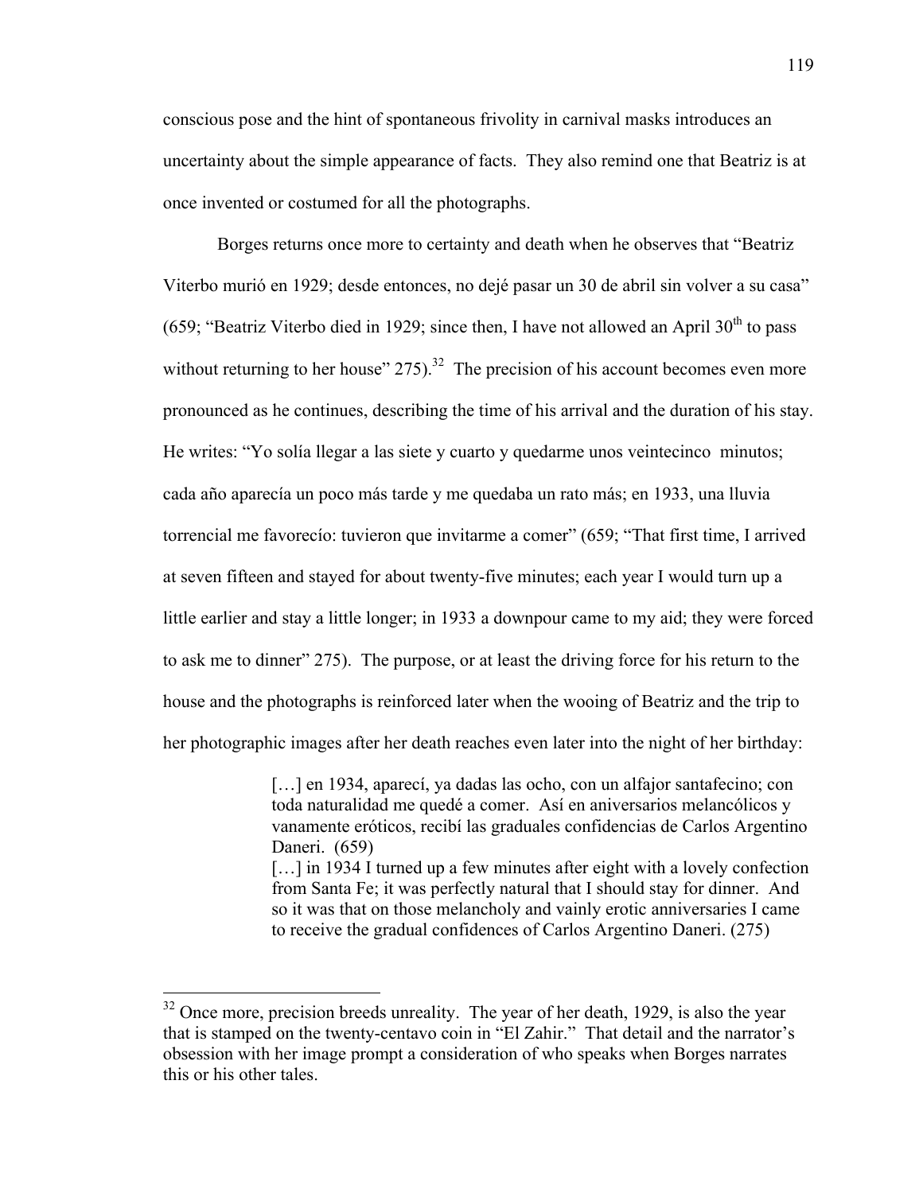conscious pose and the hint of spontaneous frivolity in carnival masks introduces an uncertainty about the simple appearance of facts. They also remind one that Beatriz is at once invented or costumed for all the photographs.

Borges returns once more to certainty and death when he observes that "Beatriz Viterbo murió en 1929; desde entonces, no dejé pasar un 30 de abril sin volver a su casa" (659; "Beatriz Viterbo died in 1929; since then, I have not allowed an April 30th to pass without returning to her house" 275).[32] The precision of his account becomes even more pronounced as he continues, describing the time of his arrival and the duration of his stay. He writes: "Yo solía llegar a las siete y cuarto y quedarme unos veintecinco minutos; cada año aparecía un poco más tarde y me quedaba un rato más; en 1933, una lluvia torrencial me favorecío: tuvieron que invitarme a comer" (659; "That first time, I arrived at seven fifteen and stayed for about twenty-five minutes; each year I would turn up a little earlier and stay a little longer; in 1933 a downpour came to my aid; they were forced to ask me to dinner" 275). The purpose, or at least the driving force for his return to the house and the photographs is reinforced later when the wooing of Beatriz and the trip to her photographic images after her death reaches even later into the night of her birthday:

> […] en 1934, aparecí, ya dadas las ocho, con un alfajor santafecino; con toda naturalidad me quedé a comer. Así en aniversarios melancólicos y vanamente eróticos, recibí las graduales confidencias de Carlos Argentino Daneri. (659)
> […] in 1934 I turned up a few minutes after eight with a lovely confection from Santa Fe; it was perfectly natural that I should stay for dinner. And so it was that on those melancholy and vainly erotic anniversaries I came to receive the gradual confidences of Carlos Argentino Daneri. (275)

---

[32] Once more, precision breeds unreality. The year of her death, 1929, is also the year that is stamped on the twenty-centavo coin in "El Zahir." That detail and the narrator's obsession with her image prompt a consideration of who speaks when Borges narrates this or his other tales.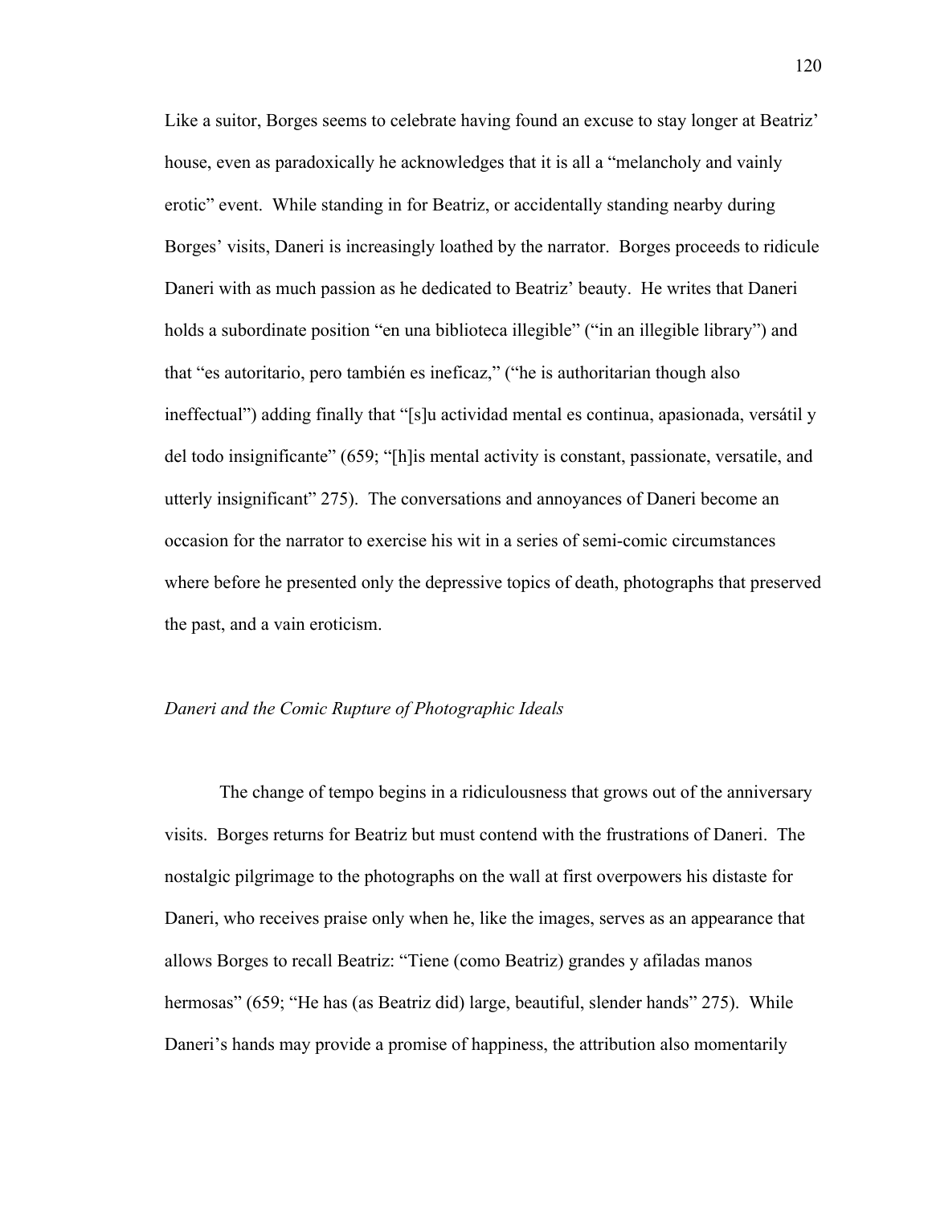Like a suitor, Borges seems to celebrate having found an excuse to stay longer at Beatriz' house, even as paradoxically he acknowledges that it is all a "melancholy and vainly erotic" event. While standing in for Beatriz, or accidentally standing nearby during Borges' visits, Daneri is increasingly loathed by the narrator. Borges proceeds to ridicule Daneri with as much passion as he dedicated to Beatriz' beauty. He writes that Daneri holds a subordinate position "en una biblioteca illegible" ("in an illegible library") and that "es autoritario, pero también es ineficaz," ("he is authoritarian though also ineffectual") adding finally that "[s]u actividad mental es continua, apasionada, versátil y del todo insignificante" (659; "[h]is mental activity is constant, passionate, versatile, and utterly insignificant" 275). The conversations and annoyances of Daneri become an occasion for the narrator to exercise his wit in a series of semi-comic circumstances where before he presented only the depressive topics of death, photographs that preserved the past, and a vain eroticism.

### *Daneri and the Comic Rupture of Photographic Ideals*

The change of tempo begins in a ridiculousness that grows out of the anniversary visits. Borges returns for Beatriz but must contend with the frustrations of Daneri. The nostalgic pilgrimage to the photographs on the wall at first overpowers his distaste for Daneri, who receives praise only when he, like the images, serves as an appearance that allows Borges to recall Beatriz: "Tiene (como Beatriz) grandes y afiladas manos hermosas" (659; "He has (as Beatriz did) large, beautiful, slender hands" 275). While Daneri's hands may provide a promise of happiness, the attribution also momentarily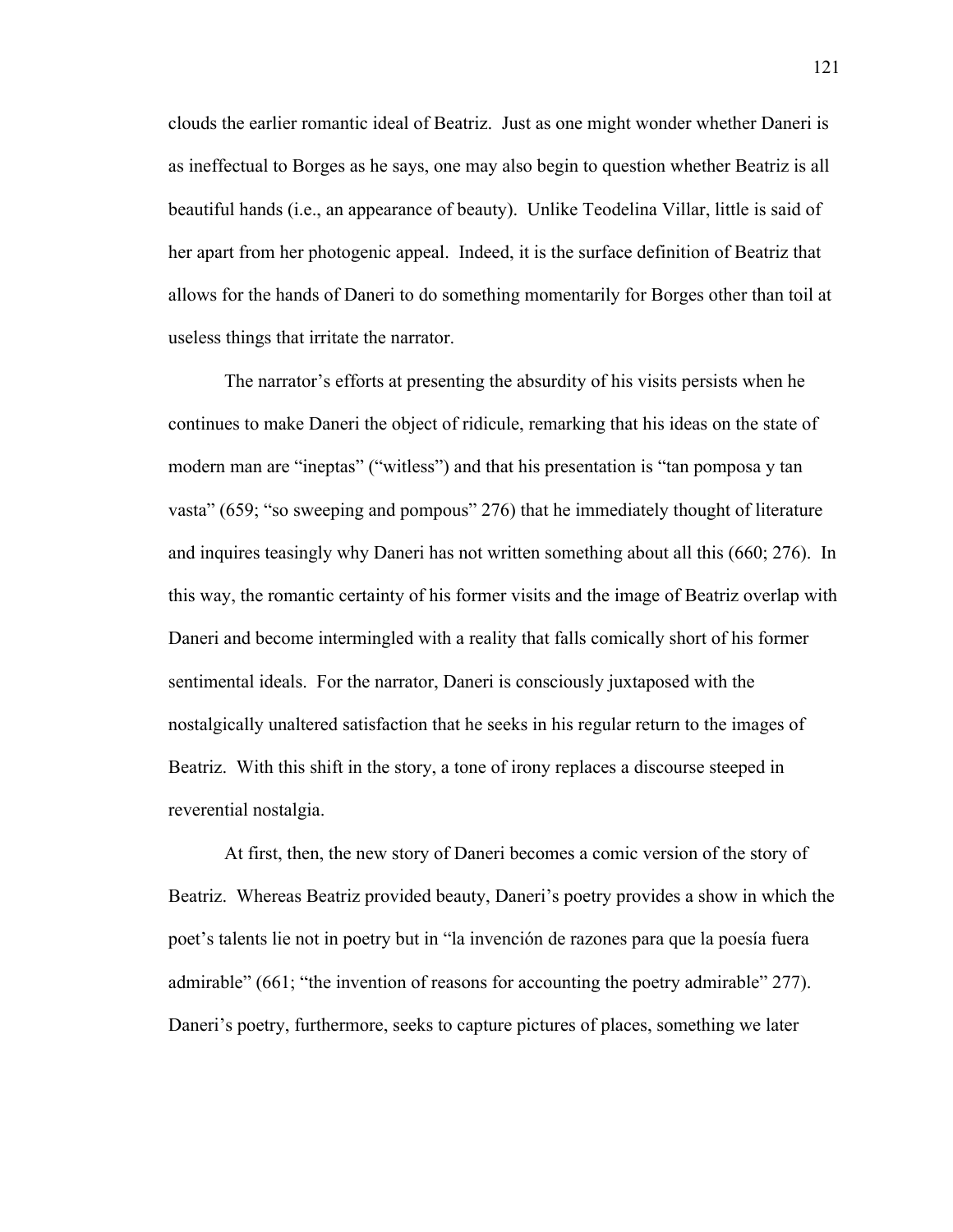clouds the earlier romantic ideal of Beatriz. Just as one might wonder whether Daneri is as ineffectual to Borges as he says, one may also begin to question whether Beatriz is all beautiful hands (i.e., an appearance of beauty). Unlike Teodelina Villar, little is said of her apart from her photogenic appeal. Indeed, it is the surface definition of Beatriz that allows for the hands of Daneri to do something momentarily for Borges other than toil at useless things that irritate the narrator.

The narrator's efforts at presenting the absurdity of his visits persists when he continues to make Daneri the object of ridicule, remarking that his ideas on the state of modern man are "ineptas" ("witless") and that his presentation is "tan pomposa y tan vasta" (659; "so sweeping and pompous" 276) that he immediately thought of literature and inquires teasingly why Daneri has not written something about all this (660; 276). In this way, the romantic certainty of his former visits and the image of Beatriz overlap with Daneri and become intermingled with a reality that falls comically short of his former sentimental ideals. For the narrator, Daneri is consciously juxtaposed with the nostalgically unaltered satisfaction that he seeks in his regular return to the images of Beatriz. With this shift in the story, a tone of irony replaces a discourse steeped in reverential nostalgia.

At first, then, the new story of Daneri becomes a comic version of the story of Beatriz. Whereas Beatriz provided beauty, Daneri's poetry provides a show in which the poet's talents lie not in poetry but in "la invención de razones para que la poesía fuera admirable" (661; "the invention of reasons for accounting the poetry admirable" 277). Daneri's poetry, furthermore, seeks to capture pictures of places, something we later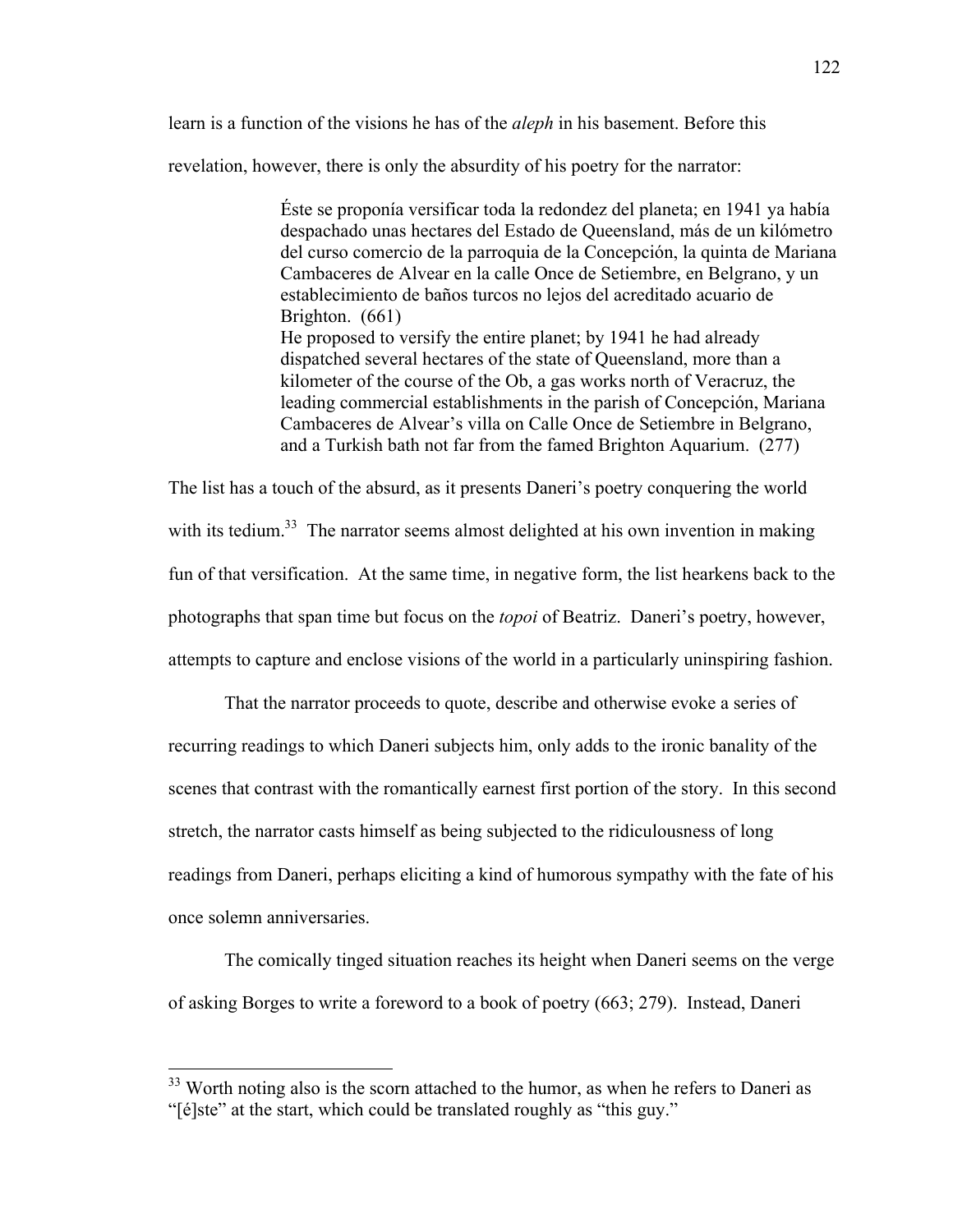learn is a function of the visions he has of the *aleph* in his basement. Before this revelation, however, there is only the absurdity of his poetry for the narrator:

> Éste se proponía versificar toda la redondez del planeta; en 1941 ya había despachado unas hectares del Estado de Queensland, más de un kilómetro del curso comercio de la parroquia de la Concepción, la quinta de Mariana Cambaceres de Alvear en la calle Once de Setiembre, en Belgrano, y un establecimiento de baños turcos no lejos del acreditado acuario de Brighton. (661)
> He proposed to versify the entire planet; by 1941 he had already dispatched several hectares of the state of Queensland, more than a kilometer of the course of the Ob, a gas works north of Veracruz, the leading commercial establishments in the parish of Concepción, Mariana Cambaceres de Alvear's villa on Calle Once de Setiembre in Belgrano, and a Turkish bath not far from the famed Brighton Aquarium. (277)

The list has a touch of the absurd, as it presents Daneri's poetry conquering the world with its tedium.[33] The narrator seems almost delighted at his own invention in making fun of that versification. At the same time, in negative form, the list hearkens back to the photographs that span time but focus on the *topoi* of Beatriz. Daneri's poetry, however, attempts to capture and enclose visions of the world in a particularly uninspiring fashion.

That the narrator proceeds to quote, describe and otherwise evoke a series of recurring readings to which Daneri subjects him, only adds to the ironic banality of the scenes that contrast with the romantically earnest first portion of the story. In this second stretch, the narrator casts himself as being subjected to the ridiculousness of long readings from Daneri, perhaps eliciting a kind of humorous sympathy with the fate of his once solemn anniversaries.

The comically tinged situation reaches its height when Daneri seems on the verge of asking Borges to write a foreword to a book of poetry (663; 279). Instead, Daneri

---

[33] Worth noting also is the scorn attached to the humor, as when he refers to Daneri as "[é]ste" at the start, which could be translated roughly as "this guy."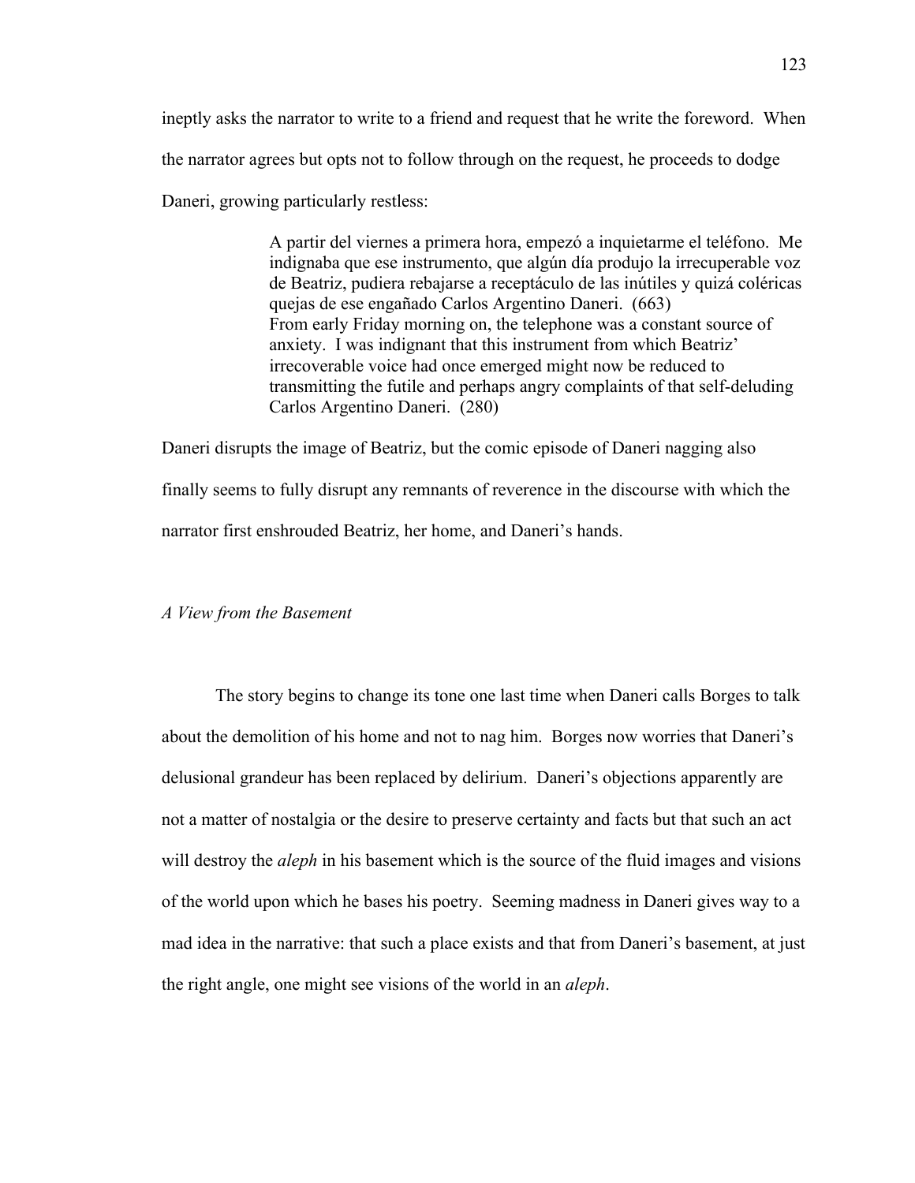ineptly asks the narrator to write to a friend and request that he write the foreword. When the narrator agrees but opts not to follow through on the request, he proceeds to dodge Daneri, growing particularly restless:

> A partir del viernes a primera hora, empezó a inquietarme el teléfono. Me indignaba que ese instrumento, que algún día produjo la irrecuperable voz de Beatriz, pudiera rebajarse a receptáculo de las inútiles y quizá coléricas quejas de ese engañado Carlos Argentino Daneri. (663)
> From early Friday morning on, the telephone was a constant source of anxiety. I was indignant that this instrument from which Beatriz' irrecoverable voice had once emerged might now be reduced to transmitting the futile and perhaps angry complaints of that self-deluding Carlos Argentino Daneri. (280)

Daneri disrupts the image of Beatriz, but the comic episode of Daneri nagging also finally seems to fully disrupt any remnants of reverence in the discourse with which the narrator first enshrouded Beatriz, her home, and Daneri's hands.

*A View from the Basement*

The story begins to change its tone one last time when Daneri calls Borges to talk about the demolition of his home and not to nag him. Borges now worries that Daneri's delusional grandeur has been replaced by delirium. Daneri's objections apparently are not a matter of nostalgia or the desire to preserve certainty and facts but that such an act will destroy the *aleph* in his basement which is the source of the fluid images and visions of the world upon which he bases his poetry. Seeming madness in Daneri gives way to a mad idea in the narrative: that such a place exists and that from Daneri's basement, at just the right angle, one might see visions of the world in an *aleph*.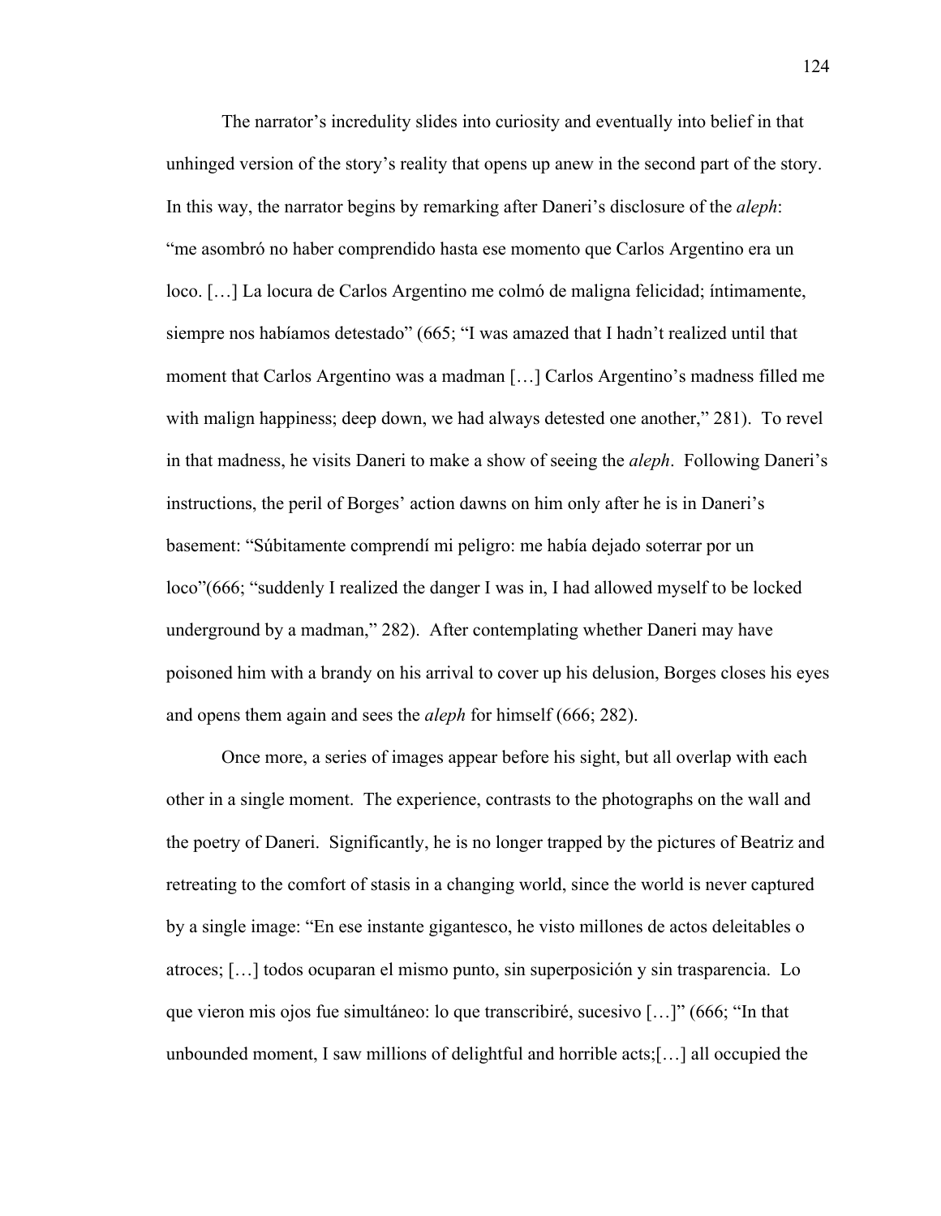The narrator's incredulity slides into curiosity and eventually into belief in that unhinged version of the story's reality that opens up anew in the second part of the story. In this way, the narrator begins by remarking after Daneri's disclosure of the *aleph*: "me asombró no haber comprendido hasta ese momento que Carlos Argentino era un loco. […] La locura de Carlos Argentino me colmó de maligna felicidad; íntimamente, siempre nos habíamos detestado" (665; "I was amazed that I hadn't realized until that moment that Carlos Argentino was a madman […] Carlos Argentino's madness filled me with malign happiness; deep down, we had always detested one another," 281). To revel in that madness, he visits Daneri to make a show of seeing the *aleph*. Following Daneri's instructions, the peril of Borges' action dawns on him only after he is in Daneri's basement: "Súbitamente comprendí mi peligro: me había dejado soterrar por un loco"(666; "suddenly I realized the danger I was in, I had allowed myself to be locked underground by a madman," 282). After contemplating whether Daneri may have poisoned him with a brandy on his arrival to cover up his delusion, Borges closes his eyes and opens them again and sees the *aleph* for himself (666; 282).

Once more, a series of images appear before his sight, but all overlap with each other in a single moment. The experience, contrasts to the photographs on the wall and the poetry of Daneri. Significantly, he is no longer trapped by the pictures of Beatriz and retreating to the comfort of stasis in a changing world, since the world is never captured by a single image: "En ese instante gigantesco, he visto millones de actos deleitables o atroces; […] todos ocuparan el mismo punto, sin superposición y sin trasparencia. Lo que vieron mis ojos fue simultáneo: lo que transcribiré, sucesivo […]" (666; "In that unbounded moment, I saw millions of delightful and horrible acts;[…] all occupied the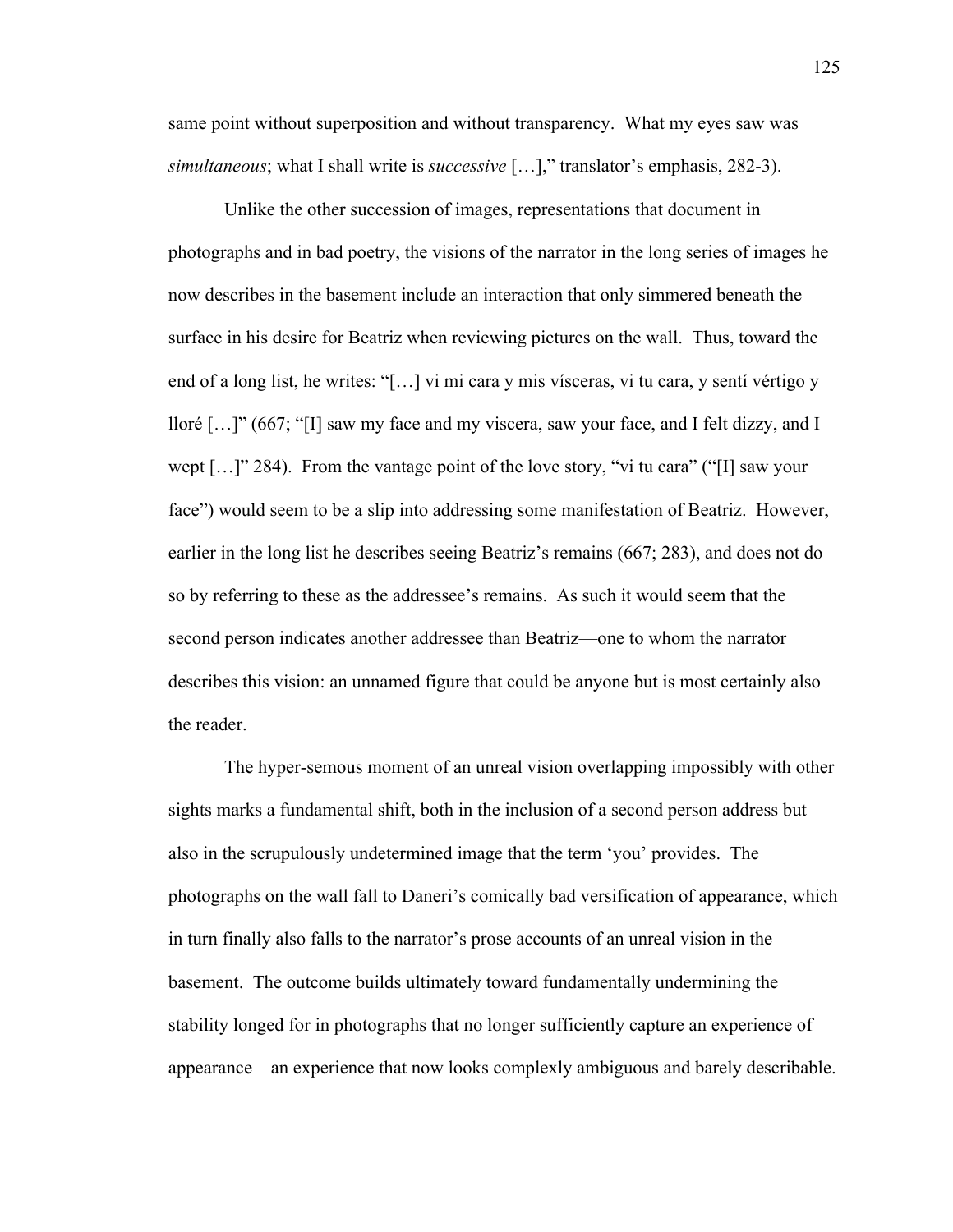same point without superposition and without transparency. What my eyes saw was *simultaneous*; what I shall write is *successive* […]," translator's emphasis, 282-3).

Unlike the other succession of images, representations that document in photographs and in bad poetry, the visions of the narrator in the long series of images he now describes in the basement include an interaction that only simmered beneath the surface in his desire for Beatriz when reviewing pictures on the wall. Thus, toward the end of a long list, he writes: "[…] vi mi cara y mis vísceras, vi tu cara, y sentí vértigo y lloré […]" (667; "[I] saw my face and my viscera, saw your face, and I felt dizzy, and I wept […]" 284). From the vantage point of the love story, "vi tu cara" ("[I] saw your face") would seem to be a slip into addressing some manifestation of Beatriz. However, earlier in the long list he describes seeing Beatriz's remains (667; 283), and does not do so by referring to these as the addressee's remains. As such it would seem that the second person indicates another addressee than Beatriz—one to whom the narrator describes this vision: an unnamed figure that could be anyone but is most certainly also the reader.

The hyper-semous moment of an unreal vision overlapping impossibly with other sights marks a fundamental shift, both in the inclusion of a second person address but also in the scrupulously undetermined image that the term 'you' provides. The photographs on the wall fall to Daneri's comically bad versification of appearance, which in turn finally also falls to the narrator's prose accounts of an unreal vision in the basement. The outcome builds ultimately toward fundamentally undermining the stability longed for in photographs that no longer sufficiently capture an experience of appearance—an experience that now looks complexly ambiguous and barely describable.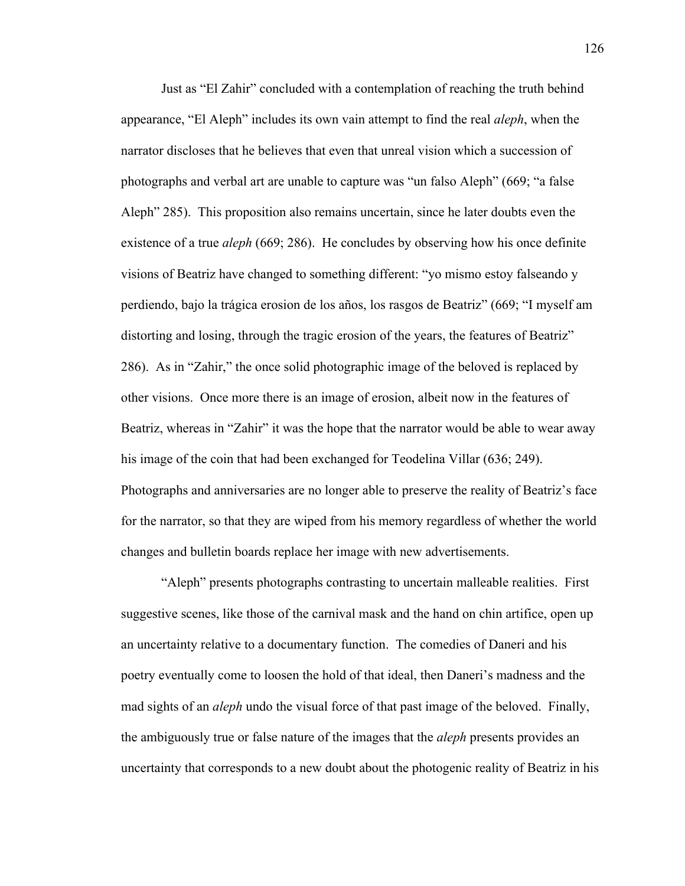Just as "El Zahir" concluded with a contemplation of reaching the truth behind appearance, "El Aleph" includes its own vain attempt to find the real *aleph*, when the narrator discloses that he believes that even that unreal vision which a succession of photographs and verbal art are unable to capture was "un falso Aleph" (669; "a false Aleph" 285). This proposition also remains uncertain, since he later doubts even the existence of a true *aleph* (669; 286). He concludes by observing how his once definite visions of Beatriz have changed to something different: "yo mismo estoy falseando y perdiendo, bajo la trágica erosion de los años, los rasgos de Beatriz" (669; "I myself am distorting and losing, through the tragic erosion of the years, the features of Beatriz" 286). As in "Zahir," the once solid photographic image of the beloved is replaced by other visions. Once more there is an image of erosion, albeit now in the features of Beatriz, whereas in "Zahir" it was the hope that the narrator would be able to wear away his image of the coin that had been exchanged for Teodelina Villar (636; 249). Photographs and anniversaries are no longer able to preserve the reality of Beatriz's face for the narrator, so that they are wiped from his memory regardless of whether the world changes and bulletin boards replace her image with new advertisements.

"Aleph" presents photographs contrasting to uncertain malleable realities. First suggestive scenes, like those of the carnival mask and the hand on chin artifice, open up an uncertainty relative to a documentary function. The comedies of Daneri and his poetry eventually come to loosen the hold of that ideal, then Daneri's madness and the mad sights of an *aleph* undo the visual force of that past image of the beloved. Finally, the ambiguously true or false nature of the images that the *aleph* presents provides an uncertainty that corresponds to a new doubt about the photogenic reality of Beatriz in his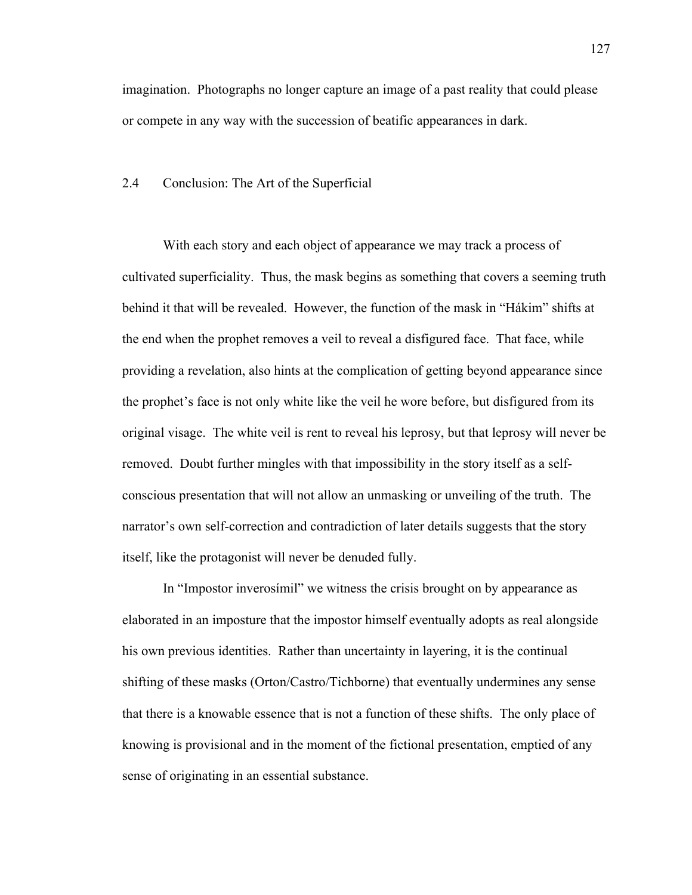imagination. Photographs no longer capture an image of a past reality that could please or compete in any way with the succession of beatific appearances in dark.

## 2.4 Conclusion: The Art of the Superficial

With each story and each object of appearance we may track a process of cultivated superficiality. Thus, the mask begins as something that covers a seeming truth behind it that will be revealed. However, the function of the mask in "Hákim" shifts at the end when the prophet removes a veil to reveal a disfigured face. That face, while providing a revelation, also hints at the complication of getting beyond appearance since the prophet's face is not only white like the veil he wore before, but disfigured from its original visage. The white veil is rent to reveal his leprosy, but that leprosy will never be removed. Doubt further mingles with that impossibility in the story itself as a self-conscious presentation that will not allow an unmasking or unveiling of the truth. The narrator's own self-correction and contradiction of later details suggests that the story itself, like the protagonist will never be denuded fully.

In "Impostor inverosímil" we witness the crisis brought on by appearance as elaborated in an imposture that the impostor himself eventually adopts as real alongside his own previous identities. Rather than uncertainty in layering, it is the continual shifting of these masks (Orton/Castro/Tichborne) that eventually undermines any sense that there is a knowable essence that is not a function of these shifts. The only place of knowing is provisional and in the moment of the fictional presentation, emptied of any sense of originating in an essential substance.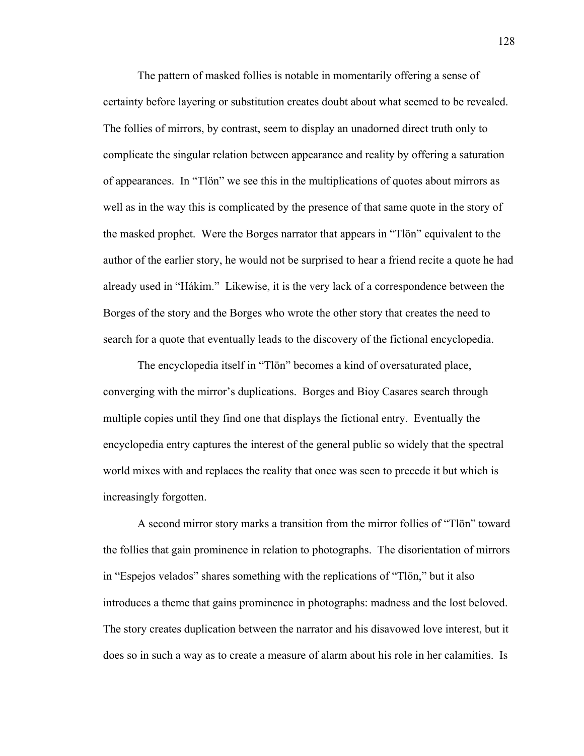The pattern of masked follies is notable in momentarily offering a sense of certainty before layering or substitution creates doubt about what seemed to be revealed. The follies of mirrors, by contrast, seem to display an unadorned direct truth only to complicate the singular relation between appearance and reality by offering a saturation of appearances. In "Tlön" we see this in the multiplications of quotes about mirrors as well as in the way this is complicated by the presence of that same quote in the story of the masked prophet. Were the Borges narrator that appears in "Tlön" equivalent to the author of the earlier story, he would not be surprised to hear a friend recite a quote he had already used in "Hákim." Likewise, it is the very lack of a correspondence between the Borges of the story and the Borges who wrote the other story that creates the need to search for a quote that eventually leads to the discovery of the fictional encyclopedia.

The encyclopedia itself in "Tlön" becomes a kind of oversaturated place, converging with the mirror's duplications. Borges and Bioy Casares search through multiple copies until they find one that displays the fictional entry. Eventually the encyclopedia entry captures the interest of the general public so widely that the spectral world mixes with and replaces the reality that once was seen to precede it but which is increasingly forgotten.

A second mirror story marks a transition from the mirror follies of "Tlön" toward the follies that gain prominence in relation to photographs. The disorientation of mirrors in "Espejos velados" shares something with the replications of "Tlön," but it also introduces a theme that gains prominence in photographs: madness and the lost beloved. The story creates duplication between the narrator and his disavowed love interest, but it does so in such a way as to create a measure of alarm about his role in her calamities. Is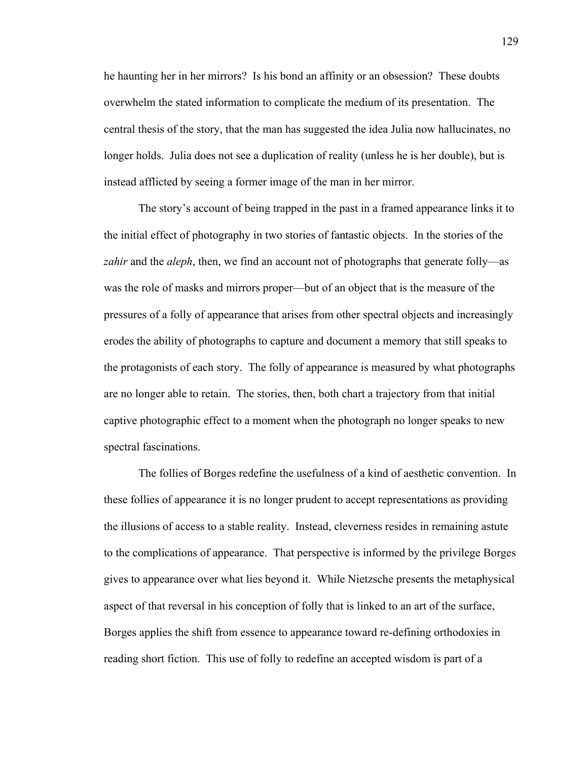he haunting her in her mirrors? Is his bond an affinity or an obsession? These doubts overwhelm the stated information to complicate the medium of its presentation. The central thesis of the story, that the man has suggested the idea Julia now hallucinates, no longer holds. Julia does not see a duplication of reality (unless he is her double), but is instead afflicted by seeing a former image of the man in her mirror.

The story's account of being trapped in the past in a framed appearance links it to the initial effect of photography in two stories of fantastic objects. In the stories of the *zahir* and the *aleph*, then, we find an account not of photographs that generate folly—as was the role of masks and mirrors proper—but of an object that is the measure of the pressures of a folly of appearance that arises from other spectral objects and increasingly erodes the ability of photographs to capture and document a memory that still speaks to the protagonists of each story. The folly of appearance is measured by what photographs are no longer able to retain. The stories, then, both chart a trajectory from that initial captive photographic effect to a moment when the photograph no longer speaks to new spectral fascinations.

The follies of Borges redefine the usefulness of a kind of aesthetic convention. In these follies of appearance it is no longer prudent to accept representations as providing the illusions of access to a stable reality. Instead, cleverness resides in remaining astute to the complications of appearance. That perspective is informed by the privilege Borges gives to appearance over what lies beyond it. While Nietzsche presents the metaphysical aspect of that reversal in his conception of folly that is linked to an art of the surface, Borges applies the shift from essence to appearance toward re-defining orthodoxies in reading short fiction. This use of folly to redefine an accepted wisdom is part of a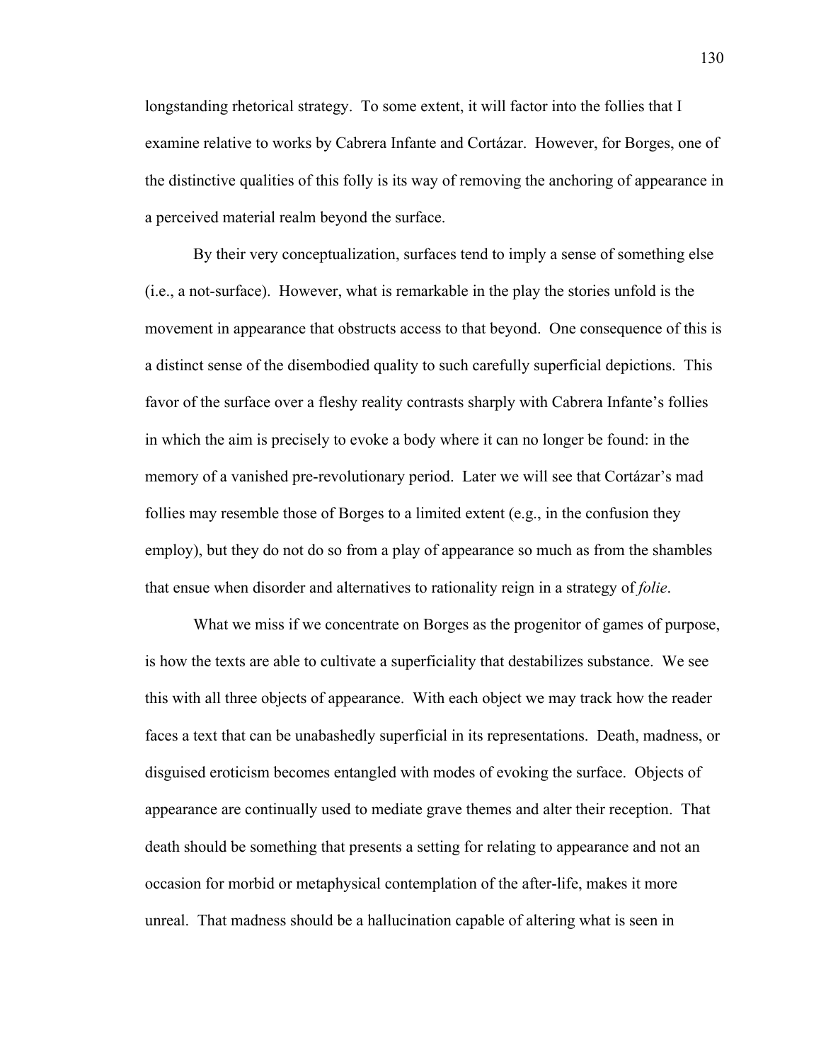longstanding rhetorical strategy. To some extent, it will factor into the follies that I examine relative to works by Cabrera Infante and Cortázar. However, for Borges, one of the distinctive qualities of this folly is its way of removing the anchoring of appearance in a perceived material realm beyond the surface.

By their very conceptualization, surfaces tend to imply a sense of something else (i.e., a not-surface). However, what is remarkable in the play the stories unfold is the movement in appearance that obstructs access to that beyond. One consequence of this is a distinct sense of the disembodied quality to such carefully superficial depictions. This favor of the surface over a fleshy reality contrasts sharply with Cabrera Infante's follies in which the aim is precisely to evoke a body where it can no longer be found: in the memory of a vanished pre-revolutionary period. Later we will see that Cortázar's mad follies may resemble those of Borges to a limited extent (e.g., in the confusion they employ), but they do not do so from a play of appearance so much as from the shambles that ensue when disorder and alternatives to rationality reign in a strategy of *folie*.

What we miss if we concentrate on Borges as the progenitor of games of purpose, is how the texts are able to cultivate a superficiality that destabilizes substance. We see this with all three objects of appearance. With each object we may track how the reader faces a text that can be unabashedly superficial in its representations. Death, madness, or disguised eroticism becomes entangled with modes of evoking the surface. Objects of appearance are continually used to mediate grave themes and alter their reception. That death should be something that presents a setting for relating to appearance and not an occasion for morbid or metaphysical contemplation of the after-life, makes it more unreal. That madness should be a hallucination capable of altering what is seen in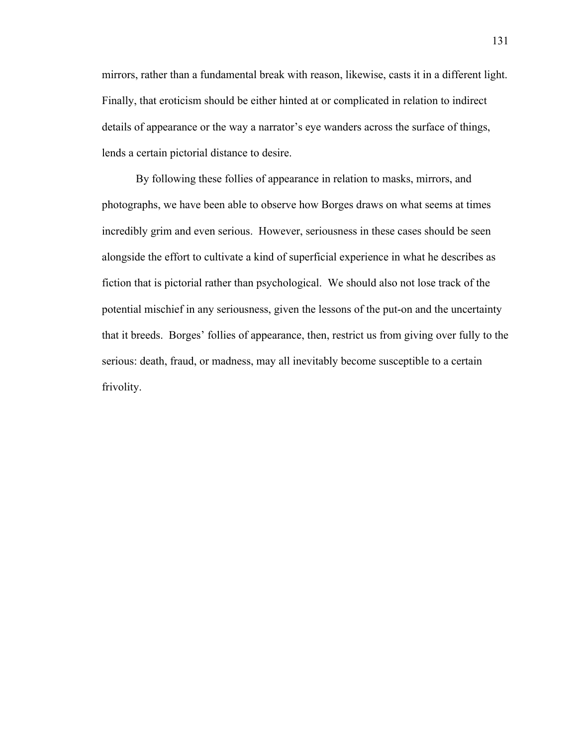mirrors, rather than a fundamental break with reason, likewise, casts it in a different light. Finally, that eroticism should be either hinted at or complicated in relation to indirect details of appearance or the way a narrator's eye wanders across the surface of things, lends a certain pictorial distance to desire.

By following these follies of appearance in relation to masks, mirrors, and photographs, we have been able to observe how Borges draws on what seems at times incredibly grim and even serious. However, seriousness in these cases should be seen alongside the effort to cultivate a kind of superficial experience in what he describes as fiction that is pictorial rather than psychological. We should also not lose track of the potential mischief in any seriousness, given the lessons of the put-on and the uncertainty that it breeds. Borges' follies of appearance, then, restrict us from giving over fully to the serious: death, fraud, or madness, may all inevitably become susceptible to a certain frivolity.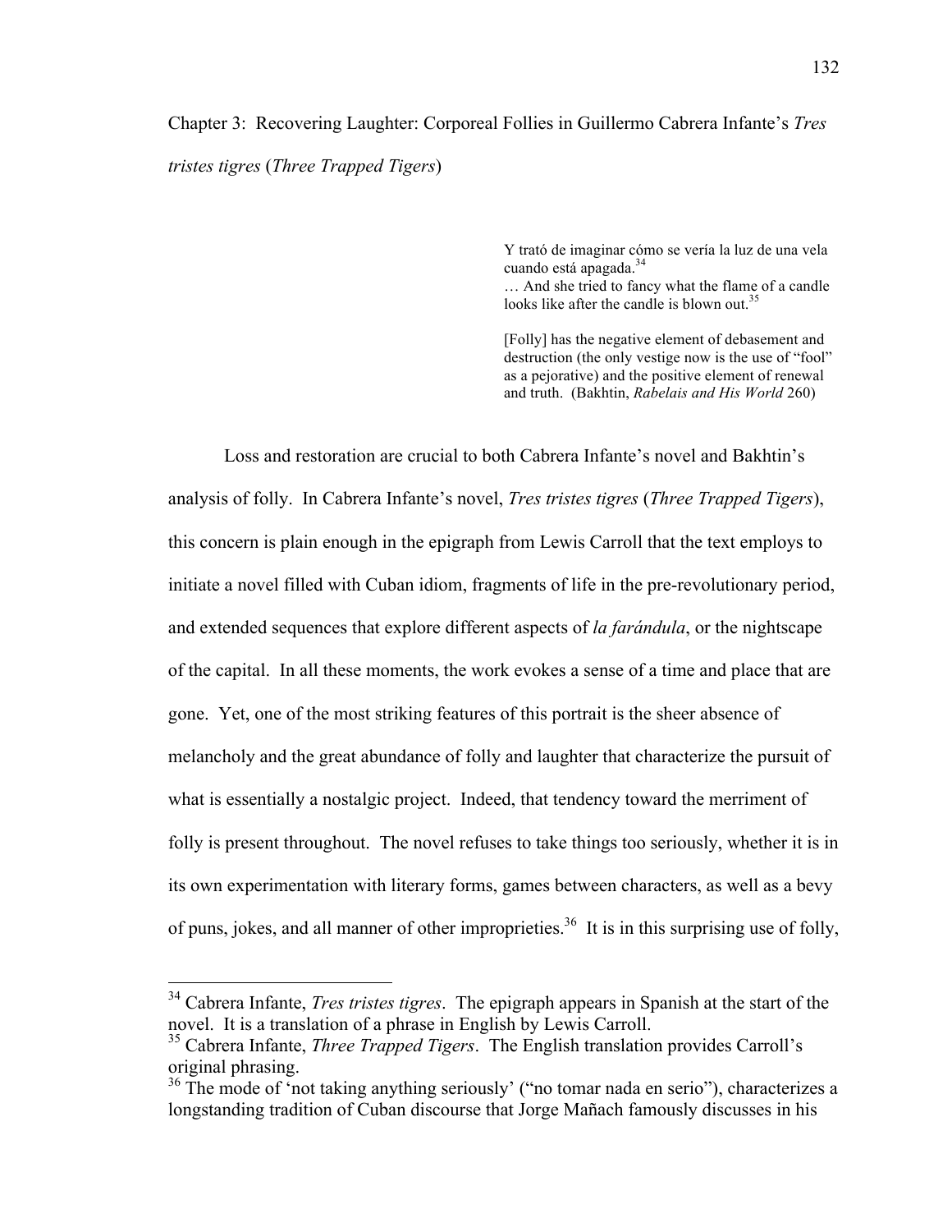## Chapter 3: Recovering Laughter: Corporeal Follies in Guillermo Cabrera Infante's *Tres tristes tigres* (*Three Trapped Tigers*)

> Y trató de imaginar cómo se vería la luz de una vela cuando está apagada.[34]
> … And she tried to fancy what the flame of a candle looks like after the candle is blown out.[35]
>
> [Folly] has the negative element of debasement and destruction (the only vestige now is the use of "fool" as a pejorative) and the positive element of renewal and truth. (Bakhtin, *Rabelais and His World* 260)

Loss and restoration are crucial to both Cabrera Infante's novel and Bakhtin's analysis of folly. In Cabrera Infante's novel, *Tres tristes tigres* (*Three Trapped Tigers*), this concern is plain enough in the epigraph from Lewis Carroll that the text employs to initiate a novel filled with Cuban idiom, fragments of life in the pre-revolutionary period, and extended sequences that explore different aspects of *la farándula*, or the nightscape of the capital. In all these moments, the work evokes a sense of a time and place that are gone. Yet, one of the most striking features of this portrait is the sheer absence of melancholy and the great abundance of folly and laughter that characterize the pursuit of what is essentially a nostalgic project. Indeed, that tendency toward the merriment of folly is present throughout. The novel refuses to take things too seriously, whether it is in its own experimentation with literary forms, games between characters, as well as a bevy of puns, jokes, and all manner of other improprieties.[36] It is in this surprising use of folly,

---

[34] Cabrera Infante, *Tres tristes tigres*. The epigraph appears in Spanish at the start of the novel. It is a translation of a phrase in English by Lewis Carroll.

[35] Cabrera Infante, *Three Trapped Tigers*. The English translation provides Carroll's original phrasing.

[36] The mode of 'not taking anything seriously' ("no tomar nada en serio"), characterizes a longstanding tradition of Cuban discourse that Jorge Mañach famously discusses in his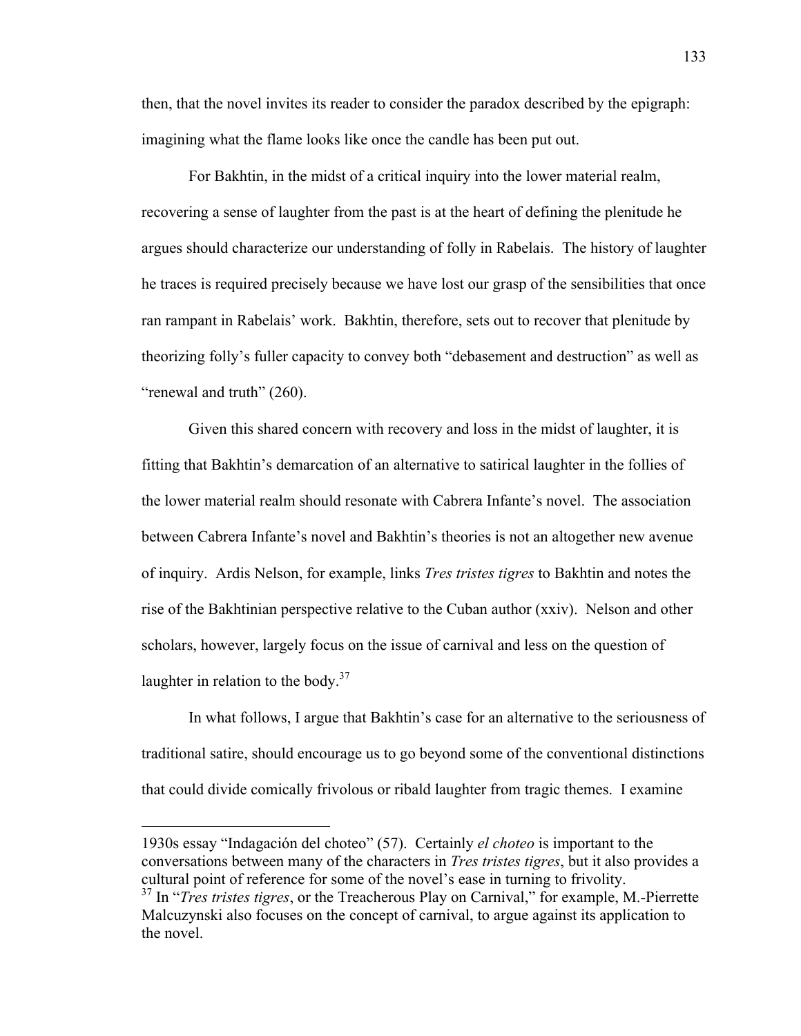then, that the novel invites its reader to consider the paradox described by the epigraph: imagining what the flame looks like once the candle has been put out.

For Bakhtin, in the midst of a critical inquiry into the lower material realm, recovering a sense of laughter from the past is at the heart of defining the plenitude he argues should characterize our understanding of folly in Rabelais. The history of laughter he traces is required precisely because we have lost our grasp of the sensibilities that once ran rampant in Rabelais' work. Bakhtin, therefore, sets out to recover that plenitude by theorizing folly's fuller capacity to convey both "debasement and destruction" as well as "renewal and truth" (260).

Given this shared concern with recovery and loss in the midst of laughter, it is fitting that Bakhtin's demarcation of an alternative to satirical laughter in the follies of the lower material realm should resonate with Cabrera Infante's novel. The association between Cabrera Infante's novel and Bakhtin's theories is not an altogether new avenue of inquiry. Ardis Nelson, for example, links *Tres tristes tigres* to Bakhtin and notes the rise of the Bakhtinian perspective relative to the Cuban author (xxiv). Nelson and other scholars, however, largely focus on the issue of carnival and less on the question of laughter in relation to the body.[37]

In what follows, I argue that Bakhtin's case for an alternative to the seriousness of traditional satire, should encourage us to go beyond some of the conventional distinctions that could divide comically frivolous or ribald laughter from tragic themes. I examine

---

1930s essay "Indagación del choteo" (57). Certainly *el choteo* is important to the conversations between many of the characters in *Tres tristes tigres*, but it also provides a cultural point of reference for some of the novel's ease in turning to frivolity.

[37] In "*Tres tristes tigres*, or the Treacherous Play on Carnival," for example, M.-Pierrette Malcuzynski also focuses on the concept of carnival, to argue against its application to the novel.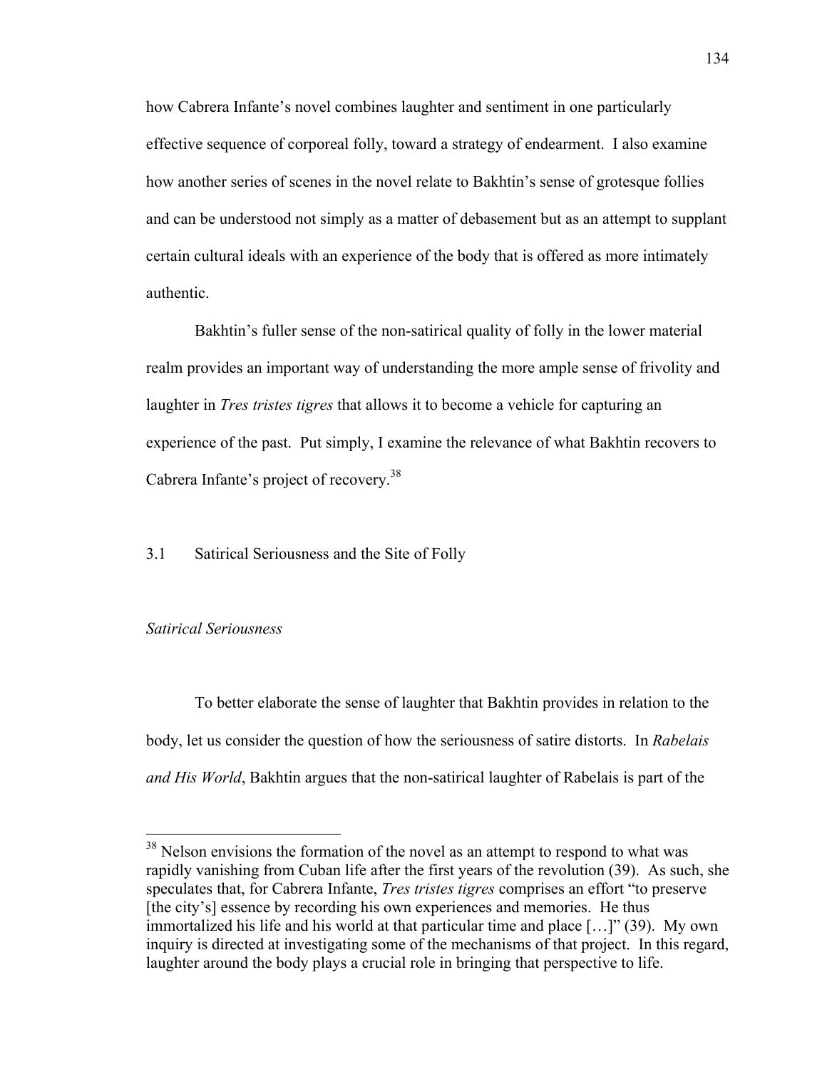how Cabrera Infante's novel combines laughter and sentiment in one particularly effective sequence of corporeal folly, toward a strategy of endearment. I also examine how another series of scenes in the novel relate to Bakhtin's sense of grotesque follies and can be understood not simply as a matter of debasement but as an attempt to supplant certain cultural ideals with an experience of the body that is offered as more intimately authentic.

Bakhtin's fuller sense of the non-satirical quality of folly in the lower material realm provides an important way of understanding the more ample sense of frivolity and laughter in *Tres tristes tigres* that allows it to become a vehicle for capturing an experience of the past. Put simply, I examine the relevance of what Bakhtin recovers to Cabrera Infante's project of recovery.[38]

## 3.1 Satirical Seriousness and the Site of Folly

### *Satirical Seriousness*

To better elaborate the sense of laughter that Bakhtin provides in relation to the body, let us consider the question of how the seriousness of satire distorts. In *Rabelais and His World*, Bakhtin argues that the non-satirical laughter of Rabelais is part of the

---

[38] Nelson envisions the formation of the novel as an attempt to respond to what was rapidly vanishing from Cuban life after the first years of the revolution (39). As such, she speculates that, for Cabrera Infante, *Tres tristes tigres* comprises an effort "to preserve [the city's] essence by recording his own experiences and memories. He thus immortalized his life and his world at that particular time and place […]" (39). My own inquiry is directed at investigating some of the mechanisms of that project. In this regard, laughter around the body plays a crucial role in bringing that perspective to life.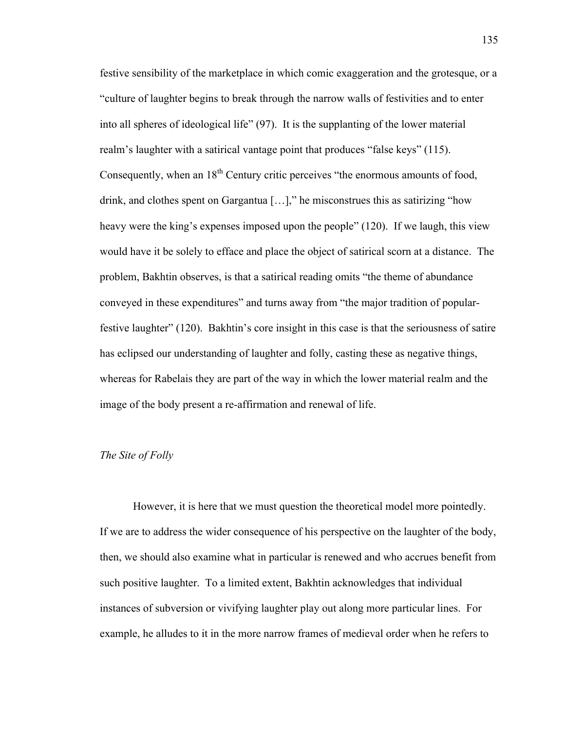festive sensibility of the marketplace in which comic exaggeration and the grotesque, or a "culture of laughter begins to break through the narrow walls of festivities and to enter into all spheres of ideological life" (97). It is the supplanting of the lower material realm's laughter with a satirical vantage point that produces "false keys" (115). Consequently, when an 18th Century critic perceives "the enormous amounts of food, drink, and clothes spent on Gargantua […]," he misconstrues this as satirizing "how heavy were the king's expenses imposed upon the people" (120). If we laugh, this view would have it be solely to efface and place the object of satirical scorn at a distance. The problem, Bakhtin observes, is that a satirical reading omits "the theme of abundance conveyed in these expenditures" and turns away from "the major tradition of popular-festive laughter" (120). Bakhtin's core insight in this case is that the seriousness of satire has eclipsed our understanding of laughter and folly, casting these as negative things, whereas for Rabelais they are part of the way in which the lower material realm and the image of the body present a re-affirmation and renewal of life.

### *The Site of Folly*

However, it is here that we must question the theoretical model more pointedly. If we are to address the wider consequence of his perspective on the laughter of the body, then, we should also examine what in particular is renewed and who accrues benefit from such positive laughter. To a limited extent, Bakhtin acknowledges that individual instances of subversion or vivifying laughter play out along more particular lines. For example, he alludes to it in the more narrow frames of medieval order when he refers to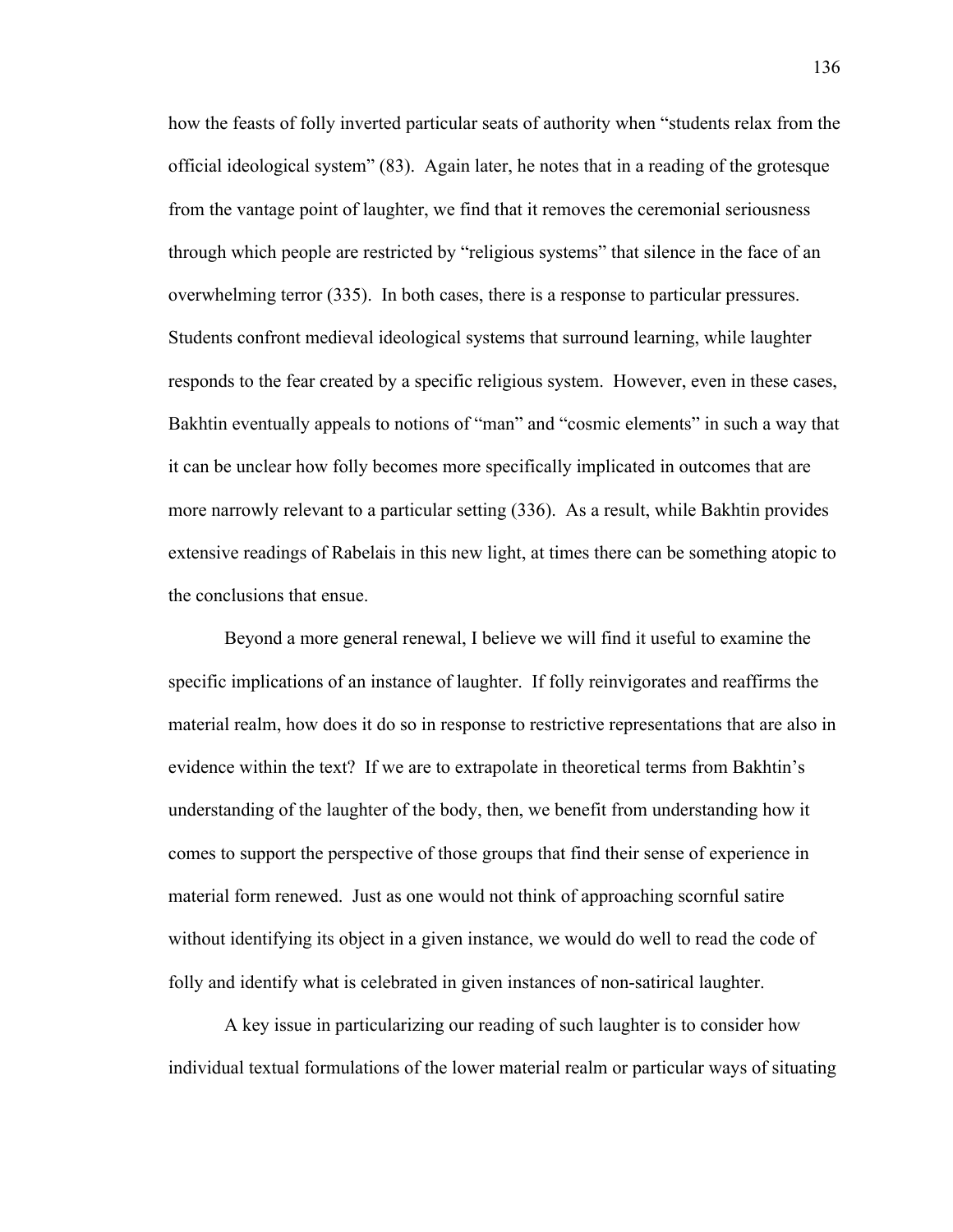how the feasts of folly inverted particular seats of authority when "students relax from the official ideological system" (83). Again later, he notes that in a reading of the grotesque from the vantage point of laughter, we find that it removes the ceremonial seriousness through which people are restricted by "religious systems" that silence in the face of an overwhelming terror (335). In both cases, there is a response to particular pressures. Students confront medieval ideological systems that surround learning, while laughter responds to the fear created by a specific religious system. However, even in these cases, Bakhtin eventually appeals to notions of "man" and "cosmic elements" in such a way that it can be unclear how folly becomes more specifically implicated in outcomes that are more narrowly relevant to a particular setting (336). As a result, while Bakhtin provides extensive readings of Rabelais in this new light, at times there can be something atopic to the conclusions that ensue.

Beyond a more general renewal, I believe we will find it useful to examine the specific implications of an instance of laughter. If folly reinvigorates and reaffirms the material realm, how does it do so in response to restrictive representations that are also in evidence within the text? If we are to extrapolate in theoretical terms from Bakhtin's understanding of the laughter of the body, then, we benefit from understanding how it comes to support the perspective of those groups that find their sense of experience in material form renewed. Just as one would not think of approaching scornful satire without identifying its object in a given instance, we would do well to read the code of folly and identify what is celebrated in given instances of non-satirical laughter.

A key issue in particularizing our reading of such laughter is to consider how individual textual formulations of the lower material realm or particular ways of situating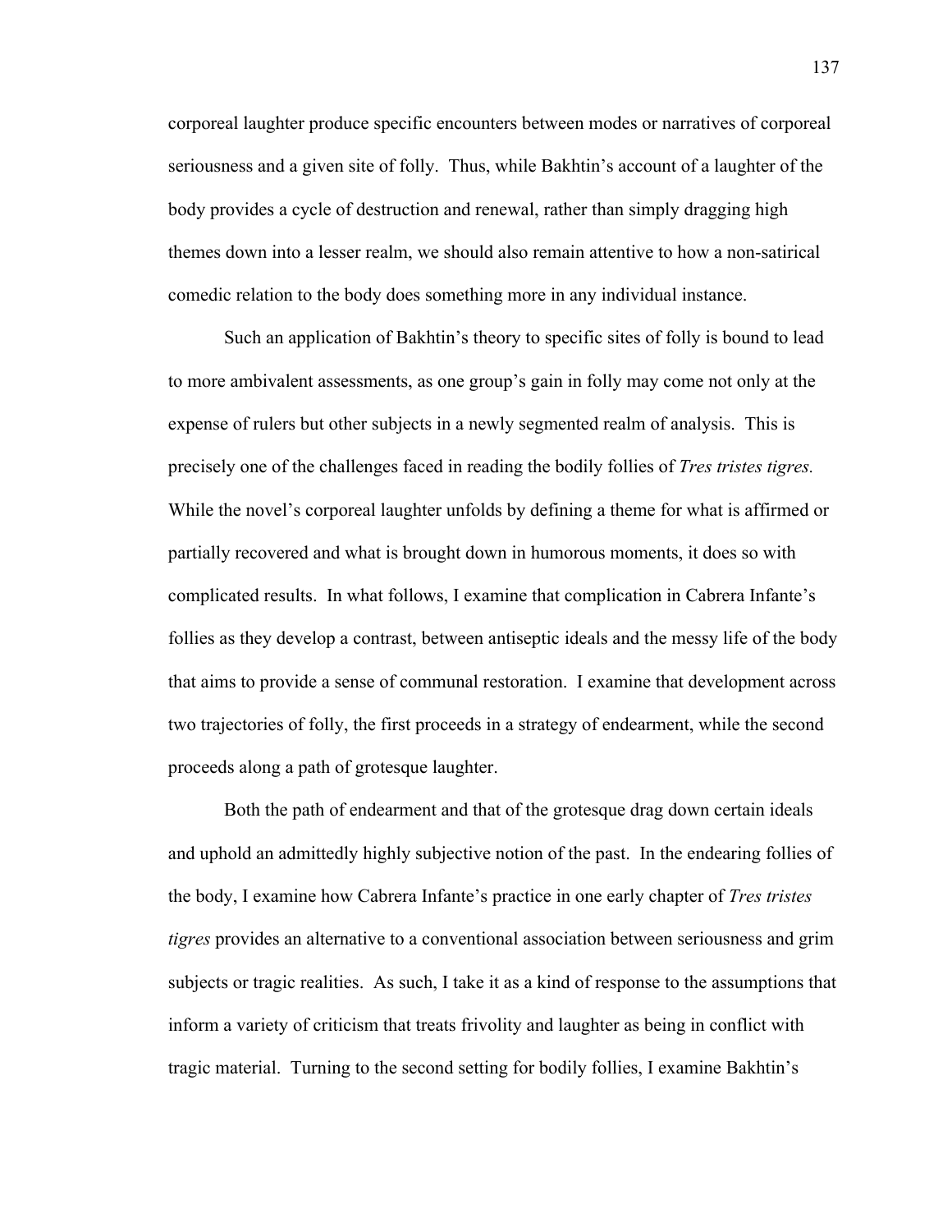corporeal laughter produce specific encounters between modes or narratives of corporeal seriousness and a given site of folly. Thus, while Bakhtin's account of a laughter of the body provides a cycle of destruction and renewal, rather than simply dragging high themes down into a lesser realm, we should also remain attentive to how a non-satirical comedic relation to the body does something more in any individual instance.

Such an application of Bakhtin's theory to specific sites of folly is bound to lead to more ambivalent assessments, as one group's gain in folly may come not only at the expense of rulers but other subjects in a newly segmented realm of analysis. This is precisely one of the challenges faced in reading the bodily follies of *Tres tristes tigres.* While the novel's corporeal laughter unfolds by defining a theme for what is affirmed or partially recovered and what is brought down in humorous moments, it does so with complicated results. In what follows, I examine that complication in Cabrera Infante's follies as they develop a contrast, between antiseptic ideals and the messy life of the body that aims to provide a sense of communal restoration. I examine that development across two trajectories of folly, the first proceeds in a strategy of endearment, while the second proceeds along a path of grotesque laughter.

Both the path of endearment and that of the grotesque drag down certain ideals and uphold an admittedly highly subjective notion of the past. In the endearing follies of the body, I examine how Cabrera Infante's practice in one early chapter of *Tres tristes tigres* provides an alternative to a conventional association between seriousness and grim subjects or tragic realities. As such, I take it as a kind of response to the assumptions that inform a variety of criticism that treats frivolity and laughter as being in conflict with tragic material. Turning to the second setting for bodily follies, I examine Bakhtin's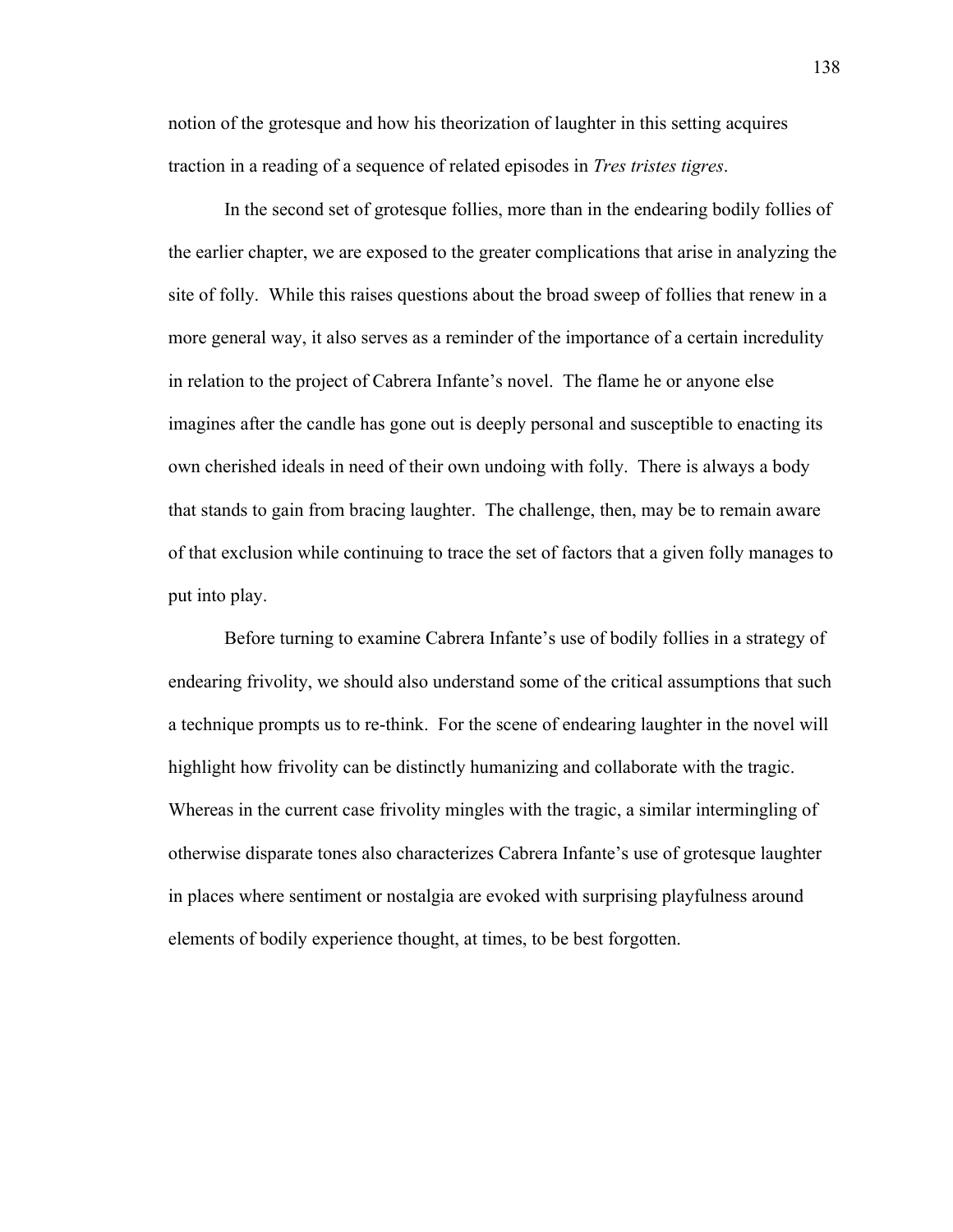notion of the grotesque and how his theorization of laughter in this setting acquires traction in a reading of a sequence of related episodes in *Tres tristes tigres*.

In the second set of grotesque follies, more than in the endearing bodily follies of the earlier chapter, we are exposed to the greater complications that arise in analyzing the site of folly. While this raises questions about the broad sweep of follies that renew in a more general way, it also serves as a reminder of the importance of a certain incredulity in relation to the project of Cabrera Infante's novel. The flame he or anyone else imagines after the candle has gone out is deeply personal and susceptible to enacting its own cherished ideals in need of their own undoing with folly. There is always a body that stands to gain from bracing laughter. The challenge, then, may be to remain aware of that exclusion while continuing to trace the set of factors that a given folly manages to put into play.

Before turning to examine Cabrera Infante's use of bodily follies in a strategy of endearing frivolity, we should also understand some of the critical assumptions that such a technique prompts us to re-think. For the scene of endearing laughter in the novel will highlight how frivolity can be distinctly humanizing and collaborate with the tragic. Whereas in the current case frivolity mingles with the tragic, a similar intermingling of otherwise disparate tones also characterizes Cabrera Infante's use of grotesque laughter in places where sentiment or nostalgia are evoked with surprising playfulness around elements of bodily experience thought, at times, to be best forgotten.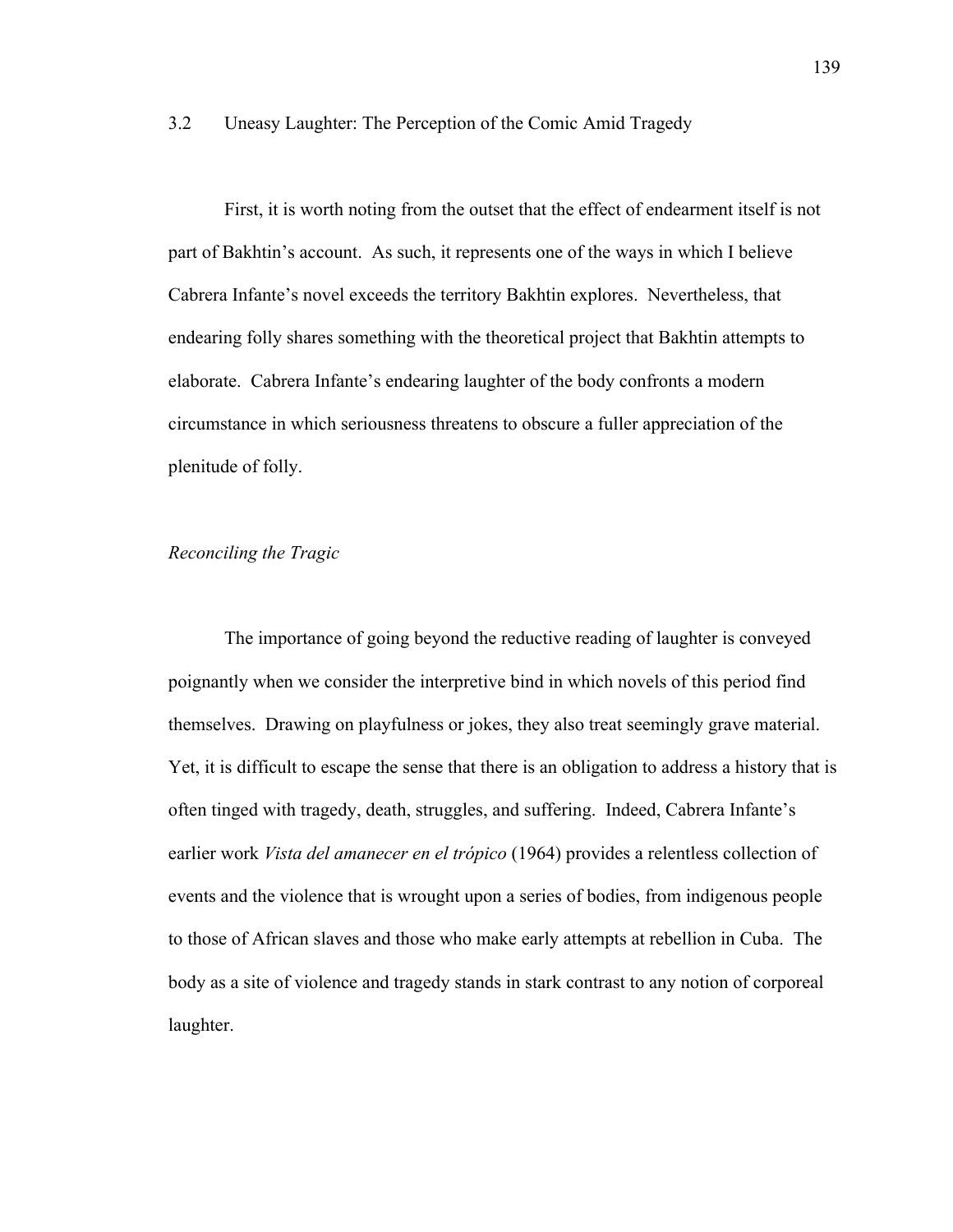## 3.2 Uneasy Laughter: The Perception of the Comic Amid Tragedy

First, it is worth noting from the outset that the effect of endearment itself is not part of Bakhtin's account. As such, it represents one of the ways in which I believe Cabrera Infante's novel exceeds the territory Bakhtin explores. Nevertheless, that endearing folly shares something with the theoretical project that Bakhtin attempts to elaborate. Cabrera Infante's endearing laughter of the body confronts a modern circumstance in which seriousness threatens to obscure a fuller appreciation of the plenitude of folly.

### *Reconciling the Tragic*

The importance of going beyond the reductive reading of laughter is conveyed poignantly when we consider the interpretive bind in which novels of this period find themselves. Drawing on playfulness or jokes, they also treat seemingly grave material. Yet, it is difficult to escape the sense that there is an obligation to address a history that is often tinged with tragedy, death, struggles, and suffering. Indeed, Cabrera Infante's earlier work *Vista del amanecer en el trópico* (1964) provides a relentless collection of events and the violence that is wrought upon a series of bodies, from indigenous people to those of African slaves and those who make early attempts at rebellion in Cuba. The body as a site of violence and tragedy stands in stark contrast to any notion of corporeal laughter.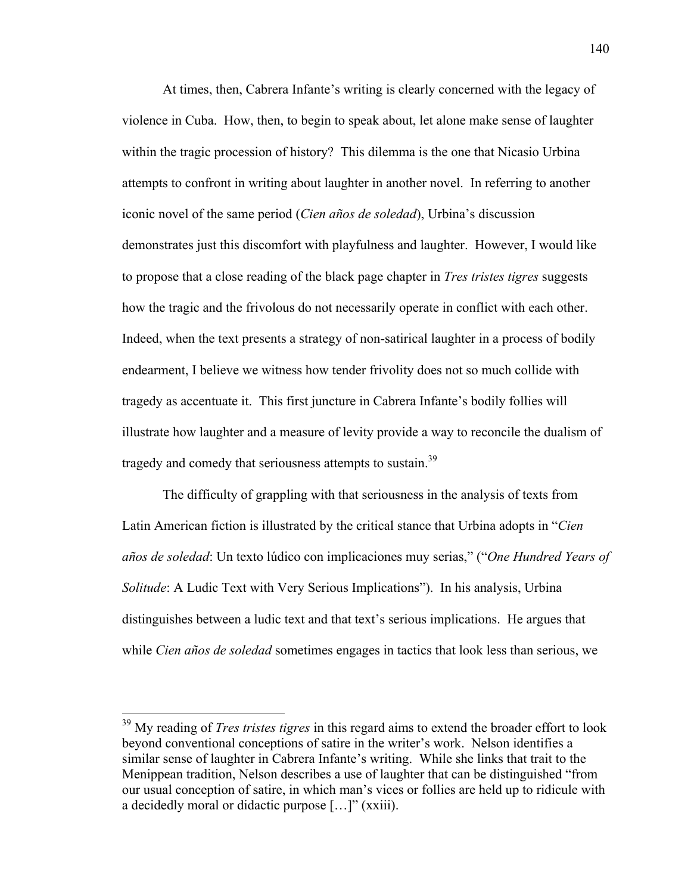At times, then, Cabrera Infante's writing is clearly concerned with the legacy of violence in Cuba. How, then, to begin to speak about, let alone make sense of laughter within the tragic procession of history? This dilemma is the one that Nicasio Urbina attempts to confront in writing about laughter in another novel. In referring to another iconic novel of the same period (*Cien años de soledad*), Urbina's discussion demonstrates just this discomfort with playfulness and laughter. However, I would like to propose that a close reading of the black page chapter in *Tres tristes tigres* suggests how the tragic and the frivolous do not necessarily operate in conflict with each other. Indeed, when the text presents a strategy of non-satirical laughter in a process of bodily endearment, I believe we witness how tender frivolity does not so much collide with tragedy as accentuate it. This first juncture in Cabrera Infante's bodily follies will illustrate how laughter and a measure of levity provide a way to reconcile the dualism of tragedy and comedy that seriousness attempts to sustain.[39]

The difficulty of grappling with that seriousness in the analysis of texts from Latin American fiction is illustrated by the critical stance that Urbina adopts in "*Cien años de soledad*: Un texto lúdico con implicaciones muy serias," ("*One Hundred Years of Solitude*: A Ludic Text with Very Serious Implications"). In his analysis, Urbina distinguishes between a ludic text and that text's serious implications. He argues that while *Cien años de soledad* sometimes engages in tactics that look less than serious, we

---

[39] My reading of *Tres tristes tigres* in this regard aims to extend the broader effort to look beyond conventional conceptions of satire in the writer's work. Nelson identifies a similar sense of laughter in Cabrera Infante's writing. While she links that trait to the Menippean tradition, Nelson describes a use of laughter that can be distinguished "from our usual conception of satire, in which man's vices or follies are held up to ridicule with a decidedly moral or didactic purpose […]" (xxiii).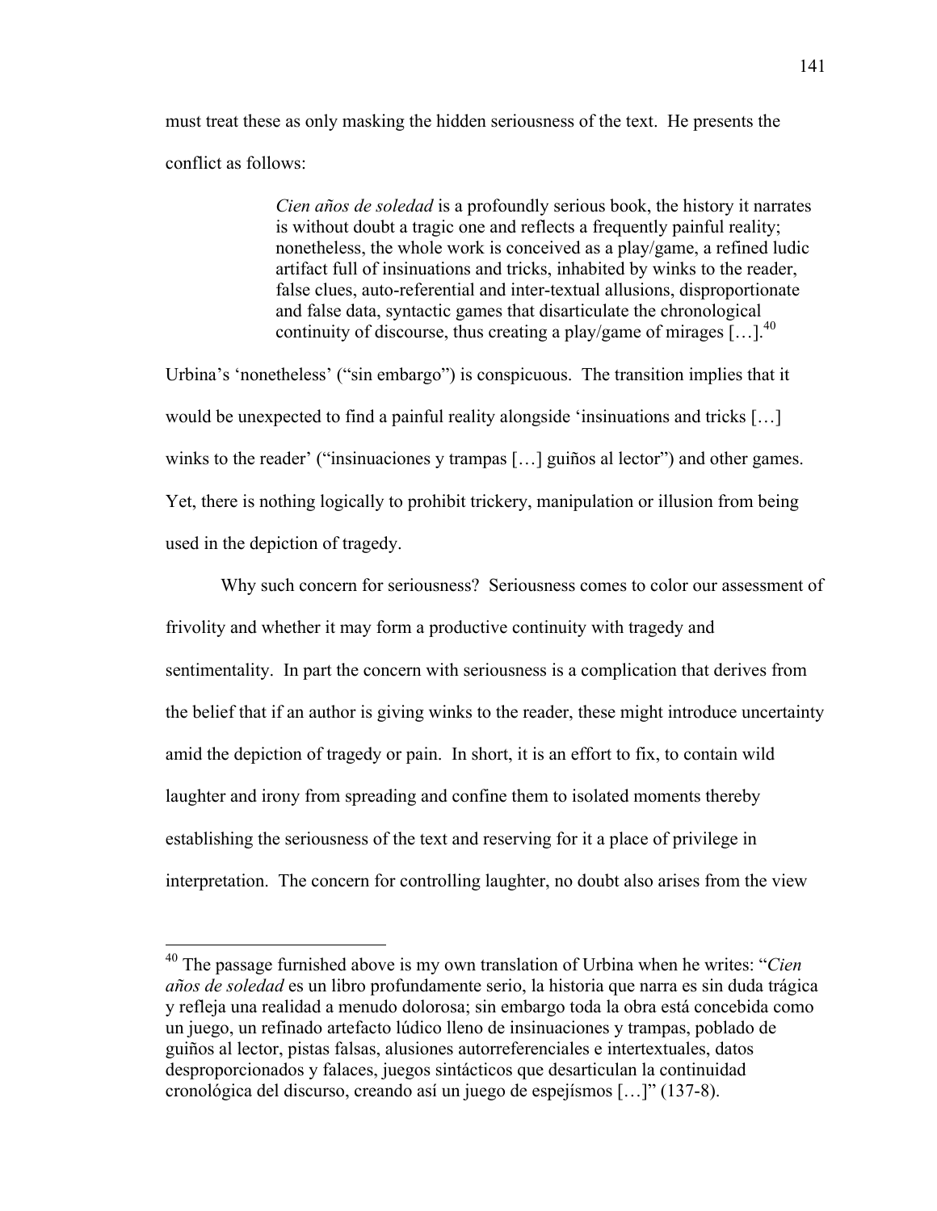must treat these as only masking the hidden seriousness of the text. He presents the conflict as follows:

> *Cien años de soledad* is a profoundly serious book, the history it narrates is without doubt a tragic one and reflects a frequently painful reality; nonetheless, the whole work is conceived as a play/game, a refined ludic artifact full of insinuations and tricks, inhabited by winks to the reader, false clues, auto-referential and inter-textual allusions, disproportionate and false data, syntactic games that disarticulate the chronological continuity of discourse, thus creating a play/game of mirages […].[40]

Urbina's 'nonetheless' ("sin embargo") is conspicuous. The transition implies that it would be unexpected to find a painful reality alongside 'insinuations and tricks […] winks to the reader' ("insinuaciones y trampas […] guiños al lector") and other games. Yet, there is nothing logically to prohibit trickery, manipulation or illusion from being used in the depiction of tragedy.

Why such concern for seriousness? Seriousness comes to color our assessment of frivolity and whether it may form a productive continuity with tragedy and sentimentality. In part the concern with seriousness is a complication that derives from the belief that if an author is giving winks to the reader, these might introduce uncertainty amid the depiction of tragedy or pain. In short, it is an effort to fix, to contain wild laughter and irony from spreading and confine them to isolated moments thereby establishing the seriousness of the text and reserving for it a place of privilege in interpretation. The concern for controlling laughter, no doubt also arises from the view

---

[40] The passage furnished above is my own translation of Urbina when he writes: "*Cien años de soledad* es un libro profundamente serio, la historia que narra es sin duda trágica y refleja una realidad a menudo dolorosa; sin embargo toda la obra está concebida como un juego, un refinado artefacto lúdico lleno de insinuaciones y trampas, poblado de guiños al lector, pistas falsas, alusiones autorreferenciales e intertextuales, datos desproporcionados y falaces, juegos sintácticos que desarticulan la continuidad cronológica del discurso, creando así un juego de espejísmos […]" (137-8).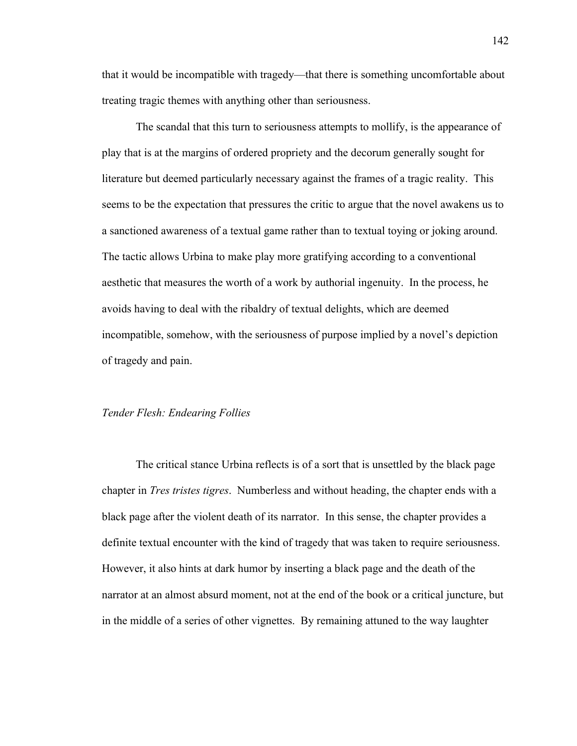that it would be incompatible with tragedy—that there is something uncomfortable about treating tragic themes with anything other than seriousness.

The scandal that this turn to seriousness attempts to mollify, is the appearance of play that is at the margins of ordered propriety and the decorum generally sought for literature but deemed particularly necessary against the frames of a tragic reality. This seems to be the expectation that pressures the critic to argue that the novel awakens us to a sanctioned awareness of a textual game rather than to textual toying or joking around. The tactic allows Urbina to make play more gratifying according to a conventional aesthetic that measures the worth of a work by authorial ingenuity. In the process, he avoids having to deal with the ribaldry of textual delights, which are deemed incompatible, somehow, with the seriousness of purpose implied by a novel's depiction of tragedy and pain.

### *Tender Flesh: Endearing Follies*

The critical stance Urbina reflects is of a sort that is unsettled by the black page chapter in *Tres tristes tigres*. Numberless and without heading, the chapter ends with a black page after the violent death of its narrator. In this sense, the chapter provides a definite textual encounter with the kind of tragedy that was taken to require seriousness. However, it also hints at dark humor by inserting a black page and the death of the narrator at an almost absurd moment, not at the end of the book or a critical juncture, but in the middle of a series of other vignettes. By remaining attuned to the way laughter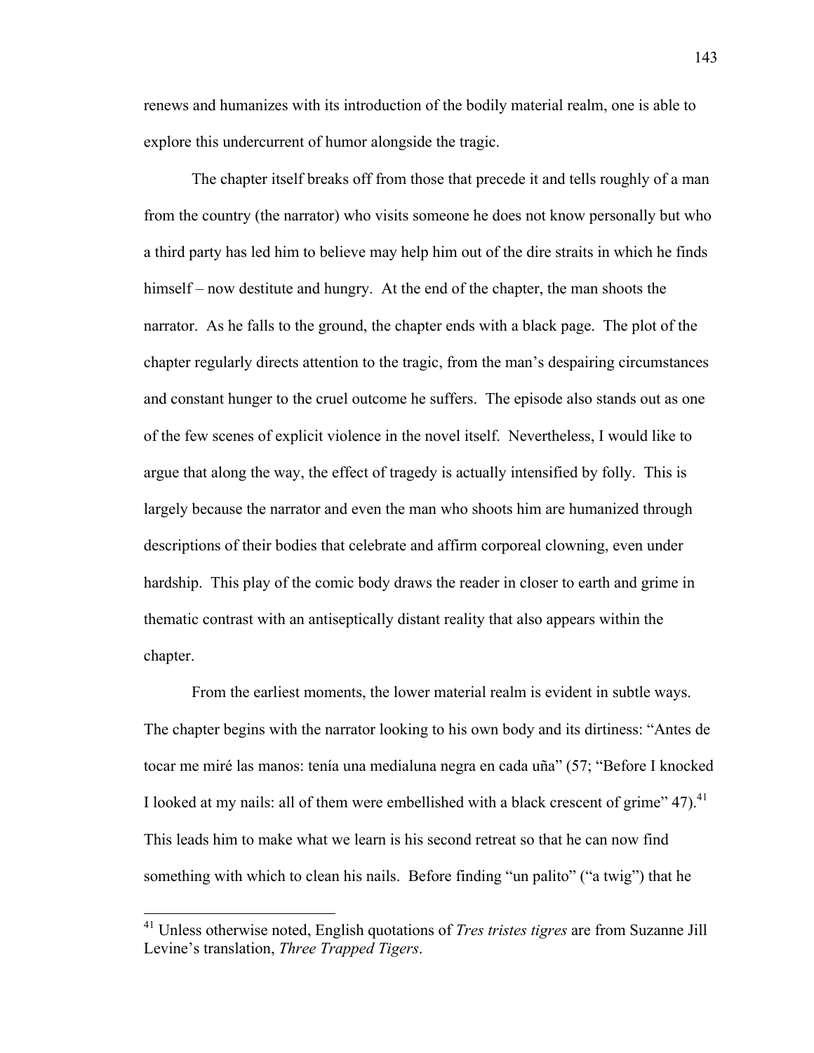renews and humanizes with its introduction of the bodily material realm, one is able to explore this undercurrent of humor alongside the tragic.

The chapter itself breaks off from those that precede it and tells roughly of a man from the country (the narrator) who visits someone he does not know personally but who a third party has led him to believe may help him out of the dire straits in which he finds himself – now destitute and hungry. At the end of the chapter, the man shoots the narrator. As he falls to the ground, the chapter ends with a black page. The plot of the chapter regularly directs attention to the tragic, from the man's despairing circumstances and constant hunger to the cruel outcome he suffers. The episode also stands out as one of the few scenes of explicit violence in the novel itself. Nevertheless, I would like to argue that along the way, the effect of tragedy is actually intensified by folly. This is largely because the narrator and even the man who shoots him are humanized through descriptions of their bodies that celebrate and affirm corporeal clowning, even under hardship. This play of the comic body draws the reader in closer to earth and grime in thematic contrast with an antiseptically distant reality that also appears within the chapter.

From the earliest moments, the lower material realm is evident in subtle ways. The chapter begins with the narrator looking to his own body and its dirtiness: "Antes de tocar me miré las manos: tenía una medialuna negra en cada uña" (57; "Before I knocked I looked at my nails: all of them were embellished with a black crescent of grime" 47).[41] This leads him to make what we learn is his second retreat so that he can now find something with which to clean his nails. Before finding "un palito" ("a twig") that he

---

[41] Unless otherwise noted, English quotations of *Tres tristes tigres* are from Suzanne Jill Levine's translation, *Three Trapped Tigers*.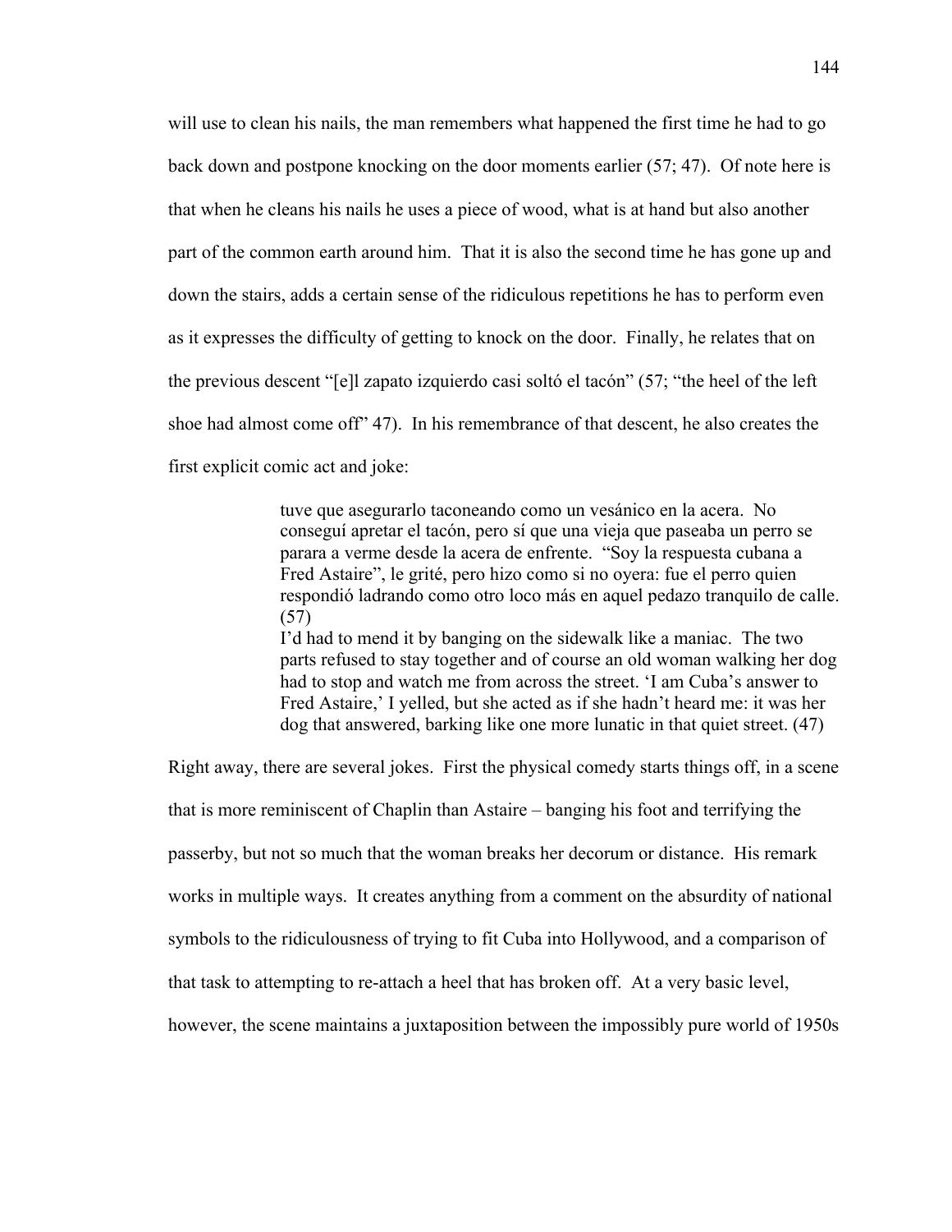will use to clean his nails, the man remembers what happened the first time he had to go back down and postpone knocking on the door moments earlier (57; 47). Of note here is that when he cleans his nails he uses a piece of wood, what is at hand but also another part of the common earth around him. That it is also the second time he has gone up and down the stairs, adds a certain sense of the ridiculous repetitions he has to perform even as it expresses the difficulty of getting to knock on the door. Finally, he relates that on the previous descent "[e]l zapato izquierdo casi soltó el tacón" (57; "the heel of the left shoe had almost come off" 47). In his remembrance of that descent, he also creates the first explicit comic act and joke:

> tuve que asegurarlo taconeando como un vesánico en la acera. No conseguí apretar el tacón, pero sí que una vieja que paseaba un perro se parara a verme desde la acera de enfrente. "Soy la respuesta cubana a Fred Astaire", le grité, pero hizo como si no oyera: fue el perro quien respondió ladrando como otro loco más en aquel pedazo tranquilo de calle. (57)
> I'd had to mend it by banging on the sidewalk like a maniac. The two parts refused to stay together and of course an old woman walking her dog had to stop and watch me from across the street. 'I am Cuba's answer to Fred Astaire,' I yelled, but she acted as if she hadn't heard me: it was her dog that answered, barking like one more lunatic in that quiet street. (47)

Right away, there are several jokes. First the physical comedy starts things off, in a scene that is more reminiscent of Chaplin than Astaire – banging his foot and terrifying the passerby, but not so much that the woman breaks her decorum or distance. His remark works in multiple ways. It creates anything from a comment on the absurdity of national symbols to the ridiculousness of trying to fit Cuba into Hollywood, and a comparison of that task to attempting to re-attach a heel that has broken off. At a very basic level, however, the scene maintains a juxtaposition between the impossibly pure world of 1950s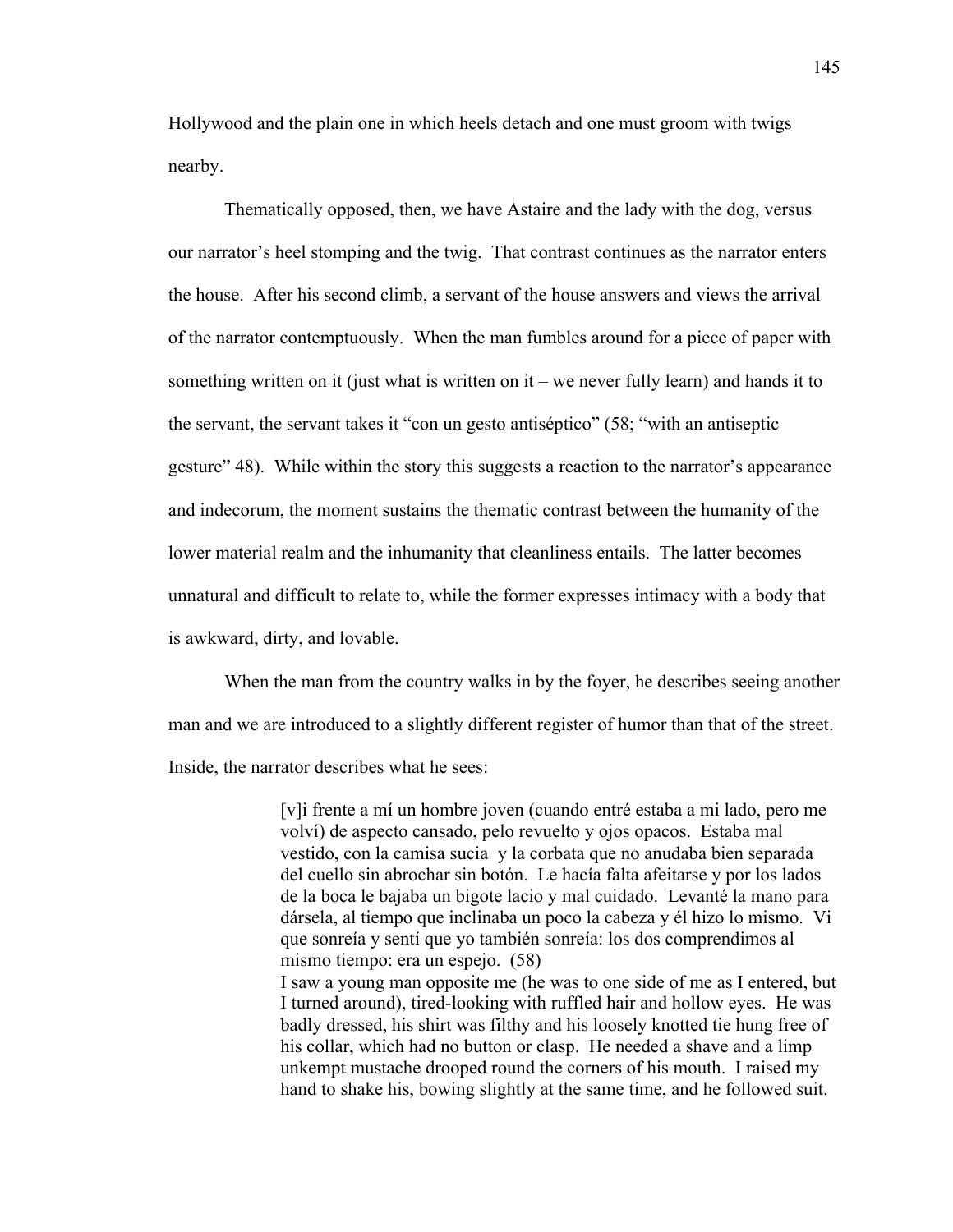Hollywood and the plain one in which heels detach and one must groom with twigs nearby.

Thematically opposed, then, we have Astaire and the lady with the dog, versus our narrator's heel stomping and the twig. That contrast continues as the narrator enters the house. After his second climb, a servant of the house answers and views the arrival of the narrator contemptuously. When the man fumbles around for a piece of paper with something written on it (just what is written on it – we never fully learn) and hands it to the servant, the servant takes it "con un gesto antiséptico" (58; "with an antiseptic gesture" 48). While within the story this suggests a reaction to the narrator's appearance and indecorum, the moment sustains the thematic contrast between the humanity of the lower material realm and the inhumanity that cleanliness entails. The latter becomes unnatural and difficult to relate to, while the former expresses intimacy with a body that is awkward, dirty, and lovable.

When the man from the country walks in by the foyer, he describes seeing another man and we are introduced to a slightly different register of humor than that of the street. Inside, the narrator describes what he sees:

> [v]i frente a mí un hombre joven (cuando entré estaba a mi lado, pero me volví) de aspecto cansado, pelo revuelto y ojos opacos. Estaba mal vestido, con la camisa sucia y la corbata que no anudaba bien separada del cuello sin abrochar sin botón. Le hacía falta afeitarse y por los lados de la boca le bajaba un bigote lacio y mal cuidado. Levanté la mano para dársela, al tiempo que inclinaba un poco la cabeza y él hizo lo mismo. Vi que sonreía y sentí que yo también sonreía: los dos comprendimos al mismo tiempo: era un espejo. (58)
>
> I saw a young man opposite me (he was to one side of me as I entered, but I turned around), tired-looking with ruffled hair and hollow eyes. He was badly dressed, his shirt was filthy and his loosely knotted tie hung free of his collar, which had no button or clasp. He needed a shave and a limp unkempt mustache drooped round the corners of his mouth. I raised my hand to shake his, bowing slightly at the same time, and he followed suit.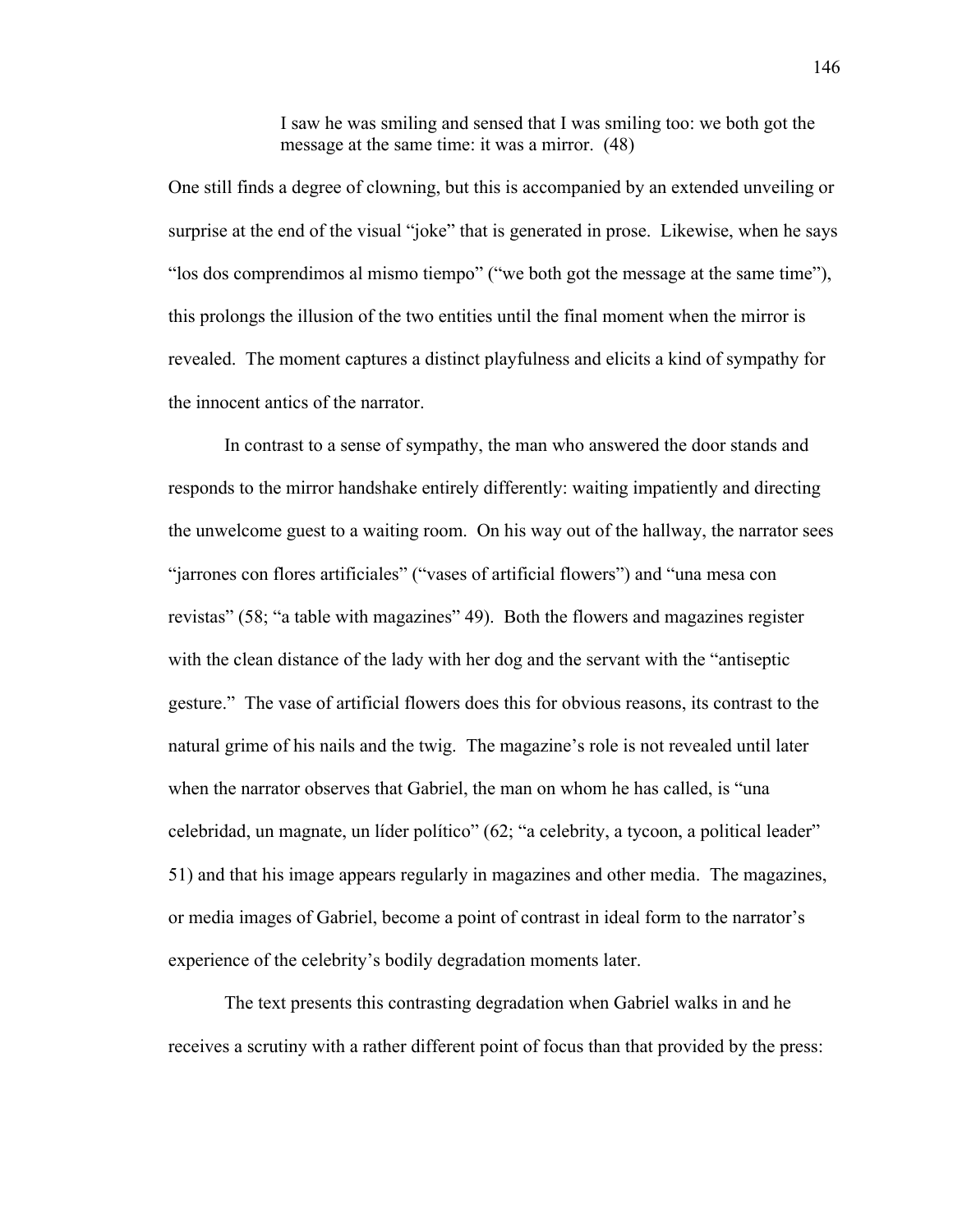> I saw he was smiling and sensed that I was smiling too: we both got the message at the same time: it was a mirror. (48)

One still finds a degree of clowning, but this is accompanied by an extended unveiling or surprise at the end of the visual "joke" that is generated in prose. Likewise, when he says "los dos comprendimos al mismo tiempo" ("we both got the message at the same time"), this prolongs the illusion of the two entities until the final moment when the mirror is revealed. The moment captures a distinct playfulness and elicits a kind of sympathy for the innocent antics of the narrator.

In contrast to a sense of sympathy, the man who answered the door stands and responds to the mirror handshake entirely differently: waiting impatiently and directing the unwelcome guest to a waiting room. On his way out of the hallway, the narrator sees "jarrones con flores artificiales" ("vases of artificial flowers") and "una mesa con revistas" (58; "a table with magazines" 49). Both the flowers and magazines register with the clean distance of the lady with her dog and the servant with the "antiseptic gesture." The vase of artificial flowers does this for obvious reasons, its contrast to the natural grime of his nails and the twig. The magazine's role is not revealed until later when the narrator observes that Gabriel, the man on whom he has called, is "una celebridad, un magnate, un líder político" (62; "a celebrity, a tycoon, a political leader" 51) and that his image appears regularly in magazines and other media. The magazines, or media images of Gabriel, become a point of contrast in ideal form to the narrator's experience of the celebrity's bodily degradation moments later.

The text presents this contrasting degradation when Gabriel walks in and he receives a scrutiny with a rather different point of focus than that provided by the press: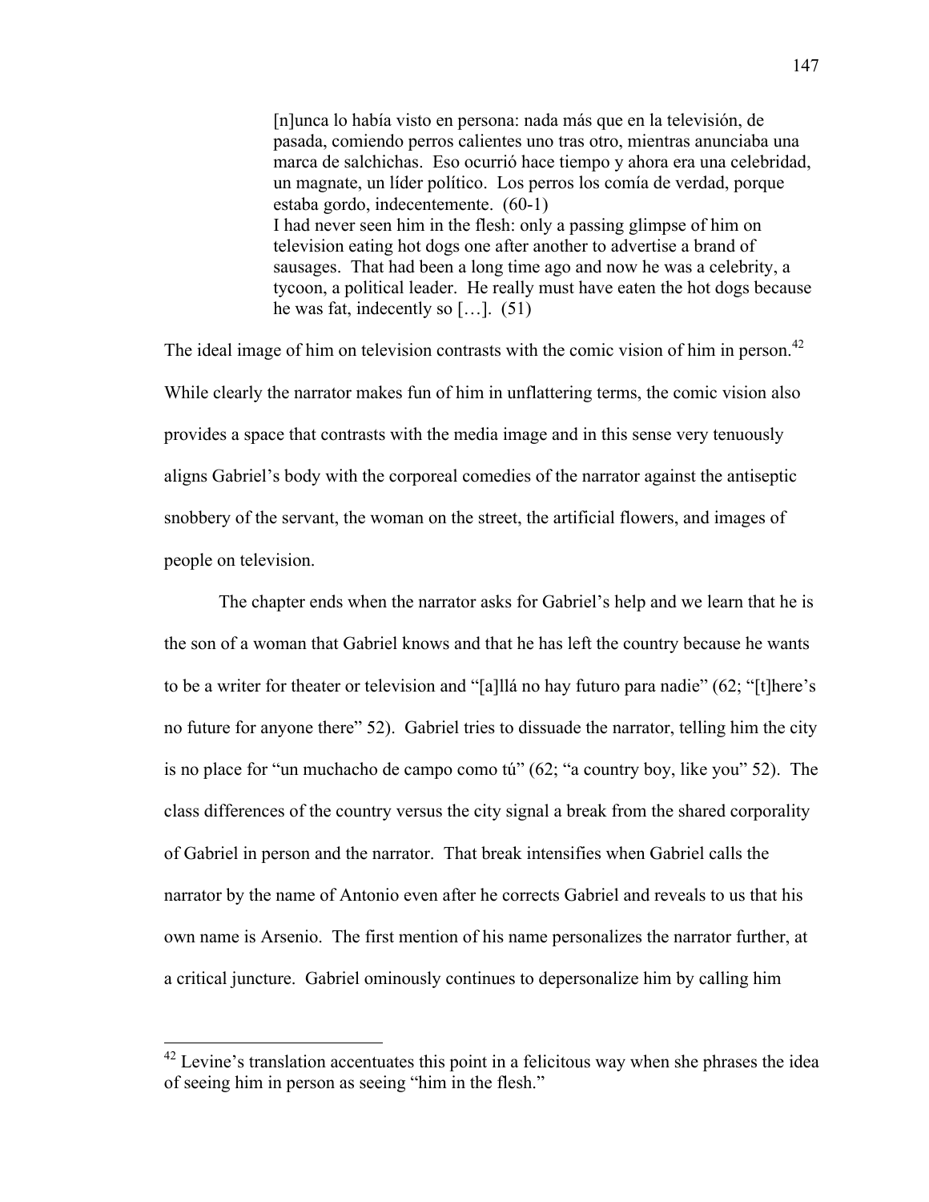> [n]unca lo había visto en persona: nada más que en la televisión, de pasada, comiendo perros calientes uno tras otro, mientras anunciaba una marca de salchichas. Eso ocurrió hace tiempo y ahora era una celebridad, un magnate, un líder político. Los perros los comía de verdad, porque estaba gordo, indecentemente. (60-1)
> I had never seen him in the flesh: only a passing glimpse of him on television eating hot dogs one after another to advertise a brand of sausages. That had been a long time ago and now he was a celebrity, a tycoon, a political leader. He really must have eaten the hot dogs because he was fat, indecently so […]. (51)

The ideal image of him on television contrasts with the comic vision of him in person.[42] While clearly the narrator makes fun of him in unflattering terms, the comic vision also provides a space that contrasts with the media image and in this sense very tenuously aligns Gabriel's body with the corporeal comedies of the narrator against the antiseptic snobbery of the servant, the woman on the street, the artificial flowers, and images of people on television.

The chapter ends when the narrator asks for Gabriel's help and we learn that he is the son of a woman that Gabriel knows and that he has left the country because he wants to be a writer for theater or television and "[a]llá no hay futuro para nadie" (62; "[t]here's no future for anyone there" 52). Gabriel tries to dissuade the narrator, telling him the city is no place for "un muchacho de campo como tú" (62; "a country boy, like you" 52). The class differences of the country versus the city signal a break from the shared corporality of Gabriel in person and the narrator. That break intensifies when Gabriel calls the narrator by the name of Antonio even after he corrects Gabriel and reveals to us that his own name is Arsenio. The first mention of his name personalizes the narrator further, at a critical juncture. Gabriel ominously continues to depersonalize him by calling him

[42] Levine's translation accentuates this point in a felicitous way when she phrases the idea of seeing him in person as seeing "him in the flesh."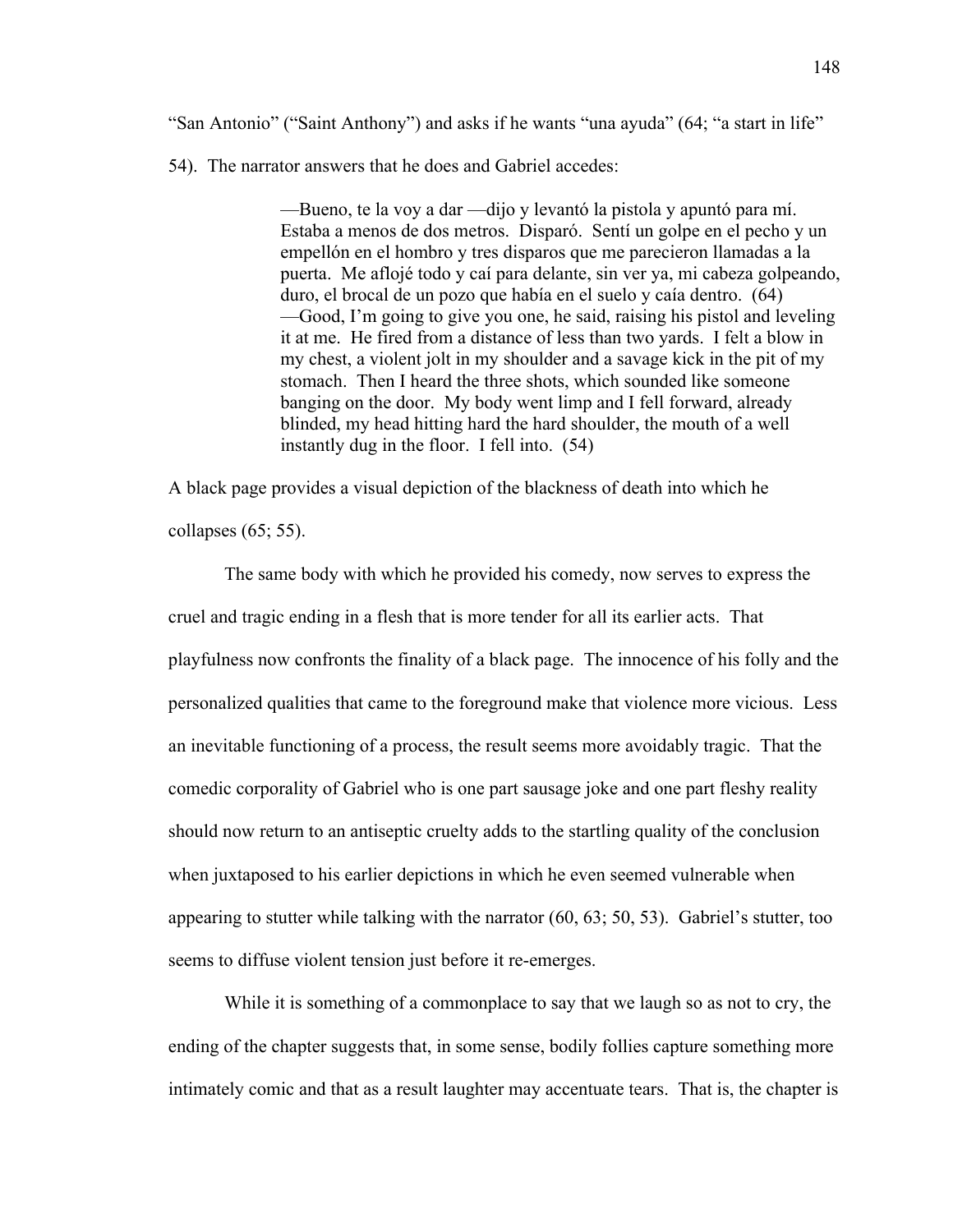"San Antonio" ("Saint Anthony") and asks if he wants "una ayuda" (64; "a start in life" 54). The narrator answers that he does and Gabriel accedes:

> —Bueno, te la voy a dar —dijo y levantó la pistola y apuntó para mí. Estaba a menos de dos metros. Disparó. Sentí un golpe en el pecho y un empellón en el hombro y tres disparos que me parecieron llamadas a la puerta. Me aflojé todo y caí para delante, sin ver ya, mi cabeza golpeando, duro, el brocal de un pozo que había en el suelo y caía dentro. (64)
> —Good, I'm going to give you one, he said, raising his pistol and leveling it at me. He fired from a distance of less than two yards. I felt a blow in my chest, a violent jolt in my shoulder and a savage kick in the pit of my stomach. Then I heard the three shots, which sounded like someone banging on the door. My body went limp and I fell forward, already blinded, my head hitting hard the hard shoulder, the mouth of a well instantly dug in the floor. I fell into. (54)

A black page provides a visual depiction of the blackness of death into which he collapses (65; 55).

The same body with which he provided his comedy, now serves to express the cruel and tragic ending in a flesh that is more tender for all its earlier acts. That playfulness now confronts the finality of a black page. The innocence of his folly and the personalized qualities that came to the foreground make that violence more vicious. Less an inevitable functioning of a process, the result seems more avoidably tragic. That the comedic corporality of Gabriel who is one part sausage joke and one part fleshy reality should now return to an antiseptic cruelty adds to the startling quality of the conclusion when juxtaposed to his earlier depictions in which he even seemed vulnerable when appearing to stutter while talking with the narrator (60, 63; 50, 53). Gabriel's stutter, too seems to diffuse violent tension just before it re-emerges.

While it is something of a commonplace to say that we laugh so as not to cry, the ending of the chapter suggests that, in some sense, bodily follies capture something more intimately comic and that as a result laughter may accentuate tears. That is, the chapter is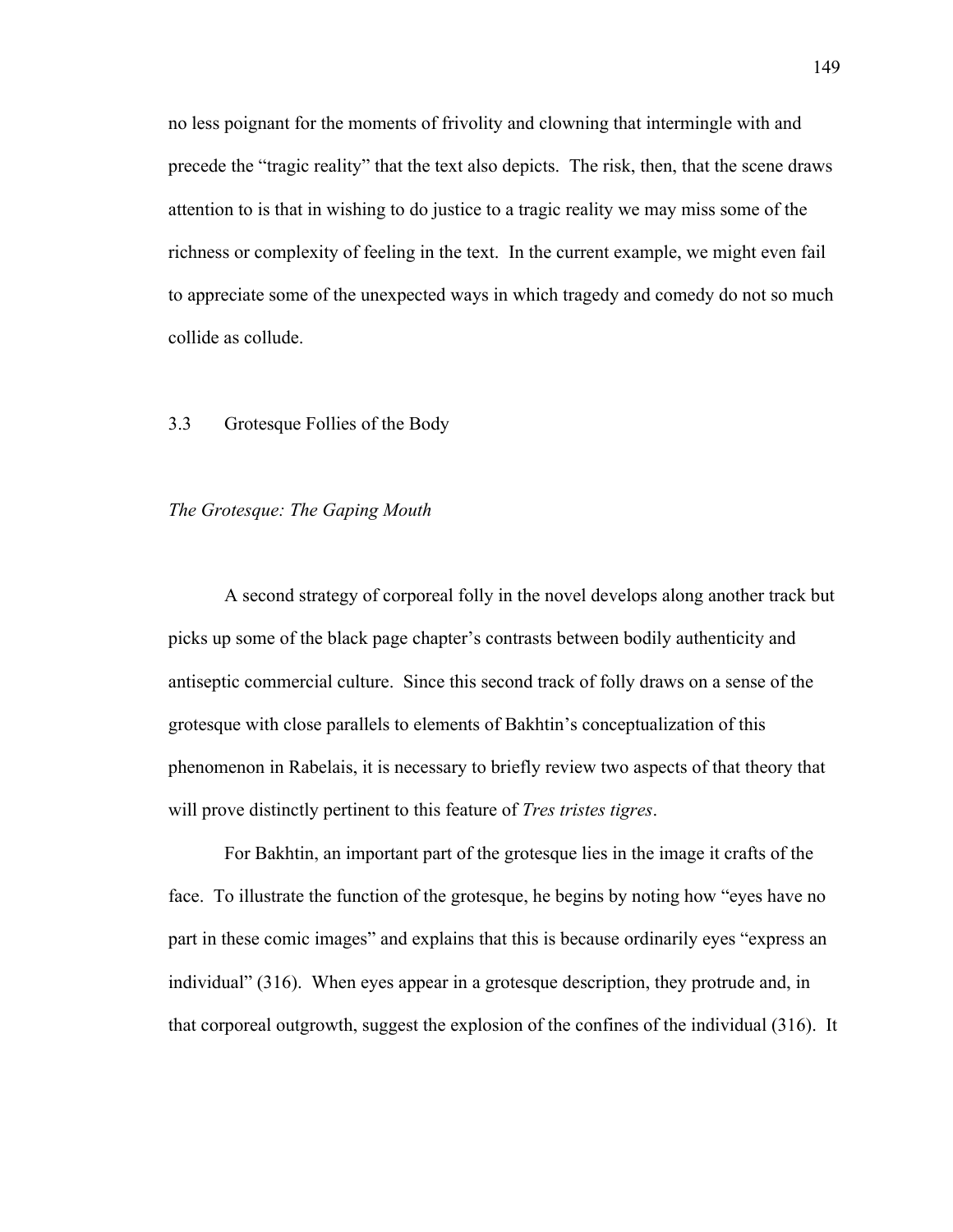no less poignant for the moments of frivolity and clowning that intermingle with and precede the "tragic reality" that the text also depicts. The risk, then, that the scene draws attention to is that in wishing to do justice to a tragic reality we may miss some of the richness or complexity of feeling in the text. In the current example, we might even fail to appreciate some of the unexpected ways in which tragedy and comedy do not so much collide as collude.

## 3.3 Grotesque Follies of the Body

### *The Grotesque: The Gaping Mouth*

A second strategy of corporeal folly in the novel develops along another track but picks up some of the black page chapter's contrasts between bodily authenticity and antiseptic commercial culture. Since this second track of folly draws on a sense of the grotesque with close parallels to elements of Bakhtin's conceptualization of this phenomenon in Rabelais, it is necessary to briefly review two aspects of that theory that will prove distinctly pertinent to this feature of *Tres tristes tigres*.

For Bakhtin, an important part of the grotesque lies in the image it crafts of the face. To illustrate the function of the grotesque, he begins by noting how "eyes have no part in these comic images" and explains that this is because ordinarily eyes "express an individual" (316). When eyes appear in a grotesque description, they protrude and, in that corporeal outgrowth, suggest the explosion of the confines of the individual (316). It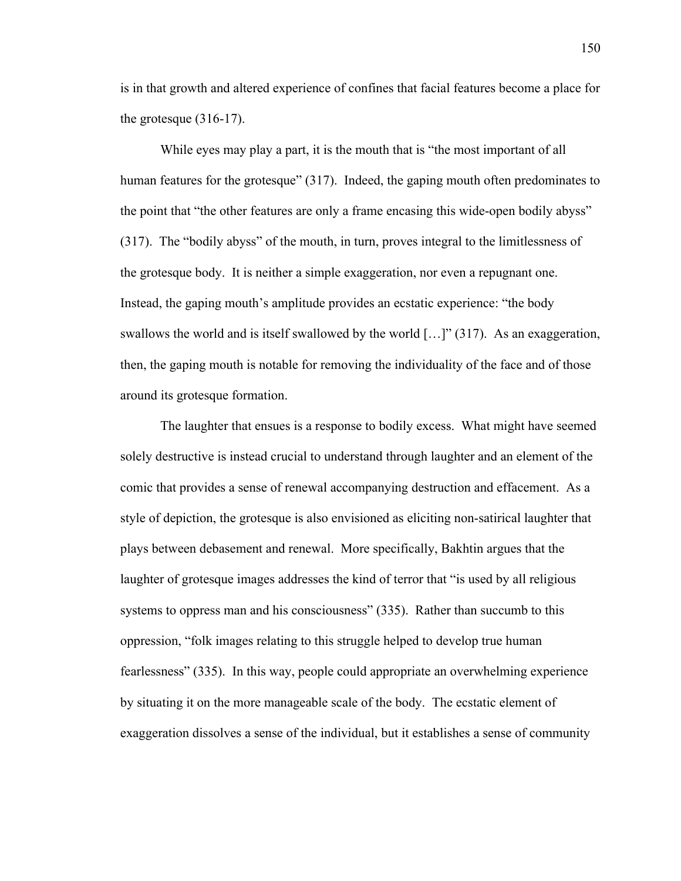is in that growth and altered experience of confines that facial features become a place for the grotesque (316-17).

While eyes may play a part, it is the mouth that is "the most important of all human features for the grotesque" (317). Indeed, the gaping mouth often predominates to the point that "the other features are only a frame encasing this wide-open bodily abyss" (317). The "bodily abyss" of the mouth, in turn, proves integral to the limitlessness of the grotesque body. It is neither a simple exaggeration, nor even a repugnant one. Instead, the gaping mouth's amplitude provides an ecstatic experience: "the body swallows the world and is itself swallowed by the world […]" (317). As an exaggeration, then, the gaping mouth is notable for removing the individuality of the face and of those around its grotesque formation.

The laughter that ensues is a response to bodily excess. What might have seemed solely destructive is instead crucial to understand through laughter and an element of the comic that provides a sense of renewal accompanying destruction and effacement. As a style of depiction, the grotesque is also envisioned as eliciting non-satirical laughter that plays between debasement and renewal. More specifically, Bakhtin argues that the laughter of grotesque images addresses the kind of terror that "is used by all religious systems to oppress man and his consciousness" (335). Rather than succumb to this oppression, "folk images relating to this struggle helped to develop true human fearlessness" (335). In this way, people could appropriate an overwhelming experience by situating it on the more manageable scale of the body. The ecstatic element of exaggeration dissolves a sense of the individual, but it establishes a sense of community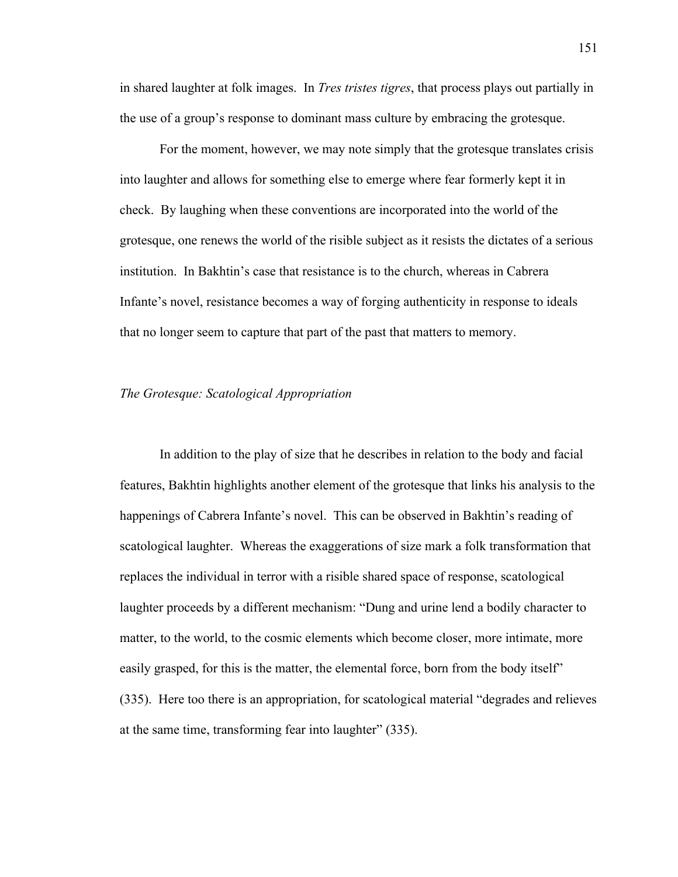in shared laughter at folk images. In *Tres tristes tigres*, that process plays out partially in the use of a group's response to dominant mass culture by embracing the grotesque.

For the moment, however, we may note simply that the grotesque translates crisis into laughter and allows for something else to emerge where fear formerly kept it in check. By laughing when these conventions are incorporated into the world of the grotesque, one renews the world of the risible subject as it resists the dictates of a serious institution. In Bakhtin's case that resistance is to the church, whereas in Cabrera Infante's novel, resistance becomes a way of forging authenticity in response to ideals that no longer seem to capture that part of the past that matters to memory.

### *The Grotesque: Scatological Appropriation*

In addition to the play of size that he describes in relation to the body and facial features, Bakhtin highlights another element of the grotesque that links his analysis to the happenings of Cabrera Infante's novel. This can be observed in Bakhtin's reading of scatological laughter. Whereas the exaggerations of size mark a folk transformation that replaces the individual in terror with a risible shared space of response, scatological laughter proceeds by a different mechanism: "Dung and urine lend a bodily character to matter, to the world, to the cosmic elements which become closer, more intimate, more easily grasped, for this is the matter, the elemental force, born from the body itself" (335). Here too there is an appropriation, for scatological material "degrades and relieves at the same time, transforming fear into laughter" (335).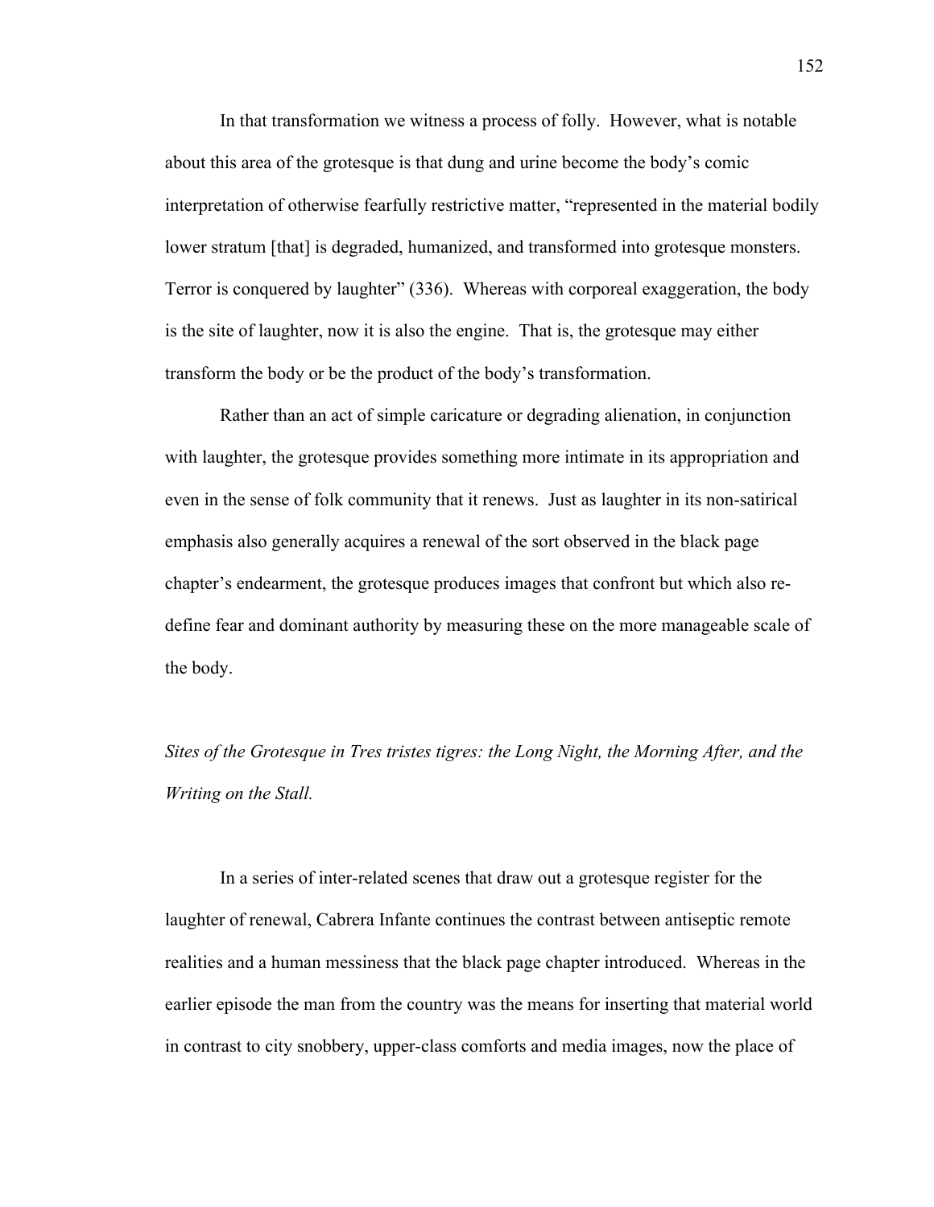In that transformation we witness a process of folly. However, what is notable about this area of the grotesque is that dung and urine become the body's comic interpretation of otherwise fearfully restrictive matter, "represented in the material bodily lower stratum [that] is degraded, humanized, and transformed into grotesque monsters. Terror is conquered by laughter" (336). Whereas with corporeal exaggeration, the body is the site of laughter, now it is also the engine. That is, the grotesque may either transform the body or be the product of the body's transformation.

Rather than an act of simple caricature or degrading alienation, in conjunction with laughter, the grotesque provides something more intimate in its appropriation and even in the sense of folk community that it renews. Just as laughter in its non-satirical emphasis also generally acquires a renewal of the sort observed in the black page chapter's endearment, the grotesque produces images that confront but which also re-define fear and dominant authority by measuring these on the more manageable scale of the body.

*Sites of the Grotesque in Tres tristes tigres: the Long Night, the Morning After, and the Writing on the Stall.*

In a series of inter-related scenes that draw out a grotesque register for the laughter of renewal, Cabrera Infante continues the contrast between antiseptic remote realities and a human messiness that the black page chapter introduced. Whereas in the earlier episode the man from the country was the means for inserting that material world in contrast to city snobbery, upper-class comforts and media images, now the place of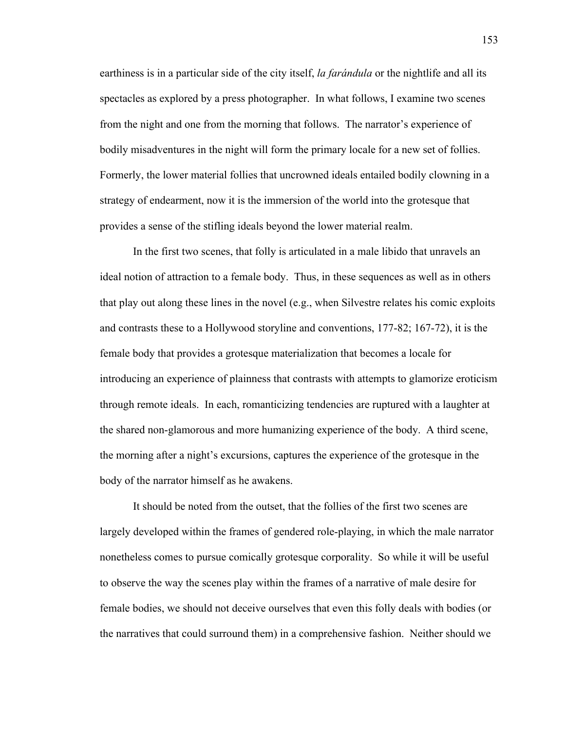earthiness is in a particular side of the city itself, *la farándula* or the nightlife and all its spectacles as explored by a press photographer. In what follows, I examine two scenes from the night and one from the morning that follows. The narrator's experience of bodily misadventures in the night will form the primary locale for a new set of follies. Formerly, the lower material follies that uncrowned ideals entailed bodily clowning in a strategy of endearment, now it is the immersion of the world into the grotesque that provides a sense of the stifling ideals beyond the lower material realm.

In the first two scenes, that folly is articulated in a male libido that unravels an ideal notion of attraction to a female body. Thus, in these sequences as well as in others that play out along these lines in the novel (e.g., when Silvestre relates his comic exploits and contrasts these to a Hollywood storyline and conventions, 177-82; 167-72), it is the female body that provides a grotesque materialization that becomes a locale for introducing an experience of plainness that contrasts with attempts to glamorize eroticism through remote ideals. In each, romanticizing tendencies are ruptured with a laughter at the shared non-glamorous and more humanizing experience of the body. A third scene, the morning after a night's excursions, captures the experience of the grotesque in the body of the narrator himself as he awakens.

It should be noted from the outset, that the follies of the first two scenes are largely developed within the frames of gendered role-playing, in which the male narrator nonetheless comes to pursue comically grotesque corporality. So while it will be useful to observe the way the scenes play within the frames of a narrative of male desire for female bodies, we should not deceive ourselves that even this folly deals with bodies (or the narratives that could surround them) in a comprehensive fashion. Neither should we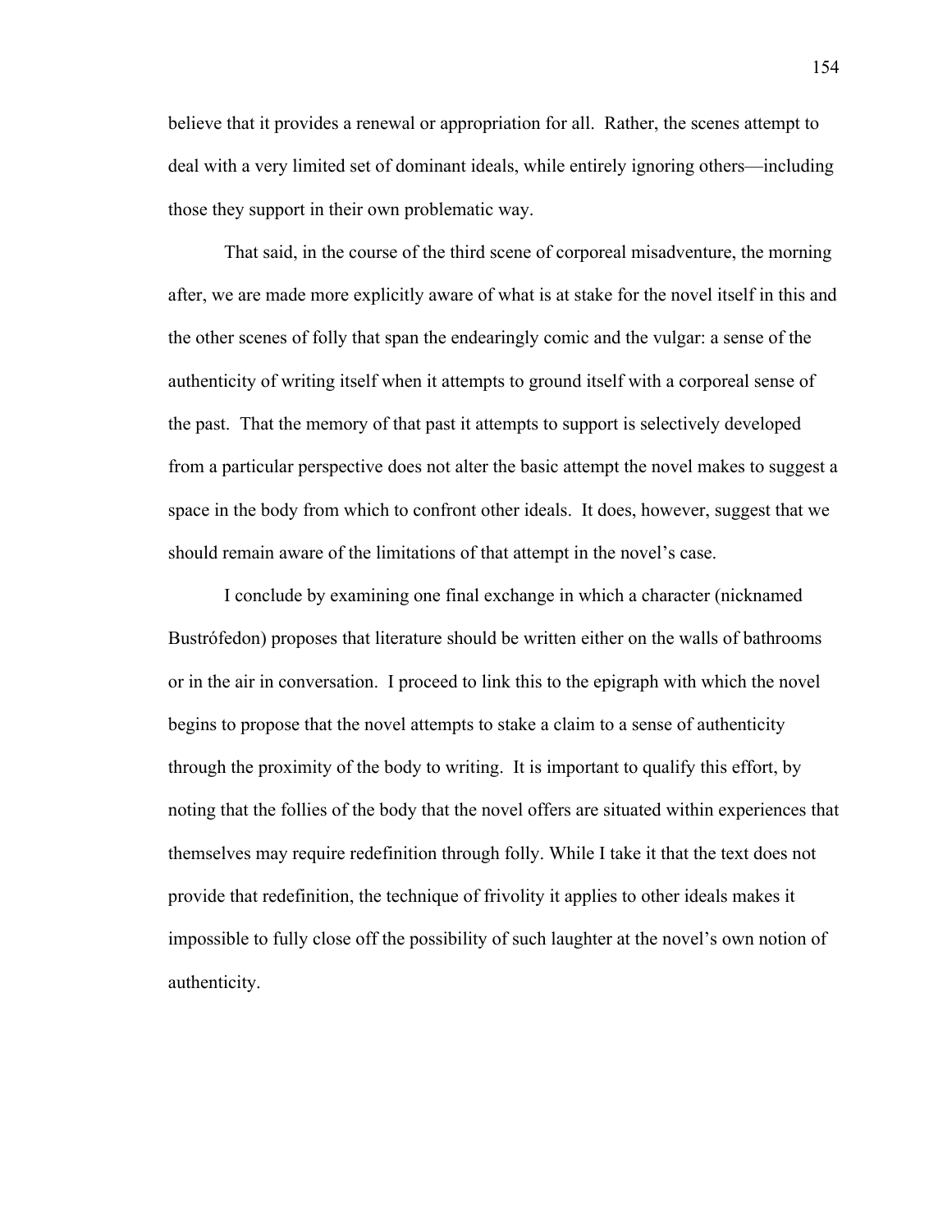believe that it provides a renewal or appropriation for all. Rather, the scenes attempt to deal with a very limited set of dominant ideals, while entirely ignoring others—including those they support in their own problematic way.

That said, in the course of the third scene of corporeal misadventure, the morning after, we are made more explicitly aware of what is at stake for the novel itself in this and the other scenes of folly that span the endearingly comic and the vulgar: a sense of the authenticity of writing itself when it attempts to ground itself with a corporeal sense of the past. That the memory of that past it attempts to support is selectively developed from a particular perspective does not alter the basic attempt the novel makes to suggest a space in the body from which to confront other ideals. It does, however, suggest that we should remain aware of the limitations of that attempt in the novel's case.

I conclude by examining one final exchange in which a character (nicknamed Bustrófedon) proposes that literature should be written either on the walls of bathrooms or in the air in conversation. I proceed to link this to the epigraph with which the novel begins to propose that the novel attempts to stake a claim to a sense of authenticity through the proximity of the body to writing. It is important to qualify this effort, by noting that the follies of the body that the novel offers are situated within experiences that themselves may require redefinition through folly. While I take it that the text does not provide that redefinition, the technique of frivolity it applies to other ideals makes it impossible to fully close off the possibility of such laughter at the novel's own notion of authenticity.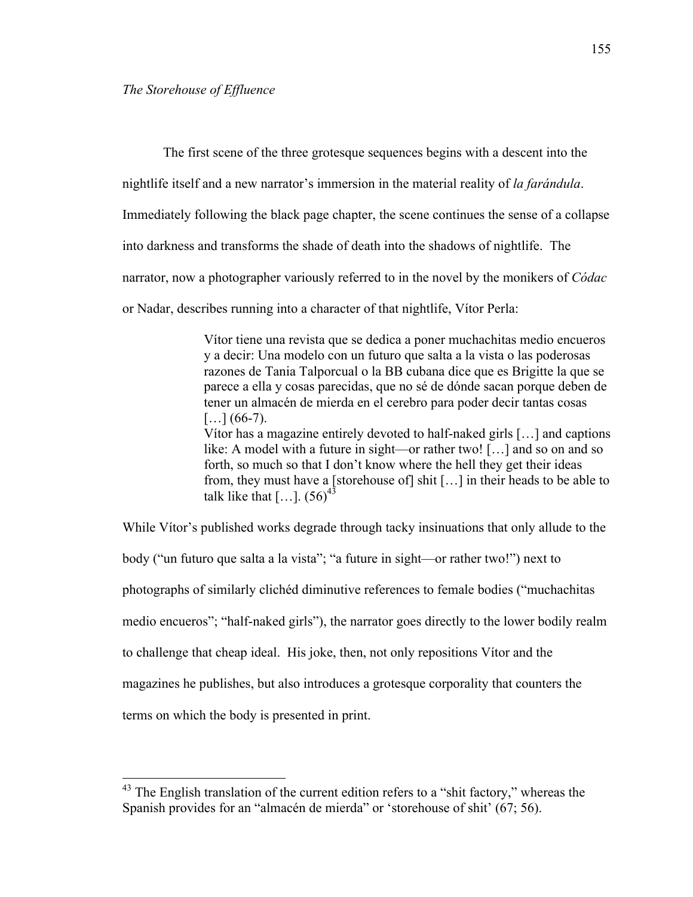*The Storehouse of Effluence*

The first scene of the three grotesque sequences begins with a descent into the nightlife itself and a new narrator's immersion in the material reality of *la farándula*. Immediately following the black page chapter, the scene continues the sense of a collapse into darkness and transforms the shade of death into the shadows of nightlife. The narrator, now a photographer variously referred to in the novel by the monikers of *Códac* or Nadar, describes running into a character of that nightlife, Vítor Perla:

> Vítor tiene una revista que se dedica a poner muchachitas medio encueros y a decir: Una modelo con un futuro que salta a la vista o las poderosas razones de Tania Talporcual o la BB cubana dice que es Brigitte la que se parece a ella y cosas parecidas, que no sé de dónde sacan porque deben de tener un almacén de mierda en el cerebro para poder decir tantas cosas […] (66-7).
> Vítor has a magazine entirely devoted to half-naked girls […] and captions like: A model with a future in sight—or rather two! […] and so on and so forth, so much so that I don't know where the hell they get their ideas from, they must have a [storehouse of] shit […] in their heads to be able to talk like that […]. (56)[43]

While Vítor's published works degrade through tacky insinuations that only allude to the body ("un futuro que salta a la vista"; "a future in sight—or rather two!") next to photographs of similarly clichéd diminutive references to female bodies ("muchachitas medio encueros"; "half-naked girls"), the narrator goes directly to the lower bodily realm to challenge that cheap ideal. His joke, then, not only repositions Vítor and the magazines he publishes, but also introduces a grotesque corporality that counters the terms on which the body is presented in print.

[43] The English translation of the current edition refers to a "shit factory," whereas the Spanish provides for an "almacén de mierda" or 'storehouse of shit' (67; 56).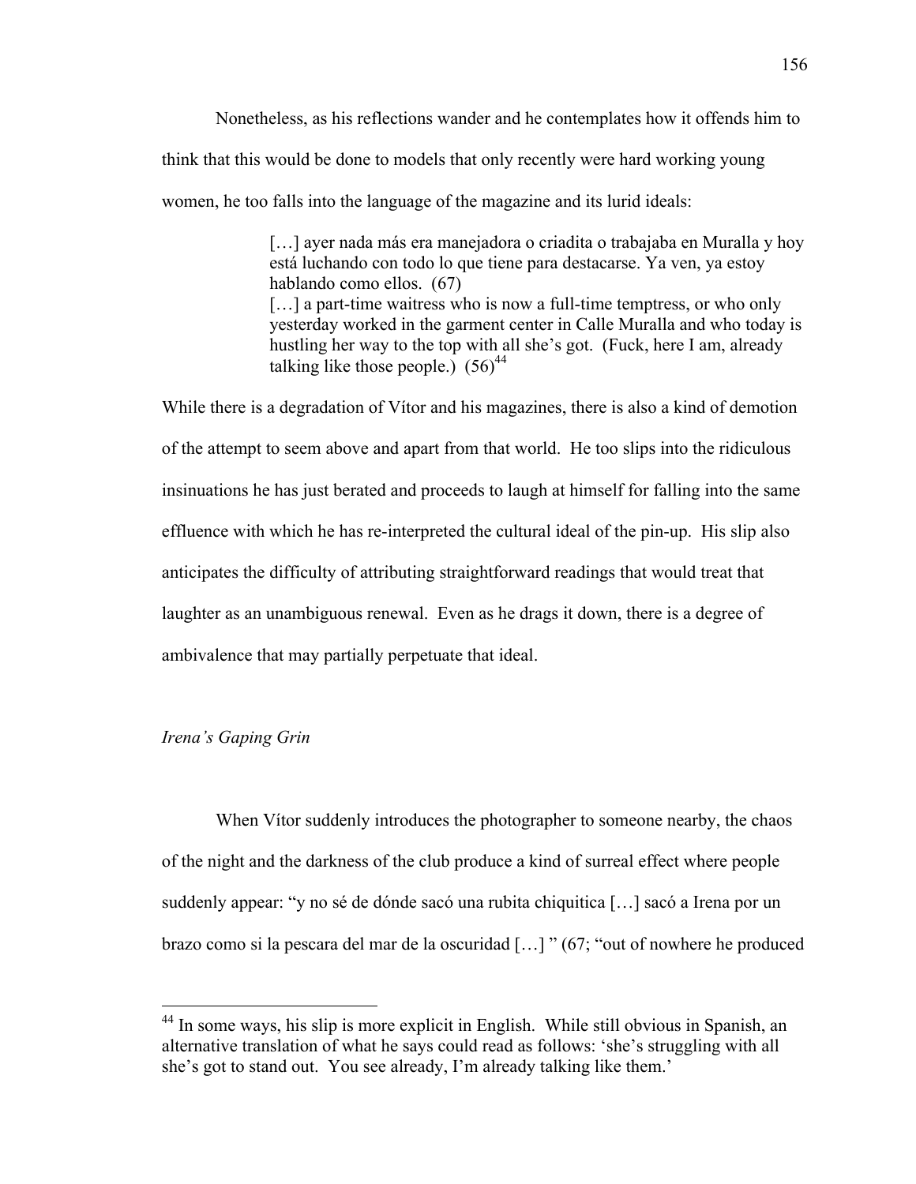Nonetheless, as his reflections wander and he contemplates how it offends him to think that this would be done to models that only recently were hard working young women, he too falls into the language of the magazine and its lurid ideals:

> […] ayer nada más era manejadora o criadita o trabajaba en Muralla y hoy está luchando con todo lo que tiene para destacarse. Ya ven, ya estoy hablando como ellos. (67)
> […] a part-time waitress who is now a full-time temptress, or who only yesterday worked in the garment center in Calle Muralla and who today is hustling her way to the top with all she's got. (Fuck, here I am, already talking like those people.) (56)[44]

While there is a degradation of Vítor and his magazines, there is also a kind of demotion of the attempt to seem above and apart from that world. He too slips into the ridiculous insinuations he has just berated and proceeds to laugh at himself for falling into the same effluence with which he has re-interpreted the cultural ideal of the pin-up. His slip also anticipates the difficulty of attributing straightforward readings that would treat that laughter as an unambiguous renewal. Even as he drags it down, there is a degree of ambivalence that may partially perpetuate that ideal.

*Irena's Gaping Grin*

When Vítor suddenly introduces the photographer to someone nearby, the chaos of the night and the darkness of the club produce a kind of surreal effect where people suddenly appear: "y no sé de dónde sacó una rubita chiquitica […] sacó a Irena por un brazo como si la pescara del mar de la oscuridad […] " (67; "out of nowhere he produced

[44] In some ways, his slip is more explicit in English. While still obvious in Spanish, an alternative translation of what he says could read as follows: 'she's struggling with all she's got to stand out. You see already, I'm already talking like them.'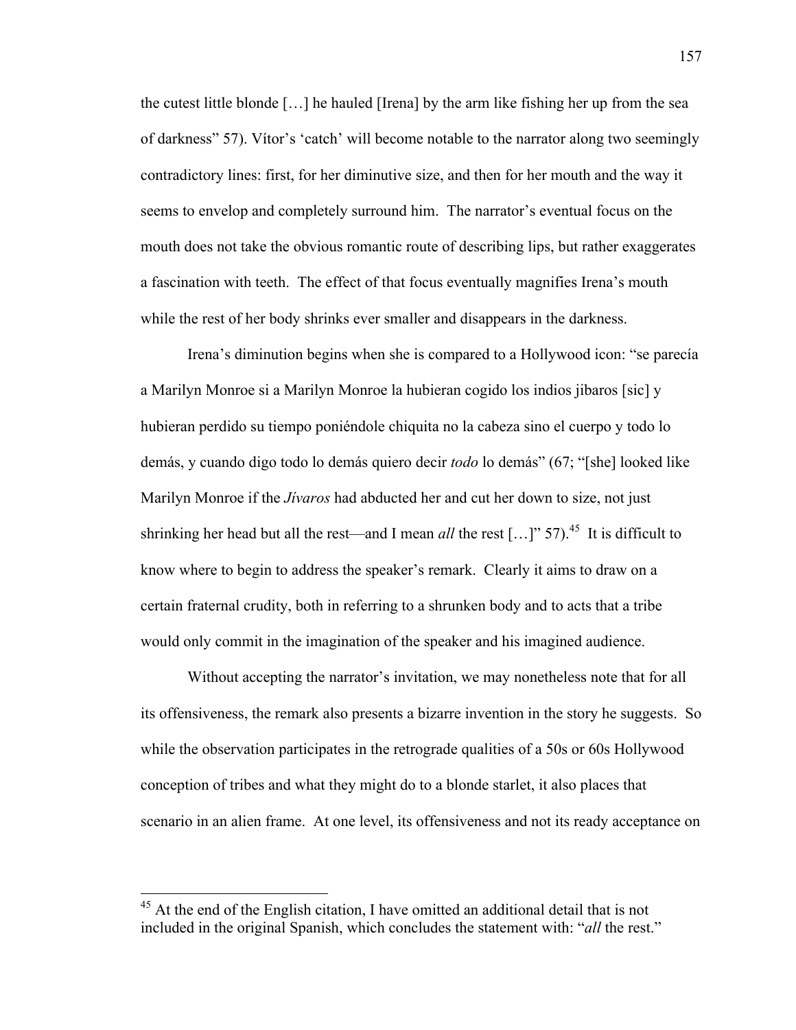the cutest little blonde […] he hauled [Irena] by the arm like fishing her up from the sea of darkness" 57). Vítor's 'catch' will become notable to the narrator along two seemingly contradictory lines: first, for her diminutive size, and then for her mouth and the way it seems to envelop and completely surround him. The narrator's eventual focus on the mouth does not take the obvious romantic route of describing lips, but rather exaggerates a fascination with teeth. The effect of that focus eventually magnifies Irena's mouth while the rest of her body shrinks ever smaller and disappears in the darkness.

Irena's diminution begins when she is compared to a Hollywood icon: "se parecía a Marilyn Monroe si a Marilyn Monroe la hubieran cogido los indios jibaros [sic] y hubieran perdido su tiempo poniéndole chiquita no la cabeza sino el cuerpo y todo lo demás, y cuando digo todo lo demás quiero decir *todo* lo demás" (67; "[she] looked like Marilyn Monroe if the *Jívaros* had abducted her and cut her down to size, not just shrinking her head but all the rest—and I mean *all* the rest […]" 57).[45] It is difficult to know where to begin to address the speaker's remark. Clearly it aims to draw on a certain fraternal crudity, both in referring to a shrunken body and to acts that a tribe would only commit in the imagination of the speaker and his imagined audience.

Without accepting the narrator's invitation, we may nonetheless note that for all its offensiveness, the remark also presents a bizarre invention in the story he suggests. So while the observation participates in the retrograde qualities of a 50s or 60s Hollywood conception of tribes and what they might do to a blonde starlet, it also places that scenario in an alien frame. At one level, its offensiveness and not its ready acceptance on

[45] At the end of the English citation, I have omitted an additional detail that is not included in the original Spanish, which concludes the statement with: "*all* the rest."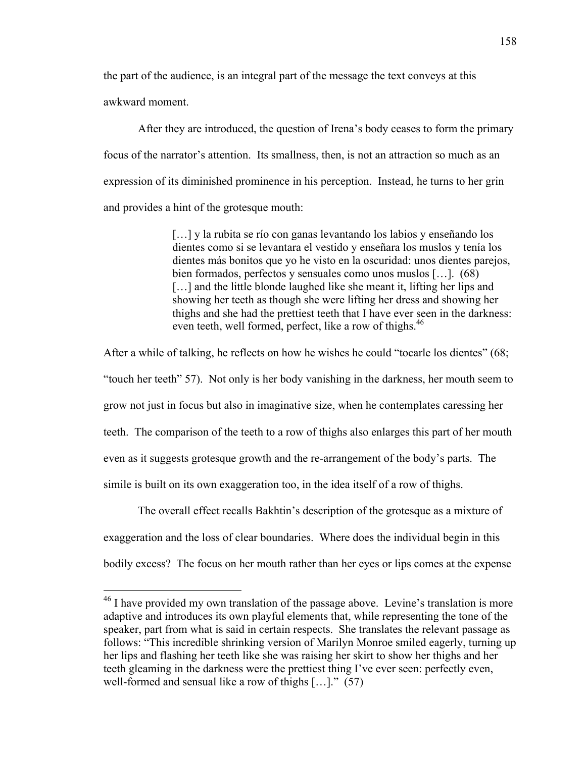the part of the audience, is an integral part of the message the text conveys at this awkward moment.

After they are introduced, the question of Irena's body ceases to form the primary focus of the narrator's attention. Its smallness, then, is not an attraction so much as an expression of its diminished prominence in his perception. Instead, he turns to her grin and provides a hint of the grotesque mouth:

> […] y la rubita se río con ganas levantando los labios y enseñando los dientes como si se levantara el vestido y enseñara los muslos y tenía los dientes más bonitos que yo he visto en la oscuridad: unos dientes parejos, bien formados, perfectos y sensuales como unos muslos […]. (68)
> […] and the little blonde laughed like she meant it, lifting her lips and showing her teeth as though she were lifting her dress and showing her thighs and she had the prettiest teeth that I have ever seen in the darkness: even teeth, well formed, perfect, like a row of thighs.[46]

After a while of talking, he reflects on how he wishes he could "tocarle los dientes" (68; "touch her teeth" 57). Not only is her body vanishing in the darkness, her mouth seem to grow not just in focus but also in imaginative size, when he contemplates caressing her teeth. The comparison of the teeth to a row of thighs also enlarges this part of her mouth even as it suggests grotesque growth and the re-arrangement of the body's parts. The simile is built on its own exaggeration too, in the idea itself of a row of thighs.

The overall effect recalls Bakhtin's description of the grotesque as a mixture of exaggeration and the loss of clear boundaries. Where does the individual begin in this bodily excess? The focus on her mouth rather than her eyes or lips comes at the expense

---

[46] I have provided my own translation of the passage above. Levine's translation is more adaptive and introduces its own playful elements that, while representing the tone of the speaker, part from what is said in certain respects. She translates the relevant passage as follows: "This incredible shrinking version of Marilyn Monroe smiled eagerly, turning up her lips and flashing her teeth like she was raising her skirt to show her thighs and her teeth gleaming in the darkness were the prettiest thing I've ever seen: perfectly even, well-formed and sensual like a row of thighs […]." (57)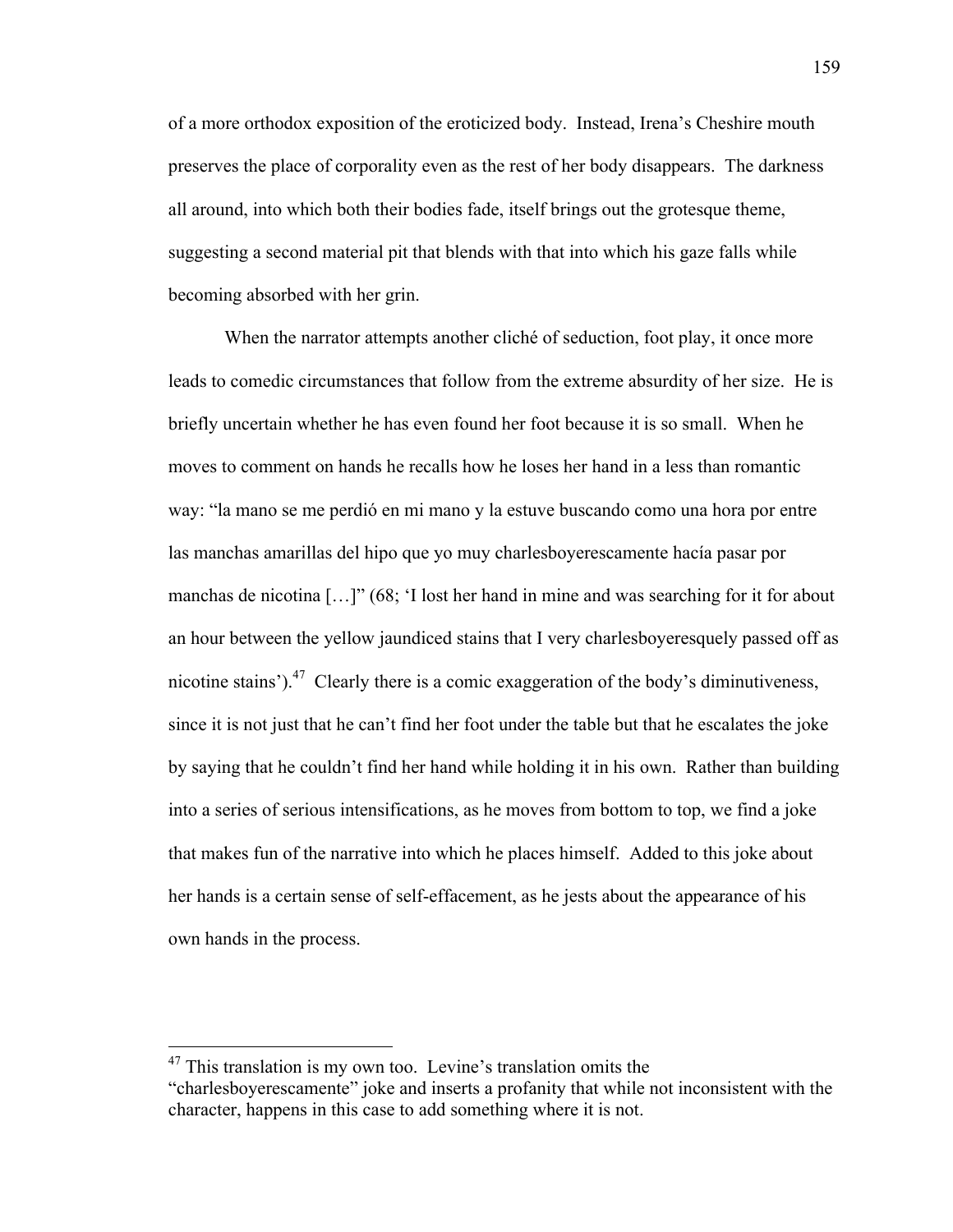of a more orthodox exposition of the eroticized body. Instead, Irena's Cheshire mouth preserves the place of corporality even as the rest of her body disappears. The darkness all around, into which both their bodies fade, itself brings out the grotesque theme, suggesting a second material pit that blends with that into which his gaze falls while becoming absorbed with her grin.

When the narrator attempts another cliché of seduction, foot play, it once more leads to comedic circumstances that follow from the extreme absurdity of her size. He is briefly uncertain whether he has even found her foot because it is so small. When he moves to comment on hands he recalls how he loses her hand in a less than romantic way: "la mano se me perdió en mi mano y la estuve buscando como una hora por entre las manchas amarillas del hipo que yo muy charlesboyerescamente hacía pasar por manchas de nicotina […]" (68; 'I lost her hand in mine and was searching for it for about an hour between the yellow jaundiced stains that I very charlesboyeresquely passed off as nicotine stains').[47] Clearly there is a comic exaggeration of the body's diminutiveness, since it is not just that he can't find her foot under the table but that he escalates the joke by saying that he couldn't find her hand while holding it in his own. Rather than building into a series of serious intensifications, as he moves from bottom to top, we find a joke that makes fun of the narrative into which he places himself. Added to this joke about her hands is a certain sense of self-effacement, as he jests about the appearance of his own hands in the process.

---

[47] This translation is my own too. Levine's translation omits the "charlesboyerescamente" joke and inserts a profanity that while not inconsistent with the character, happens in this case to add something where it is not.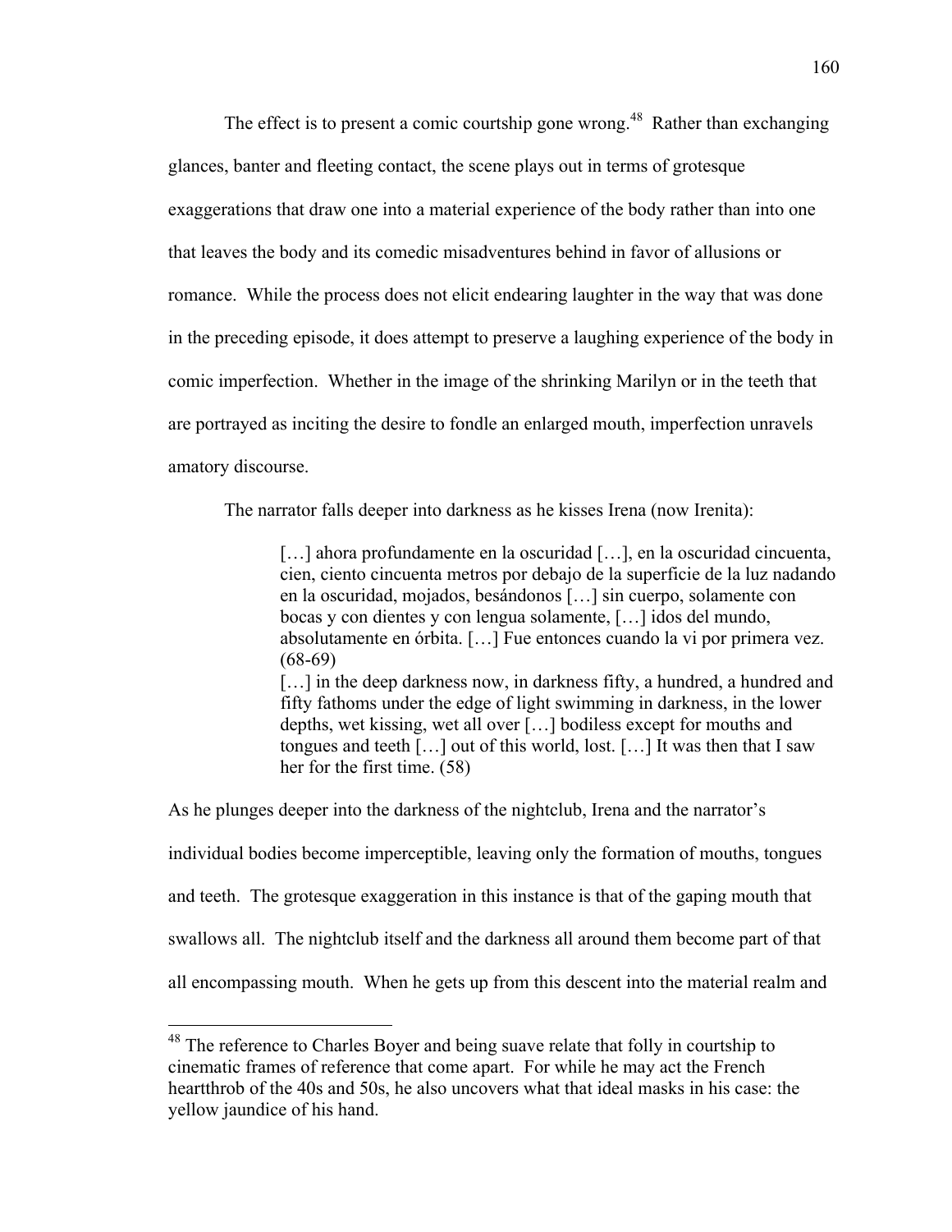The effect is to present a comic courtship gone wrong.[48] Rather than exchanging glances, banter and fleeting contact, the scene plays out in terms of grotesque exaggerations that draw one into a material experience of the body rather than into one that leaves the body and its comedic misadventures behind in favor of allusions or romance. While the process does not elicit endearing laughter in the way that was done in the preceding episode, it does attempt to preserve a laughing experience of the body in comic imperfection. Whether in the image of the shrinking Marilyn or in the teeth that are portrayed as inciting the desire to fondle an enlarged mouth, imperfection unravels amatory discourse.

The narrator falls deeper into darkness as he kisses Irena (now Irenita):

> […] ahora profundamente en la oscuridad […], en la oscuridad cincuenta, cien, ciento cincuenta metros por debajo de la superficie de la luz nadando en la oscuridad, mojados, besándonos […] sin cuerpo, solamente con bocas y con dientes y con lengua solamente, […] idos del mundo, absolutamente en órbita. […] Fue entonces cuando la vi por primera vez. (68-69)
>
> […] in the deep darkness now, in darkness fifty, a hundred, a hundred and fifty fathoms under the edge of light swimming in darkness, in the lower depths, wet kissing, wet all over […] bodiless except for mouths and tongues and teeth […] out of this world, lost. […] It was then that I saw her for the first time. (58)

As he plunges deeper into the darkness of the nightclub, Irena and the narrator's individual bodies become imperceptible, leaving only the formation of mouths, tongues and teeth. The grotesque exaggeration in this instance is that of the gaping mouth that swallows all. The nightclub itself and the darkness all around them become part of that all encompassing mouth. When he gets up from this descent into the material realm and

---

[48] The reference to Charles Boyer and being suave relate that folly in courtship to cinematic frames of reference that come apart. For while he may act the French heartthrob of the 40s and 50s, he also uncovers what that ideal masks in his case: the yellow jaundice of his hand.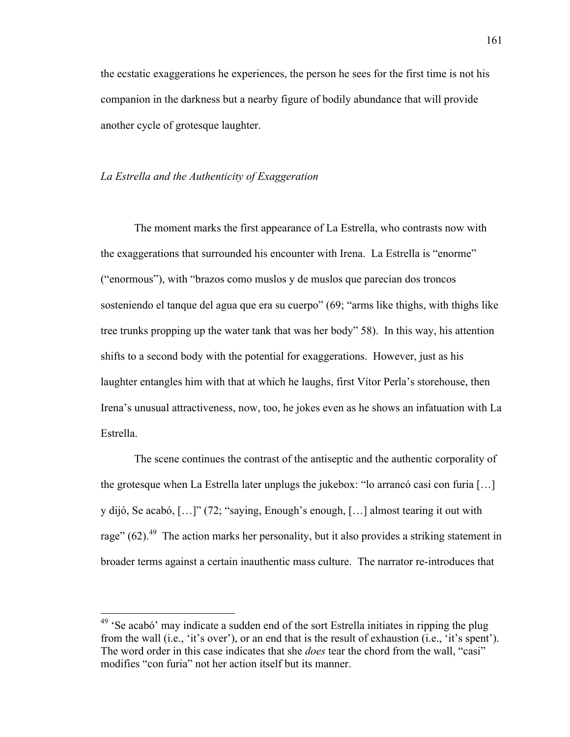the ecstatic exaggerations he experiences, the person he sees for the first time is not his companion in the darkness but a nearby figure of bodily abundance that will provide another cycle of grotesque laughter.

*La Estrella and the Authenticity of Exaggeration*

The moment marks the first appearance of La Estrella, who contrasts now with the exaggerations that surrounded his encounter with Irena. La Estrella is "enorme" ("enormous"), with "brazos como muslos y de muslos que parecían dos troncos sosteniendo el tanque del agua que era su cuerpo" (69; "arms like thighs, with thighs like tree trunks propping up the water tank that was her body" 58). In this way, his attention shifts to a second body with the potential for exaggerations. However, just as his laughter entangles him with that at which he laughs, first Vítor Perla's storehouse, then Irena's unusual attractiveness, now, too, he jokes even as he shows an infatuation with La Estrella.

The scene continues the contrast of the antiseptic and the authentic corporality of the grotesque when La Estrella later unplugs the jukebox: "lo arrancó casi con furia […] y dijó, Se acabó, […]" (72; "saying, Enough's enough, […] almost tearing it out with rage" (62).[49] The action marks her personality, but it also provides a striking statement in broader terms against a certain inauthentic mass culture. The narrator re-introduces that

[49] 'Se acabó' may indicate a sudden end of the sort Estrella initiates in ripping the plug from the wall (i.e., 'it's over'), or an end that is the result of exhaustion (i.e., 'it's spent'). The word order in this case indicates that she *does* tear the chord from the wall, "casi" modifies "con furia" not her action itself but its manner.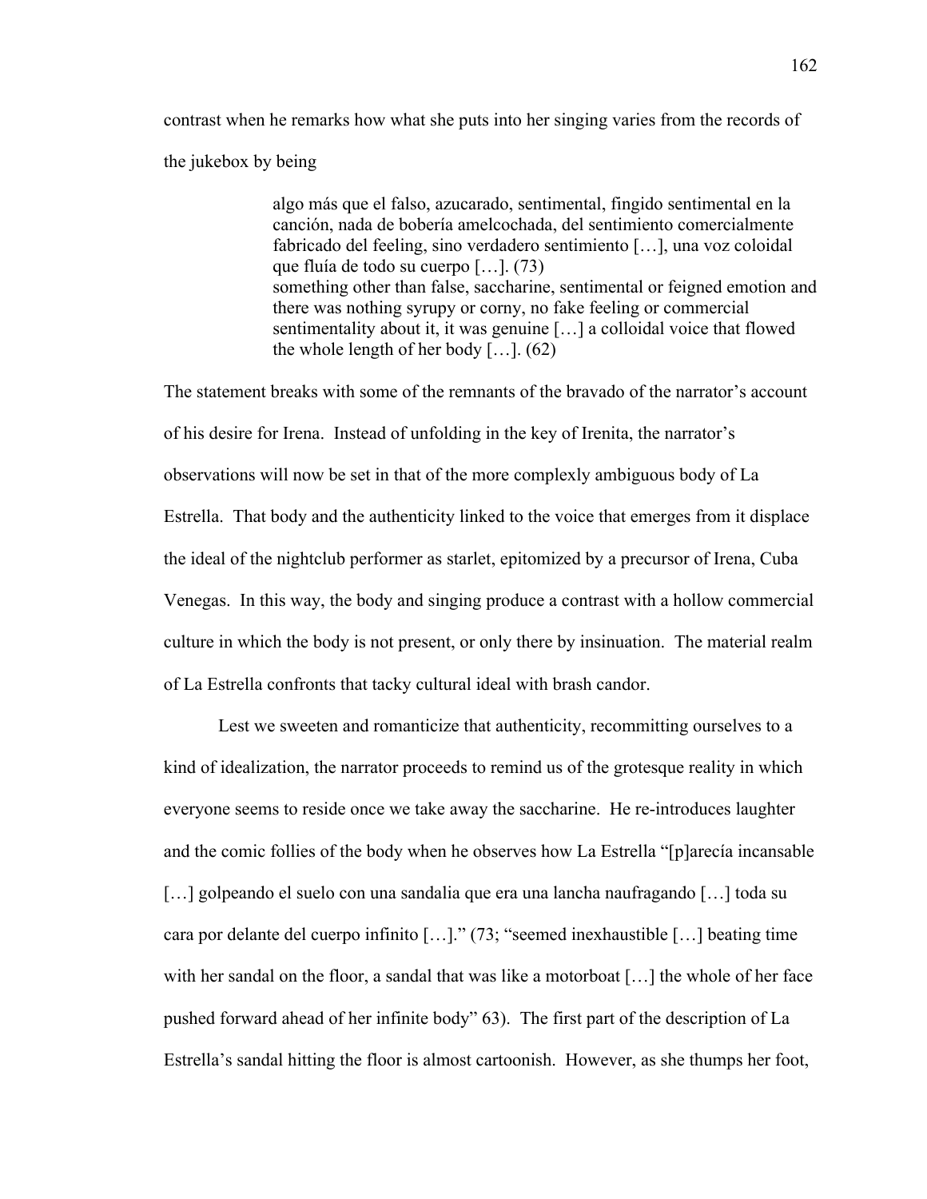contrast when he remarks how what she puts into her singing varies from the records of the jukebox by being

> algo más que el falso, azucarado, sentimental, fingido sentimental en la canción, nada de bobería amelcochada, del sentimiento comercialmente fabricado del feeling, sino verdadero sentimiento […], una voz coloidal que fluía de todo su cuerpo […]. (73)
> something other than false, saccharine, sentimental or feigned emotion and there was nothing syrupy or corny, no fake feeling or commercial sentimentality about it, it was genuine […] a colloidal voice that flowed the whole length of her body […]. (62)

The statement breaks with some of the remnants of the bravado of the narrator's account of his desire for Irena. Instead of unfolding in the key of Irenita, the narrator's observations will now be set in that of the more complexly ambiguous body of La Estrella. That body and the authenticity linked to the voice that emerges from it displace the ideal of the nightclub performer as starlet, epitomized by a precursor of Irena, Cuba Venegas. In this way, the body and singing produce a contrast with a hollow commercial culture in which the body is not present, or only there by insinuation. The material realm of La Estrella confronts that tacky cultural ideal with brash candor.

Lest we sweeten and romanticize that authenticity, recommitting ourselves to a kind of idealization, the narrator proceeds to remind us of the grotesque reality in which everyone seems to reside once we take away the saccharine. He re-introduces laughter and the comic follies of the body when he observes how La Estrella "[p]arecía incansable […] golpeando el suelo con una sandalia que era una lancha naufragando […] toda su cara por delante del cuerpo infinito […]." (73; "seemed inexhaustible […] beating time with her sandal on the floor, a sandal that was like a motorboat […] the whole of her face pushed forward ahead of her infinite body" 63). The first part of the description of La Estrella's sandal hitting the floor is almost cartoonish. However, as she thumps her foot,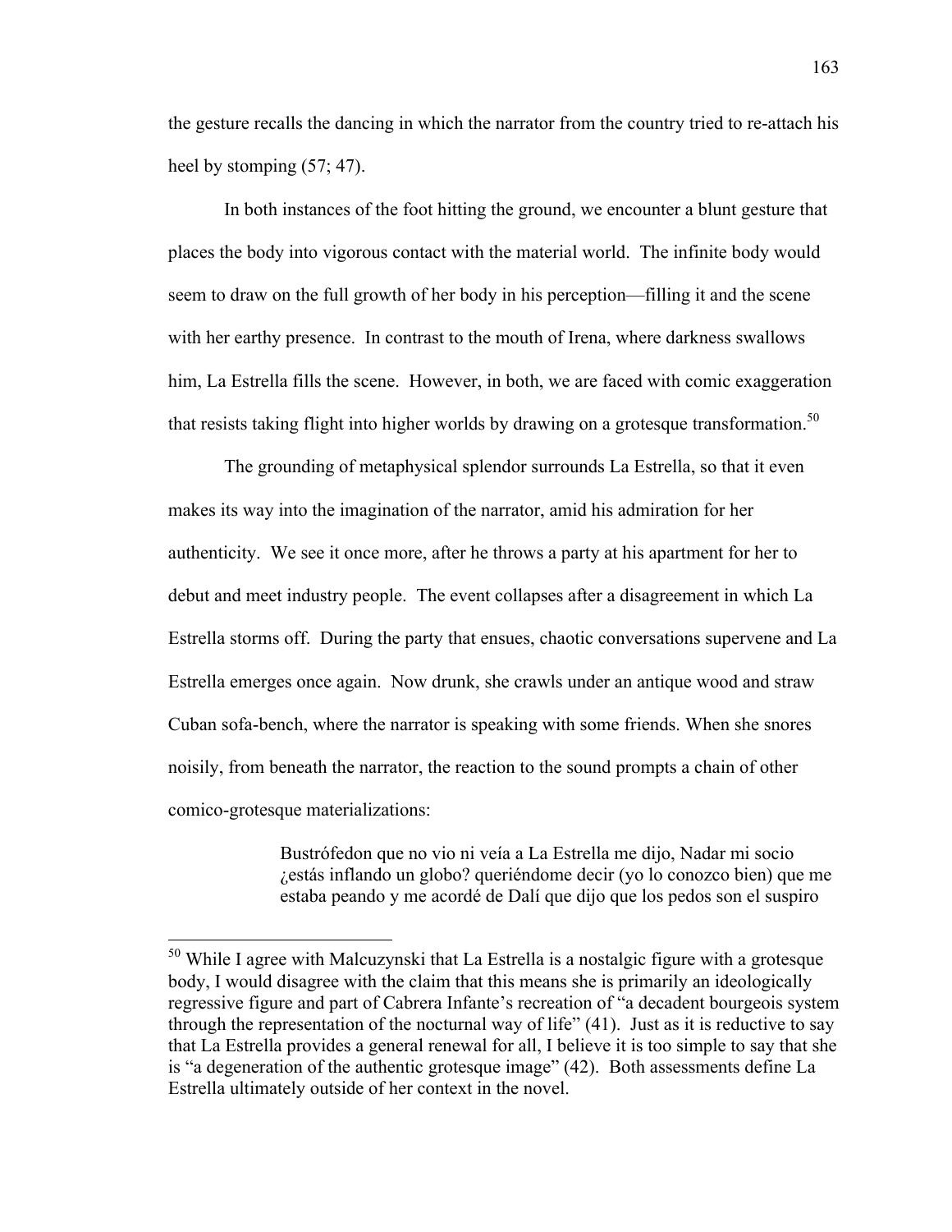the gesture recalls the dancing in which the narrator from the country tried to re-attach his heel by stomping (57; 47).

In both instances of the foot hitting the ground, we encounter a blunt gesture that places the body into vigorous contact with the material world. The infinite body would seem to draw on the full growth of her body in his perception—filling it and the scene with her earthy presence. In contrast to the mouth of Irena, where darkness swallows him, La Estrella fills the scene. However, in both, we are faced with comic exaggeration that resists taking flight into higher worlds by drawing on a grotesque transformation.[50]

The grounding of metaphysical splendor surrounds La Estrella, so that it even makes its way into the imagination of the narrator, amid his admiration for her authenticity. We see it once more, after he throws a party at his apartment for her to debut and meet industry people. The event collapses after a disagreement in which La Estrella storms off. During the party that ensues, chaotic conversations supervene and La Estrella emerges once again. Now drunk, she crawls under an antique wood and straw Cuban sofa-bench, where the narrator is speaking with some friends. When she snores noisily, from beneath the narrator, the reaction to the sound prompts a chain of other comico-grotesque materializations:

> Bustrófedon que no vio ni veía a La Estrella me dijo, Nadar mi socio ¿estás inflando un globo? queriéndome decir (yo lo conozco bien) que me estaba peando y me acordé de Dalí que dijo que los pedos son el suspiro

---

[50] While I agree with Malcuzynski that La Estrella is a nostalgic figure with a grotesque body, I would disagree with the claim that this means she is primarily an ideologically regressive figure and part of Cabrera Infante's recreation of "a decadent bourgeois system through the representation of the nocturnal way of life" (41). Just as it is reductive to say that La Estrella provides a general renewal for all, I believe it is too simple to say that she is "a degeneration of the authentic grotesque image" (42). Both assessments define La Estrella ultimately outside of her context in the novel.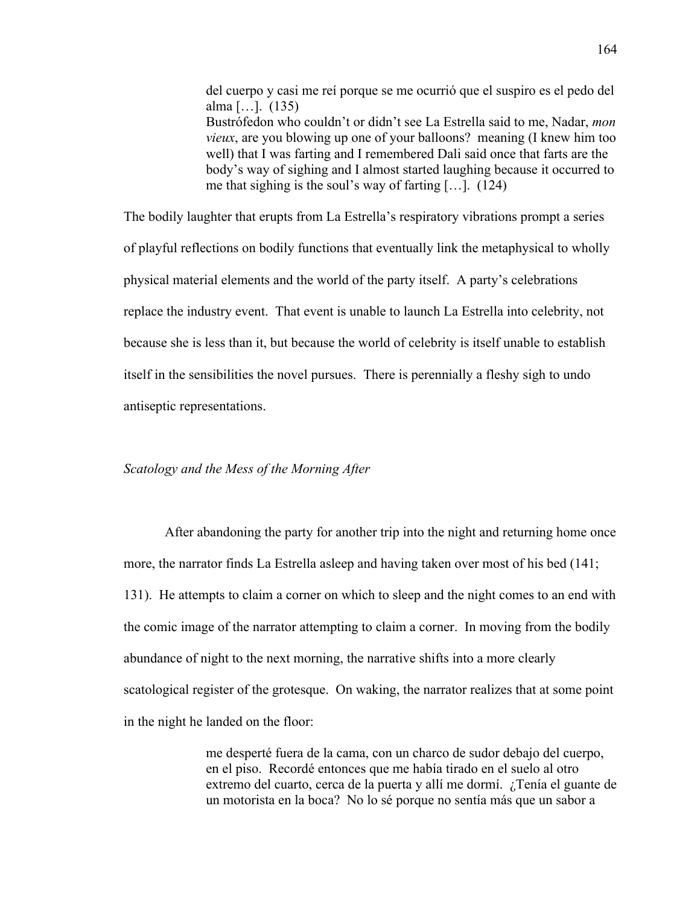> del cuerpo y casi me reí porque se me ocurrió que el suspiro es el pedo del alma […]. (135)
> Bustrófedon who couldn't or didn't see La Estrella said to me, Nadar, *mon vieux*, are you blowing up one of your balloons? meaning (I knew him too well) that I was farting and I remembered Dali said once that farts are the body's way of sighing and I almost started laughing because it occurred to me that sighing is the soul's way of farting […]. (124)

The bodily laughter that erupts from La Estrella's respiratory vibrations prompt a series of playful reflections on bodily functions that eventually link the metaphysical to wholly physical material elements and the world of the party itself. A party's celebrations replace the industry event. That event is unable to launch La Estrella into celebrity, not because she is less than it, but because the world of celebrity is itself unable to establish itself in the sensibilities the novel pursues. There is perennially a fleshy sigh to undo antiseptic representations.

### *Scatology and the Mess of the Morning After*

After abandoning the party for another trip into the night and returning home once more, the narrator finds La Estrella asleep and having taken over most of his bed (141; 131). He attempts to claim a corner on which to sleep and the night comes to an end with the comic image of the narrator attempting to claim a corner. In moving from the bodily abundance of night to the next morning, the narrative shifts into a more clearly scatological register of the grotesque. On waking, the narrator realizes that at some point in the night he landed on the floor:

> me desperté fuera de la cama, con un charco de sudor debajo del cuerpo, en el piso. Recordé entonces que me había tirado en el suelo al otro extremo del cuarto, cerca de la puerta y allí me dormí. ¿Tenía el guante de un motorista en la boca? No lo sé porque no sentía más que un sabor a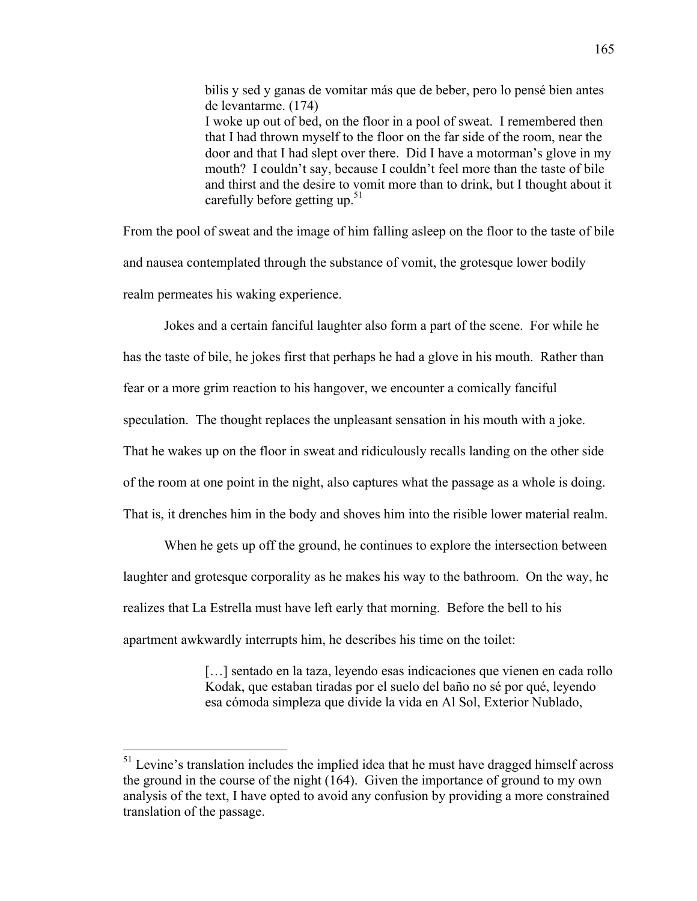> bilis y sed y ganas de vomitar más que de beber, pero lo pensé bien antes de levantarme. (174)
> I woke up out of bed, on the floor in a pool of sweat. I remembered then that I had thrown myself to the floor on the far side of the room, near the door and that I had slept over there. Did I have a motorman's glove in my mouth? I couldn't say, because I couldn't feel more than the taste of bile and thirst and the desire to vomit more than to drink, but I thought about it carefully before getting up.[51]

From the pool of sweat and the image of him falling asleep on the floor to the taste of bile and nausea contemplated through the substance of vomit, the grotesque lower bodily realm permeates his waking experience.

Jokes and a certain fanciful laughter also form a part of the scene. For while he has the taste of bile, he jokes first that perhaps he had a glove in his mouth. Rather than fear or a more grim reaction to his hangover, we encounter a comically fanciful speculation. The thought replaces the unpleasant sensation in his mouth with a joke. That he wakes up on the floor in sweat and ridiculously recalls landing on the other side of the room at one point in the night, also captures what the passage as a whole is doing. That is, it drenches him in the body and shoves him into the risible lower material realm.

When he gets up off the ground, he continues to explore the intersection between laughter and grotesque corporality as he makes his way to the bathroom. On the way, he realizes that La Estrella must have left early that morning. Before the bell to his apartment awkwardly interrupts him, he describes his time on the toilet:

> […] sentado en la taza, leyendo esas indicaciones que vienen en cada rollo Kodak, que estaban tiradas por el suelo del baño no sé por qué, leyendo esa cómoda simpleza que divide la vida en Al Sol, Exterior Nublado,

---

[51] Levine's translation includes the implied idea that he must have dragged himself across the ground in the course of the night (164). Given the importance of ground to my own analysis of the text, I have opted to avoid any confusion by providing a more constrained translation of the passage.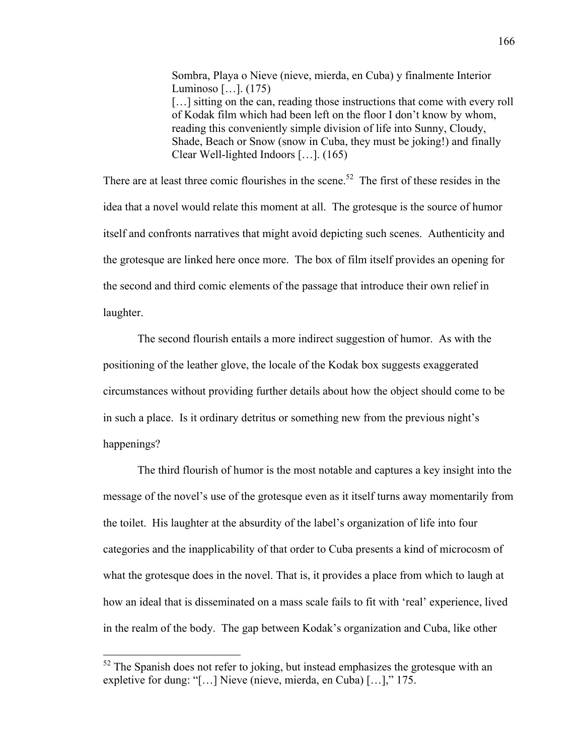> Sombra, Playa o Nieve (nieve, mierda, en Cuba) y finalmente Interior Luminoso […]. (175)
> […] sitting on the can, reading those instructions that come with every roll of Kodak film which had been left on the floor I don't know by whom, reading this conveniently simple division of life into Sunny, Cloudy, Shade, Beach or Snow (snow in Cuba, they must be joking!) and finally Clear Well-lighted Indoors […]. (165)

There are at least three comic flourishes in the scene.[52] The first of these resides in the idea that a novel would relate this moment at all. The grotesque is the source of humor itself and confronts narratives that might avoid depicting such scenes. Authenticity and the grotesque are linked here once more. The box of film itself provides an opening for the second and third comic elements of the passage that introduce their own relief in laughter.

The second flourish entails a more indirect suggestion of humor. As with the positioning of the leather glove, the locale of the Kodak box suggests exaggerated circumstances without providing further details about how the object should come to be in such a place. Is it ordinary detritus or something new from the previous night's happenings?

The third flourish of humor is the most notable and captures a key insight into the message of the novel's use of the grotesque even as it itself turns away momentarily from the toilet. His laughter at the absurdity of the label's organization of life into four categories and the inapplicability of that order to Cuba presents a kind of microcosm of what the grotesque does in the novel. That is, it provides a place from which to laugh at how an ideal that is disseminated on a mass scale fails to fit with 'real' experience, lived in the realm of the body. The gap between Kodak's organization and Cuba, like other

---

[52] The Spanish does not refer to joking, but instead emphasizes the grotesque with an expletive for dung: "[…] Nieve (nieve, mierda, en Cuba) […]," 175.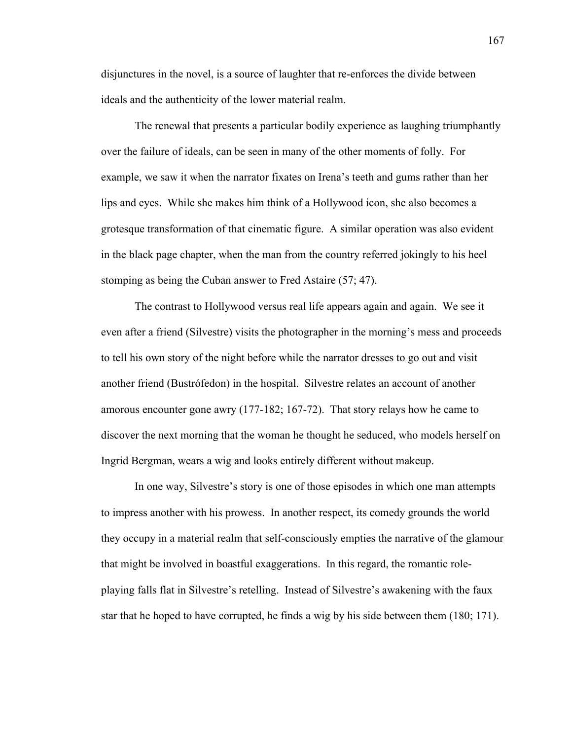disjunctures in the novel, is a source of laughter that re-enforces the divide between ideals and the authenticity of the lower material realm.

The renewal that presents a particular bodily experience as laughing triumphantly over the failure of ideals, can be seen in many of the other moments of folly. For example, we saw it when the narrator fixates on Irena's teeth and gums rather than her lips and eyes. While she makes him think of a Hollywood icon, she also becomes a grotesque transformation of that cinematic figure. A similar operation was also evident in the black page chapter, when the man from the country referred jokingly to his heel stomping as being the Cuban answer to Fred Astaire (57; 47).

The contrast to Hollywood versus real life appears again and again. We see it even after a friend (Silvestre) visits the photographer in the morning's mess and proceeds to tell his own story of the night before while the narrator dresses to go out and visit another friend (Bustrófedon) in the hospital. Silvestre relates an account of another amorous encounter gone awry (177-182; 167-72). That story relays how he came to discover the next morning that the woman he thought he seduced, who models herself on Ingrid Bergman, wears a wig and looks entirely different without makeup.

In one way, Silvestre's story is one of those episodes in which one man attempts to impress another with his prowess. In another respect, its comedy grounds the world they occupy in a material realm that self-consciously empties the narrative of the glamour that might be involved in boastful exaggerations. In this regard, the romantic role-playing falls flat in Silvestre's retelling. Instead of Silvestre's awakening with the faux star that he hoped to have corrupted, he finds a wig by his side between them (180; 171).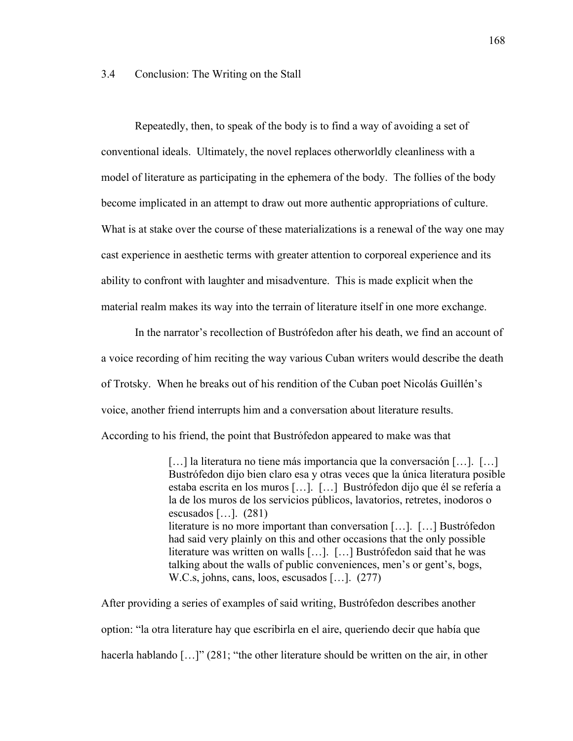### 3.4 Conclusion: The Writing on the Stall

Repeatedly, then, to speak of the body is to find a way of avoiding a set of conventional ideals. Ultimately, the novel replaces otherworldly cleanliness with a model of literature as participating in the ephemera of the body. The follies of the body become implicated in an attempt to draw out more authentic appropriations of culture. What is at stake over the course of these materializations is a renewal of the way one may cast experience in aesthetic terms with greater attention to corporeal experience and its ability to confront with laughter and misadventure. This is made explicit when the material realm makes its way into the terrain of literature itself in one more exchange.

In the narrator's recollection of Bustrófedon after his death, we find an account of a voice recording of him reciting the way various Cuban writers would describe the death of Trotsky. When he breaks out of his rendition of the Cuban poet Nicolás Guillén's voice, another friend interrupts him and a conversation about literature results. According to his friend, the point that Bustrófedon appeared to make was that

> […] la literatura no tiene más importancia que la conversación […]. […] Bustrófedon dijo bien claro esa y otras veces que la única literatura posible estaba escrita en los muros […]. […] Bustrófedon dijo que él se refería a la de los muros de los servicios públicos, lavatorios, retretes, inodoros o escusados […]. (281)
> literature is no more important than conversation […]. […] Bustrófedon had said very plainly on this and other occasions that the only possible literature was written on walls […]. […] Bustrófedon said that he was talking about the walls of public conveniences, men's or gent's, bogs, W.C.s, johns, cans, loos, escusados […]. (277)

After providing a series of examples of said writing, Bustrófedon describes another option: "la otra literature hay que escribirla en el aire, queriendo decir que había que hacerla hablando […]" (281; "the other literature should be written on the air, in other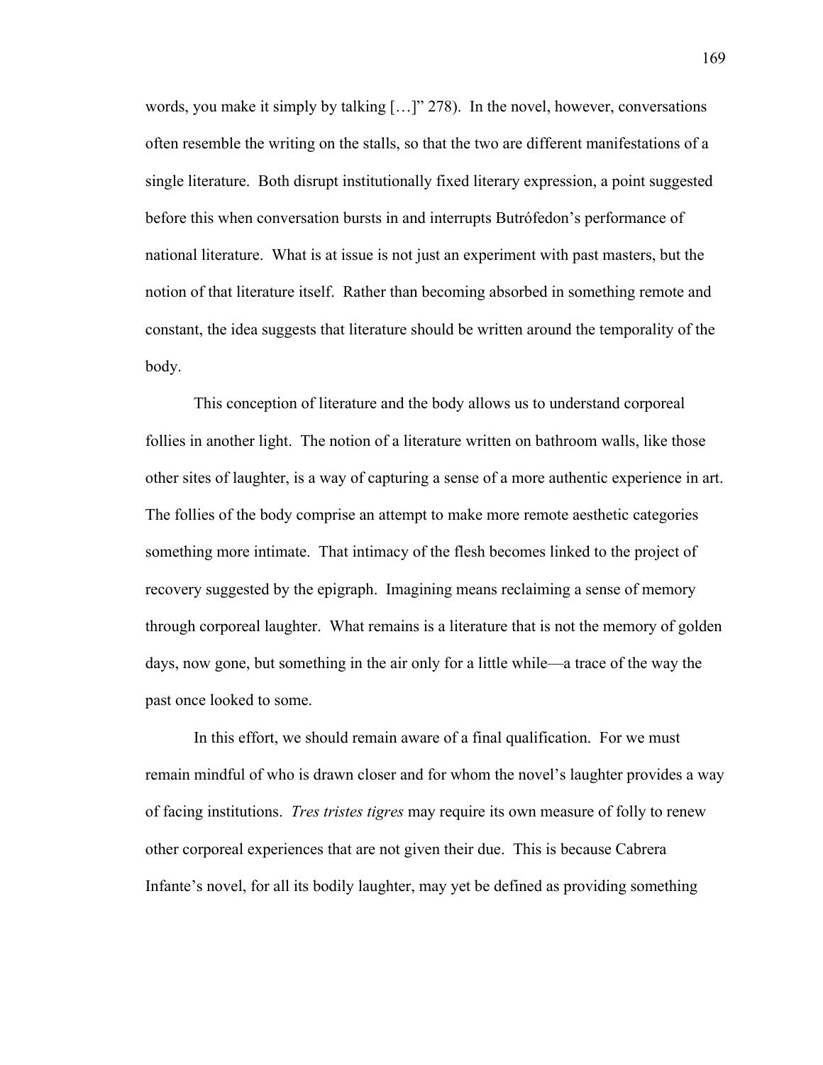words, you make it simply by talking […]" 278). In the novel, however, conversations often resemble the writing on the stalls, so that the two are different manifestations of a single literature. Both disrupt institutionally fixed literary expression, a point suggested before this when conversation bursts in and interrupts Butrófedon's performance of national literature. What is at issue is not just an experiment with past masters, but the notion of that literature itself. Rather than becoming absorbed in something remote and constant, the idea suggests that literature should be written around the temporality of the body.

This conception of literature and the body allows us to understand corporeal follies in another light. The notion of a literature written on bathroom walls, like those other sites of laughter, is a way of capturing a sense of a more authentic experience in art. The follies of the body comprise an attempt to make more remote aesthetic categories something more intimate. That intimacy of the flesh becomes linked to the project of recovery suggested by the epigraph. Imagining means reclaiming a sense of memory through corporeal laughter. What remains is a literature that is not the memory of golden days, now gone, but something in the air only for a little while—a trace of the way the past once looked to some.

In this effort, we should remain aware of a final qualification. For we must remain mindful of who is drawn closer and for whom the novel's laughter provides a way of facing institutions. *Tres tristes tigres* may require its own measure of folly to renew other corporeal experiences that are not given their due. This is because Cabrera Infante's novel, for all its bodily laughter, may yet be defined as providing something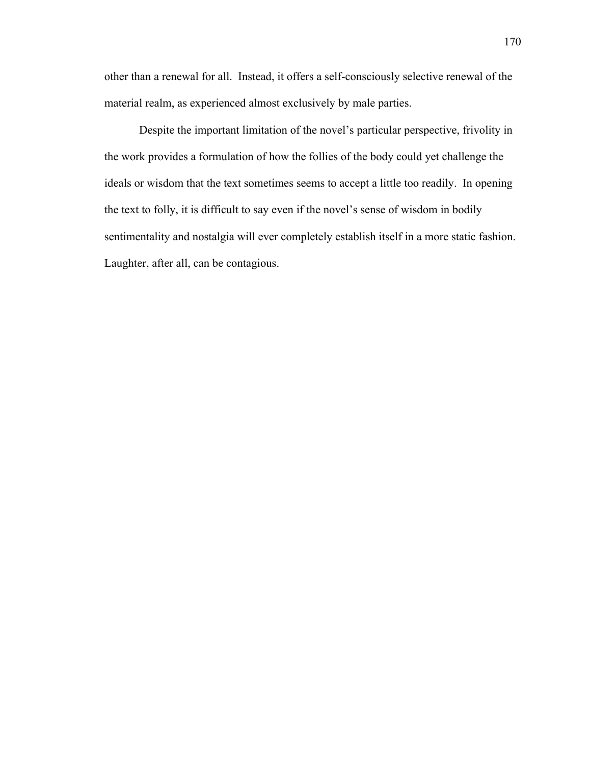other than a renewal for all. Instead, it offers a self-consciously selective renewal of the material realm, as experienced almost exclusively by male parties.

Despite the important limitation of the novel's particular perspective, frivolity in the work provides a formulation of how the follies of the body could yet challenge the ideals or wisdom that the text sometimes seems to accept a little too readily. In opening the text to folly, it is difficult to say even if the novel's sense of wisdom in bodily sentimentality and nostalgia will ever completely establish itself in a more static fashion. Laughter, after all, can be contagious.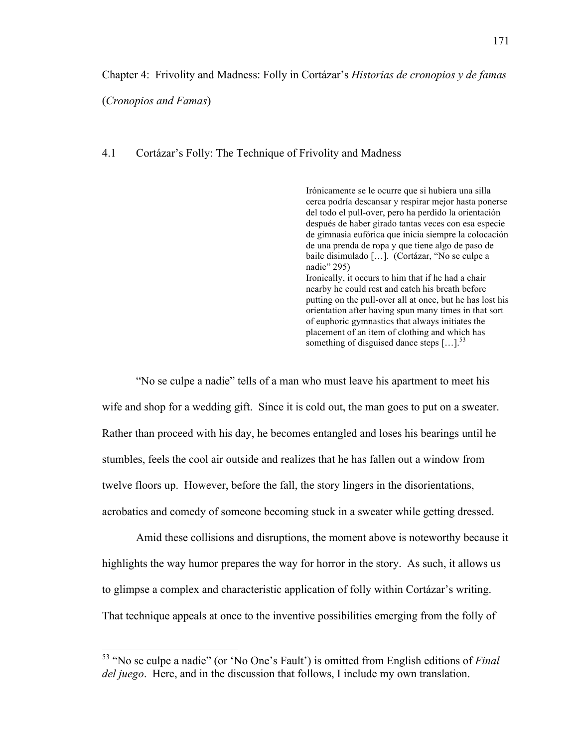# Chapter 4: Frivolity and Madness: Folly in Cortázar's *Historias de cronopios y de famas* (*Cronopios and Famas*)

## 4.1 Cortázar's Folly: The Technique of Frivolity and Madness

> Irónicamente se le ocurre que si hubiera una silla cerca podría descansar y respirar mejor hasta ponerse del todo el pull-over, pero ha perdido la orientación después de haber girado tantas veces con esa especie de gimnasia eufórica que inicia siempre la colocación de una prenda de ropa y que tiene algo de paso de baile disimulado […]. (Cortázar, "No se culpe a nadie" 295)
>
> Ironically, it occurs to him that if he had a chair nearby he could rest and catch his breath before putting on the pull-over all at once, but he has lost his orientation after having spun many times in that sort of euphoric gymnastics that always initiates the placement of an item of clothing and which has something of disguised dance steps […].[53]

"No se culpe a nadie" tells of a man who must leave his apartment to meet his wife and shop for a wedding gift. Since it is cold out, the man goes to put on a sweater. Rather than proceed with his day, he becomes entangled and loses his bearings until he stumbles, feels the cool air outside and realizes that he has fallen out a window from twelve floors up. However, before the fall, the story lingers in the disorientations, acrobatics and comedy of someone becoming stuck in a sweater while getting dressed.

Amid these collisions and disruptions, the moment above is noteworthy because it highlights the way humor prepares the way for horror in the story. As such, it allows us to glimpse a complex and characteristic application of folly within Cortázar's writing. That technique appeals at once to the inventive possibilities emerging from the folly of

---

[53] "No se culpe a nadie" (or 'No One's Fault') is omitted from English editions of *Final del juego*. Here, and in the discussion that follows, I include my own translation.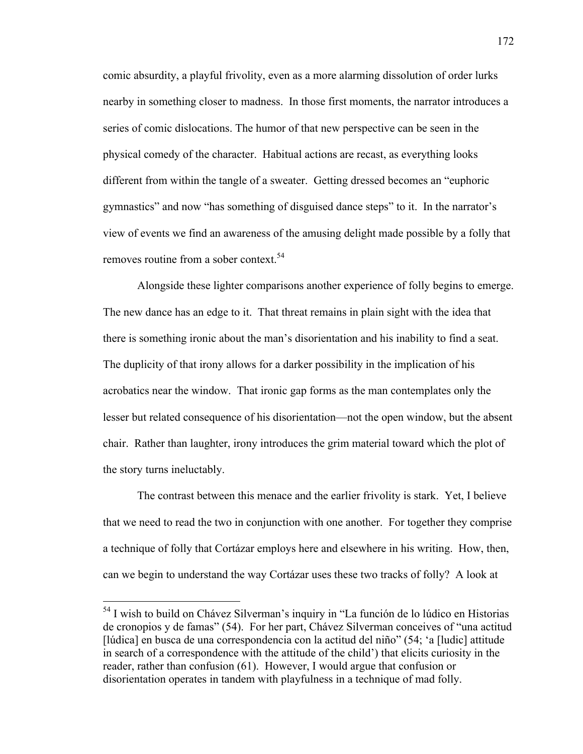comic absurdity, a playful frivolity, even as a more alarming dissolution of order lurks nearby in something closer to madness. In those first moments, the narrator introduces a series of comic dislocations. The humor of that new perspective can be seen in the physical comedy of the character. Habitual actions are recast, as everything looks different from within the tangle of a sweater. Getting dressed becomes an "euphoric gymnastics" and now "has something of disguised dance steps" to it. In the narrator's view of events we find an awareness of the amusing delight made possible by a folly that removes routine from a sober context.[54]

Alongside these lighter comparisons another experience of folly begins to emerge. The new dance has an edge to it. That threat remains in plain sight with the idea that there is something ironic about the man's disorientation and his inability to find a seat. The duplicity of that irony allows for a darker possibility in the implication of his acrobatics near the window. That ironic gap forms as the man contemplates only the lesser but related consequence of his disorientation—not the open window, but the absent chair. Rather than laughter, irony introduces the grim material toward which the plot of the story turns ineluctably.

The contrast between this menace and the earlier frivolity is stark. Yet, I believe that we need to read the two in conjunction with one another. For together they comprise a technique of folly that Cortázar employs here and elsewhere in his writing. How, then, can we begin to understand the way Cortázar uses these two tracks of folly? A look at

---

[54] I wish to build on Chávez Silverman's inquiry in "La función de lo lúdico en Historias de cronopios y de famas" (54). For her part, Chávez Silverman conceives of "una actitud [lúdica] en busca de una correspondencia con la actitud del niño" (54; 'a [ludic] attitude in search of a correspondence with the attitude of the child') that elicits curiosity in the reader, rather than confusion (61). However, I would argue that confusion or disorientation operates in tandem with playfulness in a technique of mad folly.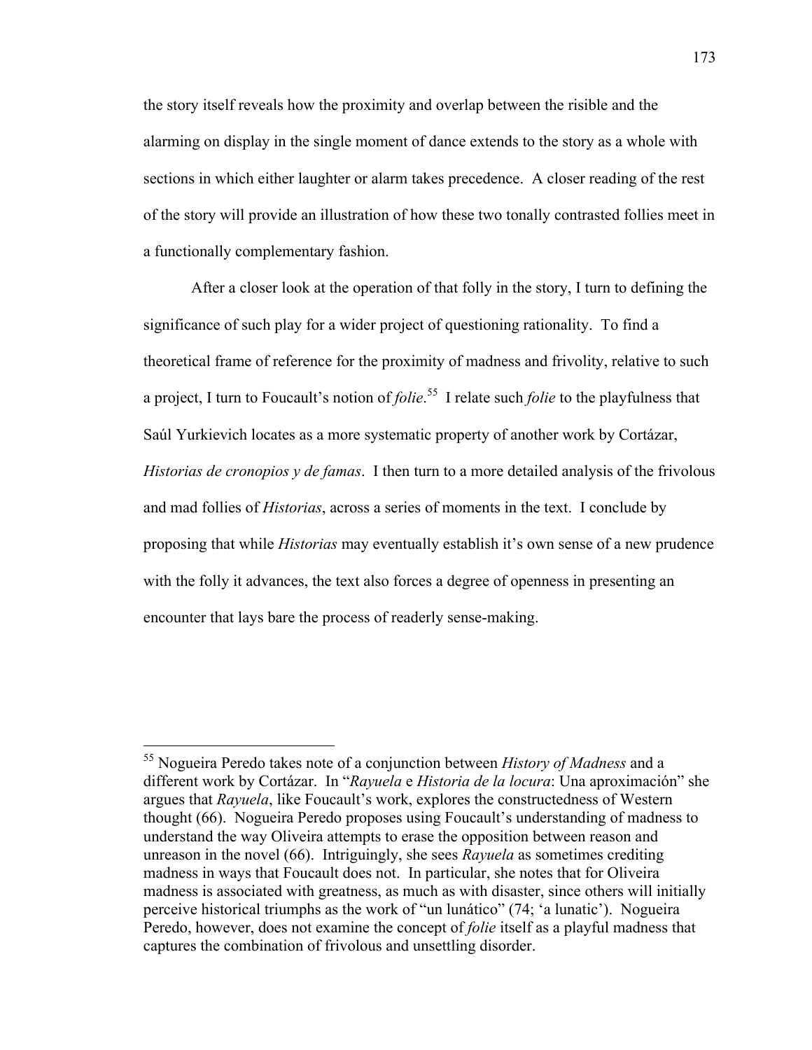the story itself reveals how the proximity and overlap between the risible and the alarming on display in the single moment of dance extends to the story as a whole with sections in which either laughter or alarm takes precedence. A closer reading of the rest of the story will provide an illustration of how these two tonally contrasted follies meet in a functionally complementary fashion.

After a closer look at the operation of that folly in the story, I turn to defining the significance of such play for a wider project of questioning rationality. To find a theoretical frame of reference for the proximity of madness and frivolity, relative to such a project, I turn to Foucault's notion of *folie*.[55] I relate such *folie* to the playfulness that Saúl Yurkievich locates as a more systematic property of another work by Cortázar, *Historias de cronopios y de famas*. I then turn to a more detailed analysis of the frivolous and mad follies of *Historias*, across a series of moments in the text. I conclude by proposing that while *Historias* may eventually establish it's own sense of a new prudence with the folly it advances, the text also forces a degree of openness in presenting an encounter that lays bare the process of readerly sense-making.

---

[55] Nogueira Peredo takes note of a conjunction between *History of Madness* and a different work by Cortázar. In "*Rayuela* e *Historia de la locura*: Una aproximación" she argues that *Rayuela*, like Foucault's work, explores the constructedness of Western thought (66). Nogueira Peredo proposes using Foucault's understanding of madness to understand the way Oliveira attempts to erase the opposition between reason and unreason in the novel (66). Intriguingly, she sees *Rayuela* as sometimes crediting madness in ways that Foucault does not. In particular, she notes that for Oliveira madness is associated with greatness, as much as with disaster, since others will initially perceive historical triumphs as the work of "un lunático" (74; 'a lunatic'). Nogueira Peredo, however, does not examine the concept of *folie* itself as a playful madness that captures the combination of frivolous and unsettling disorder.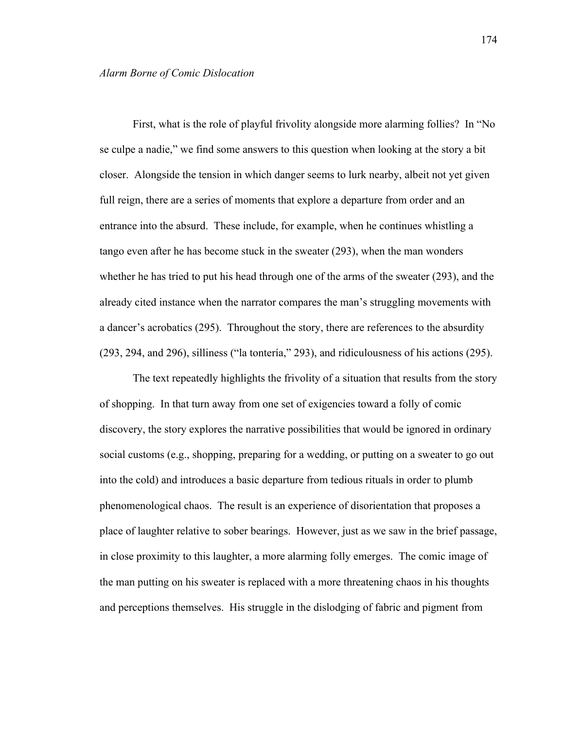*Alarm Borne of Comic Dislocation*

First, what is the role of playful frivolity alongside more alarming follies? In "No se culpe a nadie," we find some answers to this question when looking at the story a bit closer. Alongside the tension in which danger seems to lurk nearby, albeit not yet given full reign, there are a series of moments that explore a departure from order and an entrance into the absurd. These include, for example, when he continues whistling a tango even after he has become stuck in the sweater (293), when the man wonders whether he has tried to put his head through one of the arms of the sweater (293), and the already cited instance when the narrator compares the man's struggling movements with a dancer's acrobatics (295). Throughout the story, there are references to the absurdity (293, 294, and 296), silliness ("la tontería," 293), and ridiculousness of his actions (295).

The text repeatedly highlights the frivolity of a situation that results from the story of shopping. In that turn away from one set of exigencies toward a folly of comic discovery, the story explores the narrative possibilities that would be ignored in ordinary social customs (e.g., shopping, preparing for a wedding, or putting on a sweater to go out into the cold) and introduces a basic departure from tedious rituals in order to plumb phenomenological chaos. The result is an experience of disorientation that proposes a place of laughter relative to sober bearings. However, just as we saw in the brief passage, in close proximity to this laughter, a more alarming folly emerges. The comic image of the man putting on his sweater is replaced with a more threatening chaos in his thoughts and perceptions themselves. His struggle in the dislodging of fabric and pigment from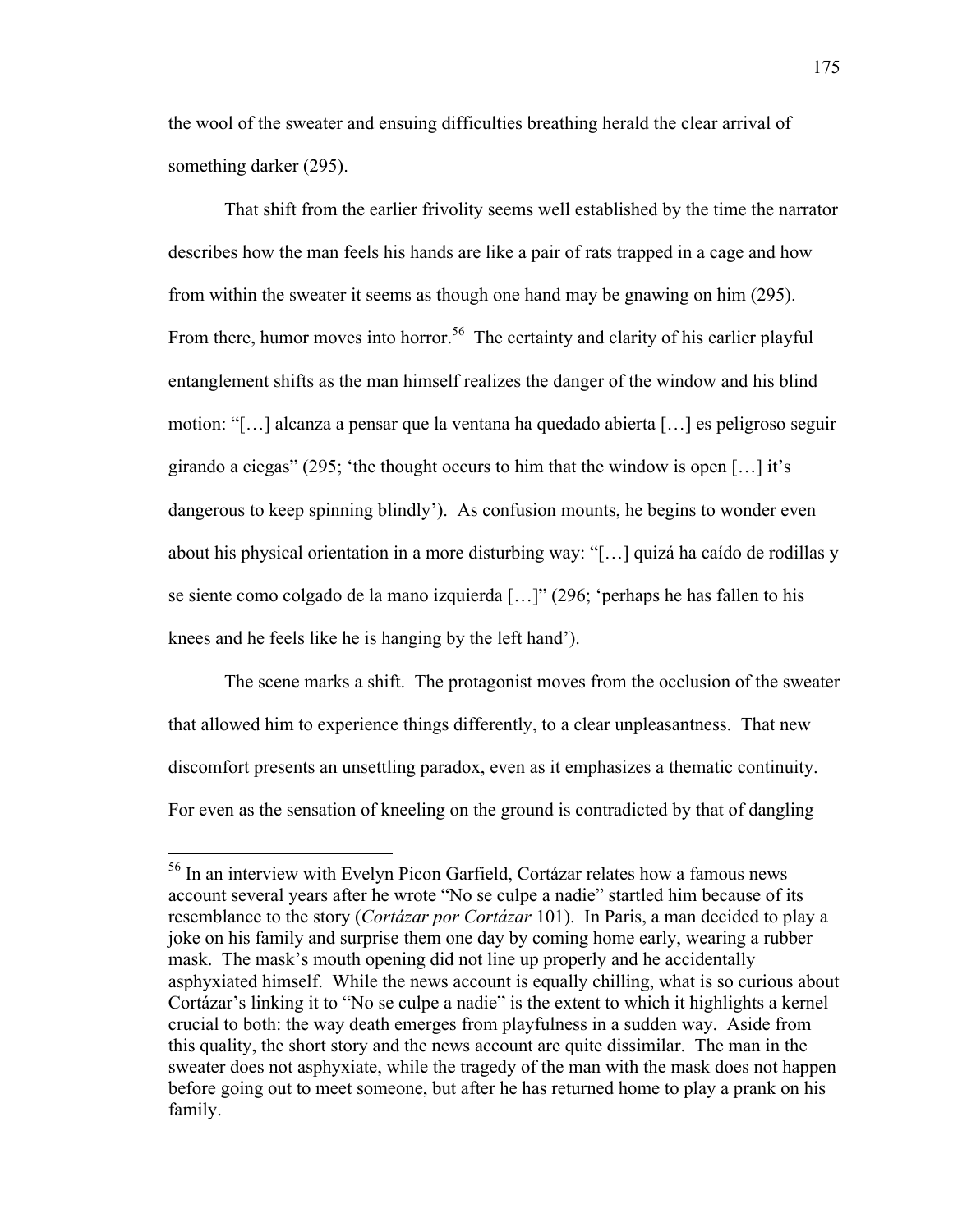the wool of the sweater and ensuing difficulties breathing herald the clear arrival of something darker (295).

That shift from the earlier frivolity seems well established by the time the narrator describes how the man feels his hands are like a pair of rats trapped in a cage and how from within the sweater it seems as though one hand may be gnawing on him (295). From there, humor moves into horror.[56] The certainty and clarity of his earlier playful entanglement shifts as the man himself realizes the danger of the window and his blind motion: "[…] alcanza a pensar que la ventana ha quedado abierta […] es peligroso seguir girando a ciegas" (295; 'the thought occurs to him that the window is open […] it's dangerous to keep spinning blindly'). As confusion mounts, he begins to wonder even about his physical orientation in a more disturbing way: "[…] quizá ha caído de rodillas y se siente como colgado de la mano izquierda […]" (296; 'perhaps he has fallen to his knees and he feels like he is hanging by the left hand').

The scene marks a shift. The protagonist moves from the occlusion of the sweater that allowed him to experience things differently, to a clear unpleasantness. That new discomfort presents an unsettling paradox, even as it emphasizes a thematic continuity. For even as the sensation of kneeling on the ground is contradicted by that of dangling

---

[56] In an interview with Evelyn Picon Garfield, Cortázar relates how a famous news account several years after he wrote "No se culpe a nadie" startled him because of its resemblance to the story (*Cortázar por Cortázar* 101). In Paris, a man decided to play a joke on his family and surprise them one day by coming home early, wearing a rubber mask. The mask's mouth opening did not line up properly and he accidentally asphyxiated himself. While the news account is equally chilling, what is so curious about Cortázar's linking it to "No se culpe a nadie" is the extent to which it highlights a kernel crucial to both: the way death emerges from playfulness in a sudden way. Aside from this quality, the short story and the news account are quite dissimilar. The man in the sweater does not asphyxiate, while the tragedy of the man with the mask does not happen before going out to meet someone, but after he has returned home to play a prank on his family.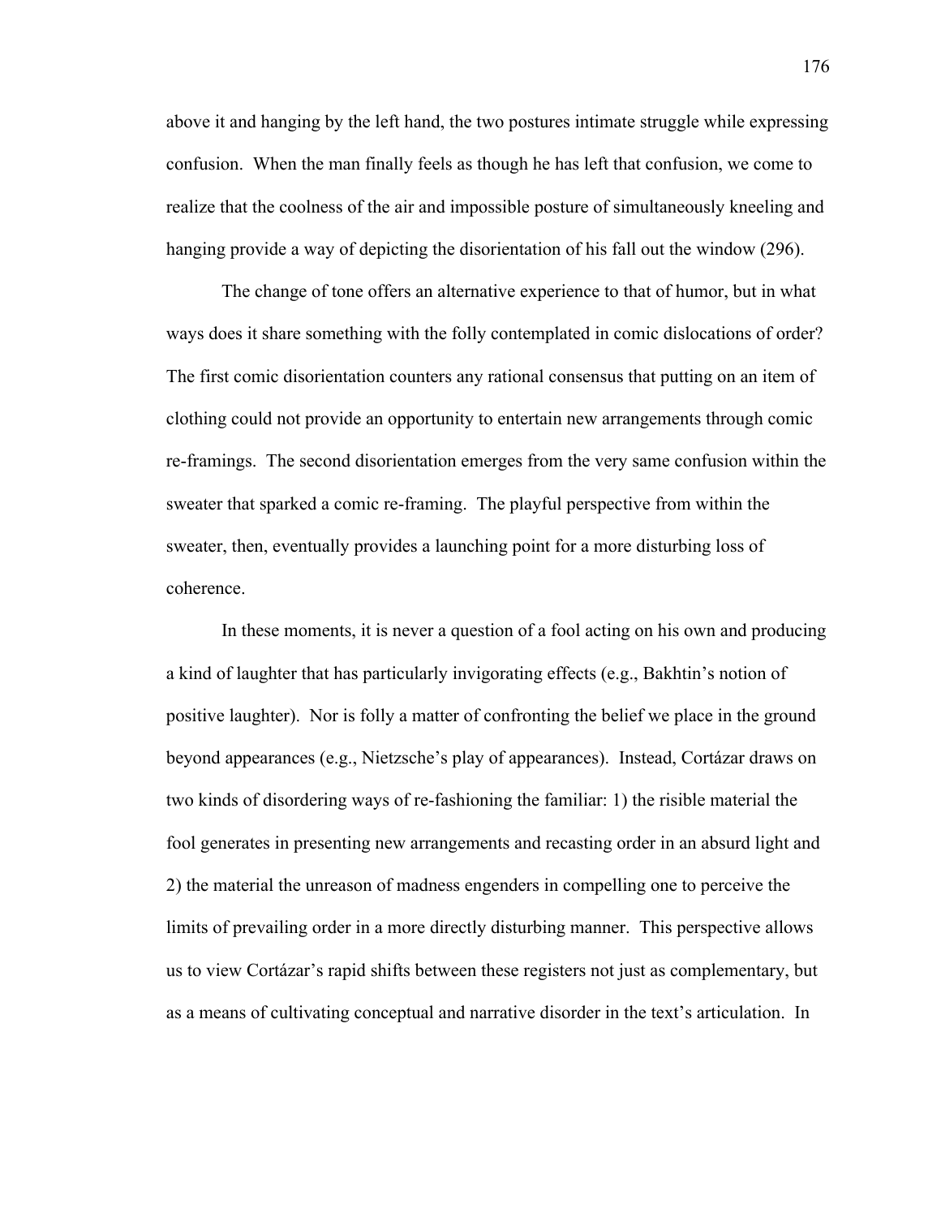above it and hanging by the left hand, the two postures intimate struggle while expressing confusion. When the man finally feels as though he has left that confusion, we come to realize that the coolness of the air and impossible posture of simultaneously kneeling and hanging provide a way of depicting the disorientation of his fall out the window (296).

The change of tone offers an alternative experience to that of humor, but in what ways does it share something with the folly contemplated in comic dislocations of order? The first comic disorientation counters any rational consensus that putting on an item of clothing could not provide an opportunity to entertain new arrangements through comic re-framings. The second disorientation emerges from the very same confusion within the sweater that sparked a comic re-framing. The playful perspective from within the sweater, then, eventually provides a launching point for a more disturbing loss of coherence.

In these moments, it is never a question of a fool acting on his own and producing a kind of laughter that has particularly invigorating effects (e.g., Bakhtin's notion of positive laughter). Nor is folly a matter of confronting the belief we place in the ground beyond appearances (e.g., Nietzsche's play of appearances). Instead, Cortázar draws on two kinds of disordering ways of re-fashioning the familiar: 1) the risible material the fool generates in presenting new arrangements and recasting order in an absurd light and 2) the material the unreason of madness engenders in compelling one to perceive the limits of prevailing order in a more directly disturbing manner. This perspective allows us to view Cortázar's rapid shifts between these registers not just as complementary, but as a means of cultivating conceptual and narrative disorder in the text's articulation. In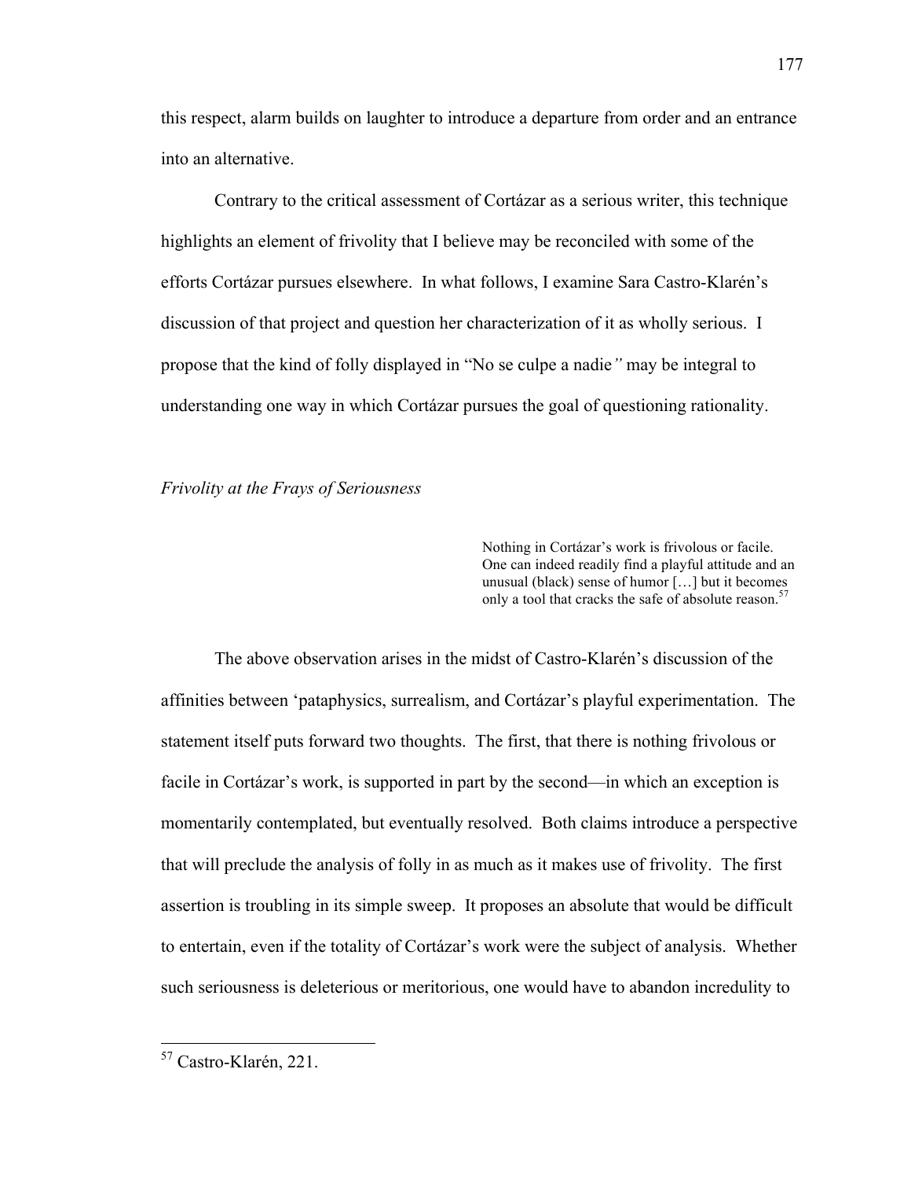this respect, alarm builds on laughter to introduce a departure from order and an entrance into an alternative.

Contrary to the critical assessment of Cortázar as a serious writer, this technique highlights an element of frivolity that I believe may be reconciled with some of the efforts Cortázar pursues elsewhere. In what follows, I examine Sara Castro-Klarén's discussion of that project and question her characterization of it as wholly serious. I propose that the kind of folly displayed in "No se culpe a nadie" may be integral to understanding one way in which Cortázar pursues the goal of questioning rationality.

### *Frivolity at the Frays of Seriousness*

> Nothing in Cortázar's work is frivolous or facile. One can indeed readily find a playful attitude and an unusual (black) sense of humor […] but it becomes only a tool that cracks the safe of absolute reason.[57]

The above observation arises in the midst of Castro-Klarén's discussion of the affinities between 'pataphysics, surrealism, and Cortázar's playful experimentation. The statement itself puts forward two thoughts. The first, that there is nothing frivolous or facile in Cortázar's work, is supported in part by the second—in which an exception is momentarily contemplated, but eventually resolved. Both claims introduce a perspective that will preclude the analysis of folly in as much as it makes use of frivolity. The first assertion is troubling in its simple sweep. It proposes an absolute that would be difficult to entertain, even if the totality of Cortázar's work were the subject of analysis. Whether such seriousness is deleterious or meritorious, one would have to abandon incredulity to

---

[57] Castro-Klarén, 221.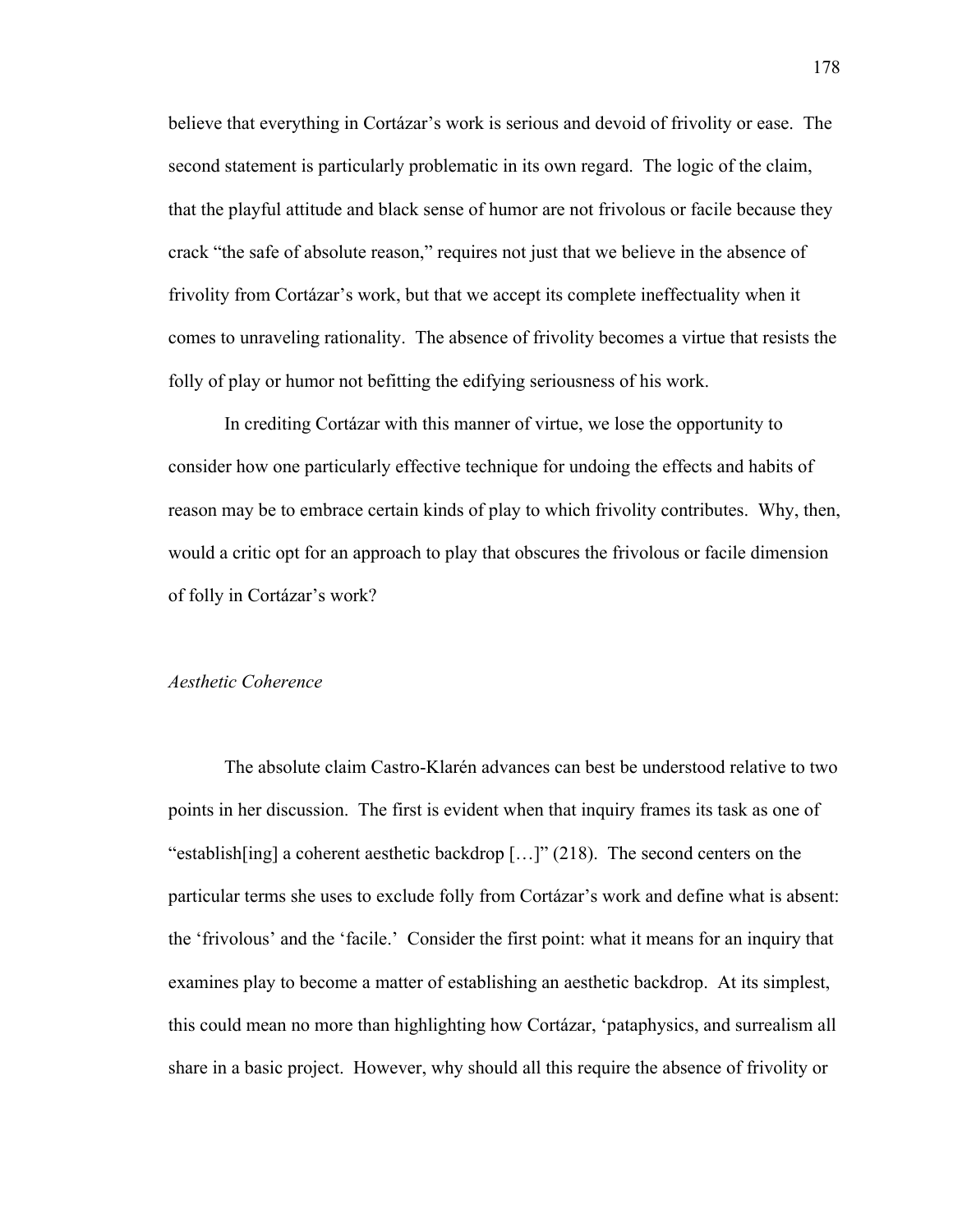believe that everything in Cortázar's work is serious and devoid of frivolity or ease. The second statement is particularly problematic in its own regard. The logic of the claim, that the playful attitude and black sense of humor are not frivolous or facile because they crack "the safe of absolute reason," requires not just that we believe in the absence of frivolity from Cortázar's work, but that we accept its complete ineffectuality when it comes to unraveling rationality. The absence of frivolity becomes a virtue that resists the folly of play or humor not befitting the edifying seriousness of his work.

In crediting Cortázar with this manner of virtue, we lose the opportunity to consider how one particularly effective technique for undoing the effects and habits of reason may be to embrace certain kinds of play to which frivolity contributes. Why, then, would a critic opt for an approach to play that obscures the frivolous or facile dimension of folly in Cortázar's work?

### *Aesthetic Coherence*

The absolute claim Castro-Klarén advances can best be understood relative to two points in her discussion. The first is evident when that inquiry frames its task as one of "establish[ing] a coherent aesthetic backdrop […]" (218). The second centers on the particular terms she uses to exclude folly from Cortázar's work and define what is absent: the 'frivolous' and the 'facile.' Consider the first point: what it means for an inquiry that examines play to become a matter of establishing an aesthetic backdrop. At its simplest, this could mean no more than highlighting how Cortázar, 'pataphysics, and surrealism all share in a basic project. However, why should all this require the absence of frivolity or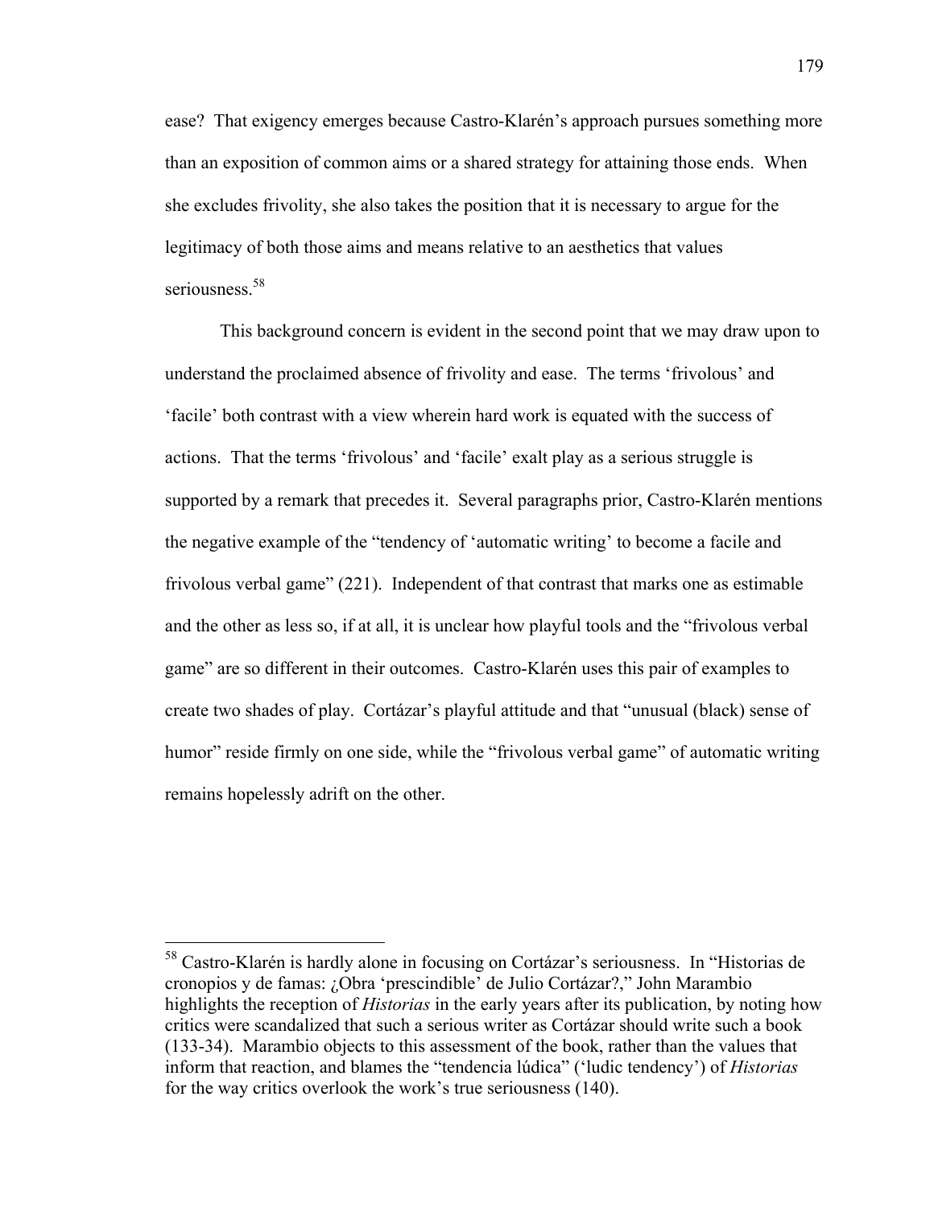ease? That exigency emerges because Castro-Klarén's approach pursues something more than an exposition of common aims or a shared strategy for attaining those ends. When she excludes frivolity, she also takes the position that it is necessary to argue for the legitimacy of both those aims and means relative to an aesthetics that values seriousness.[58]

This background concern is evident in the second point that we may draw upon to understand the proclaimed absence of frivolity and ease. The terms 'frivolous' and 'facile' both contrast with a view wherein hard work is equated with the success of actions. That the terms 'frivolous' and 'facile' exalt play as a serious struggle is supported by a remark that precedes it. Several paragraphs prior, Castro-Klarén mentions the negative example of the "tendency of 'automatic writing' to become a facile and frivolous verbal game" (221). Independent of that contrast that marks one as estimable and the other as less so, if at all, it is unclear how playful tools and the "frivolous verbal game" are so different in their outcomes. Castro-Klarén uses this pair of examples to create two shades of play. Cortázar's playful attitude and that "unusual (black) sense of humor" reside firmly on one side, while the "frivolous verbal game" of automatic writing remains hopelessly adrift on the other.

---

[58] Castro-Klarén is hardly alone in focusing on Cortázar's seriousness. In "Historias de cronopios y de famas: ¿Obra 'prescindible' de Julio Cortázar?," John Marambio highlights the reception of *Historias* in the early years after its publication, by noting how critics were scandalized that such a serious writer as Cortázar should write such a book (133-34). Marambio objects to this assessment of the book, rather than the values that inform that reaction, and blames the "tendencia lúdica" ('ludic tendency') of *Historias* for the way critics overlook the work's true seriousness (140).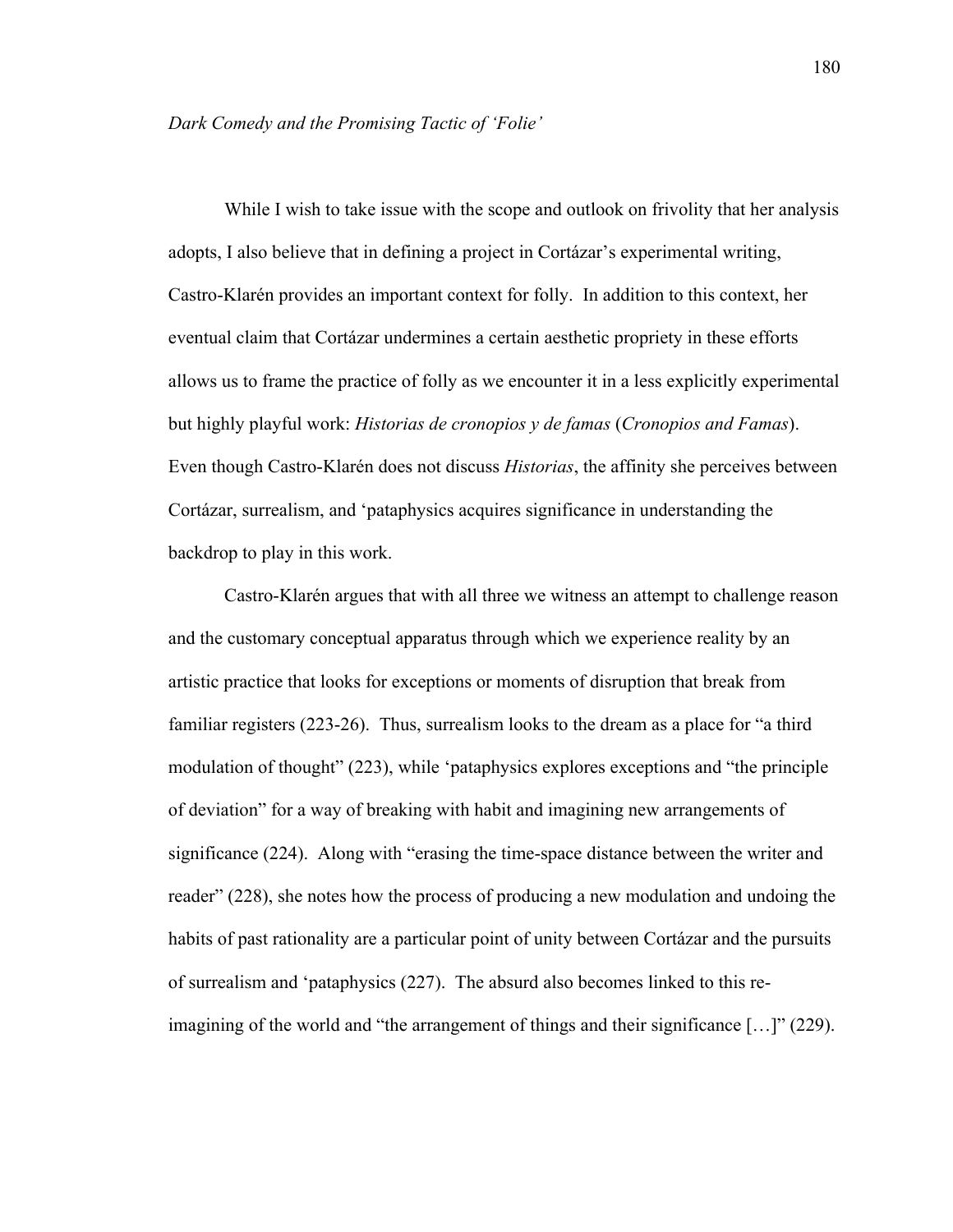*Dark Comedy and the Promising Tactic of 'Folie'*

While I wish to take issue with the scope and outlook on frivolity that her analysis adopts, I also believe that in defining a project in Cortázar's experimental writing, Castro-Klarén provides an important context for folly. In addition to this context, her eventual claim that Cortázar undermines a certain aesthetic propriety in these efforts allows us to frame the practice of folly as we encounter it in a less explicitly experimental but highly playful work: *Historias de cronopios y de famas* (*Cronopios and Famas*). Even though Castro-Klarén does not discuss *Historias*, the affinity she perceives between Cortázar, surrealism, and 'pataphysics acquires significance in understanding the backdrop to play in this work.

Castro-Klarén argues that with all three we witness an attempt to challenge reason and the customary conceptual apparatus through which we experience reality by an artistic practice that looks for exceptions or moments of disruption that break from familiar registers (223-26). Thus, surrealism looks to the dream as a place for "a third modulation of thought" (223), while 'pataphysics explores exceptions and "the principle of deviation" for a way of breaking with habit and imagining new arrangements of significance (224). Along with "erasing the time-space distance between the writer and reader" (228), she notes how the process of producing a new modulation and undoing the habits of past rationality are a particular point of unity between Cortázar and the pursuits of surrealism and 'pataphysics (227). The absurd also becomes linked to this re-imagining of the world and "the arrangement of things and their significance […]" (229).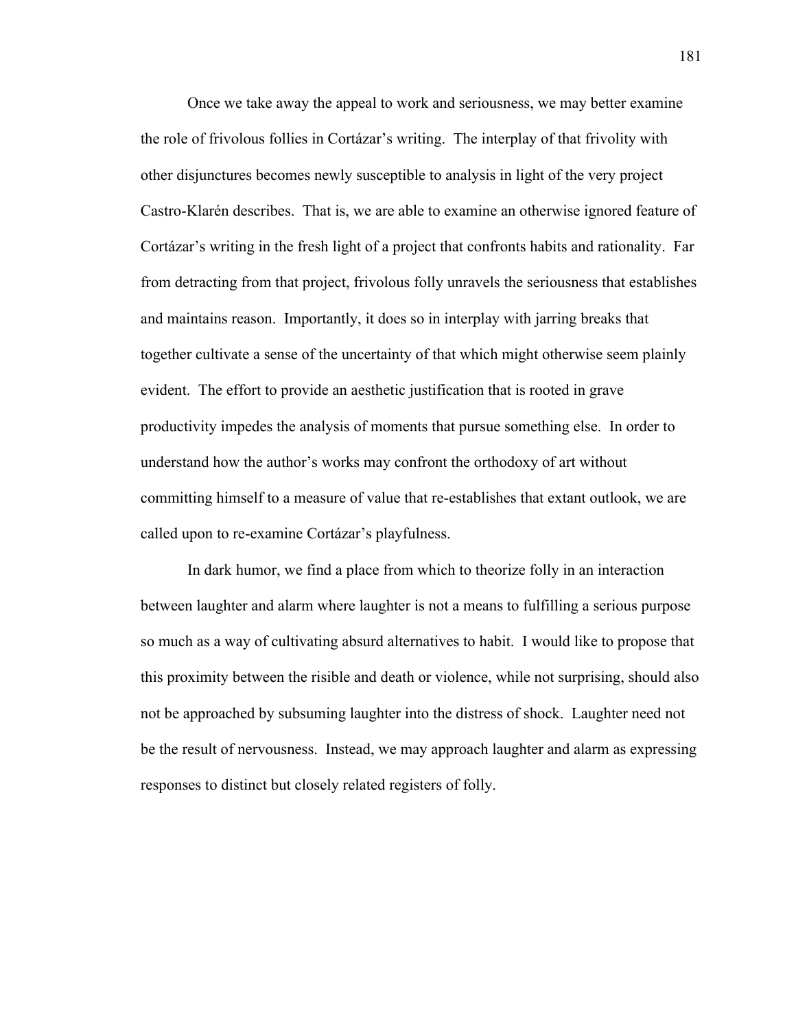Once we take away the appeal to work and seriousness, we may better examine the role of frivolous follies in Cortázar's writing. The interplay of that frivolity with other disjunctures becomes newly susceptible to analysis in light of the very project Castro-Klarén describes. That is, we are able to examine an otherwise ignored feature of Cortázar's writing in the fresh light of a project that confronts habits and rationality. Far from detracting from that project, frivolous folly unravels the seriousness that establishes and maintains reason. Importantly, it does so in interplay with jarring breaks that together cultivate a sense of the uncertainty of that which might otherwise seem plainly evident. The effort to provide an aesthetic justification that is rooted in grave productivity impedes the analysis of moments that pursue something else. In order to understand how the author's works may confront the orthodoxy of art without committing himself to a measure of value that re-establishes that extant outlook, we are called upon to re-examine Cortázar's playfulness.

In dark humor, we find a place from which to theorize folly in an interaction between laughter and alarm where laughter is not a means to fulfilling a serious purpose so much as a way of cultivating absurd alternatives to habit. I would like to propose that this proximity between the risible and death or violence, while not surprising, should also not be approached by subsuming laughter into the distress of shock. Laughter need not be the result of nervousness. Instead, we may approach laughter and alarm as expressing responses to distinct but closely related registers of folly.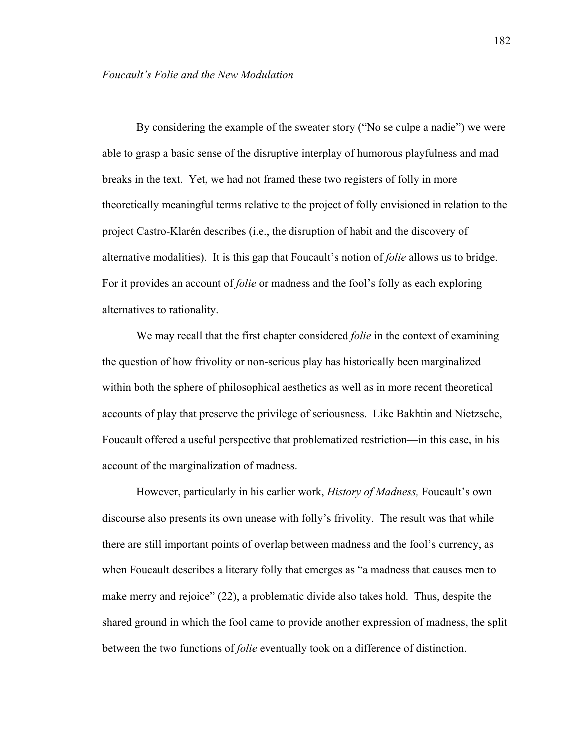*Foucault's Folie and the New Modulation*

By considering the example of the sweater story ("No se culpe a nadie") we were able to grasp a basic sense of the disruptive interplay of humorous playfulness and mad breaks in the text. Yet, we had not framed these two registers of folly in more theoretically meaningful terms relative to the project of folly envisioned in relation to the project Castro-Klarén describes (i.e., the disruption of habit and the discovery of alternative modalities). It is this gap that Foucault's notion of *folie* allows us to bridge. For it provides an account of *folie* or madness and the fool's folly as each exploring alternatives to rationality.

We may recall that the first chapter considered *folie* in the context of examining the question of how frivolity or non-serious play has historically been marginalized within both the sphere of philosophical aesthetics as well as in more recent theoretical accounts of play that preserve the privilege of seriousness. Like Bakhtin and Nietzsche, Foucault offered a useful perspective that problematized restriction—in this case, in his account of the marginalization of madness.

However, particularly in his earlier work, *History of Madness,* Foucault's own discourse also presents its own unease with folly's frivolity. The result was that while there are still important points of overlap between madness and the fool's currency, as when Foucault describes a literary folly that emerges as "a madness that causes men to make merry and rejoice" (22), a problematic divide also takes hold. Thus, despite the shared ground in which the fool came to provide another expression of madness, the split between the two functions of *folie* eventually took on a difference of distinction.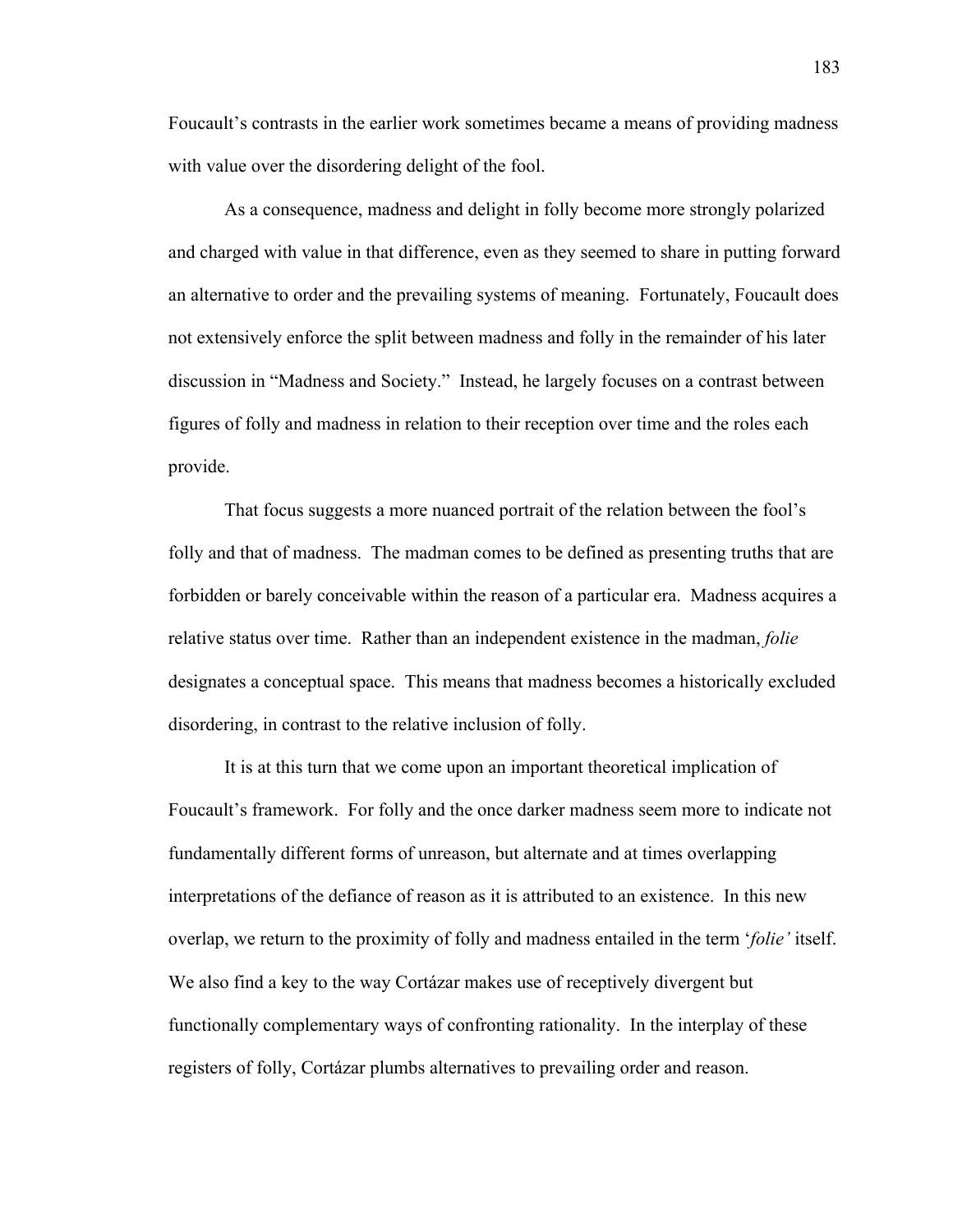Foucault's contrasts in the earlier work sometimes became a means of providing madness with value over the disordering delight of the fool.

As a consequence, madness and delight in folly become more strongly polarized and charged with value in that difference, even as they seemed to share in putting forward an alternative to order and the prevailing systems of meaning. Fortunately, Foucault does not extensively enforce the split between madness and folly in the remainder of his later discussion in "Madness and Society." Instead, he largely focuses on a contrast between figures of folly and madness in relation to their reception over time and the roles each provide.

That focus suggests a more nuanced portrait of the relation between the fool's folly and that of madness. The madman comes to be defined as presenting truths that are forbidden or barely conceivable within the reason of a particular era. Madness acquires a relative status over time. Rather than an independent existence in the madman, *folie* designates a conceptual space. This means that madness becomes a historically excluded disordering, in contrast to the relative inclusion of folly.

It is at this turn that we come upon an important theoretical implication of Foucault's framework. For folly and the once darker madness seem more to indicate not fundamentally different forms of unreason, but alternate and at times overlapping interpretations of the defiance of reason as it is attributed to an existence. In this new overlap, we return to the proximity of folly and madness entailed in the term '*folie'* itself. We also find a key to the way Cortázar makes use of receptively divergent but functionally complementary ways of confronting rationality. In the interplay of these registers of folly, Cortázar plumbs alternatives to prevailing order and reason.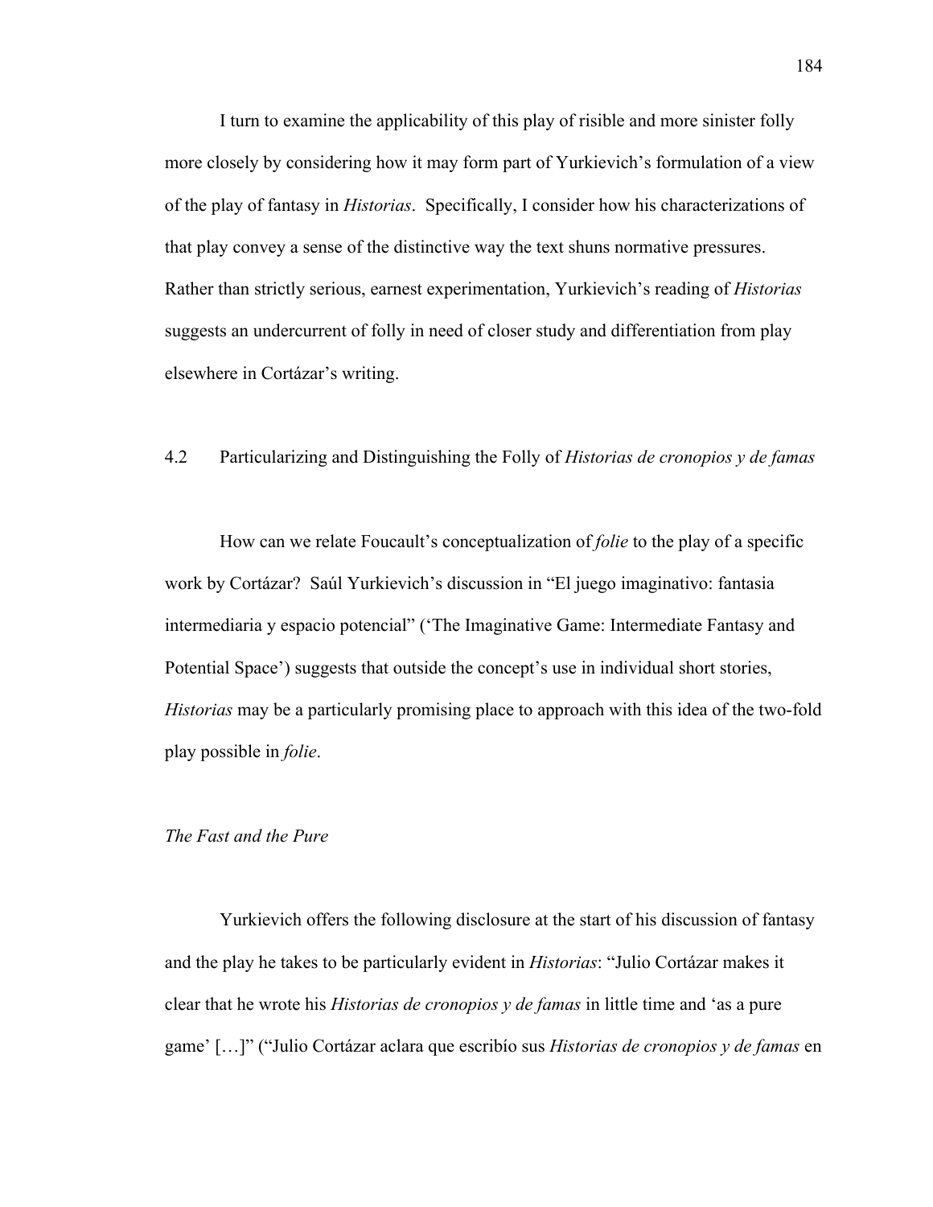I turn to examine the applicability of this play of risible and more sinister folly more closely by considering how it may form part of Yurkievich's formulation of a view of the play of fantasy in *Historias*. Specifically, I consider how his characterizations of that play convey a sense of the distinctive way the text shuns normative pressures. Rather than strictly serious, earnest experimentation, Yurkievich's reading of *Historias* suggests an undercurrent of folly in need of closer study and differentiation from play elsewhere in Cortázar's writing.

## 4.2 Particularizing and Distinguishing the Folly of *Historias de cronopios y de famas*

How can we relate Foucault's conceptualization of *folie* to the play of a specific work by Cortázar? Saúl Yurkievich's discussion in "El juego imaginativo: fantasia intermediaria y espacio potencial" ('The Imaginative Game: Intermediate Fantasy and Potential Space') suggests that outside the concept's use in individual short stories, *Historias* may be a particularly promising place to approach with this idea of the two-fold play possible in *folie*.

### *The Fast and the Pure*

Yurkievich offers the following disclosure at the start of his discussion of fantasy and the play he takes to be particularly evident in *Historias*: "Julio Cortázar makes it clear that he wrote his *Historias de cronopios y de famas* in little time and 'as a pure game' […]" ("Julio Cortázar aclara que escribío sus *Historias de cronopios y de famas* en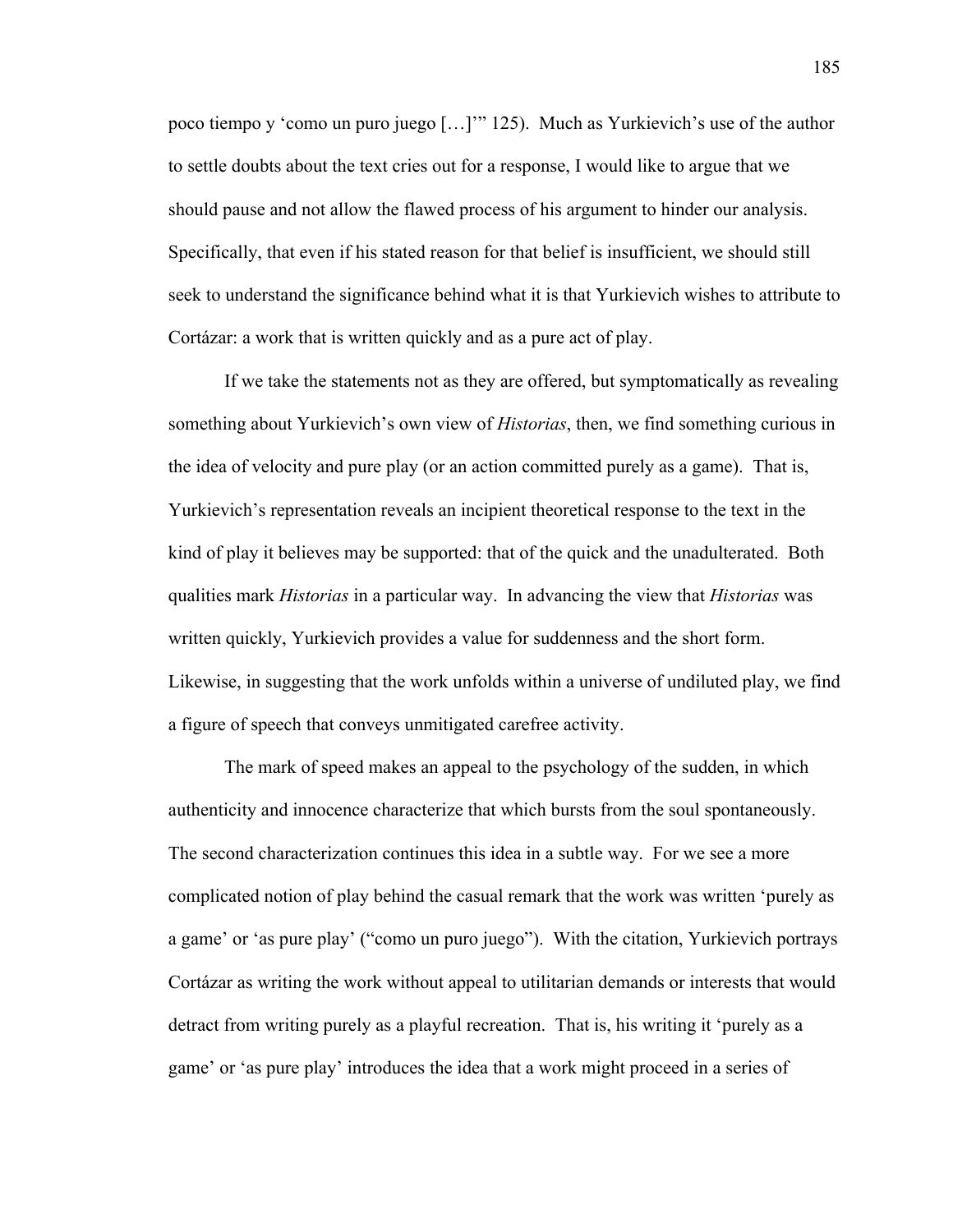poco tiempo y 'como un puro juego […]'" 125). Much as Yurkievich's use of the author to settle doubts about the text cries out for a response, I would like to argue that we should pause and not allow the flawed process of his argument to hinder our analysis. Specifically, that even if his stated reason for that belief is insufficient, we should still seek to understand the significance behind what it is that Yurkievich wishes to attribute to Cortázar: a work that is written quickly and as a pure act of play.

If we take the statements not as they are offered, but symptomatically as revealing something about Yurkievich's own view of *Historias*, then, we find something curious in the idea of velocity and pure play (or an action committed purely as a game). That is, Yurkievich's representation reveals an incipient theoretical response to the text in the kind of play it believes may be supported: that of the quick and the unadulterated. Both qualities mark *Historias* in a particular way. In advancing the view that *Historias* was written quickly, Yurkievich provides a value for suddenness and the short form. Likewise, in suggesting that the work unfolds within a universe of undiluted play, we find a figure of speech that conveys unmitigated carefree activity.

The mark of speed makes an appeal to the psychology of the sudden, in which authenticity and innocence characterize that which bursts from the soul spontaneously. The second characterization continues this idea in a subtle way. For we see a more complicated notion of play behind the casual remark that the work was written 'purely as a game' or 'as pure play' ("como un puro juego"). With the citation, Yurkievich portrays Cortázar as writing the work without appeal to utilitarian demands or interests that would detract from writing purely as a playful recreation. That is, his writing it 'purely as a game' or 'as pure play' introduces the idea that a work might proceed in a series of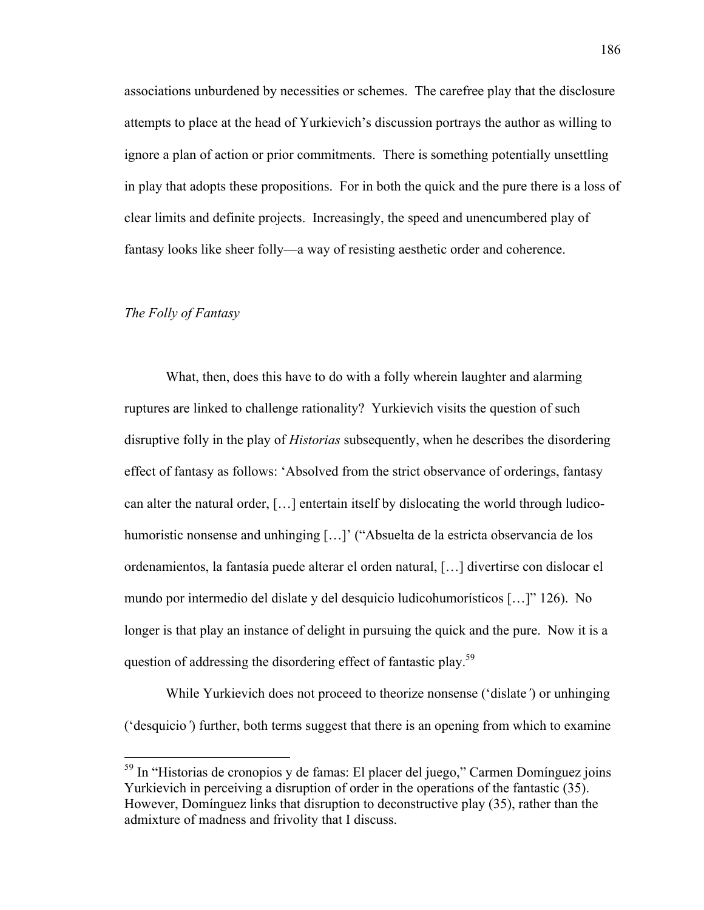associations unburdened by necessities or schemes. The carefree play that the disclosure attempts to place at the head of Yurkievich's discussion portrays the author as willing to ignore a plan of action or prior commitments. There is something potentially unsettling in play that adopts these propositions. For in both the quick and the pure there is a loss of clear limits and definite projects. Increasingly, the speed and unencumbered play of fantasy looks like sheer folly—a way of resisting aesthetic order and coherence.

*The Folly of Fantasy*

What, then, does this have to do with a folly wherein laughter and alarming ruptures are linked to challenge rationality? Yurkievich visits the question of such disruptive folly in the play of *Historias* subsequently, when he describes the disordering effect of fantasy as follows: 'Absolved from the strict observance of orderings, fantasy can alter the natural order, […] entertain itself by dislocating the world through ludico-humoristic nonsense and unhinging […]' ("Absuelta de la estricta observancia de los ordenamientos, la fantasía puede alterar el orden natural, […] divertirse con dislocar el mundo por intermedio del dislate y del desquicio ludicohumorísticos […]" 126). No longer is that play an instance of delight in pursuing the quick and the pure. Now it is a question of addressing the disordering effect of fantastic play.[59]

While Yurkievich does not proceed to theorize nonsense ('dislate') or unhinging ('desquicio') further, both terms suggest that there is an opening from which to examine

[59] In "Historias de cronopios y de famas: El placer del juego," Carmen Domínguez joins Yurkievich in perceiving a disruption of order in the operations of the fantastic (35). However, Domínguez links that disruption to deconstructive play (35), rather than the admixture of madness and frivolity that I discuss.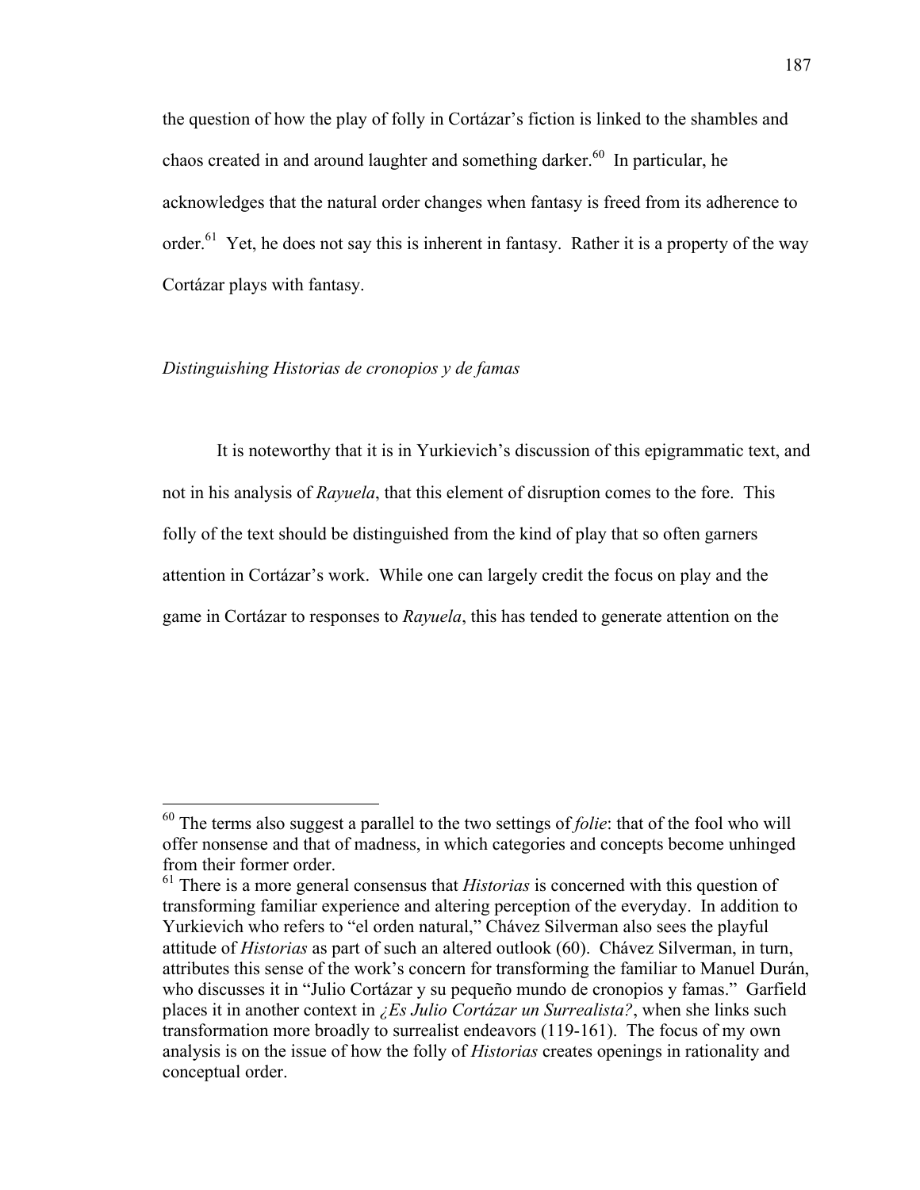the question of how the play of folly in Cortázar's fiction is linked to the shambles and chaos created in and around laughter and something darker.[60] In particular, he acknowledges that the natural order changes when fantasy is freed from its adherence to order.[61] Yet, he does not say this is inherent in fantasy. Rather it is a property of the way Cortázar plays with fantasy.

### *Distinguishing Historias de cronopios y de famas*

It is noteworthy that it is in Yurkievich's discussion of this epigrammatic text, and not in his analysis of *Rayuela*, that this element of disruption comes to the fore. This folly of the text should be distinguished from the kind of play that so often garners attention in Cortázar's work. While one can largely credit the focus on play and the game in Cortázar to responses to *Rayuela*, this has tended to generate attention on the

---

[60] The terms also suggest a parallel to the two settings of *folie*: that of the fool who will offer nonsense and that of madness, in which categories and concepts become unhinged from their former order.

[61] There is a more general consensus that *Historias* is concerned with this question of transforming familiar experience and altering perception of the everyday. In addition to Yurkievich who refers to "el orden natural," Chávez Silverman also sees the playful attitude of *Historias* as part of such an altered outlook (60). Chávez Silverman, in turn, attributes this sense of the work's concern for transforming the familiar to Manuel Durán, who discusses it in "Julio Cortázar y su pequeño mundo de cronopios y famas." Garfield places it in another context in *¿Es Julio Cortázar un Surrealista?*, when she links such transformation more broadly to surrealist endeavors (119-161). The focus of my own analysis is on the issue of how the folly of *Historias* creates openings in rationality and conceptual order.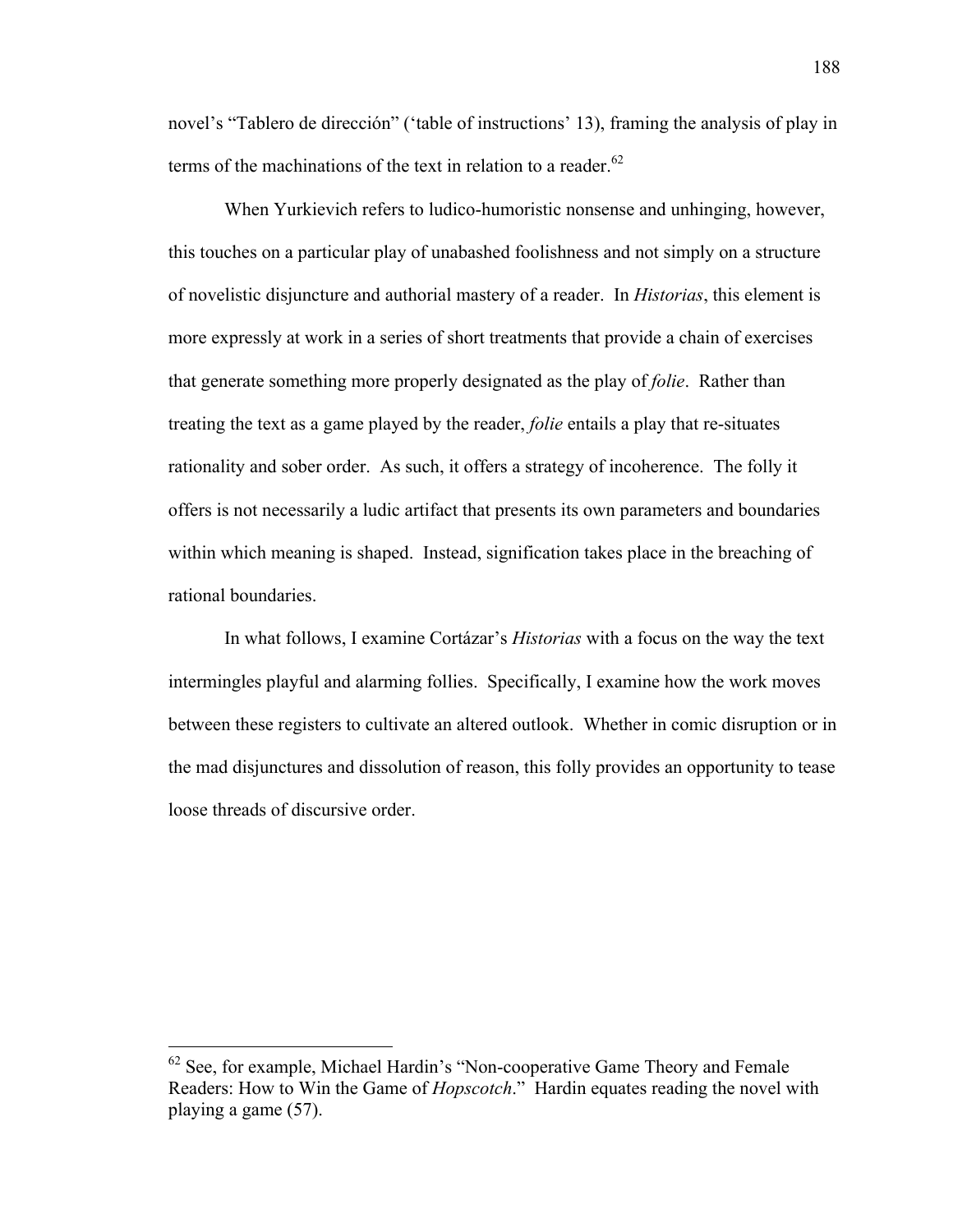novel's "Tablero de dirección" ('table of instructions' 13), framing the analysis of play in terms of the machinations of the text in relation to a reader.[62]

When Yurkievich refers to ludico-humoristic nonsense and unhinging, however, this touches on a particular play of unabashed foolishness and not simply on a structure of novelistic disjuncture and authorial mastery of a reader. In *Historias*, this element is more expressly at work in a series of short treatments that provide a chain of exercises that generate something more properly designated as the play of *folie*. Rather than treating the text as a game played by the reader, *folie* entails a play that re-situates rationality and sober order. As such, it offers a strategy of incoherence. The folly it offers is not necessarily a ludic artifact that presents its own parameters and boundaries within which meaning is shaped. Instead, signification takes place in the breaching of rational boundaries.

In what follows, I examine Cortázar's *Historias* with a focus on the way the text intermingles playful and alarming follies. Specifically, I examine how the work moves between these registers to cultivate an altered outlook. Whether in comic disruption or in the mad disjunctures and dissolution of reason, this folly provides an opportunity to tease loose threads of discursive order.

---

[62] See, for example, Michael Hardin's "Non-cooperative Game Theory and Female Readers: How to Win the Game of *Hopscotch*." Hardin equates reading the novel with playing a game (57).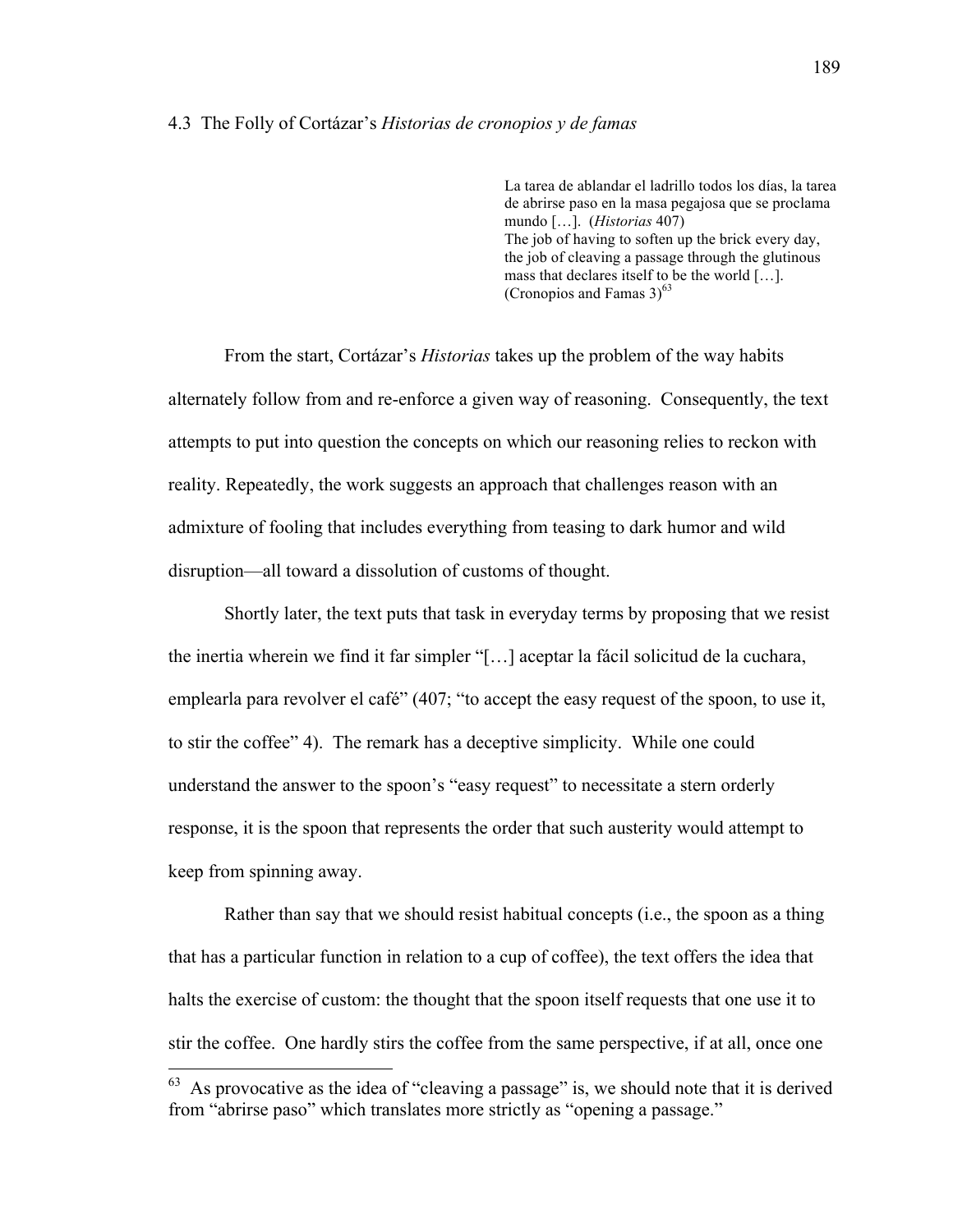### 4.3 The Folly of Cortázar's *Historias de cronopios y de famas*

> La tarea de ablandar el ladrillo todos los días, la tarea de abrirse paso en la masa pegajosa que se proclama mundo […]. (*Historias* 407)
> The job of having to soften up the brick every day, the job of cleaving a passage through the glutinous mass that declares itself to be the world […]. (Cronopios and Famas 3)[63]

From the start, Cortázar's *Historias* takes up the problem of the way habits alternately follow from and re-enforce a given way of reasoning. Consequently, the text attempts to put into question the concepts on which our reasoning relies to reckon with reality. Repeatedly, the work suggests an approach that challenges reason with an admixture of fooling that includes everything from teasing to dark humor and wild disruption—all toward a dissolution of customs of thought.

Shortly later, the text puts that task in everyday terms by proposing that we resist the inertia wherein we find it far simpler "[…] aceptar la fácil solicitud de la cuchara, emplearla para revolver el café" (407; "to accept the easy request of the spoon, to use it, to stir the coffee" 4). The remark has a deceptive simplicity. While one could understand the answer to the spoon's "easy request" to necessitate a stern orderly response, it is the spoon that represents the order that such austerity would attempt to keep from spinning away.

Rather than say that we should resist habitual concepts (i.e., the spoon as a thing that has a particular function in relation to a cup of coffee), the text offers the idea that halts the exercise of custom: the thought that the spoon itself requests that one use it to stir the coffee. One hardly stirs the coffee from the same perspective, if at all, once one

[63] As provocative as the idea of "cleaving a passage" is, we should note that it is derived from "abrirse paso" which translates more strictly as "opening a passage."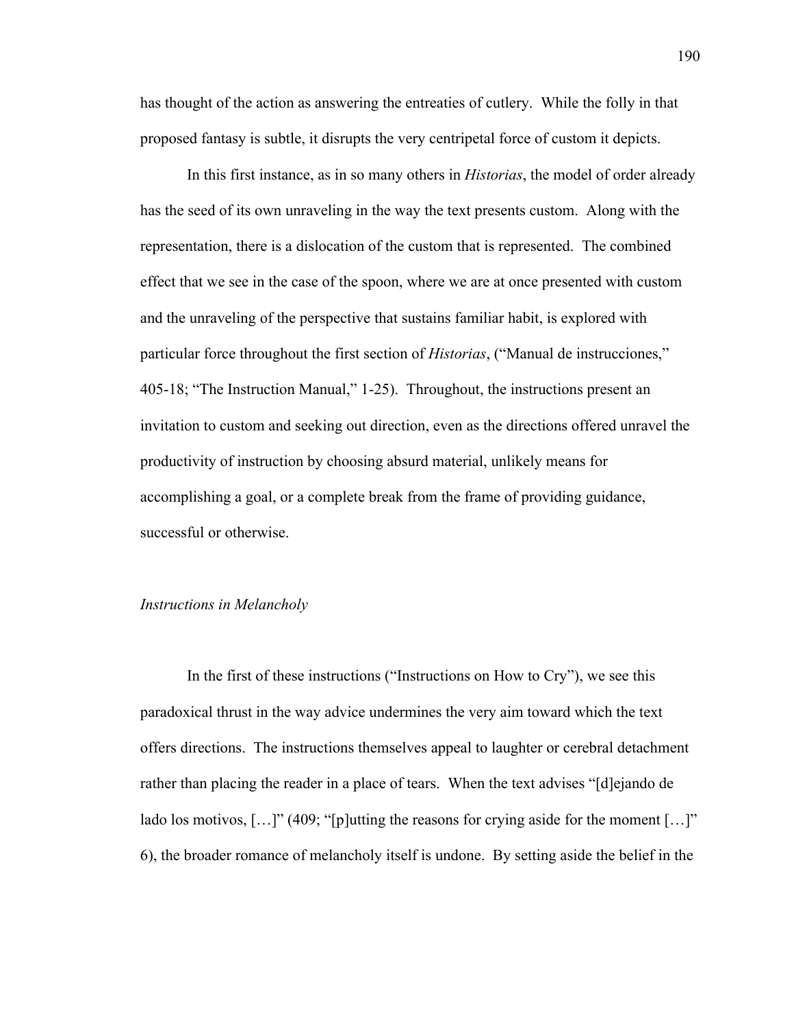has thought of the action as answering the entreaties of cutlery. While the folly in that proposed fantasy is subtle, it disrupts the very centripetal force of custom it depicts.

In this first instance, as in so many others in *Historias*, the model of order already has the seed of its own unraveling in the way the text presents custom. Along with the representation, there is a dislocation of the custom that is represented. The combined effect that we see in the case of the spoon, where we are at once presented with custom and the unraveling of the perspective that sustains familiar habit, is explored with particular force throughout the first section of *Historias*, ("Manual de instrucciones," 405-18; "The Instruction Manual," 1-25). Throughout, the instructions present an invitation to custom and seeking out direction, even as the directions offered unravel the productivity of instruction by choosing absurd material, unlikely means for accomplishing a goal, or a complete break from the frame of providing guidance, successful or otherwise.

### *Instructions in Melancholy*

In the first of these instructions ("Instructions on How to Cry"), we see this paradoxical thrust in the way advice undermines the very aim toward which the text offers directions. The instructions themselves appeal to laughter or cerebral detachment rather than placing the reader in a place of tears. When the text advises "[d]ejando de lado los motivos, […]" (409; "[p]utting the reasons for crying aside for the moment […]" 6), the broader romance of melancholy itself is undone. By setting aside the belief in the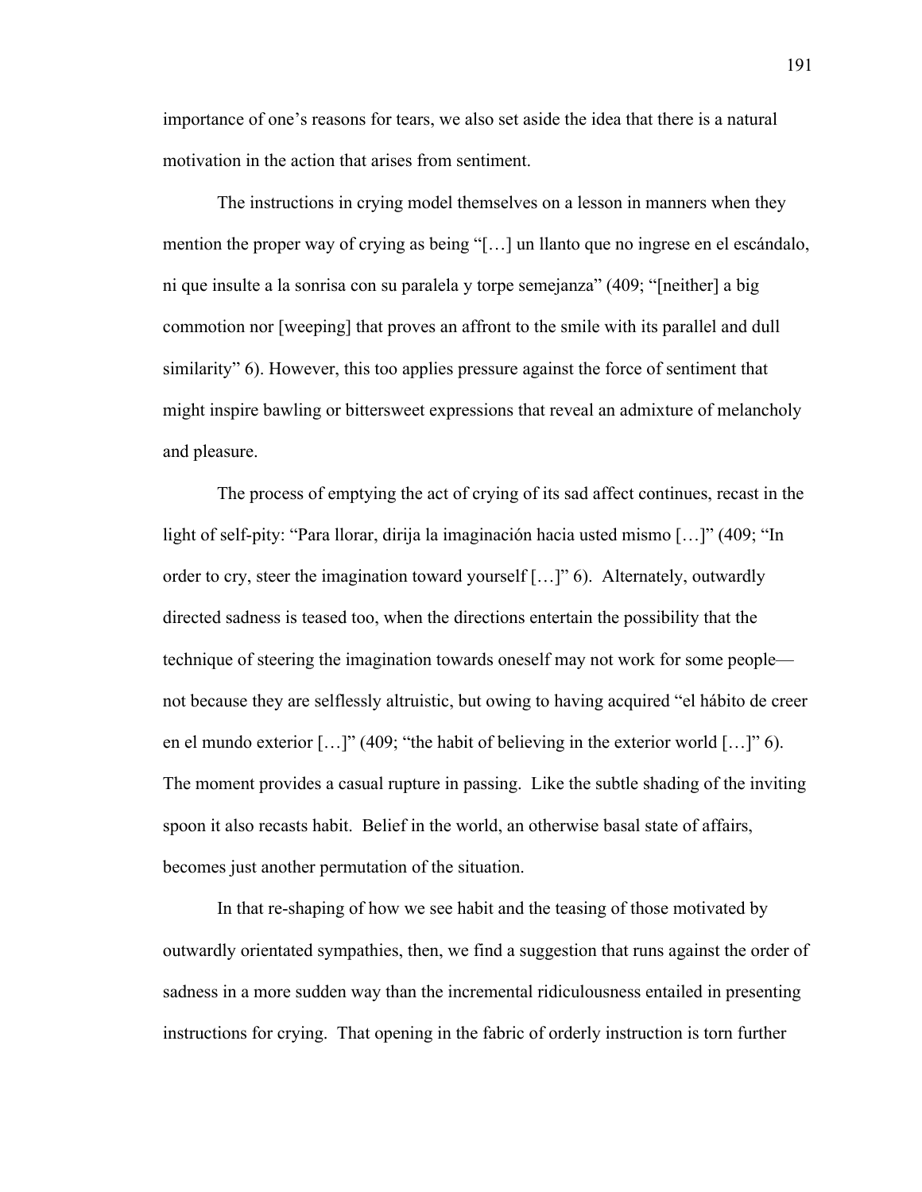importance of one's reasons for tears, we also set aside the idea that there is a natural motivation in the action that arises from sentiment.

The instructions in crying model themselves on a lesson in manners when they mention the proper way of crying as being "[…] un llanto que no ingrese en el escándalo, ni que insulte a la sonrisa con su paralela y torpe semejanza" (409; "[neither] a big commotion nor [weeping] that proves an affront to the smile with its parallel and dull similarity" 6). However, this too applies pressure against the force of sentiment that might inspire bawling or bittersweet expressions that reveal an admixture of melancholy and pleasure.

The process of emptying the act of crying of its sad affect continues, recast in the light of self-pity: "Para llorar, dirija la imaginación hacia usted mismo […]" (409; "In order to cry, steer the imagination toward yourself […]" 6). Alternately, outwardly directed sadness is teased too, when the directions entertain the possibility that the technique of steering the imagination towards oneself may not work for some people—not because they are selflessly altruistic, but owing to having acquired "el hábito de creer en el mundo exterior […]" (409; "the habit of believing in the exterior world […]" 6). The moment provides a casual rupture in passing. Like the subtle shading of the inviting spoon it also recasts habit. Belief in the world, an otherwise basal state of affairs, becomes just another permutation of the situation.

In that re-shaping of how we see habit and the teasing of those motivated by outwardly orientated sympathies, then, we find a suggestion that runs against the order of sadness in a more sudden way than the incremental ridiculousness entailed in presenting instructions for crying. That opening in the fabric of orderly instruction is torn further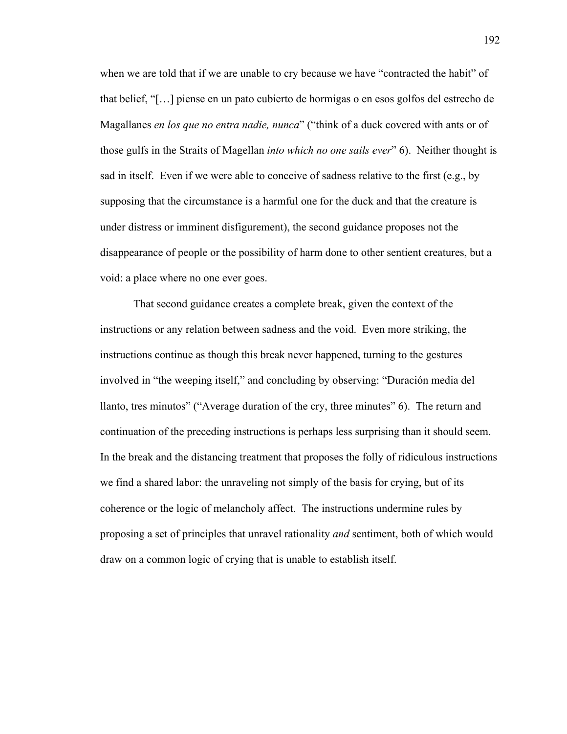when we are told that if we are unable to cry because we have "contracted the habit" of that belief, "[…] piense en un pato cubierto de hormigas o en esos golfos del estrecho de Magallanes *en los que no entra nadie, nunca*" ("think of a duck covered with ants or of those gulfs in the Straits of Magellan *into which no one sails ever*" 6). Neither thought is sad in itself. Even if we were able to conceive of sadness relative to the first (e.g., by supposing that the circumstance is a harmful one for the duck and that the creature is under distress or imminent disfigurement), the second guidance proposes not the disappearance of people or the possibility of harm done to other sentient creatures, but a void: a place where no one ever goes.

That second guidance creates a complete break, given the context of the instructions or any relation between sadness and the void. Even more striking, the instructions continue as though this break never happened, turning to the gestures involved in "the weeping itself," and concluding by observing: "Duración media del llanto, tres minutos" ("Average duration of the cry, three minutes" 6). The return and continuation of the preceding instructions is perhaps less surprising than it should seem. In the break and the distancing treatment that proposes the folly of ridiculous instructions we find a shared labor: the unraveling not simply of the basis for crying, but of its coherence or the logic of melancholy affect. The instructions undermine rules by proposing a set of principles that unravel rationality *and* sentiment, both of which would draw on a common logic of crying that is unable to establish itself.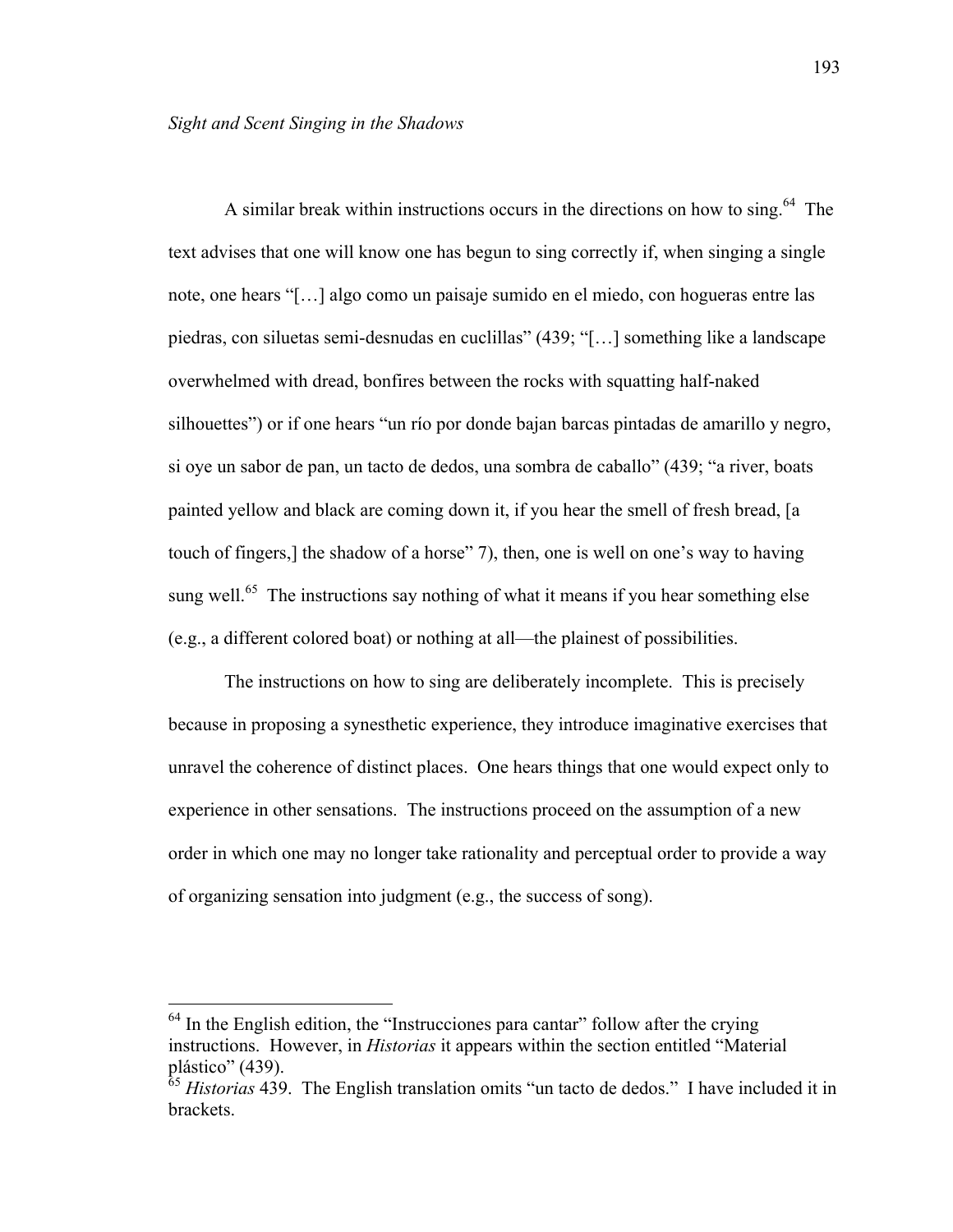*Sight and Scent Singing in the Shadows*

A similar break within instructions occurs in the directions on how to sing.[64] The text advises that one will know one has begun to sing correctly if, when singing a single note, one hears "[…] algo como un paisaje sumido en el miedo, con hogueras entre las piedras, con siluetas semi-desnudas en cuclillas" (439; "[…] something like a landscape overwhelmed with dread, bonfires between the rocks with squatting half-naked silhouettes") or if one hears "un río por donde bajan barcas pintadas de amarillo y negro, si oye un sabor de pan, un tacto de dedos, una sombra de caballo" (439; "a river, boats painted yellow and black are coming down it, if you hear the smell of fresh bread, [a touch of fingers,] the shadow of a horse" 7), then, one is well on one's way to having sung well.[65] The instructions say nothing of what it means if you hear something else (e.g., a different colored boat) or nothing at all—the plainest of possibilities.

The instructions on how to sing are deliberately incomplete. This is precisely because in proposing a synesthetic experience, they introduce imaginative exercises that unravel the coherence of distinct places. One hears things that one would expect only to experience in other sensations. The instructions proceed on the assumption of a new order in which one may no longer take rationality and perceptual order to provide a way of organizing sensation into judgment (e.g., the success of song).

[64] In the English edition, the "Instrucciones para cantar" follow after the crying instructions. However, in *Historias* it appears within the section entitled "Material plástico" (439).

[65] *Historias* 439. The English translation omits "un tacto de dedos." I have included it in brackets.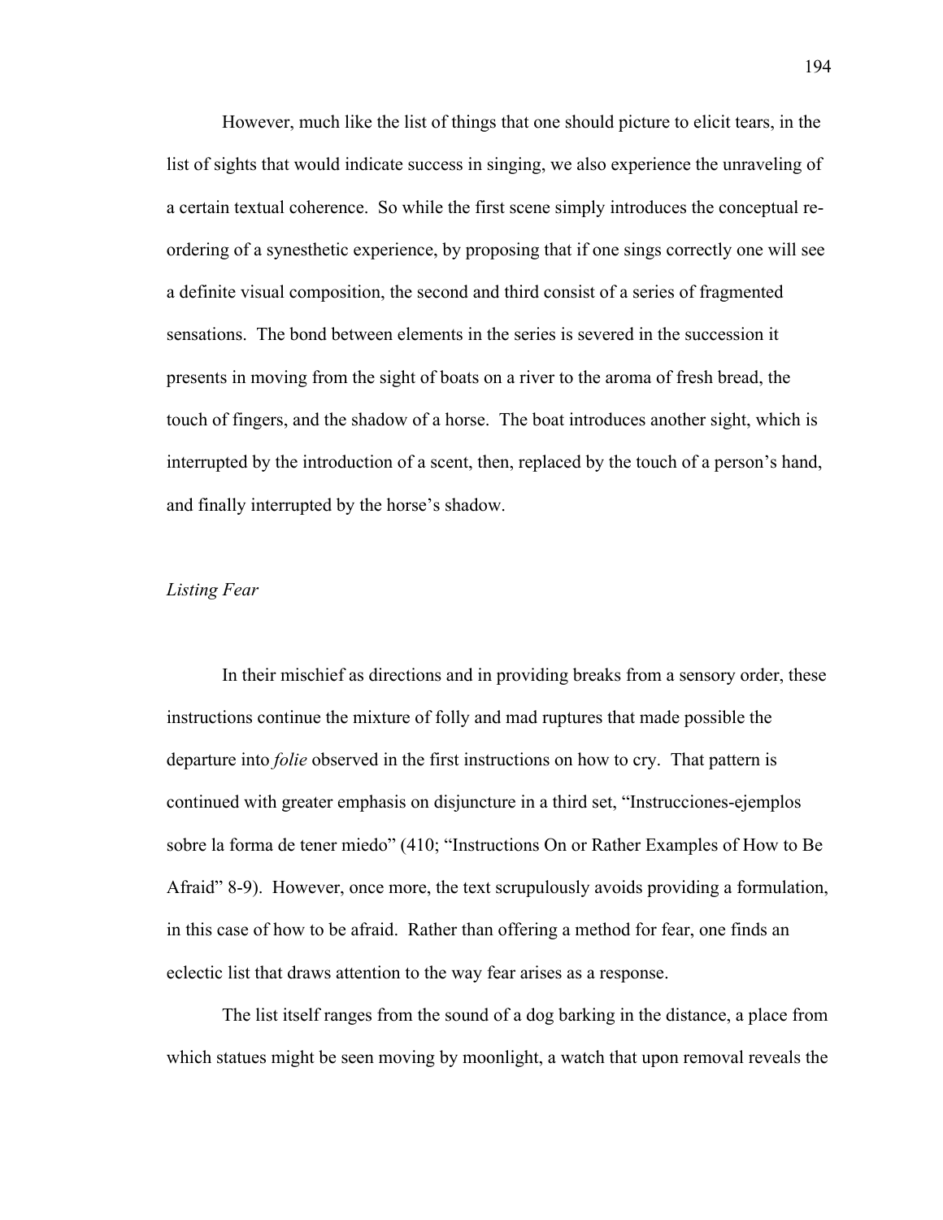However, much like the list of things that one should picture to elicit tears, in the list of sights that would indicate success in singing, we also experience the unraveling of a certain textual coherence. So while the first scene simply introduces the conceptual re-ordering of a synesthetic experience, by proposing that if one sings correctly one will see a definite visual composition, the second and third consist of a series of fragmented sensations. The bond between elements in the series is severed in the succession it presents in moving from the sight of boats on a river to the aroma of fresh bread, the touch of fingers, and the shadow of a horse. The boat introduces another sight, which is interrupted by the introduction of a scent, then, replaced by the touch of a person's hand, and finally interrupted by the horse's shadow.

### *Listing Fear*

In their mischief as directions and in providing breaks from a sensory order, these instructions continue the mixture of folly and mad ruptures that made possible the departure into *folie* observed in the first instructions on how to cry. That pattern is continued with greater emphasis on disjuncture in a third set, "Instrucciones-ejemplos sobre la forma de tener miedo" (410; "Instructions On or Rather Examples of How to Be Afraid" 8-9). However, once more, the text scrupulously avoids providing a formulation, in this case of how to be afraid. Rather than offering a method for fear, one finds an eclectic list that draws attention to the way fear arises as a response.

The list itself ranges from the sound of a dog barking in the distance, a place from which statues might be seen moving by moonlight, a watch that upon removal reveals the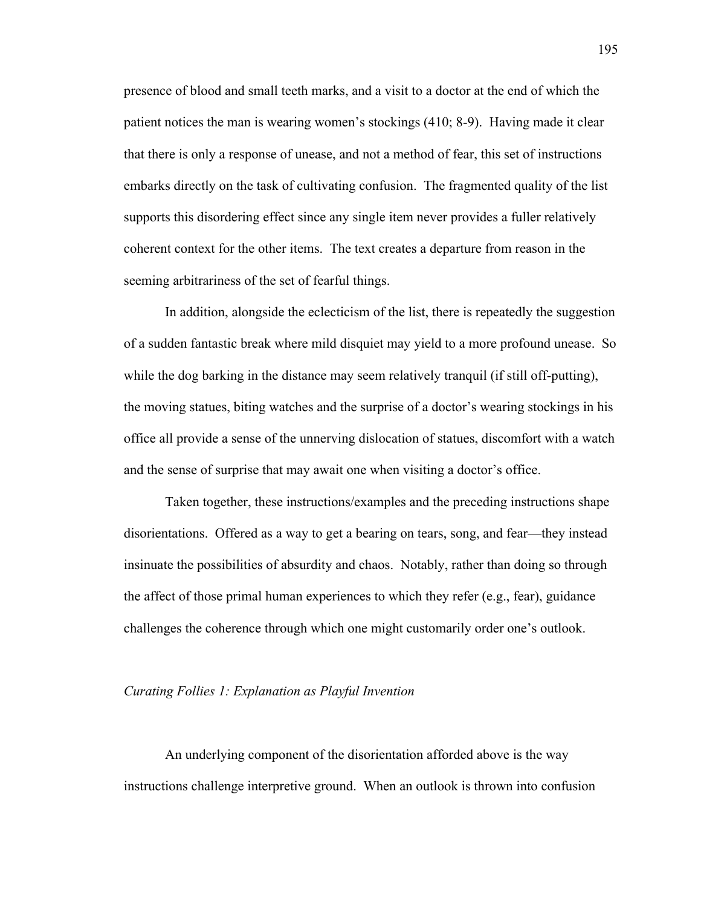presence of blood and small teeth marks, and a visit to a doctor at the end of which the patient notices the man is wearing women's stockings (410; 8-9). Having made it clear that there is only a response of unease, and not a method of fear, this set of instructions embarks directly on the task of cultivating confusion. The fragmented quality of the list supports this disordering effect since any single item never provides a fuller relatively coherent context for the other items. The text creates a departure from reason in the seeming arbitrariness of the set of fearful things.

In addition, alongside the eclecticism of the list, there is repeatedly the suggestion of a sudden fantastic break where mild disquiet may yield to a more profound unease. So while the dog barking in the distance may seem relatively tranquil (if still off-putting), the moving statues, biting watches and the surprise of a doctor's wearing stockings in his office all provide a sense of the unnerving dislocation of statues, discomfort with a watch and the sense of surprise that may await one when visiting a doctor's office.

Taken together, these instructions/examples and the preceding instructions shape disorientations. Offered as a way to get a bearing on tears, song, and fear—they instead insinuate the possibilities of absurdity and chaos. Notably, rather than doing so through the affect of those primal human experiences to which they refer (e.g., fear), guidance challenges the coherence through which one might customarily order one's outlook.

### *Curating Follies 1: Explanation as Playful Invention*

An underlying component of the disorientation afforded above is the way instructions challenge interpretive ground. When an outlook is thrown into confusion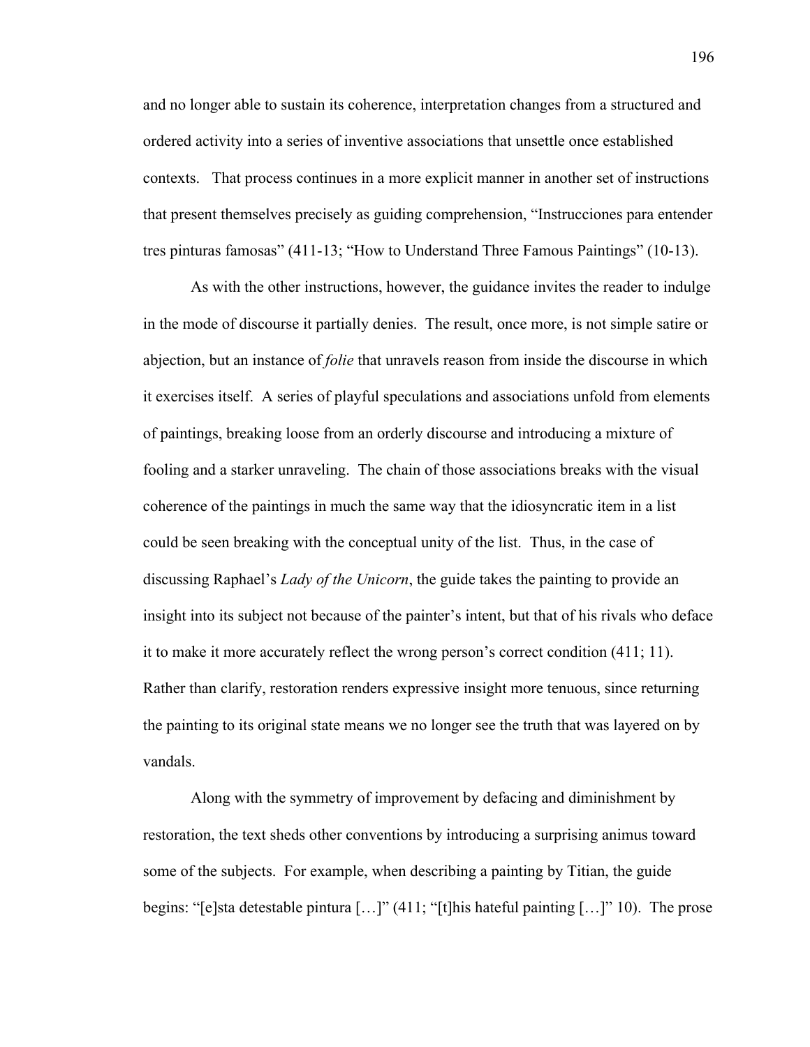and no longer able to sustain its coherence, interpretation changes from a structured and ordered activity into a series of inventive associations that unsettle once established contexts.   That process continues in a more explicit manner in another set of instructions that present themselves precisely as guiding comprehension, "Instrucciones para entender tres pinturas famosas" (411-13; "How to Understand Three Famous Paintings" (10-13).

As with the other instructions, however, the guidance invites the reader to indulge in the mode of discourse it partially denies.  The result, once more, is not simple satire or abjection, but an instance of *folie* that unravels reason from inside the discourse in which it exercises itself.  A series of playful speculations and associations unfold from elements of paintings, breaking loose from an orderly discourse and introducing a mixture of fooling and a starker unraveling.  The chain of those associations breaks with the visual coherence of the paintings in much the same way that the idiosyncratic item in a list could be seen breaking with the conceptual unity of the list.  Thus, in the case of discussing Raphael's *Lady of the Unicorn*, the guide takes the painting to provide an insight into its subject not because of the painter's intent, but that of his rivals who deface it to make it more accurately reflect the wrong person's correct condition (411; 11). Rather than clarify, restoration renders expressive insight more tenuous, since returning the painting to its original state means we no longer see the truth that was layered on by vandals.

Along with the symmetry of improvement by defacing and diminishment by restoration, the text sheds other conventions by introducing a surprising animus toward some of the subjects.  For example, when describing a painting by Titian, the guide begins: "[e]sta detestable pintura […]" (411; "[t]his hateful painting […]" 10).  The prose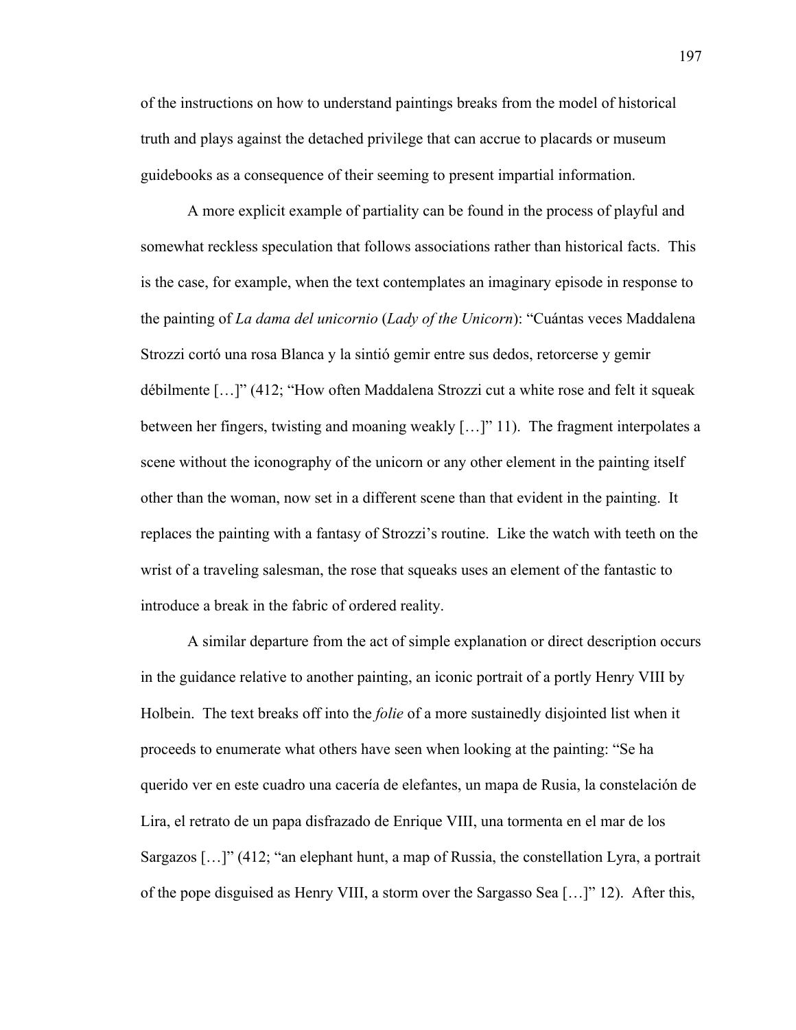of the instructions on how to understand paintings breaks from the model of historical truth and plays against the detached privilege that can accrue to placards or museum guidebooks as a consequence of their seeming to present impartial information.

A more explicit example of partiality can be found in the process of playful and somewhat reckless speculation that follows associations rather than historical facts. This is the case, for example, when the text contemplates an imaginary episode in response to the painting of *La dama del unicornio* (*Lady of the Unicorn*): "Cuántas veces Maddalena Strozzi cortó una rosa Blanca y la sintió gemir entre sus dedos, retorcerse y gemir débilmente […]" (412; "How often Maddalena Strozzi cut a white rose and felt it squeak between her fingers, twisting and moaning weakly […]" 11). The fragment interpolates a scene without the iconography of the unicorn or any other element in the painting itself other than the woman, now set in a different scene than that evident in the painting. It replaces the painting with a fantasy of Strozzi's routine. Like the watch with teeth on the wrist of a traveling salesman, the rose that squeaks uses an element of the fantastic to introduce a break in the fabric of ordered reality.

A similar departure from the act of simple explanation or direct description occurs in the guidance relative to another painting, an iconic portrait of a portly Henry VIII by Holbein. The text breaks off into the *folie* of a more sustainedly disjointed list when it proceeds to enumerate what others have seen when looking at the painting: "Se ha querido ver en este cuadro una cacería de elefantes, un mapa de Rusia, la constelación de Lira, el retrato de un papa disfrazado de Enrique VIII, una tormenta en el mar de los Sargazos […]" (412; "an elephant hunt, a map of Russia, the constellation Lyra, a portrait of the pope disguised as Henry VIII, a storm over the Sargasso Sea […]" 12). After this,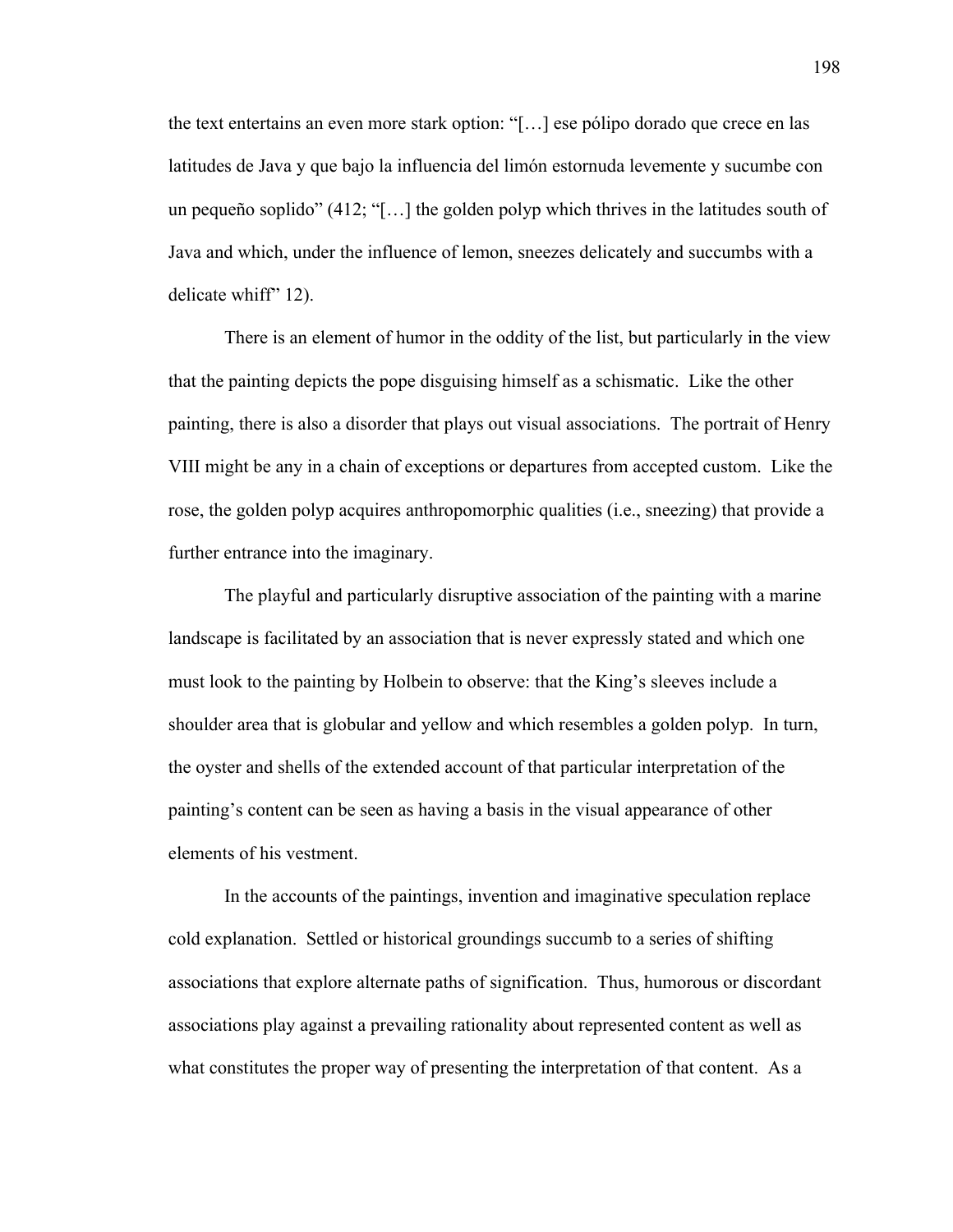the text entertains an even more stark option: "[…] ese pólipo dorado que crece en las latitudes de Java y que bajo la influencia del limón estornuda levemente y sucumbe con un pequeño soplido" (412; "[…] the golden polyp which thrives in the latitudes south of Java and which, under the influence of lemon, sneezes delicately and succumbs with a delicate whiff" 12).

There is an element of humor in the oddity of the list, but particularly in the view that the painting depicts the pope disguising himself as a schismatic. Like the other painting, there is also a disorder that plays out visual associations. The portrait of Henry VIII might be any in a chain of exceptions or departures from accepted custom. Like the rose, the golden polyp acquires anthropomorphic qualities (i.e., sneezing) that provide a further entrance into the imaginary.

The playful and particularly disruptive association of the painting with a marine landscape is facilitated by an association that is never expressly stated and which one must look to the painting by Holbein to observe: that the King's sleeves include a shoulder area that is globular and yellow and which resembles a golden polyp. In turn, the oyster and shells of the extended account of that particular interpretation of the painting's content can be seen as having a basis in the visual appearance of other elements of his vestment.

In the accounts of the paintings, invention and imaginative speculation replace cold explanation. Settled or historical groundings succumb to a series of shifting associations that explore alternate paths of signification. Thus, humorous or discordant associations play against a prevailing rationality about represented content as well as what constitutes the proper way of presenting the interpretation of that content. As a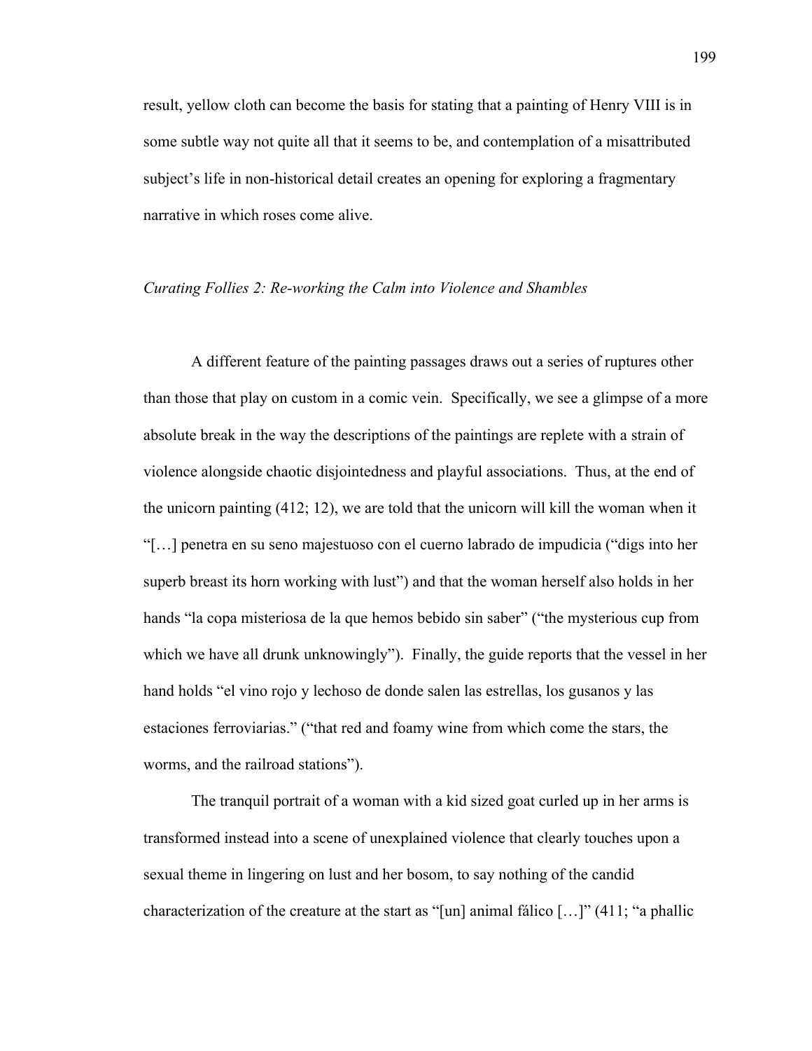result, yellow cloth can become the basis for stating that a painting of Henry VIII is in some subtle way not quite all that it seems to be, and contemplation of a misattributed subject's life in non-historical detail creates an opening for exploring a fragmentary narrative in which roses come alive.

*Curating Follies 2: Re-working the Calm into Violence and Shambles*

A different feature of the painting passages draws out a series of ruptures other than those that play on custom in a comic vein. Specifically, we see a glimpse of a more absolute break in the way the descriptions of the paintings are replete with a strain of violence alongside chaotic disjointedness and playful associations. Thus, at the end of the unicorn painting (412; 12), we are told that the unicorn will kill the woman when it "[…] penetra en su seno majestuoso con el cuerno labrado de impudicia ("digs into her superb breast its horn working with lust") and that the woman herself also holds in her hands "la copa misteriosa de la que hemos bebido sin saber" ("the mysterious cup from which we have all drunk unknowingly"). Finally, the guide reports that the vessel in her hand holds "el vino rojo y lechoso de donde salen las estrellas, los gusanos y las estaciones ferroviarias." ("that red and foamy wine from which come the stars, the worms, and the railroad stations").

The tranquil portrait of a woman with a kid sized goat curled up in her arms is transformed instead into a scene of unexplained violence that clearly touches upon a sexual theme in lingering on lust and her bosom, to say nothing of the candid characterization of the creature at the start as "[un] animal fálico […]" (411; "a phallic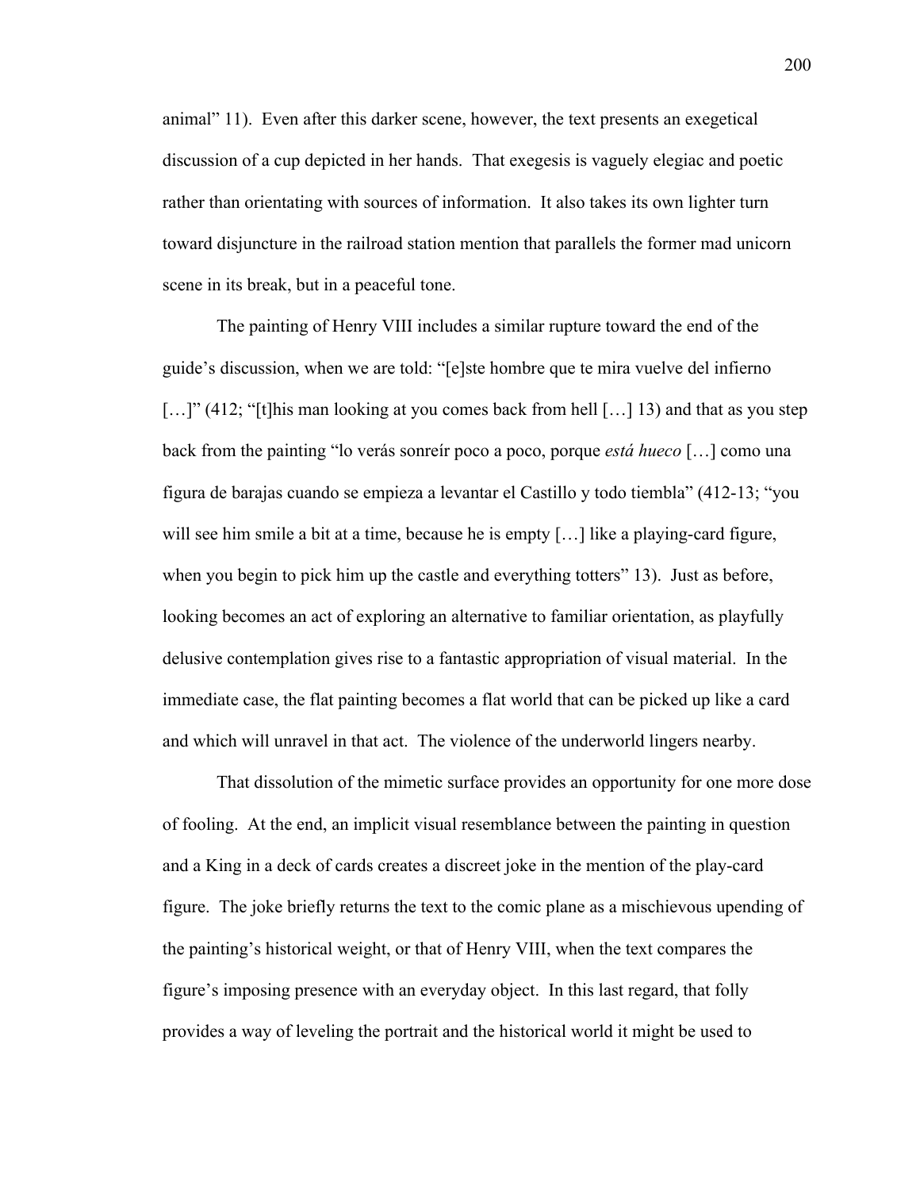animal" 11). Even after this darker scene, however, the text presents an exegetical discussion of a cup depicted in her hands. That exegesis is vaguely elegiac and poetic rather than orientating with sources of information. It also takes its own lighter turn toward disjuncture in the railroad station mention that parallels the former mad unicorn scene in its break, but in a peaceful tone.

The painting of Henry VIII includes a similar rupture toward the end of the guide's discussion, when we are told: "[e]ste hombre que te mira vuelve del infierno […]" (412; "[t]his man looking at you comes back from hell […] 13) and that as you step back from the painting "lo verás sonreír poco a poco, porque *está hueco* […] como una figura de barajas cuando se empieza a levantar el Castillo y todo tiembla" (412-13; "you will see him smile a bit at a time, because he is empty […] like a playing-card figure, when you begin to pick him up the castle and everything totters" 13). Just as before, looking becomes an act of exploring an alternative to familiar orientation, as playfully delusive contemplation gives rise to a fantastic appropriation of visual material. In the immediate case, the flat painting becomes a flat world that can be picked up like a card and which will unravel in that act. The violence of the underworld lingers nearby.

That dissolution of the mimetic surface provides an opportunity for one more dose of fooling. At the end, an implicit visual resemblance between the painting in question and a King in a deck of cards creates a discreet joke in the mention of the play-card figure. The joke briefly returns the text to the comic plane as a mischievous upending of the painting's historical weight, or that of Henry VIII, when the text compares the figure's imposing presence with an everyday object. In this last regard, that folly provides a way of leveling the portrait and the historical world it might be used to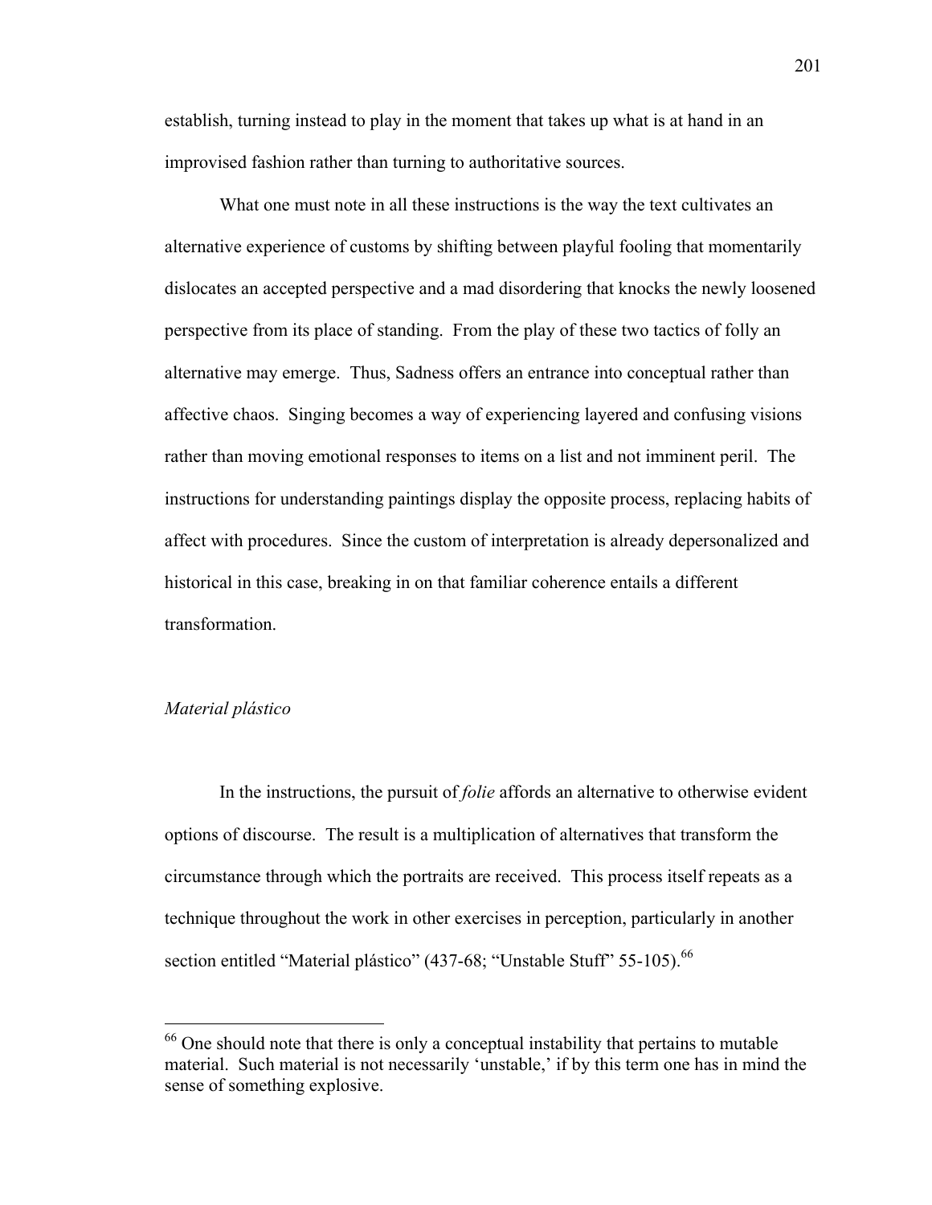establish, turning instead to play in the moment that takes up what is at hand in an improvised fashion rather than turning to authoritative sources.

What one must note in all these instructions is the way the text cultivates an alternative experience of customs by shifting between playful fooling that momentarily dislocates an accepted perspective and a mad disordering that knocks the newly loosened perspective from its place of standing. From the play of these two tactics of folly an alternative may emerge. Thus, Sadness offers an entrance into conceptual rather than affective chaos. Singing becomes a way of experiencing layered and confusing visions rather than moving emotional responses to items on a list and not imminent peril. The instructions for understanding paintings display the opposite process, replacing habits of affect with procedures. Since the custom of interpretation is already depersonalized and historical in this case, breaking in on that familiar coherence entails a different transformation.

### *Material plástico*

In the instructions, the pursuit of *folie* affords an alternative to otherwise evident options of discourse. The result is a multiplication of alternatives that transform the circumstance through which the portraits are received. This process itself repeats as a technique throughout the work in other exercises in perception, particularly in another section entitled "Material plástico" (437-68; "Unstable Stuff" 55-105).[66]

---

[66] One should note that there is only a conceptual instability that pertains to mutable material. Such material is not necessarily 'unstable,' if by this term one has in mind the sense of something explosive.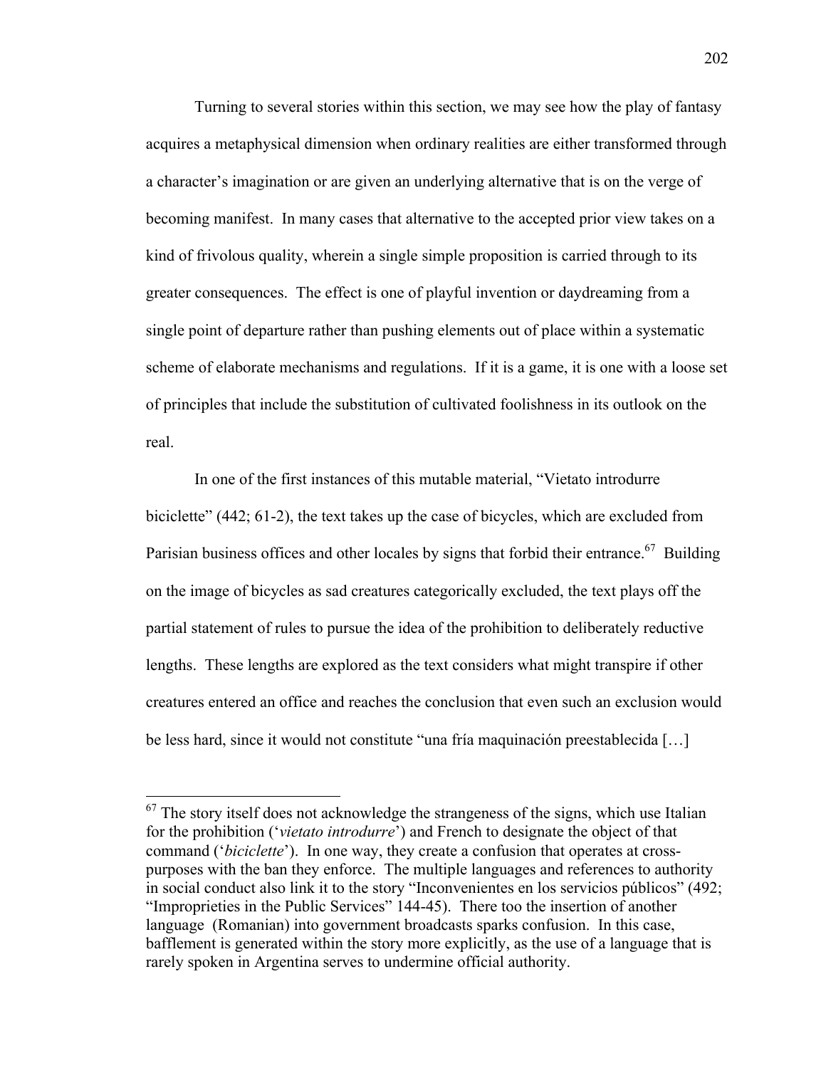Turning to several stories within this section, we may see how the play of fantasy acquires a metaphysical dimension when ordinary realities are either transformed through a character's imagination or are given an underlying alternative that is on the verge of becoming manifest. In many cases that alternative to the accepted prior view takes on a kind of frivolous quality, wherein a single simple proposition is carried through to its greater consequences. The effect is one of playful invention or daydreaming from a single point of departure rather than pushing elements out of place within a systematic scheme of elaborate mechanisms and regulations. If it is a game, it is one with a loose set of principles that include the substitution of cultivated foolishness in its outlook on the real.

In one of the first instances of this mutable material, "Vietato introdurre biciclette" (442; 61-2), the text takes up the case of bicycles, which are excluded from Parisian business offices and other locales by signs that forbid their entrance.[67] Building on the image of bicycles as sad creatures categorically excluded, the text plays off the partial statement of rules to pursue the idea of the prohibition to deliberately reductive lengths. These lengths are explored as the text considers what might transpire if other creatures entered an office and reaches the conclusion that even such an exclusion would be less hard, since it would not constitute "una fría maquinación preestablecida […]

---

[67] The story itself does not acknowledge the strangeness of the signs, which use Italian for the prohibition ('*vietato introdurre*') and French to designate the object of that command ('*biciclette*'). In one way, they create a confusion that operates at cross-purposes with the ban they enforce. The multiple languages and references to authority in social conduct also link it to the story "Inconvenientes en los servicios públicos" (492; "Improprieties in the Public Services" 144-45). There too the insertion of another language (Romanian) into government broadcasts sparks confusion. In this case, bafflement is generated within the story more explicitly, as the use of a language that is rarely spoken in Argentina serves to undermine official authority.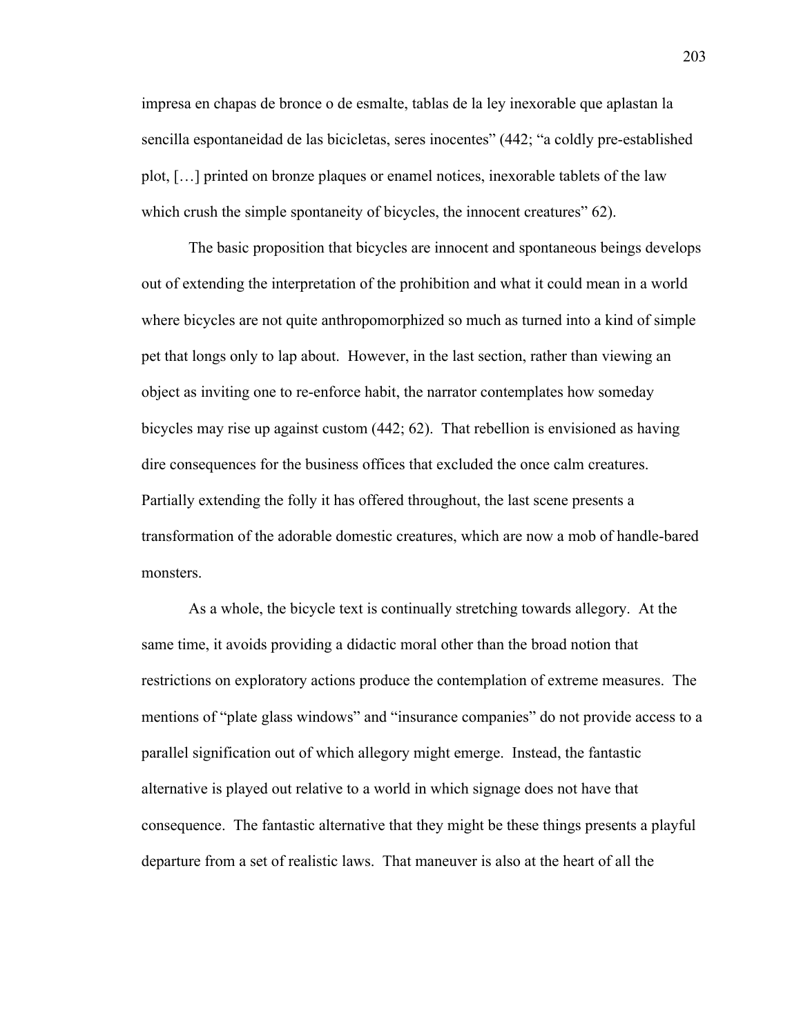impresa en chapas de bronce o de esmalte, tablas de la ley inexorable que aplastan la sencilla espontaneidad de las bicicletas, seres inocentes" (442; "a coldly pre-established plot, […] printed on bronze plaques or enamel notices, inexorable tablets of the law which crush the simple spontaneity of bicycles, the innocent creatures" 62).

The basic proposition that bicycles are innocent and spontaneous beings develops out of extending the interpretation of the prohibition and what it could mean in a world where bicycles are not quite anthropomorphized so much as turned into a kind of simple pet that longs only to lap about. However, in the last section, rather than viewing an object as inviting one to re-enforce habit, the narrator contemplates how someday bicycles may rise up against custom (442; 62). That rebellion is envisioned as having dire consequences for the business offices that excluded the once calm creatures. Partially extending the folly it has offered throughout, the last scene presents a transformation of the adorable domestic creatures, which are now a mob of handle-bared monsters.

As a whole, the bicycle text is continually stretching towards allegory. At the same time, it avoids providing a didactic moral other than the broad notion that restrictions on exploratory actions produce the contemplation of extreme measures. The mentions of "plate glass windows" and "insurance companies" do not provide access to a parallel signification out of which allegory might emerge. Instead, the fantastic alternative is played out relative to a world in which signage does not have that consequence. The fantastic alternative that they might be these things presents a playful departure from a set of realistic laws. That maneuver is also at the heart of all the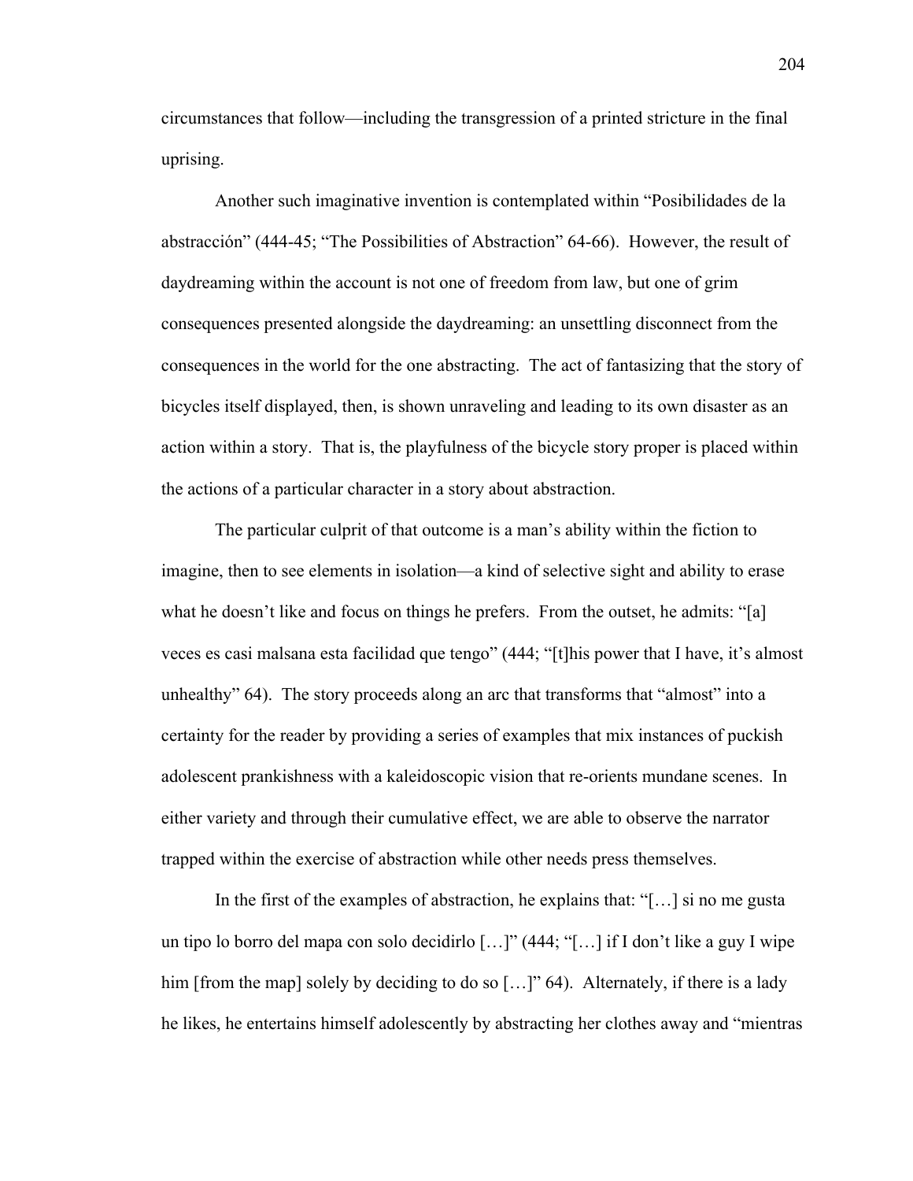circumstances that follow—including the transgression of a printed stricture in the final uprising.

Another such imaginative invention is contemplated within "Posibilidades de la abstracción" (444-45; "The Possibilities of Abstraction" 64-66). However, the result of daydreaming within the account is not one of freedom from law, but one of grim consequences presented alongside the daydreaming: an unsettling disconnect from the consequences in the world for the one abstracting. The act of fantasizing that the story of bicycles itself displayed, then, is shown unraveling and leading to its own disaster as an action within a story. That is, the playfulness of the bicycle story proper is placed within the actions of a particular character in a story about abstraction.

The particular culprit of that outcome is a man's ability within the fiction to imagine, then to see elements in isolation—a kind of selective sight and ability to erase what he doesn't like and focus on things he prefers. From the outset, he admits: "[a] veces es casi malsana esta facilidad que tengo" (444; "[t]his power that I have, it's almost unhealthy" 64). The story proceeds along an arc that transforms that "almost" into a certainty for the reader by providing a series of examples that mix instances of puckish adolescent prankishness with a kaleidoscopic vision that re-orients mundane scenes. In either variety and through their cumulative effect, we are able to observe the narrator trapped within the exercise of abstraction while other needs press themselves.

In the first of the examples of abstraction, he explains that: "[…] si no me gusta un tipo lo borro del mapa con solo decidirlo […]" (444; "[…] if I don't like a guy I wipe him [from the map] solely by deciding to do so […]" 64). Alternately, if there is a lady he likes, he entertains himself adolescently by abstracting her clothes away and "mientras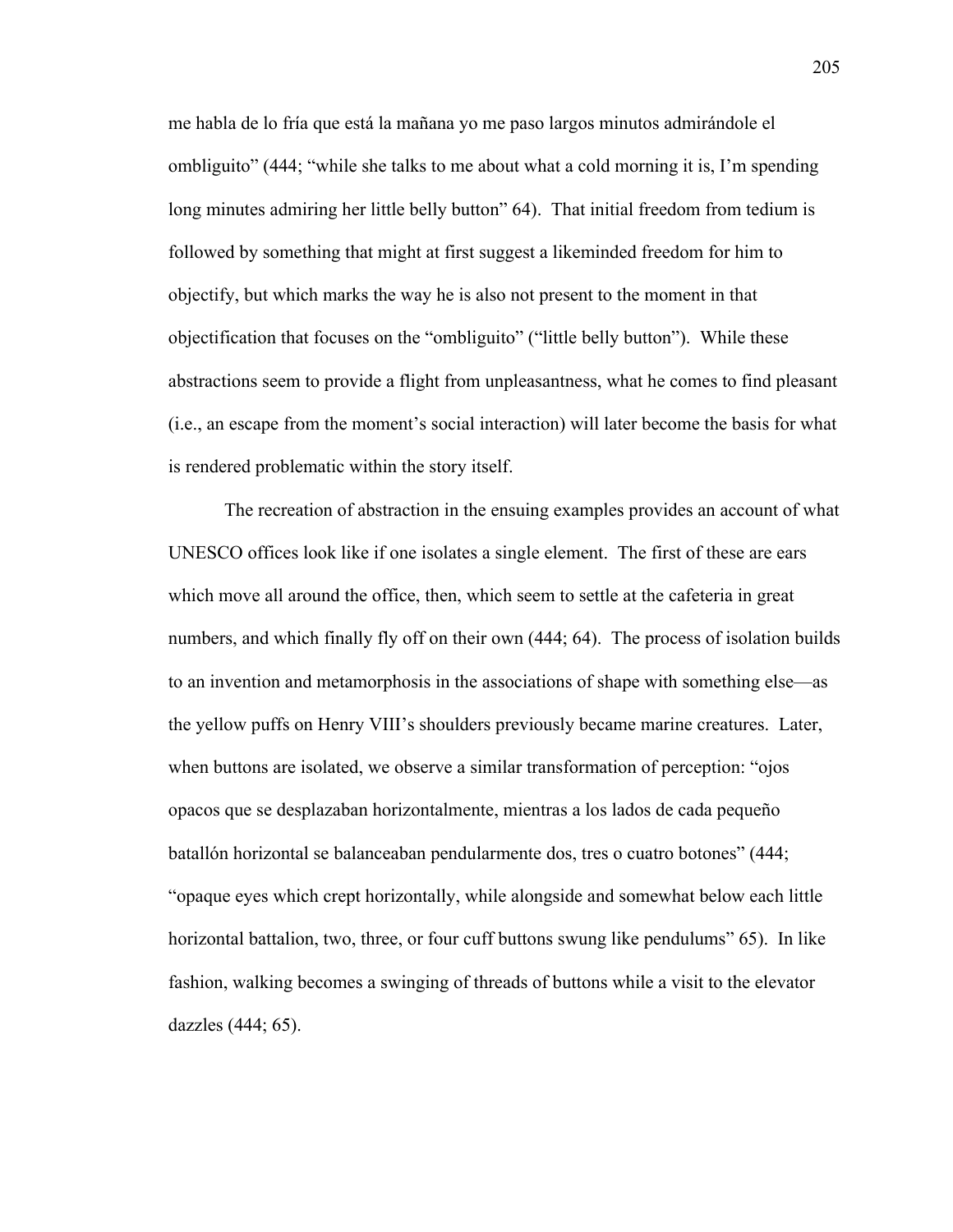me habla de lo fría que está la mañana yo me paso largos minutos admirándole el ombliguito" (444; "while she talks to me about what a cold morning it is, I'm spending long minutes admiring her little belly button" 64). That initial freedom from tedium is followed by something that might at first suggest a likeminded freedom for him to objectify, but which marks the way he is also not present to the moment in that objectification that focuses on the "ombliguito" ("little belly button"). While these abstractions seem to provide a flight from unpleasantness, what he comes to find pleasant (i.e., an escape from the moment's social interaction) will later become the basis for what is rendered problematic within the story itself.

The recreation of abstraction in the ensuing examples provides an account of what UNESCO offices look like if one isolates a single element. The first of these are ears which move all around the office, then, which seem to settle at the cafeteria in great numbers, and which finally fly off on their own (444; 64). The process of isolation builds to an invention and metamorphosis in the associations of shape with something else—as the yellow puffs on Henry VIII's shoulders previously became marine creatures. Later, when buttons are isolated, we observe a similar transformation of perception: "ojos opacos que se desplazaban horizontalmente, mientras a los lados de cada pequeño batallón horizontal se balanceaban pendularmente dos, tres o cuatro botones" (444; "opaque eyes which crept horizontally, while alongside and somewhat below each little horizontal battalion, two, three, or four cuff buttons swung like pendulums" 65). In like fashion, walking becomes a swinging of threads of buttons while a visit to the elevator dazzles (444; 65).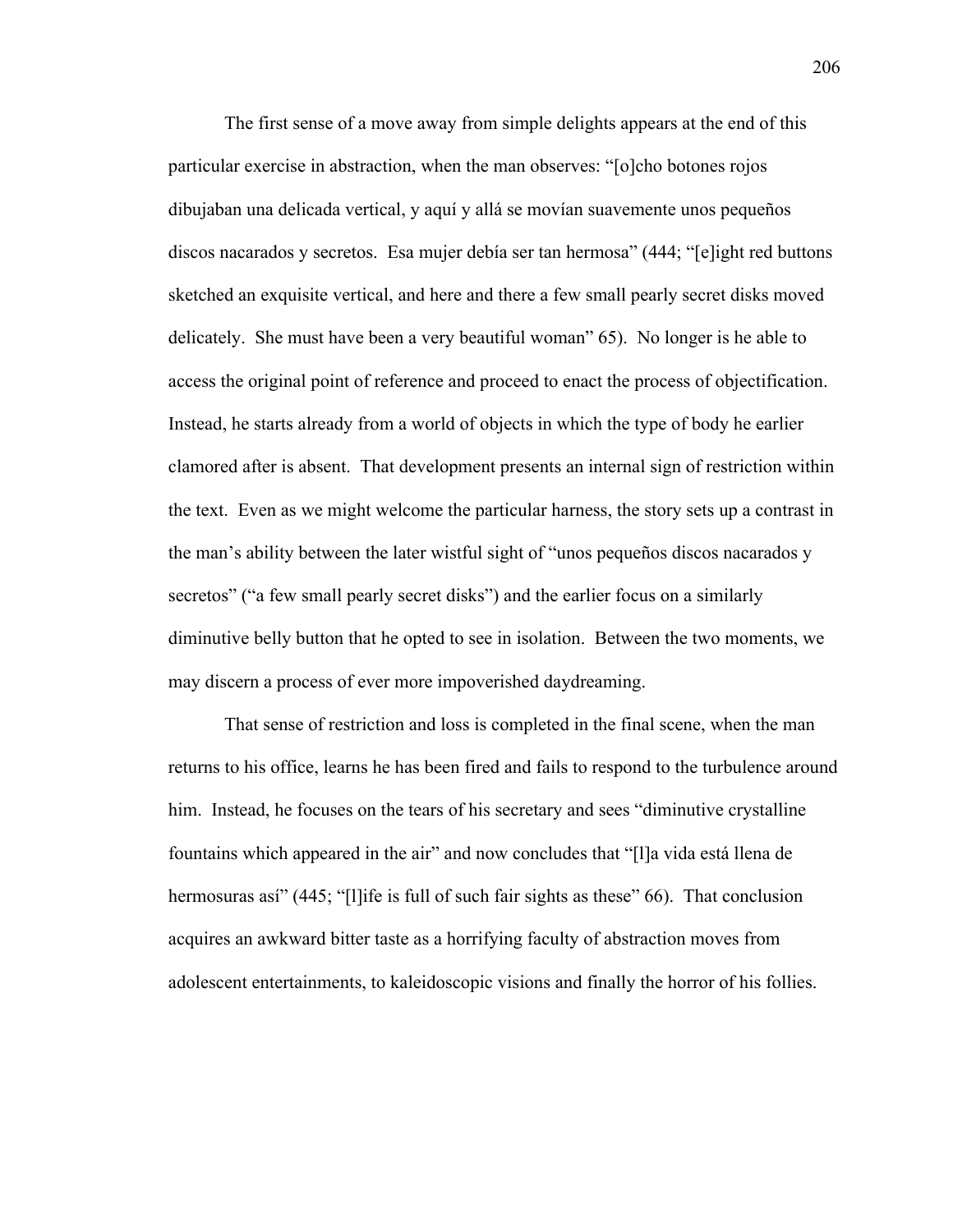The first sense of a move away from simple delights appears at the end of this particular exercise in abstraction, when the man observes: "[o]cho botones rojos dibujaban una delicada vertical, y aquí y allá se movían suavemente unos pequeños discos nacarados y secretos. Esa mujer debía ser tan hermosa" (444; "[e]ight red buttons sketched an exquisite vertical, and here and there a few small pearly secret disks moved delicately. She must have been a very beautiful woman" 65). No longer is he able to access the original point of reference and proceed to enact the process of objectification. Instead, he starts already from a world of objects in which the type of body he earlier clamored after is absent. That development presents an internal sign of restriction within the text. Even as we might welcome the particular harness, the story sets up a contrast in the man's ability between the later wistful sight of "unos pequeños discos nacarados y secretos" ("a few small pearly secret disks") and the earlier focus on a similarly diminutive belly button that he opted to see in isolation. Between the two moments, we may discern a process of ever more impoverished daydreaming.

That sense of restriction and loss is completed in the final scene, when the man returns to his office, learns he has been fired and fails to respond to the turbulence around him. Instead, he focuses on the tears of his secretary and sees "diminutive crystalline fountains which appeared in the air" and now concludes that "[l]a vida está llena de hermosuras así" (445; "[l]ife is full of such fair sights as these" 66). That conclusion acquires an awkward bitter taste as a horrifying faculty of abstraction moves from adolescent entertainments, to kaleidoscopic visions and finally the horror of his follies.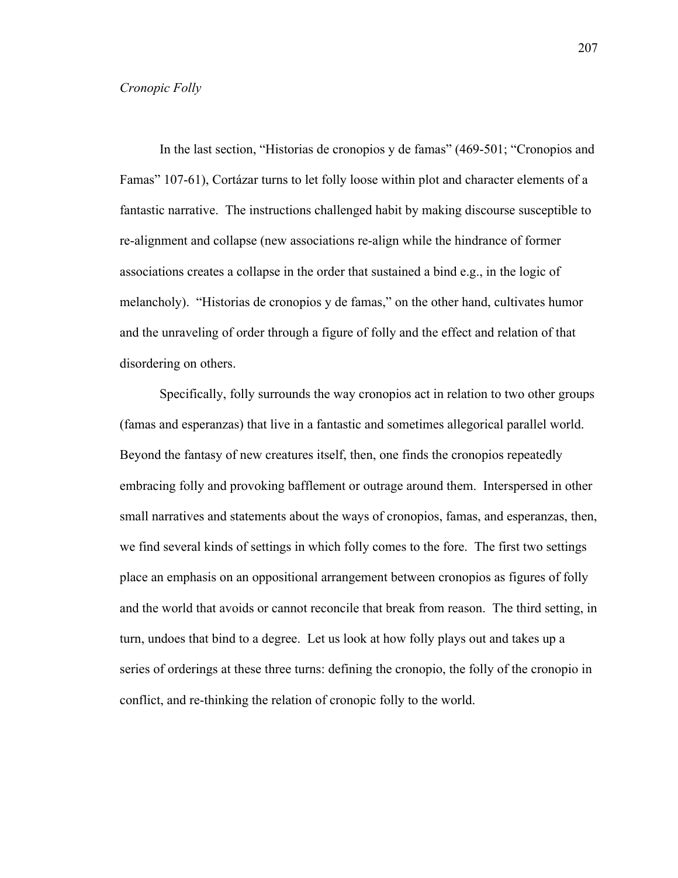*Cronopic Folly*

In the last section, "Historias de cronopios y de famas" (469-501; "Cronopios and Famas" 107-61), Cortázar turns to let folly loose within plot and character elements of a fantastic narrative. The instructions challenged habit by making discourse susceptible to re-alignment and collapse (new associations re-align while the hindrance of former associations creates a collapse in the order that sustained a bind e.g., in the logic of melancholy). "Historias de cronopios y de famas," on the other hand, cultivates humor and the unraveling of order through a figure of folly and the effect and relation of that disordering on others.

Specifically, folly surrounds the way cronopios act in relation to two other groups (famas and esperanzas) that live in a fantastic and sometimes allegorical parallel world. Beyond the fantasy of new creatures itself, then, one finds the cronopios repeatedly embracing folly and provoking bafflement or outrage around them. Interspersed in other small narratives and statements about the ways of cronopios, famas, and esperanzas, then, we find several kinds of settings in which folly comes to the fore. The first two settings place an emphasis on an oppositional arrangement between cronopios as figures of folly and the world that avoids or cannot reconcile that break from reason. The third setting, in turn, undoes that bind to a degree. Let us look at how folly plays out and takes up a series of orderings at these three turns: defining the cronopio, the folly of the cronopio in conflict, and re-thinking the relation of cronopic folly to the world.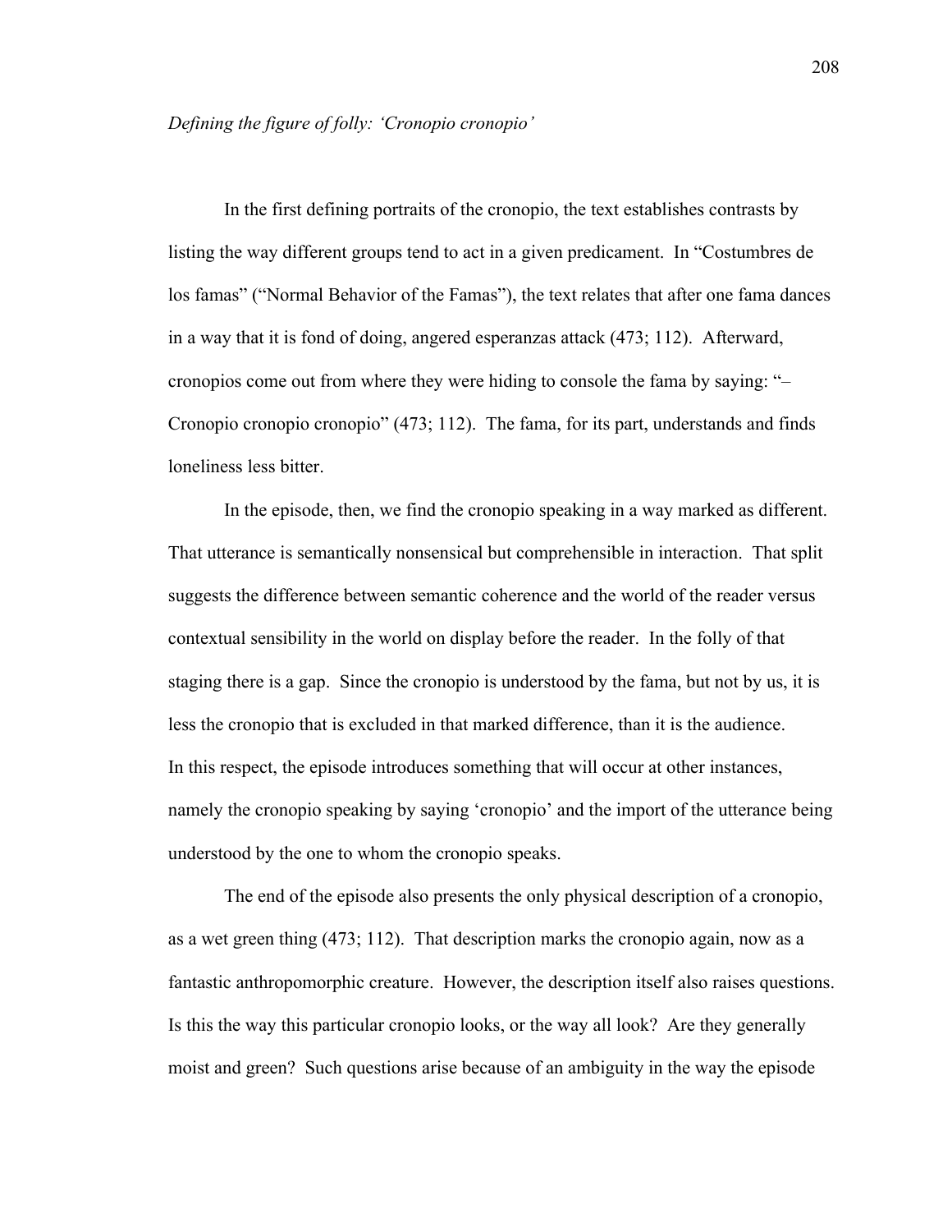*Defining the figure of folly: ‘Cronopio cronopio’*

In the first defining portraits of the cronopio, the text establishes contrasts by listing the way different groups tend to act in a given predicament. In “Costumbres de los famas” (“Normal Behavior of the Famas”), the text relates that after one fama dances in a way that it is fond of doing, angered esperanzas attack (473; 112). Afterward, cronopios come out from where they were hiding to console the fama by saying: “–Cronopio cronopio cronopio” (473; 112). The fama, for its part, understands and finds loneliness less bitter.

In the episode, then, we find the cronopio speaking in a way marked as different. That utterance is semantically nonsensical but comprehensible in interaction. That split suggests the difference between semantic coherence and the world of the reader versus contextual sensibility in the world on display before the reader. In the folly of that staging there is a gap. Since the cronopio is understood by the fama, but not by us, it is less the cronopio that is excluded in that marked difference, than it is the audience. In this respect, the episode introduces something that will occur at other instances, namely the cronopio speaking by saying ‘cronopio’ and the import of the utterance being understood by the one to whom the cronopio speaks.

The end of the episode also presents the only physical description of a cronopio, as a wet green thing (473; 112). That description marks the cronopio again, now as a fantastic anthropomorphic creature. However, the description itself also raises questions. Is this the way this particular cronopio looks, or the way all look? Are they generally moist and green? Such questions arise because of an ambiguity in the way the episode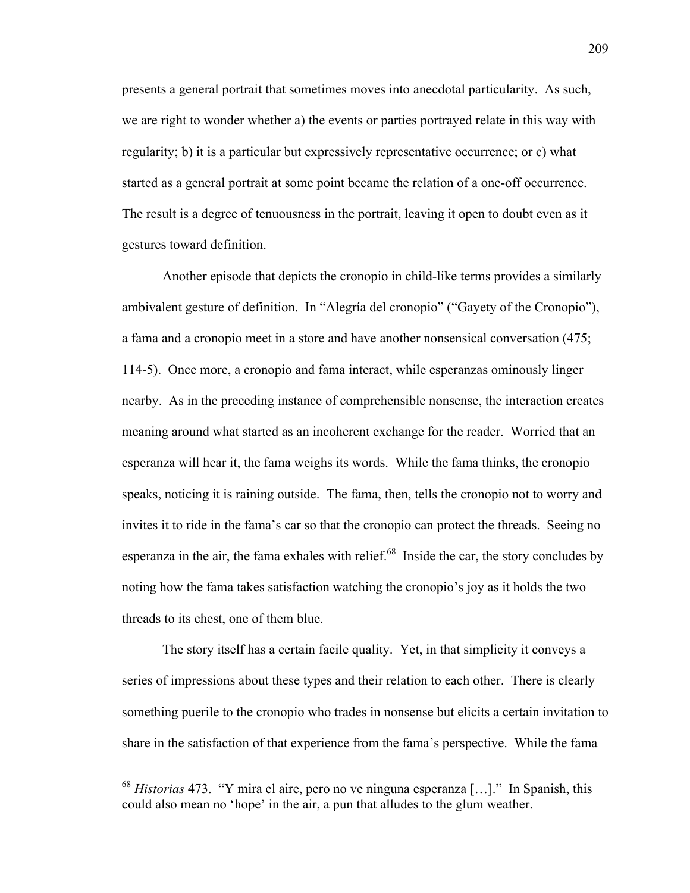presents a general portrait that sometimes moves into anecdotal particularity. As such, we are right to wonder whether a) the events or parties portrayed relate in this way with regularity; b) it is a particular but expressively representative occurrence; or c) what started as a general portrait at some point became the relation of a one-off occurrence. The result is a degree of tenuousness in the portrait, leaving it open to doubt even as it gestures toward definition.

Another episode that depicts the cronopio in child-like terms provides a similarly ambivalent gesture of definition. In "Alegría del cronopio" ("Gayety of the Cronopio"), a fama and a cronopio meet in a store and have another nonsensical conversation (475; 114-5). Once more, a cronopio and fama interact, while esperanzas ominously linger nearby. As in the preceding instance of comprehensible nonsense, the interaction creates meaning around what started as an incoherent exchange for the reader. Worried that an esperanza will hear it, the fama weighs its words. While the fama thinks, the cronopio speaks, noticing it is raining outside. The fama, then, tells the cronopio not to worry and invites it to ride in the fama's car so that the cronopio can protect the threads. Seeing no esperanza in the air, the fama exhales with relief.[68] Inside the car, the story concludes by noting how the fama takes satisfaction watching the cronopio's joy as it holds the two threads to its chest, one of them blue.

The story itself has a certain facile quality. Yet, in that simplicity it conveys a series of impressions about these types and their relation to each other. There is clearly something puerile to the cronopio who trades in nonsense but elicits a certain invitation to share in the satisfaction of that experience from the fama's perspective. While the fama

---

[68] *Historias* 473. "Y mira el aire, pero no ve ninguna esperanza […]." In Spanish, this could also mean no 'hope' in the air, a pun that alludes to the glum weather.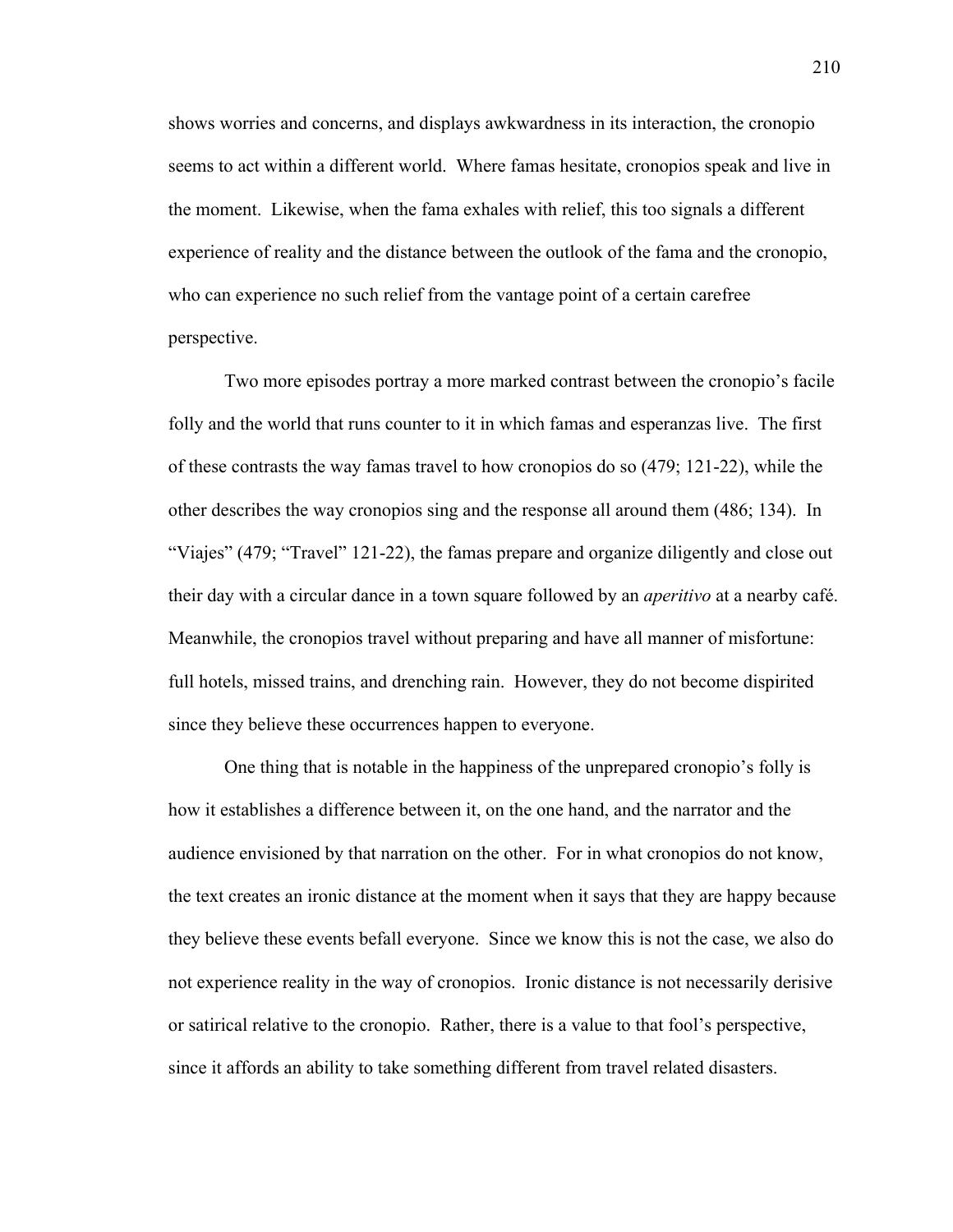shows worries and concerns, and displays awkwardness in its interaction, the cronopio seems to act within a different world. Where famas hesitate, cronopios speak and live in the moment. Likewise, when the fama exhales with relief, this too signals a different experience of reality and the distance between the outlook of the fama and the cronopio, who can experience no such relief from the vantage point of a certain carefree perspective.

Two more episodes portray a more marked contrast between the cronopio's facile folly and the world that runs counter to it in which famas and esperanzas live. The first of these contrasts the way famas travel to how cronopios do so (479; 121-22), while the other describes the way cronopios sing and the response all around them (486; 134). In "Viajes" (479; "Travel" 121-22), the famas prepare and organize diligently and close out their day with a circular dance in a town square followed by an *aperitivo* at a nearby café. Meanwhile, the cronopios travel without preparing and have all manner of misfortune: full hotels, missed trains, and drenching rain. However, they do not become dispirited since they believe these occurrences happen to everyone.

One thing that is notable in the happiness of the unprepared cronopio's folly is how it establishes a difference between it, on the one hand, and the narrator and the audience envisioned by that narration on the other. For in what cronopios do not know, the text creates an ironic distance at the moment when it says that they are happy because they believe these events befall everyone. Since we know this is not the case, we also do not experience reality in the way of cronopios. Ironic distance is not necessarily derisive or satirical relative to the cronopio. Rather, there is a value to that fool's perspective, since it affords an ability to take something different from travel related disasters.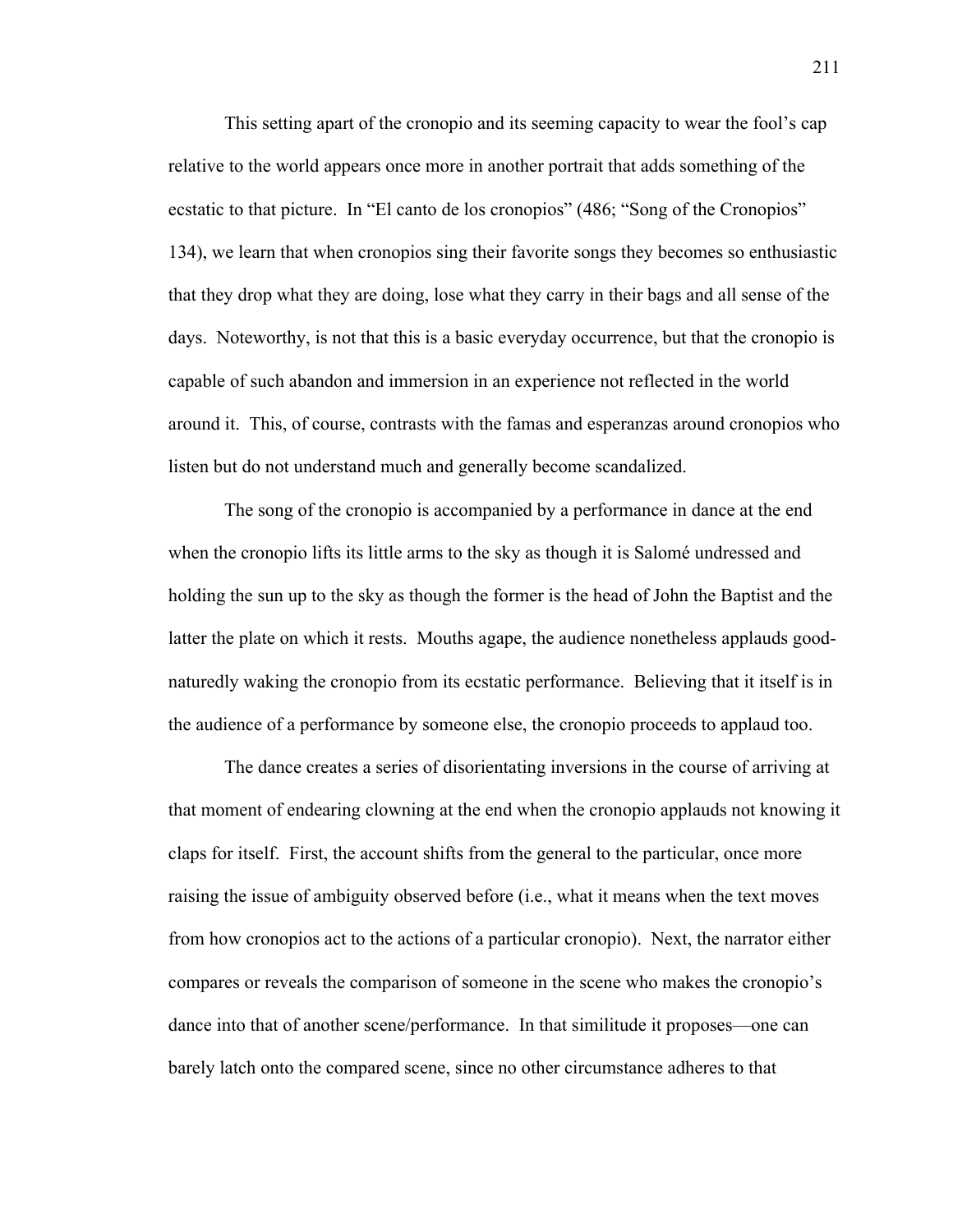This setting apart of the cronopio and its seeming capacity to wear the fool's cap relative to the world appears once more in another portrait that adds something of the ecstatic to that picture. In "El canto de los cronopios" (486; "Song of the Cronopios" 134), we learn that when cronopios sing their favorite songs they becomes so enthusiastic that they drop what they are doing, lose what they carry in their bags and all sense of the days. Noteworthy, is not that this is a basic everyday occurrence, but that the cronopio is capable of such abandon and immersion in an experience not reflected in the world around it. This, of course, contrasts with the famas and esperanzas around cronopios who listen but do not understand much and generally become scandalized.

The song of the cronopio is accompanied by a performance in dance at the end when the cronopio lifts its little arms to the sky as though it is Salomé undressed and holding the sun up to the sky as though the former is the head of John the Baptist and the latter the plate on which it rests. Mouths agape, the audience nonetheless applauds good-naturedly waking the cronopio from its ecstatic performance. Believing that it itself is in the audience of a performance by someone else, the cronopio proceeds to applaud too.

The dance creates a series of disorientating inversions in the course of arriving at that moment of endearing clowning at the end when the cronopio applauds not knowing it claps for itself. First, the account shifts from the general to the particular, once more raising the issue of ambiguity observed before (i.e., what it means when the text moves from how cronopios act to the actions of a particular cronopio). Next, the narrator either compares or reveals the comparison of someone in the scene who makes the cronopio's dance into that of another scene/performance. In that similitude it proposes—one can barely latch onto the compared scene, since no other circumstance adheres to that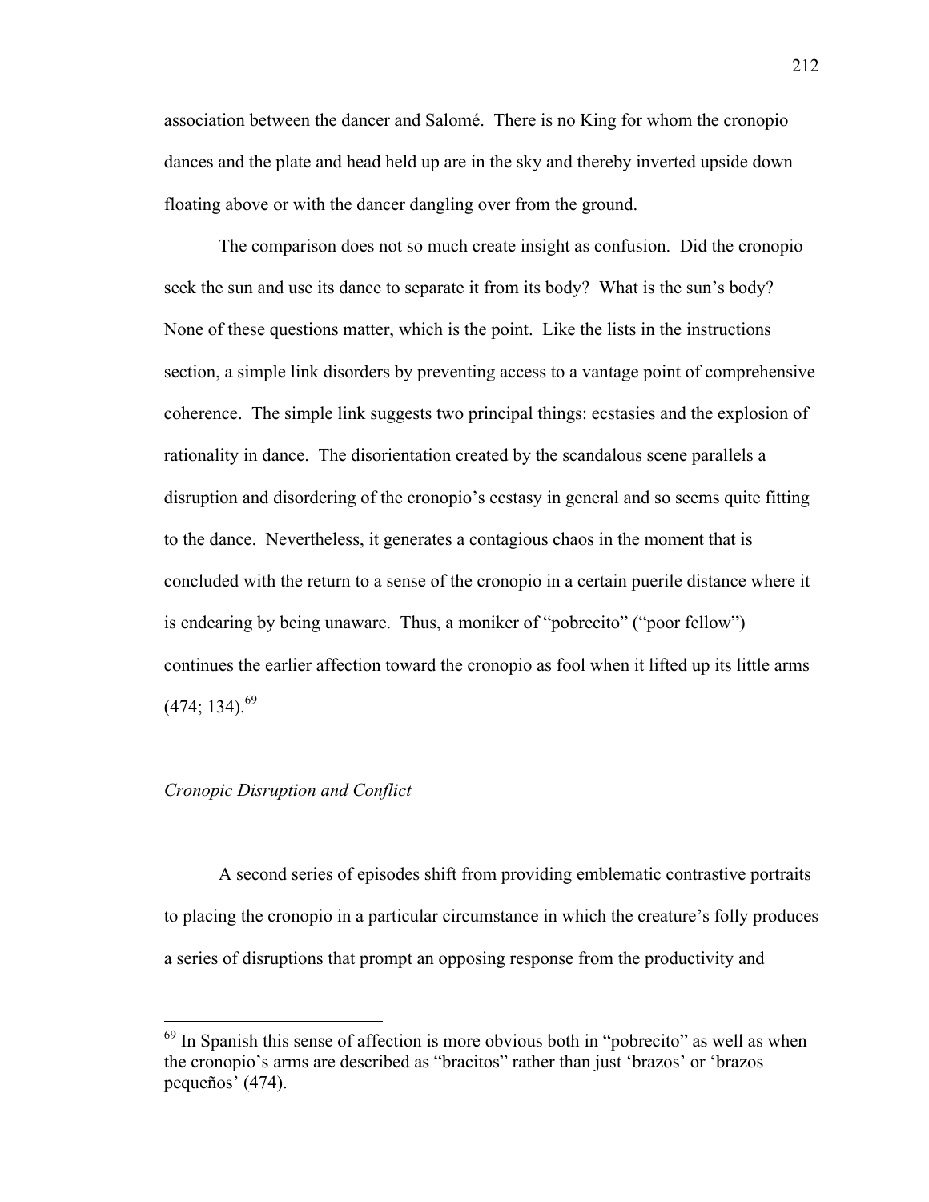association between the dancer and Salomé. There is no King for whom the cronopio dances and the plate and head held up are in the sky and thereby inverted upside down floating above or with the dancer dangling over from the ground.

The comparison does not so much create insight as confusion. Did the cronopio seek the sun and use its dance to separate it from its body? What is the sun's body? None of these questions matter, which is the point. Like the lists in the instructions section, a simple link disorders by preventing access to a vantage point of comprehensive coherence. The simple link suggests two principal things: ecstasies and the explosion of rationality in dance. The disorientation created by the scandalous scene parallels a disruption and disordering of the cronopio's ecstasy in general and so seems quite fitting to the dance. Nevertheless, it generates a contagious chaos in the moment that is concluded with the return to a sense of the cronopio in a certain puerile distance where it is endearing by being unaware. Thus, a moniker of "pobrecito" ("poor fellow") continues the earlier affection toward the cronopio as fool when it lifted up its little arms (474; 134).[69]

*Cronopic Disruption and Conflict*

A second series of episodes shift from providing emblematic contrastive portraits to placing the cronopio in a particular circumstance in which the creature's folly produces a series of disruptions that prompt an opposing response from the productivity and

---

[69] In Spanish this sense of affection is more obvious both in "pobrecito" as well as when the cronopio's arms are described as "bracitos" rather than just 'brazos' or 'brazos pequeños' (474).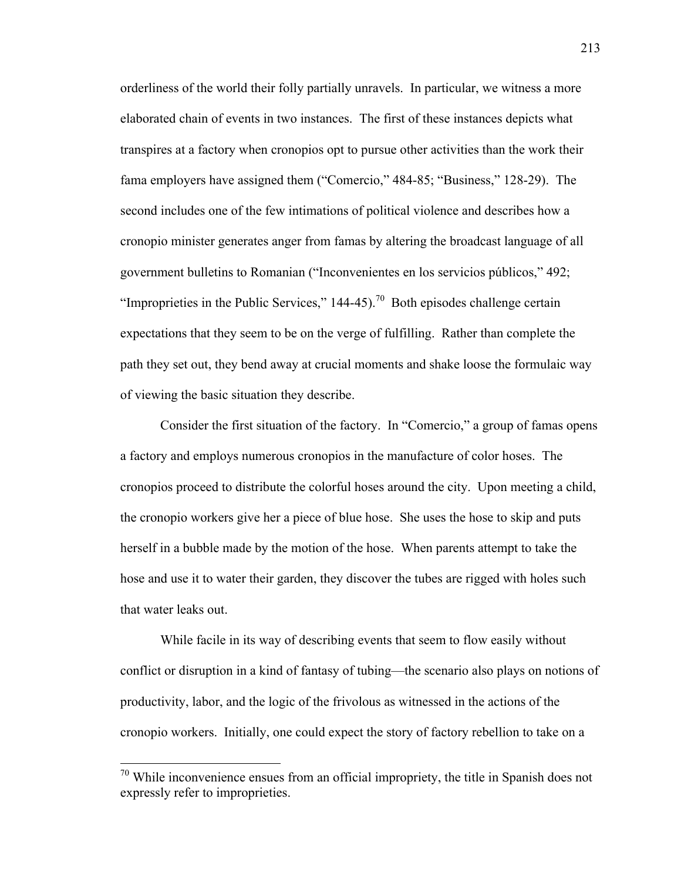orderliness of the world their folly partially unravels. In particular, we witness a more elaborated chain of events in two instances. The first of these instances depicts what transpires at a factory when cronopios opt to pursue other activities than the work their fama employers have assigned them ("Comercio," 484-85; "Business," 128-29). The second includes one of the few intimations of political violence and describes how a cronopio minister generates anger from famas by altering the broadcast language of all government bulletins to Romanian ("Inconvenientes en los servicios públicos," 492; "Improprieties in the Public Services," 144-45).[70] Both episodes challenge certain expectations that they seem to be on the verge of fulfilling. Rather than complete the path they set out, they bend away at crucial moments and shake loose the formulaic way of viewing the basic situation they describe.

Consider the first situation of the factory. In "Comercio," a group of famas opens a factory and employs numerous cronopios in the manufacture of color hoses. The cronopios proceed to distribute the colorful hoses around the city. Upon meeting a child, the cronopio workers give her a piece of blue hose. She uses the hose to skip and puts herself in a bubble made by the motion of the hose. When parents attempt to take the hose and use it to water their garden, they discover the tubes are rigged with holes such that water leaks out.

While facile in its way of describing events that seem to flow easily without conflict or disruption in a kind of fantasy of tubing—the scenario also plays on notions of productivity, labor, and the logic of the frivolous as witnessed in the actions of the cronopio workers. Initially, one could expect the story of factory rebellion to take on a

[70] While inconvenience ensues from an official impropriety, the title in Spanish does not expressly refer to improprieties.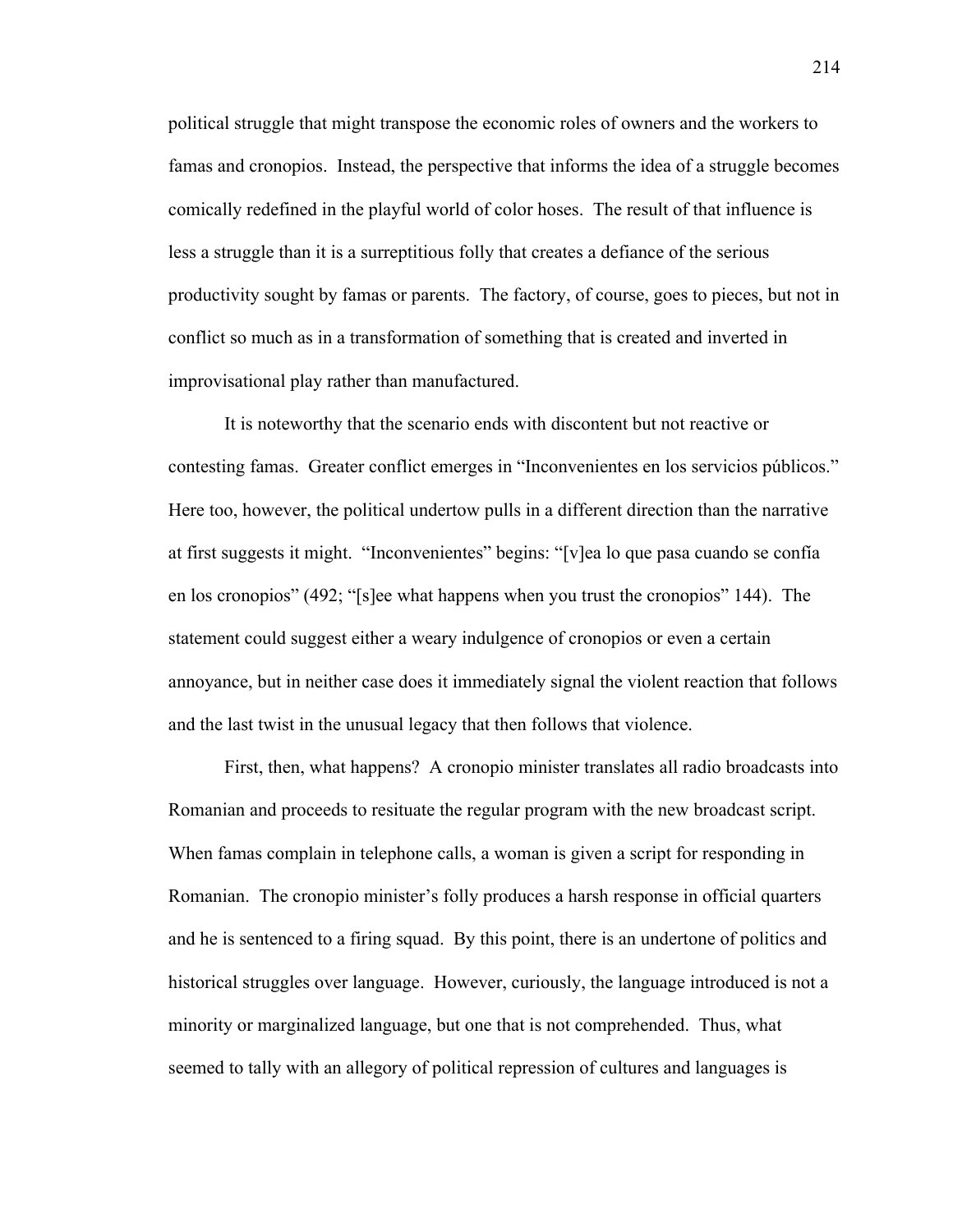political struggle that might transpose the economic roles of owners and the workers to famas and cronopios. Instead, the perspective that informs the idea of a struggle becomes comically redefined in the playful world of color hoses. The result of that influence is less a struggle than it is a surreptitious folly that creates a defiance of the serious productivity sought by famas or parents. The factory, of course, goes to pieces, but not in conflict so much as in a transformation of something that is created and inverted in improvisational play rather than manufactured.

It is noteworthy that the scenario ends with discontent but not reactive or contesting famas. Greater conflict emerges in "Inconvenientes en los servicios públicos." Here too, however, the political undertow pulls in a different direction than the narrative at first suggests it might. "Inconvenientes" begins: "[v]ea lo que pasa cuando se confía en los cronopios" (492; "[s]ee what happens when you trust the cronopios" 144). The statement could suggest either a weary indulgence of cronopios or even a certain annoyance, but in neither case does it immediately signal the violent reaction that follows and the last twist in the unusual legacy that then follows that violence.

First, then, what happens? A cronopio minister translates all radio broadcasts into Romanian and proceeds to resituate the regular program with the new broadcast script. When famas complain in telephone calls, a woman is given a script for responding in Romanian. The cronopio minister's folly produces a harsh response in official quarters and he is sentenced to a firing squad. By this point, there is an undertone of politics and historical struggles over language. However, curiously, the language introduced is not a minority or marginalized language, but one that is not comprehended. Thus, what seemed to tally with an allegory of political repression of cultures and languages is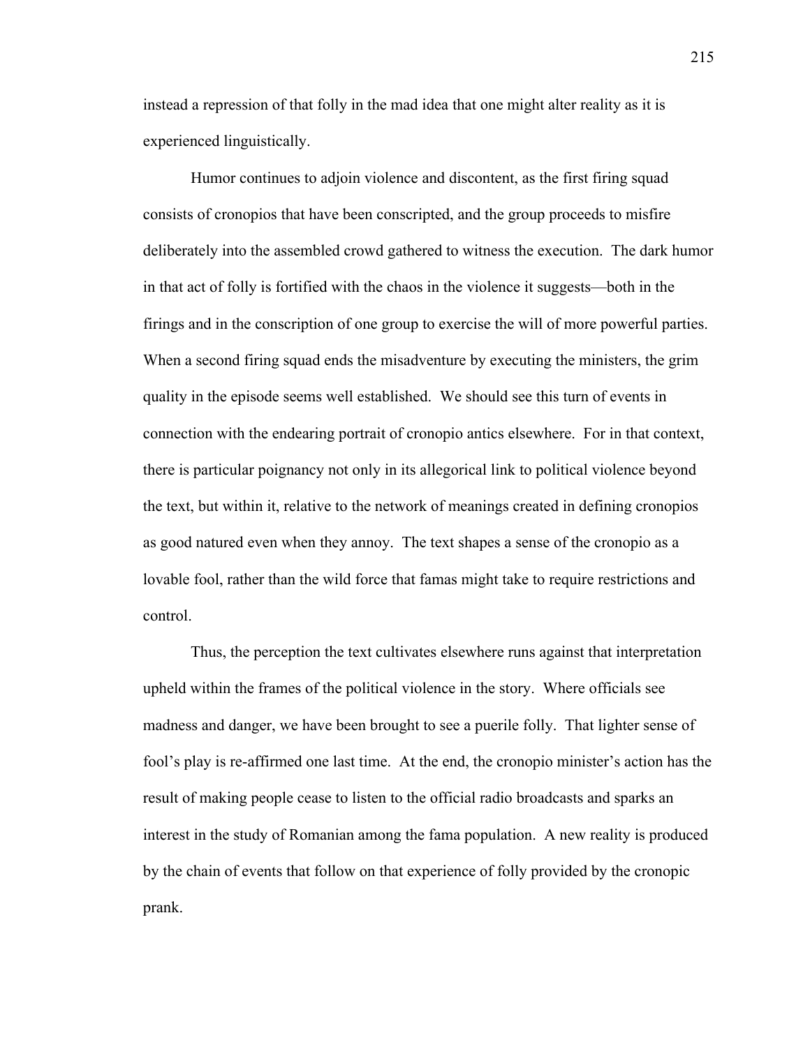instead a repression of that folly in the mad idea that one might alter reality as it is experienced linguistically.

Humor continues to adjoin violence and discontent, as the first firing squad consists of cronopios that have been conscripted, and the group proceeds to misfire deliberately into the assembled crowd gathered to witness the execution. The dark humor in that act of folly is fortified with the chaos in the violence it suggests—both in the firings and in the conscription of one group to exercise the will of more powerful parties. When a second firing squad ends the misadventure by executing the ministers, the grim quality in the episode seems well established. We should see this turn of events in connection with the endearing portrait of cronopio antics elsewhere. For in that context, there is particular poignancy not only in its allegorical link to political violence beyond the text, but within it, relative to the network of meanings created in defining cronopios as good natured even when they annoy. The text shapes a sense of the cronopio as a lovable fool, rather than the wild force that famas might take to require restrictions and control.

Thus, the perception the text cultivates elsewhere runs against that interpretation upheld within the frames of the political violence in the story. Where officials see madness and danger, we have been brought to see a puerile folly. That lighter sense of fool's play is re-affirmed one last time. At the end, the cronopio minister's action has the result of making people cease to listen to the official radio broadcasts and sparks an interest in the study of Romanian among the fama population. A new reality is produced by the chain of events that follow on that experience of folly provided by the cronopic prank.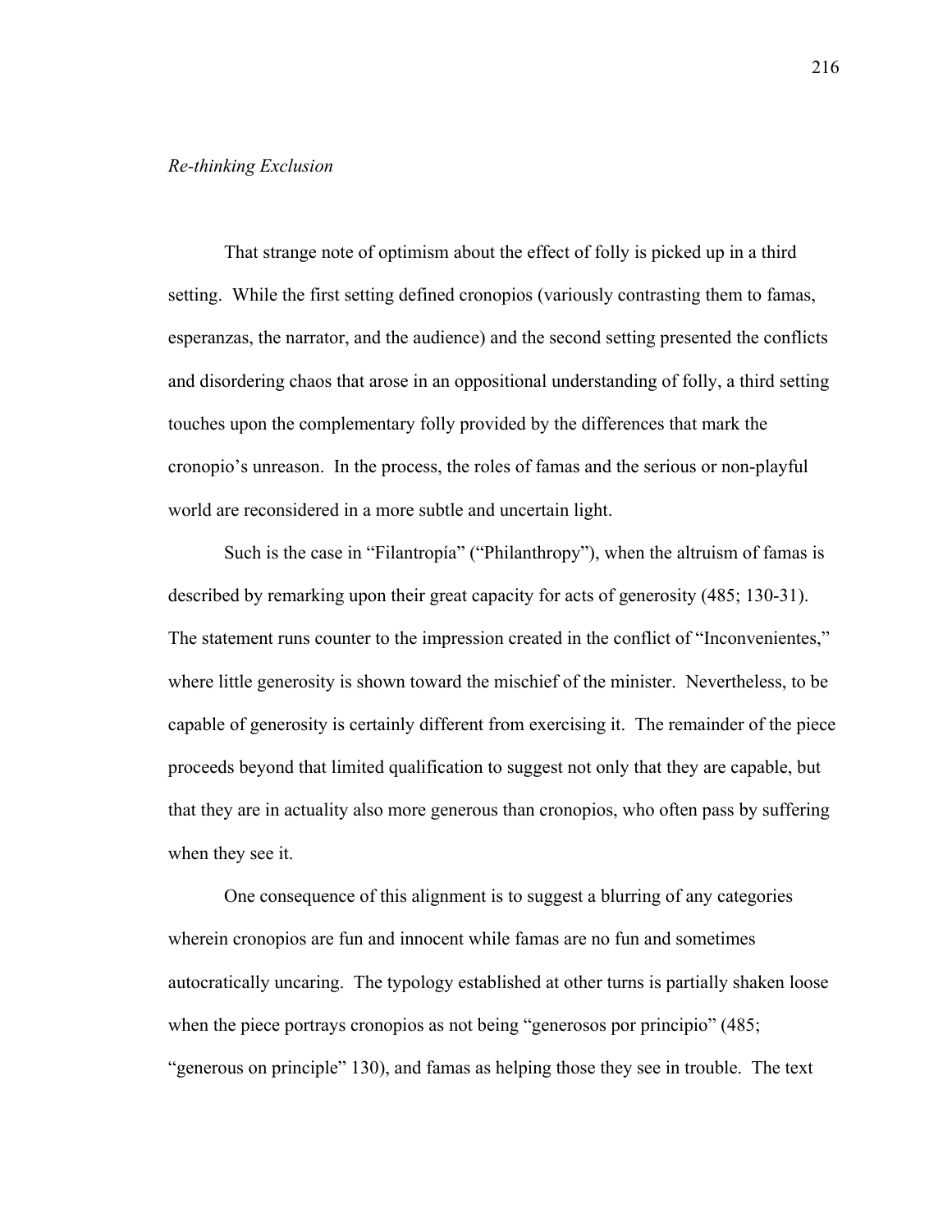*Re-thinking Exclusion*

That strange note of optimism about the effect of folly is picked up in a third setting. While the first setting defined cronopios (variously contrasting them to famas, esperanzas, the narrator, and the audience) and the second setting presented the conflicts and disordering chaos that arose in an oppositional understanding of folly, a third setting touches upon the complementary folly provided by the differences that mark the cronopio's unreason. In the process, the roles of famas and the serious or non-playful world are reconsidered in a more subtle and uncertain light.

Such is the case in "Filantropía" ("Philanthropy"), when the altruism of famas is described by remarking upon their great capacity for acts of generosity (485; 130-31). The statement runs counter to the impression created in the conflict of "Inconvenientes," where little generosity is shown toward the mischief of the minister. Nevertheless, to be capable of generosity is certainly different from exercising it. The remainder of the piece proceeds beyond that limited qualification to suggest not only that they are capable, but that they are in actuality also more generous than cronopios, who often pass by suffering when they see it.

One consequence of this alignment is to suggest a blurring of any categories wherein cronopios are fun and innocent while famas are no fun and sometimes autocratically uncaring. The typology established at other turns is partially shaken loose when the piece portrays cronopios as not being "generosos por principio" (485; "generous on principle" 130), and famas as helping those they see in trouble. The text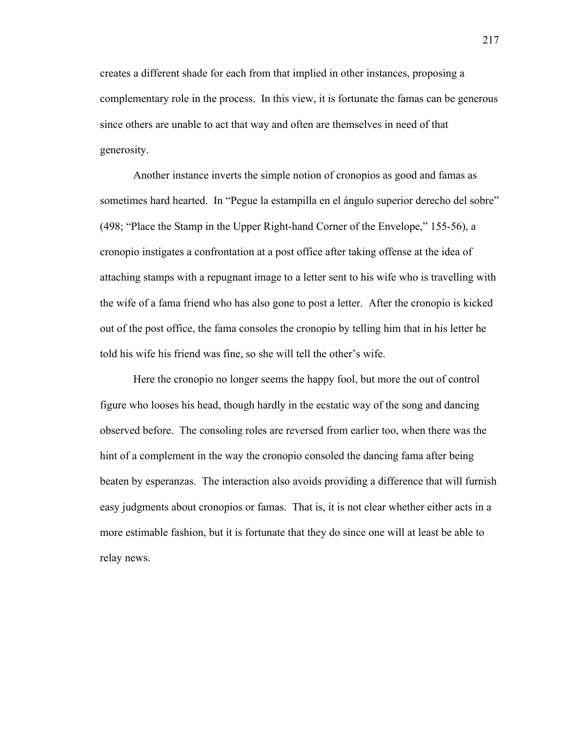creates a different shade for each from that implied in other instances, proposing a complementary role in the process. In this view, it is fortunate the famas can be generous since others are unable to act that way and often are themselves in need of that generosity.

Another instance inverts the simple notion of cronopios as good and famas as sometimes hard hearted. In "Pegue la estampilla en el ángulo superior derecho del sobre" (498; "Place the Stamp in the Upper Right-hand Corner of the Envelope," 155-56), a cronopio instigates a confrontation at a post office after taking offense at the idea of attaching stamps with a repugnant image to a letter sent to his wife who is travelling with the wife of a fama friend who has also gone to post a letter. After the cronopio is kicked out of the post office, the fama consoles the cronopio by telling him that in his letter he told his wife his friend was fine, so she will tell the other's wife.

Here the cronopio no longer seems the happy fool, but more the out of control figure who looses his head, though hardly in the ecstatic way of the song and dancing observed before. The consoling roles are reversed from earlier too, when there was the hint of a complement in the way the cronopio consoled the dancing fama after being beaten by esperanzas. The interaction also avoids providing a difference that will furnish easy judgments about cronopios or famas. That is, it is not clear whether either acts in a more estimable fashion, but it is fortunate that they do since one will at least be able to relay news.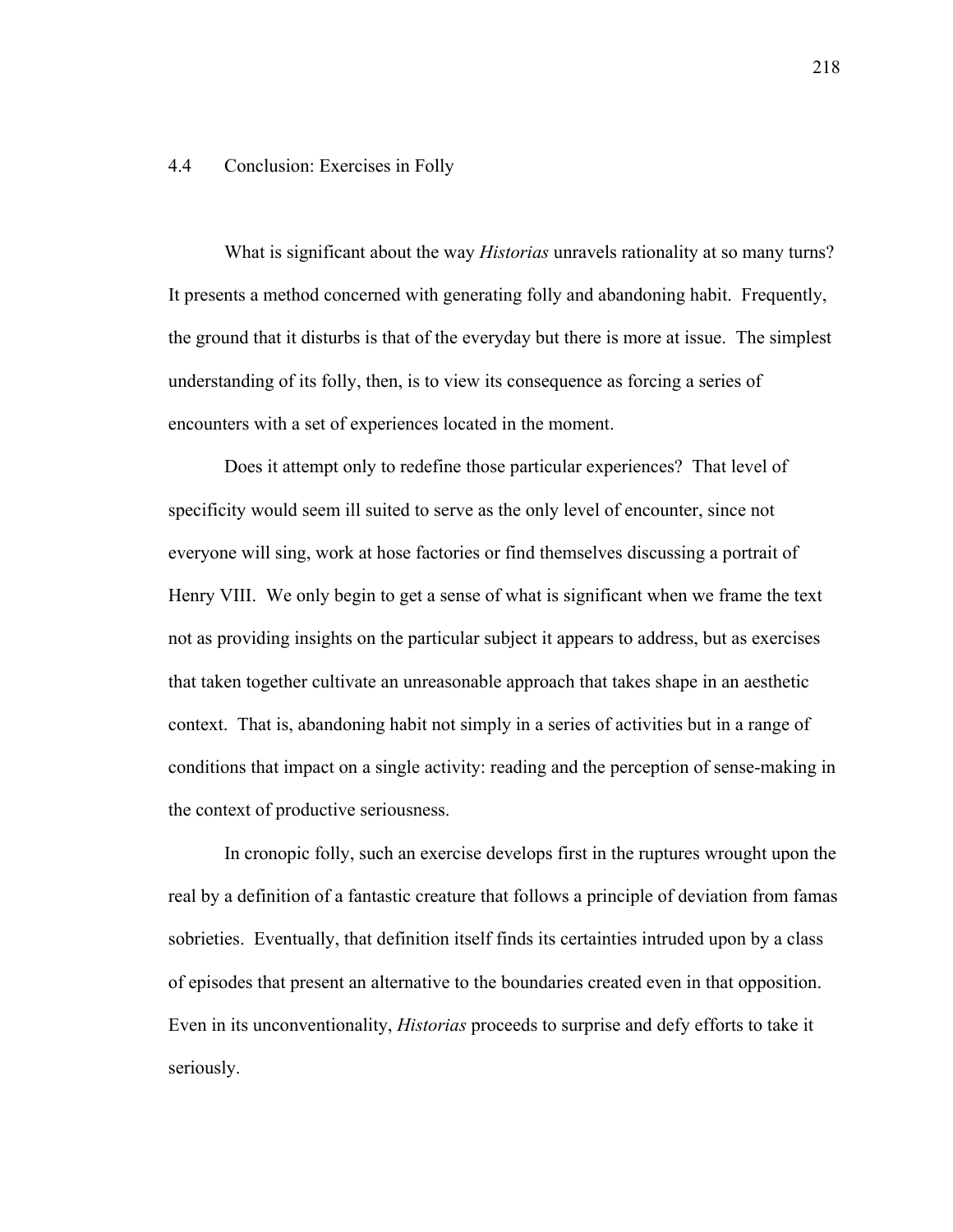## 4.4 Conclusion: Exercises in Folly

What is significant about the way *Historias* unravels rationality at so many turns? It presents a method concerned with generating folly and abandoning habit. Frequently, the ground that it disturbs is that of the everyday but there is more at issue. The simplest understanding of its folly, then, is to view its consequence as forcing a series of encounters with a set of experiences located in the moment.

Does it attempt only to redefine those particular experiences? That level of specificity would seem ill suited to serve as the only level of encounter, since not everyone will sing, work at hose factories or find themselves discussing a portrait of Henry VIII. We only begin to get a sense of what is significant when we frame the text not as providing insights on the particular subject it appears to address, but as exercises that taken together cultivate an unreasonable approach that takes shape in an aesthetic context. That is, abandoning habit not simply in a series of activities but in a range of conditions that impact on a single activity: reading and the perception of sense-making in the context of productive seriousness.

In cronopic folly, such an exercise develops first in the ruptures wrought upon the real by a definition of a fantastic creature that follows a principle of deviation from famas sobrieties. Eventually, that definition itself finds its certainties intruded upon by a class of episodes that present an alternative to the boundaries created even in that opposition. Even in its unconventionality, *Historias* proceeds to surprise and defy efforts to take it seriously.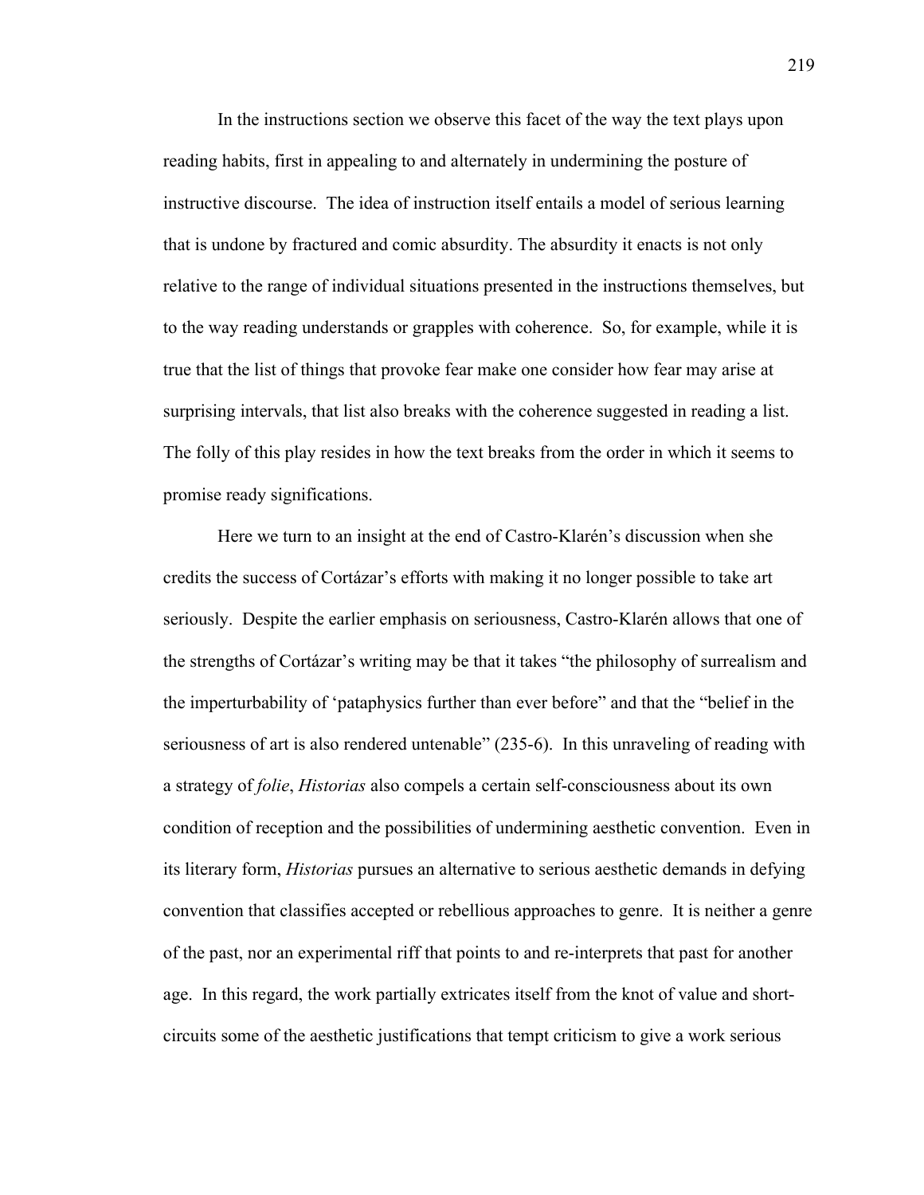In the instructions section we observe this facet of the way the text plays upon reading habits, first in appealing to and alternately in undermining the posture of instructive discourse. The idea of instruction itself entails a model of serious learning that is undone by fractured and comic absurdity. The absurdity it enacts is not only relative to the range of individual situations presented in the instructions themselves, but to the way reading understands or grapples with coherence. So, for example, while it is true that the list of things that provoke fear make one consider how fear may arise at surprising intervals, that list also breaks with the coherence suggested in reading a list. The folly of this play resides in how the text breaks from the order in which it seems to promise ready significations.

Here we turn to an insight at the end of Castro-Klarén's discussion when she credits the success of Cortázar's efforts with making it no longer possible to take art seriously. Despite the earlier emphasis on seriousness, Castro-Klarén allows that one of the strengths of Cortázar's writing may be that it takes "the philosophy of surrealism and the imperturbability of 'pataphysics further than ever before" and that the "belief in the seriousness of art is also rendered untenable" (235-6). In this unraveling of reading with a strategy of *folie*, *Historias* also compels a certain self-consciousness about its own condition of reception and the possibilities of undermining aesthetic convention. Even in its literary form, *Historias* pursues an alternative to serious aesthetic demands in defying convention that classifies accepted or rebellious approaches to genre. It is neither a genre of the past, nor an experimental riff that points to and re-interprets that past for another age. In this regard, the work partially extricates itself from the knot of value and short-circuits some of the aesthetic justifications that tempt criticism to give a work serious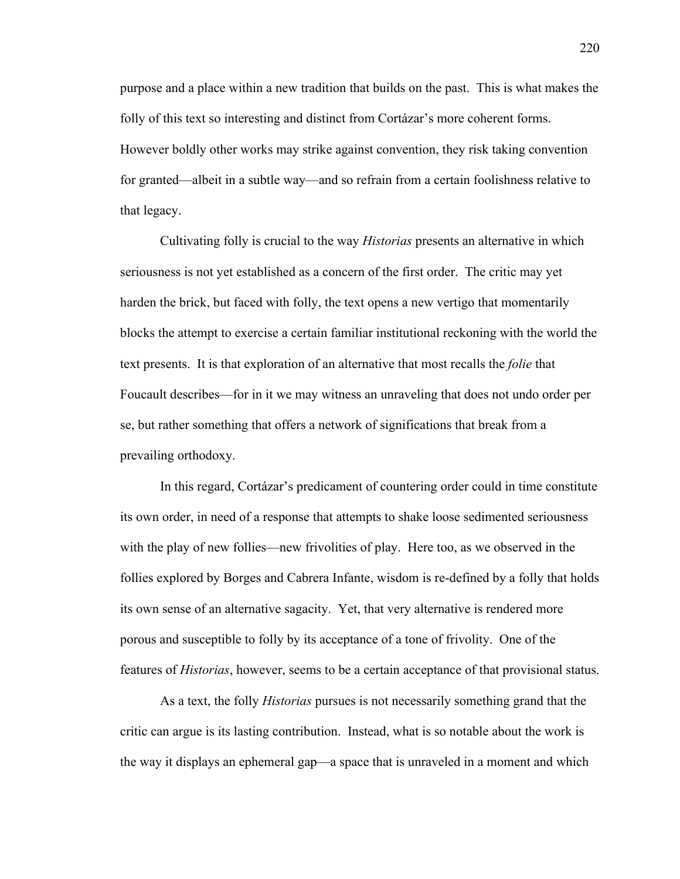purpose and a place within a new tradition that builds on the past. This is what makes the folly of this text so interesting and distinct from Cortázar's more coherent forms. However boldly other works may strike against convention, they risk taking convention for granted—albeit in a subtle way—and so refrain from a certain foolishness relative to that legacy.

Cultivating folly is crucial to the way *Historias* presents an alternative in which seriousness is not yet established as a concern of the first order. The critic may yet harden the brick, but faced with folly, the text opens a new vertigo that momentarily blocks the attempt to exercise a certain familiar institutional reckoning with the world the text presents. It is that exploration of an alternative that most recalls the *folie* that Foucault describes—for in it we may witness an unraveling that does not undo order per se, but rather something that offers a network of significations that break from a prevailing orthodoxy.

In this regard, Cortázar's predicament of countering order could in time constitute its own order, in need of a response that attempts to shake loose sedimented seriousness with the play of new follies—new frivolities of play. Here too, as we observed in the follies explored by Borges and Cabrera Infante, wisdom is re-defined by a folly that holds its own sense of an alternative sagacity. Yet, that very alternative is rendered more porous and susceptible to folly by its acceptance of a tone of frivolity. One of the features of *Historias*, however, seems to be a certain acceptance of that provisional status.

As a text, the folly *Historias* pursues is not necessarily something grand that the critic can argue is its lasting contribution. Instead, what is so notable about the work is the way it displays an ephemeral gap—a space that is unraveled in a moment and which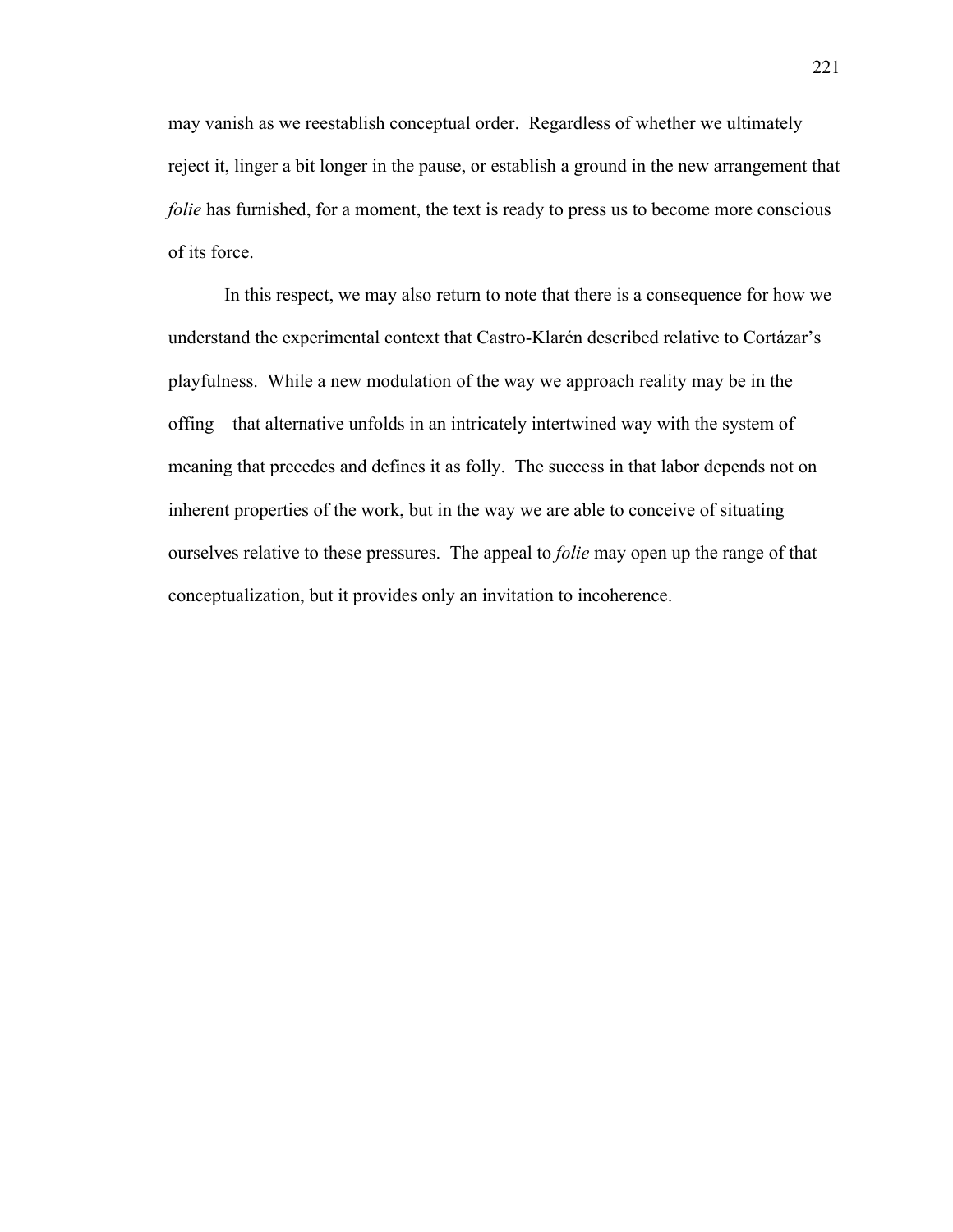may vanish as we reestablish conceptual order. Regardless of whether we ultimately reject it, linger a bit longer in the pause, or establish a ground in the new arrangement that *folie* has furnished, for a moment, the text is ready to press us to become more conscious of its force.

In this respect, we may also return to note that there is a consequence for how we understand the experimental context that Castro-Klarén described relative to Cortázar's playfulness. While a new modulation of the way we approach reality may be in the offing—that alternative unfolds in an intricately intertwined way with the system of meaning that precedes and defines it as folly. The success in that labor depends not on inherent properties of the work, but in the way we are able to conceive of situating ourselves relative to these pressures. The appeal to *folie* may open up the range of that conceptualization, but it provides only an invitation to incoherence.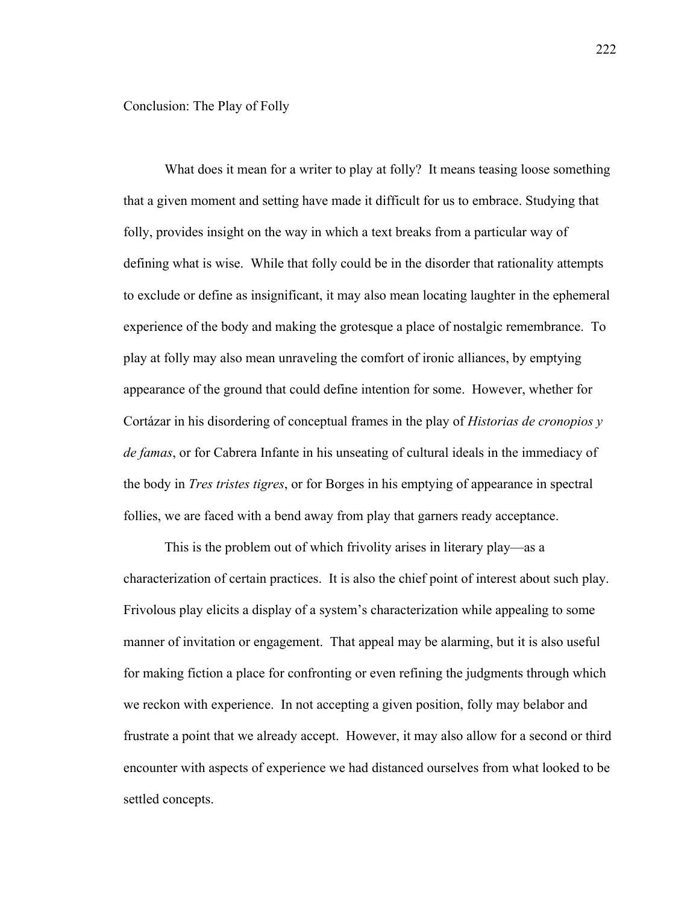# Conclusion: The Play of Folly

What does it mean for a writer to play at folly? It means teasing loose something that a given moment and setting have made it difficult for us to embrace. Studying that folly, provides insight on the way in which a text breaks from a particular way of defining what is wise. While that folly could be in the disorder that rationality attempts to exclude or define as insignificant, it may also mean locating laughter in the ephemeral experience of the body and making the grotesque a place of nostalgic remembrance. To play at folly may also mean unraveling the comfort of ironic alliances, by emptying appearance of the ground that could define intention for some. However, whether for Cortázar in his disordering of conceptual frames in the play of *Historias de cronopios y de famas*, or for Cabrera Infante in his unseating of cultural ideals in the immediacy of the body in *Tres tristes tigres*, or for Borges in his emptying of appearance in spectral follies, we are faced with a bend away from play that garners ready acceptance.

This is the problem out of which frivolity arises in literary play—as a characterization of certain practices. It is also the chief point of interest about such play. Frivolous play elicits a display of a system's characterization while appealing to some manner of invitation or engagement. That appeal may be alarming, but it is also useful for making fiction a place for confronting or even refining the judgments through which we reckon with experience. In not accepting a given position, folly may belabor and frustrate a point that we already accept. However, it may also allow for a second or third encounter with aspects of experience we had distanced ourselves from what looked to be settled concepts.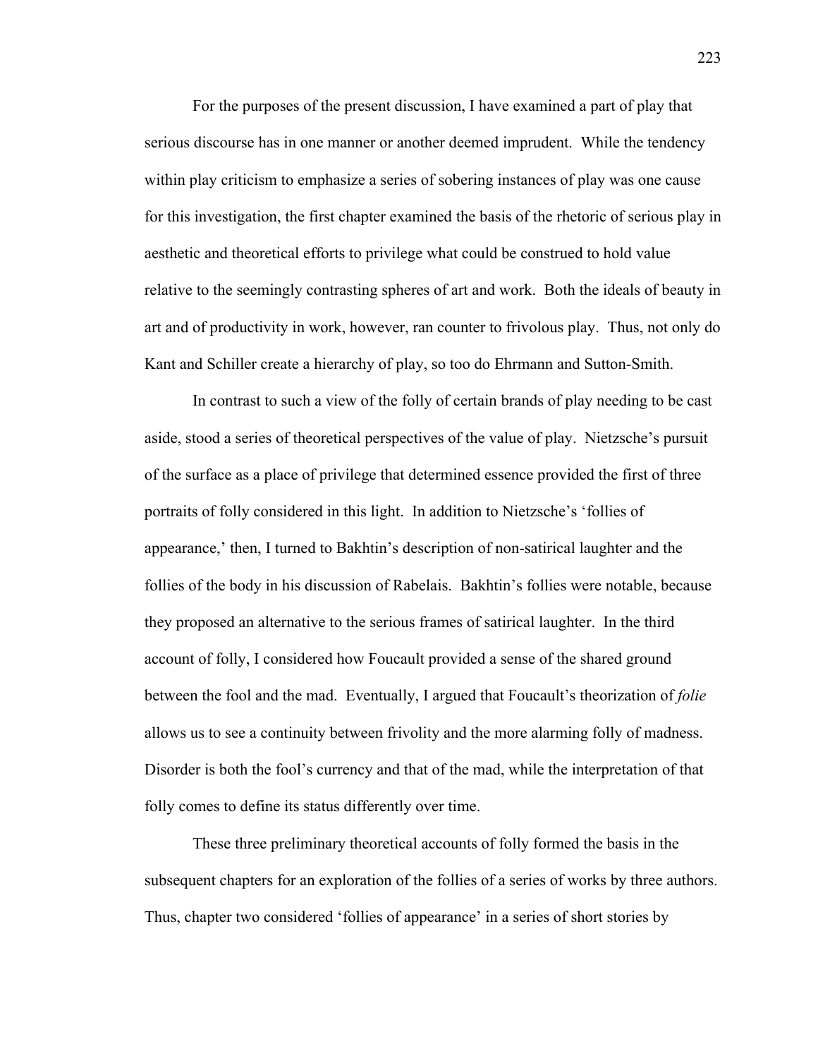For the purposes of the present discussion, I have examined a part of play that serious discourse has in one manner or another deemed imprudent. While the tendency within play criticism to emphasize a series of sobering instances of play was one cause for this investigation, the first chapter examined the basis of the rhetoric of serious play in aesthetic and theoretical efforts to privilege what could be construed to hold value relative to the seemingly contrasting spheres of art and work. Both the ideals of beauty in art and of productivity in work, however, ran counter to frivolous play. Thus, not only do Kant and Schiller create a hierarchy of play, so too do Ehrmann and Sutton-Smith.

In contrast to such a view of the folly of certain brands of play needing to be cast aside, stood a series of theoretical perspectives of the value of play. Nietzsche's pursuit of the surface as a place of privilege that determined essence provided the first of three portraits of folly considered in this light. In addition to Nietzsche's 'follies of appearance,' then, I turned to Bakhtin's description of non-satirical laughter and the follies of the body in his discussion of Rabelais. Bakhtin's follies were notable, because they proposed an alternative to the serious frames of satirical laughter. In the third account of folly, I considered how Foucault provided a sense of the shared ground between the fool and the mad. Eventually, I argued that Foucault's theorization of *folie* allows us to see a continuity between frivolity and the more alarming folly of madness. Disorder is both the fool's currency and that of the mad, while the interpretation of that folly comes to define its status differently over time.

These three preliminary theoretical accounts of folly formed the basis in the subsequent chapters for an exploration of the follies of a series of works by three authors. Thus, chapter two considered 'follies of appearance' in a series of short stories by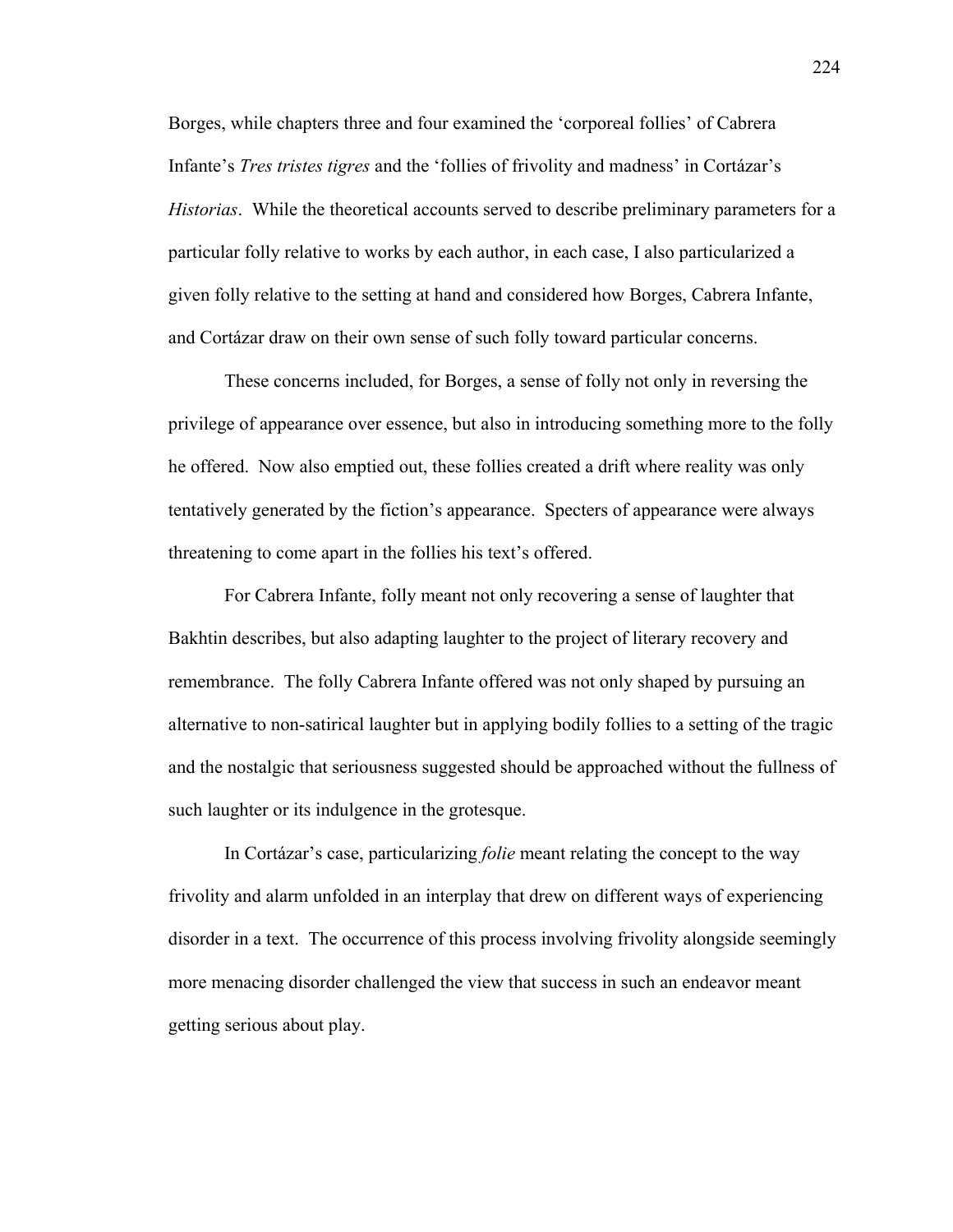Borges, while chapters three and four examined the 'corporeal follies' of Cabrera Infante's *Tres tristes tigres* and the 'follies of frivolity and madness' in Cortázar's *Historias*. While the theoretical accounts served to describe preliminary parameters for a particular folly relative to works by each author, in each case, I also particularized a given folly relative to the setting at hand and considered how Borges, Cabrera Infante, and Cortázar draw on their own sense of such folly toward particular concerns.

These concerns included, for Borges, a sense of folly not only in reversing the privilege of appearance over essence, but also in introducing something more to the folly he offered. Now also emptied out, these follies created a drift where reality was only tentatively generated by the fiction's appearance. Specters of appearance were always threatening to come apart in the follies his text's offered.

For Cabrera Infante, folly meant not only recovering a sense of laughter that Bakhtin describes, but also adapting laughter to the project of literary recovery and remembrance. The folly Cabrera Infante offered was not only shaped by pursuing an alternative to non-satirical laughter but in applying bodily follies to a setting of the tragic and the nostalgic that seriousness suggested should be approached without the fullness of such laughter or its indulgence in the grotesque.

In Cortázar's case, particularizing *folie* meant relating the concept to the way frivolity and alarm unfolded in an interplay that drew on different ways of experiencing disorder in a text. The occurrence of this process involving frivolity alongside seemingly more menacing disorder challenged the view that success in such an endeavor meant getting serious about play.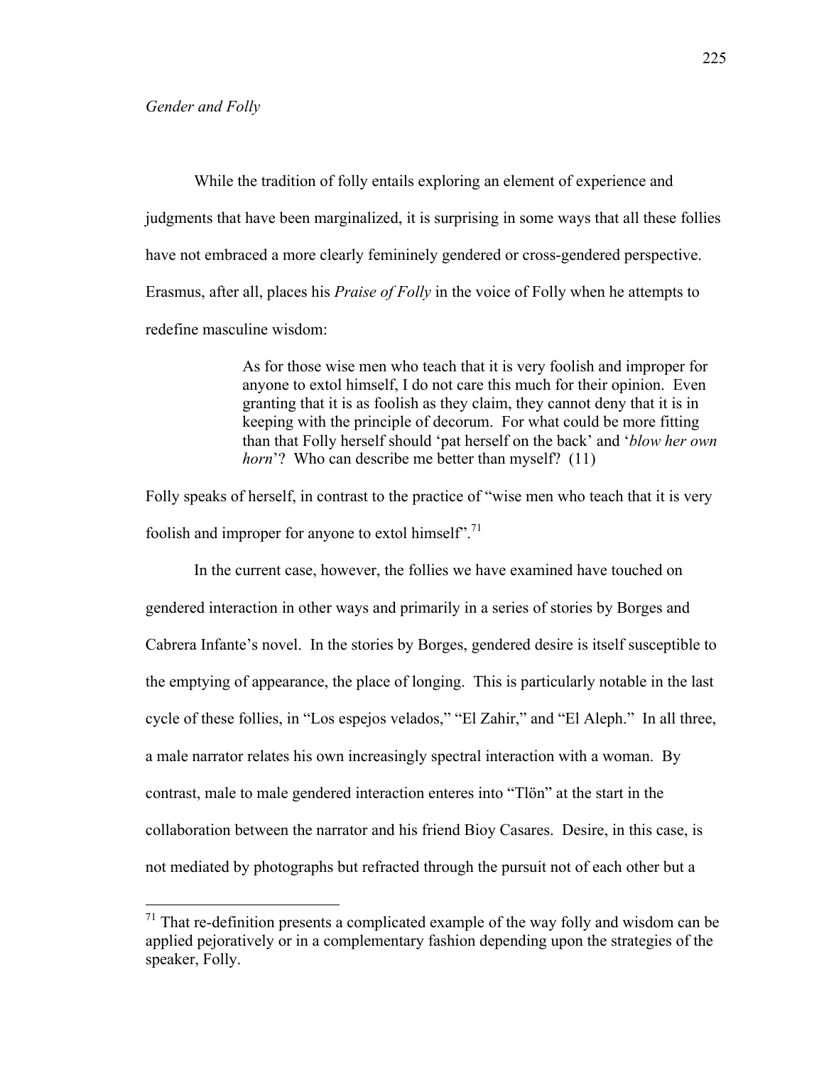*Gender and Folly*

While the tradition of folly entails exploring an element of experience and judgments that have been marginalized, it is surprising in some ways that all these follies have not embraced a more clearly femininely gendered or cross-gendered perspective. Erasmus, after all, places his *Praise of Folly* in the voice of Folly when he attempts to redefine masculine wisdom:

> As for those wise men who teach that it is very foolish and improper for anyone to extol himself, I do not care this much for their opinion. Even granting that it is as foolish as they claim, they cannot deny that it is in keeping with the principle of decorum. For what could be more fitting than that Folly herself should 'pat herself on the back' and '*blow her own horn*'? Who can describe me better than myself? (11)

Folly speaks of herself, in contrast to the practice of "wise men who teach that it is very foolish and improper for anyone to extol himself".[71]

In the current case, however, the follies we have examined have touched on gendered interaction in other ways and primarily in a series of stories by Borges and Cabrera Infante's novel. In the stories by Borges, gendered desire is itself susceptible to the emptying of appearance, the place of longing. This is particularly notable in the last cycle of these follies, in "Los espejos velados," "El Zahir," and "El Aleph." In all three, a male narrator relates his own increasingly spectral interaction with a woman. By contrast, male to male gendered interaction enteres into "Tlön" at the start in the collaboration between the narrator and his friend Bioy Casares. Desire, in this case, is not mediated by photographs but refracted through the pursuit not of each other but a

[71] That re-definition presents a complicated example of the way folly and wisdom can be applied pejoratively or in a complementary fashion depending upon the strategies of the speaker, Folly.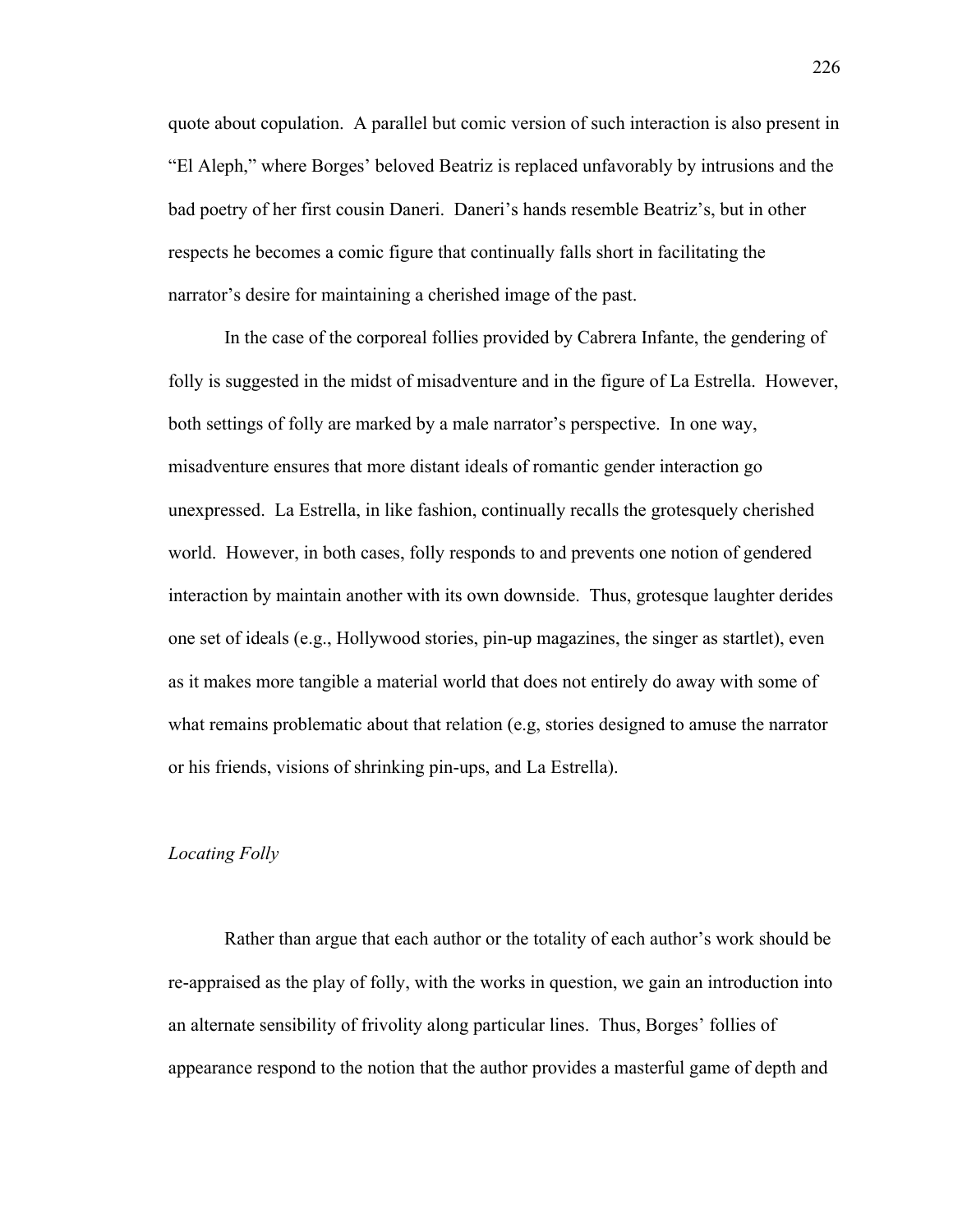quote about copulation. A parallel but comic version of such interaction is also present in "El Aleph," where Borges' beloved Beatriz is replaced unfavorably by intrusions and the bad poetry of her first cousin Daneri. Daneri's hands resemble Beatriz's, but in other respects he becomes a comic figure that continually falls short in facilitating the narrator's desire for maintaining a cherished image of the past.

In the case of the corporeal follies provided by Cabrera Infante, the gendering of folly is suggested in the midst of misadventure and in the figure of La Estrella. However, both settings of folly are marked by a male narrator's perspective. In one way, misadventure ensures that more distant ideals of romantic gender interaction go unexpressed. La Estrella, in like fashion, continually recalls the grotesquely cherished world. However, in both cases, folly responds to and prevents one notion of gendered interaction by maintain another with its own downside. Thus, grotesque laughter derides one set of ideals (e.g., Hollywood stories, pin-up magazines, the singer as startlet), even as it makes more tangible a material world that does not entirely do away with some of what remains problematic about that relation (e.g, stories designed to amuse the narrator or his friends, visions of shrinking pin-ups, and La Estrella).

*Locating Folly*

Rather than argue that each author or the totality of each author's work should be re-appraised as the play of folly, with the works in question, we gain an introduction into an alternate sensibility of frivolity along particular lines. Thus, Borges' follies of appearance respond to the notion that the author provides a masterful game of depth and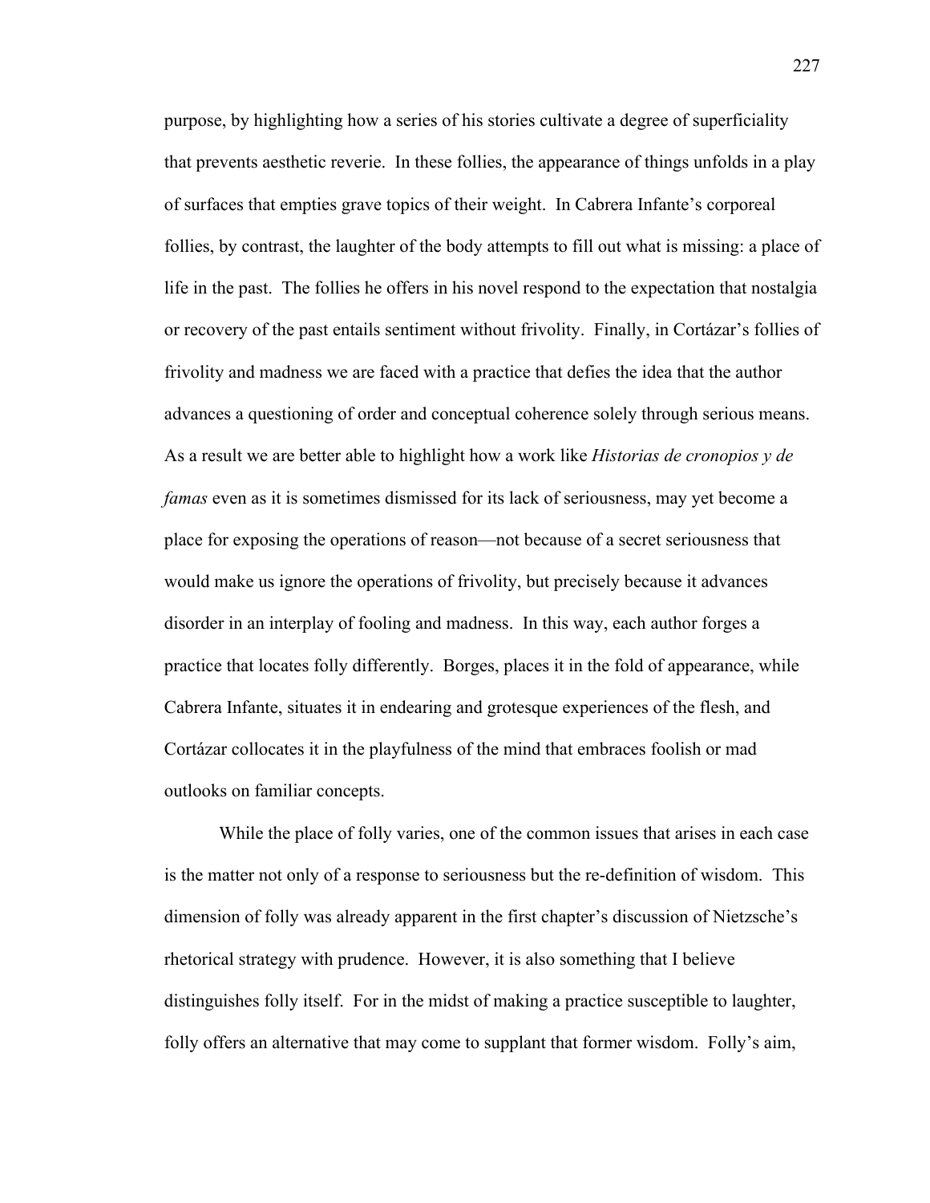purpose, by highlighting how a series of his stories cultivate a degree of superficiality that prevents aesthetic reverie. In these follies, the appearance of things unfolds in a play of surfaces that empties grave topics of their weight. In Cabrera Infante's corporeal follies, by contrast, the laughter of the body attempts to fill out what is missing: a place of life in the past. The follies he offers in his novel respond to the expectation that nostalgia or recovery of the past entails sentiment without frivolity. Finally, in Cortázar's follies of frivolity and madness we are faced with a practice that defies the idea that the author advances a questioning of order and conceptual coherence solely through serious means. As a result we are better able to highlight how a work like *Historias de cronopios y de famas* even as it is sometimes dismissed for its lack of seriousness, may yet become a place for exposing the operations of reason—not because of a secret seriousness that would make us ignore the operations of frivolity, but precisely because it advances disorder in an interplay of fooling and madness. In this way, each author forges a practice that locates folly differently. Borges, places it in the fold of appearance, while Cabrera Infante, situates it in endearing and grotesque experiences of the flesh, and Cortázar collocates it in the playfulness of the mind that embraces foolish or mad outlooks on familiar concepts.

While the place of folly varies, one of the common issues that arises in each case is the matter not only of a response to seriousness but the re-definition of wisdom. This dimension of folly was already apparent in the first chapter's discussion of Nietzsche's rhetorical strategy with prudence. However, it is also something that I believe distinguishes folly itself. For in the midst of making a practice susceptible to laughter, folly offers an alternative that may come to supplant that former wisdom. Folly's aim,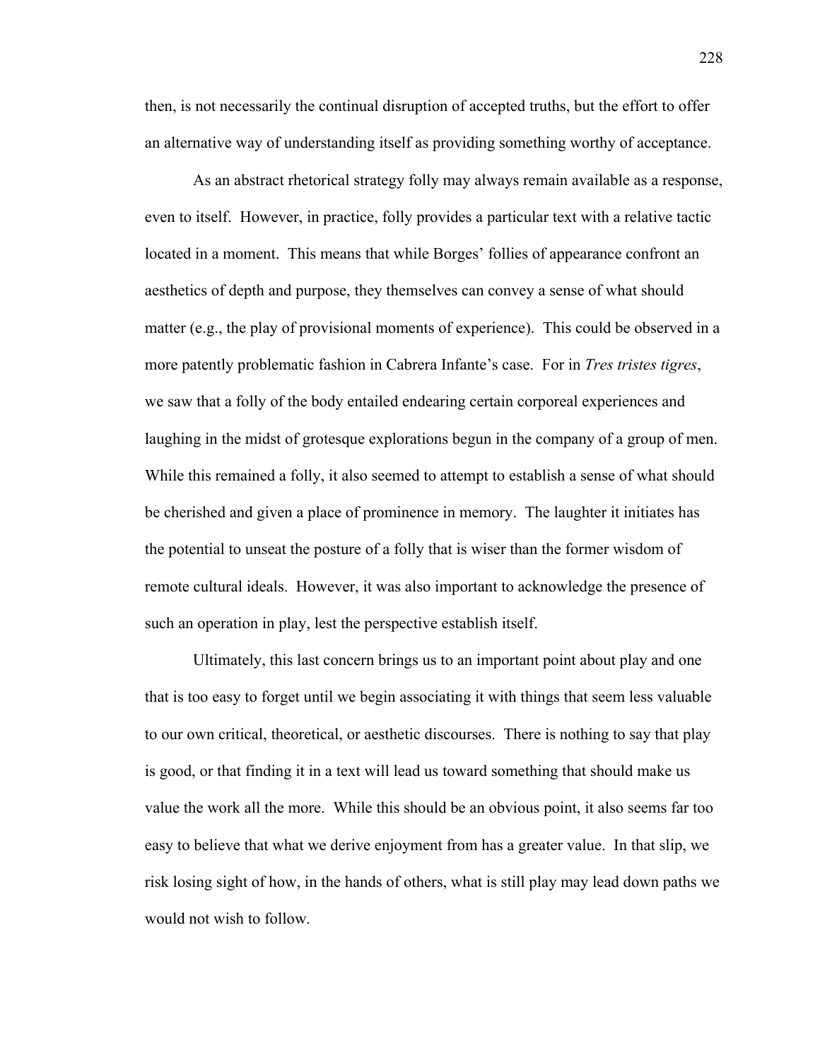then, is not necessarily the continual disruption of accepted truths, but the effort to offer an alternative way of understanding itself as providing something worthy of acceptance.

As an abstract rhetorical strategy folly may always remain available as a response, even to itself. However, in practice, folly provides a particular text with a relative tactic located in a moment. This means that while Borges' follies of appearance confront an aesthetics of depth and purpose, they themselves can convey a sense of what should matter (e.g., the play of provisional moments of experience). This could be observed in a more patently problematic fashion in Cabrera Infante's case. For in *Tres tristes tigres*, we saw that a folly of the body entailed endearing certain corporeal experiences and laughing in the midst of grotesque explorations begun in the company of a group of men. While this remained a folly, it also seemed to attempt to establish a sense of what should be cherished and given a place of prominence in memory. The laughter it initiates has the potential to unseat the posture of a folly that is wiser than the former wisdom of remote cultural ideals. However, it was also important to acknowledge the presence of such an operation in play, lest the perspective establish itself.

Ultimately, this last concern brings us to an important point about play and one that is too easy to forget until we begin associating it with things that seem less valuable to our own critical, theoretical, or aesthetic discourses. There is nothing to say that play is good, or that finding it in a text will lead us toward something that should make us value the work all the more. While this should be an obvious point, it also seems far too easy to believe that what we derive enjoyment from has a greater value. In that slip, we risk losing sight of how, in the hands of others, what is still play may lead down paths we would not wish to follow.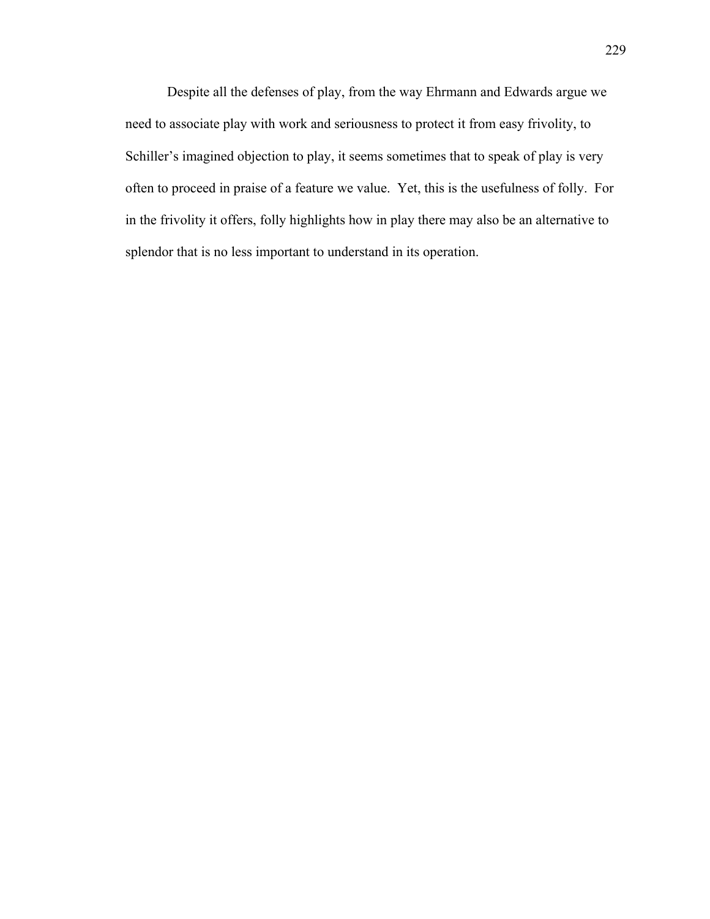Despite all the defenses of play, from the way Ehrmann and Edwards argue we need to associate play with work and seriousness to protect it from easy frivolity, to Schiller's imagined objection to play, it seems sometimes that to speak of play is very often to proceed in praise of a feature we value. Yet, this is the usefulness of folly. For in the frivolity it offers, folly highlights how in play there may also be an alternative to splendor that is no less important to understand in its operation.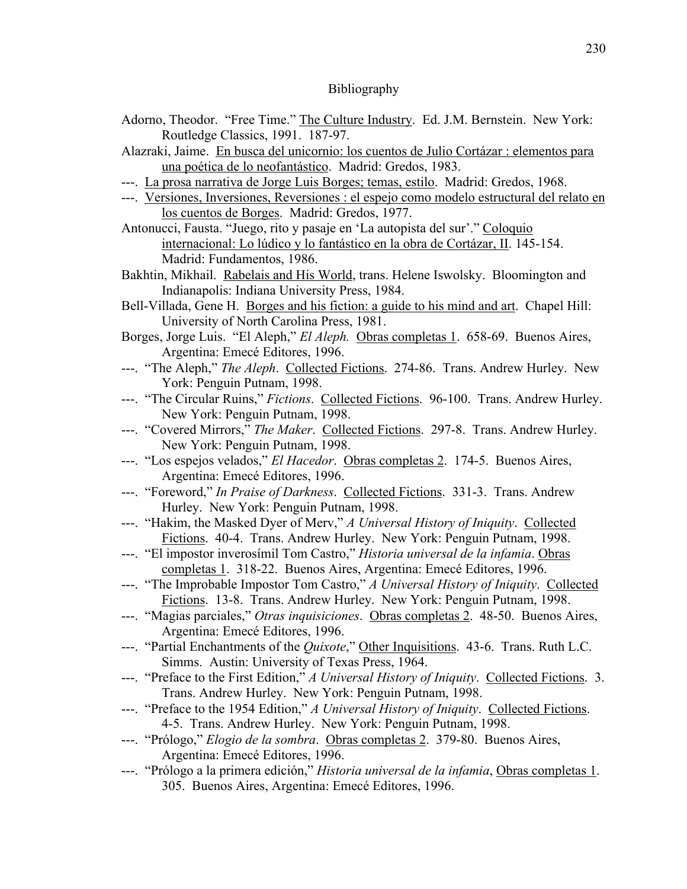# Bibliography

Adorno, Theodor. "Free Time." The Culture Industry. Ed. J.M. Bernstein. New York: Routledge Classics, 1991. 187-97.

Alazraki, Jaime. En busca del unicornio: los cuentos de Julio Cortázar : elementos para una poética de lo neofantástico. Madrid: Gredos, 1983.

---. La prosa narrativa de Jorge Luis Borges; temas, estilo. Madrid: Gredos, 1968.

---. Versiones, Inversiones, Reversiones : el espejo como modelo estructural del relato en los cuentos de Borges. Madrid: Gredos, 1977.

Antonucci, Fausta. "Juego, rito y pasaje en 'La autopista del sur'." Coloquio internacional: Lo lúdico y lo fantástico en la obra de Cortázar, II. 145-154. Madrid: Fundamentos, 1986.

Bakhtin, Mikhail. Rabelais and His World, trans. Helene Iswolsky. Bloomington and Indianapolis: Indiana University Press, 1984.

Bell-Villada, Gene H. Borges and his fiction: a guide to his mind and art. Chapel Hill: University of North Carolina Press, 1981.

Borges, Jorge Luis. "El Aleph," *El Aleph.* Obras completas 1. 658-69. Buenos Aires, Argentina: Emecé Editores, 1996.

---. "The Aleph," *The Aleph*. Collected Fictions. 274-86. Trans. Andrew Hurley. New York: Penguin Putnam, 1998.

---. "The Circular Ruins," *Fictions*. Collected Fictions. 96-100. Trans. Andrew Hurley. New York: Penguin Putnam, 1998.

---. "Covered Mirrors," *The Maker*. Collected Fictions. 297-8. Trans. Andrew Hurley. New York: Penguin Putnam, 1998.

---. "Los espejos velados," *El Hacedor*. Obras completas 2. 174-5. Buenos Aires, Argentina: Emecé Editores, 1996.

---. "Foreword," *In Praise of Darkness*. Collected Fictions. 331-3. Trans. Andrew Hurley. New York: Penguin Putnam, 1998.

---. "Hakim, the Masked Dyer of Merv," *A Universal History of Iniquity*. Collected Fictions. 40-4. Trans. Andrew Hurley. New York: Penguin Putnam, 1998.

---. "El impostor inverosímil Tom Castro," *Historia universal de la infamia*. Obras completas 1. 318-22. Buenos Aires, Argentina: Emecé Editores, 1996.

---. "The Improbable Impostor Tom Castro," *A Universal History of Iniquity*. Collected Fictions. 13-8. Trans. Andrew Hurley. New York: Penguin Putnam, 1998.

---. "Magias parciales," *Otras inquisiciones*. Obras completas 2. 48-50. Buenos Aires, Argentina: Emecé Editores, 1996.

---. "Partial Enchantments of the *Quixote*," Other Inquisitions. 43-6. Trans. Ruth L.C. Simms. Austin: University of Texas Press, 1964.

---. "Preface to the First Edition," *A Universal History of Iniquity*. Collected Fictions. 3. Trans. Andrew Hurley. New York: Penguin Putnam, 1998.

---. "Preface to the 1954 Edition," *A Universal History of Iniquity*. Collected Fictions. 4-5. Trans. Andrew Hurley. New York: Penguin Putnam, 1998.

---. "Prólogo," *Elogio de la sombra*. Obras completas 2. 379-80. Buenos Aires, Argentina: Emecé Editores, 1996.

---. "Prólogo a la primera edición," *Historia universal de la infamia*, Obras completas 1. 305. Buenos Aires, Argentina: Emecé Editores, 1996.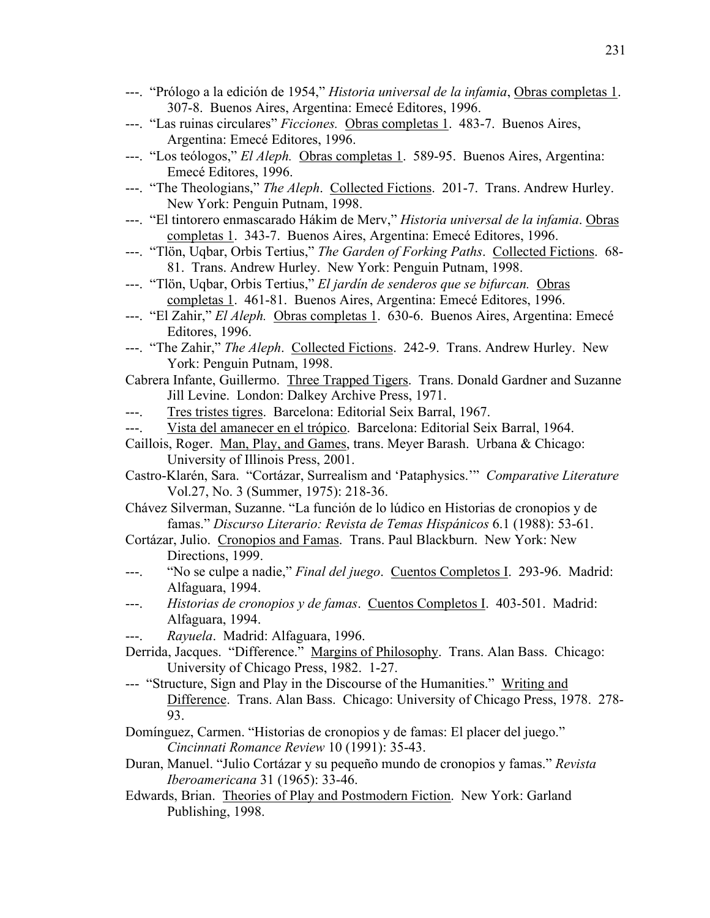---. "Prólogo a la edición de 1954," *Historia universal de la infamia*, Obras completas 1. 307-8. Buenos Aires, Argentina: Emecé Editores, 1996.

---. "Las ruinas circulares" *Ficciones.* Obras completas 1. 483-7. Buenos Aires, Argentina: Emecé Editores, 1996.

---. "Los teólogos," *El Aleph.* Obras completas 1. 589-95. Buenos Aires, Argentina: Emecé Editores, 1996.

---. "The Theologians," *The Aleph*. Collected Fictions. 201-7. Trans. Andrew Hurley. New York: Penguin Putnam, 1998.

---. "El tintorero enmascarado Hákim de Merv," *Historia universal de la infamia*. Obras completas 1. 343-7. Buenos Aires, Argentina: Emecé Editores, 1996.

---. "Tlön, Uqbar, Orbis Tertius," *The Garden of Forking Paths*. Collected Fictions. 68-81. Trans. Andrew Hurley. New York: Penguin Putnam, 1998.

---. "Tlön, Uqbar, Orbis Tertius," *El jardín de senderos que se bifurcan.* Obras completas 1. 461-81. Buenos Aires, Argentina: Emecé Editores, 1996.

---. "El Zahir," *El Aleph.* Obras completas 1. 630-6. Buenos Aires, Argentina: Emecé Editores, 1996.

---. "The Zahir," *The Aleph*. Collected Fictions. 242-9. Trans. Andrew Hurley. New York: Penguin Putnam, 1998.

Cabrera Infante, Guillermo. Three Trapped Tigers. Trans. Donald Gardner and Suzanne Jill Levine. London: Dalkey Archive Press, 1971.

---. Tres tristes tigres. Barcelona: Editorial Seix Barral, 1967.

---. Vista del amanecer en el trópico. Barcelona: Editorial Seix Barral, 1964.

Caillois, Roger. Man, Play, and Games, trans. Meyer Barash. Urbana & Chicago: University of Illinois Press, 2001.

Castro-Klarén, Sara. "Cortázar, Surrealism and 'Pataphysics.'" *Comparative Literature* Vol.27, No. 3 (Summer, 1975): 218-36.

Chávez Silverman, Suzanne. "La función de lo lúdico en Historias de cronopios y de famas." *Discurso Literario: Revista de Temas Hispánicos* 6.1 (1988): 53-61.

Cortázar, Julio. Cronopios and Famas. Trans. Paul Blackburn. New York: New Directions, 1999.

---. "No se culpe a nadie," *Final del juego*. Cuentos Completos I. 293-96. Madrid: Alfaguara, 1994.

---. *Historias de cronopios y de famas*. Cuentos Completos I. 403-501. Madrid: Alfaguara, 1994.

---. *Rayuela*. Madrid: Alfaguara, 1996.

Derrida, Jacques. "Difference." Margins of Philosophy. Trans. Alan Bass. Chicago: University of Chicago Press, 1982. 1-27.

--- "Structure, Sign and Play in the Discourse of the Humanities." Writing and Difference. Trans. Alan Bass. Chicago: University of Chicago Press, 1978. 278-93.

Domínguez, Carmen. "Historias de cronopios y de famas: El placer del juego." *Cincinnati Romance Review* 10 (1991): 35-43.

Duran, Manuel. "Julio Cortázar y su pequeño mundo de cronopios y famas." *Revista Iberoamericana* 31 (1965): 33-46.

Edwards, Brian. Theories of Play and Postmodern Fiction. New York: Garland Publishing, 1998.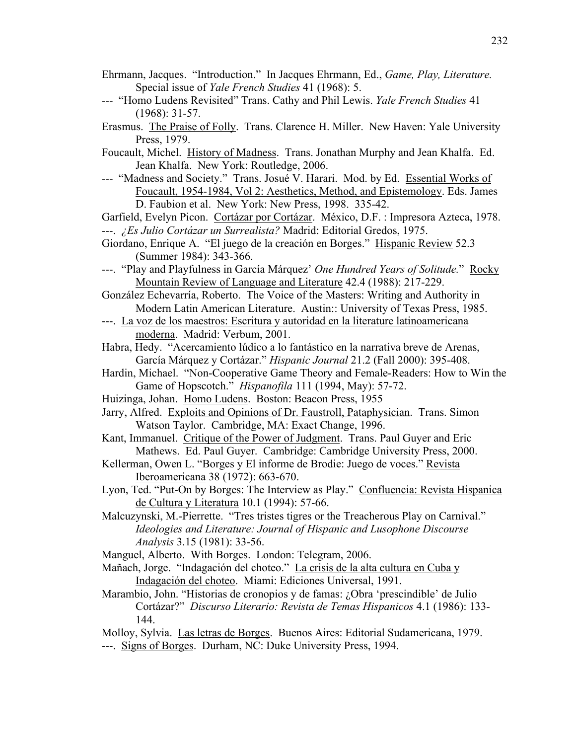Ehrmann, Jacques. "Introduction." In Jacques Ehrmann, Ed., *Game, Play, Literature.* Special issue of *Yale French Studies* 41 (1968): 5.

--- "Homo Ludens Revisited" Trans. Cathy and Phil Lewis. *Yale French Studies* 41 (1968): 31-57.

Erasmus. The Praise of Folly. Trans. Clarence H. Miller. New Haven: Yale University Press, 1979.

Foucault, Michel. History of Madness. Trans. Jonathan Murphy and Jean Khalfa. Ed. Jean Khalfa. New York: Routledge, 2006.

--- "Madness and Society." Trans. Josué V. Harari. Mod. by Ed. Essential Works of Foucault, 1954-1984, Vol 2: Aesthetics, Method, and Epistemology. Eds. James D. Faubion et al. New York: New Press, 1998. 335-42.

Garfield, Evelyn Picon. Cortázar por Cortázar. México, D.F. : Impresora Azteca, 1978.

---. *¿Es Julio Cortázar un Surrealista?* Madrid: Editorial Gredos, 1975.

Giordano, Enrique A. "El juego de la creación en Borges." Hispanic Review 52.3 (Summer 1984): 343-366.

---. "Play and Playfulness in García Márquez' *One Hundred Years of Solitude.*" Rocky Mountain Review of Language and Literature 42.4 (1988): 217-229.

González Echevarría, Roberto. The Voice of the Masters: Writing and Authority in Modern Latin American Literature. Austin:: University of Texas Press, 1985.

---. La voz de los maestros: Escritura y autoridad en la literature latinoamericana moderna. Madrid: Verbum, 2001.

Habra, Hedy. "Acercamiento lúdico a lo fantástico en la narrativa breve de Arenas, García Márquez y Cortázar." *Hispanic Journal* 21.2 (Fall 2000): 395-408.

Hardin, Michael. "Non-Cooperative Game Theory and Female-Readers: How to Win the Game of Hopscotch." *Hispanofila* 111 (1994, May): 57-72.

Huizinga, Johan. Homo Ludens. Boston: Beacon Press, 1955

Jarry, Alfred. Exploits and Opinions of Dr. Faustroll, Pataphysician. Trans. Simon Watson Taylor. Cambridge, MA: Exact Change, 1996.

Kant, Immanuel. Critique of the Power of Judgment. Trans. Paul Guyer and Eric Mathews. Ed. Paul Guyer. Cambridge: Cambridge University Press, 2000.

Kellerman, Owen L. "Borges y El informe de Brodie: Juego de voces." Revista Iberoamericana 38 (1972): 663-670.

Lyon, Ted. "Put-On by Borges: The Interview as Play." Confluencia: Revista Hispanica de Cultura y Literatura 10.1 (1994): 57-66.

Malcuzynski, M.-Pierrette. "Tres tristes tigres or the Treacherous Play on Carnival." *Ideologies and Literature: Journal of Hispanic and Lusophone Discourse Analysis* 3.15 (1981): 33-56.

Manguel, Alberto. With Borges. London: Telegram, 2006.

Mañach, Jorge. "Indagación del choteo." La crisis de la alta cultura en Cuba y Indagación del choteo. Miami: Ediciones Universal, 1991.

Marambio, John. "Historias de cronopios y de famas: ¿Obra 'prescindible' de Julio Cortázar?" *Discurso Literario: Revista de Temas Hispanicos* 4.1 (1986): 133-144.

Molloy, Sylvia. Las letras de Borges. Buenos Aires: Editorial Sudamericana, 1979.

---. Signs of Borges. Durham, NC: Duke University Press, 1994.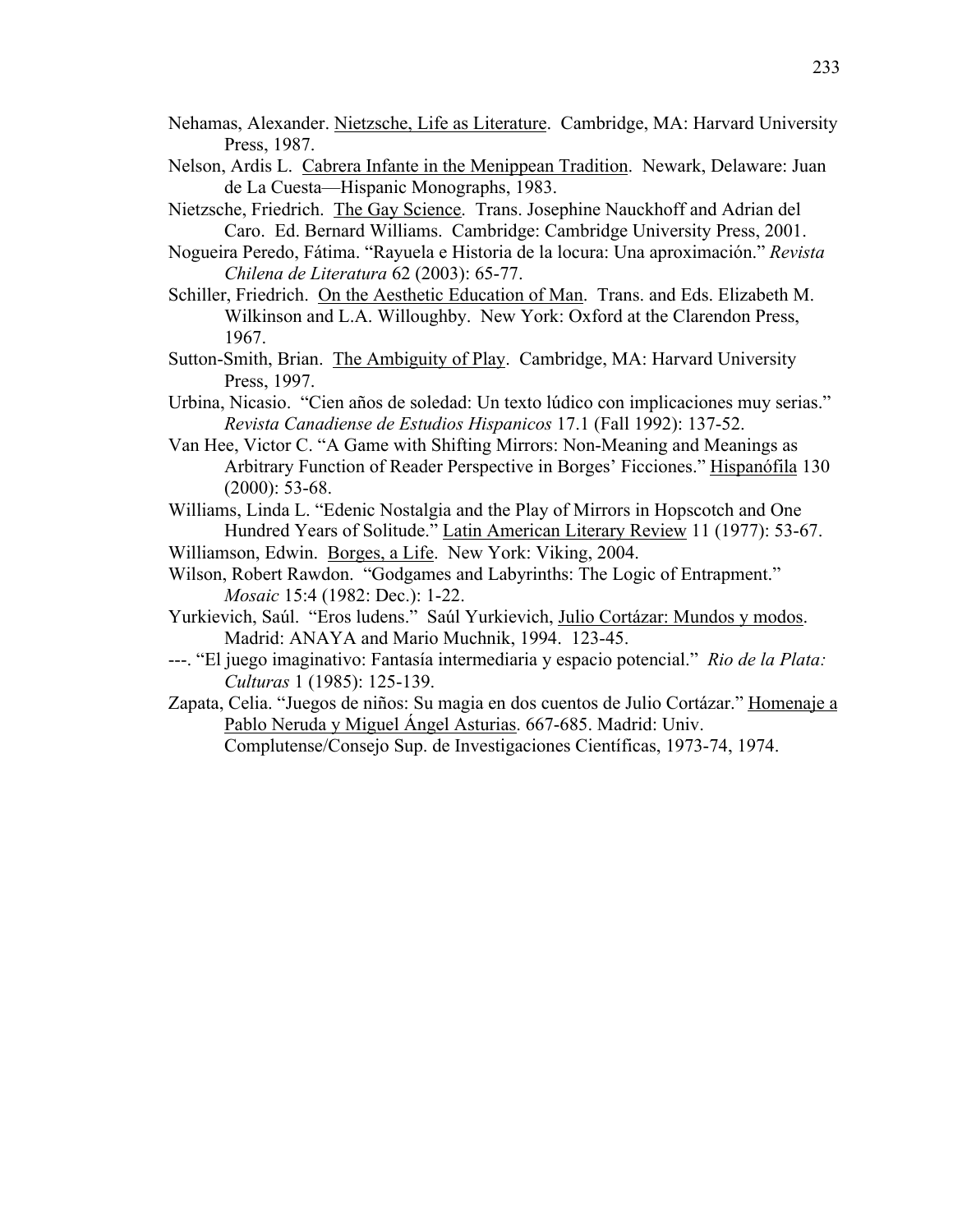Nehamas, Alexander. Nietzsche, Life as Literature. Cambridge, MA: Harvard University Press, 1987.

Nelson, Ardis L. Cabrera Infante in the Menippean Tradition. Newark, Delaware: Juan de La Cuesta—Hispanic Monographs, 1983.

Nietzsche, Friedrich. The Gay Science. Trans. Josephine Nauckhoff and Adrian del Caro. Ed. Bernard Williams. Cambridge: Cambridge University Press, 2001.

Nogueira Peredo, Fátima. "Rayuela e Historia de la locura: Una aproximación." *Revista Chilena de Literatura* 62 (2003): 65-77.

Schiller, Friedrich. On the Aesthetic Education of Man. Trans. and Eds. Elizabeth M. Wilkinson and L.A. Willoughby. New York: Oxford at the Clarendon Press, 1967.

Sutton-Smith, Brian. The Ambiguity of Play. Cambridge, MA: Harvard University Press, 1997.

Urbina, Nicasio. "Cien años de soledad: Un texto lúdico con implicaciones muy serias." *Revista Canadiense de Estudios Hispanicos* 17.1 (Fall 1992): 137-52.

Van Hee, Victor C. "A Game with Shifting Mirrors: Non-Meaning and Meanings as Arbitrary Function of Reader Perspective in Borges' Ficciones." Hispanófila 130 (2000): 53-68.

Williams, Linda L. "Edenic Nostalgia and the Play of Mirrors in Hopscotch and One Hundred Years of Solitude." Latin American Literary Review 11 (1977): 53-67.

Williamson, Edwin. Borges, a Life. New York: Viking, 2004.

Wilson, Robert Rawdon. "Godgames and Labyrinths: The Logic of Entrapment." *Mosaic* 15:4 (1982: Dec.): 1-22.

Yurkievich, Saúl. "Eros ludens." Saúl Yurkievich, Julio Cortázar: Mundos y modos. Madrid: ANAYA and Mario Muchnik, 1994. 123-45.

---. "El juego imaginativo: Fantasía intermediaria y espacio potencial." *Rio de la Plata: Culturas* 1 (1985): 125-139.

Zapata, Celia. "Juegos de niños: Su magia en dos cuentos de Julio Cortázar." Homenaje a Pablo Neruda y Miguel Ángel Asturias. 667-685. Madrid: Univ. Complutense/Consejo Sup. de Investigaciones Científicas, 1973-74, 1974.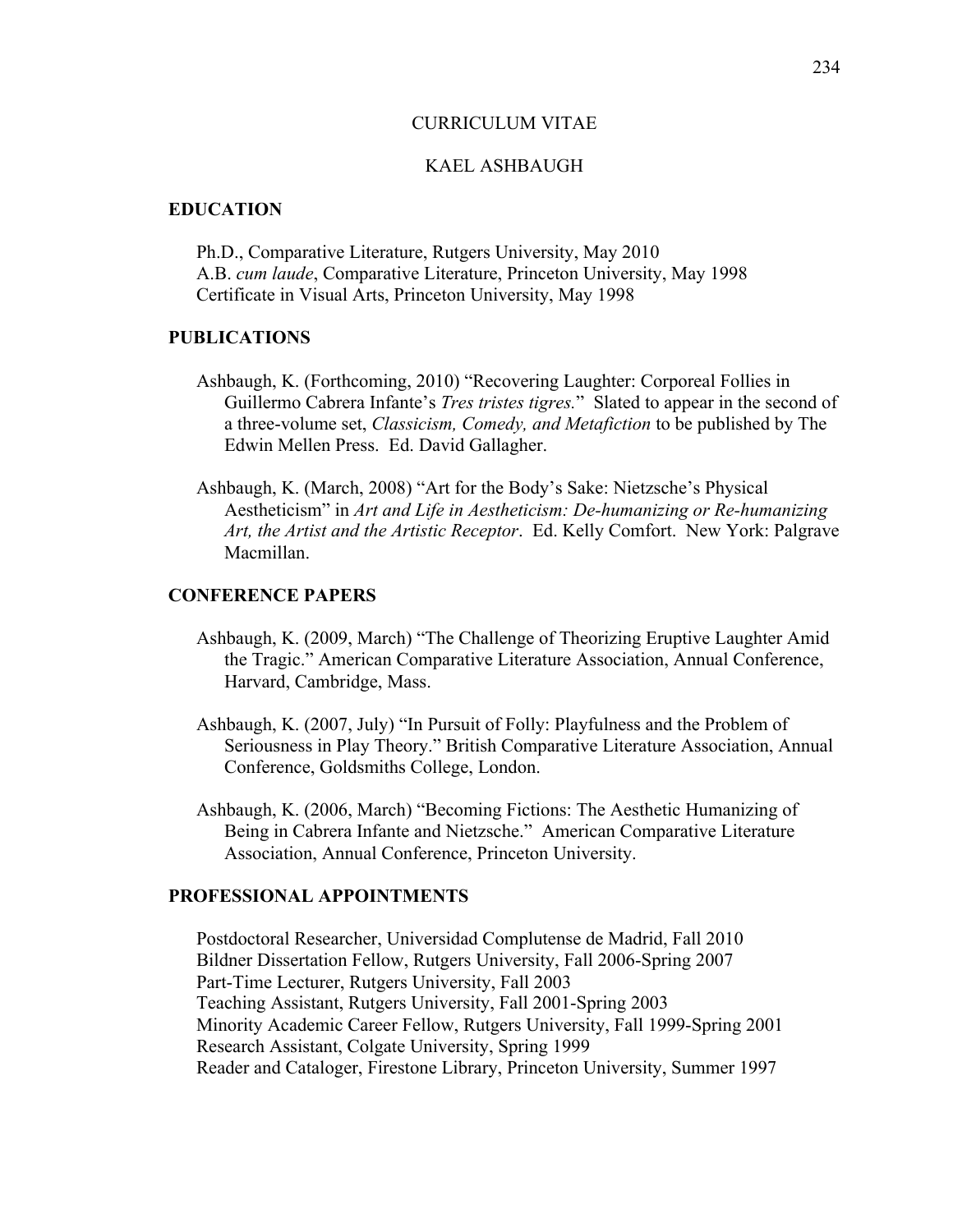# CURRICULUM VITAE

## KAEL ASHBAUGH

### EDUCATION

Ph.D., Comparative Literature, Rutgers University, May 2010
A.B. *cum laude*, Comparative Literature, Princeton University, May 1998
Certificate in Visual Arts, Princeton University, May 1998

### PUBLICATIONS

Ashbaugh, K. (Forthcoming, 2010) "Recovering Laughter: Corporeal Follies in Guillermo Cabrera Infante's *Tres tristes tigres.*" Slated to appear in the second of a three-volume set, *Classicism, Comedy, and Metafiction* to be published by The Edwin Mellen Press. Ed. David Gallagher.

Ashbaugh, K. (March, 2008) "Art for the Body's Sake: Nietzsche's Physical Aestheticism" in *Art and Life in Aestheticism: De-humanizing or Re-humanizing Art, the Artist and the Artistic Receptor*. Ed. Kelly Comfort. New York: Palgrave Macmillan.

### CONFERENCE PAPERS

Ashbaugh, K. (2009, March) "The Challenge of Theorizing Eruptive Laughter Amid the Tragic." American Comparative Literature Association, Annual Conference, Harvard, Cambridge, Mass.

Ashbaugh, K. (2007, July) "In Pursuit of Folly: Playfulness and the Problem of Seriousness in Play Theory." British Comparative Literature Association, Annual Conference, Goldsmiths College, London.

Ashbaugh, K. (2006, March) "Becoming Fictions: The Aesthetic Humanizing of Being in Cabrera Infante and Nietzsche." American Comparative Literature Association, Annual Conference, Princeton University.

### PROFESSIONAL APPOINTMENTS

Postdoctoral Researcher, Universidad Complutense de Madrid, Fall 2010
Bildner Dissertation Fellow, Rutgers University, Fall 2006-Spring 2007
Part-Time Lecturer, Rutgers University, Fall 2003
Teaching Assistant, Rutgers University, Fall 2001-Spring 2003
Minority Academic Career Fellow, Rutgers University, Fall 1999-Spring 2001
Research Assistant, Colgate University, Spring 1999
Reader and Cataloger, Firestone Library, Princeton University, Summer 1997